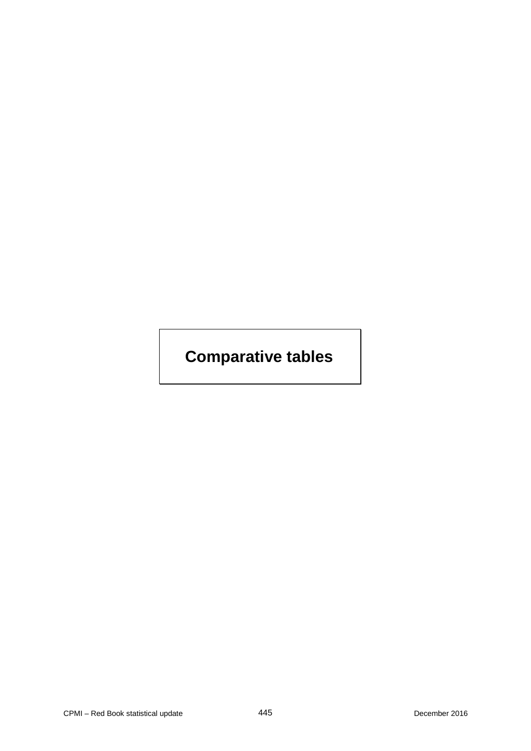# Comparative tables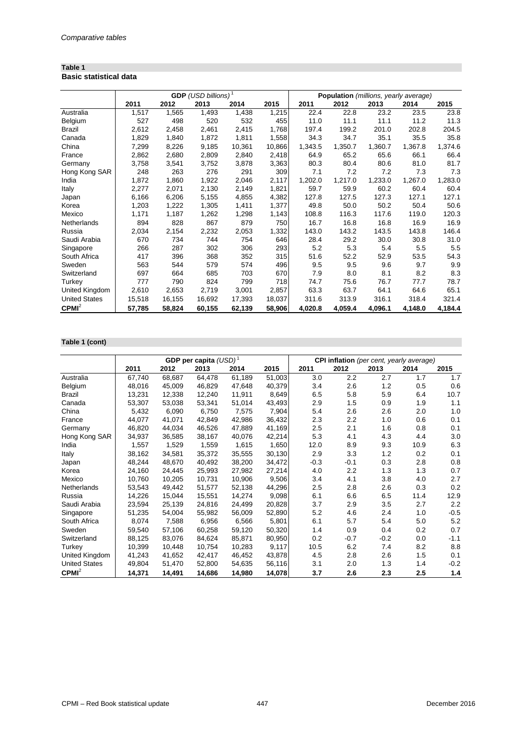*Comparative tables*

**Table 1**
**Basic statistical data**

| | **GDP** *(USD billions)*[1] | | | | | **Population** *(millions, yearly average)* | | | | |
|---|---|---|---|---|---|---|---|---|---|---|
| | **2011** | **2012** | **2013** | **2014** | **2015** | **2011** | **2012** | **2013** | **2014** | **2015** |
| Australia | 1,517 | 1,565 | 1,493 | 1,438 | 1,215 | 22.4 | 22.8 | 23.2 | 23.5 | 23.8 |
| Belgium | 527 | 498 | 520 | 532 | 455 | 11.0 | 11.1 | 11.1 | 11.2 | 11.3 |
| Brazil | 2,612 | 2,458 | 2,461 | 2,415 | 1,768 | 197.4 | 199.2 | 201.0 | 202.8 | 204.5 |
| Canada | 1,829 | 1,840 | 1,872 | 1,811 | 1,558 | 34.3 | 34.7 | 35.1 | 35.5 | 35.8 |
| China | 7,299 | 8,226 | 9,185 | 10,361 | 10,866 | 1,343.5 | 1,350.7 | 1,360.7 | 1,367.8 | 1,374.6 |
| France | 2,862 | 2,680 | 2,809 | 2,840 | 2,418 | 64.9 | 65.2 | 65.6 | 66.1 | 66.4 |
| Germany | 3,758 | 3,541 | 3,752 | 3,878 | 3,363 | 80.3 | 80.4 | 80.6 | 81.0 | 81.7 |
| Hong Kong SAR | 248 | 263 | 276 | 291 | 309 | 7.1 | 7.2 | 7.2 | 7.3 | 7.3 |
| India | 1,872 | 1,860 | 1,922 | 2,046 | 2,117 | 1,202.0 | 1,217.0 | 1,233.0 | 1,267.0 | 1,283.0 |
| Italy | 2,277 | 2,071 | 2,130 | 2,149 | 1,821 | 59.7 | 59.9 | 60.2 | 60.4 | 60.4 |
| Japan | 6,166 | 6,206 | 5,155 | 4,855 | 4,382 | 127.8 | 127.5 | 127.3 | 127.1 | 127.1 |
| Korea | 1,203 | 1,222 | 1,305 | 1,411 | 1,377 | 49.8 | 50.0 | 50.2 | 50.4 | 50.6 |
| Mexico | 1,171 | 1,187 | 1,262 | 1,298 | 1,143 | 108.8 | 116.3 | 117.6 | 119.0 | 120.3 |
| Netherlands | 894 | 828 | 867 | 879 | 750 | 16.7 | 16.8 | 16.8 | 16.9 | 16.9 |
| Russia | 2,034 | 2,154 | 2,232 | 2,053 | 1,332 | 143.0 | 143.2 | 143.5 | 143.8 | 146.4 |
| Saudi Arabia | 670 | 734 | 744 | 754 | 646 | 28.4 | 29.2 | 30.0 | 30.8 | 31.0 |
| Singapore | 266 | 287 | 302 | 306 | 293 | 5.2 | 5.3 | 5.4 | 5.5 | 5.5 |
| South Africa | 417 | 396 | 368 | 352 | 315 | 51.6 | 52.2 | 52.9 | 53.5 | 54.3 |
| Sweden | 563 | 544 | 579 | 574 | 496 | 9.5 | 9.5 | 9.6 | 9.7 | 9.9 |
| Switzerland | 697 | 664 | 685 | 703 | 670 | 7.9 | 8.0 | 8.1 | 8.2 | 8.3 |
| Turkey | 777 | 790 | 824 | 799 | 718 | 74.7 | 75.6 | 76.7 | 77.7 | 78.7 |
| United Kingdom | 2,610 | 2,653 | 2,719 | 3,001 | 2,857 | 63.3 | 63.7 | 64.1 | 64.6 | 65.1 |
| United States | 15,518 | 16,155 | 16,692 | 17,393 | 18,037 | 311.6 | 313.9 | 316.1 | 318.4 | 321.4 |
| **CPMI**[2] | **57,785** | **58,824** | **60,155** | **62,139** | **58,906** | **4,020.8** | **4,059.4** | **4,096.1** | **4,148.0** | **4,184.4** |

**Table 1 (cont)**

| | **GDP per capita** *(USD)*[1] | | | | | **CPI inflation** *(per cent, yearly average)* | | | | |
|---|---|---|---|---|---|---|---|---|---|---|
| | **2011** | **2012** | **2013** | **2014** | **2015** | **2011** | **2012** | **2013** | **2014** | **2015** |
| Australia | 67,740 | 68,687 | 64,478 | 61,189 | 51,003 | 3.0 | 2.2 | 2.7 | 1.7 | 1.7 |
| Belgium | 48,016 | 45,009 | 46,829 | 47,648 | 40,379 | 3.4 | 2.6 | 1.2 | 0.5 | 0.6 |
| Brazil | 13,231 | 12,338 | 12,240 | 11,911 | 8,649 | 6.5 | 5.8 | 5.9 | 6.4 | 10.7 |
| Canada | 53,307 | 53,038 | 53,341 | 51,014 | 43,493 | 2.9 | 1.5 | 0.9 | 1.9 | 1.1 |
| China | 5,432 | 6,090 | 6,750 | 7,575 | 7,904 | 5.4 | 2.6 | 2.6 | 2.0 | 1.0 |
| France | 44,077 | 41,071 | 42,849 | 42,986 | 36,432 | 2.3 | 2.2 | 1.0 | 0.6 | 0.1 |
| Germany | 46,820 | 44,034 | 46,526 | 47,889 | 41,169 | 2.5 | 2.1 | 1.6 | 0.8 | 0.1 |
| Hong Kong SAR | 34,937 | 36,585 | 38,167 | 40,076 | 42,214 | 5.3 | 4.1 | 4.3 | 4.4 | 3.0 |
| India | 1,557 | 1,529 | 1,559 | 1,615 | 1,650 | 12.0 | 8.9 | 9.3 | 10.9 | 6.3 |
| Italy | 38,162 | 34,581 | 35,372 | 35,555 | 30,130 | 2.9 | 3.3 | 1.2 | 0.2 | 0.1 |
| Japan | 48,244 | 48,670 | 40,492 | 38,200 | 34,472 | -0.3 | -0.1 | 0.3 | 2.8 | 0.8 |
| Korea | 24,160 | 24,445 | 25,993 | 27,982 | 27,214 | 4.0 | 2.2 | 1.3 | 1.3 | 0.7 |
| Mexico | 10,760 | 10,205 | 10,731 | 10,906 | 9,506 | 3.4 | 4.1 | 3.8 | 4.0 | 2.7 |
| Netherlands | 53,543 | 49,442 | 51,577 | 52,138 | 44,296 | 2.5 | 2.8 | 2.6 | 0.3 | 0.2 |
| Russia | 14,226 | 15,044 | 15,551 | 14,274 | 9,098 | 6.1 | 6.6 | 6.5 | 11.4 | 12.9 |
| Saudi Arabia | 23,594 | 25,139 | 24,816 | 24,499 | 20,828 | 3.7 | 2.9 | 3.5 | 2.7 | 2.2 |
| Singapore | 51,235 | 54,004 | 55,982 | 56,009 | 52,890 | 5.2 | 4.6 | 2.4 | 1.0 | -0.5 |
| South Africa | 8,074 | 7,588 | 6,956 | 6,566 | 5,801 | 6.1 | 5.7 | 5.4 | 5.0 | 5.2 |
| Sweden | 59,540 | 57,106 | 60,258 | 59,120 | 50,320 | 1.4 | 0.9 | 0.4 | 0.2 | 0.7 |
| Switzerland | 88,125 | 83,076 | 84,624 | 85,871 | 80,950 | 0.2 | -0.7 | -0.2 | 0.0 | -1.1 |
| Turkey | 10,399 | 10,448 | 10,754 | 10,283 | 9,117 | 10.5 | 6.2 | 7.4 | 8.2 | 8.8 |
| United Kingdom | 41,243 | 41,652 | 42,417 | 46,452 | 43,878 | 4.5 | 2.8 | 2.6 | 1.5 | 0.1 |
| United States | 49,804 | 51,470 | 52,800 | 54,635 | 56,116 | 3.1 | 2.0 | 1.3 | 1.4 | -0.2 |
| **CPMI**[2] | **14,371** | **14,491** | **14,686** | **14,980** | **14,078** | **3.7** | **2.6** | **2.3** | **2.5** | **1.4** |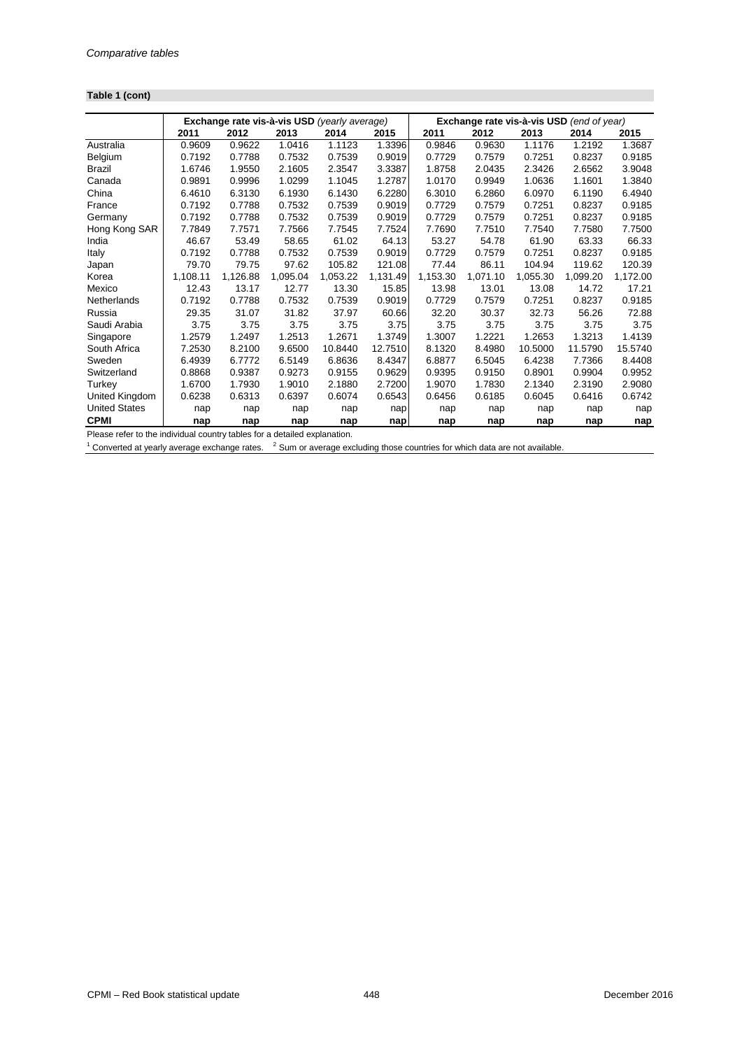**Table 1 (cont)**

| | Exchange rate vis-à-vis USD *(yearly average)* | | | | | Exchange rate vis-à-vis USD *(end of year)* | | | | |
|---|---|---|---|---|---|---|---|---|---|---|
| | **2011** | **2012** | **2013** | **2014** | **2015** | **2011** | **2012** | **2013** | **2014** | **2015** |
| Australia | 0.9609 | 0.9622 | 1.0416 | 1.1123 | 1.3396 | 0.9846 | 0.9630 | 1.1176 | 1.2192 | 1.3687 |
| Belgium | 0.7192 | 0.7788 | 0.7532 | 0.7539 | 0.9019 | 0.7729 | 0.7579 | 0.7251 | 0.8237 | 0.9185 |
| Brazil | 1.6746 | 1.9550 | 2.1605 | 2.3547 | 3.3387 | 1.8758 | 2.0435 | 2.3426 | 2.6562 | 3.9048 |
| Canada | 0.9891 | 0.9996 | 1.0299 | 1.1045 | 1.2787 | 1.0170 | 0.9949 | 1.0636 | 1.1601 | 1.3840 |
| China | 6.4610 | 6.3130 | 6.1930 | 6.1430 | 6.2280 | 6.3010 | 6.2860 | 6.0970 | 6.1190 | 6.4940 |
| France | 0.7192 | 0.7788 | 0.7532 | 0.7539 | 0.9019 | 0.7729 | 0.7579 | 0.7251 | 0.8237 | 0.9185 |
| Germany | 0.7192 | 0.7788 | 0.7532 | 0.7539 | 0.9019 | 0.7729 | 0.7579 | 0.7251 | 0.8237 | 0.9185 |
| Hong Kong SAR | 7.7849 | 7.7571 | 7.7566 | 7.7545 | 7.7524 | 7.7690 | 7.7510 | 7.7540 | 7.7580 | 7.7500 |
| India | 46.67 | 53.49 | 58.65 | 61.02 | 64.13 | 53.27 | 54.78 | 61.90 | 63.33 | 66.33 |
| Italy | 0.7192 | 0.7788 | 0.7532 | 0.7539 | 0.9019 | 0.7729 | 0.7579 | 0.7251 | 0.8237 | 0.9185 |
| Japan | 79.70 | 79.75 | 97.62 | 105.82 | 121.08 | 77.44 | 86.11 | 104.94 | 119.62 | 120.39 |
| Korea | 1,108.11 | 1,126.88 | 1,095.04 | 1,053.22 | 1,131.49 | 1,153.30 | 1,071.10 | 1,055.30 | 1,099.20 | 1,172.00 |
| Mexico | 12.43 | 13.17 | 12.77 | 13.30 | 15.85 | 13.98 | 13.01 | 13.08 | 14.72 | 17.21 |
| Netherlands | 0.7192 | 0.7788 | 0.7532 | 0.7539 | 0.9019 | 0.7729 | 0.7579 | 0.7251 | 0.8237 | 0.9185 |
| Russia | 29.35 | 31.07 | 31.82 | 37.97 | 60.66 | 32.20 | 30.37 | 32.73 | 56.26 | 72.88 |
| Saudi Arabia | 3.75 | 3.75 | 3.75 | 3.75 | 3.75 | 3.75 | 3.75 | 3.75 | 3.75 | 3.75 |
| Singapore | 1.2579 | 1.2497 | 1.2513 | 1.2671 | 1.3749 | 1.3007 | 1.2221 | 1.2653 | 1.3213 | 1.4139 |
| South Africa | 7.2530 | 8.2100 | 9.6500 | 10.8440 | 12.7510 | 8.1320 | 8.4980 | 10.5000 | 11.5790 | 15.5740 |
| Sweden | 6.4939 | 6.7772 | 6.5149 | 6.8636 | 8.4347 | 6.8877 | 6.5045 | 6.4238 | 7.7366 | 8.4408 |
| Switzerland | 0.8868 | 0.9387 | 0.9273 | 0.9155 | 0.9629 | 0.9395 | 0.9150 | 0.8901 | 0.9904 | 0.9952 |
| Turkey | 1.6700 | 1.7930 | 1.9010 | 2.1880 | 2.7200 | 1.9070 | 1.7830 | 2.1340 | 2.3190 | 2.9080 |
| United Kingdom | 0.6238 | 0.6313 | 0.6397 | 0.6074 | 0.6543 | 0.6456 | 0.6185 | 0.6045 | 0.6416 | 0.6742 |
| United States | nap | nap | nap | nap | nap | nap | nap | nap | nap | nap |
| **CPMI** | **nap** | **nap** | **nap** | **nap** | **nap** | **nap** | **nap** | **nap** | **nap** | **nap** |

Please refer to the individual country tables for a detailed explanation.

[1] Converted at yearly average exchange rates. [2] Sum or average excluding those countries for which data are not available.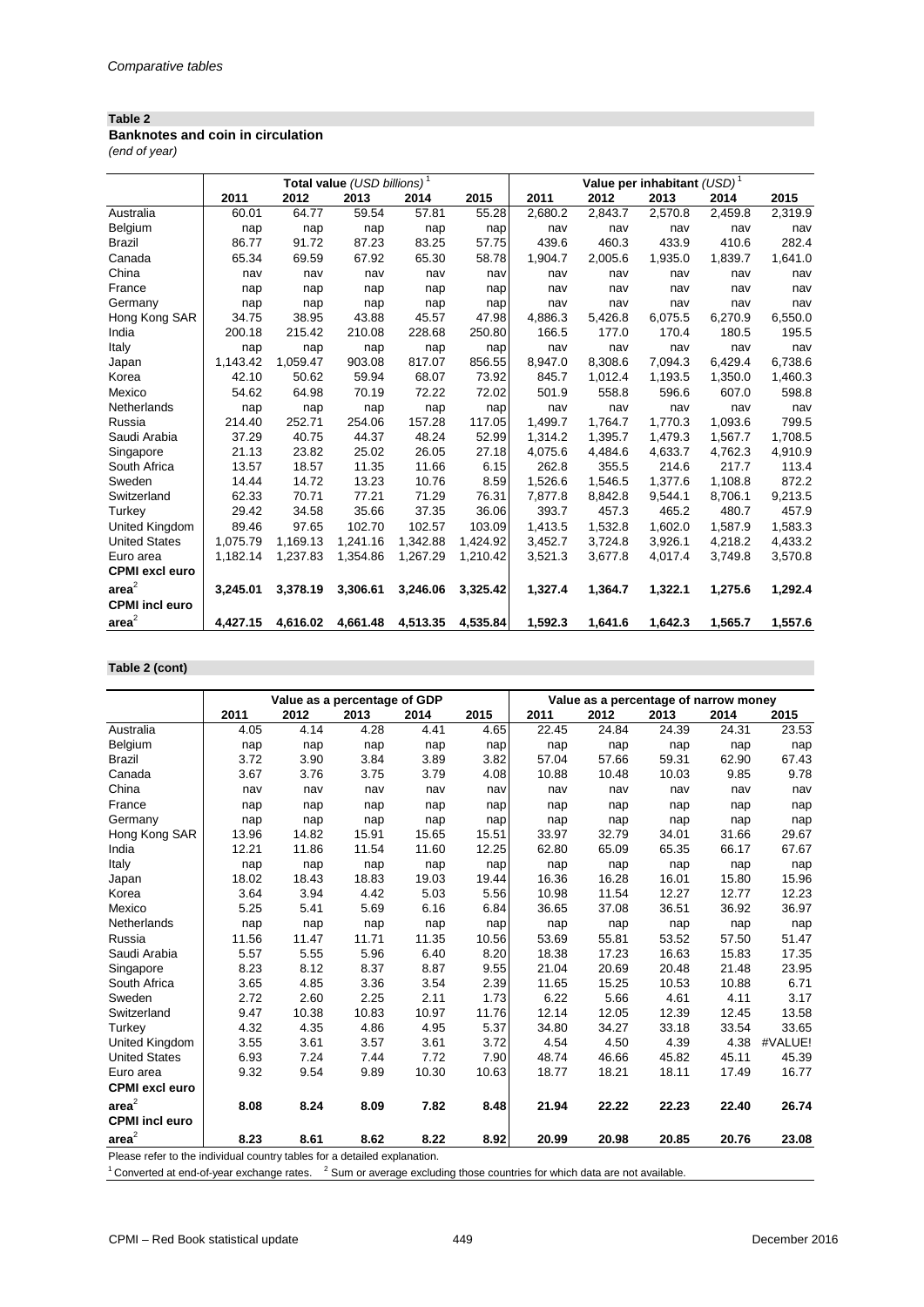*Comparative tables*

**Table 2**

**Banknotes and coin in circulation**

*(end of year)*

| | Total value *(USD billions)*[1] | | | | | Value per inhabitant *(USD)*[1] | | | | |
|---|---|---|---|---|---|---|---|---|---|---|
| | 2011 | 2012 | 2013 | 2014 | 2015 | 2011 | 2012 | 2013 | 2014 | 2015 |
| Australia | 60.01 | 64.77 | 59.54 | 57.81 | 55.28 | 2,680.2 | 2,843.7 | 2,570.8 | 2,459.8 | 2,319.9 |
| Belgium | nap | nap | nap | nap | nap | nav | nav | nav | nav | nav |
| Brazil | 86.77 | 91.72 | 87.23 | 83.25 | 57.75 | 439.6 | 460.3 | 433.9 | 410.6 | 282.4 |
| Canada | 65.34 | 69.59 | 67.92 | 65.30 | 58.78 | 1,904.7 | 2,005.6 | 1,935.0 | 1,839.7 | 1,641.0 |
| China | nav | nav | nav | nav | nav | nav | nav | nav | nav | nav |
| France | nap | nap | nap | nap | nap | nav | nav | nav | nav | nav |
| Germany | nap | nap | nap | nap | nap | nav | nav | nav | nav | nav |
| Hong Kong SAR | 34.75 | 38.95 | 43.88 | 45.57 | 47.98 | 4,886.3 | 5,426.8 | 6,075.5 | 6,270.9 | 6,550.0 |
| India | 200.18 | 215.42 | 210.08 | 228.68 | 250.80 | 166.5 | 177.0 | 170.4 | 180.5 | 195.5 |
| Italy | nap | nap | nap | nap | nap | nav | nav | nav | nav | nav |
| Japan | 1,143.42 | 1,059.47 | 903.08 | 817.07 | 856.55 | 8,947.0 | 8,308.6 | 7,094.3 | 6,429.4 | 6,738.6 |
| Korea | 42.10 | 50.62 | 59.94 | 68.07 | 73.92 | 845.7 | 1,012.4 | 1,193.5 | 1,350.0 | 1,460.3 |
| Mexico | 54.62 | 64.98 | 70.19 | 72.22 | 72.02 | 501.9 | 558.8 | 596.6 | 607.0 | 598.8 |
| Netherlands | nap | nap | nap | nap | nap | nav | nav | nav | nav | nav |
| Russia | 214.40 | 252.71 | 254.06 | 157.28 | 117.05 | 1,499.7 | 1,764.7 | 1,770.3 | 1,093.6 | 799.5 |
| Saudi Arabia | 37.29 | 40.75 | 44.37 | 48.24 | 52.99 | 1,314.2 | 1,395.7 | 1,479.3 | 1,567.7 | 1,708.5 |
| Singapore | 21.13 | 23.82 | 25.02 | 26.05 | 27.18 | 4,075.6 | 4,484.6 | 4,633.7 | 4,762.3 | 4,910.9 |
| South Africa | 13.57 | 18.57 | 11.35 | 11.66 | 6.15 | 262.8 | 355.5 | 214.6 | 217.7 | 113.4 |
| Sweden | 14.44 | 14.72 | 13.23 | 10.76 | 8.59 | 1,526.6 | 1,546.5 | 1,377.6 | 1,108.8 | 872.2 |
| Switzerland | 62.33 | 70.71 | 77.21 | 71.29 | 76.31 | 7,877.8 | 8,842.8 | 9,544.1 | 8,706.1 | 9,213.5 |
| Turkey | 29.42 | 34.58 | 35.66 | 37.35 | 36.06 | 393.7 | 457.3 | 465.2 | 480.7 | 457.9 |
| United Kingdom | 89.46 | 97.65 | 102.70 | 102.57 | 103.09 | 1,413.5 | 1,532.8 | 1,602.0 | 1,587.9 | 1,583.3 |
| United States | 1,075.79 | 1,169.13 | 1,241.16 | 1,342.88 | 1,424.92 | 3,452.7 | 3,724.8 | 3,926.1 | 4,218.2 | 4,433.2 |
| Euro area | 1,182.14 | 1,237.83 | 1,354.86 | 1,267.29 | 1,210.42 | 3,521.3 | 3,677.8 | 4,017.4 | 3,749.8 | 3,570.8 |
| **CPMI excl euro area**[2] | **3,245.01** | **3,378.19** | **3,306.61** | **3,246.06** | **3,325.42** | **1,327.4** | **1,364.7** | **1,322.1** | **1,275.6** | **1,292.4** |
| **CPMI incl euro area**[2] | **4,427.15** | **4,616.02** | **4,661.48** | **4,513.35** | **4,535.84** | **1,592.3** | **1,641.6** | **1,642.3** | **1,565.7** | **1,557.6** |

**Table 2 (cont)**

| | Value as a percentage of GDP | | | | | Value as a percentage of narrow money | | | | |
|---|---|---|---|---|---|---|---|---|---|---|
| | 2011 | 2012 | 2013 | 2014 | 2015 | 2011 | 2012 | 2013 | 2014 | 2015 |
| Australia | 4.05 | 4.14 | 4.28 | 4.41 | 4.65 | 22.45 | 24.84 | 24.39 | 24.31 | 23.53 |
| Belgium | nap | nap | nap | nap | nap | nap | nap | nap | nap | nap |
| Brazil | 3.72 | 3.90 | 3.84 | 3.89 | 3.82 | 57.04 | 57.66 | 59.31 | 62.90 | 67.43 |
| Canada | 3.67 | 3.76 | 3.75 | 3.79 | 4.08 | 10.88 | 10.48 | 10.03 | 9.85 | 9.78 |
| China | nav | nav | nav | nav | nav | nav | nav | nav | nav | nav |
| France | nap | nap | nap | nap | nap | nap | nap | nap | nap | nap |
| Germany | nap | nap | nap | nap | nap | nap | nap | nap | nap | nap |
| Hong Kong SAR | 13.96 | 14.82 | 15.91 | 15.65 | 15.51 | 33.97 | 32.79 | 34.01 | 31.66 | 29.67 |
| India | 12.21 | 11.86 | 11.54 | 11.60 | 12.25 | 62.80 | 65.09 | 65.35 | 66.17 | 67.67 |
| Italy | nap | nap | nap | nap | nap | nap | nap | nap | nap | nap |
| Japan | 18.02 | 18.43 | 18.83 | 19.03 | 19.44 | 16.36 | 16.28 | 16.01 | 15.80 | 15.96 |
| Korea | 3.64 | 3.94 | 4.42 | 5.03 | 5.56 | 10.98 | 11.54 | 12.27 | 12.77 | 12.23 |
| Mexico | 5.25 | 5.41 | 5.69 | 6.16 | 6.84 | 36.65 | 37.08 | 36.51 | 36.92 | 36.97 |
| Netherlands | nap | nap | nap | nap | nap | nap | nap | nap | nap | nap |
| Russia | 11.56 | 11.47 | 11.71 | 11.35 | 10.56 | 53.69 | 55.81 | 53.52 | 57.50 | 51.47 |
| Saudi Arabia | 5.57 | 5.55 | 5.96 | 6.40 | 8.20 | 18.38 | 17.23 | 16.63 | 15.83 | 17.35 |
| Singapore | 8.23 | 8.12 | 8.37 | 8.87 | 9.55 | 21.04 | 20.69 | 20.48 | 21.48 | 23.95 |
| South Africa | 3.65 | 4.85 | 3.36 | 3.54 | 2.39 | 11.65 | 15.25 | 10.53 | 10.88 | 6.71 |
| Sweden | 2.72 | 2.60 | 2.25 | 2.11 | 1.73 | 6.22 | 5.66 | 4.61 | 4.11 | 3.17 |
| Switzerland | 9.47 | 10.38 | 10.83 | 10.97 | 11.76 | 12.14 | 12.05 | 12.39 | 12.45 | 13.58 |
| Turkey | 4.32 | 4.35 | 4.86 | 4.95 | 5.37 | 34.80 | 34.27 | 33.18 | 33.54 | 33.65 |
| United Kingdom | 3.55 | 3.61 | 3.57 | 3.61 | 3.72 | 4.54 | 4.50 | 4.39 | 4.38 | #VALUE! |
| United States | 6.93 | 7.24 | 7.44 | 7.72 | 7.90 | 48.74 | 46.66 | 45.82 | 45.11 | 45.39 |
| Euro area | 9.32 | 9.54 | 9.89 | 10.30 | 10.63 | 18.77 | 18.21 | 18.11 | 17.49 | 16.77 |
| **CPMI excl euro area**[2] | **8.08** | **8.24** | **8.09** | **7.82** | **8.48** | **21.94** | **22.22** | **22.23** | **22.40** | **26.74** |
| **CPMI incl euro area**[2] | **8.23** | **8.61** | **8.62** | **8.22** | **8.92** | **20.99** | **20.98** | **20.85** | **20.76** | **23.08** |

Please refer to the individual country tables for a detailed explanation.

[1] Converted at end-of-year exchange rates. [2] Sum or average excluding those countries for which data are not available.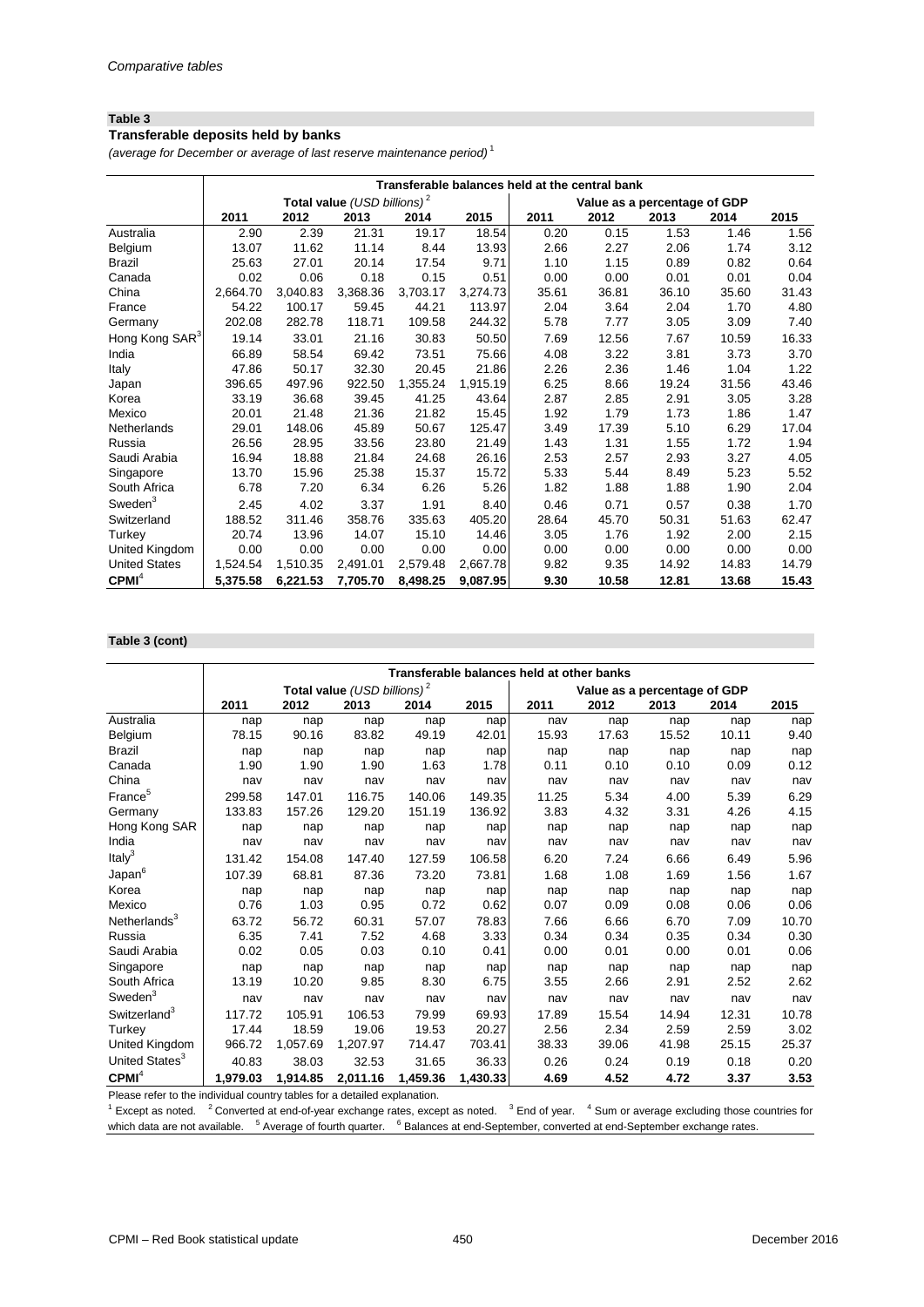*Comparative tables*

**Table 3**

**Transferable deposits held by banks**

*(average for December or average of last reserve maintenance period)* [1]

| | Transferable balances held at the central bank | | | | | | | | | |
|---|---|---|---|---|---|---|---|---|---|---|
| | **Total value** *(USD billions)* [2] | | | | | Value as a percentage of GDP | | | | |
| | **2011** | **2012** | **2013** | **2014** | **2015** | **2011** | **2012** | **2013** | **2014** | **2015** |
| Australia | 2.90 | 2.39 | 21.31 | 19.17 | 18.54 | 0.20 | 0.15 | 1.53 | 1.46 | 1.56 |
| Belgium | 13.07 | 11.62 | 11.14 | 8.44 | 13.93 | 2.66 | 2.27 | 2.06 | 1.74 | 3.12 |
| Brazil | 25.63 | 27.01 | 20.14 | 17.54 | 9.71 | 1.10 | 1.15 | 0.89 | 0.82 | 0.64 |
| Canada | 0.02 | 0.06 | 0.18 | 0.15 | 0.51 | 0.00 | 0.00 | 0.01 | 0.01 | 0.04 |
| China | 2,664.70 | 3,040.83 | 3,368.36 | 3,703.17 | 3,274.73 | 35.61 | 36.81 | 36.10 | 35.60 | 31.43 |
| France | 54.22 | 100.17 | 59.45 | 44.21 | 113.97 | 2.04 | 3.64 | 2.04 | 1.70 | 4.80 |
| Germany | 202.08 | 282.78 | 118.71 | 109.58 | 244.32 | 5.78 | 7.77 | 3.05 | 3.09 | 7.40 |
| Hong Kong SAR[3] | 19.14 | 33.01 | 21.16 | 30.83 | 50.50 | 7.69 | 12.56 | 7.67 | 10.59 | 16.33 |
| India | 66.89 | 58.54 | 69.42 | 73.51 | 75.66 | 4.08 | 3.22 | 3.81 | 3.73 | 3.70 |
| Italy | 47.86 | 50.17 | 32.30 | 20.45 | 21.86 | 2.26 | 2.36 | 1.46 | 1.04 | 1.22 |
| Japan | 396.65 | 497.96 | 922.50 | 1,355.24 | 1,915.19 | 6.25 | 8.66 | 19.24 | 31.56 | 43.46 |
| Korea | 33.19 | 36.68 | 39.45 | 41.25 | 43.64 | 2.87 | 2.85 | 2.91 | 3.05 | 3.28 |
| Mexico | 20.01 | 21.48 | 21.36 | 21.82 | 15.45 | 1.92 | 1.79 | 1.73 | 1.86 | 1.47 |
| Netherlands | 29.01 | 148.06 | 45.89 | 50.67 | 125.47 | 3.49 | 17.39 | 5.10 | 6.29 | 17.04 |
| Russia | 26.56 | 28.95 | 33.56 | 23.80 | 21.49 | 1.43 | 1.31 | 1.55 | 1.72 | 1.94 |
| Saudi Arabia | 16.94 | 18.88 | 21.84 | 24.68 | 26.16 | 2.53 | 2.57 | 2.93 | 3.27 | 4.05 |
| Singapore | 13.70 | 15.96 | 25.38 | 15.37 | 15.72 | 5.33 | 5.44 | 8.49 | 5.23 | 5.52 |
| South Africa | 6.78 | 7.20 | 6.34 | 6.26 | 5.26 | 1.82 | 1.88 | 1.88 | 1.90 | 2.04 |
| Sweden[3] | 2.45 | 4.02 | 3.37 | 1.91 | 8.40 | 0.46 | 0.71 | 0.57 | 0.38 | 1.70 |
| Switzerland | 188.52 | 311.46 | 358.76 | 335.63 | 405.20 | 28.64 | 45.70 | 50.31 | 51.63 | 62.47 |
| Turkey | 20.74 | 13.96 | 14.07 | 15.10 | 14.46 | 3.05 | 1.76 | 1.92 | 2.00 | 2.15 |
| United Kingdom | 0.00 | 0.00 | 0.00 | 0.00 | 0.00 | 0.00 | 0.00 | 0.00 | 0.00 | 0.00 |
| United States | 1,524.54 | 1,510.35 | 2,491.01 | 2,579.48 | 2,667.78 | 9.82 | 9.35 | 14.92 | 14.83 | 14.79 |
| **CPMI**[4] | **5,375.58** | **6,221.53** | **7,705.70** | **8,498.25** | **9,087.95** | **9.30** | **10.58** | **12.81** | **13.68** | **15.43** |

**Table 3 (cont)**

| | Transferable balances held at other banks | | | | | | | | | |
|---|---|---|---|---|---|---|---|---|---|---|
| | **Total value** *(USD billions)* [2] | | | | | Value as a percentage of GDP | | | | |
| | **2011** | **2012** | **2013** | **2014** | **2015** | **2011** | **2012** | **2013** | **2014** | **2015** |
| Australia | nap | nap | nap | nap | nap | nav | nap | nap | nap | nap |
| Belgium | 78.15 | 90.16 | 83.82 | 49.19 | 42.01 | 15.93 | 17.63 | 15.52 | 10.11 | 9.40 |
| Brazil | nap | nap | nap | nap | nap | nap | nap | nap | nap | nap |
| Canada | 1.90 | 1.90 | 1.90 | 1.63 | 1.78 | 0.11 | 0.10 | 0.10 | 0.09 | 0.12 |
| China | nav | nav | nav | nav | nav | nav | nav | nav | nav | nav |
| France[5] | 299.58 | 147.01 | 116.75 | 140.06 | 149.35 | 11.25 | 5.34 | 4.00 | 5.39 | 6.29 |
| Germany | 133.83 | 157.26 | 129.20 | 151.19 | 136.92 | 3.83 | 4.32 | 3.31 | 4.26 | 4.15 |
| Hong Kong SAR | nap | nap | nap | nap | nap | nap | nap | nap | nap | nap |
| India | nav | nav | nav | nav | nav | nav | nav | nav | nav | nav |
| Italy[3] | 131.42 | 154.08 | 147.40 | 127.59 | 106.58 | 6.20 | 7.24 | 6.66 | 6.49 | 5.96 |
| Japan[6] | 107.39 | 68.81 | 87.36 | 73.20 | 73.81 | 1.68 | 1.08 | 1.69 | 1.56 | 1.67 |
| Korea | nap | nap | nap | nap | nap | nap | nap | nap | nap | nap |
| Mexico | 0.76 | 1.03 | 0.95 | 0.72 | 0.62 | 0.07 | 0.09 | 0.08 | 0.06 | 0.06 |
| Netherlands[3] | 63.72 | 56.72 | 60.31 | 57.07 | 78.83 | 7.66 | 6.66 | 6.70 | 7.09 | 10.70 |
| Russia | 6.35 | 7.41 | 7.52 | 4.68 | 3.33 | 0.34 | 0.34 | 0.35 | 0.34 | 0.30 |
| Saudi Arabia | 0.02 | 0.05 | 0.03 | 0.10 | 0.41 | 0.00 | 0.01 | 0.00 | 0.01 | 0.06 |
| Singapore | nap | nap | nap | nap | nap | nap | nap | nap | nap | nap |
| South Africa | 13.19 | 10.20 | 9.85 | 8.30 | 6.75 | 3.55 | 2.66 | 2.91 | 2.52 | 2.62 |
| Sweden[3] | nav | nav | nav | nav | nav | nav | nav | nav | nav | nav |
| Switzerland[3] | 117.72 | 105.91 | 106.53 | 79.99 | 69.93 | 17.89 | 15.54 | 14.94 | 12.31 | 10.78 |
| Turkey | 17.44 | 18.59 | 19.06 | 19.53 | 20.27 | 2.56 | 2.34 | 2.59 | 2.59 | 3.02 |
| United Kingdom | 966.72 | 1,057.69 | 1,207.97 | 714.47 | 703.41 | 38.33 | 39.06 | 41.98 | 25.15 | 25.37 |
| United States[3] | 40.83 | 38.03 | 32.53 | 31.65 | 36.33 | 0.26 | 0.24 | 0.19 | 0.18 | 0.20 |
| **CPMI**[4] | **1,979.03** | **1,914.85** | **2,011.16** | **1,459.36** | **1,430.33** | **4.69** | **4.52** | **4.72** | **3.37** | **3.53** |

Please refer to the individual country tables for a detailed explanation.

[1] Except as noted. [2] Converted at end-of-year exchange rates, except as noted. [3] End of year. [4] Sum or average excluding those countries for which data are not available. [5] Average of fourth quarter. [6] Balances at end-September, converted at end-September exchange rates.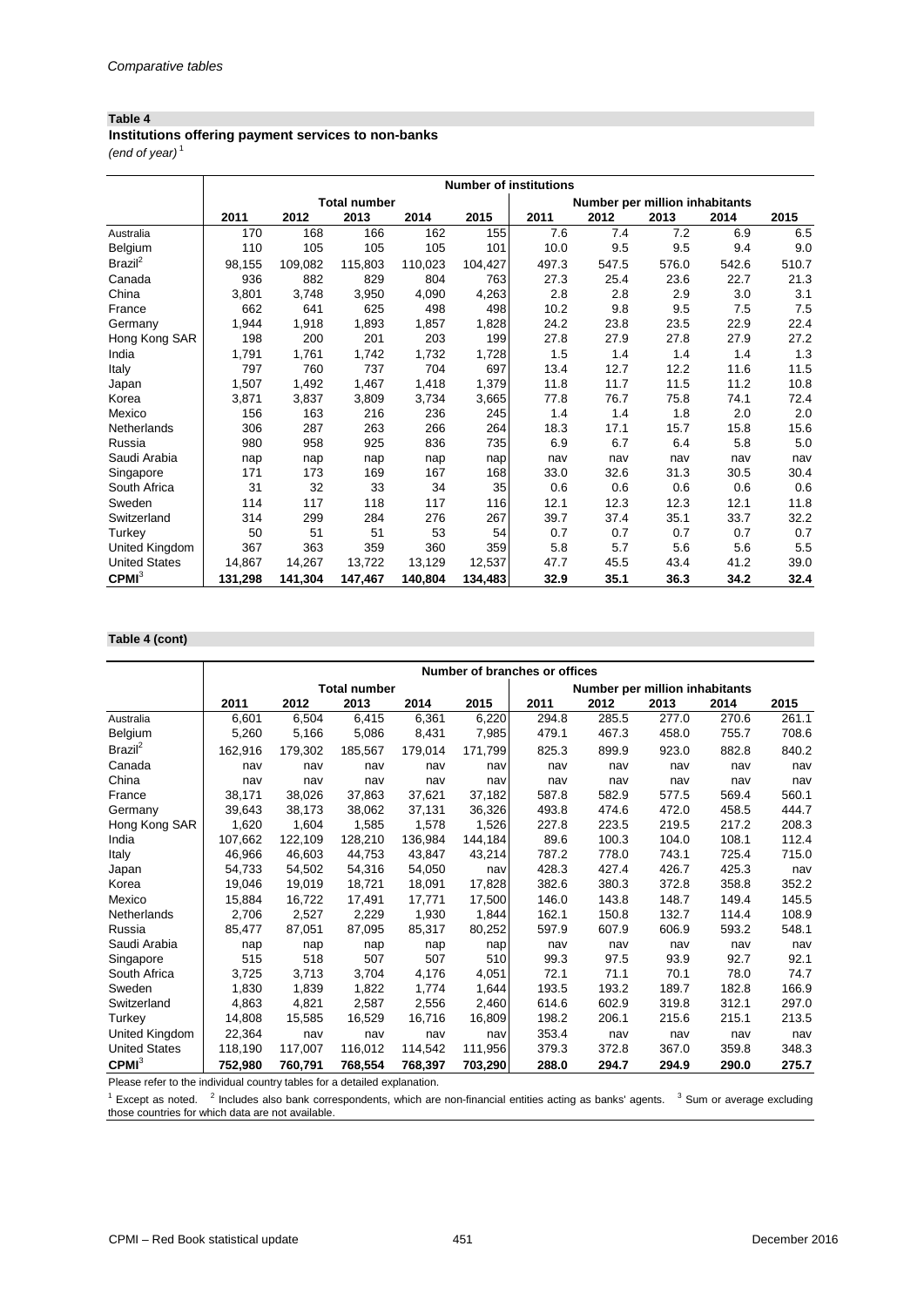*Comparative tables*

**Table 4**

**Institutions offering payment services to non-banks**

*(end of year)* [1]

| | Number of institutions | | | | | | | | | |
|---|---|---|---|---|---|---|---|---|---|---|
| | Total number | | | | | Number per million inhabitants | | | | |
| | 2011 | 2012 | 2013 | 2014 | 2015 | 2011 | 2012 | 2013 | 2014 | 2015 |
| Australia | 170 | 168 | 166 | 162 | 155 | 7.6 | 7.4 | 7.2 | 6.9 | 6.5 |
| Belgium | 110 | 105 | 105 | 105 | 101 | 10.0 | 9.5 | 9.5 | 9.4 | 9.0 |
| Brazil[2] | 98,155 | 109,082 | 115,803 | 110,023 | 104,427 | 497.3 | 547.5 | 576.0 | 542.6 | 510.7 |
| Canada | 936 | 882 | 829 | 804 | 763 | 27.3 | 25.4 | 23.6 | 22.7 | 21.3 |
| China | 3,801 | 3,748 | 3,950 | 4,090 | 4,263 | 2.8 | 2.8 | 2.9 | 3.0 | 3.1 |
| France | 662 | 641 | 625 | 498 | 498 | 10.2 | 9.8 | 9.5 | 7.5 | 7.5 |
| Germany | 1,944 | 1,918 | 1,893 | 1,857 | 1,828 | 24.2 | 23.8 | 23.5 | 22.9 | 22.4 |
| Hong Kong SAR | 198 | 200 | 201 | 203 | 199 | 27.8 | 27.9 | 27.8 | 27.9 | 27.2 |
| India | 1,791 | 1,761 | 1,742 | 1,732 | 1,728 | 1.5 | 1.4 | 1.4 | 1.4 | 1.3 |
| Italy | 797 | 760 | 737 | 704 | 697 | 13.4 | 12.7 | 12.2 | 11.6 | 11.5 |
| Japan | 1,507 | 1,492 | 1,467 | 1,418 | 1,379 | 11.8 | 11.7 | 11.5 | 11.2 | 10.8 |
| Korea | 3,871 | 3,837 | 3,809 | 3,734 | 3,665 | 77.8 | 76.7 | 75.8 | 74.1 | 72.4 |
| Mexico | 156 | 163 | 216 | 236 | 245 | 1.4 | 1.4 | 1.8 | 2.0 | 2.0 |
| Netherlands | 306 | 287 | 263 | 266 | 264 | 18.3 | 17.1 | 15.7 | 15.8 | 15.6 |
| Russia | 980 | 958 | 925 | 836 | 735 | 6.9 | 6.7 | 6.4 | 5.8 | 5.0 |
| Saudi Arabia | nap | nap | nap | nap | nap | nav | nav | nav | nav | nav |
| Singapore | 171 | 173 | 169 | 167 | 168 | 33.0 | 32.6 | 31.3 | 30.5 | 30.4 |
| South Africa | 31 | 32 | 33 | 34 | 35 | 0.6 | 0.6 | 0.6 | 0.6 | 0.6 |
| Sweden | 114 | 117 | 118 | 117 | 116 | 12.1 | 12.3 | 12.3 | 12.1 | 11.8 |
| Switzerland | 314 | 299 | 284 | 276 | 267 | 39.7 | 37.4 | 35.1 | 33.7 | 32.2 |
| Turkey | 50 | 51 | 51 | 53 | 54 | 0.7 | 0.7 | 0.7 | 0.7 | 0.7 |
| United Kingdom | 367 | 363 | 359 | 360 | 359 | 5.8 | 5.7 | 5.6 | 5.6 | 5.5 |
| United States | 14,867 | 14,267 | 13,722 | 13,129 | 12,537 | 47.7 | 45.5 | 43.4 | 41.2 | 39.0 |
| **CPMI**[3] | **131,298** | **141,304** | **147,467** | **140,804** | **134,483** | **32.9** | **35.1** | **36.3** | **34.2** | **32.4** |

**Table 4 (cont)**

| | Number of branches or offices | | | | | | | | | |
|---|---|---|---|---|---|---|---|---|---|---|
| | Total number | | | | | Number per million inhabitants | | | | |
| | 2011 | 2012 | 2013 | 2014 | 2015 | 2011 | 2012 | 2013 | 2014 | 2015 |
| Australia | 6,601 | 6,504 | 6,415 | 6,361 | 6,220 | 294.8 | 285.5 | 277.0 | 270.6 | 261.1 |
| Belgium | 5,260 | 5,166 | 5,086 | 8,431 | 7,985 | 479.1 | 467.3 | 458.0 | 755.7 | 708.6 |
| Brazil[2] | 162,916 | 179,302 | 185,567 | 179,014 | 171,799 | 825.3 | 899.9 | 923.0 | 882.8 | 840.2 |
| Canada | nav | nav | nav | nav | nav | nav | nav | nav | nav | nav |
| China | nav | nav | nav | nav | nav | nav | nav | nav | nav | nav |
| France | 38,171 | 38,026 | 37,863 | 37,621 | 37,182 | 587.8 | 582.9 | 577.5 | 569.4 | 560.1 |
| Germany | 39,643 | 38,173 | 38,062 | 37,131 | 36,326 | 493.8 | 474.6 | 472.0 | 458.5 | 444.7 |
| Hong Kong SAR | 1,620 | 1,604 | 1,585 | 1,578 | 1,526 | 227.8 | 223.5 | 219.5 | 217.2 | 208.3 |
| India | 107,662 | 122,109 | 128,210 | 136,984 | 144,184 | 89.6 | 100.3 | 104.0 | 108.1 | 112.4 |
| Italy | 46,966 | 46,603 | 44,753 | 43,847 | 43,214 | 787.2 | 778.0 | 743.1 | 725.4 | 715.0 |
| Japan | 54,733 | 54,502 | 54,316 | 54,050 | nav | 428.3 | 427.4 | 426.7 | 425.3 | nav |
| Korea | 19,046 | 19,019 | 18,721 | 18,091 | 17,828 | 382.6 | 380.3 | 372.8 | 358.8 | 352.2 |
| Mexico | 15,884 | 16,722 | 17,491 | 17,771 | 17,500 | 146.0 | 143.8 | 148.7 | 149.4 | 145.5 |
| Netherlands | 2,706 | 2,527 | 2,229 | 1,930 | 1,844 | 162.1 | 150.8 | 132.7 | 114.4 | 108.9 |
| Russia | 85,477 | 87,051 | 87,095 | 85,317 | 80,252 | 597.9 | 607.9 | 606.9 | 593.2 | 548.1 |
| Saudi Arabia | nap | nap | nap | nap | nap | nav | nav | nav | nav | nav |
| Singapore | 515 | 518 | 507 | 507 | 510 | 99.3 | 97.5 | 93.9 | 92.7 | 92.1 |
| South Africa | 3,725 | 3,713 | 3,704 | 4,176 | 4,051 | 72.1 | 71.1 | 70.1 | 78.0 | 74.7 |
| Sweden | 1,830 | 1,839 | 1,822 | 1,774 | 1,644 | 193.5 | 193.2 | 189.7 | 182.8 | 166.9 |
| Switzerland | 4,863 | 4,821 | 2,587 | 2,556 | 2,460 | 614.6 | 602.9 | 319.8 | 312.1 | 297.0 |
| Turkey | 14,808 | 15,585 | 16,529 | 16,716 | 16,809 | 198.2 | 206.1 | 215.6 | 215.1 | 213.5 |
| United Kingdom | 22,364 | nav | nav | nav | nav | 353.4 | nav | nav | nav | nav |
| United States | 118,190 | 117,007 | 116,012 | 114,542 | 111,956 | 379.3 | 372.8 | 367.0 | 359.8 | 348.3 |
| **CPMI**[3] | **752,980** | **760,791** | **768,554** | **768,397** | **703,290** | **288.0** | **294.7** | **294.9** | **290.0** | **275.7** |

Please refer to the individual country tables for a detailed explanation.

[1] Except as noted. [2] Includes also bank correspondents, which are non-financial entities acting as banks' agents. [3] Sum or average excluding those countries for which data are not available.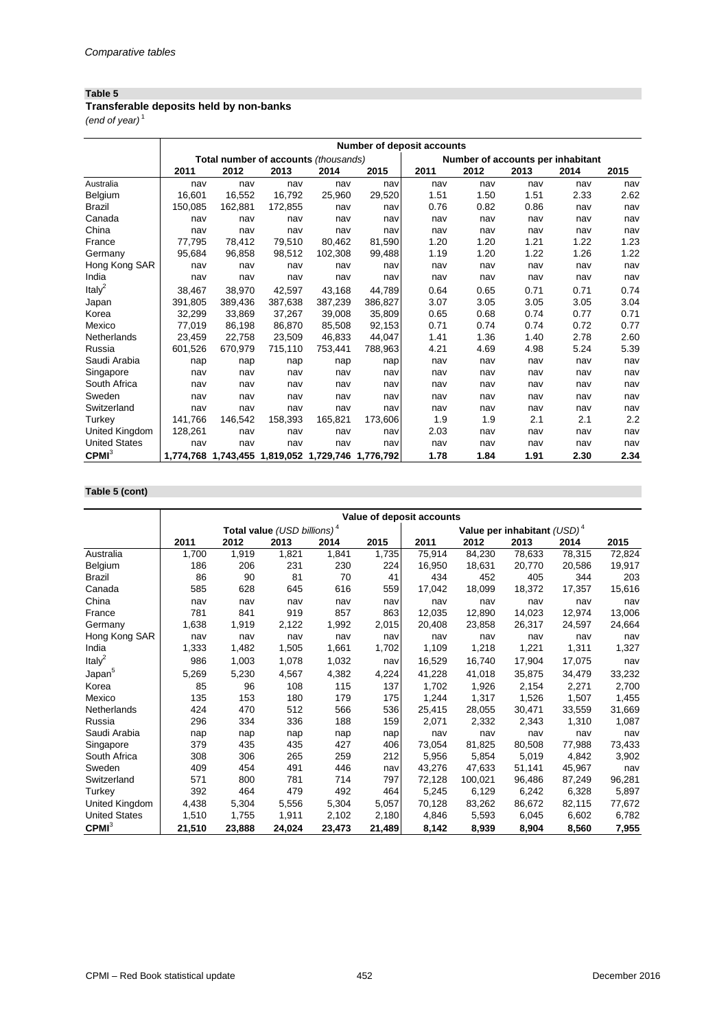**Table 5**

**Transferable deposits held by non-banks**

*(end of year)* [1]

| | Number of deposit accounts | | | | | | | | | |
|---|---|---|---|---|---|---|---|---|---|---|
| | Total number of accounts *(thousands)* | | | | | Number of accounts per inhabitant | | | | |
| | 2011 | 2012 | 2013 | 2014 | 2015 | 2011 | 2012 | 2013 | 2014 | 2015 |
| Australia | nav | nav | nav | nav | nav | nav | nav | nav | nav | nav |
| Belgium | 16,601 | 16,552 | 16,792 | 25,960 | 29,520 | 1.51 | 1.50 | 1.51 | 2.33 | 2.62 |
| Brazil | 150,085 | 162,881 | 172,855 | nav | nav | 0.76 | 0.82 | 0.86 | nav | nav |
| Canada | nav | nav | nav | nav | nav | nav | nav | nav | nav | nav |
| China | nav | nav | nav | nav | nav | nav | nav | nav | nav | nav |
| France | 77,795 | 78,412 | 79,510 | 80,462 | 81,590 | 1.20 | 1.20 | 1.21 | 1.22 | 1.23 |
| Germany | 95,684 | 96,858 | 98,512 | 102,308 | 99,488 | 1.19 | 1.20 | 1.22 | 1.26 | 1.22 |
| Hong Kong SAR | nav | nav | nav | nav | nav | nav | nav | nav | nav | nav |
| India | nav | nav | nav | nav | nav | nav | nav | nav | nav | nav |
| Italy[2] | 38,467 | 38,970 | 42,597 | 43,168 | 44,789 | 0.64 | 0.65 | 0.71 | 0.71 | 0.74 |
| Japan | 391,805 | 389,436 | 387,638 | 387,239 | 386,827 | 3.07 | 3.05 | 3.05 | 3.05 | 3.04 |
| Korea | 32,299 | 33,869 | 37,267 | 39,008 | 35,809 | 0.65 | 0.68 | 0.74 | 0.77 | 0.71 |
| Mexico | 77,019 | 86,198 | 86,870 | 85,508 | 92,153 | 0.71 | 0.74 | 0.74 | 0.72 | 0.77 |
| Netherlands | 23,459 | 22,758 | 23,509 | 46,833 | 44,047 | 1.41 | 1.36 | 1.40 | 2.78 | 2.60 |
| Russia | 601,526 | 670,979 | 715,110 | 753,441 | 788,963 | 4.21 | 4.69 | 4.98 | 5.24 | 5.39 |
| Saudi Arabia | nap | nap | nap | nap | nap | nav | nav | nav | nav | nav |
| Singapore | nav | nav | nav | nav | nav | nav | nav | nav | nav | nav |
| South Africa | nav | nav | nav | nav | nav | nav | nav | nav | nav | nav |
| Sweden | nav | nav | nav | nav | nav | nav | nav | nav | nav | nav |
| Switzerland | nav | nav | nav | nav | nav | nav | nav | nav | nav | nav |
| Turkey | 141,766 | 146,542 | 158,393 | 165,821 | 173,606 | 1.9 | 1.9 | 2.1 | 2.1 | 2.2 |
| United Kingdom | 128,261 | nav | nav | nav | nav | 2.03 | nav | nav | nav | nav |
| United States | nav | nav | nav | nav | nav | nav | nav | nav | nav | nav |
| **CPMI**[3] | **1,774,768** | **1,743,455** | **1,819,052** | **1,729,746** | **1,776,792** | **1.78** | **1.84** | **1.91** | **2.30** | **2.34** |

**Table 5 (cont)**

| | Value of deposit accounts | | | | | | | | | |
|---|---|---|---|---|---|---|---|---|---|---|
| | Total value *(USD billions)* [4] | | | | | Value per inhabitant *(USD)* [4] | | | | |
| | 2011 | 2012 | 2013 | 2014 | 2015 | 2011 | 2012 | 2013 | 2014 | 2015 |
| Australia | 1,700 | 1,919 | 1,821 | 1,841 | 1,735 | 75,914 | 84,230 | 78,633 | 78,315 | 72,824 |
| Belgium | 186 | 206 | 231 | 230 | 224 | 16,950 | 18,631 | 20,770 | 20,586 | 19,917 |
| Brazil | 86 | 90 | 81 | 70 | 41 | 434 | 452 | 405 | 344 | 203 |
| Canada | 585 | 628 | 645 | 616 | 559 | 17,042 | 18,099 | 18,372 | 17,357 | 15,616 |
| China | nav | nav | nav | nav | nav | nav | nav | nav | nav | nav |
| France | 781 | 841 | 919 | 857 | 863 | 12,035 | 12,890 | 14,023 | 12,974 | 13,006 |
| Germany | 1,638 | 1,919 | 2,122 | 1,992 | 2,015 | 20,408 | 23,858 | 26,317 | 24,597 | 24,664 |
| Hong Kong SAR | nav | nav | nav | nav | nav | nav | nav | nav | nav | nav |
| India | 1,333 | 1,482 | 1,505 | 1,661 | 1,702 | 1,109 | 1,218 | 1,221 | 1,311 | 1,327 |
| Italy[2] | 986 | 1,003 | 1,078 | 1,032 | nav | 16,529 | 16,740 | 17,904 | 17,075 | nav |
| Japan[5] | 5,269 | 5,230 | 4,567 | 4,382 | 4,224 | 41,228 | 41,018 | 35,875 | 34,479 | 33,232 |
| Korea | 85 | 96 | 108 | 115 | 137 | 1,702 | 1,926 | 2,154 | 2,271 | 2,700 |
| Mexico | 135 | 153 | 180 | 179 | 175 | 1,244 | 1,317 | 1,526 | 1,507 | 1,455 |
| Netherlands | 424 | 470 | 512 | 566 | 536 | 25,415 | 28,055 | 30,471 | 33,559 | 31,669 |
| Russia | 296 | 334 | 336 | 188 | 159 | 2,071 | 2,332 | 2,343 | 1,310 | 1,087 |
| Saudi Arabia | nap | nap | nap | nap | nap | nav | nav | nav | nav | nav |
| Singapore | 379 | 435 | 435 | 427 | 406 | 73,054 | 81,825 | 80,508 | 77,988 | 73,433 |
| South Africa | 308 | 306 | 265 | 259 | 212 | 5,956 | 5,854 | 5,019 | 4,842 | 3,902 |
| Sweden | 409 | 454 | 491 | 446 | nav | 43,276 | 47,633 | 51,141 | 45,967 | nav |
| Switzerland | 571 | 800 | 781 | 714 | 797 | 72,128 | 100,021 | 96,486 | 87,249 | 96,281 |
| Turkey | 392 | 464 | 479 | 492 | 464 | 5,245 | 6,129 | 6,242 | 6,328 | 5,897 |
| United Kingdom | 4,438 | 5,304 | 5,556 | 5,304 | 5,057 | 70,128 | 83,262 | 86,672 | 82,115 | 77,672 |
| United States | 1,510 | 1,755 | 1,911 | 2,102 | 2,180 | 4,846 | 5,593 | 6,045 | 6,602 | 6,782 |
| **CPMI**[3] | **21,510** | **23,888** | **24,024** | **23,473** | **21,489** | **8,142** | **8,939** | **8,904** | **8,560** | **7,955** |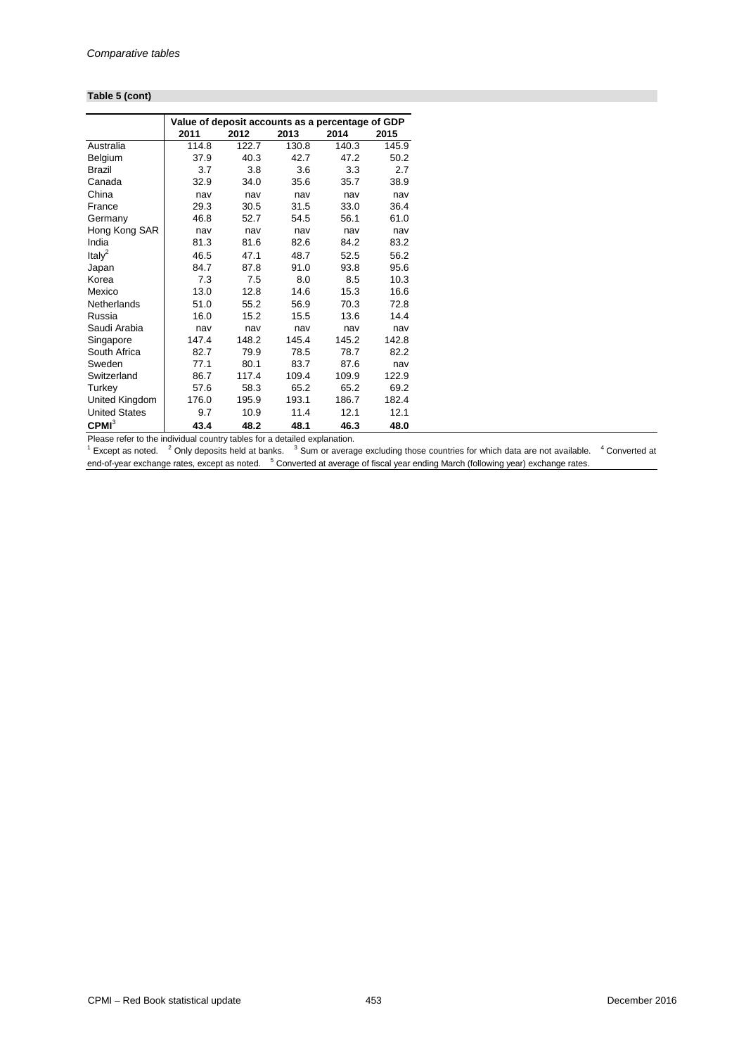**Table 5 (cont)**

| | Value of deposit accounts as a percentage of GDP | | | | |
|---|---|---|---|---|---|
| | 2011 | 2012 | 2013 | 2014 | 2015 |
| Australia | 114.8 | 122.7 | 130.8 | 140.3 | 145.9 |
| Belgium | 37.9 | 40.3 | 42.7 | 47.2 | 50.2 |
| Brazil | 3.7 | 3.8 | 3.6 | 3.3 | 2.7 |
| Canada | 32.9 | 34.0 | 35.6 | 35.7 | 38.9 |
| China | nav | nav | nav | nav | nav |
| France | 29.3 | 30.5 | 31.5 | 33.0 | 36.4 |
| Germany | 46.8 | 52.7 | 54.5 | 56.1 | 61.0 |
| Hong Kong SAR | nav | nav | nav | nav | nav |
| India | 81.3 | 81.6 | 82.6 | 84.2 | 83.2 |
| Italy[2] | 46.5 | 47.1 | 48.7 | 52.5 | 56.2 |
| Japan | 84.7 | 87.8 | 91.0 | 93.8 | 95.6 |
| Korea | 7.3 | 7.5 | 8.0 | 8.5 | 10.3 |
| Mexico | 13.0 | 12.8 | 14.6 | 15.3 | 16.6 |
| Netherlands | 51.0 | 55.2 | 56.9 | 70.3 | 72.8 |
| Russia | 16.0 | 15.2 | 15.5 | 13.6 | 14.4 |
| Saudi Arabia | nav | nav | nav | nav | nav |
| Singapore | 147.4 | 148.2 | 145.4 | 145.2 | 142.8 |
| South Africa | 82.7 | 79.9 | 78.5 | 78.7 | 82.2 |
| Sweden | 77.1 | 80.1 | 83.7 | 87.6 | nav |
| Switzerland | 86.7 | 117.4 | 109.4 | 109.9 | 122.9 |
| Turkey | 57.6 | 58.3 | 65.2 | 65.2 | 69.2 |
| United Kingdom | 176.0 | 195.9 | 193.1 | 186.7 | 182.4 |
| United States | 9.7 | 10.9 | 11.4 | 12.1 | 12.1 |
| **CPMI[3]** | **43.4** | **48.2** | **48.1** | **46.3** | **48.0** |

Please refer to the individual country tables for a detailed explanation.
[1] Except as noted. [2] Only deposits held at banks. [3] Sum or average excluding those countries for which data are not available. [4] Converted at end-of-year exchange rates, except as noted. [5] Converted at average of fiscal year ending March (following year) exchange rates.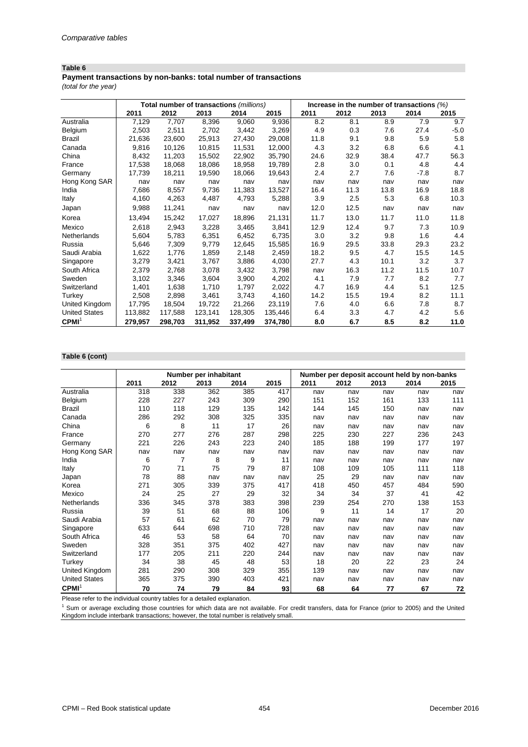*Comparative tables*

**Table 6**

**Payment transactions by non-banks: total number of transactions**

*(total for the year)*

| | Total number of transactions *(millions)* | | | | | Increase in the number of transactions *(%)* | | | | |
|---|---|---|---|---|---|---|---|---|---|---|
| | 2011 | 2012 | 2013 | 2014 | 2015 | 2011 | 2012 | 2013 | 2014 | 2015 |
| Australia | 7,129 | 7,707 | 8,396 | 9,060 | 9,936 | 8.2 | 8.1 | 8.9 | 7.9 | 9.7 |
| Belgium | 2,503 | 2,511 | 2,702 | 3,442 | 3,269 | 4.9 | 0.3 | 7.6 | 27.4 | -5.0 |
| Brazil | 21,636 | 23,600 | 25,913 | 27,430 | 29,008 | 11.8 | 9.1 | 9.8 | 5.9 | 5.8 |
| Canada | 9,816 | 10,126 | 10,815 | 11,531 | 12,000 | 4.3 | 3.2 | 6.8 | 6.6 | 4.1 |
| China | 8,432 | 11,203 | 15,502 | 22,902 | 35,790 | 24.6 | 32.9 | 38.4 | 47.7 | 56.3 |
| France | 17,538 | 18,068 | 18,086 | 18,958 | 19,789 | 2.8 | 3.0 | 0.1 | 4.8 | 4.4 |
| Germany | 17,739 | 18,211 | 19,590 | 18,066 | 19,643 | 2.4 | 2.7 | 7.6 | -7.8 | 8.7 |
| Hong Kong SAR | nav | nav | nav | nav | nav | nav | nav | nav | nav | nav |
| India | 7,686 | 8,557 | 9,736 | 11,383 | 13,527 | 16.4 | 11.3 | 13.8 | 16.9 | 18.8 |
| Italy | 4,160 | 4,263 | 4,487 | 4,793 | 5,288 | 3.9 | 2.5 | 5.3 | 6.8 | 10.3 |
| Japan | 9,988 | 11,241 | nav | nav | nav | 12.0 | 12.5 | nav | nav | nav |
| Korea | 13,494 | 15,242 | 17,027 | 18,896 | 21,131 | 11.7 | 13.0 | 11.7 | 11.0 | 11.8 |
| Mexico | 2,618 | 2,943 | 3,228 | 3,465 | 3,841 | 12.9 | 12.4 | 9.7 | 7.3 | 10.9 |
| Netherlands | 5,604 | 5,783 | 6,351 | 6,452 | 6,735 | 3.0 | 3.2 | 9.8 | 1.6 | 4.4 |
| Russia | 5,646 | 7,309 | 9,779 | 12,645 | 15,585 | 16.9 | 29.5 | 33.8 | 29.3 | 23.2 |
| Saudi Arabia | 1,622 | 1,776 | 1,859 | 2,148 | 2,459 | 18.2 | 9.5 | 4.7 | 15.5 | 14.5 |
| Singapore | 3,279 | 3,421 | 3,767 | 3,886 | 4,030 | 27.7 | 4.3 | 10.1 | 3.2 | 3.7 |
| South Africa | 2,379 | 2,768 | 3,078 | 3,432 | 3,798 | nav | 16.3 | 11.2 | 11.5 | 10.7 |
| Sweden | 3,102 | 3,346 | 3,604 | 3,900 | 4,202 | 4.1 | 7.9 | 7.7 | 8.2 | 7.7 |
| Switzerland | 1,401 | 1,638 | 1,710 | 1,797 | 2,022 | 4.7 | 16.9 | 4.4 | 5.1 | 12.5 |
| Turkey | 2,508 | 2,898 | 3,461 | 3,743 | 4,160 | 14.2 | 15.5 | 19.4 | 8.2 | 11.1 |
| United Kingdom | 17,795 | 18,504 | 19,722 | 21,266 | 23,119 | 7.6 | 4.0 | 6.6 | 7.8 | 8.7 |
| United States | 113,882 | 117,588 | 123,141 | 128,305 | 135,446 | 6.4 | 3.3 | 4.7 | 4.2 | 5.6 |
| **CPMI**[1] | **279,957** | **298,703** | **311,952** | **337,499** | **374,780** | **8.0** | **6.7** | **8.5** | **8.2** | **11.0** |

**Table 6 (cont)**

| | Number per inhabitant | | | | | Number per deposit account held by non-banks | | | | |
|---|---|---|---|---|---|---|---|---|---|---|
| | 2011 | 2012 | 2013 | 2014 | 2015 | 2011 | 2012 | 2013 | 2014 | 2015 |
| Australia | 318 | 338 | 362 | 385 | 417 | nav | nav | nav | nav | nav |
| Belgium | 228 | 227 | 243 | 309 | 290 | 151 | 152 | 161 | 133 | 111 |
| Brazil | 110 | 118 | 129 | 135 | 142 | 144 | 145 | 150 | nav | nav |
| Canada | 286 | 292 | 308 | 325 | 335 | nav | nav | nav | nav | nav |
| China | 6 | 8 | 11 | 17 | 26 | nav | nav | nav | nav | nav |
| France | 270 | 277 | 276 | 287 | 298 | 225 | 230 | 227 | 236 | 243 |
| Germany | 221 | 226 | 243 | 223 | 240 | 185 | 188 | 199 | 177 | 197 |
| Hong Kong SAR | nav | nav | nav | nav | nav | nav | nav | nav | nav | nav |
| India | 6 | 7 | 8 | 9 | 11 | nav | nav | nav | nav | nav |
| Italy | 70 | 71 | 75 | 79 | 87 | 108 | 109 | 105 | 111 | 118 |
| Japan | 78 | 88 | nav | nav | nav | 25 | 29 | nav | nav | nav |
| Korea | 271 | 305 | 339 | 375 | 417 | 418 | 450 | 457 | 484 | 590 |
| Mexico | 24 | 25 | 27 | 29 | 32 | 34 | 34 | 37 | 41 | 42 |
| Netherlands | 336 | 345 | 378 | 383 | 398 | 239 | 254 | 270 | 138 | 153 |
| Russia | 39 | 51 | 68 | 88 | 106 | 9 | 11 | 14 | 17 | 20 |
| Saudi Arabia | 57 | 61 | 62 | 70 | 79 | nav | nav | nav | nav | nav |
| Singapore | 633 | 644 | 698 | 710 | 728 | nav | nav | nav | nav | nav |
| South Africa | 46 | 53 | 58 | 64 | 70 | nav | nav | nav | nav | nav |
| Sweden | 328 | 351 | 375 | 402 | 427 | nav | nav | nav | nav | nav |
| Switzerland | 177 | 205 | 211 | 220 | 244 | nav | nav | nav | nav | nav |
| Turkey | 34 | 38 | 45 | 48 | 53 | 18 | 20 | 22 | 23 | 24 |
| United Kingdom | 281 | 290 | 308 | 329 | 355 | 139 | nav | nav | nav | nav |
| United States | 365 | 375 | 390 | 403 | 421 | nav | nav | nav | nav | nav |
| **CPMI**[1] | **70** | **74** | **79** | **84** | **93** | **68** | **64** | **77** | **67** | **72** |

Please refer to the individual country tables for a detailed explanation.

[1] Sum or average excluding those countries for which data are not available. For credit transfers, data for France (prior to 2005) and the United Kingdom include interbank transactions; however, the total number is relatively small.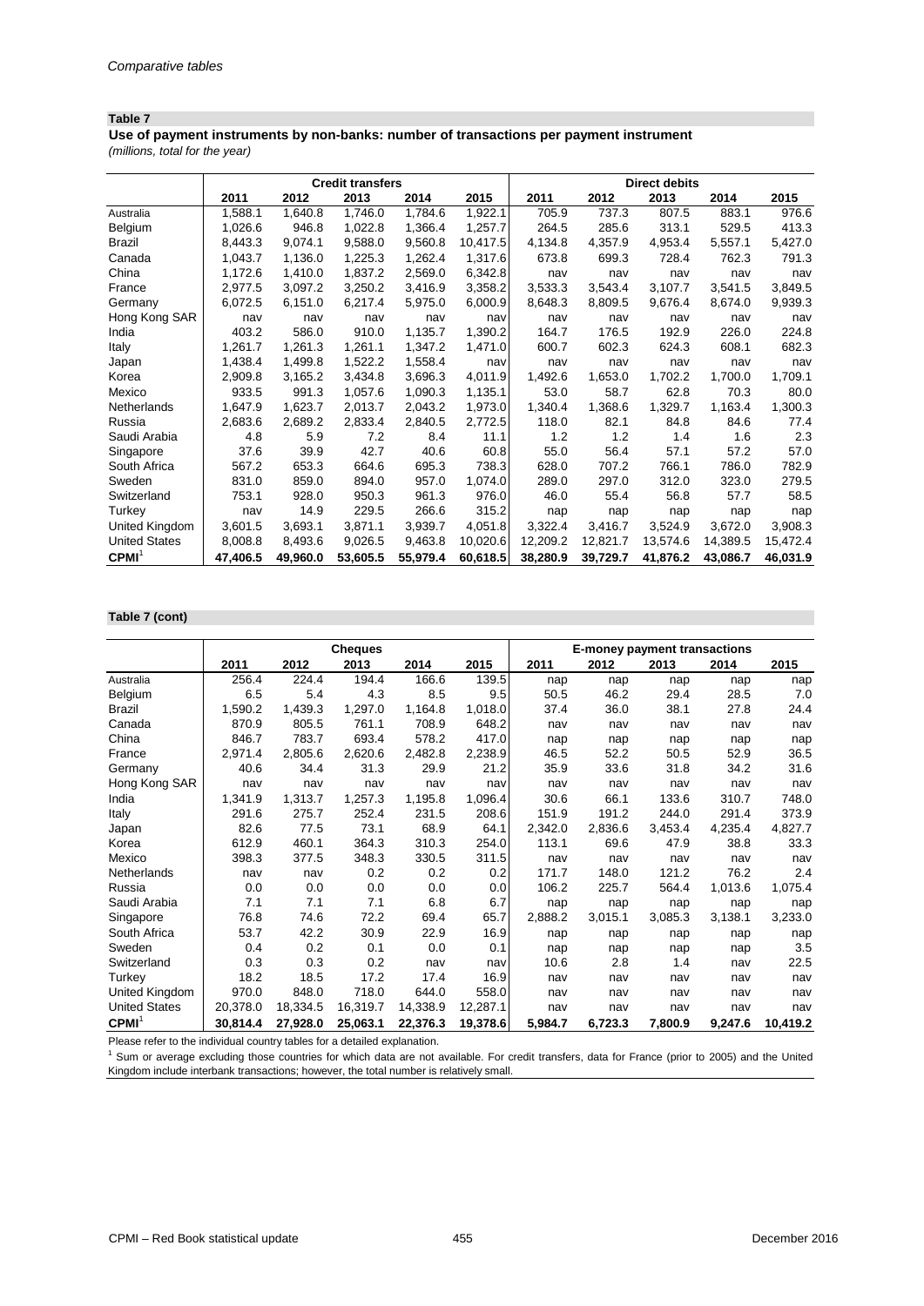*Comparative tables*

**Table 7**

**Use of payment instruments by non-banks: number of transactions per payment instrument**
*(millions, total for the year)*

| | Credit transfers | | | | | Direct debits | | | | |
|---|---|---|---|---|---|---|---|---|---|---|
| | 2011 | 2012 | 2013 | 2014 | 2015 | 2011 | 2012 | 2013 | 2014 | 2015 |
| Australia | 1,588.1 | 1,640.8 | 1,746.0 | 1,784.6 | 1,922.1 | 705.9 | 737.3 | 807.5 | 883.1 | 976.6 |
| Belgium | 1,026.6 | 946.8 | 1,022.8 | 1,366.4 | 1,257.7 | 264.5 | 285.6 | 313.1 | 529.5 | 413.3 |
| Brazil | 8,443.3 | 9,074.1 | 9,588.0 | 9,560.8 | 10,417.5 | 4,134.8 | 4,357.9 | 4,953.4 | 5,557.1 | 5,427.0 |
| Canada | 1,043.7 | 1,136.0 | 1,225.3 | 1,262.4 | 1,317.6 | 673.8 | 699.3 | 728.4 | 762.3 | 791.3 |
| China | 1,172.6 | 1,410.0 | 1,837.2 | 2,569.0 | 6,342.8 | nav | nav | nav | nav | nav |
| France | 2,977.5 | 3,097.2 | 3,250.2 | 3,416.9 | 3,358.2 | 3,533.3 | 3,543.4 | 3,107.7 | 3,541.5 | 3,849.5 |
| Germany | 6,072.5 | 6,151.0 | 6,217.4 | 5,975.0 | 6,000.9 | 8,648.3 | 8,809.5 | 9,676.4 | 8,674.0 | 9,939.3 |
| Hong Kong SAR | nav | nav | nav | nav | nav | nav | nav | nav | nav | nav |
| India | 403.2 | 586.0 | 910.0 | 1,135.7 | 1,390.2 | 164.7 | 176.5 | 192.9 | 226.0 | 224.8 |
| Italy | 1,261.7 | 1,261.3 | 1,261.1 | 1,347.2 | 1,471.0 | 600.7 | 602.3 | 624.3 | 608.1 | 682.3 |
| Japan | 1,438.4 | 1,499.8 | 1,522.2 | 1,558.4 | nav | nav | nav | nav | nav | nav |
| Korea | 2,909.8 | 3,165.2 | 3,434.8 | 3,696.3 | 4,011.9 | 1,492.6 | 1,653.0 | 1,702.2 | 1,700.0 | 1,709.1 |
| Mexico | 933.5 | 991.3 | 1,057.6 | 1,090.3 | 1,135.1 | 53.0 | 58.7 | 62.8 | 70.3 | 80.0 |
| Netherlands | 1,647.9 | 1,623.7 | 2,013.7 | 2,043.2 | 1,973.0 | 1,340.4 | 1,368.6 | 1,329.7 | 1,163.4 | 1,300.3 |
| Russia | 2,683.6 | 2,689.2 | 2,833.4 | 2,840.5 | 2,772.5 | 118.0 | 82.1 | 84.8 | 84.6 | 77.4 |
| Saudi Arabia | 4.8 | 5.9 | 7.2 | 8.4 | 11.1 | 1.2 | 1.2 | 1.4 | 1.6 | 2.3 |
| Singapore | 37.6 | 39.9 | 42.7 | 40.6 | 60.8 | 55.0 | 56.4 | 57.1 | 57.2 | 57.0 |
| South Africa | 567.2 | 653.3 | 664.6 | 695.3 | 738.3 | 628.0 | 707.2 | 766.1 | 786.0 | 782.9 |
| Sweden | 831.0 | 859.0 | 894.0 | 957.0 | 1,074.0 | 289.0 | 297.0 | 312.0 | 323.0 | 279.5 |
| Switzerland | 753.1 | 928.0 | 950.3 | 961.3 | 976.0 | 46.0 | 55.4 | 56.8 | 57.7 | 58.5 |
| Turkey | nav | 14.9 | 229.5 | 266.6 | 315.2 | nap | nap | nap | nap | nap |
| United Kingdom | 3,601.5 | 3,693.1 | 3,871.1 | 3,939.7 | 4,051.8 | 3,322.4 | 3,416.7 | 3,524.9 | 3,672.0 | 3,908.3 |
| United States | 8,008.8 | 8,493.6 | 9,026.5 | 9,463.8 | 10,020.6 | 12,209.2 | 12,821.7 | 13,574.6 | 14,389.5 | 15,472.4 |
| **CPMI**[1] | **47,406.5** | **49,960.0** | **53,605.5** | **55,979.4** | **60,618.5** | **38,280.9** | **39,729.7** | **41,876.2** | **43,086.7** | **46,031.9** |

**Table 7 (cont)**

| | Cheques | | | | | E-money payment transactions | | | | |
|---|---|---|---|---|---|---|---|---|---|---|
| | 2011 | 2012 | 2013 | 2014 | 2015 | 2011 | 2012 | 2013 | 2014 | 2015 |
| Australia | 256.4 | 224.4 | 194.4 | 166.6 | 139.5 | nap | nap | nap | nap | nap |
| Belgium | 6.5 | 5.4 | 4.3 | 8.5 | 9.5 | 50.5 | 46.2 | 29.4 | 28.5 | 7.0 |
| Brazil | 1,590.2 | 1,439.3 | 1,297.0 | 1,164.8 | 1,018.0 | 37.4 | 36.0 | 38.1 | 27.8 | 24.4 |
| Canada | 870.9 | 805.5 | 761.1 | 708.9 | 648.2 | nav | nav | nav | nav | nav |
| China | 846.7 | 783.7 | 693.4 | 578.2 | 417.0 | nap | nap | nap | nap | nap |
| France | 2,971.4 | 2,805.6 | 2,620.6 | 2,482.8 | 2,238.9 | 46.5 | 52.2 | 50.5 | 52.9 | 36.5 |
| Germany | 40.6 | 34.4 | 31.3 | 29.9 | 21.2 | 35.9 | 33.6 | 31.8 | 34.2 | 31.6 |
| Hong Kong SAR | nav | nav | nav | nav | nav | nav | nav | nav | nav | nav |
| India | 1,341.9 | 1,313.7 | 1,257.3 | 1,195.8 | 1,096.4 | 30.6 | 66.1 | 133.6 | 310.7 | 748.0 |
| Italy | 291.6 | 275.7 | 252.4 | 231.5 | 208.6 | 151.9 | 191.2 | 244.0 | 291.4 | 373.9 |
| Japan | 82.6 | 77.5 | 73.1 | 68.9 | 64.1 | 2,342.0 | 2,836.6 | 3,453.4 | 4,235.4 | 4,827.7 |
| Korea | 612.9 | 460.1 | 364.3 | 310.3 | 254.0 | 113.1 | 69.6 | 47.9 | 38.8 | 33.3 |
| Mexico | 398.3 | 377.5 | 348.3 | 330.5 | 311.5 | nav | nav | nav | nav | nav |
| Netherlands | nav | nav | 0.2 | 0.2 | 0.2 | 171.7 | 148.0 | 121.2 | 76.2 | 2.4 |
| Russia | 0.0 | 0.0 | 0.0 | 0.0 | 0.0 | 106.2 | 225.7 | 564.4 | 1,013.6 | 1,075.4 |
| Saudi Arabia | 7.1 | 7.1 | 7.1 | 6.8 | 6.7 | nap | nap | nap | nap | nap |
| Singapore | 76.8 | 74.6 | 72.2 | 69.4 | 65.7 | 2,888.2 | 3,015.1 | 3,085.3 | 3,138.1 | 3,233.0 |
| South Africa | 53.7 | 42.2 | 30.9 | 22.9 | 16.9 | nap | nap | nap | nap | nap |
| Sweden | 0.4 | 0.2 | 0.1 | 0.0 | 0.1 | nap | nap | nap | nap | 3.5 |
| Switzerland | 0.3 | 0.3 | 0.2 | nav | nav | 10.6 | 2.8 | 1.4 | nav | 22.5 |
| Turkey | 18.2 | 18.5 | 17.2 | 17.4 | 16.9 | nav | nav | nav | nav | nav |
| United Kingdom | 970.0 | 848.0 | 718.0 | 644.0 | 558.0 | nav | nav | nav | nav | nav |
| United States | 20,378.0 | 18,334.5 | 16,319.7 | 14,338.9 | 12,287.1 | nav | nav | nav | nav | nav |
| **CPMI**[1] | **30,814.4** | **27,928.0** | **25,063.1** | **22,376.3** | **19,378.6** | **5,984.7** | **6,723.3** | **7,800.9** | **9,247.6** | **10,419.2** |

Please refer to the individual country tables for a detailed explanation.

[1] Sum or average excluding those countries for which data are not available. For credit transfers, data for France (prior to 2005) and the United Kingdom include interbank transactions; however, the total number is relatively small.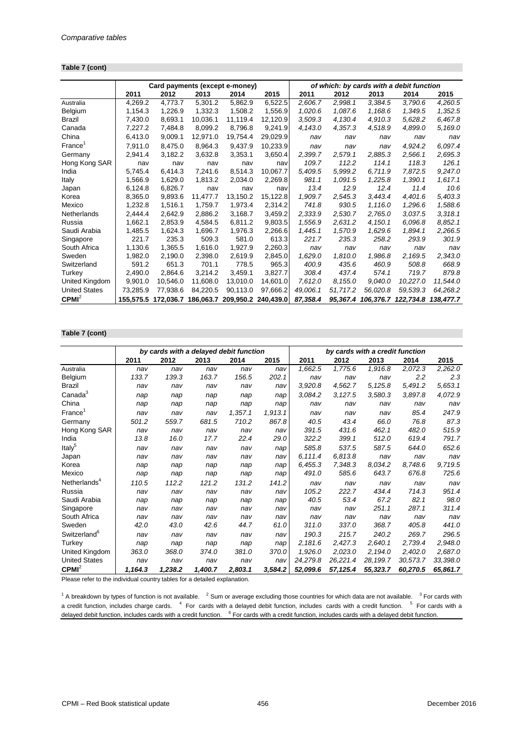*Comparative tables*

**Table 7 (cont)**

| | Card payments (except e-money) | | | | | *of which: by cards with a debit function* | | | | |
|---|---|---|---|---|---|---|---|---|---|---|
| | 2011 | 2012 | 2013 | 2014 | 2015 | 2011 | 2012 | 2013 | 2014 | 2015 |
| Australia | 4,269.2 | 4,773.7 | 5,301.2 | 5,862.9 | 6,522.5 | *2,606.7* | *2,998.1* | *3,384.5* | *3,790.6* | *4,260.5* |
| Belgium | 1,154.3 | 1,226.9 | 1,332.3 | 1,508.2 | 1,556.9 | *1,020.6* | *1,087.6* | *1,168.6* | *1,349.5* | *1,352.5* |
| Brazil | 7,430.0 | 8,693.1 | 10,036.1 | 11,119.4 | 12,120.9 | *3,509.3* | *4,130.4* | *4,910.3* | *5,628.2* | *6,467.8* |
| Canada | 7,227.2 | 7,484.8 | 8,099.2 | 8,796.8 | 9,241.9 | *4,143.0* | *4,357.3* | *4,518.9* | *4,899.0* | *5,169.0* |
| China | 6,413.0 | 9,009.1 | 12,971.0 | 19,754.4 | 29,029.9 | *nav* | *nav* | *nav* | *nav* | *nav* |
| France[1] | 7,911.0 | 8,475.0 | 8,964.3 | 9,437.9 | 10,233.9 | *nav* | *nav* | *nav* | *4,924.2* | *6,097.4* |
| Germany | 2,941.4 | 3,182.2 | 3,632.8 | 3,353.1 | 3,650.4 | *2,399.7* | *2,579.1* | *2,885.3* | *2,566.1* | *2,695.3* |
| Hong Kong SAR | nav | nav | nav | nav | nav | *109.7* | *112.2* | *114.1* | *118.3* | *126.1* |
| India | 5,745.4 | 6,414.3 | 7,241.6 | 8,514.3 | 10,067.7 | *5,409.5* | *5,999.2* | *6,711.9* | *7,872.5* | *9,247.0* |
| Italy | 1,566.9 | 1,629.0 | 1,813.2 | 2,034.0 | 2,269.8 | *981.1* | *1,091.5* | *1,225.8* | *1,390.1* | *1,617.1* |
| Japan | 6,124.8 | 6,826.7 | nav | nav | nav | *13.4* | *12.9* | *12.4* | *11.4* | *10.6* |
| Korea | 8,365.0 | 9,893.6 | 11,477.7 | 13,150.2 | 15,122.8 | *1,909.7* | *2,545.3* | *3,443.4* | *4,401.6* | *5,403.3* |
| Mexico | 1,232.8 | 1,516.1 | 1,759.7 | 1,973.4 | 2,314.2 | *741.8* | *930.5* | *1,116.0* | *1,296.6* | *1,588.6* |
| Netherlands | 2,444.4 | 2,642.9 | 2,886.2 | 3,168.7 | 3,459.2 | *2,333.9* | *2,530.7* | *2,765.0* | *3,037.5* | *3,318.1* |
| Russia | 1,662.1 | 2,853.9 | 4,584.5 | 6,811.2 | 9,803.5 | *1,556.9* | *2,631.2* | *4,150.1* | *6,096.8* | *8,852.1* |
| Saudi Arabia | 1,485.5 | 1,624.3 | 1,696.7 | 1,976.3 | 2,266.6 | *1,445.1* | *1,570.9* | *1,629.6* | *1,894.1* | *2,266.5* |
| Singapore | 221.7 | 235.3 | 509.3 | 581.0 | 613.3 | *221.7* | *235.3* | *258.2* | *293.9* | *301.9* |
| South Africa | 1,130.6 | 1,365.5 | 1,616.0 | 1,927.9 | 2,260.3 | *nav* | *nav* | *nav* | *nav* | *nav* |
| Sweden | 1,982.0 | 2,190.0 | 2,398.0 | 2,619.9 | 2,845.0 | *1,629.0* | *1,810.0* | *1,986.8* | *2,169.5* | *2,343.0* |
| Switzerland | 591.2 | 651.3 | 701.1 | 778.5 | 965.3 | *400.9* | *435.6* | *460.9* | *508.8* | *668.9* |
| Turkey | 2,490.0 | 2,864.6 | 3,214.2 | 3,459.1 | 3,827.7 | *308.4* | *437.4* | *574.1* | *719.7* | *879.8* |
| United Kingdom | 9,901.0 | 10,546.0 | 11,608.0 | 13,010.0 | 14,601.0 | *7,612.0* | *8,155.0* | *9,040.0* | *10,227.0* | *11,544.0* |
| United States | 73,285.9 | 77,938.6 | 84,220.5 | 90,113.0 | 97,666.2 | *49,006.1* | *51,717.2* | *56,020.8* | *59,539.3* | *64,268.2* |
| **CPMI**[2] | **155,575.5** | **172,036.7** | **186,063.7** | **209,950.2** | **240,439.0** | ***87,358.4*** | ***95,367.4*** | ***106,376.7*** | ***122,734.8*** | ***138,477.7*** |

**Table 7 (cont)**

| | *by cards with a delayed debit function* | | | | | *by cards with a credit function* | | | | |
|---|---|---|---|---|---|---|---|---|---|---|
| | 2011 | 2012 | 2013 | 2014 | 2015 | 2011 | 2012 | 2013 | 2014 | 2015 |
| Australia | *nav* | *nav* | *nav* | *nav* | *nav* | *1,662.5* | *1,775.6* | *1,916.8* | *2,072.3* | *2,262.0* |
| Belgium | *133.7* | *139.3* | *163.7* | *156.5* | *202.1* | *nav* | *nav* | *nav* | *2.2* | *2.3* |
| Brazil | *nav* | *nav* | *nav* | *nav* | *nav* | *3,920.8* | *4,562.7* | *5,125.8* | *5,491.2* | *5,653.1* |
| Canada[3] | *nap* | *nap* | *nap* | *nap* | *nap* | *3,084.2* | *3,127.5* | *3,580.3* | *3,897.8* | *4,072.9* |
| China | *nap* | *nap* | *nap* | *nap* | *nap* | *nav* | *nav* | *nav* | *nav* | *nav* |
| France[1] | *nav* | *nav* | *nav* | *1,357.1* | *1,913.1* | *nav* | *nav* | *nav* | *85.4* | *247.9* |
| Germany | *501.2* | *559.7* | *681.5* | *710.2* | *867.8* | *40.5* | *43.4* | *66.0* | *76.8* | *87.3* |
| Hong Kong SAR | *nav* | *nav* | *nav* | *nav* | *nav* | *391.5* | *431.6* | *462.1* | *482.0* | *515.9* |
| India | *13.8* | *16.0* | *17.7* | *22.4* | *29.0* | *322.2* | *399.1* | *512.0* | *619.4* | *791.7* |
| Italy[5] | *nav* | *nav* | *nav* | *nav* | *nap* | *585.8* | *537.5* | *587.5* | *644.0* | *652.6* |
| Japan | *nav* | *nav* | *nav* | *nav* | *nav* | *6,111.4* | *6,813.8* | *nav* | *nav* | *nav* |
| Korea | *nap* | *nap* | *nap* | *nap* | *nap* | *6,455.3* | *7,348.3* | *8,034.2* | *8,748.6* | *9,719.5* |
| Mexico | *nap* | *nap* | *nap* | *nap* | *nap* | *491.0* | *585.6* | *643.7* | *676.8* | *725.6* |
| Netherlands[4] | *110.5* | *112.2* | *121.2* | *131.2* | *141.2* | *nav* | *nav* | *nav* | *nav* | *nav* |
| Russia | *nav* | *nav* | *nav* | *nav* | *nav* | *105.2* | *222.7* | *434.4* | *714.3* | *951.4* |
| Saudi Arabia | *nap* | *nap* | *nap* | *nap* | *nap* | *40.5* | *53.4* | *67.2* | *82.1* | *98.0* |
| Singapore | *nav* | *nav* | *nav* | *nav* | *nav* | *nav* | *nav* | *251.1* | *287.1* | *311.4* |
| South Africa | *nav* | *nav* | *nav* | *nav* | *nav* | *nav* | *nav* | *nav* | *nav* | *nav* |
| Sweden | *42.0* | *43.0* | *42.6* | *44.7* | *61.0* | *311.0* | *337.0* | *368.7* | *405.8* | *441.0* |
| Switzerland[6] | *nav* | *nav* | *nav* | *nav* | *nav* | *190.3* | *215.7* | *240.2* | *269.7* | *296.5* |
| Turkey | *nap* | *nap* | *nap* | *nap* | *nap* | *2,181.6* | *2,427.3* | *2,640.1* | *2,739.4* | *2,948.0* |
| United Kingdom | *363.0* | *368.0* | *374.0* | *381.0* | *370.0* | *1,926.0* | *2,023.0* | *2,194.0* | *2,402.0* | *2,687.0* |
| United States | *nav* | *nav* | *nav* | *nav* | *nav* | *24,279.8* | *26,221.4* | *28,199.7* | *30,573.7* | *33,398.0* |
| **CPMI**[2] | ***1,164.3*** | ***1,238.2*** | ***1,400.7*** | ***2,803.1*** | ***3,584.2*** | ***52,099.6*** | ***57,125.4*** | ***55,323.7*** | ***60,270.5*** | ***65,861.7*** |

Please refer to the individual country tables for a detailed explanation.

[1] A breakdown by types of function is not available. [2] Sum or average excluding those countries for which data are not available. [3] For cards with a credit function, includes charge cards. [4] For cards with a delayed debit function, includes cards with a credit function. [5] For cards with a delayed debit function, includes cards with a credit function. [6] For cards with a credit function, includes cards with a delayed debit function.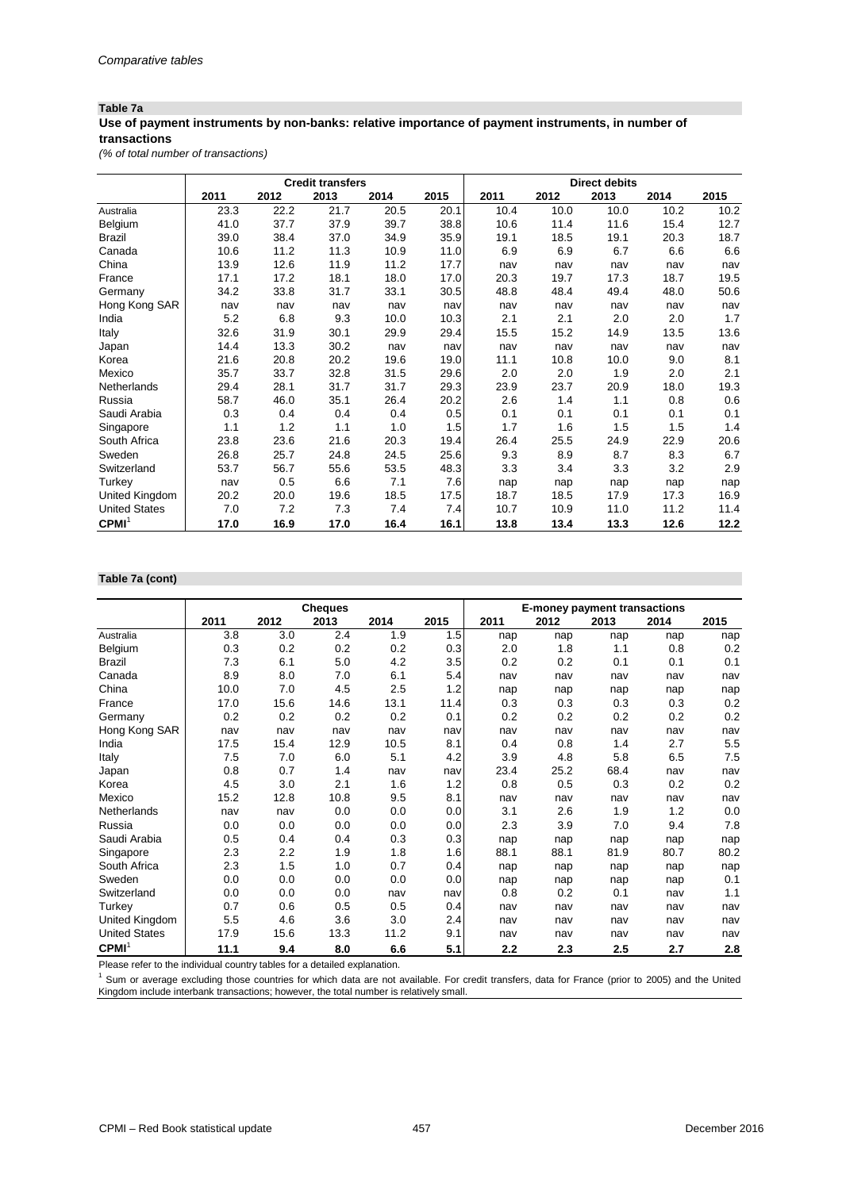*Comparative tables*

**Table 7a**

**Use of payment instruments by non-banks: relative importance of payment instruments, in number of transactions**

*(% of total number of transactions)*

| | Credit transfers | | | | | Direct debits | | | | |
|---|---|---|---|---|---|---|---|---|---|---|
| | 2011 | 2012 | 2013 | 2014 | 2015 | 2011 | 2012 | 2013 | 2014 | 2015 |
| Australia | 23.3 | 22.2 | 21.7 | 20.5 | 20.1 | 10.4 | 10.0 | 10.0 | 10.2 | 10.2 |
| Belgium | 41.0 | 37.7 | 37.9 | 39.7 | 38.8 | 10.6 | 11.4 | 11.6 | 15.4 | 12.7 |
| Brazil | 39.0 | 38.4 | 37.0 | 34.9 | 35.9 | 19.1 | 18.5 | 19.1 | 20.3 | 18.7 |
| Canada | 10.6 | 11.2 | 11.3 | 10.9 | 11.0 | 6.9 | 6.9 | 6.7 | 6.6 | 6.6 |
| China | 13.9 | 12.6 | 11.9 | 11.2 | 17.7 | nav | nav | nav | nav | nav |
| France | 17.1 | 17.2 | 18.1 | 18.0 | 17.0 | 20.3 | 19.7 | 17.3 | 18.7 | 19.5 |
| Germany | 34.2 | 33.8 | 31.7 | 33.1 | 30.5 | 48.8 | 48.4 | 49.4 | 48.0 | 50.6 |
| Hong Kong SAR | nav | nav | nav | nav | nav | nav | nav | nav | nav | nav |
| India | 5.2 | 6.8 | 9.3 | 10.0 | 10.3 | 2.1 | 2.1 | 2.0 | 2.0 | 1.7 |
| Italy | 32.6 | 31.9 | 30.1 | 29.9 | 29.4 | 15.5 | 15.2 | 14.9 | 13.5 | 13.6 |
| Japan | 14.4 | 13.3 | 30.2 | nav | nav | nav | nav | nav | nav | nav |
| Korea | 21.6 | 20.8 | 20.2 | 19.6 | 19.0 | 11.1 | 10.8 | 10.0 | 9.0 | 8.1 |
| Mexico | 35.7 | 33.7 | 32.8 | 31.5 | 29.6 | 2.0 | 2.0 | 1.9 | 2.0 | 2.1 |
| Netherlands | 29.4 | 28.1 | 31.7 | 31.7 | 29.3 | 23.9 | 23.7 | 20.9 | 18.0 | 19.3 |
| Russia | 58.7 | 46.0 | 35.1 | 26.4 | 20.2 | 2.6 | 1.4 | 1.1 | 0.8 | 0.6 |
| Saudi Arabia | 0.3 | 0.4 | 0.4 | 0.4 | 0.5 | 0.1 | 0.1 | 0.1 | 0.1 | 0.1 |
| Singapore | 1.1 | 1.2 | 1.1 | 1.0 | 1.5 | 1.7 | 1.6 | 1.5 | 1.5 | 1.4 |
| South Africa | 23.8 | 23.6 | 21.6 | 20.3 | 19.4 | 26.4 | 25.5 | 24.9 | 22.9 | 20.6 |
| Sweden | 26.8 | 25.7 | 24.8 | 24.5 | 25.6 | 9.3 | 8.9 | 8.7 | 8.3 | 6.7 |
| Switzerland | 53.7 | 56.7 | 55.6 | 53.5 | 48.3 | 3.3 | 3.4 | 3.3 | 3.2 | 2.9 |
| Turkey | nav | 0.5 | 6.6 | 7.1 | 7.6 | nap | nap | nap | nap | nap |
| United Kingdom | 20.2 | 20.0 | 19.6 | 18.5 | 17.5 | 18.7 | 18.5 | 17.9 | 17.3 | 16.9 |
| United States | 7.0 | 7.2 | 7.3 | 7.4 | 7.4 | 10.7 | 10.9 | 11.0 | 11.2 | 11.4 |
| **CPMI**[1] | **17.0** | **16.9** | **17.0** | **16.4** | **16.1** | **13.8** | **13.4** | **13.3** | **12.6** | **12.2** |

**Table 7a (cont)**

| | Cheques | | | | | E-money payment transactions | | | | |
|---|---|---|---|---|---|---|---|---|---|---|
| | 2011 | 2012 | 2013 | 2014 | 2015 | 2011 | 2012 | 2013 | 2014 | 2015 |
| Australia | 3.8 | 3.0 | 2.4 | 1.9 | 1.5 | nap | nap | nap | nap | nap |
| Belgium | 0.3 | 0.2 | 0.2 | 0.2 | 0.3 | 2.0 | 1.8 | 1.1 | 0.8 | 0.2 |
| Brazil | 7.3 | 6.1 | 5.0 | 4.2 | 3.5 | 0.2 | 0.2 | 0.1 | 0.1 | 0.1 |
| Canada | 8.9 | 8.0 | 7.0 | 6.1 | 5.4 | nav | nav | nav | nav | nav |
| China | 10.0 | 7.0 | 4.5 | 2.5 | 1.2 | nap | nap | nap | nap | nap |
| France | 17.0 | 15.6 | 14.6 | 13.1 | 11.4 | 0.3 | 0.3 | 0.3 | 0.3 | 0.2 |
| Germany | 0.2 | 0.2 | 0.2 | 0.2 | 0.1 | 0.2 | 0.2 | 0.2 | 0.2 | 0.2 |
| Hong Kong SAR | nav | nav | nav | nav | nav | nav | nav | nav | nav | nav |
| India | 17.5 | 15.4 | 12.9 | 10.5 | 8.1 | 0.4 | 0.8 | 1.4 | 2.7 | 5.5 |
| Italy | 7.5 | 7.0 | 6.0 | 5.1 | 4.2 | 3.9 | 4.8 | 5.8 | 6.5 | 7.5 |
| Japan | 0.8 | 0.7 | 1.4 | nav | nav | 23.4 | 25.2 | 68.4 | nav | nav |
| Korea | 4.5 | 3.0 | 2.1 | 1.6 | 1.2 | 0.8 | 0.5 | 0.3 | 0.2 | 0.2 |
| Mexico | 15.2 | 12.8 | 10.8 | 9.5 | 8.1 | nav | nav | nav | nav | nav |
| Netherlands | nav | nav | 0.0 | 0.0 | 0.0 | 3.1 | 2.6 | 1.9 | 1.2 | 0.0 |
| Russia | 0.0 | 0.0 | 0.0 | 0.0 | 0.0 | 2.3 | 3.9 | 7.0 | 9.4 | 7.8 |
| Saudi Arabia | 0.5 | 0.4 | 0.4 | 0.3 | 0.3 | nap | nap | nap | nap | nap |
| Singapore | 2.3 | 2.2 | 1.9 | 1.8 | 1.6 | 88.1 | 88.1 | 81.9 | 80.7 | 80.2 |
| South Africa | 2.3 | 1.5 | 1.0 | 0.7 | 0.4 | nap | nap | nap | nap | nap |
| Sweden | 0.0 | 0.0 | 0.0 | 0.0 | 0.0 | nap | nap | nap | nap | 0.1 |
| Switzerland | 0.0 | 0.0 | 0.0 | nav | nav | 0.8 | 0.2 | 0.1 | nav | 1.1 |
| Turkey | 0.7 | 0.6 | 0.5 | 0.5 | 0.4 | nav | nav | nav | nav | nav |
| United Kingdom | 5.5 | 4.6 | 3.6 | 3.0 | 2.4 | nav | nav | nav | nav | nav |
| United States | 17.9 | 15.6 | 13.3 | 11.2 | 9.1 | nav | nav | nav | nav | nav |
| **CPMI**[1] | **11.1** | **9.4** | **8.0** | **6.6** | **5.1** | **2.2** | **2.3** | **2.5** | **2.7** | **2.8** |

Please refer to the individual country tables for a detailed explanation.

[1] Sum or average excluding those countries for which data are not available. For credit transfers, data for France (prior to 2005) and the United Kingdom include interbank transactions; however, the total number is relatively small.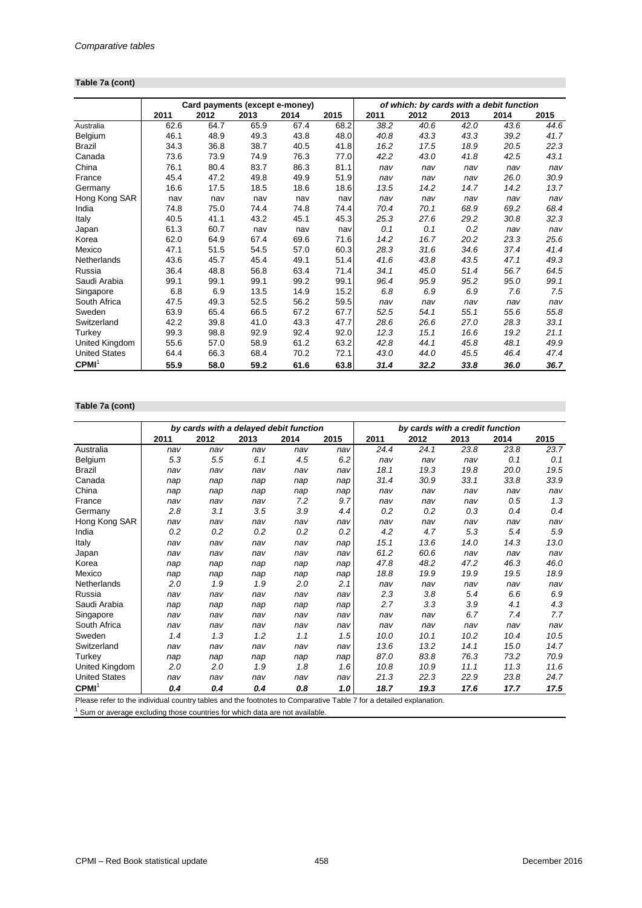*Comparative tables*

**Table 7a (cont)**

| | Card payments (except e-money) | | | | | *of which: by cards with a debit function* | | | | |
|---|---|---|---|---|---|---|---|---|---|---|
| | 2011 | 2012 | 2013 | 2014 | 2015 | 2011 | 2012 | 2013 | 2014 | 2015 |
| Australia | 62.6 | 64.7 | 65.9 | 67.4 | 68.2 | *38.2* | *40.6* | *42.0* | *43.6* | *44.6* |
| Belgium | 46.1 | 48.9 | 49.3 | 43.8 | 48.0 | *40.8* | *43.3* | *43.3* | *39.2* | *41.7* |
| Brazil | 34.3 | 36.8 | 38.7 | 40.5 | 41.8 | *16.2* | *17.5* | *18.9* | *20.5* | *22.3* |
| Canada | 73.6 | 73.9 | 74.9 | 76.3 | 77.0 | *42.2* | *43.0* | *41.8* | *42.5* | *43.1* |
| China | 76.1 | 80.4 | 83.7 | 86.3 | 81.1 | *nav* | *nav* | *nav* | *nav* | *nav* |
| France | 45.4 | 47.2 | 49.8 | 49.9 | 51.9 | *nav* | *nav* | *nav* | *26.0* | *30.9* |
| Germany | 16.6 | 17.5 | 18.5 | 18.6 | 18.6 | *13.5* | *14.2* | *14.7* | *14.2* | *13.7* |
| Hong Kong SAR | nav | nav | nav | nav | nav | *nav* | *nav* | *nav* | *nav* | *nav* |
| India | 74.8 | 75.0 | 74.4 | 74.8 | 74.4 | *70.4* | *70.1* | *68.9* | *69.2* | *68.4* |
| Italy | 40.5 | 41.1 | 43.2 | 45.1 | 45.3 | *25.3* | *27.6* | *29.2* | *30.8* | *32.3* |
| Japan | 61.3 | 60.7 | nav | nav | nav | *0.1* | *0.1* | *0.2* | *nav* | *nav* |
| Korea | 62.0 | 64.9 | 67.4 | 69.6 | 71.6 | *14.2* | *16.7* | *20.2* | *23.3* | *25.6* |
| Mexico | 47.1 | 51.5 | 54.5 | 57.0 | 60.3 | *28.3* | *31.6* | *34.6* | *37.4* | *41.4* |
| Netherlands | 43.6 | 45.7 | 45.4 | 49.1 | 51.4 | *41.6* | *43.8* | *43.5* | *47.1* | *49.3* |
| Russia | 36.4 | 48.8 | 56.8 | 63.4 | 71.4 | *34.1* | *45.0* | *51.4* | *56.7* | *64.5* |
| Saudi Arabia | 99.1 | 99.1 | 99.1 | 99.2 | 99.1 | *96.4* | *95.9* | *95.2* | *95.0* | *99.1* |
| Singapore | 6.8 | 6.9 | 13.5 | 14.9 | 15.2 | *6.8* | *6.9* | *6.9* | *7.6* | *7.5* |
| South Africa | 47.5 | 49.3 | 52.5 | 56.2 | 59.5 | *nav* | *nav* | *nav* | *nav* | *nav* |
| Sweden | 63.9 | 65.4 | 66.5 | 67.2 | 67.7 | *52.5* | *54.1* | *55.1* | *55.6* | *55.8* |
| Switzerland | 42.2 | 39.8 | 41.0 | 43.3 | 47.7 | *28.6* | *26.6* | *27.0* | *28.3* | *33.1* |
| Turkey | 99.3 | 98.8 | 92.9 | 92.4 | 92.0 | *12.3* | *15.1* | *16.6* | *19.2* | *21.1* |
| United Kingdom | 55.6 | 57.0 | 58.9 | 61.2 | 63.2 | *42.8* | *44.1* | *45.8* | *48.1* | *49.9* |
| United States | 64.4 | 66.3 | 68.4 | 70.2 | 72.1 | *43.0* | *44.0* | *45.5* | *46.4* | *47.4* |
| **CPMI**[1] | **55.9** | **58.0** | **59.2** | **61.6** | **63.8** | ***31.4*** | ***32.2*** | ***33.8*** | ***36.0*** | ***36.7*** |

**Table 7a (cont)**

| | *by cards with a delayed debit function* | | | | | *by cards with a credit function* | | | | |
|---|---|---|---|---|---|---|---|---|---|---|
| | 2011 | 2012 | 2013 | 2014 | 2015 | 2011 | 2012 | 2013 | 2014 | 2015 |
| Australia | *nav* | *nav* | *nav* | *nav* | *nav* | *24.4* | *24.1* | *23.8* | *23.8* | *23.7* |
| Belgium | *5.3* | *5.5* | *6.1* | *4.5* | *6.2* | *nav* | *nav* | *nav* | *0.1* | *0.1* |
| Brazil | *nav* | *nav* | *nav* | *nav* | *nav* | *18.1* | *19.3* | *19.8* | *20.0* | *19.5* |
| Canada | *nap* | *nap* | *nap* | *nap* | *nap* | *31.4* | *30.9* | *33.1* | *33.8* | *33.9* |
| China | *nap* | *nap* | *nap* | *nap* | *nap* | *nav* | *nav* | *nav* | *nav* | *nav* |
| France | *nav* | *nav* | *nav* | *7.2* | *9.7* | *nav* | *nav* | *nav* | *0.5* | *1.3* |
| Germany | *2.8* | *3.1* | *3.5* | *3.9* | *4.4* | *0.2* | *0.2* | *0.3* | *0.4* | *0.4* |
| Hong Kong SAR | *nav* | *nav* | *nav* | *nav* | *nav* | *nav* | *nav* | *nav* | *nav* | *nav* |
| India | *0.2* | *0.2* | *0.2* | *0.2* | *0.2* | *4.2* | *4.7* | *5.3* | *5.4* | *5.9* |
| Italy | *nav* | *nav* | *nav* | *nav* | *nap* | *15.1* | *13.6* | *14.0* | *14.3* | *13.0* |
| Japan | *nav* | *nav* | *nav* | *nav* | *nav* | *61.2* | *60.6* | *nav* | *nav* | *nav* |
| Korea | *nap* | *nap* | *nap* | *nap* | *nap* | *47.8* | *48.2* | *47.2* | *46.3* | *46.0* |
| Mexico | *nap* | *nap* | *nap* | *nap* | *nap* | *18.8* | *19.9* | *19.9* | *19.5* | *18.9* |
| Netherlands | *2.0* | *1.9* | *1.9* | *2.0* | *2.1* | *nav* | *nav* | *nav* | *nav* | *nav* |
| Russia | *nav* | *nav* | *nav* | *nav* | *nav* | *2.3* | *3.8* | *5.4* | *6.6* | *6.9* |
| Saudi Arabia | *nap* | *nap* | *nap* | *nap* | *nap* | *2.7* | *3.3* | *3.9* | *4.1* | *4.3* |
| Singapore | *nav* | *nav* | *nav* | *nav* | *nav* | *nav* | *nav* | *6.7* | *7.4* | *7.7* |
| South Africa | *nav* | *nav* | *nav* | *nav* | *nav* | *nav* | *nav* | *nav* | *nav* | *nav* |
| Sweden | *1.4* | *1.3* | *1.2* | *1.1* | *1.5* | *10.0* | *10.1* | *10.2* | *10.4* | *10.5* |
| Switzerland | *nav* | *nav* | *nav* | *nav* | *nav* | *13.6* | *13.2* | *14.1* | *15.0* | *14.7* |
| Turkey | *nap* | *nap* | *nap* | *nap* | *nap* | *87.0* | *83.8* | *76.3* | *73.2* | *70.9* |
| United Kingdom | *2.0* | *2.0* | *1.9* | *1.8* | *1.6* | *10.8* | *10.9* | *11.1* | *11.3* | *11.6* |
| United States | *nav* | *nav* | *nav* | *nav* | *nav* | *21.3* | *22.3* | *22.9* | *23.8* | *24.7* |
| **CPMI**[1] | ***0.4*** | ***0.4*** | ***0.4*** | ***0.8*** | ***1.0*** | ***18.7*** | ***19.3*** | ***17.6*** | ***17.7*** | ***17.5*** |

Please refer to the individual country tables and the footnotes to Comparative Table 7 for a detailed explanation.

[1] Sum or average excluding those countries for which data are not available.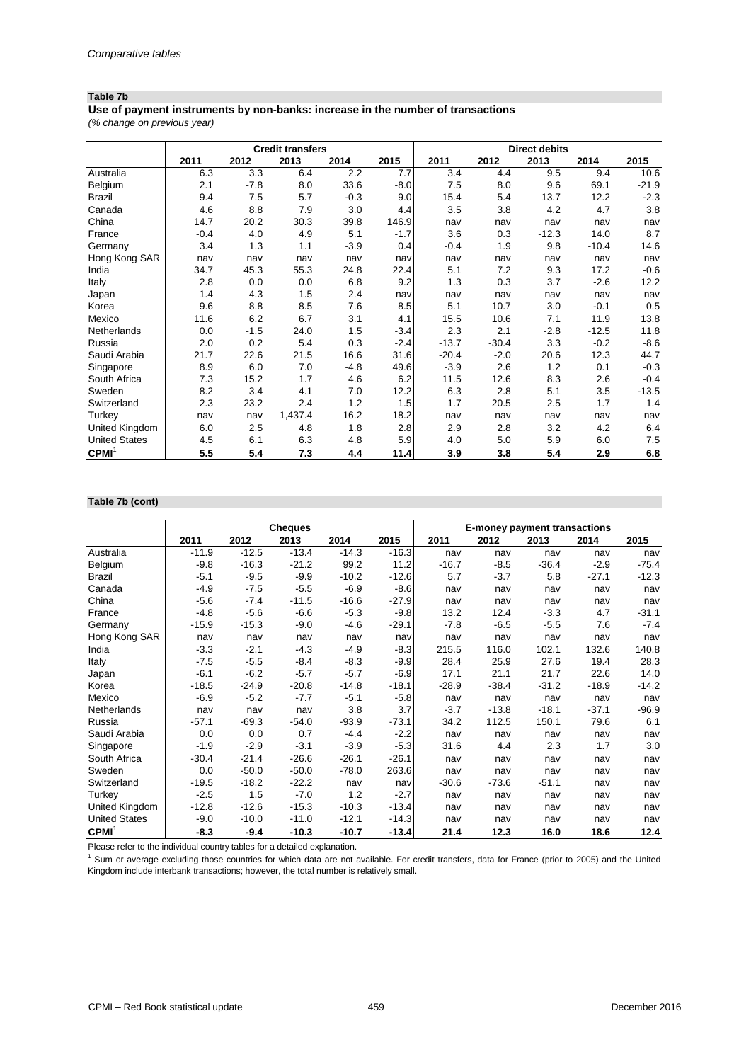*Comparative tables*

**Table 7b**

**Use of payment instruments by non-banks: increase in the number of transactions**

*(% change on previous year)*

| | Credit transfers | | | | | Direct debits | | | | |
|---|---|---|---|---|---|---|---|---|---|---|
| | 2011 | 2012 | 2013 | 2014 | 2015 | 2011 | 2012 | 2013 | 2014 | 2015 |
| Australia | 6.3 | 3.3 | 6.4 | 2.2 | 7.7 | 3.4 | 4.4 | 9.5 | 9.4 | 10.6 |
| Belgium | 2.1 | -7.8 | 8.0 | 33.6 | -8.0 | 7.5 | 8.0 | 9.6 | 69.1 | -21.9 |
| Brazil | 9.4 | 7.5 | 5.7 | -0.3 | 9.0 | 15.4 | 5.4 | 13.7 | 12.2 | -2.3 |
| Canada | 4.6 | 8.8 | 7.9 | 3.0 | 4.4 | 3.5 | 3.8 | 4.2 | 4.7 | 3.8 |
| China | 14.7 | 20.2 | 30.3 | 39.8 | 146.9 | nav | nav | nav | nav | nav |
| France | -0.4 | 4.0 | 4.9 | 5.1 | -1.7 | 3.6 | 0.3 | -12.3 | 14.0 | 8.7 |
| Germany | 3.4 | 1.3 | 1.1 | -3.9 | 0.4 | -0.4 | 1.9 | 9.8 | -10.4 | 14.6 |
| Hong Kong SAR | nav | nav | nav | nav | nav | nav | nav | nav | nav | nav |
| India | 34.7 | 45.3 | 55.3 | 24.8 | 22.4 | 5.1 | 7.2 | 9.3 | 17.2 | -0.6 |
| Italy | 2.8 | 0.0 | 0.0 | 6.8 | 9.2 | 1.3 | 0.3 | 3.7 | -2.6 | 12.2 |
| Japan | 1.4 | 4.3 | 1.5 | 2.4 | nav | nav | nav | nav | nav | nav |
| Korea | 9.6 | 8.8 | 8.5 | 7.6 | 8.5 | 5.1 | 10.7 | 3.0 | -0.1 | 0.5 |
| Mexico | 11.6 | 6.2 | 6.7 | 3.1 | 4.1 | 15.5 | 10.6 | 7.1 | 11.9 | 13.8 |
| Netherlands | 0.0 | -1.5 | 24.0 | 1.5 | -3.4 | 2.3 | 2.1 | -2.8 | -12.5 | 11.8 |
| Russia | 2.0 | 0.2 | 5.4 | 0.3 | -2.4 | -13.7 | -30.4 | 3.3 | -0.2 | -8.6 |
| Saudi Arabia | 21.7 | 22.6 | 21.5 | 16.6 | 31.6 | -20.4 | -2.0 | 20.6 | 12.3 | 44.7 |
| Singapore | 8.9 | 6.0 | 7.0 | -4.8 | 49.6 | -3.9 | 2.6 | 1.2 | 0.1 | -0.3 |
| South Africa | 7.3 | 15.2 | 1.7 | 4.6 | 6.2 | 11.5 | 12.6 | 8.3 | 2.6 | -0.4 |
| Sweden | 8.2 | 3.4 | 4.1 | 7.0 | 12.2 | 6.3 | 2.8 | 5.1 | 3.5 | -13.5 |
| Switzerland | 2.3 | 23.2 | 2.4 | 1.2 | 1.5 | 1.7 | 20.5 | 2.5 | 1.7 | 1.4 |
| Turkey | nav | nav | 1,437.4 | 16.2 | 18.2 | nav | nav | nav | nav | nav |
| United Kingdom | 6.0 | 2.5 | 4.8 | 1.8 | 2.8 | 2.9 | 2.8 | 3.2 | 4.2 | 6.4 |
| United States | 4.5 | 6.1 | 6.3 | 4.8 | 5.9 | 4.0 | 5.0 | 5.9 | 6.0 | 7.5 |
| **CPMI**[1] | **5.5** | **5.4** | **7.3** | **4.4** | **11.4** | **3.9** | **3.8** | **5.4** | **2.9** | **6.8** |

**Table 7b (cont)**

| | Cheques | | | | | E-money payment transactions | | | | |
|---|---|---|---|---|---|---|---|---|---|---|
| | 2011 | 2012 | 2013 | 2014 | 2015 | 2011 | 2012 | 2013 | 2014 | 2015 |
| Australia | -11.9 | -12.5 | -13.4 | -14.3 | -16.3 | nav | nav | nav | nav | nav |
| Belgium | -9.8 | -16.3 | -21.2 | 99.2 | 11.2 | -16.7 | -8.5 | -36.4 | -2.9 | -75.4 |
| Brazil | -5.1 | -9.5 | -9.9 | -10.2 | -12.6 | 5.7 | -3.7 | 5.8 | -27.1 | -12.3 |
| Canada | -4.9 | -7.5 | -5.5 | -6.9 | -8.6 | nav | nav | nav | nav | nav |
| China | -5.6 | -7.4 | -11.5 | -16.6 | -27.9 | nav | nav | nav | nav | nav |
| France | -4.8 | -5.6 | -6.6 | -5.3 | -9.8 | 13.2 | 12.4 | -3.3 | 4.7 | -31.1 |
| Germany | -15.9 | -15.3 | -9.0 | -4.6 | -29.1 | -7.8 | -6.5 | -5.5 | 7.6 | -7.4 |
| Hong Kong SAR | nav | nav | nav | nav | nav | nav | nav | nav | nav | nav |
| India | -3.3 | -2.1 | -4.3 | -4.9 | -8.3 | 215.5 | 116.0 | 102.1 | 132.6 | 140.8 |
| Italy | -7.5 | -5.5 | -8.4 | -8.3 | -9.9 | 28.4 | 25.9 | 27.6 | 19.4 | 28.3 |
| Japan | -6.1 | -6.2 | -5.7 | -5.7 | -6.9 | 17.1 | 21.1 | 21.7 | 22.6 | 14.0 |
| Korea | -18.5 | -24.9 | -20.8 | -14.8 | -18.1 | -28.9 | -38.4 | -31.2 | -18.9 | -14.2 |
| Mexico | -6.9 | -5.2 | -7.7 | -5.1 | -5.8 | nav | nav | nav | nav | nav |
| Netherlands | nav | nav | nav | 3.8 | 3.7 | -3.7 | -13.8 | -18.1 | -37.1 | -96.9 |
| Russia | -57.1 | -69.3 | -54.0 | -93.9 | -73.1 | 34.2 | 112.5 | 150.1 | 79.6 | 6.1 |
| Saudi Arabia | 0.0 | 0.0 | 0.7 | -4.4 | -2.2 | nav | nav | nav | nav | nav |
| Singapore | -1.9 | -2.9 | -3.1 | -3.9 | -5.3 | 31.6 | 4.4 | 2.3 | 1.7 | 3.0 |
| South Africa | -30.4 | -21.4 | -26.6 | -26.1 | -26.1 | nav | nav | nav | nav | nav |
| Sweden | 0.0 | -50.0 | -50.0 | -78.0 | 263.6 | nav | nav | nav | nav | nav |
| Switzerland | -19.5 | -18.2 | -22.2 | nav | nav | -30.6 | -73.6 | -51.1 | nav | nav |
| Turkey | -2.5 | 1.5 | -7.0 | 1.2 | -2.7 | nav | nav | nav | nav | nav |
| United Kingdom | -12.8 | -12.6 | -15.3 | -10.3 | -13.4 | nav | nav | nav | nav | nav |
| United States | -9.0 | -10.0 | -11.0 | -12.1 | -14.3 | nav | nav | nav | nav | nav |
| **CPMI**[1] | **-8.3** | **-9.4** | **-10.3** | **-10.7** | **-13.4** | **21.4** | **12.3** | **16.0** | **18.6** | **12.4** |

Please refer to the individual country tables for a detailed explanation.

[1] Sum or average excluding those countries for which data are not available. For credit transfers, data for France (prior to 2005) and the United Kingdom include interbank transactions; however, the total number is relatively small.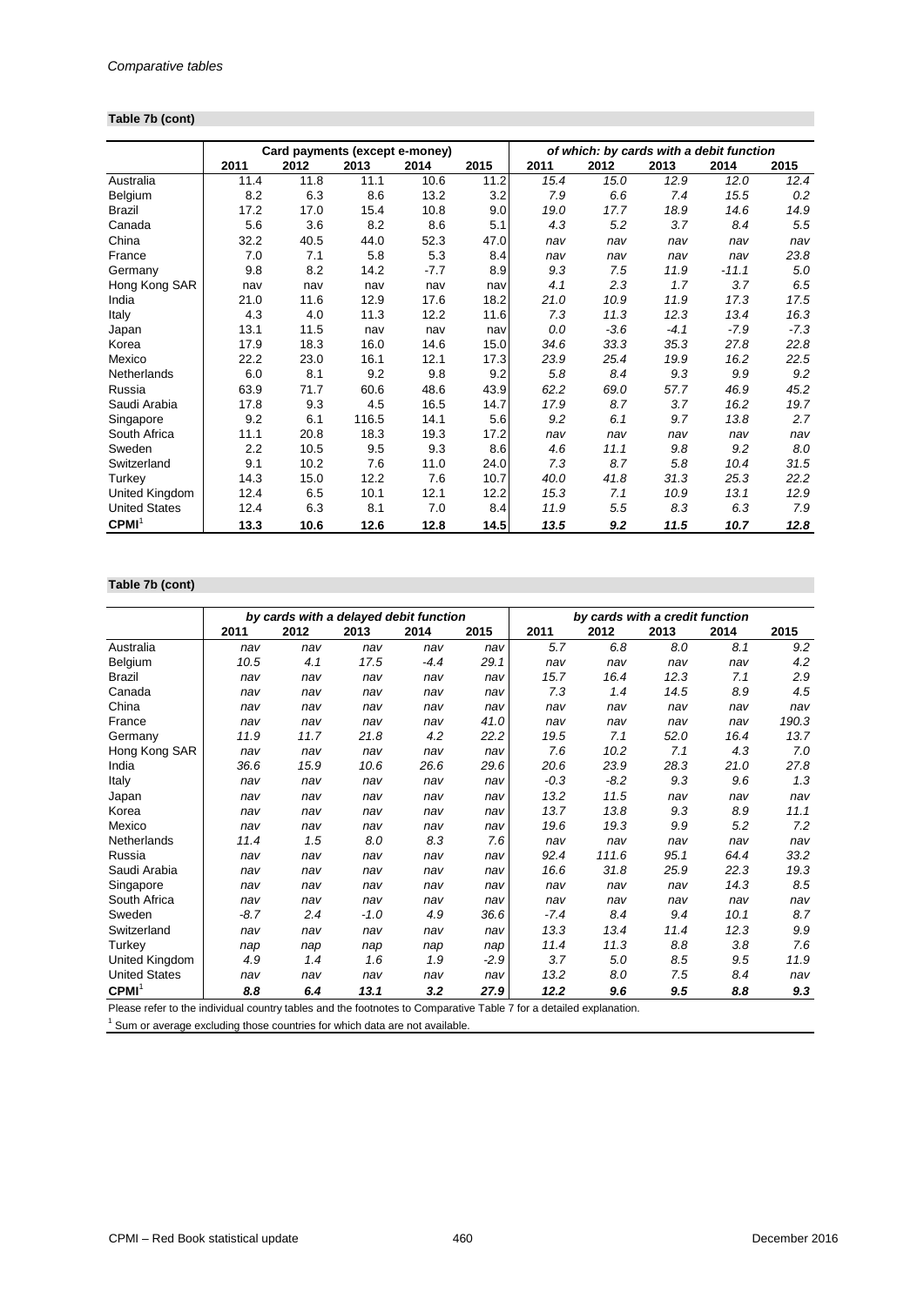**Table 7b (cont)**

| | Card payments (except e-money) | | | | | *of which: by cards with a debit function* | | | | |
|---|---|---|---|---|---|---|---|---|---|---|
| | 2011 | 2012 | 2013 | 2014 | 2015 | 2011 | 2012 | 2013 | 2014 | 2015 |
| Australia | 11.4 | 11.8 | 11.1 | 10.6 | 11.2 | *15.4* | *15.0* | *12.9* | *12.0* | *12.4* |
| Belgium | 8.2 | 6.3 | 8.6 | 13.2 | 3.2 | *7.9* | *6.6* | *7.4* | *15.5* | *0.2* |
| Brazil | 17.2 | 17.0 | 15.4 | 10.8 | 9.0 | *19.0* | *17.7* | *18.9* | *14.6* | *14.9* |
| Canada | 5.6 | 3.6 | 8.2 | 8.6 | 5.1 | *4.3* | *5.2* | *3.7* | *8.4* | *5.5* |
| China | 32.2 | 40.5 | 44.0 | 52.3 | 47.0 | *nav* | *nav* | *nav* | *nav* | *nav* |
| France | 7.0 | 7.1 | 5.8 | 5.3 | 8.4 | *nav* | *nav* | *nav* | *nav* | *23.8* |
| Germany | 9.8 | 8.2 | 14.2 | -7.7 | 8.9 | *9.3* | *7.5* | *11.9* | *-11.1* | *5.0* |
| Hong Kong SAR | nav | nav | nav | nav | nav | *4.1* | *2.3* | *1.7* | *3.7* | *6.5* |
| India | 21.0 | 11.6 | 12.9 | 17.6 | 18.2 | *21.0* | *10.9* | *11.9* | *17.3* | *17.5* |
| Italy | 4.3 | 4.0 | 11.3 | 12.2 | 11.6 | *7.3* | *11.3* | *12.3* | *13.4* | *16.3* |
| Japan | 13.1 | 11.5 | nav | nav | nav | *0.0* | *-3.6* | *-4.1* | *-7.9* | *-7.3* |
| Korea | 17.9 | 18.3 | 16.0 | 14.6 | 15.0 | *34.6* | *33.3* | *35.3* | *27.8* | *22.8* |
| Mexico | 22.2 | 23.0 | 16.1 | 12.1 | 17.3 | *23.9* | *25.4* | *19.9* | *16.2* | *22.5* |
| Netherlands | 6.0 | 8.1 | 9.2 | 9.8 | 9.2 | *5.8* | *8.4* | *9.3* | *9.9* | *9.2* |
| Russia | 63.9 | 71.7 | 60.6 | 48.6 | 43.9 | *62.2* | *69.0* | *57.7* | *46.9* | *45.2* |
| Saudi Arabia | 17.8 | 9.3 | 4.5 | 16.5 | 14.7 | *17.9* | *8.7* | *3.7* | *16.2* | *19.7* |
| Singapore | 9.2 | 6.1 | 116.5 | 14.1 | 5.6 | *9.2* | *6.1* | *9.7* | *13.8* | *2.7* |
| South Africa | 11.1 | 20.8 | 18.3 | 19.3 | 17.2 | *nav* | *nav* | *nav* | *nav* | *nav* |
| Sweden | 2.2 | 10.5 | 9.5 | 9.3 | 8.6 | *4.6* | *11.1* | *9.8* | *9.2* | *8.0* |
| Switzerland | 9.1 | 10.2 | 7.6 | 11.0 | 24.0 | *7.3* | *8.7* | *5.8* | *10.4* | *31.5* |
| Turkey | 14.3 | 15.0 | 12.2 | 7.6 | 10.7 | *40.0* | *41.8* | *31.3* | *25.3* | *22.2* |
| United Kingdom | 12.4 | 6.5 | 10.1 | 12.1 | 12.2 | *15.3* | *7.1* | *10.9* | *13.1* | *12.9* |
| United States | 12.4 | 6.3 | 8.1 | 7.0 | 8.4 | *11.9* | *5.5* | *8.3* | *6.3* | *7.9* |
| **CPMI**[1] | **13.3** | **10.6** | **12.6** | **12.8** | **14.5** | ***13.5*** | ***9.2*** | ***11.5*** | ***10.7*** | ***12.8*** |

**Table 7b (cont)**

| | *by cards with a delayed debit function* | | | | | *by cards with a credit function* | | | | |
|---|---|---|---|---|---|---|---|---|---|---|
| | 2011 | 2012 | 2013 | 2014 | 2015 | 2011 | 2012 | 2013 | 2014 | 2015 |
| Australia | *nav* | *nav* | *nav* | *nav* | *nav* | *5.7* | *6.8* | *8.0* | *8.1* | *9.2* |
| Belgium | *10.5* | *4.1* | *17.5* | *-4.4* | *29.1* | *nav* | *nav* | *nav* | *nav* | *4.2* |
| Brazil | *nav* | *nav* | *nav* | *nav* | *nav* | *15.7* | *16.4* | *12.3* | *7.1* | *2.9* |
| Canada | *nav* | *nav* | *nav* | *nav* | *nav* | *7.3* | *1.4* | *14.5* | *8.9* | *4.5* |
| China | *nav* | *nav* | *nav* | *nav* | *nav* | *nav* | *nav* | *nav* | *nav* | *nav* |
| France | *nav* | *nav* | *nav* | *nav* | *41.0* | *nav* | *nav* | *nav* | *nav* | *190.3* |
| Germany | *11.9* | *11.7* | *21.8* | *4.2* | *22.2* | *19.5* | *7.1* | *52.0* | *16.4* | *13.7* |
| Hong Kong SAR | *nav* | *nav* | *nav* | *nav* | *nav* | *7.6* | *10.2* | *7.1* | *4.3* | *7.0* |
| India | *36.6* | *15.9* | *10.6* | *26.6* | *29.6* | *20.6* | *23.9* | *28.3* | *21.0* | *27.8* |
| Italy | *nav* | *nav* | *nav* | *nav* | *nav* | *-0.3* | *-8.2* | *9.3* | *9.6* | *1.3* |
| Japan | *nav* | *nav* | *nav* | *nav* | *nav* | *13.2* | *11.5* | *nav* | *nav* | *nav* |
| Korea | *nav* | *nav* | *nav* | *nav* | *nav* | *13.7* | *13.8* | *9.3* | *8.9* | *11.1* |
| Mexico | *nav* | *nav* | *nav* | *nav* | *nav* | *19.6* | *19.3* | *9.9* | *5.2* | *7.2* |
| Netherlands | *11.4* | *1.5* | *8.0* | *8.3* | *7.6* | *nav* | *nav* | *nav* | *nav* | *nav* |
| Russia | *nav* | *nav* | *nav* | *nav* | *nav* | *92.4* | *111.6* | *95.1* | *64.4* | *33.2* |
| Saudi Arabia | *nav* | *nav* | *nav* | *nav* | *nav* | *16.6* | *31.8* | *25.9* | *22.3* | *19.3* |
| Singapore | *nav* | *nav* | *nav* | *nav* | *nav* | *nav* | *nav* | *nav* | *14.3* | *8.5* |
| South Africa | *nav* | *nav* | *nav* | *nav* | *nav* | *nav* | *nav* | *nav* | *nav* | *nav* |
| Sweden | *-8.7* | *2.4* | *-1.0* | *4.9* | *36.6* | *-7.4* | *8.4* | *9.4* | *10.1* | *8.7* |
| Switzerland | *nav* | *nav* | *nav* | *nav* | *nav* | *13.3* | *13.4* | *11.4* | *12.3* | *9.9* |
| Turkey | *nap* | *nap* | *nap* | *nap* | *nap* | *11.4* | *11.3* | *8.8* | *3.8* | *7.6* |
| United Kingdom | *4.9* | *1.4* | *1.6* | *1.9* | *-2.9* | *3.7* | *5.0* | *8.5* | *9.5* | *11.9* |
| United States | *nav* | *nav* | *nav* | *nav* | *nav* | *13.2* | *8.0* | *7.5* | *8.4* | *nav* |
| **CPMI**[1] | ***8.8*** | ***6.4*** | ***13.1*** | ***3.2*** | ***27.9*** | ***12.2*** | ***9.6*** | ***9.5*** | ***8.8*** | ***9.3*** |

Please refer to the individual country tables and the footnotes to Comparative Table 7 for a detailed explanation.

[1] Sum or average excluding those countries for which data are not available.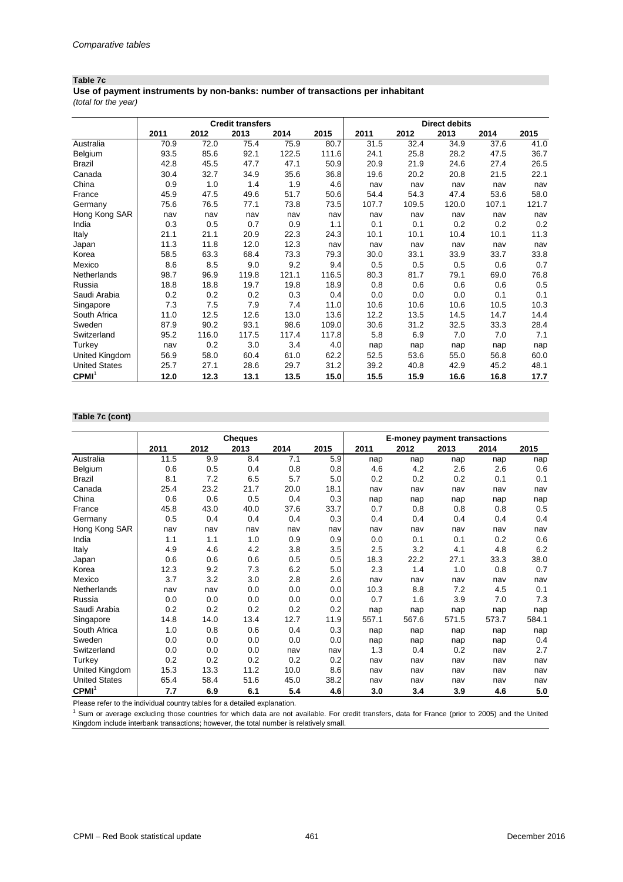*Comparative tables*

**Table 7c**

**Use of payment instruments by non-banks: number of transactions per inhabitant**

*(total for the year)*

| | Credit transfers | | | | | Direct debits | | | | |
|---|---|---|---|---|---|---|---|---|---|---|
| | 2011 | 2012 | 2013 | 2014 | 2015 | 2011 | 2012 | 2013 | 2014 | 2015 |
| Australia | 70.9 | 72.0 | 75.4 | 75.9 | 80.7 | 31.5 | 32.4 | 34.9 | 37.6 | 41.0 |
| Belgium | 93.5 | 85.6 | 92.1 | 122.5 | 111.6 | 24.1 | 25.8 | 28.2 | 47.5 | 36.7 |
| Brazil | 42.8 | 45.5 | 47.7 | 47.1 | 50.9 | 20.9 | 21.9 | 24.6 | 27.4 | 26.5 |
| Canada | 30.4 | 32.7 | 34.9 | 35.6 | 36.8 | 19.6 | 20.2 | 20.8 | 21.5 | 22.1 |
| China | 0.9 | 1.0 | 1.4 | 1.9 | 4.6 | nav | nav | nav | nav | nav |
| France | 45.9 | 47.5 | 49.6 | 51.7 | 50.6 | 54.4 | 54.3 | 47.4 | 53.6 | 58.0 |
| Germany | 75.6 | 76.5 | 77.1 | 73.8 | 73.5 | 107.7 | 109.5 | 120.0 | 107.1 | 121.7 |
| Hong Kong SAR | nav | nav | nav | nav | nav | nav | nav | nav | nav | nav |
| India | 0.3 | 0.5 | 0.7 | 0.9 | 1.1 | 0.1 | 0.1 | 0.2 | 0.2 | 0.2 |
| Italy | 21.1 | 21.1 | 20.9 | 22.3 | 24.3 | 10.1 | 10.1 | 10.4 | 10.1 | 11.3 |
| Japan | 11.3 | 11.8 | 12.0 | 12.3 | nav | nav | nav | nav | nav | nav |
| Korea | 58.5 | 63.3 | 68.4 | 73.3 | 79.3 | 30.0 | 33.1 | 33.9 | 33.7 | 33.8 |
| Mexico | 8.6 | 8.5 | 9.0 | 9.2 | 9.4 | 0.5 | 0.5 | 0.5 | 0.6 | 0.7 |
| Netherlands | 98.7 | 96.9 | 119.8 | 121.1 | 116.5 | 80.3 | 81.7 | 79.1 | 69.0 | 76.8 |
| Russia | 18.8 | 18.8 | 19.7 | 19.8 | 18.9 | 0.8 | 0.6 | 0.6 | 0.6 | 0.5 |
| Saudi Arabia | 0.2 | 0.2 | 0.2 | 0.3 | 0.4 | 0.0 | 0.0 | 0.0 | 0.1 | 0.1 |
| Singapore | 7.3 | 7.5 | 7.9 | 7.4 | 11.0 | 10.6 | 10.6 | 10.6 | 10.5 | 10.3 |
| South Africa | 11.0 | 12.5 | 12.6 | 13.0 | 13.6 | 12.2 | 13.5 | 14.5 | 14.7 | 14.4 |
| Sweden | 87.9 | 90.2 | 93.1 | 98.6 | 109.0 | 30.6 | 31.2 | 32.5 | 33.3 | 28.4 |
| Switzerland | 95.2 | 116.0 | 117.5 | 117.4 | 117.8 | 5.8 | 6.9 | 7.0 | 7.0 | 7.1 |
| Turkey | nav | 0.2 | 3.0 | 3.4 | 4.0 | nap | nap | nap | nap | nap |
| United Kingdom | 56.9 | 58.0 | 60.4 | 61.0 | 62.2 | 52.5 | 53.6 | 55.0 | 56.8 | 60.0 |
| United States | 25.7 | 27.1 | 28.6 | 29.7 | 31.2 | 39.2 | 40.8 | 42.9 | 45.2 | 48.1 |
| **CPMI**[1] | **12.0** | **12.3** | **13.1** | **13.5** | **15.0** | **15.5** | **15.9** | **16.6** | **16.8** | **17.7** |

**Table 7c (cont)**

| | Cheques | | | | | E-money payment transactions | | | | |
|---|---|---|---|---|---|---|---|---|---|---|
| | 2011 | 2012 | 2013 | 2014 | 2015 | 2011 | 2012 | 2013 | 2014 | 2015 |
| Australia | 11.5 | 9.9 | 8.4 | 7.1 | 5.9 | nap | nap | nap | nap | nap |
| Belgium | 0.6 | 0.5 | 0.4 | 0.8 | 0.8 | 4.6 | 4.2 | 2.6 | 2.6 | 0.6 |
| Brazil | 8.1 | 7.2 | 6.5 | 5.7 | 5.0 | 0.2 | 0.2 | 0.2 | 0.1 | 0.1 |
| Canada | 25.4 | 23.2 | 21.7 | 20.0 | 18.1 | nav | nav | nav | nav | nav |
| China | 0.6 | 0.6 | 0.5 | 0.4 | 0.3 | nap | nap | nap | nap | nap |
| France | 45.8 | 43.0 | 40.0 | 37.6 | 33.7 | 0.7 | 0.8 | 0.8 | 0.8 | 0.5 |
| Germany | 0.5 | 0.4 | 0.4 | 0.4 | 0.3 | 0.4 | 0.4 | 0.4 | 0.4 | 0.4 |
| Hong Kong SAR | nav | nav | nav | nav | nav | nav | nav | nav | nav | nav |
| India | 1.1 | 1.1 | 1.0 | 0.9 | 0.9 | 0.0 | 0.1 | 0.1 | 0.2 | 0.6 |
| Italy | 4.9 | 4.6 | 4.2 | 3.8 | 3.5 | 2.5 | 3.2 | 4.1 | 4.8 | 6.2 |
| Japan | 0.6 | 0.6 | 0.6 | 0.5 | 0.5 | 18.3 | 22.2 | 27.1 | 33.3 | 38.0 |
| Korea | 12.3 | 9.2 | 7.3 | 6.2 | 5.0 | 2.3 | 1.4 | 1.0 | 0.8 | 0.7 |
| Mexico | 3.7 | 3.2 | 3.0 | 2.8 | 2.6 | nav | nav | nav | nav | nav |
| Netherlands | nav | nav | 0.0 | 0.0 | 0.0 | 10.3 | 8.8 | 7.2 | 4.5 | 0.1 |
| Russia | 0.0 | 0.0 | 0.0 | 0.0 | 0.0 | 0.7 | 1.6 | 3.9 | 7.0 | 7.3 |
| Saudi Arabia | 0.2 | 0.2 | 0.2 | 0.2 | 0.2 | nap | nap | nap | nap | nap |
| Singapore | 14.8 | 14.0 | 13.4 | 12.7 | 11.9 | 557.1 | 567.6 | 571.5 | 573.7 | 584.1 |
| South Africa | 1.0 | 0.8 | 0.6 | 0.4 | 0.3 | nap | nap | nap | nap | nap |
| Sweden | 0.0 | 0.0 | 0.0 | 0.0 | 0.0 | nap | nap | nap | nap | 0.4 |
| Switzerland | 0.0 | 0.0 | 0.0 | nav | nav | 1.3 | 0.4 | 0.2 | nav | 2.7 |
| Turkey | 0.2 | 0.2 | 0.2 | 0.2 | 0.2 | nav | nav | nav | nav | nav |
| United Kingdom | 15.3 | 13.3 | 11.2 | 10.0 | 8.6 | nav | nav | nav | nav | nav |
| United States | 65.4 | 58.4 | 51.6 | 45.0 | 38.2 | nav | nav | nav | nav | nav |
| **CPMI**[1] | **7.7** | **6.9** | **6.1** | **5.4** | **4.6** | **3.0** | **3.4** | **3.9** | **4.6** | **5.0** |

Please refer to the individual country tables for a detailed explanation.

[1] Sum or average excluding those countries for which data are not available. For credit transfers, data for France (prior to 2005) and the United Kingdom include interbank transactions; however, the total number is relatively small.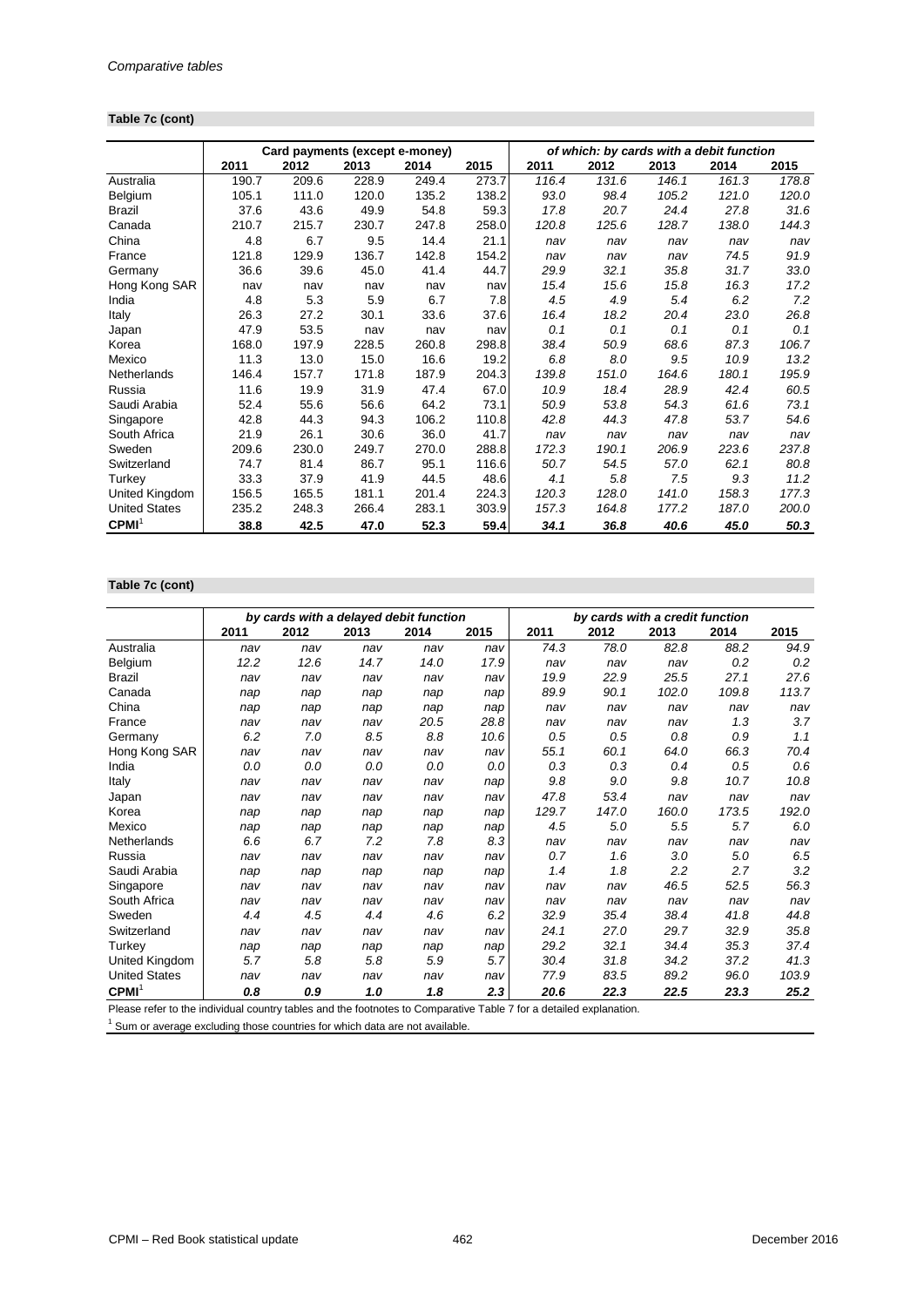Comparative tables

**Table 7c (cont)**

| | Card payments (except e-money) | | | | | *of which: by cards with a debit function* | | | | |
|---|---|---|---|---|---|---|---|---|---|---|
| | 2011 | 2012 | 2013 | 2014 | 2015 | 2011 | 2012 | 2013 | 2014 | 2015 |
| Australia | 190.7 | 209.6 | 228.9 | 249.4 | 273.7 | *116.4* | *131.6* | *146.1* | *161.3* | *178.8* |
| Belgium | 105.1 | 111.0 | 120.0 | 135.2 | 138.2 | *93.0* | *98.4* | *105.2* | *121.0* | *120.0* |
| Brazil | 37.6 | 43.6 | 49.9 | 54.8 | 59.3 | *17.8* | *20.7* | *24.4* | *27.8* | *31.6* |
| Canada | 210.7 | 215.7 | 230.7 | 247.8 | 258.0 | *120.8* | *125.6* | *128.7* | *138.0* | *144.3* |
| China | 4.8 | 6.7 | 9.5 | 14.4 | 21.1 | *nav* | *nav* | *nav* | *nav* | *nav* |
| France | 121.8 | 129.9 | 136.7 | 142.8 | 154.2 | *nav* | *nav* | *nav* | *74.5* | *91.9* |
| Germany | 36.6 | 39.6 | 45.0 | 41.4 | 44.7 | *29.9* | *32.1* | *35.8* | *31.7* | *33.0* |
| Hong Kong SAR | nav | nav | nav | nav | nav | *15.4* | *15.6* | *15.8* | *16.3* | *17.2* |
| India | 4.8 | 5.3 | 5.9 | 6.7 | 7.8 | *4.5* | *4.9* | *5.4* | *6.2* | *7.2* |
| Italy | 26.3 | 27.2 | 30.1 | 33.6 | 37.6 | *16.4* | *18.2* | *20.4* | *23.0* | *26.8* |
| Japan | 47.9 | 53.5 | nav | nav | nav | *0.1* | *0.1* | *0.1* | *0.1* | *0.1* |
| Korea | 168.0 | 197.9 | 228.5 | 260.8 | 298.8 | *38.4* | *50.9* | *68.6* | *87.3* | *106.7* |
| Mexico | 11.3 | 13.0 | 15.0 | 16.6 | 19.2 | *6.8* | *8.0* | *9.5* | *10.9* | *13.2* |
| Netherlands | 146.4 | 157.7 | 171.8 | 187.9 | 204.3 | *139.8* | *151.0* | *164.6* | *180.1* | *195.9* |
| Russia | 11.6 | 19.9 | 31.9 | 47.4 | 67.0 | *10.9* | *18.4* | *28.9* | *42.4* | *60.5* |
| Saudi Arabia | 52.4 | 55.6 | 56.6 | 64.2 | 73.1 | *50.9* | *53.8* | *54.3* | *61.6* | *73.1* |
| Singapore | 42.8 | 44.3 | 94.3 | 106.2 | 110.8 | *42.8* | *44.3* | *47.8* | *53.7* | *54.6* |
| South Africa | 21.9 | 26.1 | 30.6 | 36.0 | 41.7 | *nav* | *nav* | *nav* | *nav* | *nav* |
| Sweden | 209.6 | 230.0 | 249.7 | 270.0 | 288.8 | *172.3* | *190.1* | *206.9* | *223.6* | *237.8* |
| Switzerland | 74.7 | 81.4 | 86.7 | 95.1 | 116.6 | *50.7* | *54.5* | *57.0* | *62.1* | *80.8* |
| Turkey | 33.3 | 37.9 | 41.9 | 44.5 | 48.6 | *4.1* | *5.8* | *7.5* | *9.3* | *11.2* |
| United Kingdom | 156.5 | 165.5 | 181.1 | 201.4 | 224.3 | *120.3* | *128.0* | *141.0* | *158.3* | *177.3* |
| United States | 235.2 | 248.3 | 266.4 | 283.1 | 303.9 | *157.3* | *164.8* | *177.2* | *187.0* | *200.0* |
| **CPMI**[1] | **38.8** | **42.5** | **47.0** | **52.3** | **59.4** | ***34.1*** | ***36.8*** | ***40.6*** | ***45.0*** | ***50.3*** |

**Table 7c (cont)**

| | *by cards with a delayed debit function* | | | | | *by cards with a credit function* | | | | |
|---|---|---|---|---|---|---|---|---|---|---|
| | 2011 | 2012 | 2013 | 2014 | 2015 | 2011 | 2012 | 2013 | 2014 | 2015 |
| Australia | *nav* | *nav* | *nav* | *nav* | *nav* | *74.3* | *78.0* | *82.8* | *88.2* | *94.9* |
| Belgium | *12.2* | *12.6* | *14.7* | *14.0* | *17.9* | *nav* | *nav* | *nav* | *0.2* | *0.2* |
| Brazil | *nav* | *nav* | *nav* | *nav* | *nav* | *19.9* | *22.9* | *25.5* | *27.1* | *27.6* |
| Canada | *nap* | *nap* | *nap* | *nap* | *nap* | *89.9* | *90.1* | *102.0* | *109.8* | *113.7* |
| China | *nap* | *nap* | *nap* | *nap* | *nap* | *nav* | *nav* | *nav* | *nav* | *nav* |
| France | *nav* | *nav* | *nav* | *20.5* | *28.8* | *nav* | *nav* | *nav* | *1.3* | *3.7* |
| Germany | *6.2* | *7.0* | *8.5* | *8.8* | *10.6* | *0.5* | *0.5* | *0.8* | *0.9* | *1.1* |
| Hong Kong SAR | *nav* | *nav* | *nav* | *nav* | *nav* | *55.1* | *60.1* | *64.0* | *66.3* | *70.4* |
| India | *0.0* | *0.0* | *0.0* | *0.0* | *0.0* | *0.3* | *0.3* | *0.4* | *0.5* | *0.6* |
| Italy | *nav* | *nav* | *nav* | *nav* | *nap* | *9.8* | *9.0* | *9.8* | *10.7* | *10.8* |
| Japan | *nav* | *nav* | *nav* | *nav* | *nav* | *47.8* | *53.4* | *nav* | *nav* | *nav* |
| Korea | *nap* | *nap* | *nap* | *nap* | *nap* | *129.7* | *147.0* | *160.0* | *173.5* | *192.0* |
| Mexico | *nap* | *nap* | *nap* | *nap* | *nap* | *4.5* | *5.0* | *5.5* | *5.7* | *6.0* |
| Netherlands | *6.6* | *6.7* | *7.2* | *7.8* | *8.3* | *nav* | *nav* | *nav* | *nav* | *nav* |
| Russia | *nav* | *nav* | *nav* | *nav* | *nav* | *0.7* | *1.6* | *3.0* | *5.0* | *6.5* |
| Saudi Arabia | *nap* | *nap* | *nap* | *nap* | *nap* | *1.4* | *1.8* | *2.2* | *2.7* | *3.2* |
| Singapore | *nav* | *nav* | *nav* | *nav* | *nav* | *nav* | *nav* | *46.5* | *52.5* | *56.3* |
| South Africa | *nav* | *nav* | *nav* | *nav* | *nav* | *nav* | *nav* | *nav* | *nav* | *nav* |
| Sweden | *4.4* | *4.5* | *4.4* | *4.6* | *6.2* | *32.9* | *35.4* | *38.4* | *41.8* | *44.8* |
| Switzerland | *nav* | *nav* | *nav* | *nav* | *nav* | *24.1* | *27.0* | *29.7* | *32.9* | *35.8* |
| Turkey | *nap* | *nap* | *nap* | *nap* | *nap* | *29.2* | *32.1* | *34.4* | *35.3* | *37.4* |
| United Kingdom | *5.7* | *5.8* | *5.8* | *5.9* | *5.7* | *30.4* | *31.8* | *34.2* | *37.2* | *41.3* |
| United States | *nav* | *nav* | *nav* | *nav* | *nav* | *77.9* | *83.5* | *89.2* | *96.0* | *103.9* |
| **CPMI**[1] | ***0.8*** | ***0.9*** | ***1.0*** | ***1.8*** | ***2.3*** | ***20.6*** | ***22.3*** | ***22.5*** | ***23.3*** | ***25.2*** |

Please refer to the individual country tables and the footnotes to Comparative Table 7 for a detailed explanation.

[1] Sum or average excluding those countries for which data are not available.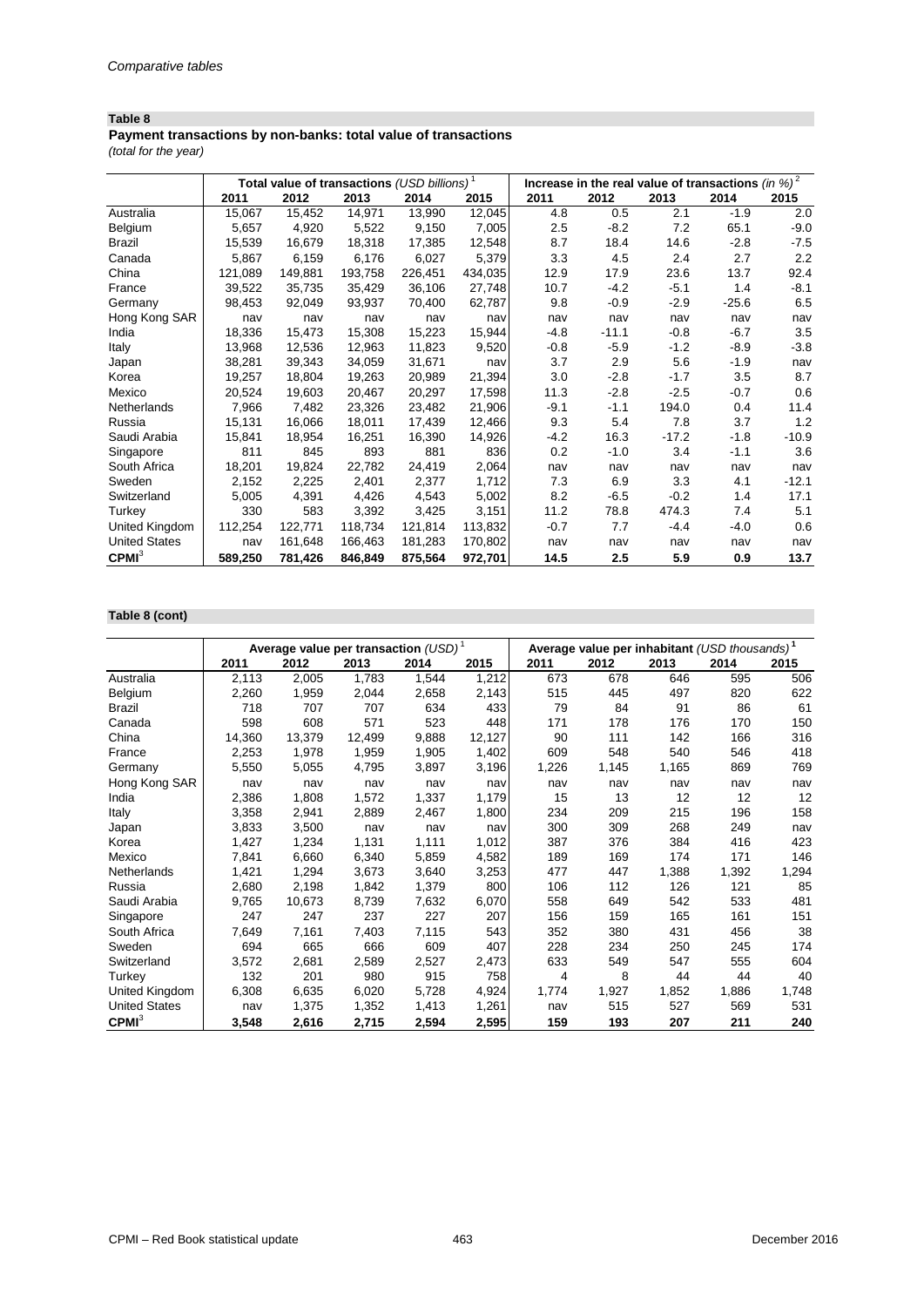*Comparative tables*

**Table 8**

**Payment transactions by non-banks: total value of transactions**

*(total for the year)*

| | Total value of transactions *(USD billions)* [1] | | | | | Increase in the real value of transactions *(in %)* [2] | | | | |
|---|---|---|---|---|---|---|---|---|---|---|
| | **2011** | **2012** | **2013** | **2014** | **2015** | **2011** | **2012** | **2013** | **2014** | **2015** |
| Australia | 15,067 | 15,452 | 14,971 | 13,990 | 12,045 | 4.8 | 0.5 | 2.1 | -1.9 | 2.0 |
| Belgium | 5,657 | 4,920 | 5,522 | 9,150 | 7,005 | 2.5 | -8.2 | 7.2 | 65.1 | -9.0 |
| Brazil | 15,539 | 16,679 | 18,318 | 17,385 | 12,548 | 8.7 | 18.4 | 14.6 | -2.8 | -7.5 |
| Canada | 5,867 | 6,159 | 6,176 | 6,027 | 5,379 | 3.3 | 4.5 | 2.4 | 2.7 | 2.2 |
| China | 121,089 | 149,881 | 193,758 | 226,451 | 434,035 | 12.9 | 17.9 | 23.6 | 13.7 | 92.4 |
| France | 39,522 | 35,735 | 35,429 | 36,106 | 27,748 | 10.7 | -4.2 | -5.1 | 1.4 | -8.1 |
| Germany | 98,453 | 92,049 | 93,937 | 70,400 | 62,787 | 9.8 | -0.9 | -2.9 | -25.6 | 6.5 |
| Hong Kong SAR | nav | nav | nav | nav | nav | nav | nav | nav | nav | nav |
| India | 18,336 | 15,473 | 15,308 | 15,223 | 15,944 | -4.8 | -11.1 | -0.8 | -6.7 | 3.5 |
| Italy | 13,968 | 12,536 | 12,963 | 11,823 | 9,520 | -0.8 | -5.9 | -1.2 | -8.9 | -3.8 |
| Japan | 38,281 | 39,343 | 34,059 | 31,671 | nav | 3.7 | 2.9 | 5.6 | -1.9 | nav |
| Korea | 19,257 | 18,804 | 19,263 | 20,989 | 21,394 | 3.0 | -2.8 | -1.7 | 3.5 | 8.7 |
| Mexico | 20,524 | 19,603 | 20,467 | 20,297 | 17,598 | 11.3 | -2.8 | -2.5 | -0.7 | 0.6 |
| Netherlands | 7,966 | 7,482 | 23,326 | 23,482 | 21,906 | -9.1 | -1.1 | 194.0 | 0.4 | 11.4 |
| Russia | 15,131 | 16,066 | 18,011 | 17,439 | 12,466 | 9.3 | 5.4 | 7.8 | 3.7 | 1.2 |
| Saudi Arabia | 15,841 | 18,954 | 16,251 | 16,390 | 14,926 | -4.2 | 16.3 | -17.2 | -1.8 | -10.9 |
| Singapore | 811 | 845 | 893 | 881 | 836 | 0.2 | -1.0 | 3.4 | -1.1 | 3.6 |
| South Africa | 18,201 | 19,824 | 22,782 | 24,419 | 2,064 | nav | nav | nav | nav | nav |
| Sweden | 2,152 | 2,225 | 2,401 | 2,377 | 1,712 | 7.3 | 6.9 | 3.3 | 4.1 | -12.1 |
| Switzerland | 5,005 | 4,391 | 4,426 | 4,543 | 5,002 | 8.2 | -6.5 | -0.2 | 1.4 | 17.1 |
| Turkey | 330 | 583 | 3,392 | 3,425 | 3,151 | 11.2 | 78.8 | 474.3 | 7.4 | 5.1 |
| United Kingdom | 112,254 | 122,771 | 118,734 | 121,814 | 113,832 | -0.7 | 7.7 | -4.4 | -4.0 | 0.6 |
| United States | nav | 161,648 | 166,463 | 181,283 | 170,802 | nav | nav | nav | nav | nav |
| **CPMI** [3] | **589,250** | **781,426** | **846,849** | **875,564** | **972,701** | **14.5** | **2.5** | **5.9** | **0.9** | **13.7** |

**Table 8 (cont)**

| | Average value per transaction *(USD)* [1] | | | | | Average value per inhabitant *(USD thousands)* [1] | | | | |
|---|---|---|---|---|---|---|---|---|---|---|
| | **2011** | **2012** | **2013** | **2014** | **2015** | **2011** | **2012** | **2013** | **2014** | **2015** |
| Australia | 2,113 | 2,005 | 1,783 | 1,544 | 1,212 | 673 | 678 | 646 | 595 | 506 |
| Belgium | 2,260 | 1,959 | 2,044 | 2,658 | 2,143 | 515 | 445 | 497 | 820 | 622 |
| Brazil | 718 | 707 | 707 | 634 | 433 | 79 | 84 | 91 | 86 | 61 |
| Canada | 598 | 608 | 571 | 523 | 448 | 171 | 178 | 176 | 170 | 150 |
| China | 14,360 | 13,379 | 12,499 | 9,888 | 12,127 | 90 | 111 | 142 | 166 | 316 |
| France | 2,253 | 1,978 | 1,959 | 1,905 | 1,402 | 609 | 548 | 540 | 546 | 418 |
| Germany | 5,550 | 5,055 | 4,795 | 3,897 | 3,196 | 1,226 | 1,145 | 1,165 | 869 | 769 |
| Hong Kong SAR | nav | nav | nav | nav | nav | nav | nav | nav | nav | nav |
| India | 2,386 | 1,808 | 1,572 | 1,337 | 1,179 | 15 | 13 | 12 | 12 | 12 |
| Italy | 3,358 | 2,941 | 2,889 | 2,467 | 1,800 | 234 | 209 | 215 | 196 | 158 |
| Japan | 3,833 | 3,500 | nav | nav | nav | 300 | 309 | 268 | 249 | nav |
| Korea | 1,427 | 1,234 | 1,131 | 1,111 | 1,012 | 387 | 376 | 384 | 416 | 423 |
| Mexico | 7,841 | 6,660 | 6,340 | 5,859 | 4,582 | 189 | 169 | 174 | 171 | 146 |
| Netherlands | 1,421 | 1,294 | 3,673 | 3,640 | 3,253 | 477 | 447 | 1,388 | 1,392 | 1,294 |
| Russia | 2,680 | 2,198 | 1,842 | 1,379 | 800 | 106 | 112 | 126 | 121 | 85 |
| Saudi Arabia | 9,765 | 10,673 | 8,739 | 7,632 | 6,070 | 558 | 649 | 542 | 533 | 481 |
| Singapore | 247 | 247 | 237 | 227 | 207 | 156 | 159 | 165 | 161 | 151 |
| South Africa | 7,649 | 7,161 | 7,403 | 7,115 | 543 | 352 | 380 | 431 | 456 | 38 |
| Sweden | 694 | 665 | 666 | 609 | 407 | 228 | 234 | 250 | 245 | 174 |
| Switzerland | 3,572 | 2,681 | 2,589 | 2,527 | 2,473 | 633 | 549 | 547 | 555 | 604 |
| Turkey | 132 | 201 | 980 | 915 | 758 | 4 | 8 | 44 | 44 | 40 |
| United Kingdom | 6,308 | 6,635 | 6,020 | 5,728 | 4,924 | 1,774 | 1,927 | 1,852 | 1,886 | 1,748 |
| United States | nav | 1,375 | 1,352 | 1,413 | 1,261 | nav | 515 | 527 | 569 | 531 |
| **CPMI** [3] | **3,548** | **2,616** | **2,715** | **2,594** | **2,595** | **159** | **193** | **207** | **211** | **240** |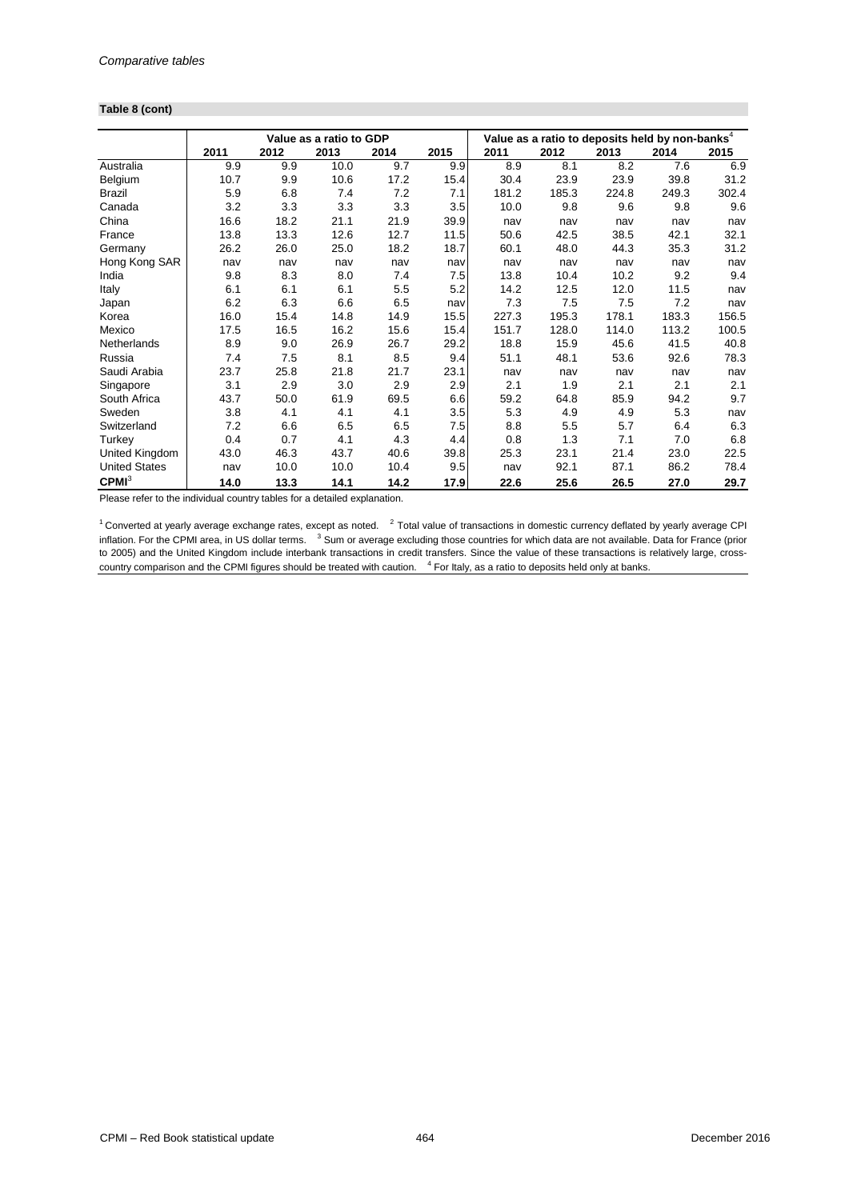*Comparative tables*

**Table 8 (cont)**

| | Value as a ratio to GDP | | | | | Value as a ratio to deposits held by non-banks[4] | | | | |
|---|---|---|---|---|---|---|---|---|---|---|
| | 2011 | 2012 | 2013 | 2014 | 2015 | 2011 | 2012 | 2013 | 2014 | 2015 |
| Australia | 9.9 | 9.9 | 10.0 | 9.7 | 9.9 | 8.9 | 8.1 | 8.2 | 7.6 | 6.9 |
| Belgium | 10.7 | 9.9 | 10.6 | 17.2 | 15.4 | 30.4 | 23.9 | 23.9 | 39.8 | 31.2 |
| Brazil | 5.9 | 6.8 | 7.4 | 7.2 | 7.1 | 181.2 | 185.3 | 224.8 | 249.3 | 302.4 |
| Canada | 3.2 | 3.3 | 3.3 | 3.3 | 3.5 | 10.0 | 9.8 | 9.6 | 9.8 | 9.6 |
| China | 16.6 | 18.2 | 21.1 | 21.9 | 39.9 | nav | nav | nav | nav | nav |
| France | 13.8 | 13.3 | 12.6 | 12.7 | 11.5 | 50.6 | 42.5 | 38.5 | 42.1 | 32.1 |
| Germany | 26.2 | 26.0 | 25.0 | 18.2 | 18.7 | 60.1 | 48.0 | 44.3 | 35.3 | 31.2 |
| Hong Kong SAR | nav | nav | nav | nav | nav | nav | nav | nav | nav | nav |
| India | 9.8 | 8.3 | 8.0 | 7.4 | 7.5 | 13.8 | 10.4 | 10.2 | 9.2 | 9.4 |
| Italy | 6.1 | 6.1 | 6.1 | 5.5 | 5.2 | 14.2 | 12.5 | 12.0 | 11.5 | nav |
| Japan | 6.2 | 6.3 | 6.6 | 6.5 | nav | 7.3 | 7.5 | 7.5 | 7.2 | nav |
| Korea | 16.0 | 15.4 | 14.8 | 14.9 | 15.5 | 227.3 | 195.3 | 178.1 | 183.3 | 156.5 |
| Mexico | 17.5 | 16.5 | 16.2 | 15.6 | 15.4 | 151.7 | 128.0 | 114.0 | 113.2 | 100.5 |
| Netherlands | 8.9 | 9.0 | 26.9 | 26.7 | 29.2 | 18.8 | 15.9 | 45.6 | 41.5 | 40.8 |
| Russia | 7.4 | 7.5 | 8.1 | 8.5 | 9.4 | 51.1 | 48.1 | 53.6 | 92.6 | 78.3 |
| Saudi Arabia | 23.7 | 25.8 | 21.8 | 21.7 | 23.1 | nav | nav | nav | nav | nav |
| Singapore | 3.1 | 2.9 | 3.0 | 2.9 | 2.9 | 2.1 | 1.9 | 2.1 | 2.1 | 2.1 |
| South Africa | 43.7 | 50.0 | 61.9 | 69.5 | 6.6 | 59.2 | 64.8 | 85.9 | 94.2 | 9.7 |
| Sweden | 3.8 | 4.1 | 4.1 | 4.1 | 3.5 | 5.3 | 4.9 | 4.9 | 5.3 | nav |
| Switzerland | 7.2 | 6.6 | 6.5 | 6.5 | 7.5 | 8.8 | 5.5 | 5.7 | 6.4 | 6.3 |
| Turkey | 0.4 | 0.7 | 4.1 | 4.3 | 4.4 | 0.8 | 1.3 | 7.1 | 7.0 | 6.8 |
| United Kingdom | 43.0 | 46.3 | 43.7 | 40.6 | 39.8 | 25.3 | 23.1 | 21.4 | 23.0 | 22.5 |
| United States | nav | 10.0 | 10.0 | 10.4 | 9.5 | nav | 92.1 | 87.1 | 86.2 | 78.4 |
| **CPMI**[3] | **14.0** | **13.3** | **14.1** | **14.2** | **17.9** | **22.6** | **25.6** | **26.5** | **27.0** | **29.7** |

Please refer to the individual country tables for a detailed explanation.

[1] Converted at yearly average exchange rates, except as noted. [2] Total value of transactions in domestic currency deflated by yearly average CPI inflation. For the CPMI area, in US dollar terms. [3] Sum or average excluding those countries for which data are not available. Data for France (prior to 2005) and the United Kingdom include interbank transactions in credit transfers. Since the value of these transactions is relatively large, cross-country comparison and the CPMI figures should be treated with caution. [4] For Italy, as a ratio to deposits held only at banks.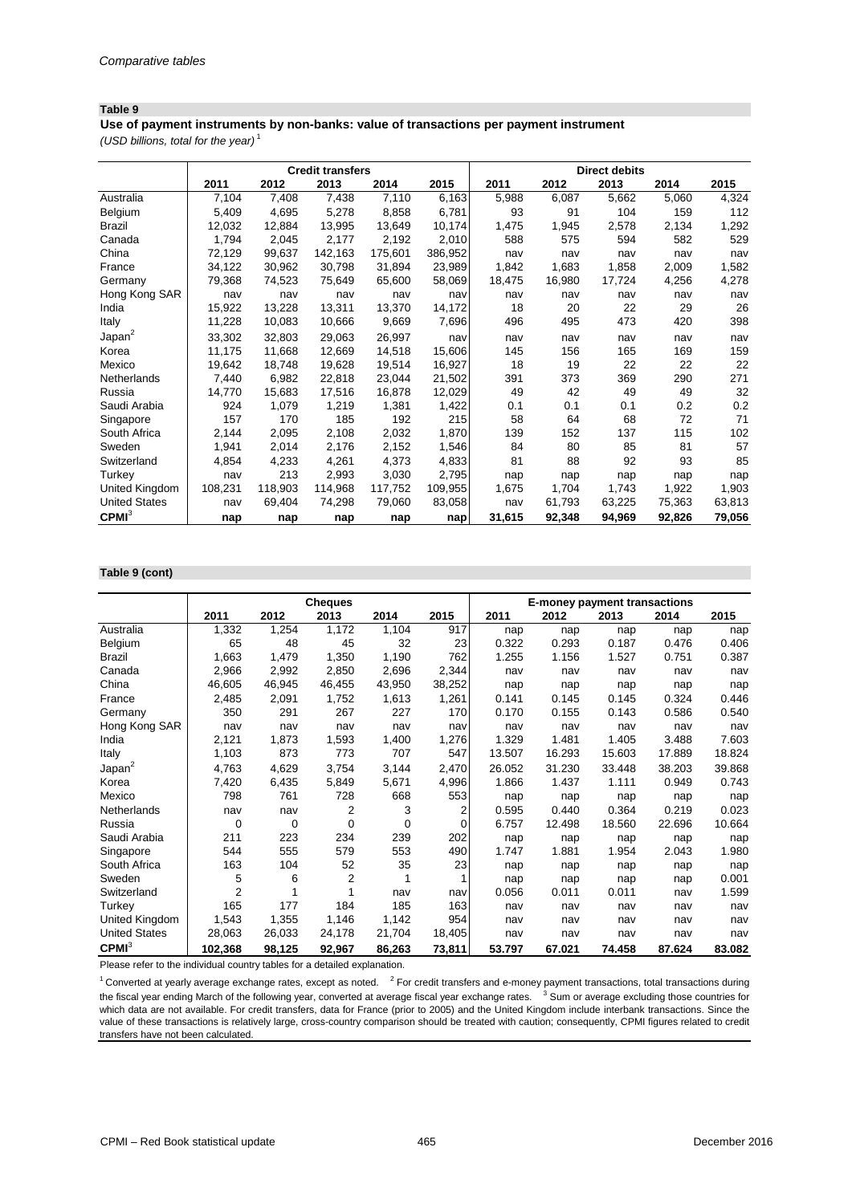*Comparative tables*

## Table 9

**Use of payment instruments by non-banks: value of transactions per payment instrument**

*(USD billions, total for the year)* [1]

| | Credit transfers | | | | | Direct debits | | | | |
|---|---|---|---|---|---|---|---|---|---|---|
| | 2011 | 2012 | 2013 | 2014 | 2015 | 2011 | 2012 | 2013 | 2014 | 2015 |
| Australia | 7,104 | 7,408 | 7,438 | 7,110 | 6,163 | 5,988 | 6,087 | 5,662 | 5,060 | 4,324 |
| Belgium | 5,409 | 4,695 | 5,278 | 8,858 | 6,781 | 93 | 91 | 104 | 159 | 112 |
| Brazil | 12,032 | 12,884 | 13,995 | 13,649 | 10,174 | 1,475 | 1,945 | 2,578 | 2,134 | 1,292 |
| Canada | 1,794 | 2,045 | 2,177 | 2,192 | 2,010 | 588 | 575 | 594 | 582 | 529 |
| China | 72,129 | 99,637 | 142,163 | 175,601 | 386,952 | nav | nav | nav | nav | nav |
| France | 34,122 | 30,962 | 30,798 | 31,894 | 23,989 | 1,842 | 1,683 | 1,858 | 2,009 | 1,582 |
| Germany | 79,368 | 74,523 | 75,649 | 65,600 | 58,069 | 18,475 | 16,980 | 17,724 | 4,256 | 4,278 |
| Hong Kong SAR | nav | nav | nav | nav | nav | nav | nav | nav | nav | nav |
| India | 15,922 | 13,228 | 13,311 | 13,370 | 14,172 | 18 | 20 | 22 | 29 | 26 |
| Italy | 11,228 | 10,083 | 10,666 | 9,669 | 7,696 | 496 | 495 | 473 | 420 | 398 |
| Japan[2] | 33,302 | 32,803 | 29,063 | 26,997 | nav | nav | nav | nav | nav | nav |
| Korea | 11,175 | 11,668 | 12,669 | 14,518 | 15,606 | 145 | 156 | 165 | 169 | 159 |
| Mexico | 19,642 | 18,748 | 19,628 | 19,514 | 16,927 | 18 | 19 | 22 | 22 | 22 |
| Netherlands | 7,440 | 6,982 | 22,818 | 23,044 | 21,502 | 391 | 373 | 369 | 290 | 271 |
| Russia | 14,770 | 15,683 | 17,516 | 16,878 | 12,029 | 49 | 42 | 49 | 49 | 32 |
| Saudi Arabia | 924 | 1,079 | 1,219 | 1,381 | 1,422 | 0.1 | 0.1 | 0.1 | 0.2 | 0.2 |
| Singapore | 157 | 170 | 185 | 192 | 215 | 58 | 64 | 68 | 72 | 71 |
| South Africa | 2,144 | 2,095 | 2,108 | 2,032 | 1,870 | 139 | 152 | 137 | 115 | 102 |
| Sweden | 1,941 | 2,014 | 2,176 | 2,152 | 1,546 | 84 | 80 | 85 | 81 | 57 |
| Switzerland | 4,854 | 4,233 | 4,261 | 4,373 | 4,833 | 81 | 88 | 92 | 93 | 85 |
| Turkey | nav | 213 | 2,993 | 3,030 | 2,795 | nap | nap | nap | nap | nap |
| United Kingdom | 108,231 | 118,903 | 114,968 | 117,752 | 109,955 | 1,675 | 1,704 | 1,743 | 1,922 | 1,903 |
| United States | nav | 69,404 | 74,298 | 79,060 | 83,058 | nav | 61,793 | 63,225 | 75,363 | 63,813 |
| **CPMI**[3] | **nap** | **nap** | **nap** | **nap** | **nap** | **31,615** | **92,348** | **94,969** | **92,826** | **79,056** |

## Table 9 (cont)

| | Cheques | | | | | E-money payment transactions | | | | |
|---|---|---|---|---|---|---|---|---|---|---|
| | 2011 | 2012 | 2013 | 2014 | 2015 | 2011 | 2012 | 2013 | 2014 | 2015 |
| Australia | 1,332 | 1,254 | 1,172 | 1,104 | 917 | nap | nap | nap | nap | nap |
| Belgium | 65 | 48 | 45 | 32 | 23 | 0.322 | 0.293 | 0.187 | 0.476 | 0.406 |
| Brazil | 1,663 | 1,479 | 1,350 | 1,190 | 762 | 1.255 | 1.156 | 1.527 | 0.751 | 0.387 |
| Canada | 2,966 | 2,992 | 2,850 | 2,696 | 2,344 | nav | nav | nav | nav | nav |
| China | 46,605 | 46,945 | 46,455 | 43,950 | 38,252 | nap | nap | nap | nap | nap |
| France | 2,485 | 2,091 | 1,752 | 1,613 | 1,261 | 0.141 | 0.145 | 0.145 | 0.324 | 0.446 |
| Germany | 350 | 291 | 267 | 227 | 170 | 0.170 | 0.155 | 0.143 | 0.586 | 0.540 |
| Hong Kong SAR | nav | nav | nav | nav | nav | nav | nav | nav | nav | nav |
| India | 2,121 | 1,873 | 1,593 | 1,400 | 1,276 | 1.329 | 1.481 | 1.405 | 3.488 | 7.603 |
| Italy | 1,103 | 873 | 773 | 707 | 547 | 13.507 | 16.293 | 15.603 | 17.889 | 18.824 |
| Japan[2] | 4,763 | 4,629 | 3,754 | 3,144 | 2,470 | 26.052 | 31.230 | 33.448 | 38.203 | 39.868 |
| Korea | 7,420 | 6,435 | 5,849 | 5,671 | 4,996 | 1.866 | 1.437 | 1.111 | 0.949 | 0.743 |
| Mexico | 798 | 761 | 728 | 668 | 553 | nap | nap | nap | nap | nap |
| Netherlands | nav | nav | 2 | 3 | 2 | 0.595 | 0.440 | 0.364 | 0.219 | 0.023 |
| Russia | 0 | 0 | 0 | 0 | 0 | 6.757 | 12.498 | 18.560 | 22.696 | 10.664 |
| Saudi Arabia | 211 | 223 | 234 | 239 | 202 | nap | nap | nap | nap | nap |
| Singapore | 544 | 555 | 579 | 553 | 490 | 1.747 | 1.881 | 1.954 | 2.043 | 1.980 |
| South Africa | 163 | 104 | 52 | 35 | 23 | nap | nap | nap | nap | nap |
| Sweden | 5 | 6 | 2 | 1 | 1 | nap | nap | nap | nap | 0.001 |
| Switzerland | 2 | 1 | 1 | nav | nav | 0.056 | 0.011 | 0.011 | nav | 1.599 |
| Turkey | 165 | 177 | 184 | 185 | 163 | nav | nav | nav | nav | nav |
| United Kingdom | 1,543 | 1,355 | 1,146 | 1,142 | 954 | nav | nav | nav | nav | nav |
| United States | 28,063 | 26,033 | 24,178 | 21,704 | 18,405 | nav | nav | nav | nav | nav |
| **CPMI**[3] | **102,368** | **98,125** | **92,967** | **86,263** | **73,811** | **53.797** | **67.021** | **74.458** | **87.624** | **83.082** |

Please refer to the individual country tables for a detailed explanation.

[1] Converted at yearly average exchange rates, except as noted. [2] For credit transfers and e-money payment transactions, total transactions during the fiscal year ending March of the following year, converted at average fiscal year exchange rates. [3] Sum or average excluding those countries for which data are not available. For credit transfers, data for France (prior to 2005) and the United Kingdom include interbank transactions. Since the value of these transactions is relatively large, cross-country comparison should be treated with caution; consequently, CPMI figures related to credit transfers have not been calculated.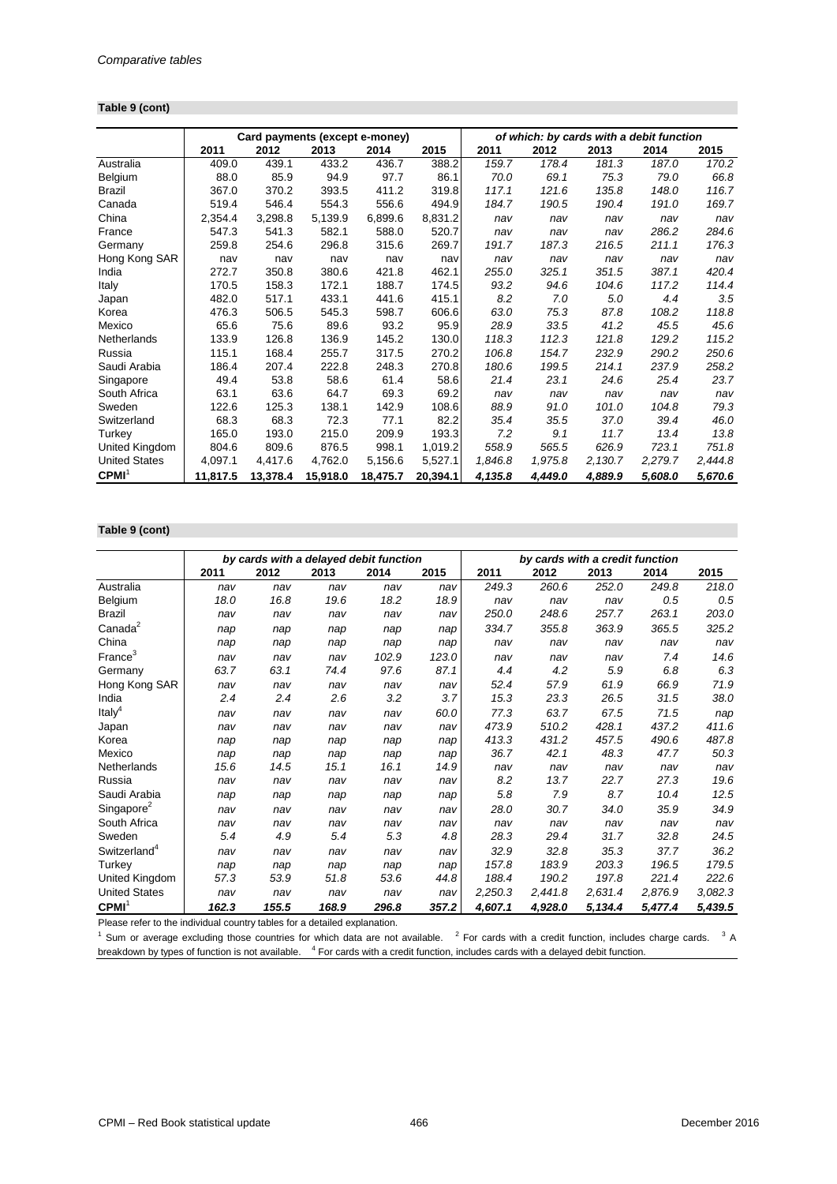**Table 9 (cont)**

| | Card payments (except e-money) | | | | | *of which: by cards with a debit function* | | | | |
|---|---|---|---|---|---|---|---|---|---|---|
| | 2011 | 2012 | 2013 | 2014 | 2015 | 2011 | 2012 | 2013 | 2014 | 2015 |
| Australia | 409.0 | 439.1 | 433.2 | 436.7 | 388.2 | *159.7* | *178.4* | *181.3* | *187.0* | *170.2* |
| Belgium | 88.0 | 85.9 | 94.9 | 97.7 | 86.1 | *70.0* | *69.1* | *75.3* | *79.0* | *66.8* |
| Brazil | 367.0 | 370.2 | 393.5 | 411.2 | 319.8 | *117.1* | *121.6* | *135.8* | *148.0* | *116.7* |
| Canada | 519.4 | 546.4 | 554.3 | 556.6 | 494.9 | *184.7* | *190.5* | *190.4* | *191.0* | *169.7* |
| China | 2,354.4 | 3,298.8 | 5,139.9 | 6,899.6 | 8,831.2 | *nav* | *nav* | *nav* | *nav* | *nav* |
| France | 547.3 | 541.3 | 582.1 | 588.0 | 520.7 | *nav* | *nav* | *nav* | *286.2* | *284.6* |
| Germany | 259.8 | 254.6 | 296.8 | 315.6 | 269.7 | *191.7* | *187.3* | *216.5* | *211.1* | *176.3* |
| Hong Kong SAR | nav | nav | nav | nav | nav | *nav* | *nav* | *nav* | *nav* | *nav* |
| India | 272.7 | 350.8 | 380.6 | 421.8 | 462.1 | *255.0* | *325.1* | *351.5* | *387.1* | *420.4* |
| Italy | 170.5 | 158.3 | 172.1 | 188.7 | 174.5 | *93.2* | *94.6* | *104.6* | *117.2* | *114.4* |
| Japan | 482.0 | 517.1 | 433.1 | 441.6 | 415.1 | *8.2* | *7.0* | *5.0* | *4.4* | *3.5* |
| Korea | 476.3 | 506.5 | 545.3 | 598.7 | 606.6 | *63.0* | *75.3* | *87.8* | *108.2* | *118.8* |
| Mexico | 65.6 | 75.6 | 89.6 | 93.2 | 95.9 | *28.9* | *33.5* | *41.2* | *45.5* | *45.6* |
| Netherlands | 133.9 | 126.8 | 136.9 | 145.2 | 130.0 | *118.3* | *112.3* | *121.8* | *129.2* | *115.2* |
| Russia | 115.1 | 168.4 | 255.7 | 317.5 | 270.2 | *106.8* | *154.7* | *232.9* | *290.2* | *250.6* |
| Saudi Arabia | 186.4 | 207.4 | 222.8 | 248.3 | 270.8 | *180.6* | *199.5* | *214.1* | *237.9* | *258.2* |
| Singapore | 49.4 | 53.8 | 58.6 | 61.4 | 58.6 | *21.4* | *23.1* | *24.6* | *25.4* | *23.7* |
| South Africa | 63.1 | 63.6 | 64.7 | 69.3 | 69.2 | *nav* | *nav* | *nav* | *nav* | *nav* |
| Sweden | 122.6 | 125.3 | 138.1 | 142.9 | 108.6 | *88.9* | *91.0* | *101.0* | *104.8* | *79.3* |
| Switzerland | 68.3 | 68.3 | 72.3 | 77.1 | 82.2 | *35.4* | *35.5* | *37.0* | *39.4* | *46.0* |
| Turkey | 165.0 | 193.0 | 215.0 | 209.9 | 193.3 | *7.2* | *9.1* | *11.7* | *13.4* | *13.8* |
| United Kingdom | 804.6 | 809.6 | 876.5 | 998.1 | 1,019.2 | *558.9* | *565.5* | *626.9* | *723.1* | *751.8* |
| United States | 4,097.1 | 4,417.6 | 4,762.0 | 5,156.6 | 5,527.1 | *1,846.8* | *1,975.8* | *2,130.7* | *2,279.7* | *2,444.8* |
| **CPMI**[1] | **11,817.5** | **13,378.4** | **15,918.0** | **18,475.7** | **20,394.1** | ***4,135.8*** | ***4,449.0*** | ***4,889.9*** | ***5,608.0*** | ***5,670.6*** |

**Table 9 (cont)**

| | *by cards with a delayed debit function* | | | | | *by cards with a credit function* | | | | |
|---|---|---|---|---|---|---|---|---|---|---|
| | 2011 | 2012 | 2013 | 2014 | 2015 | 2011 | 2012 | 2013 | 2014 | 2015 |
| Australia | *nav* | *nav* | *nav* | *nav* | *nav* | *249.3* | *260.6* | *252.0* | *249.8* | *218.0* |
| Belgium | *18.0* | *16.8* | *19.6* | *18.2* | *18.9* | *nav* | *nav* | *nav* | *0.5* | *0.5* |
| Brazil | *nav* | *nav* | *nav* | *nav* | *nav* | *250.0* | *248.6* | *257.7* | *263.1* | *203.0* |
| Canada[2] | *nap* | *nap* | *nap* | *nap* | *nap* | *334.7* | *355.8* | *363.9* | *365.5* | *325.2* |
| China | *nap* | *nap* | *nap* | *nap* | *nap* | *nav* | *nav* | *nav* | *nav* | *nav* |
| France[3] | *nav* | *nav* | *nav* | *102.9* | *123.0* | *nav* | *nav* | *nav* | *7.4* | *14.6* |
| Germany | *63.7* | *63.1* | *74.4* | *97.6* | *87.1* | *4.4* | *4.2* | *5.9* | *6.8* | *6.3* |
| Hong Kong SAR | *nav* | *nav* | *nav* | *nav* | *nav* | *52.4* | *57.9* | *61.9* | *66.9* | *71.9* |
| India | *2.4* | *2.4* | *2.6* | *3.2* | *3.7* | *15.3* | *23.3* | *26.5* | *31.5* | *38.0* |
| Italy[4] | *nav* | *nav* | *nav* | *nav* | *60.0* | *77.3* | *63.7* | *67.5* | *71.5* | *nap* |
| Japan | *nav* | *nav* | *nav* | *nav* | *nav* | *473.9* | *510.2* | *428.1* | *437.2* | *411.6* |
| Korea | *nap* | *nap* | *nap* | *nap* | *nap* | *413.3* | *431.2* | *457.5* | *490.6* | *487.8* |
| Mexico | *nap* | *nap* | *nap* | *nap* | *nap* | *36.7* | *42.1* | *48.3* | *47.7* | *50.3* |
| Netherlands | *15.6* | *14.5* | *15.1* | *16.1* | *14.9* | *nav* | *nav* | *nav* | *nav* | *nav* |
| Russia | *nav* | *nav* | *nav* | *nav* | *nav* | *8.2* | *13.7* | *22.7* | *27.3* | *19.6* |
| Saudi Arabia | *nap* | *nap* | *nap* | *nap* | *nap* | *5.8* | *7.9* | *8.7* | *10.4* | *12.5* |
| Singapore[2] | *nav* | *nav* | *nav* | *nav* | *nav* | *28.0* | *30.7* | *34.0* | *35.9* | *34.9* |
| South Africa | *nav* | *nav* | *nav* | *nav* | *nav* | *nav* | *nav* | *nav* | *nav* | *nav* |
| Sweden | *5.4* | *4.9* | *5.4* | *5.3* | *4.8* | *28.3* | *29.4* | *31.7* | *32.8* | *24.5* |
| Switzerland[4] | *nav* | *nav* | *nav* | *nav* | *nav* | *32.9* | *32.8* | *35.3* | *37.7* | *36.2* |
| Turkey | *nap* | *nap* | *nap* | *nap* | *nap* | *157.8* | *183.9* | *203.3* | *196.5* | *179.5* |
| United Kingdom | *57.3* | *53.9* | *51.8* | *53.6* | *44.8* | *188.4* | *190.2* | *197.8* | *221.4* | *222.6* |
| United States | *nav* | *nav* | *nav* | *nav* | *nav* | *2,250.3* | *2,441.8* | *2,631.4* | *2,876.9* | *3,082.3* |
| **CPMI**[1] | ***162.3*** | ***155.5*** | ***168.9*** | ***296.8*** | ***357.2*** | ***4,607.1*** | ***4,928.0*** | ***5,134.4*** | ***5,477.4*** | ***5,439.5*** |

Please refer to the individual country tables for a detailed explanation.

[1] Sum or average excluding those countries for which data are not available. [2] For cards with a credit function, includes charge cards. [3] A breakdown by types of function is not available. [4] For cards with a credit function, includes cards with a delayed debit function.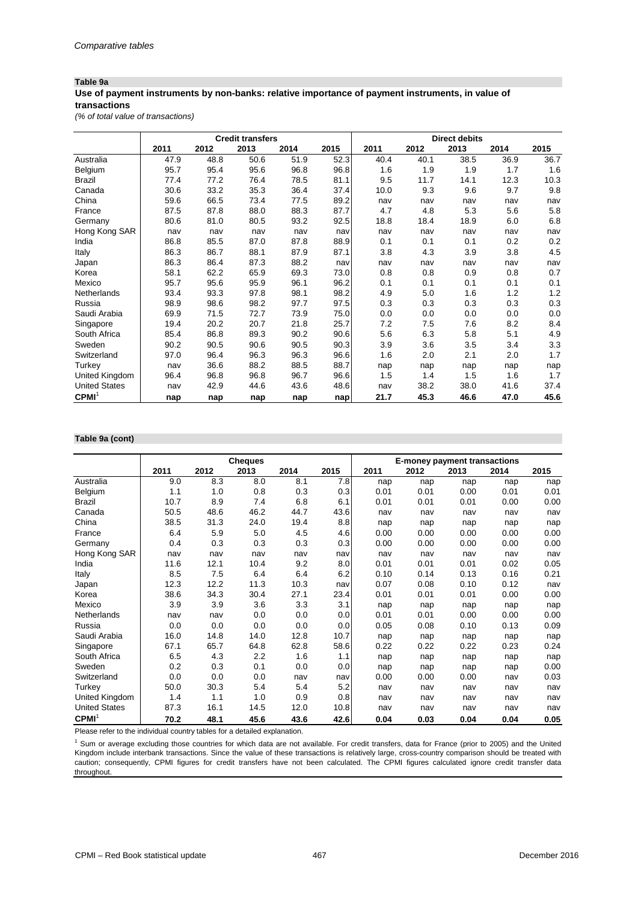*Comparative tables*

**Table 9a**

**Use of payment instruments by non-banks: relative importance of payment instruments, in value of transactions**

*(% of total value of transactions)*

| | Credit transfers | | | | | Direct debits | | | | |
|---|---|---|---|---|---|---|---|---|---|---|
| | 2011 | 2012 | 2013 | 2014 | 2015 | 2011 | 2012 | 2013 | 2014 | 2015 |
| Australia | 47.9 | 48.8 | 50.6 | 51.9 | 52.3 | 40.4 | 40.1 | 38.5 | 36.9 | 36.7 |
| Belgium | 95.7 | 95.4 | 95.6 | 96.8 | 96.8 | 1.6 | 1.9 | 1.9 | 1.7 | 1.6 |
| Brazil | 77.4 | 77.2 | 76.4 | 78.5 | 81.1 | 9.5 | 11.7 | 14.1 | 12.3 | 10.3 |
| Canada | 30.6 | 33.2 | 35.3 | 36.4 | 37.4 | 10.0 | 9.3 | 9.6 | 9.7 | 9.8 |
| China | 59.6 | 66.5 | 73.4 | 77.5 | 89.2 | nav | nav | nav | nav | nav |
| France | 87.5 | 87.8 | 88.0 | 88.3 | 87.7 | 4.7 | 4.8 | 5.3 | 5.6 | 5.8 |
| Germany | 80.6 | 81.0 | 80.5 | 93.2 | 92.5 | 18.8 | 18.4 | 18.9 | 6.0 | 6.8 |
| Hong Kong SAR | nav | nav | nav | nav | nav | nav | nav | nav | nav | nav |
| India | 86.8 | 85.5 | 87.0 | 87.8 | 88.9 | 0.1 | 0.1 | 0.1 | 0.2 | 0.2 |
| Italy | 86.3 | 86.7 | 88.1 | 87.9 | 87.1 | 3.8 | 4.3 | 3.9 | 3.8 | 4.5 |
| Japan | 86.3 | 86.4 | 87.3 | 88.2 | nav | nav | nav | nav | nav | nav |
| Korea | 58.1 | 62.2 | 65.9 | 69.3 | 73.0 | 0.8 | 0.8 | 0.9 | 0.8 | 0.7 |
| Mexico | 95.7 | 95.6 | 95.9 | 96.1 | 96.2 | 0.1 | 0.1 | 0.1 | 0.1 | 0.1 |
| Netherlands | 93.4 | 93.3 | 97.8 | 98.1 | 98.2 | 4.9 | 5.0 | 1.6 | 1.2 | 1.2 |
| Russia | 98.9 | 98.6 | 98.2 | 97.7 | 97.5 | 0.3 | 0.3 | 0.3 | 0.3 | 0.3 |
| Saudi Arabia | 69.9 | 71.5 | 72.7 | 73.9 | 75.0 | 0.0 | 0.0 | 0.0 | 0.0 | 0.0 |
| Singapore | 19.4 | 20.2 | 20.7 | 21.8 | 25.7 | 7.2 | 7.5 | 7.6 | 8.2 | 8.4 |
| South Africa | 85.4 | 86.8 | 89.3 | 90.2 | 90.6 | 5.6 | 6.3 | 5.8 | 5.1 | 4.9 |
| Sweden | 90.2 | 90.5 | 90.6 | 90.5 | 90.3 | 3.9 | 3.6 | 3.5 | 3.4 | 3.3 |
| Switzerland | 97.0 | 96.4 | 96.3 | 96.3 | 96.6 | 1.6 | 2.0 | 2.1 | 2.0 | 1.7 |
| Turkey | nav | 36.6 | 88.2 | 88.5 | 88.7 | nap | nap | nap | nap | nap |
| United Kingdom | 96.4 | 96.8 | 96.8 | 96.7 | 96.6 | 1.5 | 1.4 | 1.5 | 1.6 | 1.7 |
| United States | nav | 42.9 | 44.6 | 43.6 | 48.6 | nav | 38.2 | 38.0 | 41.6 | 37.4 |
| **CPMI**[1] | **nap** | **nap** | **nap** | **nap** | **nap** | **21.7** | **45.3** | **46.6** | **47.0** | **45.6** |

**Table 9a (cont)**

| | Cheques | | | | | E-money payment transactions | | | | |
|---|---|---|---|---|---|---|---|---|---|---|
| | 2011 | 2012 | 2013 | 2014 | 2015 | 2011 | 2012 | 2013 | 2014 | 2015 |
| Australia | 9.0 | 8.3 | 8.0 | 8.1 | 7.8 | nap | nap | nap | nap | nap |
| Belgium | 1.1 | 1.0 | 0.8 | 0.3 | 0.3 | 0.01 | 0.01 | 0.00 | 0.01 | 0.01 |
| Brazil | 10.7 | 8.9 | 7.4 | 6.8 | 6.1 | 0.01 | 0.01 | 0.01 | 0.00 | 0.00 |
| Canada | 50.5 | 48.6 | 46.2 | 44.7 | 43.6 | nav | nav | nav | nav | nav |
| China | 38.5 | 31.3 | 24.0 | 19.4 | 8.8 | nap | nap | nap | nap | nap |
| France | 6.4 | 5.9 | 5.0 | 4.5 | 4.6 | 0.00 | 0.00 | 0.00 | 0.00 | 0.00 |
| Germany | 0.4 | 0.3 | 0.3 | 0.3 | 0.3 | 0.00 | 0.00 | 0.00 | 0.00 | 0.00 |
| Hong Kong SAR | nav | nav | nav | nav | nav | nav | nav | nav | nav | nav |
| India | 11.6 | 12.1 | 10.4 | 9.2 | 8.0 | 0.01 | 0.01 | 0.01 | 0.02 | 0.05 |
| Italy | 8.5 | 7.5 | 6.4 | 6.4 | 6.2 | 0.10 | 0.14 | 0.13 | 0.16 | 0.21 |
| Japan | 12.3 | 12.2 | 11.3 | 10.3 | nav | 0.07 | 0.08 | 0.10 | 0.12 | nav |
| Korea | 38.6 | 34.3 | 30.4 | 27.1 | 23.4 | 0.01 | 0.01 | 0.01 | 0.00 | 0.00 |
| Mexico | 3.9 | 3.9 | 3.6 | 3.3 | 3.1 | nap | nap | nap | nap | nap |
| Netherlands | nav | nav | 0.0 | 0.0 | 0.0 | 0.01 | 0.01 | 0.00 | 0.00 | 0.00 |
| Russia | 0.0 | 0.0 | 0.0 | 0.0 | 0.0 | 0.05 | 0.08 | 0.10 | 0.13 | 0.09 |
| Saudi Arabia | 16.0 | 14.8 | 14.0 | 12.8 | 10.7 | nap | nap | nap | nap | nap |
| Singapore | 67.1 | 65.7 | 64.8 | 62.8 | 58.6 | 0.22 | 0.22 | 0.22 | 0.23 | 0.24 |
| South Africa | 6.5 | 4.3 | 2.2 | 1.6 | 1.1 | nap | nap | nap | nap | nap |
| Sweden | 0.2 | 0.3 | 0.1 | 0.0 | 0.0 | nap | nap | nap | nap | 0.00 |
| Switzerland | 0.0 | 0.0 | 0.0 | nav | nav | 0.00 | 0.00 | 0.00 | nav | 0.03 |
| Turkey | 50.0 | 30.3 | 5.4 | 5.4 | 5.2 | nav | nav | nav | nav | nav |
| United Kingdom | 1.4 | 1.1 | 1.0 | 0.9 | 0.8 | nav | nav | nav | nav | nav |
| United States | 87.3 | 16.1 | 14.5 | 12.0 | 10.8 | nav | nav | nav | nav | nav |
| **CPMI**[1] | **70.2** | **48.1** | **45.6** | **43.6** | **42.6** | **0.04** | **0.03** | **0.04** | **0.04** | **0.05** |

Please refer to the individual country tables for a detailed explanation.

[1] Sum or average excluding those countries for which data are not available. For credit transfers, data for France (prior to 2005) and the United Kingdom include interbank transactions. Since the value of these transactions is relatively large, cross-country comparison should be treated with caution; consequently, CPMI figures for credit transfers have not been calculated. The CPMI figures calculated ignore credit transfer data throughout.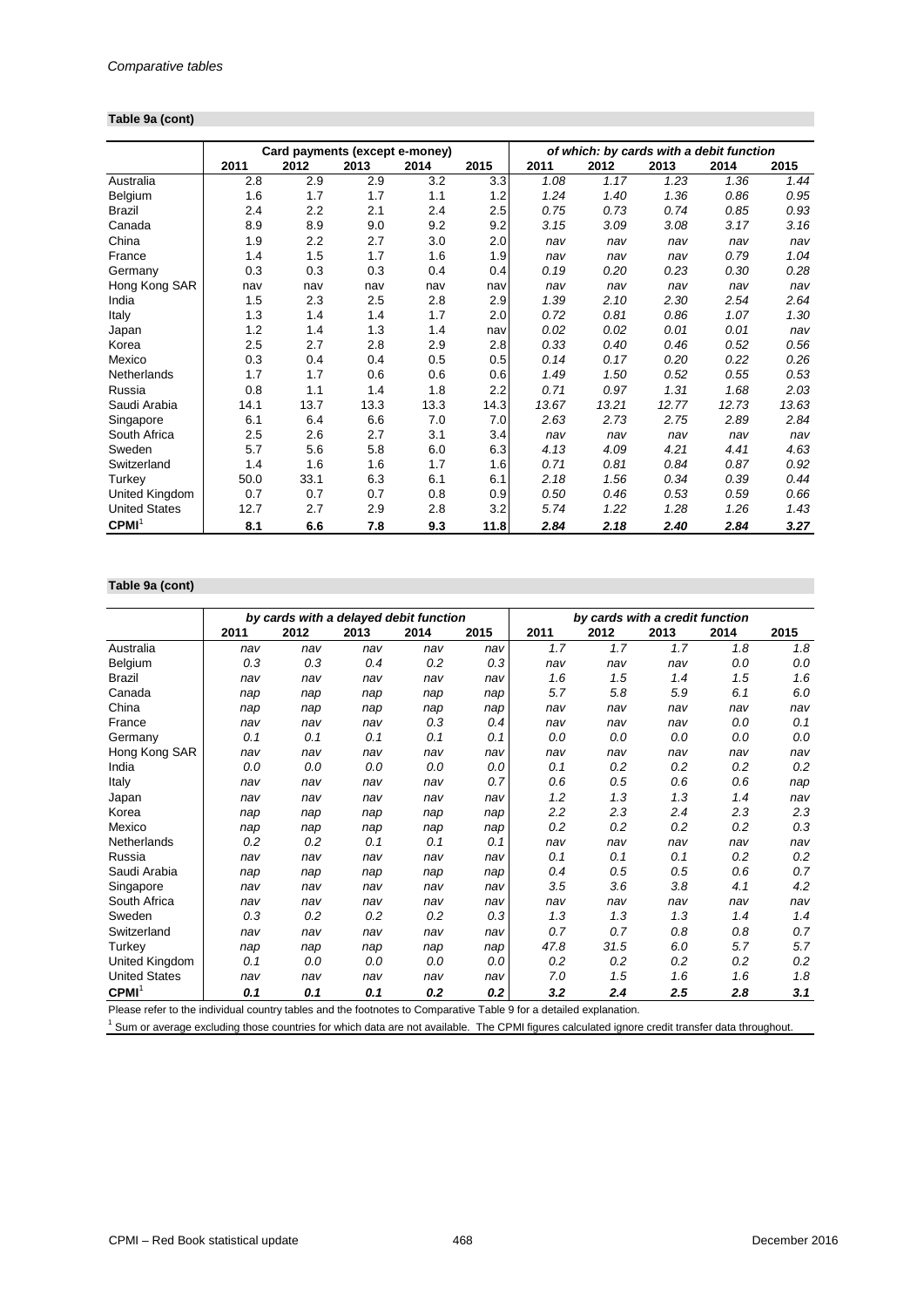*Comparative tables*

**Table 9a (cont)**

| | Card payments (except e-money) | | | | | *of which: by cards with a debit function* | | | | |
|---|---|---|---|---|---|---|---|---|---|---|
| | 2011 | 2012 | 2013 | 2014 | 2015 | 2011 | 2012 | 2013 | 2014 | 2015 |
| Australia | 2.8 | 2.9 | 2.9 | 3.2 | 3.3 | *1.08* | *1.17* | *1.23* | *1.36* | *1.44* |
| Belgium | 1.6 | 1.7 | 1.7 | 1.1 | 1.2 | *1.24* | *1.40* | *1.36* | *0.86* | *0.95* |
| Brazil | 2.4 | 2.2 | 2.1 | 2.4 | 2.5 | *0.75* | *0.73* | *0.74* | *0.85* | *0.93* |
| Canada | 8.9 | 8.9 | 9.0 | 9.2 | 9.2 | *3.15* | *3.09* | *3.08* | *3.17* | *3.16* |
| China | 1.9 | 2.2 | 2.7 | 3.0 | 2.0 | *nav* | *nav* | *nav* | *nav* | *nav* |
| France | 1.4 | 1.5 | 1.7 | 1.6 | 1.9 | *nav* | *nav* | *nav* | *0.79* | *1.04* |
| Germany | 0.3 | 0.3 | 0.3 | 0.4 | 0.4 | *0.19* | *0.20* | *0.23* | *0.30* | *0.28* |
| Hong Kong SAR | nav | nav | nav | nav | nav | *nav* | *nav* | *nav* | *nav* | *nav* |
| India | 1.5 | 2.3 | 2.5 | 2.8 | 2.9 | *1.39* | *2.10* | *2.30* | *2.54* | *2.64* |
| Italy | 1.3 | 1.4 | 1.4 | 1.7 | 2.0 | *0.72* | *0.81* | *0.86* | *1.07* | *1.30* |
| Japan | 1.2 | 1.4 | 1.3 | 1.4 | nav | *0.02* | *0.02* | *0.01* | *0.01* | *nav* |
| Korea | 2.5 | 2.7 | 2.8 | 2.9 | 2.8 | *0.33* | *0.40* | *0.46* | *0.52* | *0.56* |
| Mexico | 0.3 | 0.4 | 0.4 | 0.5 | 0.5 | *0.14* | *0.17* | *0.20* | *0.22* | *0.26* |
| Netherlands | 1.7 | 1.7 | 0.6 | 0.6 | 0.6 | *1.49* | *1.50* | *0.52* | *0.55* | *0.53* |
| Russia | 0.8 | 1.1 | 1.4 | 1.8 | 2.2 | *0.71* | *0.97* | *1.31* | *1.68* | *2.03* |
| Saudi Arabia | 14.1 | 13.7 | 13.3 | 13.3 | 14.3 | *13.67* | *13.21* | *12.77* | *12.73* | *13.63* |
| Singapore | 6.1 | 6.4 | 6.6 | 7.0 | 7.0 | *2.63* | *2.73* | *2.75* | *2.89* | *2.84* |
| South Africa | 2.5 | 2.6 | 2.7 | 3.1 | 3.4 | *nav* | *nav* | *nav* | *nav* | *nav* |
| Sweden | 5.7 | 5.6 | 5.8 | 6.0 | 6.3 | *4.13* | *4.09* | *4.21* | *4.41* | *4.63* |
| Switzerland | 1.4 | 1.6 | 1.6 | 1.7 | 1.6 | *0.71* | *0.81* | *0.84* | *0.87* | *0.92* |
| Turkey | 50.0 | 33.1 | 6.3 | 6.1 | 6.1 | *2.18* | *1.56* | *0.34* | *0.39* | *0.44* |
| United Kingdom | 0.7 | 0.7 | 0.7 | 0.8 | 0.9 | *0.50* | *0.46* | *0.53* | *0.59* | *0.66* |
| United States | 12.7 | 2.7 | 2.9 | 2.8 | 3.2 | *5.74* | *1.22* | *1.28* | *1.26* | *1.43* |
| **CPMI**[1] | **8.1** | **6.6** | **7.8** | **9.3** | **11.8** | ***2.84*** | ***2.18*** | ***2.40*** | ***2.84*** | ***3.27*** |

**Table 9a (cont)**

| | *by cards with a delayed debit function* | | | | | *by cards with a credit function* | | | | |
|---|---|---|---|---|---|---|---|---|---|---|
| | 2011 | 2012 | 2013 | 2014 | 2015 | 2011 | 2012 | 2013 | 2014 | 2015 |
| Australia | *nav* | *nav* | *nav* | *nav* | *nav* | *1.7* | *1.7* | *1.7* | *1.8* | *1.8* |
| Belgium | *0.3* | *0.3* | *0.4* | *0.2* | *0.3* | *nav* | *nav* | *nav* | *0.0* | *0.0* |
| Brazil | *nav* | *nav* | *nav* | *nav* | *nav* | *1.6* | *1.5* | *1.4* | *1.5* | *1.6* |
| Canada | *nap* | *nap* | *nap* | *nap* | *nap* | *5.7* | *5.8* | *5.9* | *6.1* | *6.0* |
| China | *nap* | *nap* | *nap* | *nap* | *nap* | *nav* | *nav* | *nav* | *nav* | *nav* |
| France | *nav* | *nav* | *nav* | *0.3* | *0.4* | *nav* | *nav* | *nav* | *0.0* | *0.1* |
| Germany | *0.1* | *0.1* | *0.1* | *0.1* | *0.1* | *0.0* | *0.0* | *0.0* | *0.0* | *0.0* |
| Hong Kong SAR | *nav* | *nav* | *nav* | *nav* | *nav* | *nav* | *nav* | *nav* | *nav* | *nav* |
| India | *0.0* | *0.0* | *0.0* | *0.0* | *0.0* | *0.1* | *0.2* | *0.2* | *0.2* | *0.2* |
| Italy | *nav* | *nav* | *nav* | *nav* | *0.7* | *0.6* | *0.5* | *0.6* | *0.6* | *nap* |
| Japan | *nav* | *nav* | *nav* | *nav* | *nav* | *1.2* | *1.3* | *1.3* | *1.4* | *nav* |
| Korea | *nap* | *nap* | *nap* | *nap* | *nap* | *2.2* | *2.3* | *2.4* | *2.3* | *2.3* |
| Mexico | *nap* | *nap* | *nap* | *nap* | *nap* | *0.2* | *0.2* | *0.2* | *0.2* | *0.3* |
| Netherlands | *0.2* | *0.2* | *0.1* | *0.1* | *0.1* | *nav* | *nav* | *nav* | *nav* | *nav* |
| Russia | *nav* | *nav* | *nav* | *nav* | *nav* | *0.1* | *0.1* | *0.1* | *0.2* | *0.2* |
| Saudi Arabia | *nap* | *nap* | *nap* | *nap* | *nap* | *0.4* | *0.5* | *0.5* | *0.6* | *0.7* |
| Singapore | *nav* | *nav* | *nav* | *nav* | *nav* | *3.5* | *3.6* | *3.8* | *4.1* | *4.2* |
| South Africa | *nav* | *nav* | *nav* | *nav* | *nav* | *nav* | *nav* | *nav* | *nav* | *nav* |
| Sweden | *0.3* | *0.2* | *0.2* | *0.2* | *0.3* | *1.3* | *1.3* | *1.3* | *1.4* | *1.4* |
| Switzerland | *nav* | *nav* | *nav* | *nav* | *nav* | *0.7* | *0.7* | *0.8* | *0.8* | *0.7* |
| Turkey | *nap* | *nap* | *nap* | *nap* | *nap* | *47.8* | *31.5* | *6.0* | *5.7* | *5.7* |
| United Kingdom | *0.1* | *0.0* | *0.0* | *0.0* | *0.0* | *0.2* | *0.2* | *0.2* | *0.2* | *0.2* |
| United States | *nav* | *nav* | *nav* | *nav* | *nav* | *7.0* | *1.5* | *1.6* | *1.6* | *1.8* |
| **CPMI**[1] | ***0.1*** | ***0.1*** | ***0.1*** | ***0.2*** | ***0.2*** | ***3.2*** | ***2.4*** | ***2.5*** | ***2.8*** | ***3.1*** |

Please refer to the individual country tables and the footnotes to Comparative Table 9 for a detailed explanation.

[1] Sum or average excluding those countries for which data are not available. The CPMI figures calculated ignore credit transfer data throughout.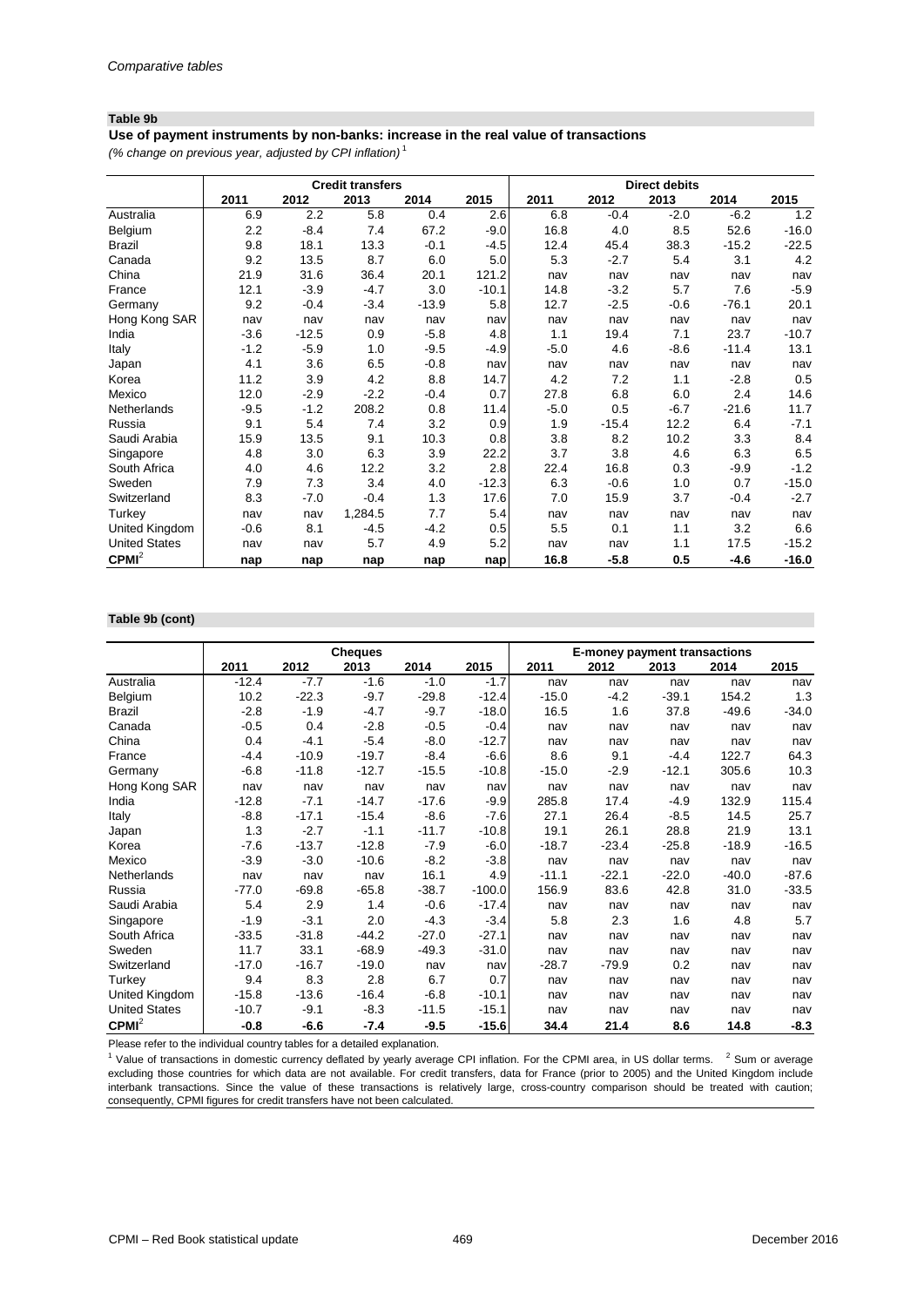*Comparative tables*

**Table 9b**

**Use of payment instruments by non-banks: increase in the real value of transactions**

*(% change on previous year, adjusted by CPI inflation)* [1]

| | Credit transfers | | | | | Direct debits | | | | |
|---|---|---|---|---|---|---|---|---|---|---|
| | 2011 | 2012 | 2013 | 2014 | 2015 | 2011 | 2012 | 2013 | 2014 | 2015 |
| Australia | 6.9 | 2.2 | 5.8 | 0.4 | 2.6 | 6.8 | -0.4 | -2.0 | -6.2 | 1.2 |
| Belgium | 2.2 | -8.4 | 7.4 | 67.2 | -9.0 | 16.8 | 4.0 | 8.5 | 52.6 | -16.0 |
| Brazil | 9.8 | 18.1 | 13.3 | -0.1 | -4.5 | 12.4 | 45.4 | 38.3 | -15.2 | -22.5 |
| Canada | 9.2 | 13.5 | 8.7 | 6.0 | 5.0 | 5.3 | -2.7 | 5.4 | 3.1 | 4.2 |
| China | 21.9 | 31.6 | 36.4 | 20.1 | 121.2 | nav | nav | nav | nav | nav |
| France | 12.1 | -3.9 | -4.7 | 3.0 | -10.1 | 14.8 | -3.2 | 5.7 | 7.6 | -5.9 |
| Germany | 9.2 | -0.4 | -3.4 | -13.9 | 5.8 | 12.7 | -2.5 | -0.6 | -76.1 | 20.1 |
| Hong Kong SAR | nav | nav | nav | nav | nav | nav | nav | nav | nav | nav |
| India | -3.6 | -12.5 | 0.9 | -5.8 | 4.8 | 1.1 | 19.4 | 7.1 | 23.7 | -10.7 |
| Italy | -1.2 | -5.9 | 1.0 | -9.5 | -4.9 | -5.0 | 4.6 | -8.6 | -11.4 | 13.1 |
| Japan | 4.1 | 3.6 | 6.5 | -0.8 | nav | nav | nav | nav | nav | nav |
| Korea | 11.2 | 3.9 | 4.2 | 8.8 | 14.7 | 4.2 | 7.2 | 1.1 | -2.8 | 0.5 |
| Mexico | 12.0 | -2.9 | -2.2 | -0.4 | 0.7 | 27.8 | 6.8 | 6.0 | 2.4 | 14.6 |
| Netherlands | -9.5 | -1.2 | 208.2 | 0.8 | 11.4 | -5.0 | 0.5 | -6.7 | -21.6 | 11.7 |
| Russia | 9.1 | 5.4 | 7.4 | 3.2 | 0.9 | 1.9 | -15.4 | 12.2 | 6.4 | -7.1 |
| Saudi Arabia | 15.9 | 13.5 | 9.1 | 10.3 | 0.8 | 3.8 | 8.2 | 10.2 | 3.3 | 8.4 |
| Singapore | 4.8 | 3.0 | 6.3 | 3.9 | 22.2 | 3.7 | 3.8 | 4.6 | 6.3 | 6.5 |
| South Africa | 4.0 | 4.6 | 12.2 | 3.2 | 2.8 | 22.4 | 16.8 | 0.3 | -9.9 | -1.2 |
| Sweden | 7.9 | 7.3 | 3.4 | 4.0 | -12.3 | 6.3 | -0.6 | 1.0 | 0.7 | -15.0 |
| Switzerland | 8.3 | -7.0 | -0.4 | 1.3 | 17.6 | 7.0 | 15.9 | 3.7 | -0.4 | -2.7 |
| Turkey | nav | nav | 1,284.5 | 7.7 | 5.4 | nav | nav | nav | nav | nav |
| United Kingdom | -0.6 | 8.1 | -4.5 | -4.2 | 0.5 | 5.5 | 0.1 | 1.1 | 3.2 | 6.6 |
| United States | nav | nav | 5.7 | 4.9 | 5.2 | nav | nav | 1.1 | 17.5 | -15.2 |
| **CPMI** [2] | **nap** | **nap** | **nap** | **nap** | **nap** | **16.8** | **-5.8** | **0.5** | **-4.6** | **-16.0** |

**Table 9b (cont)**

| | Cheques | | | | | E-money payment transactions | | | | |
|---|---|---|---|---|---|---|---|---|---|---|
| | 2011 | 2012 | 2013 | 2014 | 2015 | 2011 | 2012 | 2013 | 2014 | 2015 |
| Australia | -12.4 | -7.7 | -1.6 | -1.0 | -1.7 | nav | nav | nav | nav | nav |
| Belgium | 10.2 | -22.3 | -9.7 | -29.8 | -12.4 | -15.0 | -4.2 | -39.1 | 154.2 | 1.3 |
| Brazil | -2.8 | -1.9 | -4.7 | -9.7 | -18.0 | 16.5 | 1.6 | 37.8 | -49.6 | -34.0 |
| Canada | -0.5 | 0.4 | -2.8 | -0.5 | -0.4 | nav | nav | nav | nav | nav |
| China | 0.4 | -4.1 | -5.4 | -8.0 | -12.7 | nav | nav | nav | nav | nav |
| France | -4.4 | -10.9 | -19.7 | -8.4 | -6.6 | 8.6 | 9.1 | -4.4 | 122.7 | 64.3 |
| Germany | -6.8 | -11.8 | -12.7 | -15.5 | -10.8 | -15.0 | -2.9 | -12.1 | 305.6 | 10.3 |
| Hong Kong SAR | nav | nav | nav | nav | nav | nav | nav | nav | nav | nav |
| India | -12.8 | -7.1 | -14.7 | -17.6 | -9.9 | 285.8 | 17.4 | -4.9 | 132.9 | 115.4 |
| Italy | -8.8 | -17.1 | -15.4 | -8.6 | -7.6 | 27.1 | 26.4 | -8.5 | 14.5 | 25.7 |
| Japan | 1.3 | -2.7 | -1.1 | -11.7 | -10.8 | 19.1 | 26.1 | 28.8 | 21.9 | 13.1 |
| Korea | -7.6 | -13.7 | -12.8 | -7.9 | -6.0 | -18.7 | -23.4 | -25.8 | -18.9 | -16.5 |
| Mexico | -3.9 | -3.0 | -10.6 | -8.2 | -3.8 | nav | nav | nav | nav | nav |
| Netherlands | nav | nav | nav | 16.1 | 4.9 | -11.1 | -22.1 | -22.0 | -40.0 | -87.6 |
| Russia | -77.0 | -69.8 | -65.8 | -38.7 | -100.0 | 156.9 | 83.6 | 42.8 | 31.0 | -33.5 |
| Saudi Arabia | 5.4 | 2.9 | 1.4 | -0.6 | -17.4 | nav | nav | nav | nav | nav |
| Singapore | -1.9 | -3.1 | 2.0 | -4.3 | -3.4 | 5.8 | 2.3 | 1.6 | 4.8 | 5.7 |
| South Africa | -33.5 | -31.8 | -44.2 | -27.0 | -27.1 | nav | nav | nav | nav | nav |
| Sweden | 11.7 | 33.1 | -68.9 | -49.3 | -31.0 | nav | nav | nav | nav | nav |
| Switzerland | -17.0 | -16.7 | -19.0 | nav | nav | -28.7 | -79.9 | 0.2 | nav | nav |
| Turkey | 9.4 | 8.3 | 2.8 | 6.7 | 0.7 | nav | nav | nav | nav | nav |
| United Kingdom | -15.8 | -13.6 | -16.4 | -6.8 | -10.1 | nav | nav | nav | nav | nav |
| United States | -10.7 | -9.1 | -8.3 | -11.5 | -15.1 | nav | nav | nav | nav | nav |
| **CPMI** [2] | **-0.8** | **-6.6** | **-7.4** | **-9.5** | **-15.6** | **34.4** | **21.4** | **8.6** | **14.8** | **-8.3** |

Please refer to the individual country tables for a detailed explanation.

[1] Value of transactions in domestic currency deflated by yearly average CPI inflation. For the CPMI area, in US dollar terms. [2] Sum or average excluding those countries for which data are not available. For credit transfers, data for France (prior to 2005) and the United Kingdom include interbank transactions. Since the value of these transactions is relatively large, cross-country comparison should be treated with caution; consequently, CPMI figures for credit transfers have not been calculated.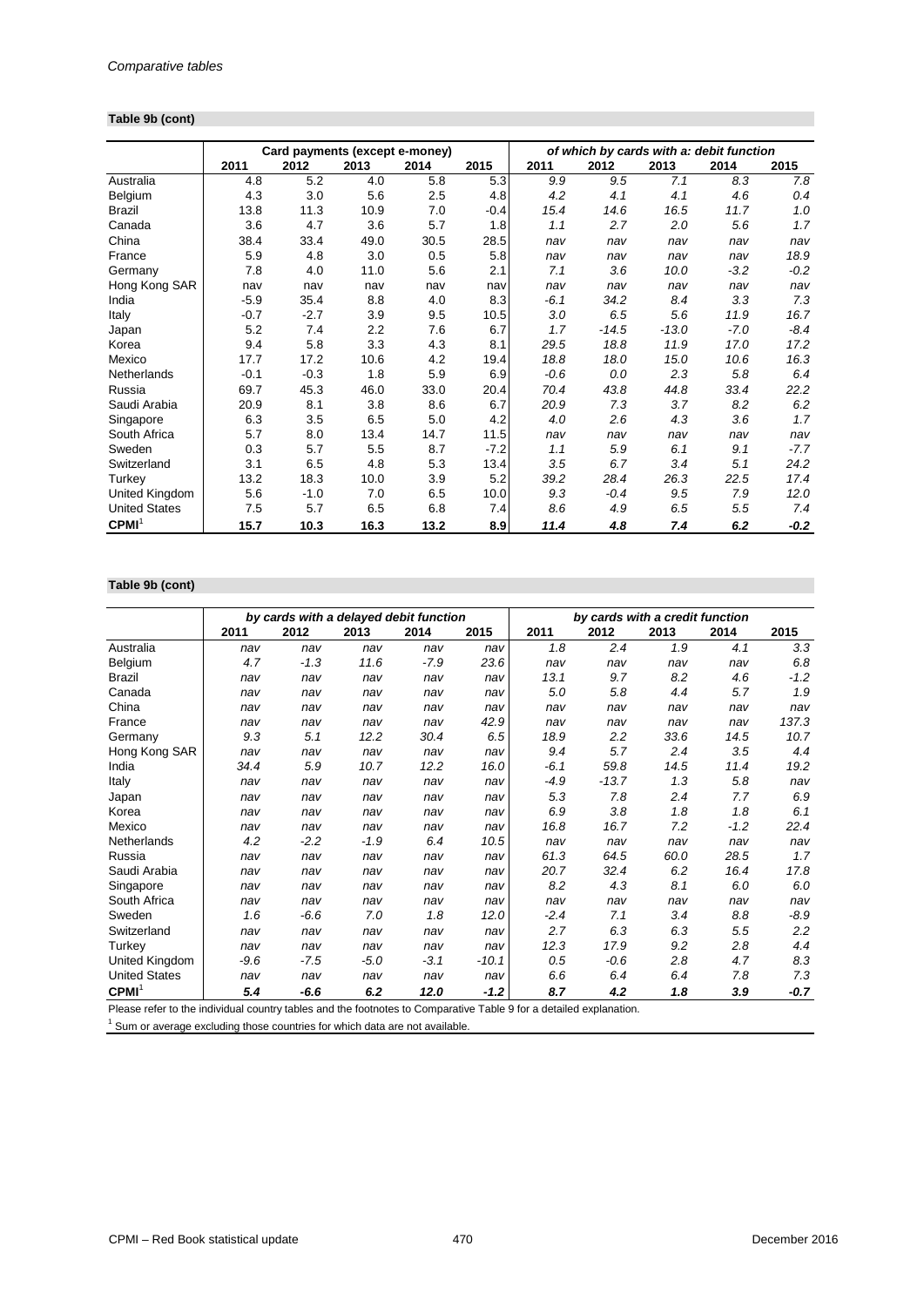**Table 9b (cont)**

| | Card payments (except e-money) | | | | | *of which by cards with a: debit function* | | | | |
|---|---|---|---|---|---|---|---|---|---|---|
| | 2011 | 2012 | 2013 | 2014 | 2015 | 2011 | 2012 | 2013 | 2014 | 2015 |
| Australia | 4.8 | 5.2 | 4.0 | 5.8 | 5.3 | *9.9* | *9.5* | *7.1* | *8.3* | *7.8* |
| Belgium | 4.3 | 3.0 | 5.6 | 2.5 | 4.8 | *4.2* | *4.1* | *4.1* | *4.6* | *0.4* |
| Brazil | 13.8 | 11.3 | 10.9 | 7.0 | -0.4 | *15.4* | *14.6* | *16.5* | *11.7* | *1.0* |
| Canada | 3.6 | 4.7 | 3.6 | 5.7 | 1.8 | *1.1* | *2.7* | *2.0* | *5.6* | *1.7* |
| China | 38.4 | 33.4 | 49.0 | 30.5 | 28.5 | *nav* | *nav* | *nav* | *nav* | *nav* |
| France | 5.9 | 4.8 | 3.0 | 0.5 | 5.8 | *nav* | *nav* | *nav* | *nav* | *18.9* |
| Germany | 7.8 | 4.0 | 11.0 | 5.6 | 2.1 | *7.1* | *3.6* | *10.0* | *-3.2* | *-0.2* |
| Hong Kong SAR | nav | nav | nav | nav | nav | *nav* | *nav* | *nav* | *nav* | *nav* |
| India | -5.9 | 35.4 | 8.8 | 4.0 | 8.3 | *-6.1* | *34.2* | *8.4* | *3.3* | *7.3* |
| Italy | -0.7 | -2.7 | 3.9 | 9.5 | 10.5 | *3.0* | *6.5* | *5.6* | *11.9* | *16.7* |
| Japan | 5.2 | 7.4 | 2.2 | 7.6 | 6.7 | *1.7* | *-14.5* | *-13.0* | *-7.0* | *-8.4* |
| Korea | 9.4 | 5.8 | 3.3 | 4.3 | 8.1 | *29.5* | *18.8* | *11.9* | *17.0* | *17.2* |
| Mexico | 17.7 | 17.2 | 10.6 | 4.2 | 19.4 | *18.8* | *18.0* | *15.0* | *10.6* | *16.3* |
| Netherlands | -0.1 | -0.3 | 1.8 | 5.9 | 6.9 | *-0.6* | *0.0* | *2.3* | *5.8* | *6.4* |
| Russia | 69.7 | 45.3 | 46.0 | 33.0 | 20.4 | *70.4* | *43.8* | *44.8* | *33.4* | *22.2* |
| Saudi Arabia | 20.9 | 8.1 | 3.8 | 8.6 | 6.7 | *20.9* | *7.3* | *3.7* | *8.2* | *6.2* |
| Singapore | 6.3 | 3.5 | 6.5 | 5.0 | 4.2 | *4.0* | *2.6* | *4.3* | *3.6* | *1.7* |
| South Africa | 5.7 | 8.0 | 13.4 | 14.7 | 11.5 | *nav* | *nav* | *nav* | *nav* | *nav* |
| Sweden | 0.3 | 5.7 | 5.5 | 8.7 | -7.2 | *1.1* | *5.9* | *6.1* | *9.1* | *-7.7* |
| Switzerland | 3.1 | 6.5 | 4.8 | 5.3 | 13.4 | *3.5* | *6.7* | *3.4* | *5.1* | *24.2* |
| Turkey | 13.2 | 18.3 | 10.0 | 3.9 | 5.2 | *39.2* | *28.4* | *26.3* | *22.5* | *17.4* |
| United Kingdom | 5.6 | -1.0 | 7.0 | 6.5 | 10.0 | *9.3* | *-0.4* | *9.5* | *7.9* | *12.0* |
| United States | 7.5 | 5.7 | 6.5 | 6.8 | 7.4 | *8.6* | *4.9* | *6.5* | *5.5* | *7.4* |
| **CPMI**[1] | **15.7** | **10.3** | **16.3** | **13.2** | **8.9** | ***11.4*** | ***4.8*** | ***7.4*** | ***6.2*** | ***-0.2*** |

**Table 9b (cont)**

| | *by cards with a delayed debit function* | | | | | *by cards with a credit function* | | | | |
|---|---|---|---|---|---|---|---|---|---|---|
| | 2011 | 2012 | 2013 | 2014 | 2015 | 2011 | 2012 | 2013 | 2014 | 2015 |
| Australia | *nav* | *nav* | *nav* | *nav* | *nav* | *1.8* | *2.4* | *1.9* | *4.1* | *3.3* |
| Belgium | *4.7* | *-1.3* | *11.6* | *-7.9* | *23.6* | *nav* | *nav* | *nav* | *nav* | *6.8* |
| Brazil | *nav* | *nav* | *nav* | *nav* | *nav* | *13.1* | *9.7* | *8.2* | *4.6* | *-1.2* |
| Canada | *nav* | *nav* | *nav* | *nav* | *nav* | *5.0* | *5.8* | *4.4* | *5.7* | *1.9* |
| China | *nav* | *nav* | *nav* | *nav* | *nav* | *nav* | *nav* | *nav* | *nav* | *nav* |
| France | *nav* | *nav* | *nav* | *nav* | *42.9* | *nav* | *nav* | *nav* | *nav* | *137.3* |
| Germany | *9.3* | *5.1* | *12.2* | *30.4* | *6.5* | *18.9* | *2.2* | *33.6* | *14.5* | *10.7* |
| Hong Kong SAR | *nav* | *nav* | *nav* | *nav* | *nav* | *9.4* | *5.7* | *2.4* | *3.5* | *4.4* |
| India | *34.4* | *5.9* | *10.7* | *12.2* | *16.0* | *-6.1* | *59.8* | *14.5* | *11.4* | *19.2* |
| Italy | *nav* | *nav* | *nav* | *nav* | *nav* | *-4.9* | *-13.7* | *1.3* | *5.8* | *nav* |
| Japan | *nav* | *nav* | *nav* | *nav* | *nav* | *5.3* | *7.8* | *2.4* | *7.7* | *6.9* |
| Korea | *nav* | *nav* | *nav* | *nav* | *nav* | *6.9* | *3.8* | *1.8* | *1.8* | *6.1* |
| Mexico | *nav* | *nav* | *nav* | *nav* | *nav* | *16.8* | *16.7* | *7.2* | *-1.2* | *22.4* |
| Netherlands | *4.2* | *-2.2* | *-1.9* | *6.4* | *10.5* | *nav* | *nav* | *nav* | *nav* | *nav* |
| Russia | *nav* | *nav* | *nav* | *nav* | *nav* | *61.3* | *64.5* | *60.0* | *28.5* | *1.7* |
| Saudi Arabia | *nav* | *nav* | *nav* | *nav* | *nav* | *20.7* | *32.4* | *6.2* | *16.4* | *17.8* |
| Singapore | *nav* | *nav* | *nav* | *nav* | *nav* | *8.2* | *4.3* | *8.1* | *6.0* | *6.0* |
| South Africa | *nav* | *nav* | *nav* | *nav* | *nav* | *nav* | *nav* | *nav* | *nav* | *nav* |
| Sweden | *1.6* | *-6.6* | *7.0* | *1.8* | *12.0* | *-2.4* | *7.1* | *3.4* | *8.8* | *-8.9* |
| Switzerland | *nav* | *nav* | *nav* | *nav* | *nav* | *2.7* | *6.3* | *6.3* | *5.5* | *2.2* |
| Turkey | *nav* | *nav* | *nav* | *nav* | *nav* | *12.3* | *17.9* | *9.2* | *2.8* | *4.4* |
| United Kingdom | *-9.6* | *-7.5* | *-5.0* | *-3.1* | *-10.1* | *0.5* | *-0.6* | *2.8* | *4.7* | *8.3* |
| United States | *nav* | *nav* | *nav* | *nav* | *nav* | *6.6* | *6.4* | *6.4* | *7.8* | *7.3* |
| **CPMI**[1] | ***5.4*** | ***-6.6*** | ***6.2*** | ***12.0*** | ***-1.2*** | ***8.7*** | ***4.2*** | ***1.8*** | ***3.9*** | ***-0.7*** |

Please refer to the individual country tables and the footnotes to Comparative Table 9 for a detailed explanation.

[1] Sum or average excluding those countries for which data are not available.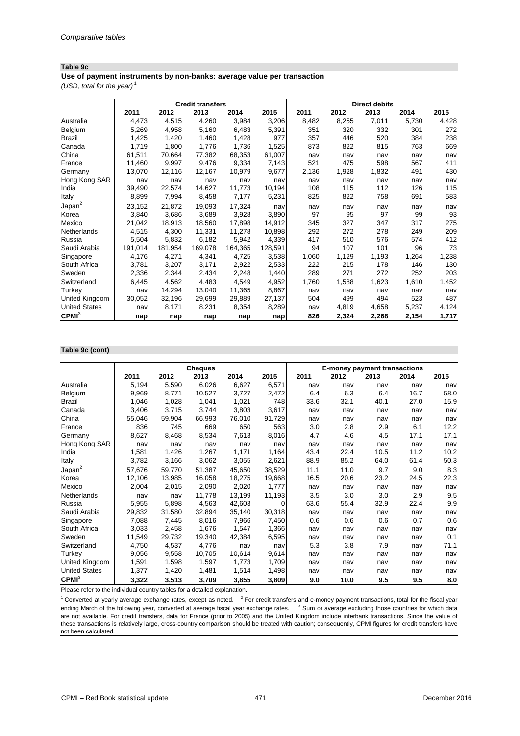*Comparative tables*

**Table 9c**

**Use of payment instruments by non-banks: average value per transaction**

*(USD, total for the year)* [1]

| | Credit transfers | | | | | Direct debits | | | | |
|---|---|---|---|---|---|---|---|---|---|---|
| | 2011 | 2012 | 2013 | 2014 | 2015 | 2011 | 2012 | 2013 | 2014 | 2015 |
| Australia | 4,473 | 4,515 | 4,260 | 3,984 | 3,206 | 8,482 | 8,255 | 7,011 | 5,730 | 4,428 |
| Belgium | 5,269 | 4,958 | 5,160 | 6,483 | 5,391 | 351 | 320 | 332 | 301 | 272 |
| Brazil | 1,425 | 1,420 | 1,460 | 1,428 | 977 | 357 | 446 | 520 | 384 | 238 |
| Canada | 1,719 | 1,800 | 1,776 | 1,736 | 1,525 | 873 | 822 | 815 | 763 | 669 |
| China | 61,511 | 70,664 | 77,382 | 68,353 | 61,007 | nav | nav | nav | nav | nav |
| France | 11,460 | 9,997 | 9,476 | 9,334 | 7,143 | 521 | 475 | 598 | 567 | 411 |
| Germany | 13,070 | 12,116 | 12,167 | 10,979 | 9,677 | 2,136 | 1,928 | 1,832 | 491 | 430 |
| Hong Kong SAR | nav | nav | nav | nav | nav | nav | nav | nav | nav | nav |
| India | 39,490 | 22,574 | 14,627 | 11,773 | 10,194 | 108 | 115 | 112 | 126 | 115 |
| Italy | 8,899 | 7,994 | 8,458 | 7,177 | 5,231 | 825 | 822 | 758 | 691 | 583 |
| Japan[2] | 23,152 | 21,872 | 19,093 | 17,324 | nav | nav | nav | nav | nav | nav |
| Korea | 3,840 | 3,686 | 3,689 | 3,928 | 3,890 | 97 | 95 | 97 | 99 | 93 |
| Mexico | 21,042 | 18,913 | 18,560 | 17,898 | 14,912 | 345 | 327 | 347 | 317 | 275 |
| Netherlands | 4,515 | 4,300 | 11,331 | 11,278 | 10,898 | 292 | 272 | 278 | 249 | 209 |
| Russia | 5,504 | 5,832 | 6,182 | 5,942 | 4,339 | 417 | 510 | 576 | 574 | 412 |
| Saudi Arabia | 191,014 | 181,954 | 169,078 | 164,365 | 128,591 | 94 | 107 | 101 | 96 | 73 |
| Singapore | 4,176 | 4,271 | 4,341 | 4,725 | 3,538 | 1,060 | 1,129 | 1,193 | 1,264 | 1,238 |
| South Africa | 3,781 | 3,207 | 3,171 | 2,922 | 2,533 | 222 | 215 | 178 | 146 | 130 |
| Sweden | 2,336 | 2,344 | 2,434 | 2,248 | 1,440 | 289 | 271 | 272 | 252 | 203 |
| Switzerland | 6,445 | 4,562 | 4,483 | 4,549 | 4,952 | 1,760 | 1,588 | 1,623 | 1,610 | 1,452 |
| Turkey | nav | 14,294 | 13,040 | 11,365 | 8,867 | nav | nav | nav | nav | nav |
| United Kingdom | 30,052 | 32,196 | 29,699 | 29,889 | 27,137 | 504 | 499 | 494 | 523 | 487 |
| United States | nav | 8,171 | 8,231 | 8,354 | 8,289 | nav | 4,819 | 4,658 | 5,237 | 4,124 |
| **CPMI**[3] | **nap** | **nap** | **nap** | **nap** | **nap** | **826** | **2,324** | **2,268** | **2,154** | **1,717** |

**Table 9c (cont)**

| | Cheques | | | | | E-money payment transactions | | | | |
|---|---|---|---|---|---|---|---|---|---|---|
| | 2011 | 2012 | 2013 | 2014 | 2015 | 2011 | 2012 | 2013 | 2014 | 2015 |
| Australia | 5,194 | 5,590 | 6,026 | 6,627 | 6,571 | nav | nav | nav | nav | nav |
| Belgium | 9,969 | 8,771 | 10,527 | 3,727 | 2,472 | 6.4 | 6.3 | 6.4 | 16.7 | 58.0 |
| Brazil | 1,046 | 1,028 | 1,041 | 1,021 | 748 | 33.6 | 32.1 | 40.1 | 27.0 | 15.9 |
| Canada | 3,406 | 3,715 | 3,744 | 3,803 | 3,617 | nav | nav | nav | nav | nav |
| China | 55,046 | 59,904 | 66,993 | 76,010 | 91,729 | nav | nav | nav | nav | nav |
| France | 836 | 745 | 669 | 650 | 563 | 3.0 | 2.8 | 2.9 | 6.1 | 12.2 |
| Germany | 8,627 | 8,468 | 8,534 | 7,613 | 8,016 | 4.7 | 4.6 | 4.5 | 17.1 | 17.1 |
| Hong Kong SAR | nav | nav | nav | nav | nav | nav | nav | nav | nav | nav |
| India | 1,581 | 1,426 | 1,267 | 1,171 | 1,164 | 43.4 | 22.4 | 10.5 | 11.2 | 10.2 |
| Italy | 3,782 | 3,166 | 3,062 | 3,055 | 2,621 | 88.9 | 85.2 | 64.0 | 61.4 | 50.3 |
| Japan[2] | 57,676 | 59,770 | 51,387 | 45,650 | 38,529 | 11.1 | 11.0 | 9.7 | 9.0 | 8.3 |
| Korea | 12,106 | 13,985 | 16,058 | 18,275 | 19,668 | 16.5 | 20.6 | 23.2 | 24.5 | 22.3 |
| Mexico | 2,004 | 2,015 | 2,090 | 2,020 | 1,777 | nav | nav | nav | nav | nav |
| Netherlands | nav | nav | 11,778 | 13,199 | 11,193 | 3.5 | 3.0 | 3.0 | 2.9 | 9.5 |
| Russia | 5,955 | 5,898 | 4,563 | 42,603 | 0 | 63.6 | 55.4 | 32.9 | 22.4 | 9.9 |
| Saudi Arabia | 29,832 | 31,580 | 32,894 | 35,140 | 30,318 | nav | nav | nav | nav | nav |
| Singapore | 7,088 | 7,445 | 8,016 | 7,966 | 7,450 | 0.6 | 0.6 | 0.6 | 0.7 | 0.6 |
| South Africa | 3,033 | 2,458 | 1,676 | 1,547 | 1,366 | nav | nav | nav | nav | nav |
| Sweden | 11,549 | 29,732 | 19,340 | 42,384 | 6,595 | nav | nav | nav | nav | 0.1 |
| Switzerland | 4,750 | 4,537 | 4,776 | nav | nav | 5.3 | 3.8 | 7.9 | nav | 71.1 |
| Turkey | 9,056 | 9,558 | 10,705 | 10,614 | 9,614 | nav | nav | nav | nav | nav |
| United Kingdom | 1,591 | 1,598 | 1,597 | 1,773 | 1,709 | nav | nav | nav | nav | nav |
| United States | 1,377 | 1,420 | 1,481 | 1,514 | 1,498 | nav | nav | nav | nav | nav |
| **CPMI**[3] | **3,322** | **3,513** | **3,709** | **3,855** | **3,809** | **9.0** | **10.0** | **9.5** | **9.5** | **8.0** |

Please refer to the individual country tables for a detailed explanation.

[1] Converted at yearly average exchange rates, except as noted. [2] For credit transfers and e-money payment transactions, total for the fiscal year ending March of the following year, converted at average fiscal year exchange rates. [3] Sum or average excluding those countries for which data are not available. For credit transfers, data for France (prior to 2005) and the United Kingdom include interbank transactions. Since the value of these transactions is relatively large, cross-country comparison should be treated with caution; consequently, CPMI figures for credit transfers have not been calculated.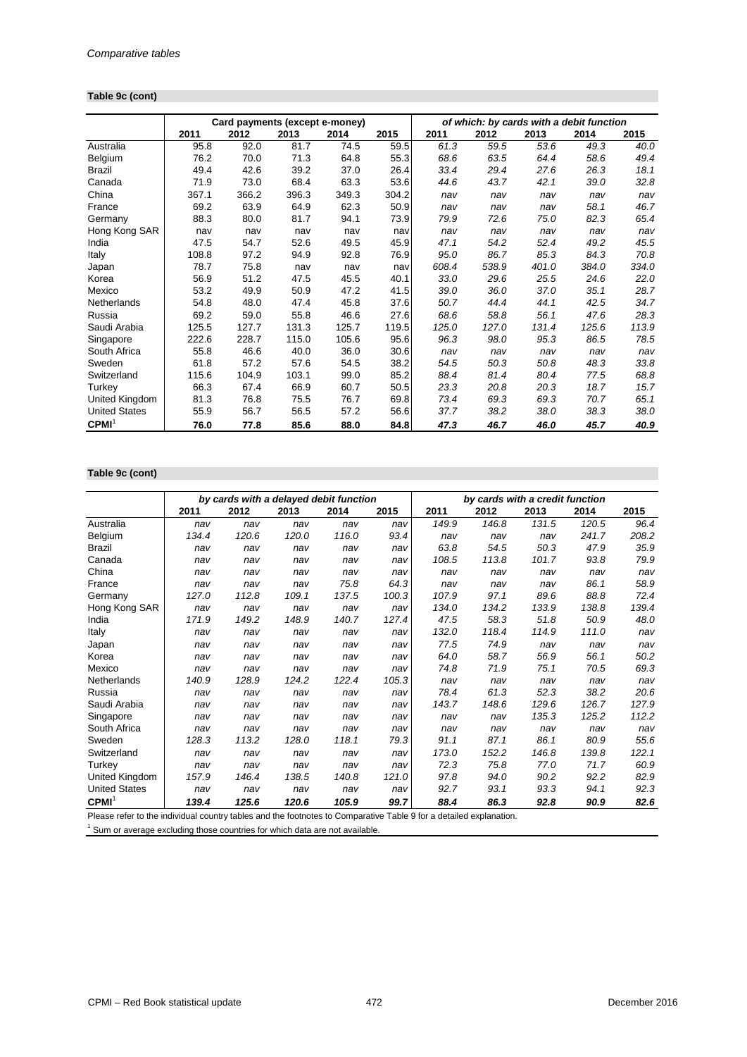*Comparative tables*

**Table 9c (cont)**

| | Card payments (except e-money) | | | | | *of which: by cards with a debit function* | | | | |
|---|---|---|---|---|---|---|---|---|---|---|
| | 2011 | 2012 | 2013 | 2014 | 2015 | 2011 | 2012 | 2013 | 2014 | 2015 |
| Australia | 95.8 | 92.0 | 81.7 | 74.5 | 59.5 | *61.3* | *59.5* | *53.6* | *49.3* | *40.0* |
| Belgium | 76.2 | 70.0 | 71.3 | 64.8 | 55.3 | *68.6* | *63.5* | *64.4* | *58.6* | *49.4* |
| Brazil | 49.4 | 42.6 | 39.2 | 37.0 | 26.4 | *33.4* | *29.4* | *27.6* | *26.3* | *18.1* |
| Canada | 71.9 | 73.0 | 68.4 | 63.3 | 53.6 | *44.6* | *43.7* | *42.1* | *39.0* | *32.8* |
| China | 367.1 | 366.2 | 396.3 | 349.3 | 304.2 | *nav* | *nav* | *nav* | *nav* | *nav* |
| France | 69.2 | 63.9 | 64.9 | 62.3 | 50.9 | *nav* | *nav* | *nav* | *58.1* | *46.7* |
| Germany | 88.3 | 80.0 | 81.7 | 94.1 | 73.9 | *79.9* | *72.6* | *75.0* | *82.3* | *65.4* |
| Hong Kong SAR | nav | nav | nav | nav | nav | *nav* | *nav* | *nav* | *nav* | *nav* |
| India | 47.5 | 54.7 | 52.6 | 49.5 | 45.9 | *47.1* | *54.2* | *52.4* | *49.2* | *45.5* |
| Italy | 108.8 | 97.2 | 94.9 | 92.8 | 76.9 | *95.0* | *86.7* | *85.3* | *84.3* | *70.8* |
| Japan | 78.7 | 75.8 | nav | nav | nav | *608.4* | *538.9* | *401.0* | *384.0* | *334.0* |
| Korea | 56.9 | 51.2 | 47.5 | 45.5 | 40.1 | *33.0* | *29.6* | *25.5* | *24.6* | *22.0* |
| Mexico | 53.2 | 49.9 | 50.9 | 47.2 | 41.5 | *39.0* | *36.0* | *37.0* | *35.1* | *28.7* |
| Netherlands | 54.8 | 48.0 | 47.4 | 45.8 | 37.6 | *50.7* | *44.4* | *44.1* | *42.5* | *34.7* |
| Russia | 69.2 | 59.0 | 55.8 | 46.6 | 27.6 | *68.6* | *58.8* | *56.1* | *47.6* | *28.3* |
| Saudi Arabia | 125.5 | 127.7 | 131.3 | 125.7 | 119.5 | *125.0* | *127.0* | *131.4* | *125.6* | *113.9* |
| Singapore | 222.6 | 228.7 | 115.0 | 105.6 | 95.6 | *96.3* | *98.0* | *95.3* | *86.5* | *78.5* |
| South Africa | 55.8 | 46.6 | 40.0 | 36.0 | 30.6 | *nav* | *nav* | *nav* | *nav* | *nav* |
| Sweden | 61.8 | 57.2 | 57.6 | 54.5 | 38.2 | *54.5* | *50.3* | *50.8* | *48.3* | *33.8* |
| Switzerland | 115.6 | 104.9 | 103.1 | 99.0 | 85.2 | *88.4* | *81.4* | *80.4* | *77.5* | *68.8* |
| Turkey | 66.3 | 67.4 | 66.9 | 60.7 | 50.5 | *23.3* | *20.8* | *20.3* | *18.7* | *15.7* |
| United Kingdom | 81.3 | 76.8 | 75.5 | 76.7 | 69.8 | *73.4* | *69.3* | *69.3* | *70.7* | *65.1* |
| United States | 55.9 | 56.7 | 56.5 | 57.2 | 56.6 | *37.7* | *38.2* | *38.0* | *38.3* | *38.0* |
| **CPMI**[1] | **76.0** | **77.8** | **85.6** | **88.0** | **84.8** | ***47.3*** | ***46.7*** | ***46.0*** | ***45.7*** | ***40.9*** |

**Table 9c (cont)**

| | *by cards with a delayed debit function* | | | | | *by cards with a credit function* | | | | |
|---|---|---|---|---|---|---|---|---|---|---|
| | 2011 | 2012 | 2013 | 2014 | 2015 | 2011 | 2012 | 2013 | 2014 | 2015 |
| Australia | *nav* | *nav* | *nav* | *nav* | *nav* | *149.9* | *146.8* | *131.5* | *120.5* | *96.4* |
| Belgium | *134.4* | *120.6* | *120.0* | *116.0* | *93.4* | *nav* | *nav* | *nav* | *241.7* | *208.2* |
| Brazil | *nav* | *nav* | *nav* | *nav* | *nav* | *63.8* | *54.5* | *50.3* | *47.9* | *35.9* |
| Canada | *nav* | *nav* | *nav* | *nav* | *nav* | *108.5* | *113.8* | *101.7* | *93.8* | *79.9* |
| China | *nav* | *nav* | *nav* | *nav* | *nav* | *nav* | *nav* | *nav* | *nav* | *nav* |
| France | *nav* | *nav* | *nav* | *75.8* | *64.3* | *nav* | *nav* | *nav* | *86.1* | *58.9* |
| Germany | *127.0* | *112.8* | *109.1* | *137.5* | *100.3* | *107.9* | *97.1* | *89.6* | *88.8* | *72.4* |
| Hong Kong SAR | *nav* | *nav* | *nav* | *nav* | *nav* | *134.0* | *134.2* | *133.9* | *138.8* | *139.4* |
| India | *171.9* | *149.2* | *148.9* | *140.7* | *127.4* | *47.5* | *58.3* | *51.8* | *50.9* | *48.0* |
| Italy | *nav* | *nav* | *nav* | *nav* | *nav* | *132.0* | *118.4* | *114.9* | *111.0* | *nav* |
| Japan | *nav* | *nav* | *nav* | *nav* | *nav* | *77.5* | *74.9* | *nav* | *nav* | *nav* |
| Korea | *nav* | *nav* | *nav* | *nav* | *nav* | *64.0* | *58.7* | *56.9* | *56.1* | *50.2* |
| Mexico | *nav* | *nav* | *nav* | *nav* | *nav* | *74.8* | *71.9* | *75.1* | *70.5* | *69.3* |
| Netherlands | *140.9* | *128.9* | *124.2* | *122.4* | *105.3* | *nav* | *nav* | *nav* | *nav* | *nav* |
| Russia | *nav* | *nav* | *nav* | *nav* | *nav* | *78.4* | *61.3* | *52.3* | *38.2* | *20.6* |
| Saudi Arabia | *nav* | *nav* | *nav* | *nav* | *nav* | *143.7* | *148.6* | *129.6* | *126.7* | *127.9* |
| Singapore | *nav* | *nav* | *nav* | *nav* | *nav* | *nav* | *nav* | *135.3* | *125.2* | *112.2* |
| South Africa | *nav* | *nav* | *nav* | *nav* | *nav* | *nav* | *nav* | *nav* | *nav* | *nav* |
| Sweden | *128.3* | *113.2* | *128.0* | *118.1* | *79.3* | *91.1* | *87.1* | *86.1* | *80.9* | *55.6* |
| Switzerland | *nav* | *nav* | *nav* | *nav* | *nav* | *173.0* | *152.2* | *146.8* | *139.8* | *122.1* |
| Turkey | *nav* | *nav* | *nav* | *nav* | *nav* | *72.3* | *75.8* | *77.0* | *71.7* | *60.9* |
| United Kingdom | *157.9* | *146.4* | *138.5* | *140.8* | *121.0* | *97.8* | *94.0* | *90.2* | *92.2* | *82.9* |
| United States | *nav* | *nav* | *nav* | *nav* | *nav* | *92.7* | *93.1* | *93.3* | *94.1* | *92.3* |
| **CPMI**[1] | ***139.4*** | ***125.6*** | ***120.6*** | ***105.9*** | ***99.7*** | ***88.4*** | ***86.3*** | ***92.8*** | ***90.9*** | ***82.6*** |

Please refer to the individual country tables and the footnotes to Comparative Table 9 for a detailed explanation.

[1] Sum or average excluding those countries for which data are not available.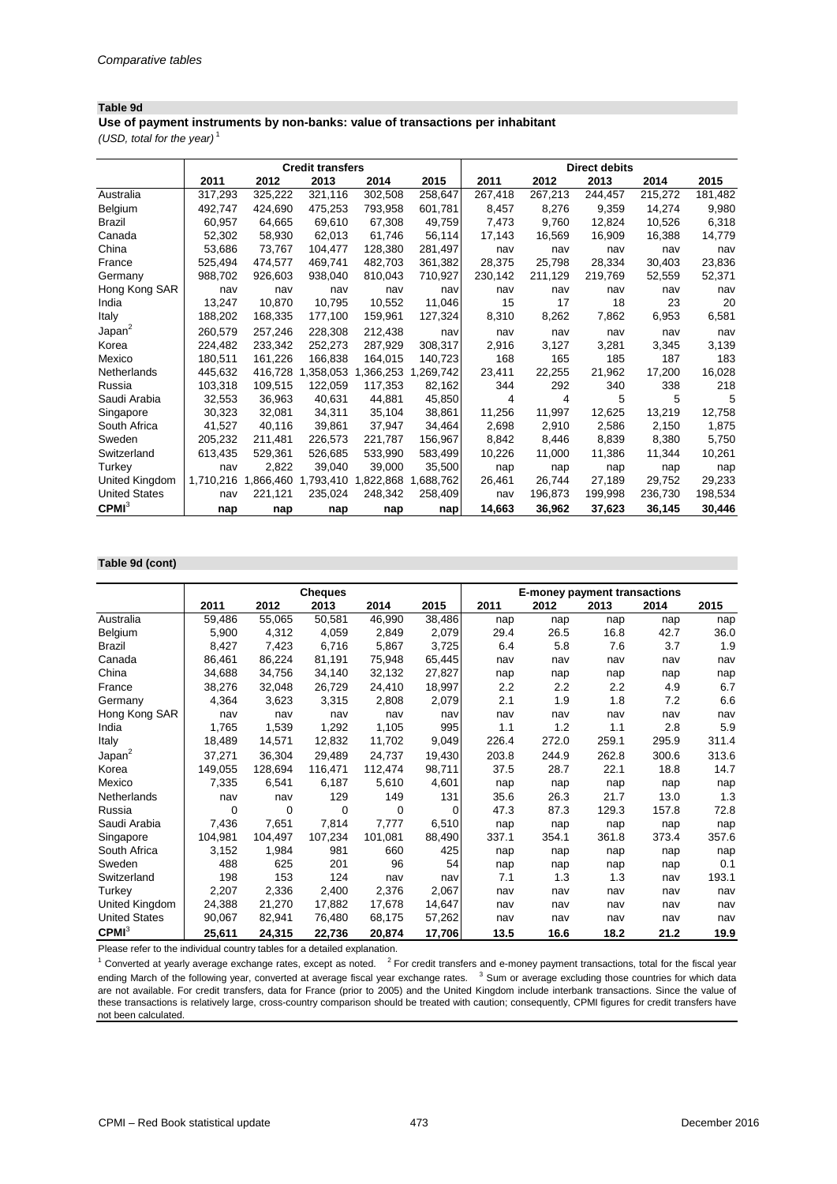*Comparative tables*

**Table 9d**

**Use of payment instruments by non-banks: value of transactions per inhabitant**

*(USD, total for the year)* [1]

| | Credit transfers | | | | | Direct debits | | | | |
|---|---|---|---|---|---|---|---|---|---|---|
| | 2011 | 2012 | 2013 | 2014 | 2015 | 2011 | 2012 | 2013 | 2014 | 2015 |
| Australia | 317,293 | 325,222 | 321,116 | 302,508 | 258,647 | 267,418 | 267,213 | 244,457 | 215,272 | 181,482 |
| Belgium | 492,747 | 424,690 | 475,253 | 793,958 | 601,781 | 8,457 | 8,276 | 9,359 | 14,274 | 9,980 |
| Brazil | 60,957 | 64,665 | 69,610 | 67,308 | 49,759 | 7,473 | 9,760 | 12,824 | 10,526 | 6,318 |
| Canada | 52,302 | 58,930 | 62,013 | 61,746 | 56,114 | 17,143 | 16,569 | 16,909 | 16,388 | 14,779 |
| China | 53,686 | 73,767 | 104,477 | 128,380 | 281,497 | nav | nav | nav | nav | nav |
| France | 525,494 | 474,577 | 469,741 | 482,703 | 361,382 | 28,375 | 25,798 | 28,334 | 30,403 | 23,836 |
| Germany | 988,702 | 926,603 | 938,040 | 810,043 | 710,927 | 230,142 | 211,129 | 219,769 | 52,559 | 52,371 |
| Hong Kong SAR | nav | nav | nav | nav | nav | nav | nav | nav | nav | nav |
| India | 13,247 | 10,870 | 10,795 | 10,552 | 11,046 | 15 | 17 | 18 | 23 | 20 |
| Italy | 188,202 | 168,335 | 177,100 | 159,961 | 127,324 | 8,310 | 8,262 | 7,862 | 6,953 | 6,581 |
| Japan[2] | 260,579 | 257,246 | 228,308 | 212,438 | nav | nav | nav | nav | nav | nav |
| Korea | 224,482 | 233,342 | 252,273 | 287,929 | 308,317 | 2,916 | 3,127 | 3,281 | 3,345 | 3,139 |
| Mexico | 180,511 | 161,226 | 166,838 | 164,015 | 140,723 | 168 | 165 | 185 | 187 | 183 |
| Netherlands | 445,632 | 416,728 | 1,358,053 | 1,366,253 | 1,269,742 | 23,411 | 22,255 | 21,962 | 17,200 | 16,028 |
| Russia | 103,318 | 109,515 | 122,059 | 117,353 | 82,162 | 344 | 292 | 340 | 338 | 218 |
| Saudi Arabia | 32,553 | 36,963 | 40,631 | 44,881 | 45,850 | 4 | 4 | 5 | 5 | 5 |
| Singapore | 30,323 | 32,081 | 34,311 | 35,104 | 38,861 | 11,256 | 11,997 | 12,625 | 13,219 | 12,758 |
| South Africa | 41,527 | 40,116 | 39,861 | 37,947 | 34,464 | 2,698 | 2,910 | 2,586 | 2,150 | 1,875 |
| Sweden | 205,232 | 211,481 | 226,573 | 221,787 | 156,967 | 8,842 | 8,446 | 8,839 | 8,380 | 5,750 |
| Switzerland | 613,435 | 529,361 | 526,685 | 533,990 | 583,499 | 10,226 | 11,000 | 11,386 | 11,344 | 10,261 |
| Turkey | nav | 2,822 | 39,040 | 39,000 | 35,500 | nap | nap | nap | nap | nap |
| United Kingdom | 1,710,216 | 1,866,460 | 1,793,410 | 1,822,868 | 1,688,762 | 26,461 | 26,744 | 27,189 | 29,752 | 29,233 |
| United States | nav | 221,121 | 235,024 | 248,342 | 258,409 | nav | 196,873 | 199,998 | 236,730 | 198,534 |
| **CPMI**[3] | **nap** | **nap** | **nap** | **nap** | **nap** | **14,663** | **36,962** | **37,623** | **36,145** | **30,446** |

**Table 9d (cont)**

| | Cheques | | | | | E-money payment transactions | | | | |
|---|---|---|---|---|---|---|---|---|---|---|
| | 2011 | 2012 | 2013 | 2014 | 2015 | 2011 | 2012 | 2013 | 2014 | 2015 |
| Australia | 59,486 | 55,065 | 50,581 | 46,990 | 38,486 | nap | nap | nap | nap | nap |
| Belgium | 5,900 | 4,312 | 4,059 | 2,849 | 2,079 | 29.4 | 26.5 | 16.8 | 42.7 | 36.0 |
| Brazil | 8,427 | 7,423 | 6,716 | 5,867 | 3,725 | 6.4 | 5.8 | 7.6 | 3.7 | 1.9 |
| Canada | 86,461 | 86,224 | 81,191 | 75,948 | 65,445 | nav | nav | nav | nav | nav |
| China | 34,688 | 34,756 | 34,140 | 32,132 | 27,827 | nap | nap | nap | nap | nap |
| France | 38,276 | 32,048 | 26,729 | 24,410 | 18,997 | 2.2 | 2.2 | 2.2 | 4.9 | 6.7 |
| Germany | 4,364 | 3,623 | 3,315 | 2,808 | 2,079 | 2.1 | 1.9 | 1.8 | 7.2 | 6.6 |
| Hong Kong SAR | nav | nav | nav | nav | nav | nav | nav | nav | nav | nav |
| India | 1,765 | 1,539 | 1,292 | 1,105 | 995 | 1.1 | 1.2 | 1.1 | 2.8 | 5.9 |
| Italy | 18,489 | 14,571 | 12,832 | 11,702 | 9,049 | 226.4 | 272.0 | 259.1 | 295.9 | 311.4 |
| Japan[2] | 37,271 | 36,304 | 29,489 | 24,737 | 19,430 | 203.8 | 244.9 | 262.8 | 300.6 | 313.6 |
| Korea | 149,055 | 128,694 | 116,471 | 112,474 | 98,711 | 37.5 | 28.7 | 22.1 | 18.8 | 14.7 |
| Mexico | 7,335 | 6,541 | 6,187 | 5,610 | 4,601 | nap | nap | nap | nap | nap |
| Netherlands | nav | nav | 129 | 149 | 131 | 35.6 | 26.3 | 21.7 | 13.0 | 1.3 |
| Russia | 0 | 0 | 0 | 0 | 0 | 47.3 | 87.3 | 129.3 | 157.8 | 72.8 |
| Saudi Arabia | 7,436 | 7,651 | 7,814 | 7,777 | 6,510 | nap | nap | nap | nap | nap |
| Singapore | 104,981 | 104,497 | 107,234 | 101,081 | 88,490 | 337.1 | 354.1 | 361.8 | 373.4 | 357.6 |
| South Africa | 3,152 | 1,984 | 981 | 660 | 425 | nap | nap | nap | nap | nap |
| Sweden | 488 | 625 | 201 | 96 | 54 | nap | nap | nap | nap | 0.1 |
| Switzerland | 198 | 153 | 124 | nav | nav | 7.1 | 1.3 | 1.3 | nav | 193.1 |
| Turkey | 2,207 | 2,336 | 2,400 | 2,376 | 2,067 | nav | nav | nav | nav | nav |
| United Kingdom | 24,388 | 21,270 | 17,882 | 17,678 | 14,647 | nav | nav | nav | nav | nav |
| United States | 90,067 | 82,941 | 76,480 | 68,175 | 57,262 | nav | nav | nav | nav | nav |
| **CPMI**[3] | **25,611** | **24,315** | **22,736** | **20,874** | **17,706** | **13.5** | **16.6** | **18.2** | **21.2** | **19.9** |

Please refer to the individual country tables for a detailed explanation.

[1] Converted at yearly average exchange rates, except as noted. [2] For credit transfers and e-money payment transactions, total for the fiscal year ending March of the following year, converted at average fiscal year exchange rates. [3] Sum or average excluding those countries for which data are not available. For credit transfers, data for France (prior to 2005) and the United Kingdom include interbank transactions. Since the value of these transactions is relatively large, cross-country comparison should be treated with caution; consequently, CPMI figures for credit transfers have not been calculated.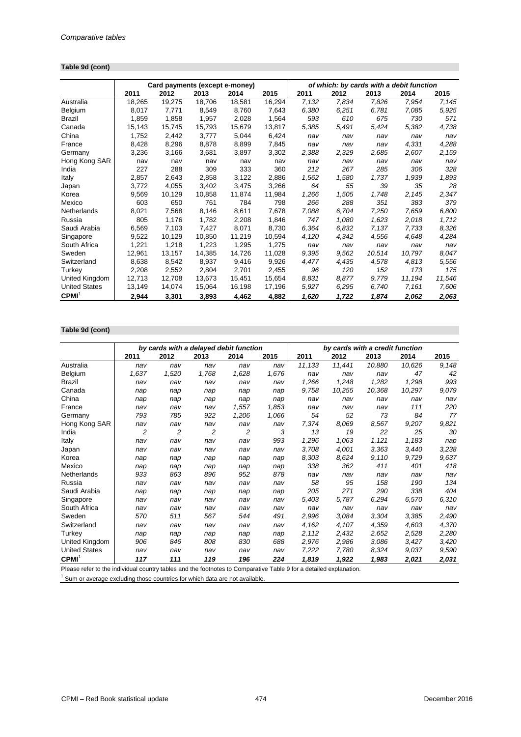### Table 9d (cont)

| | Card payments (except e-money) | | | | | *of which: by cards with a debit function* | | | | |
|---|---|---|---|---|---|---|---|---|---|---|
| | 2011 | 2012 | 2013 | 2014 | 2015 | 2011 | 2012 | 2013 | 2014 | 2015 |
| Australia | 18,265 | 19,275 | 18,706 | 18,581 | 16,294 | *7,132* | *7,834* | *7,826* | *7,954* | *7,145* |
| Belgium | 8,017 | 7,771 | 8,549 | 8,760 | 7,643 | *6,380* | *6,251* | *6,781* | *7,085* | *5,925* |
| Brazil | 1,859 | 1,858 | 1,957 | 2,028 | 1,564 | *593* | *610* | *675* | *730* | *571* |
| Canada | 15,143 | 15,745 | 15,793 | 15,679 | 13,817 | *5,385* | *5,491* | *5,424* | *5,382* | *4,738* |
| China | 1,752 | 2,442 | 3,777 | 5,044 | 6,424 | *nav* | *nav* | *nav* | *nav* | *nav* |
| France | 8,428 | 8,296 | 8,878 | 8,899 | 7,845 | *nav* | *nav* | *nav* | *4,331* | *4,288* |
| Germany | 3,236 | 3,166 | 3,681 | 3,897 | 3,302 | *2,388* | *2,329* | *2,685* | *2,607* | *2,159* |
| Hong Kong SAR | nav | nav | nav | nav | nav | *nav* | *nav* | *nav* | *nav* | *nav* |
| India | 227 | 288 | 309 | 333 | 360 | *212* | *267* | *285* | *306* | *328* |
| Italy | 2,857 | 2,643 | 2,858 | 3,122 | 2,886 | *1,562* | *1,580* | *1,737* | *1,939* | *1,893* |
| Japan | 3,772 | 4,055 | 3,402 | 3,475 | 3,266 | *64* | *55* | *39* | *35* | *28* |
| Korea | 9,569 | 10,129 | 10,858 | 11,874 | 11,984 | *1,266* | *1,505* | *1,748* | *2,145* | *2,347* |
| Mexico | 603 | 650 | 761 | 784 | 798 | *266* | *288* | *351* | *383* | *379* |
| Netherlands | 8,021 | 7,568 | 8,146 | 8,611 | 7,678 | *7,088* | *6,704* | *7,250* | *7,659* | *6,800* |
| Russia | 805 | 1,176 | 1,782 | 2,208 | 1,846 | *747* | *1,080* | *1,623* | *2,018* | *1,712* |
| Saudi Arabia | 6,569 | 7,103 | 7,427 | 8,071 | 8,730 | *6,364* | *6,832* | *7,137* | *7,733* | *8,326* |
| Singapore | 9,522 | 10,129 | 10,850 | 11,219 | 10,594 | *4,120* | *4,342* | *4,556* | *4,648* | *4,284* |
| South Africa | 1,221 | 1,218 | 1,223 | 1,295 | 1,275 | *nav* | *nav* | *nav* | *nav* | *nav* |
| Sweden | 12,961 | 13,157 | 14,385 | 14,726 | 11,028 | *9,395* | *9,562* | *10,514* | *10,797* | *8,047* |
| Switzerland | 8,638 | 8,542 | 8,937 | 9,416 | 9,926 | *4,477* | *4,435* | *4,578* | *4,813* | *5,556* |
| Turkey | 2,208 | 2,552 | 2,804 | 2,701 | 2,455 | *96* | *120* | *152* | *173* | *175* |
| United Kingdom | 12,713 | 12,708 | 13,673 | 15,451 | 15,654 | *8,831* | *8,877* | *9,779* | *11,194* | *11,546* |
| United States | 13,149 | 14,074 | 15,064 | 16,198 | 17,196 | *5,927* | *6,295* | *6,740* | *7,161* | *7,606* |
| **CPMI**[1] | **2,944** | **3,301** | **3,893** | **4,462** | **4,882** | ***1,620*** | ***1,722*** | ***1,874*** | ***2,062*** | ***2,063*** |

### Table 9d (cont)

| | *by cards with a delayed debit function* | | | | | *by cards with a credit function* | | | | |
|---|---|---|---|---|---|---|---|---|---|---|
| | 2011 | 2012 | 2013 | 2014 | 2015 | 2011 | 2012 | 2013 | 2014 | 2015 |
| Australia | *nav* | *nav* | *nav* | *nav* | *nav* | *11,133* | *11,441* | *10,880* | *10,626* | *9,148* |
| Belgium | *1,637* | *1,520* | *1,768* | *1,628* | *1,676* | *nav* | *nav* | *nav* | *47* | *42* |
| Brazil | *nav* | *nav* | *nav* | *nav* | *nav* | *1,266* | *1,248* | *1,282* | *1,298* | *993* |
| Canada | *nap* | *nap* | *nap* | *nap* | *nap* | *9,758* | *10,255* | *10,368* | *10,297* | *9,079* |
| China | *nap* | *nap* | *nap* | *nap* | *nap* | *nav* | *nav* | *nav* | *nav* | *nav* |
| France | *nav* | *nav* | *nav* | *1,557* | *1,853* | *nav* | *nav* | *nav* | *111* | *220* |
| Germany | *793* | *785* | *922* | *1,206* | *1,066* | *54* | *52* | *73* | *84* | *77* |
| Hong Kong SAR | *nav* | *nav* | *nav* | *nav* | *nav* | *7,374* | *8,069* | *8,567* | *9,207* | *9,821* |
| India | *2* | *2* | *2* | *2* | *3* | *13* | *19* | *22* | *25* | *30* |
| Italy | *nav* | *nav* | *nav* | *nav* | *993* | *1,296* | *1,063* | *1,121* | *1,183* | *nap* |
| Japan | *nav* | *nav* | *nav* | *nav* | *nav* | *3,708* | *4,001* | *3,363* | *3,440* | *3,238* |
| Korea | *nap* | *nap* | *nap* | *nap* | *nap* | *8,303* | *8,624* | *9,110* | *9,729* | *9,637* |
| Mexico | *nap* | *nap* | *nap* | *nap* | *nap* | *338* | *362* | *411* | *401* | *418* |
| Netherlands | *933* | *863* | *896* | *952* | *878* | *nav* | *nav* | *nav* | *nav* | *nav* |
| Russia | *nav* | *nav* | *nav* | *nav* | *nav* | *58* | *95* | *158* | *190* | *134* |
| Saudi Arabia | *nap* | *nap* | *nap* | *nap* | *nap* | *205* | *271* | *290* | *338* | *404* |
| Singapore | *nav* | *nav* | *nav* | *nav* | *nav* | *5,403* | *5,787* | *6,294* | *6,570* | *6,310* |
| South Africa | *nav* | *nav* | *nav* | *nav* | *nav* | *nav* | *nav* | *nav* | *nav* | *nav* |
| Sweden | *570* | *511* | *567* | *544* | *491* | *2,996* | *3,084* | *3,304* | *3,385* | *2,490* |
| Switzerland | *nav* | *nav* | *nav* | *nav* | *nav* | *4,162* | *4,107* | *4,359* | *4,603* | *4,370* |
| Turkey | *nap* | *nap* | *nap* | *nap* | *nap* | *2,112* | *2,432* | *2,652* | *2,528* | *2,280* |
| United Kingdom | *906* | *846* | *808* | *830* | *688* | *2,976* | *2,986* | *3,086* | *3,427* | *3,420* |
| United States | *nav* | *nav* | *nav* | *nav* | *nav* | *7,222* | *7,780* | *8,324* | *9,037* | *9,590* |
| **CPMI**[1] | ***117*** | ***111*** | ***119*** | ***196*** | ***224*** | ***1,819*** | ***1,922*** | ***1,983*** | ***2,021*** | ***2,031*** |

Please refer to the individual country tables and the footnotes to Comparative Table 9 for a detailed explanation.

[1] Sum or average excluding those countries for which data are not available.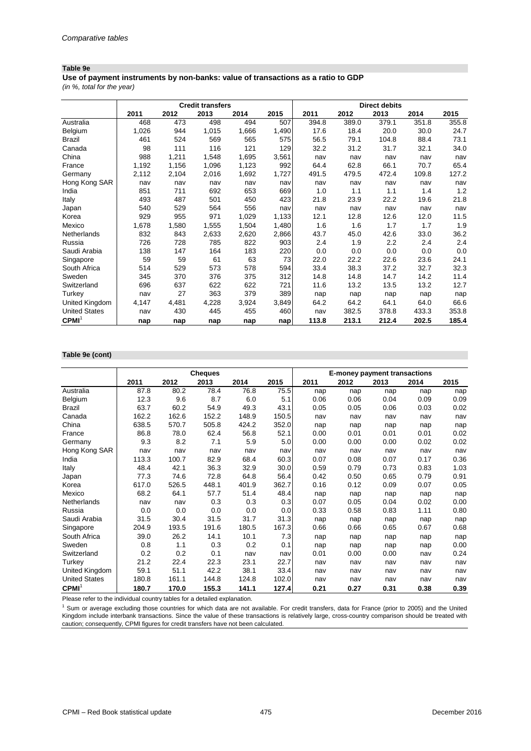*Comparative tables*

**Table 9e**

**Use of payment instruments by non-banks: value of transactions as a ratio to GDP**

*(in %, total for the year)*

| | Credit transfers | | | | | Direct debits | | | | |
|---|---|---|---|---|---|---|---|---|---|---|
| | 2011 | 2012 | 2013 | 2014 | 2015 | 2011 | 2012 | 2013 | 2014 | 2015 |
| Australia | 468 | 473 | 498 | 494 | 507 | 394.8 | 389.0 | 379.1 | 351.8 | 355.8 |
| Belgium | 1,026 | 944 | 1,015 | 1,666 | 1,490 | 17.6 | 18.4 | 20.0 | 30.0 | 24.7 |
| Brazil | 461 | 524 | 569 | 565 | 575 | 56.5 | 79.1 | 104.8 | 88.4 | 73.1 |
| Canada | 98 | 111 | 116 | 121 | 129 | 32.2 | 31.2 | 31.7 | 32.1 | 34.0 |
| China | 988 | 1,211 | 1,548 | 1,695 | 3,561 | nav | nav | nav | nav | nav |
| France | 1,192 | 1,156 | 1,096 | 1,123 | 992 | 64.4 | 62.8 | 66.1 | 70.7 | 65.4 |
| Germany | 2,112 | 2,104 | 2,016 | 1,692 | 1,727 | 491.5 | 479.5 | 472.4 | 109.8 | 127.2 |
| Hong Kong SAR | nav | nav | nav | nav | nav | nav | nav | nav | nav | nav |
| India | 851 | 711 | 692 | 653 | 669 | 1.0 | 1.1 | 1.1 | 1.4 | 1.2 |
| Italy | 493 | 487 | 501 | 450 | 423 | 21.8 | 23.9 | 22.2 | 19.6 | 21.8 |
| Japan | 540 | 529 | 564 | 556 | nav | nav | nav | nav | nav | nav |
| Korea | 929 | 955 | 971 | 1,029 | 1,133 | 12.1 | 12.8 | 12.6 | 12.0 | 11.5 |
| Mexico | 1,678 | 1,580 | 1,555 | 1,504 | 1,480 | 1.6 | 1.6 | 1.7 | 1.7 | 1.9 |
| Netherlands | 832 | 843 | 2,633 | 2,620 | 2,866 | 43.7 | 45.0 | 42.6 | 33.0 | 36.2 |
| Russia | 726 | 728 | 785 | 822 | 903 | 2.4 | 1.9 | 2.2 | 2.4 | 2.4 |
| Saudi Arabia | 138 | 147 | 164 | 183 | 220 | 0.0 | 0.0 | 0.0 | 0.0 | 0.0 |
| Singapore | 59 | 59 | 61 | 63 | 73 | 22.0 | 22.2 | 22.6 | 23.6 | 24.1 |
| South Africa | 514 | 529 | 573 | 578 | 594 | 33.4 | 38.3 | 37.2 | 32.7 | 32.3 |
| Sweden | 345 | 370 | 376 | 375 | 312 | 14.8 | 14.8 | 14.7 | 14.2 | 11.4 |
| Switzerland | 696 | 637 | 622 | 622 | 721 | 11.6 | 13.2 | 13.5 | 13.2 | 12.7 |
| Turkey | nav | 27 | 363 | 379 | 389 | nap | nap | nap | nap | nap |
| United Kingdom | 4,147 | 4,481 | 4,228 | 3,924 | 3,849 | 64.2 | 64.2 | 64.1 | 64.0 | 66.6 |
| United States | nav | 430 | 445 | 455 | 460 | nav | 382.5 | 378.8 | 433.3 | 353.8 |
| **CPMI**[1] | **nap** | **nap** | **nap** | **nap** | **nap** | **113.8** | **213.1** | **212.4** | **202.5** | **185.4** |

**Table 9e (cont)**

| | Cheques | | | | | E-money payment transactions | | | | |
|---|---|---|---|---|---|---|---|---|---|---|
| | 2011 | 2012 | 2013 | 2014 | 2015 | 2011 | 2012 | 2013 | 2014 | 2015 |
| Australia | 87.8 | 80.2 | 78.4 | 76.8 | 75.5 | nap | nap | nap | nap | nap |
| Belgium | 12.3 | 9.6 | 8.7 | 6.0 | 5.1 | 0.06 | 0.06 | 0.04 | 0.09 | 0.09 |
| Brazil | 63.7 | 60.2 | 54.9 | 49.3 | 43.1 | 0.05 | 0.05 | 0.06 | 0.03 | 0.02 |
| Canada | 162.2 | 162.6 | 152.2 | 148.9 | 150.5 | nav | nav | nav | nav | nav |
| China | 638.5 | 570.7 | 505.8 | 424.2 | 352.0 | nap | nap | nap | nap | nap |
| France | 86.8 | 78.0 | 62.4 | 56.8 | 52.1 | 0.00 | 0.01 | 0.01 | 0.01 | 0.02 |
| Germany | 9.3 | 8.2 | 7.1 | 5.9 | 5.0 | 0.00 | 0.00 | 0.00 | 0.02 | 0.02 |
| Hong Kong SAR | nav | nav | nav | nav | nav | nav | nav | nav | nav | nav |
| India | 113.3 | 100.7 | 82.9 | 68.4 | 60.3 | 0.07 | 0.08 | 0.07 | 0.17 | 0.36 |
| Italy | 48.4 | 42.1 | 36.3 | 32.9 | 30.0 | 0.59 | 0.79 | 0.73 | 0.83 | 1.03 |
| Japan | 77.3 | 74.6 | 72.8 | 64.8 | 56.4 | 0.42 | 0.50 | 0.65 | 0.79 | 0.91 |
| Korea | 617.0 | 526.5 | 448.1 | 401.9 | 362.7 | 0.16 | 0.12 | 0.09 | 0.07 | 0.05 |
| Mexico | 68.2 | 64.1 | 57.7 | 51.4 | 48.4 | nap | nap | nap | nap | nap |
| Netherlands | nav | nav | 0.3 | 0.3 | 0.3 | 0.07 | 0.05 | 0.04 | 0.02 | 0.00 |
| Russia | 0.0 | 0.0 | 0.0 | 0.0 | 0.0 | 0.33 | 0.58 | 0.83 | 1.11 | 0.80 |
| Saudi Arabia | 31.5 | 30.4 | 31.5 | 31.7 | 31.3 | nap | nap | nap | nap | nap |
| Singapore | 204.9 | 193.5 | 191.6 | 180.5 | 167.3 | 0.66 | 0.66 | 0.65 | 0.67 | 0.68 |
| South Africa | 39.0 | 26.2 | 14.1 | 10.1 | 7.3 | nap | nap | nap | nap | nap |
| Sweden | 0.8 | 1.1 | 0.3 | 0.2 | 0.1 | nap | nap | nap | nap | 0.00 |
| Switzerland | 0.2 | 0.2 | 0.1 | nav | nav | 0.01 | 0.00 | 0.00 | nav | 0.24 |
| Turkey | 21.2 | 22.4 | 22.3 | 23.1 | 22.7 | nav | nav | nav | nav | nav |
| United Kingdom | 59.1 | 51.1 | 42.2 | 38.1 | 33.4 | nav | nav | nav | nav | nav |
| United States | 180.8 | 161.1 | 144.8 | 124.8 | 102.0 | nav | nav | nav | nav | nav |
| **CPMI**[1] | **180.7** | **170.0** | **155.3** | **141.1** | **127.4** | **0.21** | **0.27** | **0.31** | **0.38** | **0.39** |

Please refer to the individual country tables for a detailed explanation.

[1] Sum or average excluding those countries for which data are not available. For credit transfers, data for France (prior to 2005) and the United Kingdom include interbank transactions. Since the value of these transactions is relatively large, cross-country comparison should be treated with caution; consequently, CPMI figures for credit transfers have not been calculated.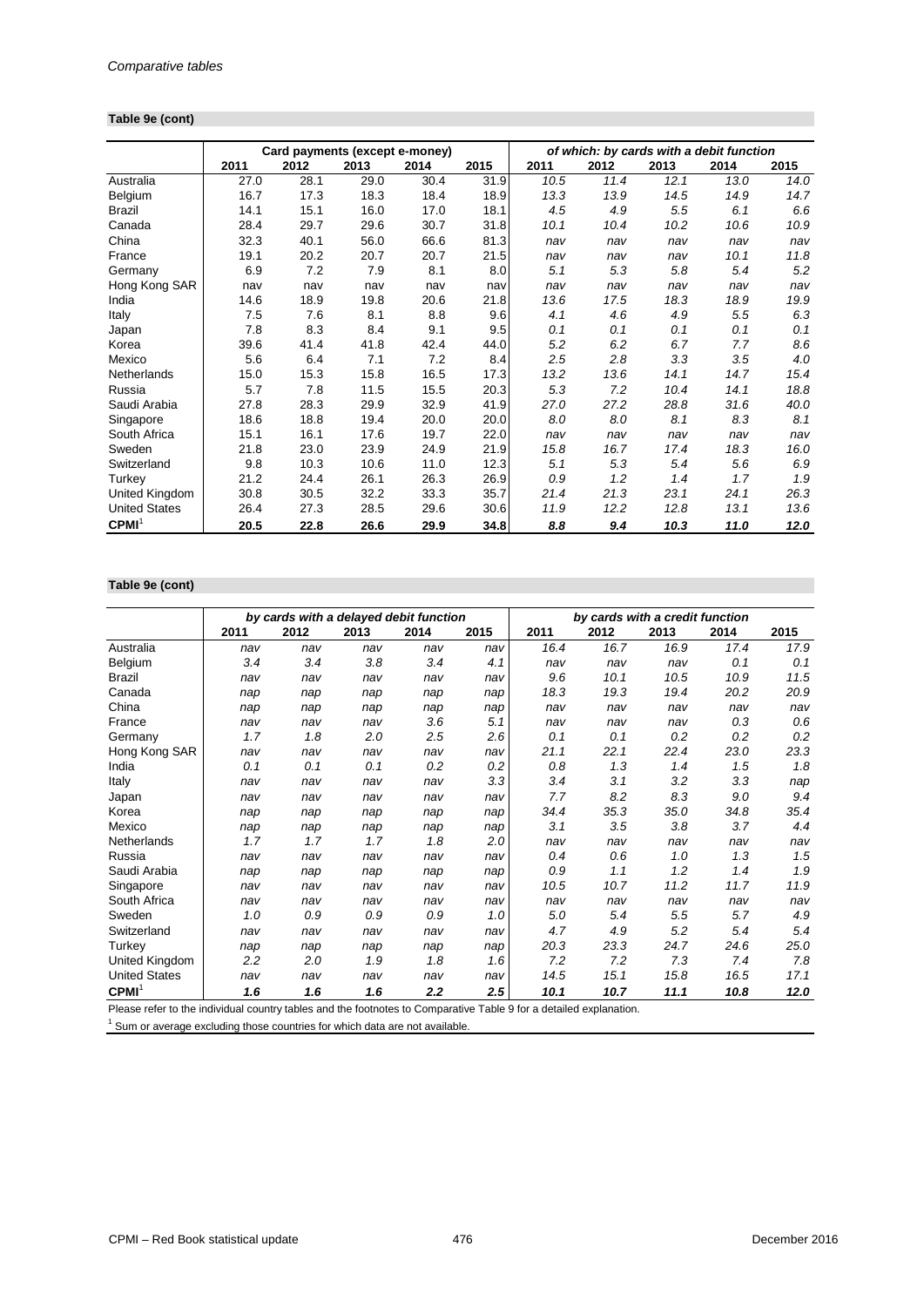*Comparative tables*

**Table 9e (cont)**

| | Card payments (except e-money) | | | | | *of which: by cards with a debit function* | | | | |
|---|---|---|---|---|---|---|---|---|---|---|
| | 2011 | 2012 | 2013 | 2014 | 2015 | 2011 | 2012 | 2013 | 2014 | 2015 |
| Australia | 27.0 | 28.1 | 29.0 | 30.4 | 31.9 | *10.5* | *11.4* | *12.1* | *13.0* | *14.0* |
| Belgium | 16.7 | 17.3 | 18.3 | 18.4 | 18.9 | *13.3* | *13.9* | *14.5* | *14.9* | *14.7* |
| Brazil | 14.1 | 15.1 | 16.0 | 17.0 | 18.1 | *4.5* | *4.9* | *5.5* | *6.1* | *6.6* |
| Canada | 28.4 | 29.7 | 29.6 | 30.7 | 31.8 | *10.1* | *10.4* | *10.2* | *10.6* | *10.9* |
| China | 32.3 | 40.1 | 56.0 | 66.6 | 81.3 | *nav* | *nav* | *nav* | *nav* | *nav* |
| France | 19.1 | 20.2 | 20.7 | 20.7 | 21.5 | *nav* | *nav* | *nav* | *10.1* | *11.8* |
| Germany | 6.9 | 7.2 | 7.9 | 8.1 | 8.0 | *5.1* | *5.3* | *5.8* | *5.4* | *5.2* |
| Hong Kong SAR | nav | nav | nav | nav | nav | *nav* | *nav* | *nav* | *nav* | *nav* |
| India | 14.6 | 18.9 | 19.8 | 20.6 | 21.8 | *13.6* | *17.5* | *18.3* | *18.9* | *19.9* |
| Italy | 7.5 | 7.6 | 8.1 | 8.8 | 9.6 | *4.1* | *4.6* | *4.9* | *5.5* | *6.3* |
| Japan | 7.8 | 8.3 | 8.4 | 9.1 | 9.5 | *0.1* | *0.1* | *0.1* | *0.1* | *0.1* |
| Korea | 39.6 | 41.4 | 41.8 | 42.4 | 44.0 | *5.2* | *6.2* | *6.7* | *7.7* | *8.6* |
| Mexico | 5.6 | 6.4 | 7.1 | 7.2 | 8.4 | *2.5* | *2.8* | *3.3* | *3.5* | *4.0* |
| Netherlands | 15.0 | 15.3 | 15.8 | 16.5 | 17.3 | *13.2* | *13.6* | *14.1* | *14.7* | *15.4* |
| Russia | 5.7 | 7.8 | 11.5 | 15.5 | 20.3 | *5.3* | *7.2* | *10.4* | *14.1* | *18.8* |
| Saudi Arabia | 27.8 | 28.3 | 29.9 | 32.9 | 41.9 | *27.0* | *27.2* | *28.8* | *31.6* | *40.0* |
| Singapore | 18.6 | 18.8 | 19.4 | 20.0 | 20.0 | *8.0* | *8.0* | *8.1* | *8.3* | *8.1* |
| South Africa | 15.1 | 16.1 | 17.6 | 19.7 | 22.0 | *nav* | *nav* | *nav* | *nav* | *nav* |
| Sweden | 21.8 | 23.0 | 23.9 | 24.9 | 21.9 | *15.8* | *16.7* | *17.4* | *18.3* | *16.0* |
| Switzerland | 9.8 | 10.3 | 10.6 | 11.0 | 12.3 | *5.1* | *5.3* | *5.4* | *5.6* | *6.9* |
| Turkey | 21.2 | 24.4 | 26.1 | 26.3 | 26.9 | *0.9* | *1.2* | *1.4* | *1.7* | *1.9* |
| United Kingdom | 30.8 | 30.5 | 32.2 | 33.3 | 35.7 | *21.4* | *21.3* | *23.1* | *24.1* | *26.3* |
| United States | 26.4 | 27.3 | 28.5 | 29.6 | 30.6 | *11.9* | *12.2* | *12.8* | *13.1* | *13.6* |
| **CPMI**[1] | **20.5** | **22.8** | **26.6** | **29.9** | **34.8** | ***8.8*** | ***9.4*** | ***10.3*** | ***11.0*** | ***12.0*** |

**Table 9e (cont)**

| | *by cards with a delayed debit function* | | | | | *by cards with a credit function* | | | | |
|---|---|---|---|---|---|---|---|---|---|---|
| | 2011 | 2012 | 2013 | 2014 | 2015 | 2011 | 2012 | 2013 | 2014 | 2015 |
| Australia | *nav* | *nav* | *nav* | *nav* | *nav* | *16.4* | *16.7* | *16.9* | *17.4* | *17.9* |
| Belgium | *3.4* | *3.4* | *3.8* | *3.4* | *4.1* | *nav* | *nav* | *nav* | *0.1* | *0.1* |
| Brazil | *nav* | *nav* | *nav* | *nav* | *nav* | *9.6* | *10.1* | *10.5* | *10.9* | *11.5* |
| Canada | *nap* | *nap* | *nap* | *nap* | *nap* | *18.3* | *19.3* | *19.4* | *20.2* | *20.9* |
| China | *nap* | *nap* | *nap* | *nap* | *nap* | *nav* | *nav* | *nav* | *nav* | *nav* |
| France | *nav* | *nav* | *nav* | *3.6* | *5.1* | *nav* | *nav* | *nav* | *0.3* | *0.6* |
| Germany | *1.7* | *1.8* | *2.0* | *2.5* | *2.6* | *0.1* | *0.1* | *0.2* | *0.2* | *0.2* |
| Hong Kong SAR | *nav* | *nav* | *nav* | *nav* | *nav* | *21.1* | *22.1* | *22.4* | *23.0* | *23.3* |
| India | *0.1* | *0.1* | *0.1* | *0.2* | *0.2* | *0.8* | *1.3* | *1.4* | *1.5* | *1.8* |
| Italy | *nav* | *nav* | *nav* | *nav* | *3.3* | *3.4* | *3.1* | *3.2* | *3.3* | *nap* |
| Japan | *nav* | *nav* | *nav* | *nav* | *nav* | *7.7* | *8.2* | *8.3* | *9.0* | *9.4* |
| Korea | *nap* | *nap* | *nap* | *nap* | *nap* | *34.4* | *35.3* | *35.0* | *34.8* | *35.4* |
| Mexico | *nap* | *nap* | *nap* | *nap* | *nap* | *3.1* | *3.5* | *3.8* | *3.7* | *4.4* |
| Netherlands | *1.7* | *1.7* | *1.7* | *1.8* | *2.0* | *nav* | *nav* | *nav* | *nav* | *nav* |
| Russia | *nav* | *nav* | *nav* | *nav* | *nav* | *0.4* | *0.6* | *1.0* | *1.3* | *1.5* |
| Saudi Arabia | *nap* | *nap* | *nap* | *nap* | *nap* | *0.9* | *1.1* | *1.2* | *1.4* | *1.9* |
| Singapore | *nav* | *nav* | *nav* | *nav* | *nav* | *10.5* | *10.7* | *11.2* | *11.7* | *11.9* |
| South Africa | *nav* | *nav* | *nav* | *nav* | *nav* | *nav* | *nav* | *nav* | *nav* | *nav* |
| Sweden | *1.0* | *0.9* | *0.9* | *0.9* | *1.0* | *5.0* | *5.4* | *5.5* | *5.7* | *4.9* |
| Switzerland | *nav* | *nav* | *nav* | *nav* | *nav* | *4.7* | *4.9* | *5.2* | *5.4* | *5.4* |
| Turkey | *nap* | *nap* | *nap* | *nap* | *nap* | *20.3* | *23.3* | *24.7* | *24.6* | *25.0* |
| United Kingdom | *2.2* | *2.0* | *1.9* | *1.8* | *1.6* | *7.2* | *7.2* | *7.3* | *7.4* | *7.8* |
| United States | *nav* | *nav* | *nav* | *nav* | *nav* | *14.5* | *15.1* | *15.8* | *16.5* | *17.1* |
| **CPMI**[1] | ***1.6*** | ***1.6*** | ***1.6*** | ***2.2*** | ***2.5*** | ***10.1*** | ***10.7*** | ***11.1*** | ***10.8*** | ***12.0*** |

Please refer to the individual country tables and the footnotes to Comparative Table 9 for a detailed explanation.

[1] Sum or average excluding those countries for which data are not available.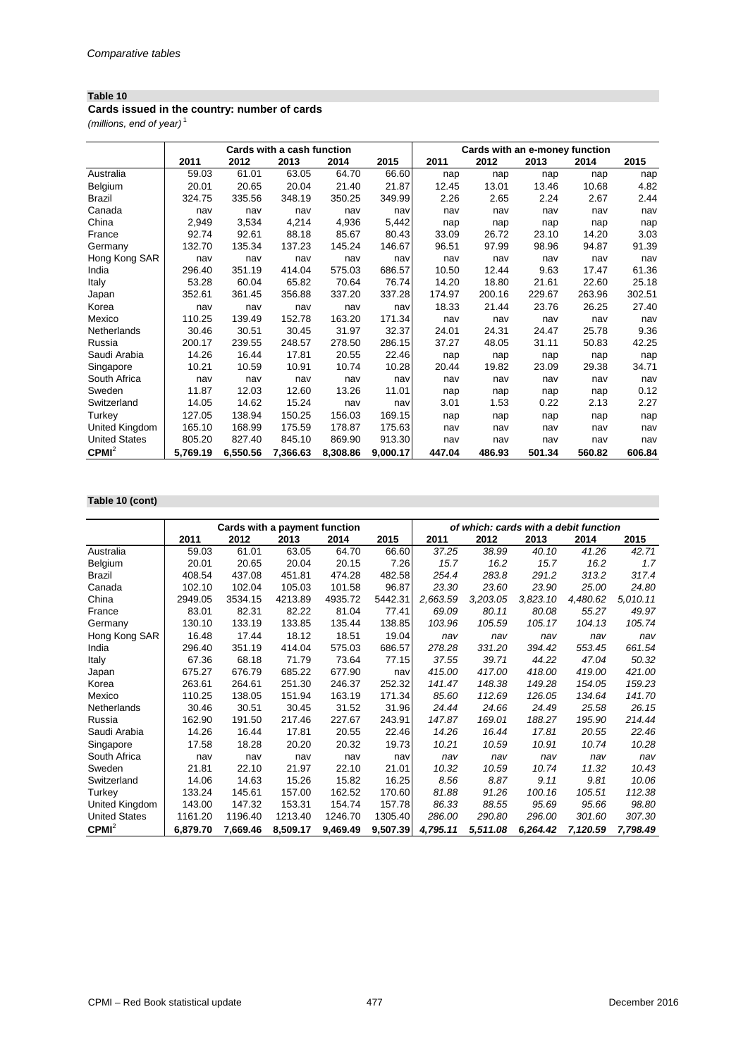Comparative tables

**Table 10**

**Cards issued in the country: number of cards**

*(millions, end of year)* [1]

| | Cards with a cash function | | | | | Cards with an e-money function | | | | |
|---|---|---|---|---|---|---|---|---|---|---|
| | 2011 | 2012 | 2013 | 2014 | 2015 | 2011 | 2012 | 2013 | 2014 | 2015 |
| Australia | 59.03 | 61.01 | 63.05 | 64.70 | 66.60 | nap | nap | nap | nap | nap |
| Belgium | 20.01 | 20.65 | 20.04 | 21.40 | 21.87 | 12.45 | 13.01 | 13.46 | 10.68 | 4.82 |
| Brazil | 324.75 | 335.56 | 348.19 | 350.25 | 349.99 | 2.26 | 2.65 | 2.24 | 2.67 | 2.44 |
| Canada | nav | nav | nav | nav | nav | nav | nav | nav | nav | nav |
| China | 2,949 | 3,534 | 4,214 | 4,936 | 5,442 | nap | nap | nap | nap | nap |
| France | 92.74 | 92.61 | 88.18 | 85.67 | 80.43 | 33.09 | 26.72 | 23.10 | 14.20 | 3.03 |
| Germany | 132.70 | 135.34 | 137.23 | 145.24 | 146.67 | 96.51 | 97.99 | 98.96 | 94.87 | 91.39 |
| Hong Kong SAR | nav | nav | nav | nav | nav | nav | nav | nav | nav | nav |
| India | 296.40 | 351.19 | 414.04 | 575.03 | 686.57 | 10.50 | 12.44 | 9.63 | 17.47 | 61.36 |
| Italy | 53.28 | 60.04 | 65.82 | 70.64 | 76.74 | 14.20 | 18.80 | 21.61 | 22.60 | 25.18 |
| Japan | 352.61 | 361.45 | 356.88 | 337.20 | 337.28 | 174.97 | 200.16 | 229.67 | 263.96 | 302.51 |
| Korea | nav | nav | nav | nav | nav | 18.33 | 21.44 | 23.76 | 26.25 | 27.40 |
| Mexico | 110.25 | 139.49 | 152.78 | 163.20 | 171.34 | nav | nav | nav | nav | nav |
| Netherlands | 30.46 | 30.51 | 30.45 | 31.97 | 32.37 | 24.01 | 24.31 | 24.47 | 25.78 | 9.36 |
| Russia | 200.17 | 239.55 | 248.57 | 278.50 | 286.15 | 37.27 | 48.05 | 31.11 | 50.83 | 42.25 |
| Saudi Arabia | 14.26 | 16.44 | 17.81 | 20.55 | 22.46 | nap | nap | nap | nap | nap |
| Singapore | 10.21 | 10.59 | 10.91 | 10.74 | 10.28 | 20.44 | 19.82 | 23.09 | 29.38 | 34.71 |
| South Africa | nav | nav | nav | nav | nav | nav | nav | nav | nav | nav |
| Sweden | 11.87 | 12.03 | 12.60 | 13.26 | 11.01 | nap | nap | nap | nap | 0.12 |
| Switzerland | 14.05 | 14.62 | 15.24 | nav | nav | 3.01 | 1.53 | 0.22 | 2.13 | 2.27 |
| Turkey | 127.05 | 138.94 | 150.25 | 156.03 | 169.15 | nap | nap | nap | nap | nap |
| United Kingdom | 165.10 | 168.99 | 175.59 | 178.87 | 175.63 | nav | nav | nav | nav | nav |
| United States | 805.20 | 827.40 | 845.10 | 869.90 | 913.30 | nav | nav | nav | nav | nav |
| **CPMI** [2] | **5,769.19** | **6,550.56** | **7,366.63** | **8,308.86** | **9,000.17** | **447.04** | **486.93** | **501.34** | **560.82** | **606.84** |

**Table 10 (cont)**

| | Cards with a payment function | | | | | *of which: cards with a debit function* | | | | |
|---|---|---|---|---|---|---|---|---|---|---|
| | 2011 | 2012 | 2013 | 2014 | 2015 | 2011 | 2012 | 2013 | 2014 | 2015 |
| Australia | 59.03 | 61.01 | 63.05 | 64.70 | 66.60 | *37.25* | *38.99* | *40.10* | *41.26* | *42.71* |
| Belgium | 20.01 | 20.65 | 20.04 | 20.15 | 7.26 | *15.7* | *16.2* | *15.7* | *16.2* | *1.7* |
| Brazil | 408.54 | 437.08 | 451.81 | 474.28 | 482.58 | *254.4* | *283.8* | *291.2* | *313.2* | *317.4* |
| Canada | 102.10 | 102.04 | 105.03 | 101.58 | 96.87 | *23.30* | *23.60* | *23.90* | *25.00* | *24.80* |
| China | 2949.05 | 3534.15 | 4213.89 | 4935.72 | 5442.31 | *2,663.59* | *3,203.05* | *3,823.10* | *4,480.62* | *5,010.11* |
| France | 83.01 | 82.31 | 82.22 | 81.04 | 77.41 | *69.09* | *80.11* | *80.08* | *55.27* | *49.97* |
| Germany | 130.10 | 133.19 | 133.85 | 135.44 | 138.85 | *103.96* | *105.59* | *105.17* | *104.13* | *105.74* |
| Hong Kong SAR | 16.48 | 17.44 | 18.12 | 18.51 | 19.04 | *nav* | *nav* | *nav* | *nav* | *nav* |
| India | 296.40 | 351.19 | 414.04 | 575.03 | 686.57 | *278.28* | *331.20* | *394.42* | *553.45* | *661.54* |
| Italy | 67.36 | 68.18 | 71.79 | 73.64 | 77.15 | *37.55* | *39.71* | *44.22* | *47.04* | *50.32* |
| Japan | 675.27 | 676.79 | 685.22 | 677.90 | nav | *415.00* | *417.00* | *418.00* | *419.00* | *421.00* |
| Korea | 263.61 | 264.61 | 251.30 | 246.37 | 252.32 | *141.47* | *148.38* | *149.28* | *154.05* | *159.23* |
| Mexico | 110.25 | 138.05 | 151.94 | 163.19 | 171.34 | *85.60* | *112.69* | *126.05* | *134.64* | *141.70* |
| Netherlands | 30.46 | 30.51 | 30.45 | 31.52 | 31.96 | *24.44* | *24.66* | *24.49* | *25.58* | *26.15* |
| Russia | 162.90 | 191.50 | 217.46 | 227.67 | 243.91 | *147.87* | *169.01* | *188.27* | *195.90* | *214.44* |
| Saudi Arabia | 14.26 | 16.44 | 17.81 | 20.55 | 22.46 | *14.26* | *16.44* | *17.81* | *20.55* | *22.46* |
| Singapore | 17.58 | 18.28 | 20.20 | 20.32 | 19.73 | *10.21* | *10.59* | *10.91* | *10.74* | *10.28* |
| South Africa | nav | nav | nav | nav | nav | *nav* | *nav* | *nav* | *nav* | *nav* |
| Sweden | 21.81 | 22.10 | 21.97 | 22.10 | 21.01 | *10.32* | *10.59* | *10.74* | *11.32* | *10.43* |
| Switzerland | 14.06 | 14.63 | 15.26 | 15.82 | 16.25 | *8.56* | *8.87* | *9.11* | *9.81* | *10.06* |
| Turkey | 133.24 | 145.61 | 157.00 | 162.52 | 170.60 | *81.88* | *91.26* | *100.16* | *105.51* | *112.38* |
| United Kingdom | 143.00 | 147.32 | 153.31 | 154.74 | 157.78 | *86.33* | *88.55* | *95.69* | *95.66* | *98.80* |
| United States | 1161.20 | 1196.40 | 1213.40 | 1246.70 | 1305.40 | *286.00* | *290.80* | *296.00* | *301.60* | *307.30* |
| **CPMI** [2] | **6,879.70** | **7,669.46** | **8,509.17** | **9,469.49** | **9,507.39** | ***4,795.11*** | ***5,511.08*** | ***6,264.42*** | ***7,120.59*** | ***7,798.49*** |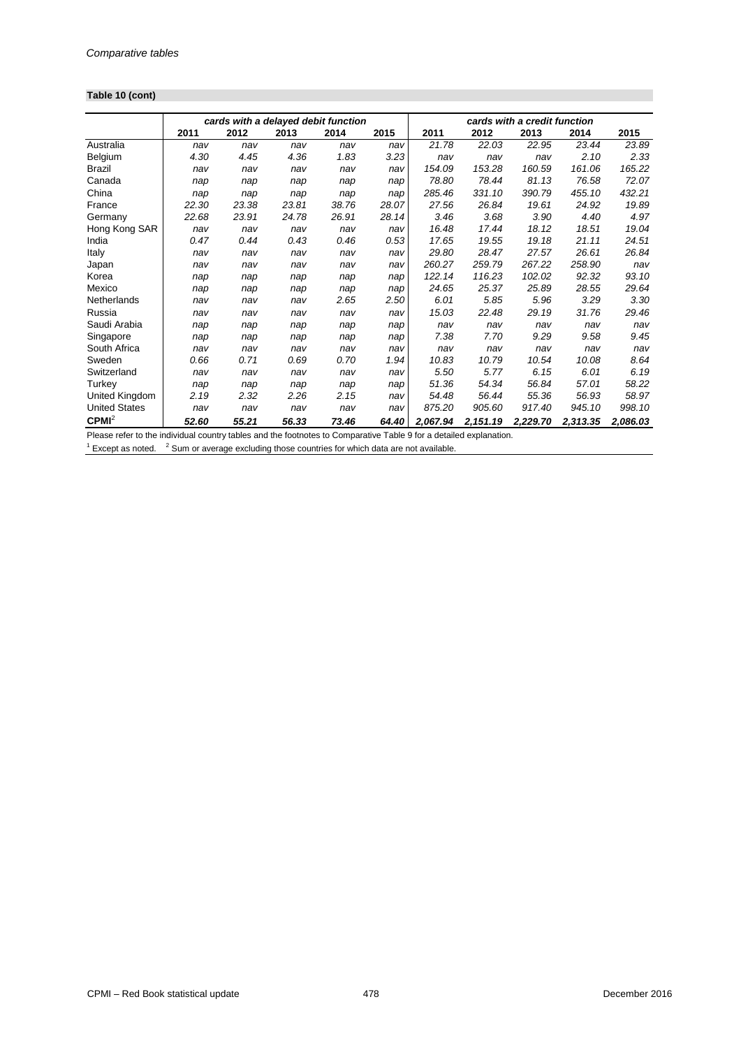*Comparative tables*

**Table 10 (cont)**

| | *cards with a delayed debit function* | | | | | *cards with a credit function* | | | | |
|---|---|---|---|---|---|---|---|---|---|---|
| | **2011** | **2012** | **2013** | **2014** | **2015** | **2011** | **2012** | **2013** | **2014** | **2015** |
| Australia | *nav* | *nav* | *nav* | *nav* | *nav* | *21.78* | *22.03* | *22.95* | *23.44* | *23.89* |
| Belgium | *4.30* | *4.45* | *4.36* | *1.83* | *3.23* | *nav* | *nav* | *nav* | *2.10* | *2.33* |
| Brazil | *nav* | *nav* | *nav* | *nav* | *nav* | *154.09* | *153.28* | *160.59* | *161.06* | *165.22* |
| Canada | *nap* | *nap* | *nap* | *nap* | *nap* | *78.80* | *78.44* | *81.13* | *76.58* | *72.07* |
| China | *nap* | *nap* | *nap* | *nap* | *nap* | *285.46* | *331.10* | *390.79* | *455.10* | *432.21* |
| France | *22.30* | *23.38* | *23.81* | *38.76* | *28.07* | *27.56* | *26.84* | *19.61* | *24.92* | *19.89* |
| Germany | *22.68* | *23.91* | *24.78* | *26.91* | *28.14* | *3.46* | *3.68* | *3.90* | *4.40* | *4.97* |
| Hong Kong SAR | *nav* | *nav* | *nav* | *nav* | *nav* | *16.48* | *17.44* | *18.12* | *18.51* | *19.04* |
| India | *0.47* | *0.44* | *0.43* | *0.46* | *0.53* | *17.65* | *19.55* | *19.18* | *21.11* | *24.51* |
| Italy | *nav* | *nav* | *nav* | *nav* | *nav* | *29.80* | *28.47* | *27.57* | *26.61* | *26.84* |
| Japan | *nav* | *nav* | *nav* | *nav* | *nav* | *260.27* | *259.79* | *267.22* | *258.90* | *nav* |
| Korea | *nap* | *nap* | *nap* | *nap* | *nap* | *122.14* | *116.23* | *102.02* | *92.32* | *93.10* |
| Mexico | *nap* | *nap* | *nap* | *nap* | *nap* | *24.65* | *25.37* | *25.89* | *28.55* | *29.64* |
| Netherlands | *nav* | *nav* | *nav* | *2.65* | *2.50* | *6.01* | *5.85* | *5.96* | *3.29* | *3.30* |
| Russia | *nav* | *nav* | *nav* | *nav* | *nav* | *15.03* | *22.48* | *29.19* | *31.76* | *29.46* |
| Saudi Arabia | *nap* | *nap* | *nap* | *nap* | *nap* | *nav* | *nav* | *nav* | *nav* | *nav* |
| Singapore | *nap* | *nap* | *nap* | *nap* | *nap* | *7.38* | *7.70* | *9.29* | *9.58* | *9.45* |
| South Africa | *nav* | *nav* | *nav* | *nav* | *nav* | *nav* | *nav* | *nav* | *nav* | *nav* |
| Sweden | *0.66* | *0.71* | *0.69* | *0.70* | *1.94* | *10.83* | *10.79* | *10.54* | *10.08* | *8.64* |
| Switzerland | *nav* | *nav* | *nav* | *nav* | *nav* | *5.50* | *5.77* | *6.15* | *6.01* | *6.19* |
| Turkey | *nap* | *nap* | *nap* | *nap* | *nap* | *51.36* | *54.34* | *56.84* | *57.01* | *58.22* |
| United Kingdom | *2.19* | *2.32* | *2.26* | *2.15* | *nav* | *54.48* | *56.44* | *55.36* | *56.93* | *58.97* |
| United States | *nav* | *nav* | *nav* | *nav* | *nav* | *875.20* | *905.60* | *917.40* | *945.10* | *998.10* |
| **CPMI**[2] | ***52.60*** | ***55.21*** | ***56.33*** | ***73.46*** | ***64.40*** | ***2,067.94*** | ***2,151.19*** | ***2,229.70*** | ***2,313.35*** | ***2,086.03*** |

Please refer to the individual country tables and the footnotes to Comparative Table 9 for a detailed explanation.

[1] Except as noted. [2] Sum or average excluding those countries for which data are not available.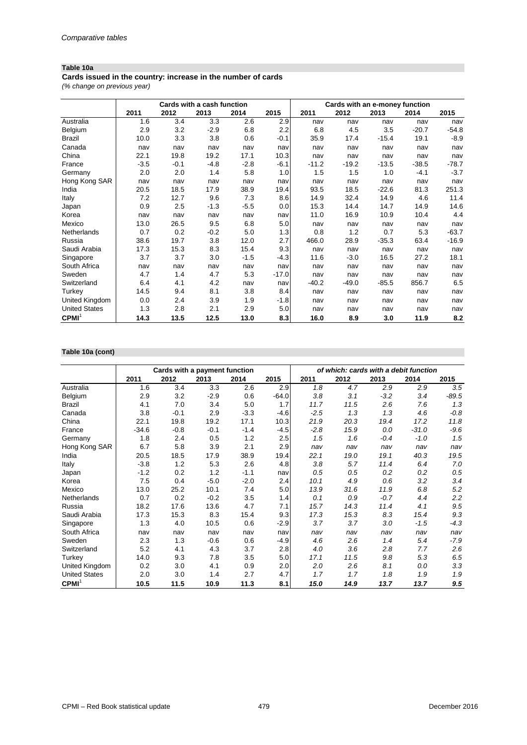*Comparative tables*

**Table 10a**

**Cards issued in the country: increase in the number of cards**

*(% change on previous year)*

| | Cards with a cash function | | | | | Cards with an e-money function | | | | |
|---|---|---|---|---|---|---|---|---|---|---|
| | 2011 | 2012 | 2013 | 2014 | 2015 | 2011 | 2012 | 2013 | 2014 | 2015 |
| Australia | 1.6 | 3.4 | 3.3 | 2.6 | 2.9 | nav | nav | nav | nav | nav |
| Belgium | 2.9 | 3.2 | -2.9 | 6.8 | 2.2 | 6.8 | 4.5 | 3.5 | -20.7 | -54.8 |
| Brazil | 10.0 | 3.3 | 3.8 | 0.6 | -0.1 | 35.9 | 17.4 | -15.4 | 19.1 | -8.9 |
| Canada | nav | nav | nav | nav | nav | nav | nav | nav | nav | nav |
| China | 22.1 | 19.8 | 19.2 | 17.1 | 10.3 | nav | nav | nav | nav | nav |
| France | -3.5 | -0.1 | -4.8 | -2.8 | -6.1 | -11.2 | -19.2 | -13.5 | -38.5 | -78.7 |
| Germany | 2.0 | 2.0 | 1.4 | 5.8 | 1.0 | 1.5 | 1.5 | 1.0 | -4.1 | -3.7 |
| Hong Kong SAR | nav | nav | nav | nav | nav | nav | nav | nav | nav | nav |
| India | 20.5 | 18.5 | 17.9 | 38.9 | 19.4 | 93.5 | 18.5 | -22.6 | 81.3 | 251.3 |
| Italy | 7.2 | 12.7 | 9.6 | 7.3 | 8.6 | 14.9 | 32.4 | 14.9 | 4.6 | 11.4 |
| Japan | 0.9 | 2.5 | -1.3 | -5.5 | 0.0 | 15.3 | 14.4 | 14.7 | 14.9 | 14.6 |
| Korea | nav | nav | nav | nav | nav | 11.0 | 16.9 | 10.9 | 10.4 | 4.4 |
| Mexico | 13.0 | 26.5 | 9.5 | 6.8 | 5.0 | nav | nav | nav | nav | nav |
| Netherlands | 0.7 | 0.2 | -0.2 | 5.0 | 1.3 | 0.8 | 1.2 | 0.7 | 5.3 | -63.7 |
| Russia | 38.6 | 19.7 | 3.8 | 12.0 | 2.7 | 466.0 | 28.9 | -35.3 | 63.4 | -16.9 |
| Saudi Arabia | 17.3 | 15.3 | 8.3 | 15.4 | 9.3 | nav | nav | nav | nav | nav |
| Singapore | 3.7 | 3.7 | 3.0 | -1.5 | -4.3 | 11.6 | -3.0 | 16.5 | 27.2 | 18.1 |
| South Africa | nav | nav | nav | nav | nav | nav | nav | nav | nav | nav |
| Sweden | 4.7 | 1.4 | 4.7 | 5.3 | -17.0 | nav | nav | nav | nav | nav |
| Switzerland | 6.4 | 4.1 | 4.2 | nav | nav | -40.2 | -49.0 | -85.5 | 856.7 | 6.5 |
| Turkey | 14.5 | 9.4 | 8.1 | 3.8 | 8.4 | nav | nav | nav | nav | nav |
| United Kingdom | 0.0 | 2.4 | 3.9 | 1.9 | -1.8 | nav | nav | nav | nav | nav |
| United States | 1.3 | 2.8 | 2.1 | 2.9 | 5.0 | nav | nav | nav | nav | nav |
| **CPMI**[1] | **14.3** | **13.5** | **12.5** | **13.0** | **8.3** | **16.0** | **8.9** | **3.0** | **11.9** | **8.2** |

**Table 10a (cont)**

| | Cards with a payment function | | | | | *of which: cards with a debit function* | | | | |
|---|---|---|---|---|---|---|---|---|---|---|
| | 2011 | 2012 | 2013 | 2014 | 2015 | 2011 | 2012 | 2013 | 2014 | 2015 |
| Australia | 1.6 | 3.4 | 3.3 | 2.6 | 2.9 | *1.8* | *4.7* | *2.9* | *2.9* | *3.5* |
| Belgium | 2.9 | 3.2 | -2.9 | 0.6 | -64.0 | *3.8* | *3.1* | *-3.2* | *3.4* | *-89.5* |
| Brazil | 4.1 | 7.0 | 3.4 | 5.0 | 1.7 | *11.7* | *11.5* | *2.6* | *7.6* | *1.3* |
| Canada | 3.8 | -0.1 | 2.9 | -3.3 | -4.6 | *-2.5* | *1.3* | *1.3* | *4.6* | *-0.8* |
| China | 22.1 | 19.8 | 19.2 | 17.1 | 10.3 | *21.9* | *20.3* | *19.4* | *17.2* | *11.8* |
| France | -34.6 | -0.8 | -0.1 | -1.4 | -4.5 | *-2.8* | *15.9* | *0.0* | *-31.0* | *-9.6* |
| Germany | 1.8 | 2.4 | 0.5 | 1.2 | 2.5 | *1.5* | *1.6* | *-0.4* | *-1.0* | *1.5* |
| Hong Kong SAR | 6.7 | 5.8 | 3.9 | 2.1 | 2.9 | *nav* | *nav* | *nav* | *nav* | *nav* |
| India | 20.5 | 18.5 | 17.9 | 38.9 | 19.4 | *22.1* | *19.0* | *19.1* | *40.3* | *19.5* |
| Italy | -3.8 | 1.2 | 5.3 | 2.6 | 4.8 | *3.8* | *5.7* | *11.4* | *6.4* | *7.0* |
| Japan | -1.2 | 0.2 | 1.2 | -1.1 | nav | *0.5* | *0.5* | *0.2* | *0.2* | *0.5* |
| Korea | 7.5 | 0.4 | -5.0 | -2.0 | 2.4 | *10.1* | *4.9* | *0.6* | *3.2* | *3.4* |
| Mexico | 13.0 | 25.2 | 10.1 | 7.4 | 5.0 | *13.9* | *31.6* | *11.9* | *6.8* | *5.2* |
| Netherlands | 0.7 | 0.2 | -0.2 | 3.5 | 1.4 | *0.1* | *0.9* | *-0.7* | *4.4* | *2.2* |
| Russia | 18.2 | 17.6 | 13.6 | 4.7 | 7.1 | *15.7* | *14.3* | *11.4* | *4.1* | *9.5* |
| Saudi Arabia | 17.3 | 15.3 | 8.3 | 15.4 | 9.3 | *17.3* | *15.3* | *8.3* | *15.4* | *9.3* |
| Singapore | 1.3 | 4.0 | 10.5 | 0.6 | -2.9 | *3.7* | *3.7* | *3.0* | *-1.5* | *-4.3* |
| South Africa | nav | nav | nav | nav | nav | *nav* | *nav* | *nav* | *nav* | *nav* |
| Sweden | 2.3 | 1.3 | -0.6 | 0.6 | -4.9 | *4.6* | *2.6* | *1.4* | *5.4* | *-7.9* |
| Switzerland | 5.2 | 4.1 | 4.3 | 3.7 | 2.8 | *4.0* | *3.6* | *2.8* | *7.7* | *2.6* |
| Turkey | 14.0 | 9.3 | 7.8 | 3.5 | 5.0 | *17.1* | *11.5* | *9.8* | *5.3* | *6.5* |
| United Kingdom | 0.2 | 3.0 | 4.1 | 0.9 | 2.0 | *2.0* | *2.6* | *8.1* | *0.0* | *3.3* |
| United States | 2.0 | 3.0 | 1.4 | 2.7 | 4.7 | *1.7* | *1.7* | *1.8* | *1.9* | *1.9* |
| **CPMI**[1] | **10.5** | **11.5** | **10.9** | **11.3** | **8.1** | ***15.0*** | ***14.9*** | ***13.7*** | ***13.7*** | ***9.5*** |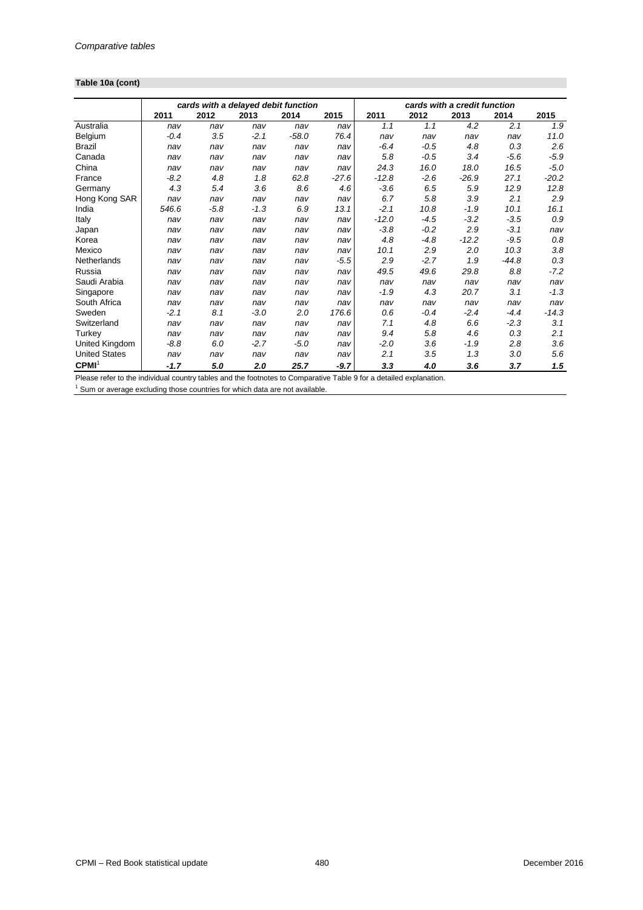**Table 10a (cont)**

| | cards with a delayed debit function | | | | | cards with a credit function | | | | |
|---|---|---|---|---|---|---|---|---|---|---|
| | 2011 | 2012 | 2013 | 2014 | 2015 | 2011 | 2012 | 2013 | 2014 | 2015 |
| Australia | nav | nav | nav | nav | nav | 1.1 | 1.1 | 4.2 | 2.1 | 1.9 |
| Belgium | -0.4 | 3.5 | -2.1 | -58.0 | 76.4 | nav | nav | nav | nav | 11.0 |
| Brazil | nav | nav | nav | nav | nav | -6.4 | -0.5 | 4.8 | 0.3 | 2.6 |
| Canada | nav | nav | nav | nav | nav | 5.8 | -0.5 | 3.4 | -5.6 | -5.9 |
| China | nav | nav | nav | nav | nav | 24.3 | 16.0 | 18.0 | 16.5 | -5.0 |
| France | -8.2 | 4.8 | 1.8 | 62.8 | -27.6 | -12.8 | -2.6 | -26.9 | 27.1 | -20.2 |
| Germany | 4.3 | 5.4 | 3.6 | 8.6 | 4.6 | -3.6 | 6.5 | 5.9 | 12.9 | 12.8 |
| Hong Kong SAR | nav | nav | nav | nav | nav | 6.7 | 5.8 | 3.9 | 2.1 | 2.9 |
| India | 546.6 | -5.8 | -1.3 | 6.9 | 13.1 | -2.1 | 10.8 | -1.9 | 10.1 | 16.1 |
| Italy | nav | nav | nav | nav | nav | -12.0 | -4.5 | -3.2 | -3.5 | 0.9 |
| Japan | nav | nav | nav | nav | nav | -3.8 | -0.2 | 2.9 | -3.1 | nav |
| Korea | nav | nav | nav | nav | nav | 4.8 | -4.8 | -12.2 | -9.5 | 0.8 |
| Mexico | nav | nav | nav | nav | nav | 10.1 | 2.9 | 2.0 | 10.3 | 3.8 |
| Netherlands | nav | nav | nav | nav | -5.5 | 2.9 | -2.7 | 1.9 | -44.8 | 0.3 |
| Russia | nav | nav | nav | nav | nav | 49.5 | 49.6 | 29.8 | 8.8 | -7.2 |
| Saudi Arabia | nav | nav | nav | nav | nav | nav | nav | nav | nav | nav |
| Singapore | nav | nav | nav | nav | nav | -1.9 | 4.3 | 20.7 | 3.1 | -1.3 |
| South Africa | nav | nav | nav | nav | nav | nav | nav | nav | nav | nav |
| Sweden | -2.1 | 8.1 | -3.0 | 2.0 | 176.6 | 0.6 | -0.4 | -2.4 | -4.4 | -14.3 |
| Switzerland | nav | nav | nav | nav | nav | 7.1 | 4.8 | 6.6 | -2.3 | 3.1 |
| Turkey | nav | nav | nav | nav | nav | 9.4 | 5.8 | 4.6 | 0.3 | 2.1 |
| United Kingdom | -8.8 | 6.0 | -2.7 | -5.0 | nav | -2.0 | 3.6 | -1.9 | 2.8 | 3.6 |
| United States | nav | nav | nav | nav | nav | 2.1 | 3.5 | 1.3 | 3.0 | 5.6 |
| **CPMI**[1] | **-1.7** | **5.0** | **2.0** | **25.7** | **-9.7** | **3.3** | **4.0** | **3.6** | **3.7** | **1.5** |

Please refer to the individual country tables and the footnotes to Comparative Table 9 for a detailed explanation.

[1] Sum or average excluding those countries for which data are not available.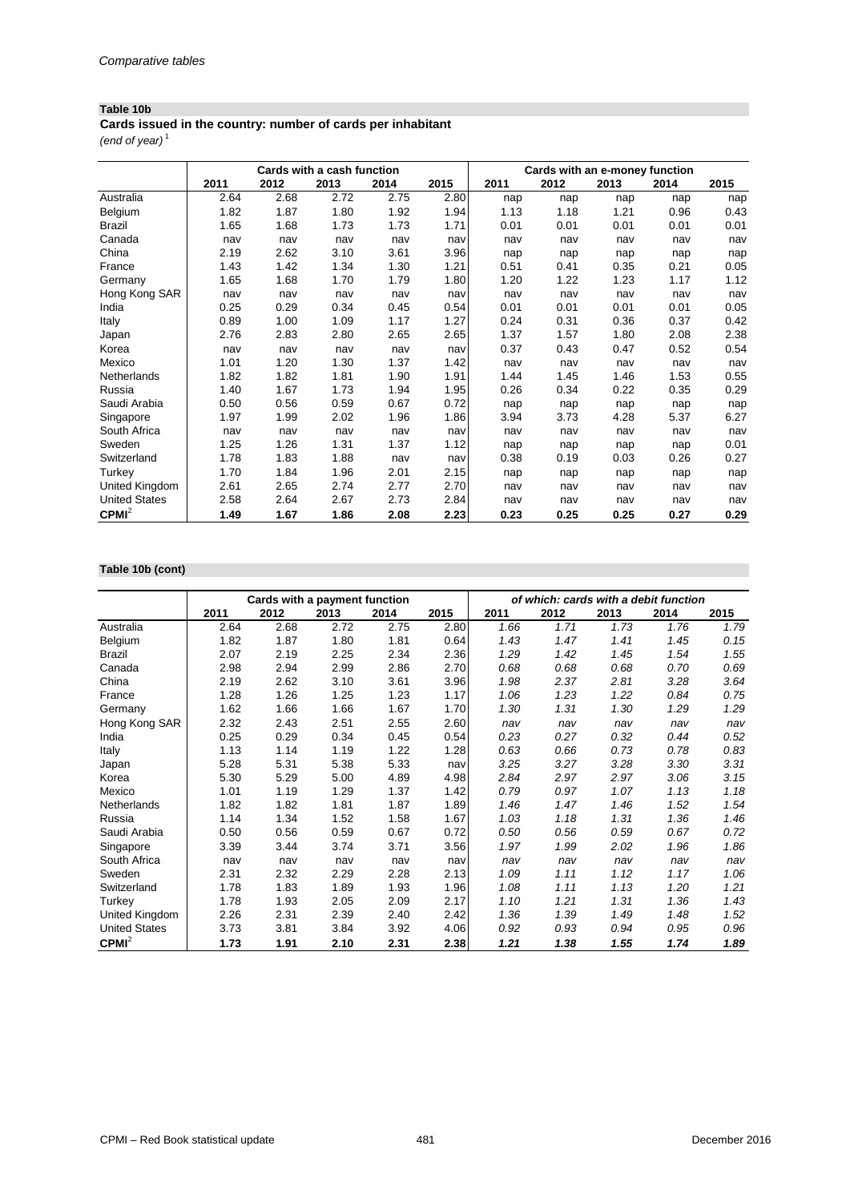*Comparative tables*

**Table 10b**

**Cards issued in the country: number of cards per inhabitant**

*(end of year)* [1]

| | Cards with a cash function | | | | | Cards with an e-money function | | | | |
|---|---|---|---|---|---|---|---|---|---|---|
| | 2011 | 2012 | 2013 | 2014 | 2015 | 2011 | 2012 | 2013 | 2014 | 2015 |
| Australia | 2.64 | 2.68 | 2.72 | 2.75 | 2.80 | nap | nap | nap | nap | nap |
| Belgium | 1.82 | 1.87 | 1.80 | 1.92 | 1.94 | 1.13 | 1.18 | 1.21 | 0.96 | 0.43 |
| Brazil | 1.65 | 1.68 | 1.73 | 1.73 | 1.71 | 0.01 | 0.01 | 0.01 | 0.01 | 0.01 |
| Canada | nav | nav | nav | nav | nav | nav | nav | nav | nav | nav |
| China | 2.19 | 2.62 | 3.10 | 3.61 | 3.96 | nap | nap | nap | nap | nap |
| France | 1.43 | 1.42 | 1.34 | 1.30 | 1.21 | 0.51 | 0.41 | 0.35 | 0.21 | 0.05 |
| Germany | 1.65 | 1.68 | 1.70 | 1.79 | 1.80 | 1.20 | 1.22 | 1.23 | 1.17 | 1.12 |
| Hong Kong SAR | nav | nav | nav | nav | nav | nav | nav | nav | nav | nav |
| India | 0.25 | 0.29 | 0.34 | 0.45 | 0.54 | 0.01 | 0.01 | 0.01 | 0.01 | 0.05 |
| Italy | 0.89 | 1.00 | 1.09 | 1.17 | 1.27 | 0.24 | 0.31 | 0.36 | 0.37 | 0.42 |
| Japan | 2.76 | 2.83 | 2.80 | 2.65 | 2.65 | 1.37 | 1.57 | 1.80 | 2.08 | 2.38 |
| Korea | nav | nav | nav | nav | nav | 0.37 | 0.43 | 0.47 | 0.52 | 0.54 |
| Mexico | 1.01 | 1.20 | 1.30 | 1.37 | 1.42 | nav | nav | nav | nav | nav |
| Netherlands | 1.82 | 1.82 | 1.81 | 1.90 | 1.91 | 1.44 | 1.45 | 1.46 | 1.53 | 0.55 |
| Russia | 1.40 | 1.67 | 1.73 | 1.94 | 1.95 | 0.26 | 0.34 | 0.22 | 0.35 | 0.29 |
| Saudi Arabia | 0.50 | 0.56 | 0.59 | 0.67 | 0.72 | nap | nap | nap | nap | nap |
| Singapore | 1.97 | 1.99 | 2.02 | 1.96 | 1.86 | 3.94 | 3.73 | 4.28 | 5.37 | 6.27 |
| South Africa | nav | nav | nav | nav | nav | nav | nav | nav | nav | nav |
| Sweden | 1.25 | 1.26 | 1.31 | 1.37 | 1.12 | nap | nap | nap | nap | 0.01 |
| Switzerland | 1.78 | 1.83 | 1.88 | nav | nav | 0.38 | 0.19 | 0.03 | 0.26 | 0.27 |
| Turkey | 1.70 | 1.84 | 1.96 | 2.01 | 2.15 | nap | nap | nap | nap | nap |
| United Kingdom | 2.61 | 2.65 | 2.74 | 2.77 | 2.70 | nav | nav | nav | nav | nav |
| United States | 2.58 | 2.64 | 2.67 | 2.73 | 2.84 | nav | nav | nav | nav | nav |
| **CPMI**[2] | **1.49** | **1.67** | **1.86** | **2.08** | **2.23** | **0.23** | **0.25** | **0.25** | **0.27** | **0.29** |

**Table 10b (cont)**

| | Cards with a payment function | | | | | *of which: cards with a debit function* | | | | |
|---|---|---|---|---|---|---|---|---|---|---|
| | 2011 | 2012 | 2013 | 2014 | 2015 | 2011 | 2012 | 2013 | 2014 | 2015 |
| Australia | 2.64 | 2.68 | 2.72 | 2.75 | 2.80 | *1.66* | *1.71* | *1.73* | *1.76* | *1.79* |
| Belgium | 1.82 | 1.87 | 1.80 | 1.81 | 0.64 | *1.43* | *1.47* | *1.41* | *1.45* | *0.15* |
| Brazil | 2.07 | 2.19 | 2.25 | 2.34 | 2.36 | *1.29* | *1.42* | *1.45* | *1.54* | *1.55* |
| Canada | 2.98 | 2.94 | 2.99 | 2.86 | 2.70 | *0.68* | *0.68* | *0.68* | *0.70* | *0.69* |
| China | 2.19 | 2.62 | 3.10 | 3.61 | 3.96 | *1.98* | *2.37* | *2.81* | *3.28* | *3.64* |
| France | 1.28 | 1.26 | 1.25 | 1.23 | 1.17 | *1.06* | *1.23* | *1.22* | *0.84* | *0.75* |
| Germany | 1.62 | 1.66 | 1.66 | 1.67 | 1.70 | *1.30* | *1.31* | *1.30* | *1.29* | *1.29* |
| Hong Kong SAR | 2.32 | 2.43 | 2.51 | 2.55 | 2.60 | *nav* | *nav* | *nav* | *nav* | *nav* |
| India | 0.25 | 0.29 | 0.34 | 0.45 | 0.54 | *0.23* | *0.27* | *0.32* | *0.44* | *0.52* |
| Italy | 1.13 | 1.14 | 1.19 | 1.22 | 1.28 | *0.63* | *0.66* | *0.73* | *0.78* | *0.83* |
| Japan | 5.28 | 5.31 | 5.38 | 5.33 | nav | *3.25* | *3.27* | *3.28* | *3.30* | *3.31* |
| Korea | 5.30 | 5.29 | 5.00 | 4.89 | 4.98 | *2.84* | *2.97* | *2.97* | *3.06* | *3.15* |
| Mexico | 1.01 | 1.19 | 1.29 | 1.37 | 1.42 | *0.79* | *0.97* | *1.07* | *1.13* | *1.18* |
| Netherlands | 1.82 | 1.82 | 1.81 | 1.87 | 1.89 | *1.46* | *1.47* | *1.46* | *1.52* | *1.54* |
| Russia | 1.14 | 1.34 | 1.52 | 1.58 | 1.67 | *1.03* | *1.18* | *1.31* | *1.36* | *1.46* |
| Saudi Arabia | 0.50 | 0.56 | 0.59 | 0.67 | 0.72 | *0.50* | *0.56* | *0.59* | *0.67* | *0.72* |
| Singapore | 3.39 | 3.44 | 3.74 | 3.71 | 3.56 | *1.97* | *1.99* | *2.02* | *1.96* | *1.86* |
| South Africa | nav | nav | nav | nav | nav | *nav* | *nav* | *nav* | *nav* | *nav* |
| Sweden | 2.31 | 2.32 | 2.29 | 2.28 | 2.13 | *1.09* | *1.11* | *1.12* | *1.17* | *1.06* |
| Switzerland | 1.78 | 1.83 | 1.89 | 1.93 | 1.96 | *1.08* | *1.11* | *1.13* | *1.20* | *1.21* |
| Turkey | 1.78 | 1.93 | 2.05 | 2.09 | 2.17 | *1.10* | *1.21* | *1.31* | *1.36* | *1.43* |
| United Kingdom | 2.26 | 2.31 | 2.39 | 2.40 | 2.42 | *1.36* | *1.39* | *1.49* | *1.48* | *1.52* |
| United States | 3.73 | 3.81 | 3.84 | 3.92 | 4.06 | *0.92* | *0.93* | *0.94* | *0.95* | *0.96* |
| **CPMI**[2] | **1.73** | **1.91** | **2.10** | **2.31** | **2.38** | ***1.21*** | ***1.38*** | ***1.55*** | ***1.74*** | ***1.89*** |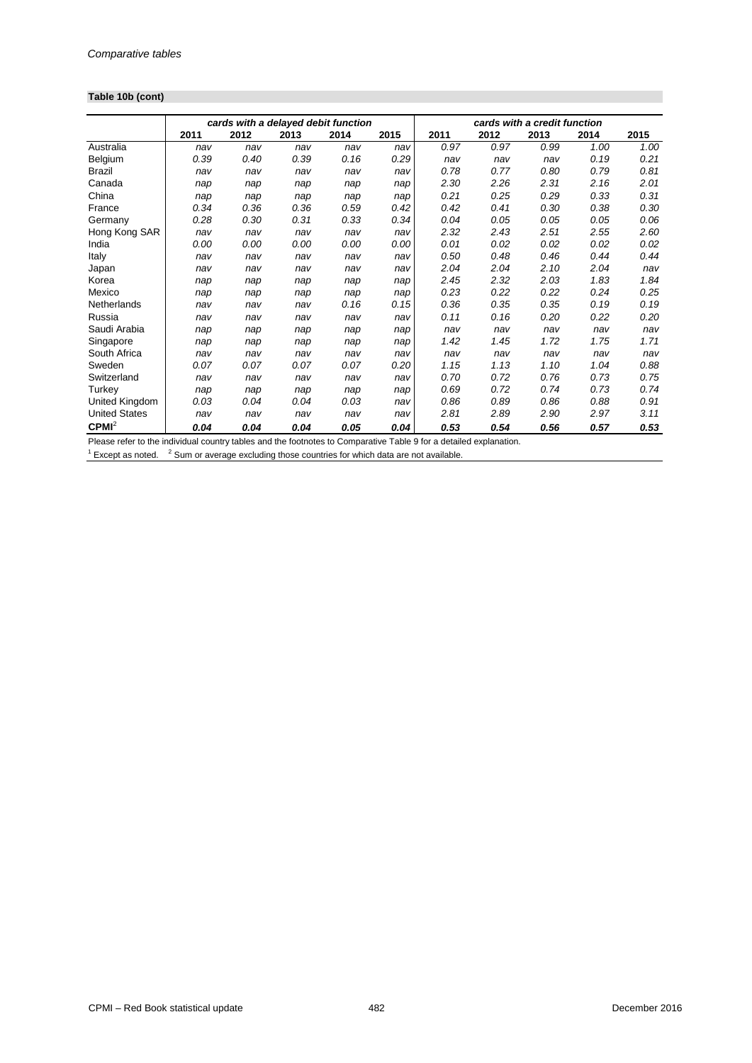**Table 10b (cont)**

| | *cards with a delayed debit function* | | | | | *cards with a credit function* | | | | |
|---|---|---|---|---|---|---|---|---|---|---|
| | **2011** | **2012** | **2013** | **2014** | **2015** | **2011** | **2012** | **2013** | **2014** | **2015** |
| Australia | *nav* | *nav* | *nav* | *nav* | *nav* | *0.97* | *0.97* | *0.99* | *1.00* | *1.00* |
| Belgium | *0.39* | *0.40* | *0.39* | *0.16* | *0.29* | *nav* | *nav* | *nav* | *0.19* | *0.21* |
| Brazil | *nav* | *nav* | *nav* | *nav* | *nav* | *0.78* | *0.77* | *0.80* | *0.79* | *0.81* |
| Canada | *nap* | *nap* | *nap* | *nap* | *nap* | *2.30* | *2.26* | *2.31* | *2.16* | *2.01* |
| China | *nap* | *nap* | *nap* | *nap* | *nap* | *0.21* | *0.25* | *0.29* | *0.33* | *0.31* |
| France | *0.34* | *0.36* | *0.36* | *0.59* | *0.42* | *0.42* | *0.41* | *0.30* | *0.38* | *0.30* |
| Germany | *0.28* | *0.30* | *0.31* | *0.33* | *0.34* | *0.04* | *0.05* | *0.05* | *0.05* | *0.06* |
| Hong Kong SAR | *nav* | *nav* | *nav* | *nav* | *nav* | *2.32* | *2.43* | *2.51* | *2.55* | *2.60* |
| India | *0.00* | *0.00* | *0.00* | *0.00* | *0.00* | *0.01* | *0.02* | *0.02* | *0.02* | *0.02* |
| Italy | *nav* | *nav* | *nav* | *nav* | *nav* | *0.50* | *0.48* | *0.46* | *0.44* | *0.44* |
| Japan | *nav* | *nav* | *nav* | *nav* | *nav* | *2.04* | *2.04* | *2.10* | *2.04* | *nav* |
| Korea | *nap* | *nap* | *nap* | *nap* | *nap* | *2.45* | *2.32* | *2.03* | *1.83* | *1.84* |
| Mexico | *nap* | *nap* | *nap* | *nap* | *nap* | *0.23* | *0.22* | *0.22* | *0.24* | *0.25* |
| Netherlands | *nav* | *nav* | *nav* | *0.16* | *0.15* | *0.36* | *0.35* | *0.35* | *0.19* | *0.19* |
| Russia | *nav* | *nav* | *nav* | *nav* | *nav* | *0.11* | *0.16* | *0.20* | *0.22* | *0.20* |
| Saudi Arabia | *nap* | *nap* | *nap* | *nap* | *nap* | *nav* | *nav* | *nav* | *nav* | *nav* |
| Singapore | *nap* | *nap* | *nap* | *nap* | *nap* | *1.42* | *1.45* | *1.72* | *1.75* | *1.71* |
| South Africa | *nav* | *nav* | *nav* | *nav* | *nav* | *nav* | *nav* | *nav* | *nav* | *nav* |
| Sweden | *0.07* | *0.07* | *0.07* | *0.07* | *0.20* | *1.15* | *1.13* | *1.10* | *1.04* | *0.88* |
| Switzerland | *nav* | *nav* | *nav* | *nav* | *nav* | *0.70* | *0.72* | *0.76* | *0.73* | *0.75* |
| Turkey | *nap* | *nap* | *nap* | *nap* | *nap* | *0.69* | *0.72* | *0.74* | *0.73* | *0.74* |
| United Kingdom | *0.03* | *0.04* | *0.04* | *0.03* | *nav* | *0.86* | *0.89* | *0.86* | *0.88* | *0.91* |
| United States | *nav* | *nav* | *nav* | *nav* | *nav* | *2.81* | *2.89* | *2.90* | *2.97* | *3.11* |
| **CPMI**[2] | ***0.04*** | ***0.04*** | ***0.04*** | ***0.05*** | ***0.04*** | ***0.53*** | ***0.54*** | ***0.56*** | ***0.57*** | ***0.53*** |

Please refer to the individual country tables and the footnotes to Comparative Table 9 for a detailed explanation.

[1] Except as noted. [2] Sum or average excluding those countries for which data are not available.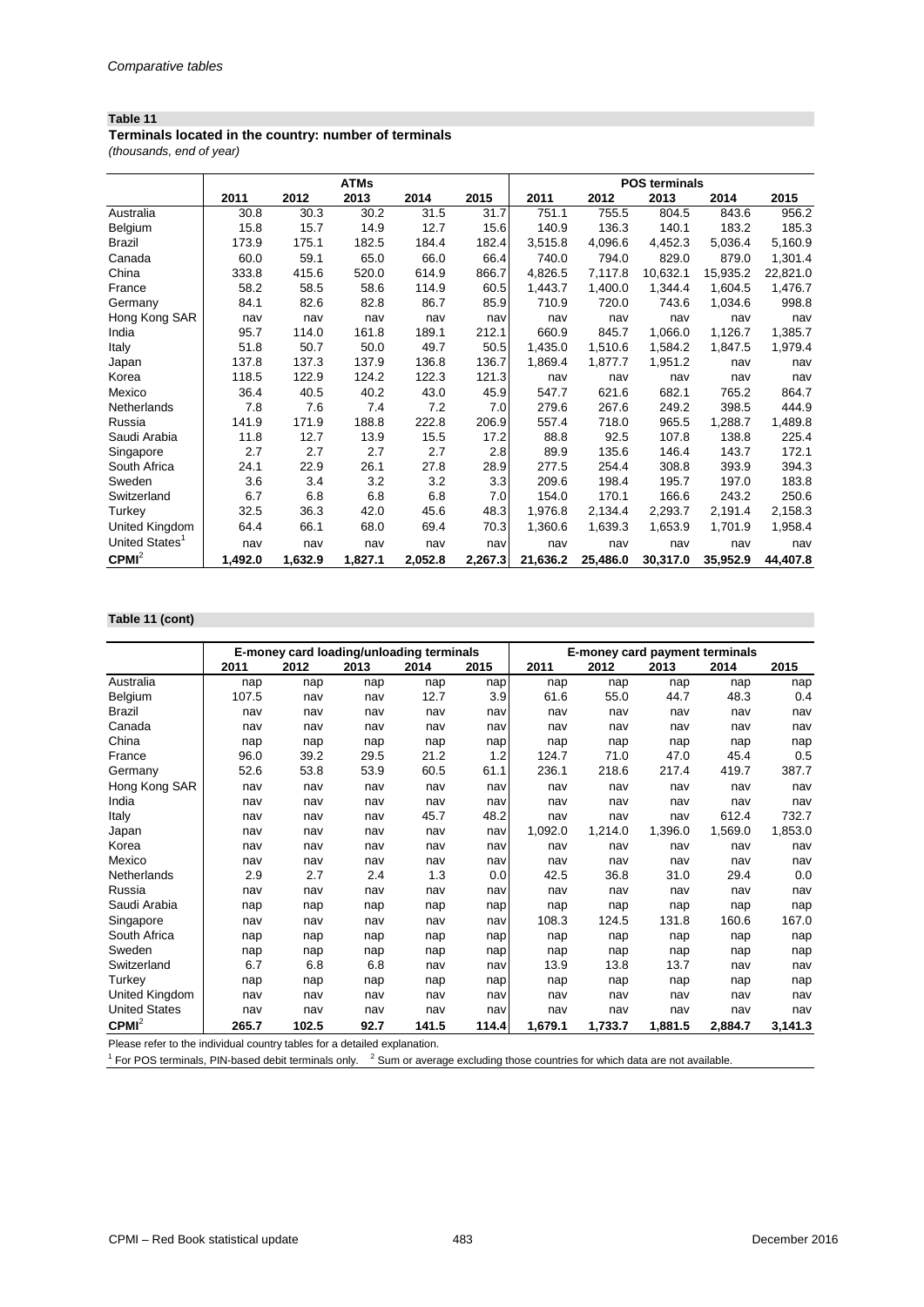*Comparative tables*

**Table 11**

**Terminals located in the country: number of terminals**

*(thousands, end of year)*

| | ATMs | | | | | POS terminals | | | | |
|---|---|---|---|---|---|---|---|---|---|---|
| | 2011 | 2012 | 2013 | 2014 | 2015 | 2011 | 2012 | 2013 | 2014 | 2015 |
| Australia | 30.8 | 30.3 | 30.2 | 31.5 | 31.7 | 751.1 | 755.5 | 804.5 | 843.6 | 956.2 |
| Belgium | 15.8 | 15.7 | 14.9 | 12.7 | 15.6 | 140.9 | 136.3 | 140.1 | 183.2 | 185.3 |
| Brazil | 173.9 | 175.1 | 182.5 | 184.4 | 182.4 | 3,515.8 | 4,096.6 | 4,452.3 | 5,036.4 | 5,160.9 |
| Canada | 60.0 | 59.1 | 65.0 | 66.0 | 66.4 | 740.0 | 794.0 | 829.0 | 879.0 | 1,301.4 |
| China | 333.8 | 415.6 | 520.0 | 614.9 | 866.7 | 4,826.5 | 7,117.8 | 10,632.1 | 15,935.2 | 22,821.0 |
| France | 58.2 | 58.5 | 58.6 | 114.9 | 60.5 | 1,443.7 | 1,400.0 | 1,344.4 | 1,604.5 | 1,476.7 |
| Germany | 84.1 | 82.6 | 82.8 | 86.7 | 85.9 | 710.9 | 720.0 | 743.6 | 1,034.6 | 998.8 |
| Hong Kong SAR | nav | nav | nav | nav | nav | nav | nav | nav | nav | nav |
| India | 95.7 | 114.0 | 161.8 | 189.1 | 212.1 | 660.9 | 845.7 | 1,066.0 | 1,126.7 | 1,385.7 |
| Italy | 51.8 | 50.7 | 50.0 | 49.7 | 50.5 | 1,435.0 | 1,510.6 | 1,584.2 | 1,847.5 | 1,979.4 |
| Japan | 137.8 | 137.3 | 137.9 | 136.8 | 136.7 | 1,869.4 | 1,877.7 | 1,951.2 | nav | nav |
| Korea | 118.5 | 122.9 | 124.2 | 122.3 | 121.3 | nav | nav | nav | nav | nav |
| Mexico | 36.4 | 40.5 | 40.2 | 43.0 | 45.9 | 547.7 | 621.6 | 682.1 | 765.2 | 864.7 |
| Netherlands | 7.8 | 7.6 | 7.4 | 7.2 | 7.0 | 279.6 | 267.6 | 249.2 | 398.5 | 444.9 |
| Russia | 141.9 | 171.9 | 188.8 | 222.8 | 206.9 | 557.4 | 718.0 | 965.5 | 1,288.7 | 1,489.8 |
| Saudi Arabia | 11.8 | 12.7 | 13.9 | 15.5 | 17.2 | 88.8 | 92.5 | 107.8 | 138.8 | 225.4 |
| Singapore | 2.7 | 2.7 | 2.7 | 2.7 | 2.8 | 89.9 | 135.6 | 146.4 | 143.7 | 172.1 |
| South Africa | 24.1 | 22.9 | 26.1 | 27.8 | 28.9 | 277.5 | 254.4 | 308.8 | 393.9 | 394.3 |
| Sweden | 3.6 | 3.4 | 3.2 | 3.2 | 3.3 | 209.6 | 198.4 | 195.7 | 197.0 | 183.8 |
| Switzerland | 6.7 | 6.8 | 6.8 | 6.8 | 7.0 | 154.0 | 170.1 | 166.6 | 243.2 | 250.6 |
| Turkey | 32.5 | 36.3 | 42.0 | 45.6 | 48.3 | 1,976.8 | 2,134.4 | 2,293.7 | 2,191.4 | 2,158.3 |
| United Kingdom | 64.4 | 66.1 | 68.0 | 69.4 | 70.3 | 1,360.6 | 1,639.3 | 1,653.9 | 1,701.9 | 1,958.4 |
| United States[1] | nav | nav | nav | nav | nav | nav | nav | nav | nav | nav |
| **CPMI**[2] | **1,492.0** | **1,632.9** | **1,827.1** | **2,052.8** | **2,267.3** | **21,636.2** | **25,486.0** | **30,317.0** | **35,952.9** | **44,407.8** |

**Table 11 (cont)**

| | E-money card loading/unloading terminals | | | | | E-money card payment terminals | | | | |
|---|---|---|---|---|---|---|---|---|---|---|
| | 2011 | 2012 | 2013 | 2014 | 2015 | 2011 | 2012 | 2013 | 2014 | 2015 |
| Australia | nap | nap | nap | nap | nap | nap | nap | nap | nap | nap |
| Belgium | 107.5 | nav | nav | 12.7 | 3.9 | 61.6 | 55.0 | 44.7 | 48.3 | 0.4 |
| Brazil | nav | nav | nav | nav | nav | nav | nav | nav | nav | nav |
| Canada | nav | nav | nav | nav | nav | nav | nav | nav | nav | nav |
| China | nap | nap | nap | nap | nap | nap | nap | nap | nap | nap |
| France | 96.0 | 39.2 | 29.5 | 21.2 | 1.2 | 124.7 | 71.0 | 47.0 | 45.4 | 0.5 |
| Germany | 52.6 | 53.8 | 53.9 | 60.5 | 61.1 | 236.1 | 218.6 | 217.4 | 419.7 | 387.7 |
| Hong Kong SAR | nav | nav | nav | nav | nav | nav | nav | nav | nav | nav |
| India | nav | nav | nav | nav | nav | nav | nav | nav | nav | nav |
| Italy | nav | nav | nav | 45.7 | 48.2 | nav | nav | nav | 612.4 | 732.7 |
| Japan | nav | nav | nav | nav | nav | 1,092.0 | 1,214.0 | 1,396.0 | 1,569.0 | 1,853.0 |
| Korea | nav | nav | nav | nav | nav | nav | nav | nav | nav | nav |
| Mexico | nav | nav | nav | nav | nav | nav | nav | nav | nav | nav |
| Netherlands | 2.9 | 2.7 | 2.4 | 1.3 | 0.0 | 42.5 | 36.8 | 31.0 | 29.4 | 0.0 |
| Russia | nav | nav | nav | nav | nav | nav | nav | nav | nav | nav |
| Saudi Arabia | nap | nap | nap | nap | nap | nap | nap | nap | nap | nap |
| Singapore | nav | nav | nav | nav | nav | 108.3 | 124.5 | 131.8 | 160.6 | 167.0 |
| South Africa | nap | nap | nap | nap | nap | nap | nap | nap | nap | nap |
| Sweden | nap | nap | nap | nap | nap | nap | nap | nap | nap | nap |
| Switzerland | 6.7 | 6.8 | 6.8 | nav | nav | 13.9 | 13.8 | 13.7 | nav | nav |
| Turkey | nap | nap | nap | nap | nap | nap | nap | nap | nap | nap |
| United Kingdom | nav | nav | nav | nav | nav | nav | nav | nav | nav | nav |
| United States | nav | nav | nav | nav | nav | nav | nav | nav | nav | nav |
| **CPMI**[2] | **265.7** | **102.5** | **92.7** | **141.5** | **114.4** | **1,679.1** | **1,733.7** | **1,881.5** | **2,884.7** | **3,141.3** |

Please refer to the individual country tables for a detailed explanation.

[1] For POS terminals, PIN-based debit terminals only. [2] Sum or average excluding those countries for which data are not available.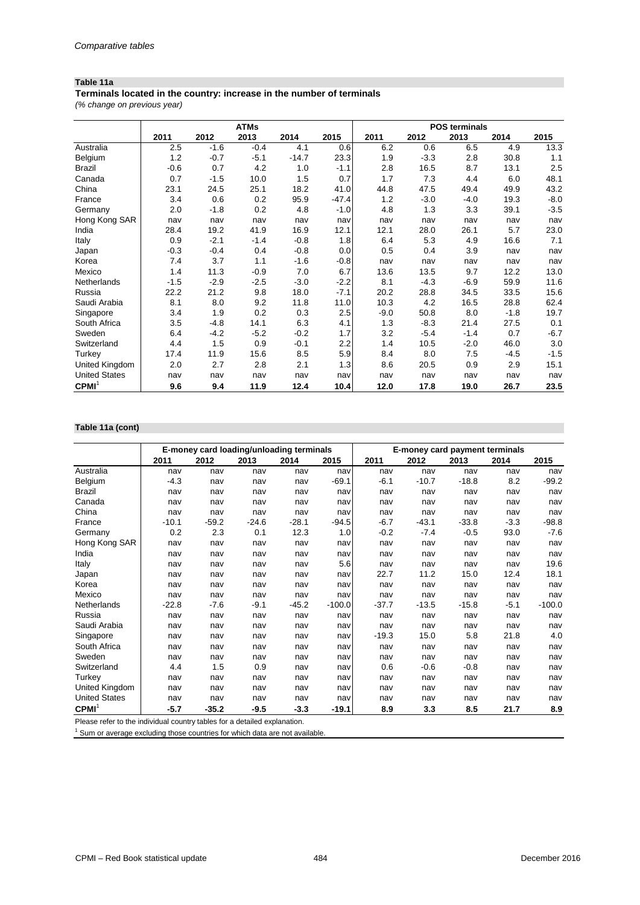*Comparative tables*

**Table 11a**

**Terminals located in the country: increase in the number of terminals**

*(% change on previous year)*

| | ATMs | | | | | POS terminals | | | | |
|---|---|---|---|---|---|---|---|---|---|---|
| | 2011 | 2012 | 2013 | 2014 | 2015 | 2011 | 2012 | 2013 | 2014 | 2015 |
| Australia | 2.5 | -1.6 | -0.4 | 4.1 | 0.6 | 6.2 | 0.6 | 6.5 | 4.9 | 13.3 |
| Belgium | 1.2 | -0.7 | -5.1 | -14.7 | 23.3 | 1.9 | -3.3 | 2.8 | 30.8 | 1.1 |
| Brazil | -0.6 | 0.7 | 4.2 | 1.0 | -1.1 | 2.8 | 16.5 | 8.7 | 13.1 | 2.5 |
| Canada | 0.7 | -1.5 | 10.0 | 1.5 | 0.7 | 1.7 | 7.3 | 4.4 | 6.0 | 48.1 |
| China | 23.1 | 24.5 | 25.1 | 18.2 | 41.0 | 44.8 | 47.5 | 49.4 | 49.9 | 43.2 |
| France | 3.4 | 0.6 | 0.2 | 95.9 | -47.4 | 1.2 | -3.0 | -4.0 | 19.3 | -8.0 |
| Germany | 2.0 | -1.8 | 0.2 | 4.8 | -1.0 | 4.8 | 1.3 | 3.3 | 39.1 | -3.5 |
| Hong Kong SAR | nav | nav | nav | nav | nav | nav | nav | nav | nav | nav |
| India | 28.4 | 19.2 | 41.9 | 16.9 | 12.1 | 12.1 | 28.0 | 26.1 | 5.7 | 23.0 |
| Italy | 0.9 | -2.1 | -1.4 | -0.8 | 1.8 | 6.4 | 5.3 | 4.9 | 16.6 | 7.1 |
| Japan | -0.3 | -0.4 | 0.4 | -0.8 | 0.0 | 0.5 | 0.4 | 3.9 | nav | nav |
| Korea | 7.4 | 3.7 | 1.1 | -1.6 | -0.8 | nav | nav | nav | nav | nav |
| Mexico | 1.4 | 11.3 | -0.9 | 7.0 | 6.7 | 13.6 | 13.5 | 9.7 | 12.2 | 13.0 |
| Netherlands | -1.5 | -2.9 | -2.5 | -3.0 | -2.2 | 8.1 | -4.3 | -6.9 | 59.9 | 11.6 |
| Russia | 22.2 | 21.2 | 9.8 | 18.0 | -7.1 | 20.2 | 28.8 | 34.5 | 33.5 | 15.6 |
| Saudi Arabia | 8.1 | 8.0 | 9.2 | 11.8 | 11.0 | 10.3 | 4.2 | 16.5 | 28.8 | 62.4 |
| Singapore | 3.4 | 1.9 | 0.2 | 0.3 | 2.5 | -9.0 | 50.8 | 8.0 | -1.8 | 19.7 |
| South Africa | 3.5 | -4.8 | 14.1 | 6.3 | 4.1 | 1.3 | -8.3 | 21.4 | 27.5 | 0.1 |
| Sweden | 6.4 | -4.2 | -5.2 | -0.2 | 1.7 | 3.2 | -5.4 | -1.4 | 0.7 | -6.7 |
| Switzerland | 4.4 | 1.5 | 0.9 | -0.1 | 2.2 | 1.4 | 10.5 | -2.0 | 46.0 | 3.0 |
| Turkey | 17.4 | 11.9 | 15.6 | 8.5 | 5.9 | 8.4 | 8.0 | 7.5 | -4.5 | -1.5 |
| United Kingdom | 2.0 | 2.7 | 2.8 | 2.1 | 1.3 | 8.6 | 20.5 | 0.9 | 2.9 | 15.1 |
| United States | nav | nav | nav | nav | nav | nav | nav | nav | nav | nav |
| **CPMI**[1] | **9.6** | **9.4** | **11.9** | **12.4** | **10.4** | **12.0** | **17.8** | **19.0** | **26.7** | **23.5** |

**Table 11a (cont)**

| | E-money card loading/unloading terminals | | | | | E-money card payment terminals | | | | |
|---|---|---|---|---|---|---|---|---|---|---|
| | 2011 | 2012 | 2013 | 2014 | 2015 | 2011 | 2012 | 2013 | 2014 | 2015 |
| Australia | nav | nav | nav | nav | nav | nav | nav | nav | nav | nav |
| Belgium | -4.3 | nav | nav | nav | -69.1 | -6.1 | -10.7 | -18.8 | 8.2 | -99.2 |
| Brazil | nav | nav | nav | nav | nav | nav | nav | nav | nav | nav |
| Canada | nav | nav | nav | nav | nav | nav | nav | nav | nav | nav |
| China | nav | nav | nav | nav | nav | nav | nav | nav | nav | nav |
| France | -10.1 | -59.2 | -24.6 | -28.1 | -94.5 | -6.7 | -43.1 | -33.8 | -3.3 | -98.8 |
| Germany | 0.2 | 2.3 | 0.1 | 12.3 | 1.0 | -0.2 | -7.4 | -0.5 | 93.0 | -7.6 |
| Hong Kong SAR | nav | nav | nav | nav | nav | nav | nav | nav | nav | nav |
| India | nav | nav | nav | nav | nav | nav | nav | nav | nav | nav |
| Italy | nav | nav | nav | nav | 5.6 | nav | nav | nav | nav | 19.6 |
| Japan | nav | nav | nav | nav | nav | 22.7 | 11.2 | 15.0 | 12.4 | 18.1 |
| Korea | nav | nav | nav | nav | nav | nav | nav | nav | nav | nav |
| Mexico | nav | nav | nav | nav | nav | nav | nav | nav | nav | nav |
| Netherlands | -22.8 | -7.6 | -9.1 | -45.2 | -100.0 | -37.7 | -13.5 | -15.8 | -5.1 | -100.0 |
| Russia | nav | nav | nav | nav | nav | nav | nav | nav | nav | nav |
| Saudi Arabia | nav | nav | nav | nav | nav | nav | nav | nav | nav | nav |
| Singapore | nav | nav | nav | nav | nav | -19.3 | 15.0 | 5.8 | 21.8 | 4.0 |
| South Africa | nav | nav | nav | nav | nav | nav | nav | nav | nav | nav |
| Sweden | nav | nav | nav | nav | nav | nav | nav | nav | nav | nav |
| Switzerland | 4.4 | 1.5 | 0.9 | nav | nav | 0.6 | -0.6 | -0.8 | nav | nav |
| Turkey | nav | nav | nav | nav | nav | nav | nav | nav | nav | nav |
| United Kingdom | nav | nav | nav | nav | nav | nav | nav | nav | nav | nav |
| United States | nav | nav | nav | nav | nav | nav | nav | nav | nav | nav |
| **CPMI**[1] | **-5.7** | **-35.2** | **-9.5** | **-3.3** | **-19.1** | **8.9** | **3.3** | **8.5** | **21.7** | **8.9** |

Please refer to the individual country tables for a detailed explanation.

[1] Sum or average excluding those countries for which data are not available.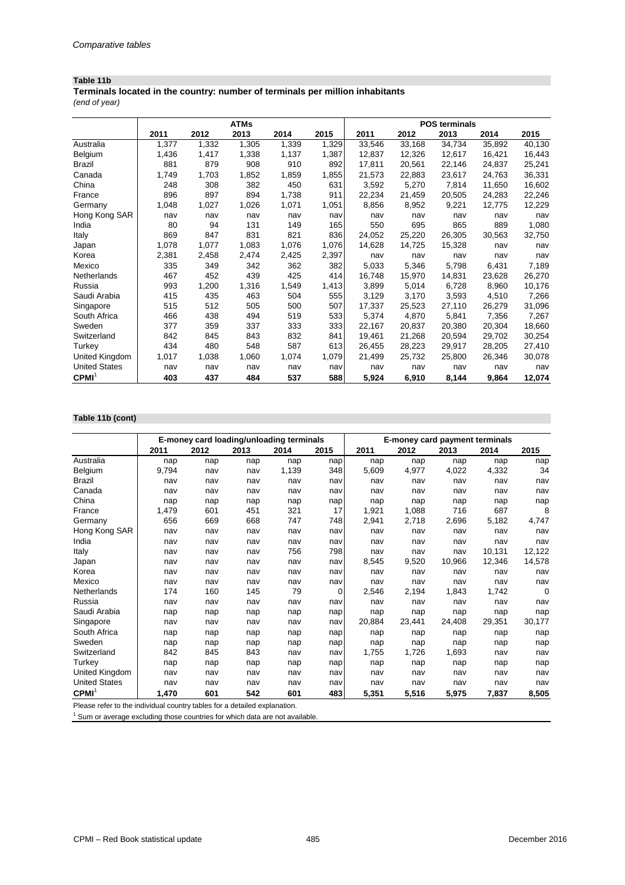*Comparative tables*

**Table 11b**

**Terminals located in the country: number of terminals per million inhabitants**

*(end of year)*

| | ATMs | | | | | POS terminals | | | | |
|---|---|---|---|---|---|---|---|---|---|---|
| | 2011 | 2012 | 2013 | 2014 | 2015 | 2011 | 2012 | 2013 | 2014 | 2015 |
| Australia | 1,377 | 1,332 | 1,305 | 1,339 | 1,329 | 33,546 | 33,168 | 34,734 | 35,892 | 40,130 |
| Belgium | 1,436 | 1,417 | 1,338 | 1,137 | 1,387 | 12,837 | 12,326 | 12,617 | 16,421 | 16,443 |
| Brazil | 881 | 879 | 908 | 910 | 892 | 17,811 | 20,561 | 22,146 | 24,837 | 25,241 |
| Canada | 1,749 | 1,703 | 1,852 | 1,859 | 1,855 | 21,573 | 22,883 | 23,617 | 24,763 | 36,331 |
| China | 248 | 308 | 382 | 450 | 631 | 3,592 | 5,270 | 7,814 | 11,650 | 16,602 |
| France | 896 | 897 | 894 | 1,738 | 911 | 22,234 | 21,459 | 20,505 | 24,283 | 22,246 |
| Germany | 1,048 | 1,027 | 1,026 | 1,071 | 1,051 | 8,856 | 8,952 | 9,221 | 12,775 | 12,229 |
| Hong Kong SAR | nav | nav | nav | nav | nav | nav | nav | nav | nav | nav |
| India | 80 | 94 | 131 | 149 | 165 | 550 | 695 | 865 | 889 | 1,080 |
| Italy | 869 | 847 | 831 | 821 | 836 | 24,052 | 25,220 | 26,305 | 30,563 | 32,750 |
| Japan | 1,078 | 1,077 | 1,083 | 1,076 | 1,076 | 14,628 | 14,725 | 15,328 | nav | nav |
| Korea | 2,381 | 2,458 | 2,474 | 2,425 | 2,397 | nav | nav | nav | nav | nav |
| Mexico | 335 | 349 | 342 | 362 | 382 | 5,033 | 5,346 | 5,798 | 6,431 | 7,189 |
| Netherlands | 467 | 452 | 439 | 425 | 414 | 16,748 | 15,970 | 14,831 | 23,628 | 26,270 |
| Russia | 993 | 1,200 | 1,316 | 1,549 | 1,413 | 3,899 | 5,014 | 6,728 | 8,960 | 10,176 |
| Saudi Arabia | 415 | 435 | 463 | 504 | 555 | 3,129 | 3,170 | 3,593 | 4,510 | 7,266 |
| Singapore | 515 | 512 | 505 | 500 | 507 | 17,337 | 25,523 | 27,110 | 26,279 | 31,096 |
| South Africa | 466 | 438 | 494 | 519 | 533 | 5,374 | 4,870 | 5,841 | 7,356 | 7,267 |
| Sweden | 377 | 359 | 337 | 333 | 333 | 22,167 | 20,837 | 20,380 | 20,304 | 18,660 |
| Switzerland | 842 | 845 | 843 | 832 | 841 | 19,461 | 21,268 | 20,594 | 29,702 | 30,254 |
| Turkey | 434 | 480 | 548 | 587 | 613 | 26,455 | 28,223 | 29,917 | 28,205 | 27,410 |
| United Kingdom | 1,017 | 1,038 | 1,060 | 1,074 | 1,079 | 21,499 | 25,732 | 25,800 | 26,346 | 30,078 |
| United States | nav | nav | nav | nav | nav | nav | nav | nav | nav | nav |
| **CPMI**[1] | **403** | **437** | **484** | **537** | **588** | **5,924** | **6,910** | **8,144** | **9,864** | **12,074** |

**Table 11b (cont)**

| | E-money card loading/unloading terminals | | | | | E-money card payment terminals | | | | |
|---|---|---|---|---|---|---|---|---|---|---|
| | 2011 | 2012 | 2013 | 2014 | 2015 | 2011 | 2012 | 2013 | 2014 | 2015 |
| Australia | nap | nap | nap | nap | nap | nap | nap | nap | nap | nap |
| Belgium | 9,794 | nav | nav | 1,139 | 348 | 5,609 | 4,977 | 4,022 | 4,332 | 34 |
| Brazil | nav | nav | nav | nav | nav | nav | nav | nav | nav | nav |
| Canada | nav | nav | nav | nav | nav | nav | nav | nav | nav | nav |
| China | nap | nap | nap | nap | nap | nap | nap | nap | nap | nap |
| France | 1,479 | 601 | 451 | 321 | 17 | 1,921 | 1,088 | 716 | 687 | 8 |
| Germany | 656 | 669 | 668 | 747 | 748 | 2,941 | 2,718 | 2,696 | 5,182 | 4,747 |
| Hong Kong SAR | nav | nav | nav | nav | nav | nav | nav | nav | nav | nav |
| India | nav | nav | nav | nav | nav | nav | nav | nav | nav | nav |
| Italy | nav | nav | nav | 756 | 798 | nav | nav | nav | 10,131 | 12,122 |
| Japan | nav | nav | nav | nav | nav | 8,545 | 9,520 | 10,966 | 12,346 | 14,578 |
| Korea | nav | nav | nav | nav | nav | nav | nav | nav | nav | nav |
| Mexico | nav | nav | nav | nav | nav | nav | nav | nav | nav | nav |
| Netherlands | 174 | 160 | 145 | 79 | 0 | 2,546 | 2,194 | 1,843 | 1,742 | 0 |
| Russia | nav | nav | nav | nav | nav | nav | nav | nav | nav | nav |
| Saudi Arabia | nap | nap | nap | nap | nap | nap | nap | nap | nap | nap |
| Singapore | nav | nav | nav | nav | nav | 20,884 | 23,441 | 24,408 | 29,351 | 30,177 |
| South Africa | nap | nap | nap | nap | nap | nap | nap | nap | nap | nap |
| Sweden | nap | nap | nap | nap | nap | nap | nap | nap | nap | nap |
| Switzerland | 842 | 845 | 843 | nav | nav | 1,755 | 1,726 | 1,693 | nav | nav |
| Turkey | nap | nap | nap | nap | nap | nap | nap | nap | nap | nap |
| United Kingdom | nav | nav | nav | nav | nav | nav | nav | nav | nav | nav |
| United States | nav | nav | nav | nav | nav | nav | nav | nav | nav | nav |
| **CPMI**[1] | **1,470** | **601** | **542** | **601** | **483** | **5,351** | **5,516** | **5,975** | **7,837** | **8,505** |

Please refer to the individual country tables for a detailed explanation.

[1] Sum or average excluding those countries for which data are not available.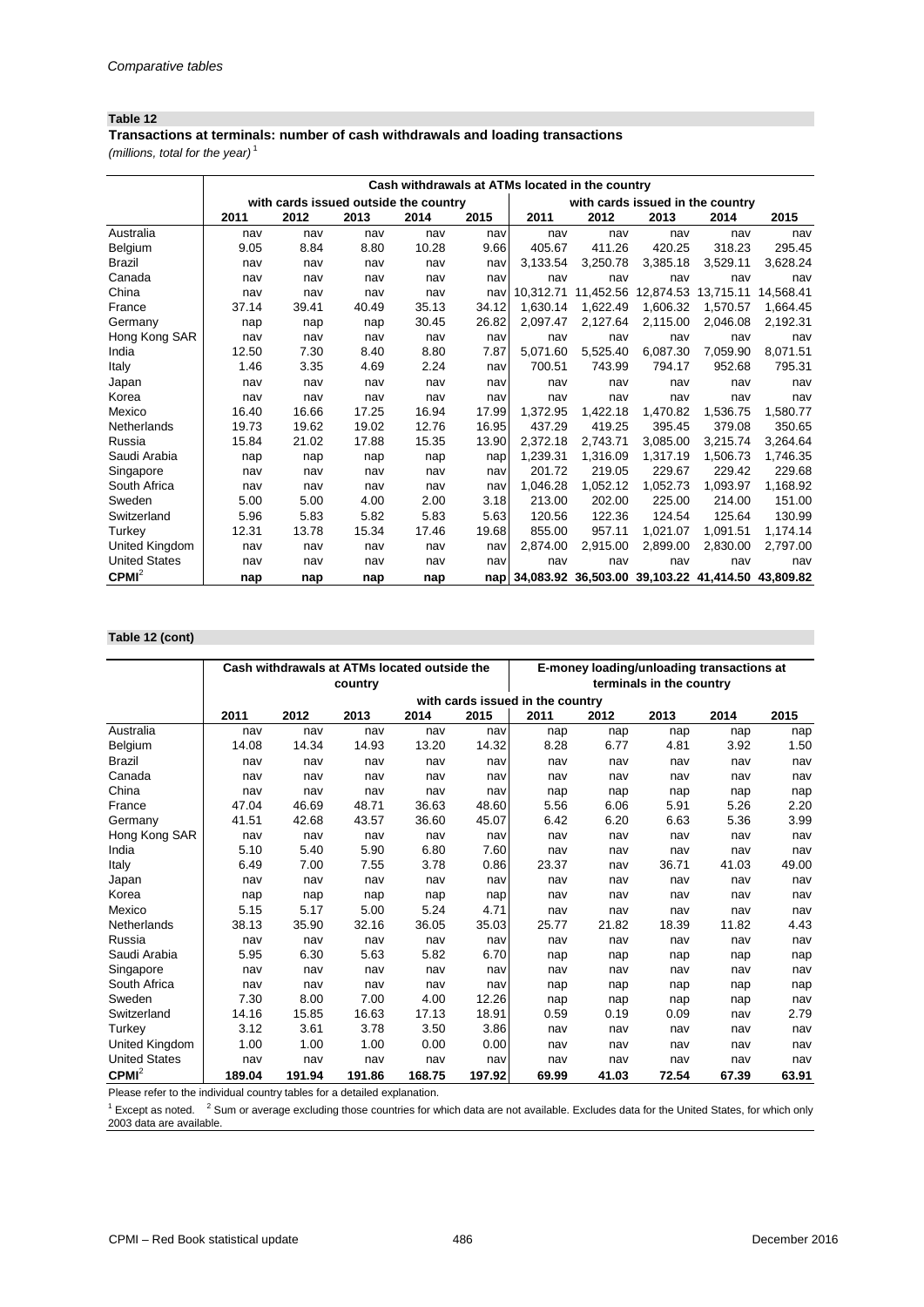## Table 12

### Transactions at terminals: number of cash withdrawals and loading transactions

*(millions, total for the year)* [1]

| | Cash withdrawals at ATMs located in the country | | | | | | | | | |
|---|---|---|---|---|---|---|---|---|---|---|
| | with cards issued outside the country | | | | | with cards issued in the country | | | | |
| | 2011 | 2012 | 2013 | 2014 | 2015 | 2011 | 2012 | 2013 | 2014 | 2015 |
| Australia | nav | nav | nav | nav | nav | nav | nav | nav | nav | nav |
| Belgium | 9.05 | 8.84 | 8.80 | 10.28 | 9.66 | 405.67 | 411.26 | 420.25 | 318.23 | 295.45 |
| Brazil | nav | nav | nav | nav | nav | 3,133.54 | 3,250.78 | 3,385.18 | 3,529.11 | 3,628.24 |
| Canada | nav | nav | nav | nav | nav | nav | nav | nav | nav | nav |
| China | nav | nav | nav | nav | nav | 10,312.71 | 11,452.56 | 12,874.53 | 13,715.11 | 14,568.41 |
| France | 37.14 | 39.41 | 40.49 | 35.13 | 34.12 | 1,630.14 | 1,622.49 | 1,606.32 | 1,570.57 | 1,664.45 |
| Germany | nap | nap | nap | 30.45 | 26.82 | 2,097.47 | 2,127.64 | 2,115.00 | 2,046.08 | 2,192.31 |
| Hong Kong SAR | nav | nav | nav | nav | nav | nav | nav | nav | nav | nav |
| India | 12.50 | 7.30 | 8.40 | 8.80 | 7.87 | 5,071.60 | 5,525.40 | 6,087.30 | 7,059.90 | 8,071.51 |
| Italy | 1.46 | 3.35 | 4.69 | 2.24 | nav | 700.51 | 743.99 | 794.17 | 952.68 | 795.31 |
| Japan | nav | nav | nav | nav | nav | nav | nav | nav | nav | nav |
| Korea | nav | nav | nav | nav | nav | nav | nav | nav | nav | nav |
| Mexico | 16.40 | 16.66 | 17.25 | 16.94 | 17.99 | 1,372.95 | 1,422.18 | 1,470.82 | 1,536.75 | 1,580.77 |
| Netherlands | 19.73 | 19.62 | 19.02 | 12.76 | 16.95 | 437.29 | 419.25 | 395.45 | 379.08 | 350.65 |
| Russia | 15.84 | 21.02 | 17.88 | 15.35 | 13.90 | 2,372.18 | 2,743.71 | 3,085.00 | 3,215.74 | 3,264.64 |
| Saudi Arabia | nap | nap | nap | nap | nap | 1,239.31 | 1,316.09 | 1,317.19 | 1,506.73 | 1,746.35 |
| Singapore | nav | nav | nav | nav | nav | 201.72 | 219.05 | 229.67 | 229.42 | 229.68 |
| South Africa | nav | nav | nav | nav | nav | 1,046.28 | 1,052.12 | 1,052.73 | 1,093.97 | 1,168.92 |
| Sweden | 5.00 | 5.00 | 4.00 | 2.00 | 3.18 | 213.00 | 202.00 | 225.00 | 214.00 | 151.00 |
| Switzerland | 5.96 | 5.83 | 5.82 | 5.83 | 5.63 | 120.56 | 122.36 | 124.54 | 125.64 | 130.99 |
| Turkey | 12.31 | 13.78 | 15.34 | 17.46 | 19.68 | 855.00 | 957.11 | 1,021.07 | 1,091.51 | 1,174.14 |
| United Kingdom | nav | nav | nav | nav | nav | 2,874.00 | 2,915.00 | 2,899.00 | 2,830.00 | 2,797.00 |
| United States | nav | nav | nav | nav | nav | nav | nav | nav | nav | nav |
| **CPMI**[2] | **nap** | **nap** | **nap** | **nap** | **nap** | **34,083.92** | **36,503.00** | **39,103.22** | **41,414.50** | **43,809.82** |

## Table 12 (cont)

| | Cash withdrawals at ATMs located outside the country | | | | | E-money loading/unloading transactions at terminals in the country | | | | |
|---|---|---|---|---|---|---|---|---|---|---|
| | with cards issued in the country | | | | | | | | | |
| | 2011 | 2012 | 2013 | 2014 | 2015 | 2011 | 2012 | 2013 | 2014 | 2015 |
| Australia | nav | nav | nav | nav | nav | nap | nap | nap | nap | nap |
| Belgium | 14.08 | 14.34 | 14.93 | 13.20 | 14.32 | 8.28 | 6.77 | 4.81 | 3.92 | 1.50 |
| Brazil | nav | nav | nav | nav | nav | nav | nav | nav | nav | nav |
| Canada | nav | nav | nav | nav | nav | nav | nav | nav | nav | nav |
| China | nav | nav | nav | nav | nav | nap | nap | nap | nap | nap |
| France | 47.04 | 46.69 | 48.71 | 36.63 | 48.60 | 5.56 | 6.06 | 5.91 | 5.26 | 2.20 |
| Germany | 41.51 | 42.68 | 43.57 | 36.60 | 45.07 | 6.42 | 6.20 | 6.63 | 5.36 | 3.99 |
| Hong Kong SAR | nav | nav | nav | nav | nav | nav | nav | nav | nav | nav |
| India | 5.10 | 5.40 | 5.90 | 6.80 | 7.60 | nav | nav | nav | nav | nav |
| Italy | 6.49 | 7.00 | 7.55 | 3.78 | 0.86 | 23.37 | nav | 36.71 | 41.03 | 49.00 |
| Japan | nav | nav | nav | nav | nav | nav | nav | nav | nav | nav |
| Korea | nap | nap | nap | nap | nap | nav | nav | nav | nav | nav |
| Mexico | 5.15 | 5.17 | 5.00 | 5.24 | 4.71 | nav | nav | nav | nav | nav |
| Netherlands | 38.13 | 35.90 | 32.16 | 36.05 | 35.03 | 25.77 | 21.82 | 18.39 | 11.82 | 4.43 |
| Russia | nav | nav | nav | nav | nav | nav | nav | nav | nav | nav |
| Saudi Arabia | 5.95 | 6.30 | 5.63 | 5.82 | 6.70 | nap | nap | nap | nap | nap |
| Singapore | nav | nav | nav | nav | nav | nav | nav | nav | nav | nav |
| South Africa | nav | nav | nav | nav | nav | nap | nap | nap | nap | nap |
| Sweden | 7.30 | 8.00 | 7.00 | 4.00 | 12.26 | nap | nap | nap | nap | nav |
| Switzerland | 14.16 | 15.85 | 16.63 | 17.13 | 18.91 | 0.59 | 0.19 | 0.09 | nav | 2.79 |
| Turkey | 3.12 | 3.61 | 3.78 | 3.50 | 3.86 | nav | nav | nav | nav | nav |
| United Kingdom | 1.00 | 1.00 | 1.00 | 0.00 | 0.00 | nav | nav | nav | nav | nav |
| United States | nav | nav | nav | nav | nav | nav | nav | nav | nav | nav |
| **CPMI**[2] | **189.04** | **191.94** | **191.86** | **168.75** | **197.92** | **69.99** | **41.03** | **72.54** | **67.39** | **63.91** |

Please refer to the individual country tables for a detailed explanation.

[1] Except as noted. [2] Sum or average excluding those countries for which data are not available. Excludes data for the United States, for which only 2003 data are available.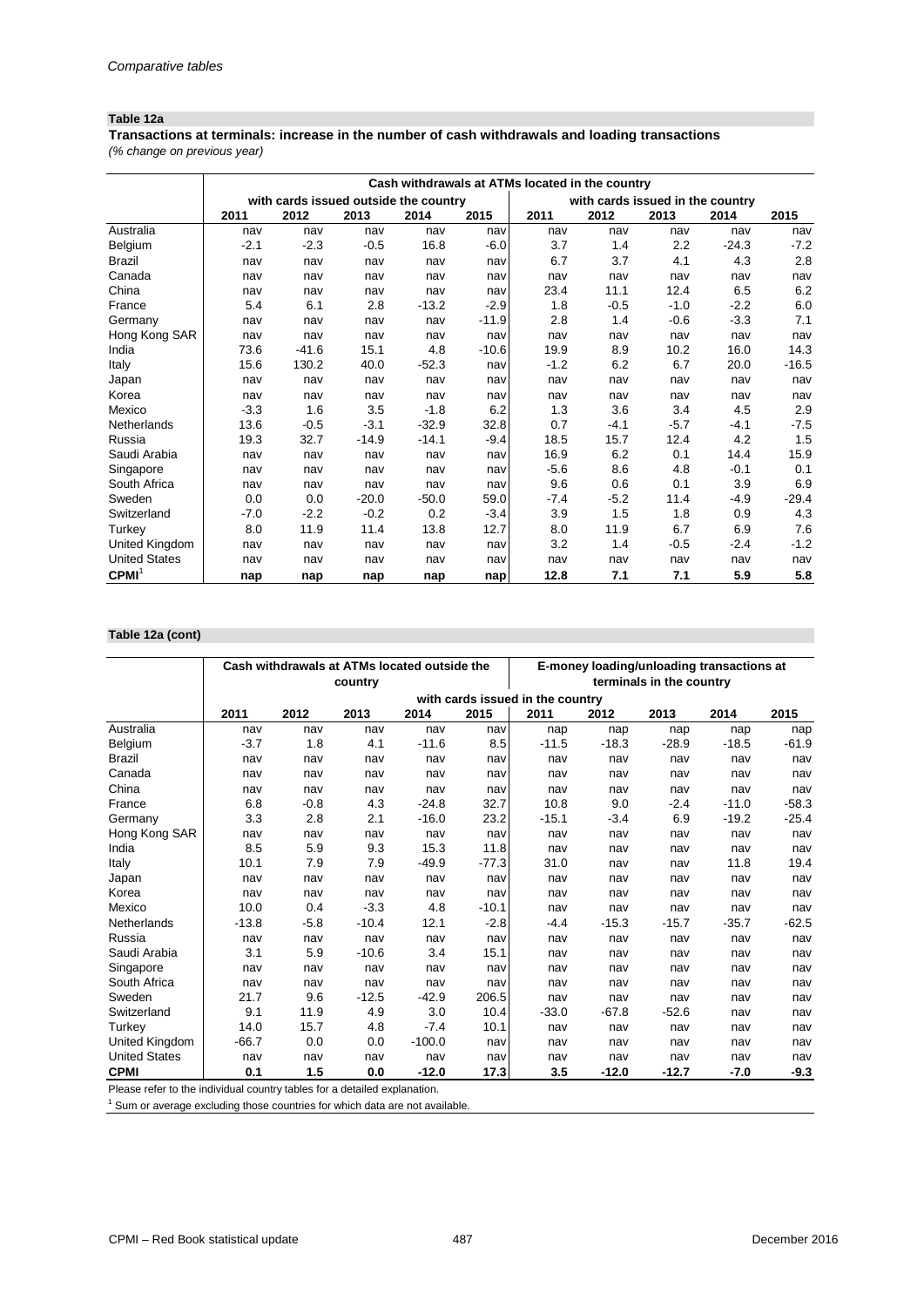*Comparative tables*

**Table 12a**

**Transactions at terminals: increase in the number of cash withdrawals and loading transactions**
*(% change on previous year)*

| | Cash withdrawals at ATMs located in the country | | | | | | | | | |
|---|---|---|---|---|---|---|---|---|---|---|
| | with cards issued outside the country | | | | | with cards issued in the country | | | | |
| | 2011 | 2012 | 2013 | 2014 | 2015 | 2011 | 2012 | 2013 | 2014 | 2015 |
| Australia | nav | nav | nav | nav | nav | nav | nav | nav | nav | nav |
| Belgium | -2.1 | -2.3 | -0.5 | 16.8 | -6.0 | 3.7 | 1.4 | 2.2 | -24.3 | -7.2 |
| Brazil | nav | nav | nav | nav | nav | 6.7 | 3.7 | 4.1 | 4.3 | 2.8 |
| Canada | nav | nav | nav | nav | nav | nav | nav | nav | nav | nav |
| China | nav | nav | nav | nav | nav | 23.4 | 11.1 | 12.4 | 6.5 | 6.2 |
| France | 5.4 | 6.1 | 2.8 | -13.2 | -2.9 | 1.8 | -0.5 | -1.0 | -2.2 | 6.0 |
| Germany | nav | nav | nav | nav | -11.9 | 2.8 | 1.4 | -0.6 | -3.3 | 7.1 |
| Hong Kong SAR | nav | nav | nav | nav | nav | nav | nav | nav | nav | nav |
| India | 73.6 | -41.6 | 15.1 | 4.8 | -10.6 | 19.9 | 8.9 | 10.2 | 16.0 | 14.3 |
| Italy | 15.6 | 130.2 | 40.0 | -52.3 | nav | -1.2 | 6.2 | 6.7 | 20.0 | -16.5 |
| Japan | nav | nav | nav | nav | nav | nav | nav | nav | nav | nav |
| Korea | nav | nav | nav | nav | nav | nav | nav | nav | nav | nav |
| Mexico | -3.3 | 1.6 | 3.5 | -1.8 | 6.2 | 1.3 | 3.6 | 3.4 | 4.5 | 2.9 |
| Netherlands | 13.6 | -0.5 | -3.1 | -32.9 | 32.8 | 0.7 | -4.1 | -5.7 | -4.1 | -7.5 |
| Russia | 19.3 | 32.7 | -14.9 | -14.1 | -9.4 | 18.5 | 15.7 | 12.4 | 4.2 | 1.5 |
| Saudi Arabia | nav | nav | nav | nav | nav | 16.9 | 6.2 | 0.1 | 14.4 | 15.9 |
| Singapore | nav | nav | nav | nav | nav | -5.6 | 8.6 | 4.8 | -0.1 | 0.1 |
| South Africa | nav | nav | nav | nav | nav | 9.6 | 0.6 | 0.1 | 3.9 | 6.9 |
| Sweden | 0.0 | 0.0 | -20.0 | -50.0 | 59.0 | -7.4 | -5.2 | 11.4 | -4.9 | -29.4 |
| Switzerland | -7.0 | -2.2 | -0.2 | 0.2 | -3.4 | 3.9 | 1.5 | 1.8 | 0.9 | 4.3 |
| Turkey | 8.0 | 11.9 | 11.4 | 13.8 | 12.7 | 8.0 | 11.9 | 6.7 | 6.9 | 7.6 |
| United Kingdom | nav | nav | nav | nav | nav | 3.2 | 1.4 | -0.5 | -2.4 | -1.2 |
| United States | nav | nav | nav | nav | nav | nav | nav | nav | nav | nav |
| **CPMI**[1] | **nap** | **nap** | **nap** | **nap** | **nap** | **12.8** | **7.1** | **7.1** | **5.9** | **5.8** |

**Table 12a (cont)**

| | Cash withdrawals at ATMs located outside the country | | | | | E-money loading/unloading transactions at terminals in the country | | | | |
|---|---|---|---|---|---|---|---|---|---|---|
| | with cards issued in the country | | | | | | | | | |
| | 2011 | 2012 | 2013 | 2014 | 2015 | 2011 | 2012 | 2013 | 2014 | 2015 |
| Australia | nav | nav | nav | nav | nav | nap | nap | nap | nap | nap |
| Belgium | -3.7 | 1.8 | 4.1 | -11.6 | 8.5 | -11.5 | -18.3 | -28.9 | -18.5 | -61.9 |
| Brazil | nav | nav | nav | nav | nav | nav | nav | nav | nav | nav |
| Canada | nav | nav | nav | nav | nav | nav | nav | nav | nav | nav |
| China | nav | nav | nav | nav | nav | nav | nav | nav | nav | nav |
| France | 6.8 | -0.8 | 4.3 | -24.8 | 32.7 | 10.8 | 9.0 | -2.4 | -11.0 | -58.3 |
| Germany | 3.3 | 2.8 | 2.1 | -16.0 | 23.2 | -15.1 | -3.4 | 6.9 | -19.2 | -25.4 |
| Hong Kong SAR | nav | nav | nav | nav | nav | nav | nav | nav | nav | nav |
| India | 8.5 | 5.9 | 9.3 | 15.3 | 11.8 | nav | nav | nav | nav | nav |
| Italy | 10.1 | 7.9 | 7.9 | -49.9 | -77.3 | 31.0 | nav | nav | 11.8 | 19.4 |
| Japan | nav | nav | nav | nav | nav | nav | nav | nav | nav | nav |
| Korea | nav | nav | nav | nav | nav | nav | nav | nav | nav | nav |
| Mexico | 10.0 | 0.4 | -3.3 | 4.8 | -10.1 | nav | nav | nav | nav | nav |
| Netherlands | -13.8 | -5.8 | -10.4 | 12.1 | -2.8 | -4.4 | -15.3 | -15.7 | -35.7 | -62.5 |
| Russia | nav | nav | nav | nav | nav | nav | nav | nav | nav | nav |
| Saudi Arabia | 3.1 | 5.9 | -10.6 | 3.4 | 15.1 | nav | nav | nav | nav | nav |
| Singapore | nav | nav | nav | nav | nav | nav | nav | nav | nav | nav |
| South Africa | nav | nav | nav | nav | nav | nav | nav | nav | nav | nav |
| Sweden | 21.7 | 9.6 | -12.5 | -42.9 | 206.5 | nav | nav | nav | nav | nav |
| Switzerland | 9.1 | 11.9 | 4.9 | 3.0 | 10.4 | -33.0 | -67.8 | -52.6 | nav | nav |
| Turkey | 14.0 | 15.7 | 4.8 | -7.4 | 10.1 | nav | nav | nav | nav | nav |
| United Kingdom | -66.7 | 0.0 | 0.0 | -100.0 | nav | nav | nav | nav | nav | nav |
| United States | nav | nav | nav | nav | nav | nav | nav | nav | nav | nav |
| **CPMI** | **0.1** | **1.5** | **0.0** | **-12.0** | **17.3** | **3.5** | **-12.0** | **-12.7** | **-7.0** | **-9.3** |

Please refer to the individual country tables for a detailed explanation.

[1] Sum or average excluding those countries for which data are not available.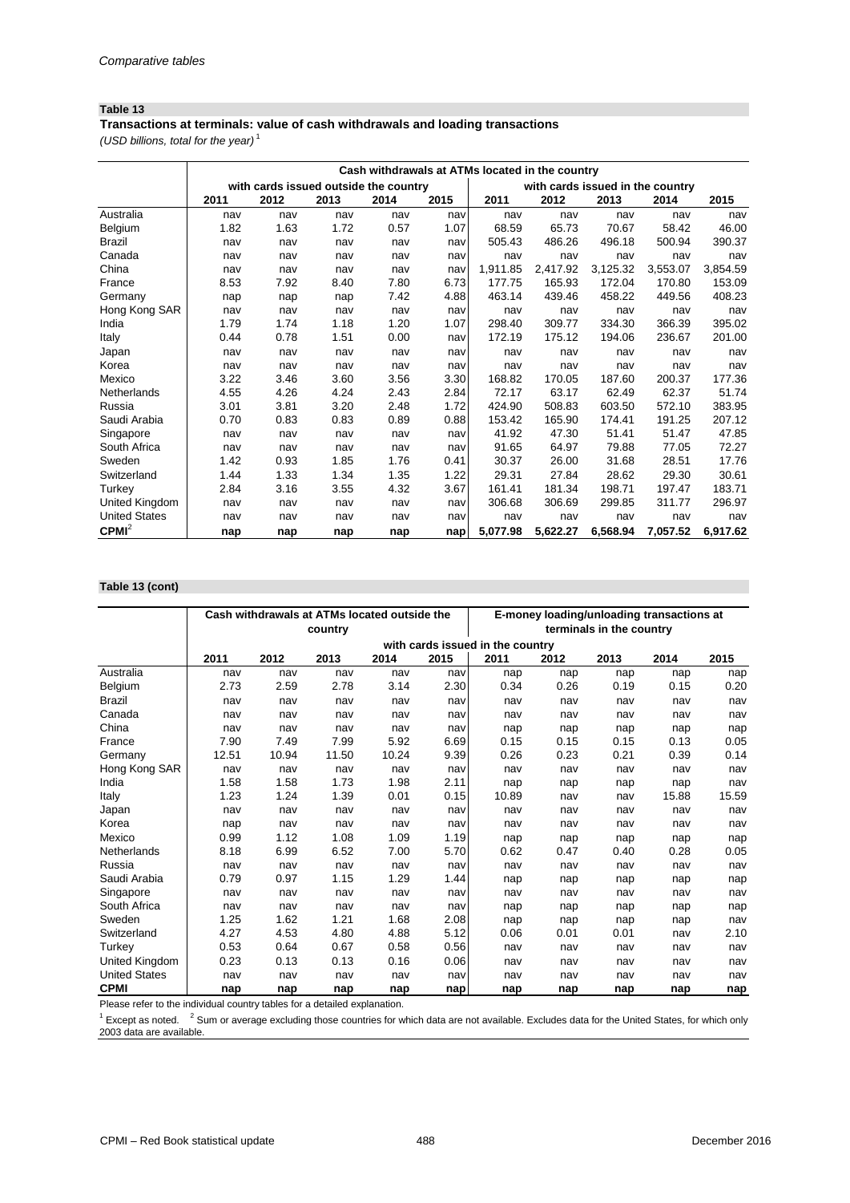## Table 13

**Transactions at terminals: value of cash withdrawals and loading transactions**

*(USD billions, total for the year)* [1]

| | Cash withdrawals at ATMs located in the country | | | | | | | | | |
|---|---|---|---|---|---|---|---|---|---|---|
| | with cards issued outside the country | | | | | with cards issued in the country | | | | |
| | 2011 | 2012 | 2013 | 2014 | 2015 | 2011 | 2012 | 2013 | 2014 | 2015 |
| Australia | nav | nav | nav | nav | nav | nav | nav | nav | nav | nav |
| Belgium | 1.82 | 1.63 | 1.72 | 0.57 | 1.07 | 68.59 | 65.73 | 70.67 | 58.42 | 46.00 |
| Brazil | nav | nav | nav | nav | nav | 505.43 | 486.26 | 496.18 | 500.94 | 390.37 |
| Canada | nav | nav | nav | nav | nav | nav | nav | nav | nav | nav |
| China | nav | nav | nav | nav | nav | 1,911.85 | 2,417.92 | 3,125.32 | 3,553.07 | 3,854.59 |
| France | 8.53 | 7.92 | 8.40 | 7.80 | 6.73 | 177.75 | 165.93 | 172.04 | 170.80 | 153.09 |
| Germany | nap | nap | nap | 7.42 | 4.88 | 463.14 | 439.46 | 458.22 | 449.56 | 408.23 |
| Hong Kong SAR | nav | nav | nav | nav | nav | nav | nav | nav | nav | nav |
| India | 1.79 | 1.74 | 1.18 | 1.20 | 1.07 | 298.40 | 309.77 | 334.30 | 366.39 | 395.02 |
| Italy | 0.44 | 0.78 | 1.51 | 0.00 | nav | 172.19 | 175.12 | 194.06 | 236.67 | 201.00 |
| Japan | nav | nav | nav | nav | nav | nav | nav | nav | nav | nav |
| Korea | nav | nav | nav | nav | nav | nav | nav | nav | nav | nav |
| Mexico | 3.22 | 3.46 | 3.60 | 3.56 | 3.30 | 168.82 | 170.05 | 187.60 | 200.37 | 177.36 |
| Netherlands | 4.55 | 4.26 | 4.24 | 2.43 | 2.84 | 72.17 | 63.17 | 62.49 | 62.37 | 51.74 |
| Russia | 3.01 | 3.81 | 3.20 | 2.48 | 1.72 | 424.90 | 508.83 | 603.50 | 572.10 | 383.95 |
| Saudi Arabia | 0.70 | 0.83 | 0.83 | 0.89 | 0.88 | 153.42 | 165.90 | 174.41 | 191.25 | 207.12 |
| Singapore | nav | nav | nav | nav | nav | 41.92 | 47.30 | 51.41 | 51.47 | 47.85 |
| South Africa | nav | nav | nav | nav | nav | 91.65 | 64.97 | 79.88 | 77.05 | 72.27 |
| Sweden | 1.42 | 0.93 | 1.85 | 1.76 | 0.41 | 30.37 | 26.00 | 31.68 | 28.51 | 17.76 |
| Switzerland | 1.44 | 1.33 | 1.34 | 1.35 | 1.22 | 29.31 | 27.84 | 28.62 | 29.30 | 30.61 |
| Turkey | 2.84 | 3.16 | 3.55 | 4.32 | 3.67 | 161.41 | 181.34 | 198.71 | 197.47 | 183.71 |
| United Kingdom | nav | nav | nav | nav | nav | 306.68 | 306.69 | 299.85 | 311.77 | 296.97 |
| United States | nav | nav | nav | nav | nav | nav | nav | nav | nav | nav |
| **CPMI** [2] | **nap** | **nap** | **nap** | **nap** | **nap** | **5,077.98** | **5,622.27** | **6,568.94** | **7,057.52** | **6,917.62** |

## Table 13 (cont)

| | Cash withdrawals at ATMs located outside the country | | | | | E-money loading/unloading transactions at terminals in the country | | | | |
|---|---|---|---|---|---|---|---|---|---|---|
| | with cards issued in the country | | | | | | | | | |
| | 2011 | 2012 | 2013 | 2014 | 2015 | 2011 | 2012 | 2013 | 2014 | 2015 |
| Australia | nav | nav | nav | nav | nav | nap | nap | nap | nap | nap |
| Belgium | 2.73 | 2.59 | 2.78 | 3.14 | 2.30 | 0.34 | 0.26 | 0.19 | 0.15 | 0.20 |
| Brazil | nav | nav | nav | nav | nav | nav | nav | nav | nav | nav |
| Canada | nav | nav | nav | nav | nav | nav | nav | nav | nav | nav |
| China | nav | nav | nav | nav | nav | nap | nap | nap | nap | nap |
| France | 7.90 | 7.49 | 7.99 | 5.92 | 6.69 | 0.15 | 0.15 | 0.15 | 0.13 | 0.05 |
| Germany | 12.51 | 10.94 | 11.50 | 10.24 | 9.39 | 0.26 | 0.23 | 0.21 | 0.39 | 0.14 |
| Hong Kong SAR | nav | nav | nav | nav | nav | nav | nav | nav | nav | nav |
| India | 1.58 | 1.58 | 1.73 | 1.98 | 2.11 | nap | nap | nap | nap | nav |
| Italy | 1.23 | 1.24 | 1.39 | 0.01 | 0.15 | 10.89 | nav | nav | 15.88 | 15.59 |
| Japan | nav | nav | nav | nav | nav | nav | nav | nav | nav | nav |
| Korea | nap | nav | nav | nav | nav | nav | nav | nav | nav | nav |
| Mexico | 0.99 | 1.12 | 1.08 | 1.09 | 1.19 | nap | nap | nap | nap | nap |
| Netherlands | 8.18 | 6.99 | 6.52 | 7.00 | 5.70 | 0.62 | 0.47 | 0.40 | 0.28 | 0.05 |
| Russia | nav | nav | nav | nav | nav | nav | nav | nav | nav | nav |
| Saudi Arabia | 0.79 | 0.97 | 1.15 | 1.29 | 1.44 | nap | nap | nap | nap | nap |
| Singapore | nav | nav | nav | nav | nav | nav | nav | nav | nav | nav |
| South Africa | nav | nav | nav | nav | nav | nap | nap | nap | nap | nap |
| Sweden | 1.25 | 1.62 | 1.21 | 1.68 | 2.08 | nap | nap | nap | nap | nav |
| Switzerland | 4.27 | 4.53 | 4.80 | 4.88 | 5.12 | 0.06 | 0.01 | 0.01 | nav | 2.10 |
| Turkey | 0.53 | 0.64 | 0.67 | 0.58 | 0.56 | nav | nav | nav | nav | nav |
| United Kingdom | 0.23 | 0.13 | 0.13 | 0.16 | 0.06 | nav | nav | nav | nav | nav |
| United States | nav | nav | nav | nav | nav | nav | nav | nav | nav | nav |
| **CPMI** | **nap** | **nap** | **nap** | **nap** | **nap** | **nap** | **nap** | **nap** | **nap** | **nap** |

Please refer to the individual country tables for a detailed explanation.

[1] Except as noted. [2] Sum or average excluding those countries for which data are not available. Excludes data for the United States, for which only 2003 data are available.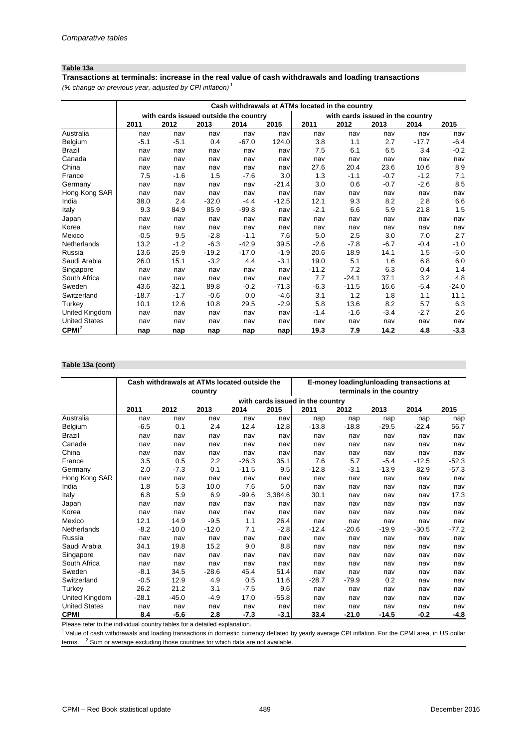*Comparative tables*

**Table 13a**

**Transactions at terminals: increase in the real value of cash withdrawals and loading transactions**

*(% change on previous year, adjusted by CPI inflation)* [1]

| | Cash withdrawals at ATMs located in the country | | | | | | | | | |
|---|---|---|---|---|---|---|---|---|---|---|
| | with cards issued outside the country | | | | | with cards issued in the country | | | | |
| | 2011 | 2012 | 2013 | 2014 | 2015 | 2011 | 2012 | 2013 | 2014 | 2015 |
| Australia | nav | nav | nav | nav | nav | nav | nav | nav | nav | nav |
| Belgium | -5.1 | -5.1 | 0.4 | -67.0 | 124.0 | 3.8 | 1.1 | 2.7 | -17.7 | -6.4 |
| Brazil | nav | nav | nav | nav | nav | 7.5 | 6.1 | 6.5 | 3.4 | -0.2 |
| Canada | nav | nav | nav | nav | nav | nav | nav | nav | nav | nav |
| China | nav | nav | nav | nav | nav | 27.6 | 20.4 | 23.6 | 10.6 | 8.9 |
| France | 7.5 | -1.6 | 1.5 | -7.6 | 3.0 | 1.3 | -1.1 | -0.7 | -1.2 | 7.1 |
| Germany | nav | nav | nav | nav | -21.4 | 3.0 | 0.6 | -0.7 | -2.6 | 8.5 |
| Hong Kong SAR | nav | nav | nav | nav | nav | nav | nav | nav | nav | nav |
| India | 38.0 | 2.4 | -32.0 | -4.4 | -12.5 | 12.1 | 9.3 | 8.2 | 2.8 | 6.6 |
| Italy | 9.3 | 84.9 | 85.9 | -99.8 | nav | -2.1 | 6.6 | 5.9 | 21.8 | 1.5 |
| Japan | nav | nav | nav | nav | nav | nav | nav | nav | nav | nav |
| Korea | nav | nav | nav | nav | nav | nav | nav | nav | nav | nav |
| Mexico | -0.5 | 9.5 | -2.8 | -1.1 | 7.6 | 5.0 | 2.5 | 3.0 | 7.0 | 2.7 |
| Netherlands | 13.2 | -1.2 | -6.3 | -42.9 | 39.5 | -2.6 | -7.8 | -6.7 | -0.4 | -1.0 |
| Russia | 13.6 | 25.9 | -19.2 | -17.0 | -1.9 | 20.6 | 18.9 | 14.1 | 1.5 | -5.0 |
| Saudi Arabia | 26.0 | 15.1 | -3.2 | 4.4 | -3.1 | 19.0 | 5.1 | 1.6 | 6.8 | 6.0 |
| Singapore | nav | nav | nav | nav | nav | -11.2 | 7.2 | 6.3 | 0.4 | 1.4 |
| South Africa | nav | nav | nav | nav | nav | 7.7 | -24.1 | 37.1 | 3.2 | 4.8 |
| Sweden | 43.6 | -32.1 | 89.8 | -0.2 | -71.3 | -6.3 | -11.5 | 16.6 | -5.4 | -24.0 |
| Switzerland | -18.7 | -1.7 | -0.6 | 0.0 | -4.6 | 3.1 | 1.2 | 1.8 | 1.1 | 11.1 |
| Turkey | 10.1 | 12.6 | 10.8 | 29.5 | -2.9 | 5.8 | 13.6 | 8.2 | 5.7 | 6.3 |
| United Kingdom | nav | nav | nav | nav | nav | -1.4 | -1.6 | -3.4 | -2.7 | 2.6 |
| United States | nav | nav | nav | nav | nav | nav | nav | nav | nav | nav |
| **CPMI** [2] | **nap** | **nap** | **nap** | **nap** | **nap** | **19.3** | **7.9** | **14.2** | **4.8** | **-3.3** |

**Table 13a (cont)**

| | Cash withdrawals at ATMs located outside the country | | | | | E-money loading/unloading transactions at terminals in the country | | | | |
|---|---|---|---|---|---|---|---|---|---|---|
| | with cards issued in the country | | | | | | | | | |
| | 2011 | 2012 | 2013 | 2014 | 2015 | 2011 | 2012 | 2013 | 2014 | 2015 |
| Australia | nav | nav | nav | nav | nav | nap | nap | nap | nap | nap |
| Belgium | -6.5 | 0.1 | 2.4 | 12.4 | -12.8 | -13.8 | -18.8 | -29.5 | -22.4 | 56.7 |
| Brazil | nav | nav | nav | nav | nav | nav | nav | nav | nav | nav |
| Canada | nav | nav | nav | nav | nav | nav | nav | nav | nav | nav |
| China | nav | nav | nav | nav | nav | nav | nav | nav | nav | nav |
| France | 3.5 | 0.5 | 2.2 | -26.3 | 35.1 | 7.6 | 5.7 | -5.4 | -12.5 | -52.3 |
| Germany | 2.0 | -7.3 | 0.1 | -11.5 | 9.5 | -12.8 | -3.1 | -13.9 | 82.9 | -57.3 |
| Hong Kong SAR | nav | nav | nav | nav | nav | nav | nav | nav | nav | nav |
| India | 1.8 | 5.3 | 10.0 | 7.6 | 5.0 | nav | nav | nav | nav | nav |
| Italy | 6.8 | 5.9 | 6.9 | -99.6 | 3,384.6 | 30.1 | nav | nav | nav | 17.3 |
| Japan | nav | nav | nav | nav | nav | nav | nav | nav | nav | nav |
| Korea | nav | nav | nav | nav | nav | nav | nav | nav | nav | nav |
| Mexico | 12.1 | 14.9 | -9.5 | 1.1 | 26.4 | nav | nav | nav | nav | nav |
| Netherlands | -8.2 | -10.0 | -12.0 | 7.1 | -2.8 | -12.4 | -20.6 | -19.9 | -30.5 | -77.2 |
| Russia | nav | nav | nav | nav | nav | nav | nav | nav | nav | nav |
| Saudi Arabia | 34.1 | 19.8 | 15.2 | 9.0 | 8.8 | nav | nav | nav | nav | nav |
| Singapore | nav | nav | nav | nav | nav | nav | nav | nav | nav | nav |
| South Africa | nav | nav | nav | nav | nav | nav | nav | nav | nav | nav |
| Sweden | -8.1 | 34.5 | -28.6 | 45.4 | 51.4 | nav | nav | nav | nav | nav |
| Switzerland | -0.5 | 12.9 | 4.9 | 0.5 | 11.6 | -28.7 | -79.9 | 0.2 | nav | nav |
| Turkey | 26.2 | 21.2 | 3.1 | -7.5 | 9.6 | nav | nav | nav | nav | nav |
| United Kingdom | -28.1 | -45.0 | -4.9 | 17.0 | -55.8 | nav | nav | nav | nav | nav |
| United States | nav | nav | nav | nav | nav | nav | nav | nav | nav | nav |
| **CPMI** | **8.4** | **-5.6** | **2.8** | **-7.3** | **-3.1** | **33.4** | **-21.0** | **-14.5** | **-0.2** | **-4.8** |

Please refer to the individual country tables for a detailed explanation.

[1] Value of cash withdrawals and loading transactions in domestic currency deflated by yearly average CPI inflation. For the CPMI area, in US dollar terms. [2] Sum or average excluding those countries for which data are not available.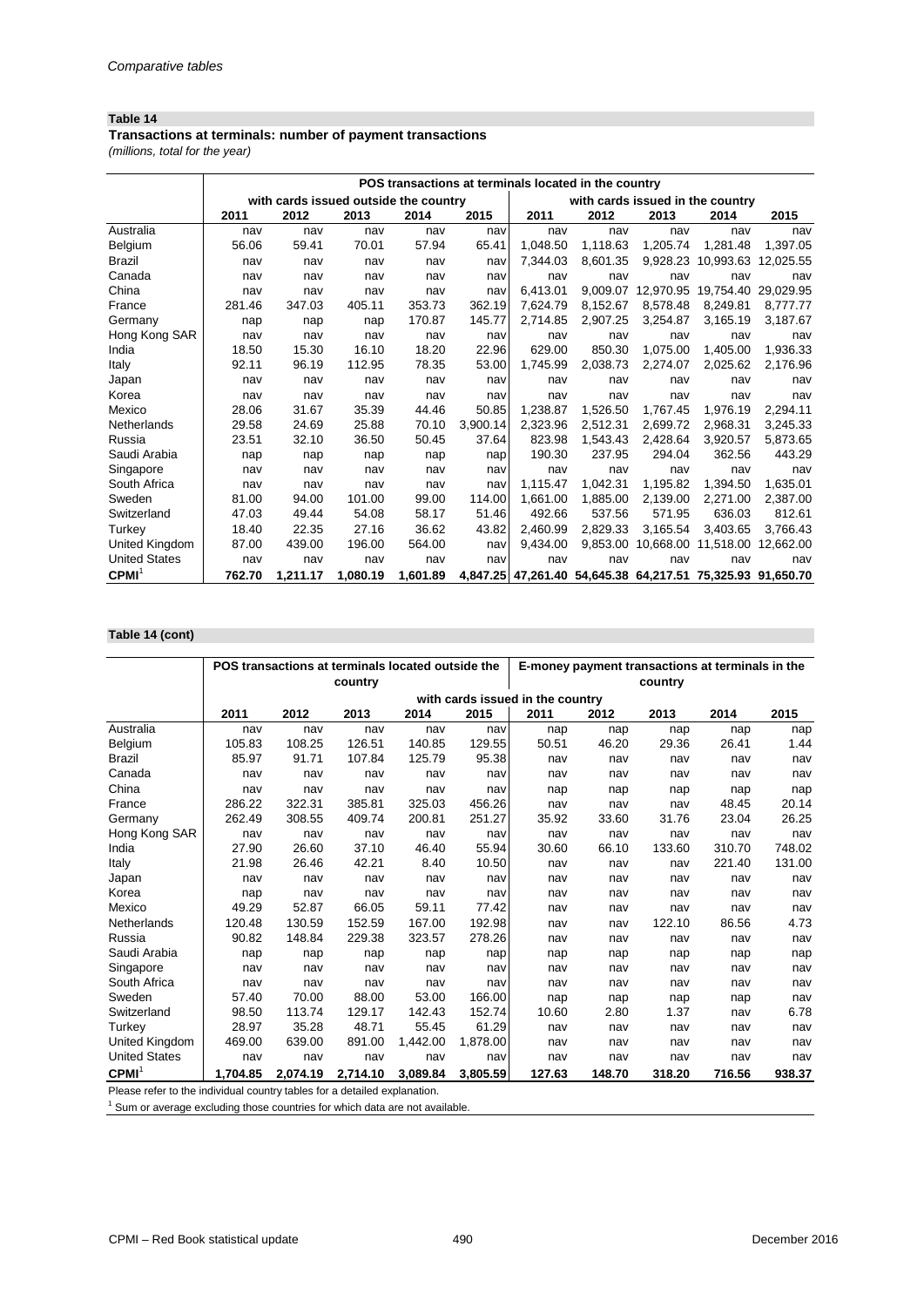## Table 14

**Transactions at terminals: number of payment transactions**

*(millions, total for the year)*

| | POS transactions at terminals located in the country | | | | | | | | | |
|---|---|---|---|---|---|---|---|---|---|---|
| | with cards issued outside the country | | | | | with cards issued in the country | | | | |
| | 2011 | 2012 | 2013 | 2014 | 2015 | 2011 | 2012 | 2013 | 2014 | 2015 |
| Australia | nav | nav | nav | nav | nav | nav | nav | nav | nav | nav |
| Belgium | 56.06 | 59.41 | 70.01 | 57.94 | 65.41 | 1,048.50 | 1,118.63 | 1,205.74 | 1,281.48 | 1,397.05 |
| Brazil | nav | nav | nav | nav | nav | 7,344.03 | 8,601.35 | 9,928.23 | 10,993.63 | 12,025.55 |
| Canada | nav | nav | nav | nav | nav | nav | nav | nav | nav | nav |
| China | nav | nav | nav | nav | nav | 6,413.01 | 9,009.07 | 12,970.95 | 19,754.40 | 29,029.95 |
| France | 281.46 | 347.03 | 405.11 | 353.73 | 362.19 | 7,624.79 | 8,152.67 | 8,578.48 | 8,249.81 | 8,777.77 |
| Germany | nap | nap | nap | 170.87 | 145.77 | 2,714.85 | 2,907.25 | 3,254.87 | 3,165.19 | 3,187.67 |
| Hong Kong SAR | nav | nav | nav | nav | nav | nav | nav | nav | nav | nav |
| India | 18.50 | 15.30 | 16.10 | 18.20 | 22.96 | 629.00 | 850.30 | 1,075.00 | 1,405.00 | 1,936.33 |
| Italy | 92.11 | 96.19 | 112.95 | 78.35 | 53.00 | 1,745.99 | 2,038.73 | 2,274.07 | 2,025.62 | 2,176.96 |
| Japan | nav | nav | nav | nav | nav | nav | nav | nav | nav | nav |
| Korea | nav | nav | nav | nav | nav | nav | nav | nav | nav | nav |
| Mexico | 28.06 | 31.67 | 35.39 | 44.46 | 50.85 | 1,238.87 | 1,526.50 | 1,767.45 | 1,976.19 | 2,294.11 |
| Netherlands | 29.58 | 24.69 | 25.88 | 70.10 | 3,900.14 | 2,323.96 | 2,512.31 | 2,699.72 | 2,968.31 | 3,245.33 |
| Russia | 23.51 | 32.10 | 36.50 | 50.45 | 37.64 | 823.98 | 1,543.43 | 2,428.64 | 3,920.57 | 5,873.65 |
| Saudi Arabia | nap | nap | nap | nap | nap | 190.30 | 237.95 | 294.04 | 362.56 | 443.29 |
| Singapore | nav | nav | nav | nav | nav | nav | nav | nav | nav | nav |
| South Africa | nav | nav | nav | nav | nav | 1,115.47 | 1,042.31 | 1,195.82 | 1,394.50 | 1,635.01 |
| Sweden | 81.00 | 94.00 | 101.00 | 99.00 | 114.00 | 1,661.00 | 1,885.00 | 2,139.00 | 2,271.00 | 2,387.00 |
| Switzerland | 47.03 | 49.44 | 54.08 | 58.17 | 51.46 | 492.66 | 537.56 | 571.95 | 636.03 | 812.61 |
| Turkey | 18.40 | 22.35 | 27.16 | 36.62 | 43.82 | 2,460.99 | 2,829.33 | 3,165.54 | 3,403.65 | 3,766.43 |
| United Kingdom | 87.00 | 439.00 | 196.00 | 564.00 | nav | 9,434.00 | 9,853.00 | 10,668.00 | 11,518.00 | 12,662.00 |
| United States | nav | nav | nav | nav | nav | nav | nav | nav | nav | nav |
| **CPMI**[1] | **762.70** | **1,211.17** | **1,080.19** | **1,601.89** | **4,847.25** | **47,261.40** | **54,645.38** | **64,217.51** | **75,325.93** | **91,650.70** |

## Table 14 (cont)

| | POS transactions at terminals located outside the country | | | | | E-money payment transactions at terminals in the country | | | | |
|---|---|---|---|---|---|---|---|---|---|---|
| | with cards issued in the country | | | | | | | | | |
| | 2011 | 2012 | 2013 | 2014 | 2015 | 2011 | 2012 | 2013 | 2014 | 2015 |
| Australia | nav | nav | nav | nav | nav | nap | nap | nap | nap | nap |
| Belgium | 105.83 | 108.25 | 126.51 | 140.85 | 129.55 | 50.51 | 46.20 | 29.36 | 26.41 | 1.44 |
| Brazil | 85.97 | 91.71 | 107.84 | 125.79 | 95.38 | nav | nav | nav | nav | nav |
| Canada | nav | nav | nav | nav | nav | nav | nav | nav | nav | nav |
| China | nav | nav | nav | nav | nav | nap | nap | nap | nap | nap |
| France | 286.22 | 322.31 | 385.81 | 325.03 | 456.26 | nav | nav | nav | 48.45 | 20.14 |
| Germany | 262.49 | 308.55 | 409.74 | 200.81 | 251.27 | 35.92 | 33.60 | 31.76 | 23.04 | 26.25 |
| Hong Kong SAR | nav | nav | nav | nav | nav | nav | nav | nav | nav | nav |
| India | 27.90 | 26.60 | 37.10 | 46.40 | 55.94 | 30.60 | 66.10 | 133.60 | 310.70 | 748.02 |
| Italy | 21.98 | 26.46 | 42.21 | 8.40 | 10.50 | nav | nav | nav | 221.40 | 131.00 |
| Japan | nav | nav | nav | nav | nav | nav | nav | nav | nav | nav |
| Korea | nap | nav | nav | nav | nav | nav | nav | nav | nav | nav |
| Mexico | 49.29 | 52.87 | 66.05 | 59.11 | 77.42 | nav | nav | nav | nav | nav |
| Netherlands | 120.48 | 130.59 | 152.59 | 167.00 | 192.98 | nav | nav | 122.10 | 86.56 | 4.73 |
| Russia | 90.82 | 148.84 | 229.38 | 323.57 | 278.26 | nav | nav | nav | nav | nav |
| Saudi Arabia | nap | nap | nap | nap | nap | nap | nap | nap | nap | nap |
| Singapore | nav | nav | nav | nav | nav | nav | nav | nav | nav | nav |
| South Africa | nav | nav | nav | nav | nav | nav | nav | nav | nav | nav |
| Sweden | 57.40 | 70.00 | 88.00 | 53.00 | 166.00 | nap | nap | nap | nap | nav |
| Switzerland | 98.50 | 113.74 | 129.17 | 142.43 | 152.74 | 10.60 | 2.80 | 1.37 | nav | 6.78 |
| Turkey | 28.97 | 35.28 | 48.71 | 55.45 | 61.29 | nav | nav | nav | nav | nav |
| United Kingdom | 469.00 | 639.00 | 891.00 | 1,442.00 | 1,878.00 | nav | nav | nav | nav | nav |
| United States | nav | nav | nav | nav | nav | nav | nav | nav | nav | nav |
| **CPMI**[1] | **1,704.85** | **2,074.19** | **2,714.10** | **3,089.84** | **3,805.59** | **127.63** | **148.70** | **318.20** | **716.56** | **938.37** |

Please refer to the individual country tables for a detailed explanation.

[1] Sum or average excluding those countries for which data are not available.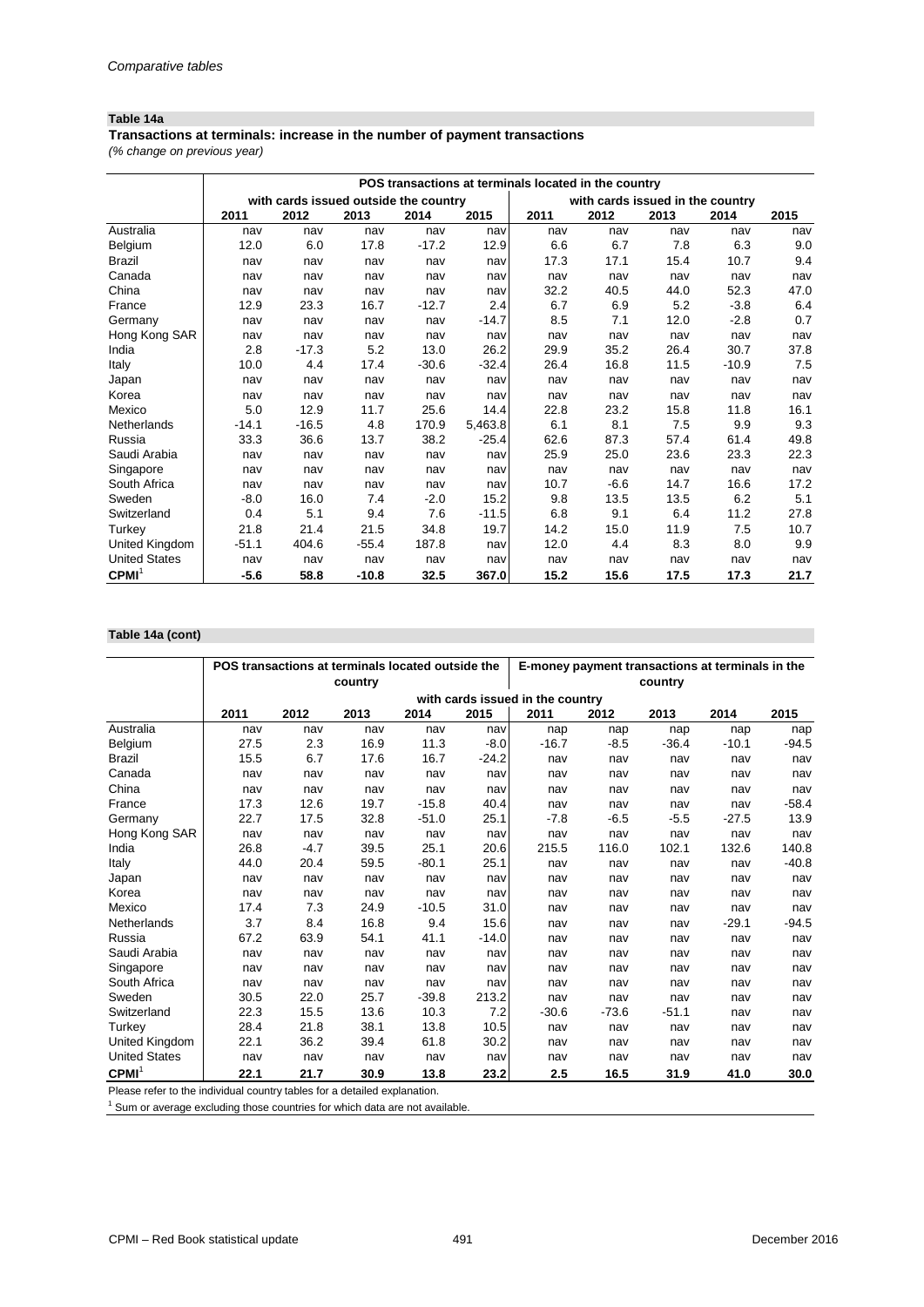*Comparative tables*

**Table 14a**

**Transactions at terminals: increase in the number of payment transactions**

*(% change on previous year)*

| | POS transactions at terminals located in the country | | | | | | | | | |
|---|---|---|---|---|---|---|---|---|---|---|
| | with cards issued outside the country | | | | | with cards issued in the country | | | | |
| | 2011 | 2012 | 2013 | 2014 | 2015 | 2011 | 2012 | 2013 | 2014 | 2015 |
| Australia | nav | nav | nav | nav | nav | nav | nav | nav | nav | nav |
| Belgium | 12.0 | 6.0 | 17.8 | -17.2 | 12.9 | 6.6 | 6.7 | 7.8 | 6.3 | 9.0 |
| Brazil | nav | nav | nav | nav | nav | 17.3 | 17.1 | 15.4 | 10.7 | 9.4 |
| Canada | nav | nav | nav | nav | nav | nav | nav | nav | nav | nav |
| China | nav | nav | nav | nav | nav | 32.2 | 40.5 | 44.0 | 52.3 | 47.0 |
| France | 12.9 | 23.3 | 16.7 | -12.7 | 2.4 | 6.7 | 6.9 | 5.2 | -3.8 | 6.4 |
| Germany | nav | nav | nav | nav | -14.7 | 8.5 | 7.1 | 12.0 | -2.8 | 0.7 |
| Hong Kong SAR | nav | nav | nav | nav | nav | nav | nav | nav | nav | nav |
| India | 2.8 | -17.3 | 5.2 | 13.0 | 26.2 | 29.9 | 35.2 | 26.4 | 30.7 | 37.8 |
| Italy | 10.0 | 4.4 | 17.4 | -30.6 | -32.4 | 26.4 | 16.8 | 11.5 | -10.9 | 7.5 |
| Japan | nav | nav | nav | nav | nav | nav | nav | nav | nav | nav |
| Korea | nav | nav | nav | nav | nav | nav | nav | nav | nav | nav |
| Mexico | 5.0 | 12.9 | 11.7 | 25.6 | 14.4 | 22.8 | 23.2 | 15.8 | 11.8 | 16.1 |
| Netherlands | -14.1 | -16.5 | 4.8 | 170.9 | 5,463.8 | 6.1 | 8.1 | 7.5 | 9.9 | 9.3 |
| Russia | 33.3 | 36.6 | 13.7 | 38.2 | -25.4 | 62.6 | 87.3 | 57.4 | 61.4 | 49.8 |
| Saudi Arabia | nav | nav | nav | nav | nav | 25.9 | 25.0 | 23.6 | 23.3 | 22.3 |
| Singapore | nav | nav | nav | nav | nav | nav | nav | nav | nav | nav |
| South Africa | nav | nav | nav | nav | nav | 10.7 | -6.6 | 14.7 | 16.6 | 17.2 |
| Sweden | -8.0 | 16.0 | 7.4 | -2.0 | 15.2 | 9.8 | 13.5 | 13.5 | 6.2 | 5.1 |
| Switzerland | 0.4 | 5.1 | 9.4 | 7.6 | -11.5 | 6.8 | 9.1 | 6.4 | 11.2 | 27.8 |
| Turkey | 21.8 | 21.4 | 21.5 | 34.8 | 19.7 | 14.2 | 15.0 | 11.9 | 7.5 | 10.7 |
| United Kingdom | -51.1 | 404.6 | -55.4 | 187.8 | nav | 12.0 | 4.4 | 8.3 | 8.0 | 9.9 |
| United States | nav | nav | nav | nav | nav | nav | nav | nav | nav | nav |
| **CPMI**[1] | **-5.6** | **58.8** | **-10.8** | **32.5** | **367.0** | **15.2** | **15.6** | **17.5** | **17.3** | **21.7** |

**Table 14a (cont)**

| | POS transactions at terminals located outside the country | | | | | E-money payment transactions at terminals in the country | | | | |
|---|---|---|---|---|---|---|---|---|---|---|
| | with cards issued in the country | | | | | | | | | |
| | 2011 | 2012 | 2013 | 2014 | 2015 | 2011 | 2012 | 2013 | 2014 | 2015 |
| Australia | nav | nav | nav | nav | nav | nap | nap | nap | nap | nap |
| Belgium | 27.5 | 2.3 | 16.9 | 11.3 | -8.0 | -16.7 | -8.5 | -36.4 | -10.1 | -94.5 |
| Brazil | 15.5 | 6.7 | 17.6 | 16.7 | -24.2 | nav | nav | nav | nav | nav |
| Canada | nav | nav | nav | nav | nav | nav | nav | nav | nav | nav |
| China | nav | nav | nav | nav | nav | nav | nav | nav | nav | nav |
| France | 17.3 | 12.6 | 19.7 | -15.8 | 40.4 | nav | nav | nav | nav | -58.4 |
| Germany | 22.7 | 17.5 | 32.8 | -51.0 | 25.1 | -7.8 | -6.5 | -5.5 | -27.5 | 13.9 |
| Hong Kong SAR | nav | nav | nav | nav | nav | nav | nav | nav | nav | nav |
| India | 26.8 | -4.7 | 39.5 | 25.1 | 20.6 | 215.5 | 116.0 | 102.1 | 132.6 | 140.8 |
| Italy | 44.0 | 20.4 | 59.5 | -80.1 | 25.1 | nav | nav | nav | nav | -40.8 |
| Japan | nav | nav | nav | nav | nav | nav | nav | nav | nav | nav |
| Korea | nav | nav | nav | nav | nav | nav | nav | nav | nav | nav |
| Mexico | 17.4 | 7.3 | 24.9 | -10.5 | 31.0 | nav | nav | nav | nav | nav |
| Netherlands | 3.7 | 8.4 | 16.8 | 9.4 | 15.6 | nav | nav | nav | -29.1 | -94.5 |
| Russia | 67.2 | 63.9 | 54.1 | 41.1 | -14.0 | nav | nav | nav | nav | nav |
| Saudi Arabia | nav | nav | nav | nav | nav | nav | nav | nav | nav | nav |
| Singapore | nav | nav | nav | nav | nav | nav | nav | nav | nav | nav |
| South Africa | nav | nav | nav | nav | nav | nav | nav | nav | nav | nav |
| Sweden | 30.5 | 22.0 | 25.7 | -39.8 | 213.2 | nav | nav | nav | nav | nav |
| Switzerland | 22.3 | 15.5 | 13.6 | 10.3 | 7.2 | -30.6 | -73.6 | -51.1 | nav | nav |
| Turkey | 28.4 | 21.8 | 38.1 | 13.8 | 10.5 | nav | nav | nav | nav | nav |
| United Kingdom | 22.1 | 36.2 | 39.4 | 61.8 | 30.2 | nav | nav | nav | nav | nav |
| United States | nav | nav | nav | nav | nav | nav | nav | nav | nav | nav |
| **CPMI**[1] | **22.1** | **21.7** | **30.9** | **13.8** | **23.2** | **2.5** | **16.5** | **31.9** | **41.0** | **30.0** |

Please refer to the individual country tables for a detailed explanation.

[1] Sum or average excluding those countries for which data are not available.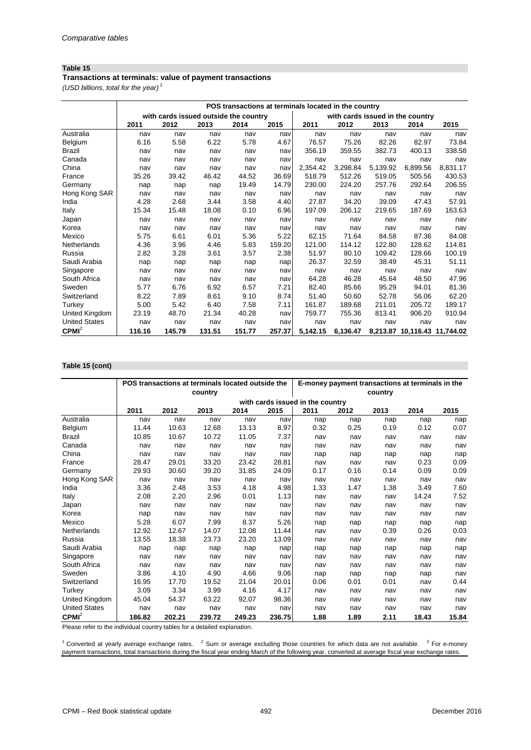## Table 15

**Transactions at terminals: value of payment transactions**

*(USD billions, total for the year)* [1]

| | POS transactions at terminals located in the country | | | | | | | | | |
|---|---|---|---|---|---|---|---|---|---|---|
| | with cards issued outside the country | | | | | with cards issued in the country | | | | |
| | 2011 | 2012 | 2013 | 2014 | 2015 | 2011 | 2012 | 2013 | 2014 | 2015 |
| Australia | nav | nav | nav | nav | nav | nav | nav | nav | nav | nav |
| Belgium | 6.16 | 5.58 | 6.22 | 5.78 | 4.67 | 76.57 | 75.26 | 82.26 | 82.97 | 73.84 |
| Brazil | nav | nav | nav | nav | nav | 356.19 | 359.55 | 382.73 | 400.13 | 338.58 |
| Canada | nav | nav | nav | nav | nav | nav | nav | nav | nav | nav |
| China | nav | nav | nav | nav | nav | 2,354.42 | 3,298.84 | 5,139.92 | 6,899.56 | 8,831.17 |
| France | 35.26 | 39.42 | 46.42 | 44.52 | 36.69 | 518.79 | 512.26 | 519.05 | 505.56 | 430.53 |
| Germany | nap | nap | nap | 19.49 | 14.79 | 230.00 | 224.20 | 257.76 | 292.64 | 206.55 |
| Hong Kong SAR | nav | nav | nav | nav | nav | nav | nav | nav | nav | nav |
| India | 4.28 | 2.68 | 3.44 | 3.58 | 4.40 | 27.87 | 34.20 | 39.09 | 47.43 | 57.91 |
| Italy | 15.34 | 15.48 | 18.08 | 0.10 | 6.96 | 197.09 | 206.12 | 219.65 | 187.69 | 163.63 |
| Japan | nav | nav | nav | nav | nav | nav | nav | nav | nav | nav |
| Korea | nav | nav | nav | nav | nav | nav | nav | nav | nav | nav |
| Mexico | 5.75 | 6.61 | 6.01 | 5.36 | 5.22 | 62.15 | 71.64 | 84.58 | 87.36 | 84.08 |
| Netherlands | 4.36 | 3.96 | 4.46 | 5.83 | 159.20 | 121.00 | 114.12 | 122.80 | 128.62 | 114.81 |
| Russia | 2.82 | 3.28 | 3.61 | 3.57 | 2.38 | 51.97 | 80.10 | 109.42 | 128.66 | 100.19 |
| Saudi Arabia | nap | nap | nap | nap | nap | 26.37 | 32.59 | 38.49 | 45.31 | 51.11 |
| Singapore | nav | nav | nav | nav | nav | nav | nav | nav | nav | nav |
| South Africa | nav | nav | nav | nav | nav | 64.28 | 46.28 | 45.64 | 48.50 | 47.96 |
| Sweden | 5.77 | 6.76 | 6.92 | 6.57 | 7.21 | 82.40 | 85.66 | 95.29 | 94.01 | 81.36 |
| Switzerland | 8.22 | 7.89 | 8.61 | 9.10 | 8.74 | 51.40 | 50.60 | 52.78 | 56.06 | 62.20 |
| Turkey | 5.00 | 5.42 | 6.40 | 7.58 | 7.11 | 161.87 | 189.68 | 211.01 | 205.72 | 189.17 |
| United Kingdom | 23.19 | 48.70 | 21.34 | 40.28 | nav | 759.77 | 755.36 | 813.41 | 906.20 | 910.94 |
| United States | nav | nav | nav | nav | nav | nav | nav | nav | nav | nav |
| **CPMI**[2] | **116.16** | **145.79** | **131.51** | **151.77** | **257.37** | **5,142.15** | **6,136.47** | **8,213.87** | **10,116.43** | **11,744.02** |

## Table 15 (cont)

| | POS transactions at terminals located outside the country | | | | | E-money payment transactions at terminals in the country | | | | |
|---|---|---|---|---|---|---|---|---|---|---|
| | with cards issued in the country | | | | | | | | | |
| | 2011 | 2012 | 2013 | 2014 | 2015 | 2011 | 2012 | 2013 | 2014 | 2015 |
| Australia | nav | nav | nav | nav | nav | nap | nap | nap | nap | nap |
| Belgium | 11.44 | 10.63 | 12.68 | 13.13 | 8.97 | 0.32 | 0.25 | 0.19 | 0.12 | 0.07 |
| Brazil | 10.85 | 10.67 | 10.72 | 11.05 | 7.37 | nav | nav | nav | nav | nav |
| Canada | nav | nav | nav | nav | nav | nav | nav | nav | nav | nav |
| China | nav | nav | nav | nav | nav | nap | nap | nap | nap | nap |
| France | 28.47 | 29.01 | 33.20 | 23.42 | 28.81 | nav | nav | nav | 0.23 | 0.09 |
| Germany | 29.93 | 30.60 | 39.20 | 31.85 | 24.09 | 0.17 | 0.16 | 0.14 | 0.09 | 0.09 |
| Hong Kong SAR | nav | nav | nav | nav | nav | nav | nav | nav | nav | nav |
| India | 3.36 | 2.48 | 3.53 | 4.18 | 4.98 | 1.33 | 1.47 | 1.38 | 3.49 | 7.60 |
| Italy | 2.08 | 2.20 | 2.96 | 0.01 | 1.13 | nav | nav | nav | 14.24 | 7.52 |
| Japan | nav | nav | nav | nav | nav | nav | nav | nav | nav | nav |
| Korea | nap | nav | nav | nav | nav | nav | nav | nav | nav | nav |
| Mexico | 5.28 | 6.07 | 7.99 | 8.37 | 5.26 | nap | nap | nap | nap | nap |
| Netherlands | 12.92 | 12.67 | 14.07 | 12.08 | 11.44 | nav | nav | 0.39 | 0.26 | 0.03 |
| Russia | 13.55 | 18.38 | 23.73 | 23.20 | 13.09 | nav | nav | nav | nav | nav |
| Saudi Arabia | nap | nap | nap | nap | nap | nap | nap | nap | nap | nap |
| Singapore | nav | nav | nav | nav | nav | nav | nav | nav | nav | nav |
| South Africa | nav | nav | nav | nav | nav | nav | nav | nav | nav | nav |
| Sweden | 3.86 | 4.10 | 4.90 | 4.66 | 9.06 | nap | nap | nap | nap | nav |
| Switzerland | 16.95 | 17.70 | 19.52 | 21.04 | 20.01 | 0.06 | 0.01 | 0.01 | nav | 0.44 |
| Turkey | 3.09 | 3.34 | 3.99 | 4.16 | 4.17 | nav | nav | nav | nav | nav |
| United Kingdom | 45.04 | 54.37 | 63.22 | 92.07 | 98.36 | nav | nav | nav | nav | nav |
| United States | nav | nav | nav | nav | nav | nav | nav | nav | nav | nav |
| **CPMI**[2] | **186.82** | **202.21** | **239.72** | **249.23** | **236.75** | **1.88** | **1.89** | **2.11** | **18.43** | **15.84** |

Please refer to the individual country tables for a detailed explanation.

[1] Converted at yearly average exchange rates. [2] Sum or average excluding those countries for which data are not available. [3] For e-money payment transactions, total transactions during the fiscal year ending March of the following year, converted at average fiscal year exchange rates.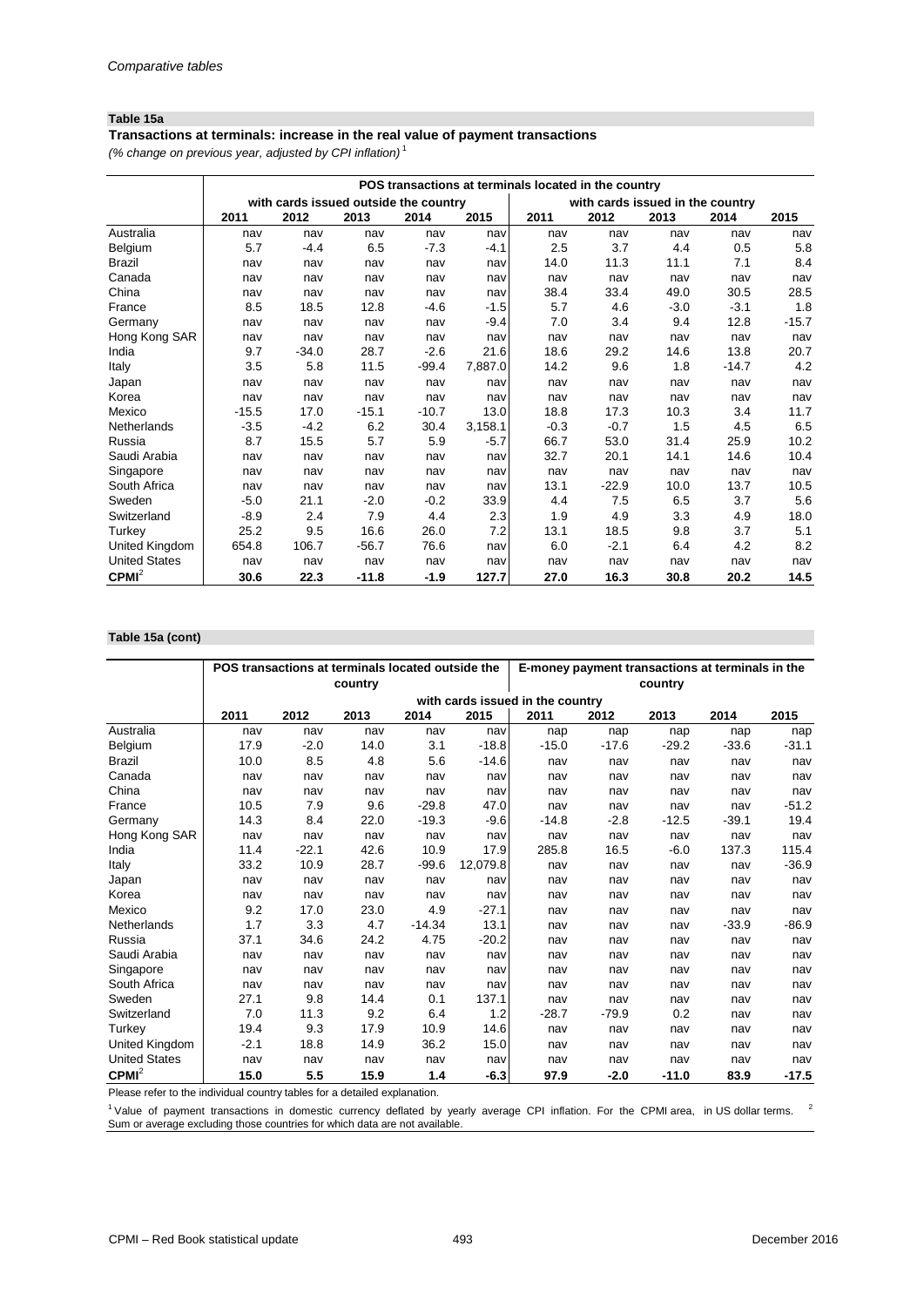*Comparative tables*

**Table 15a**

**Transactions at terminals: increase in the real value of payment transactions**

*(% change on previous year, adjusted by CPI inflation)* [1]

| | POS transactions at terminals located in the country | | | | | | | | | |
|---|---|---|---|---|---|---|---|---|---|---|
| | with cards issued outside the country | | | | | with cards issued in the country | | | | |
| | 2011 | 2012 | 2013 | 2014 | 2015 | 2011 | 2012 | 2013 | 2014 | 2015 |
| Australia | nav | nav | nav | nav | nav | nav | nav | nav | nav | nav |
| Belgium | 5.7 | -4.4 | 6.5 | -7.3 | -4.1 | 2.5 | 3.7 | 4.4 | 0.5 | 5.8 |
| Brazil | nav | nav | nav | nav | nav | 14.0 | 11.3 | 11.1 | 7.1 | 8.4 |
| Canada | nav | nav | nav | nav | nav | nav | nav | nav | nav | nav |
| China | nav | nav | nav | nav | nav | 38.4 | 33.4 | 49.0 | 30.5 | 28.5 |
| France | 8.5 | 18.5 | 12.8 | -4.6 | -1.5 | 5.7 | 4.6 | -3.0 | -3.1 | 1.8 |
| Germany | nav | nav | nav | nav | -9.4 | 7.0 | 3.4 | 9.4 | 12.8 | -15.7 |
| Hong Kong SAR | nav | nav | nav | nav | nav | nav | nav | nav | nav | nav |
| India | 9.7 | -34.0 | 28.7 | -2.6 | 21.6 | 18.6 | 29.2 | 14.6 | 13.8 | 20.7 |
| Italy | 3.5 | 5.8 | 11.5 | -99.4 | 7,887.0 | 14.2 | 9.6 | 1.8 | -14.7 | 4.2 |
| Japan | nav | nav | nav | nav | nav | nav | nav | nav | nav | nav |
| Korea | nav | nav | nav | nav | nav | nav | nav | nav | nav | nav |
| Mexico | -15.5 | 17.0 | -15.1 | -10.7 | 13.0 | 18.8 | 17.3 | 10.3 | 3.4 | 11.7 |
| Netherlands | -3.5 | -4.2 | 6.2 | 30.4 | 3,158.1 | -0.3 | -0.7 | 1.5 | 4.5 | 6.5 |
| Russia | 8.7 | 15.5 | 5.7 | 5.9 | -5.7 | 66.7 | 53.0 | 31.4 | 25.9 | 10.2 |
| Saudi Arabia | nav | nav | nav | nav | nav | 32.7 | 20.1 | 14.1 | 14.6 | 10.4 |
| Singapore | nav | nav | nav | nav | nav | nav | nav | nav | nav | nav |
| South Africa | nav | nav | nav | nav | nav | 13.1 | -22.9 | 10.0 | 13.7 | 10.5 |
| Sweden | -5.0 | 21.1 | -2.0 | -0.2 | 33.9 | 4.4 | 7.5 | 6.5 | 3.7 | 5.6 |
| Switzerland | -8.9 | 2.4 | 7.9 | 4.4 | 2.3 | 1.9 | 4.9 | 3.3 | 4.9 | 18.0 |
| Turkey | 25.2 | 9.5 | 16.6 | 26.0 | 7.2 | 13.1 | 18.5 | 9.8 | 3.7 | 5.1 |
| United Kingdom | 654.8 | 106.7 | -56.7 | 76.6 | nav | 6.0 | -2.1 | 6.4 | 4.2 | 8.2 |
| United States | nav | nav | nav | nav | nav | nav | nav | nav | nav | nav |
| **CPMI**[2] | **30.6** | **22.3** | **-11.8** | **-1.9** | **127.7** | **27.0** | **16.3** | **30.8** | **20.2** | **14.5** |

**Table 15a (cont)**

| | POS transactions at terminals located outside the country | | | | | E-money payment transactions at terminals in the country | | | | |
|---|---|---|---|---|---|---|---|---|---|---|
| | with cards issued in the country | | | | | | | | | |
| | 2011 | 2012 | 2013 | 2014 | 2015 | 2011 | 2012 | 2013 | 2014 | 2015 |
| Australia | nav | nav | nav | nav | nav | nap | nap | nap | nap | nap |
| Belgium | 17.9 | -2.0 | 14.0 | 3.1 | -18.8 | -15.0 | -17.6 | -29.2 | -33.6 | -31.1 |
| Brazil | 10.0 | 8.5 | 4.8 | 5.6 | -14.6 | nav | nav | nav | nav | nav |
| Canada | nav | nav | nav | nav | nav | nav | nav | nav | nav | nav |
| China | nav | nav | nav | nav | nav | nav | nav | nav | nav | nav |
| France | 10.5 | 7.9 | 9.6 | -29.8 | 47.0 | nav | nav | nav | nav | -51.2 |
| Germany | 14.3 | 8.4 | 22.0 | -19.3 | -9.6 | -14.8 | -2.8 | -12.5 | -39.1 | 19.4 |
| Hong Kong SAR | nav | nav | nav | nav | nav | nav | nav | nav | nav | nav |
| India | 11.4 | -22.1 | 42.6 | 10.9 | 17.9 | 285.8 | 16.5 | -6.0 | 137.3 | 115.4 |
| Italy | 33.2 | 10.9 | 28.7 | -99.6 | 12,079.8 | nav | nav | nav | nav | -36.9 |
| Japan | nav | nav | nav | nav | nav | nav | nav | nav | nav | nav |
| Korea | nav | nav | nav | nav | nav | nav | nav | nav | nav | nav |
| Mexico | 9.2 | 17.0 | 23.0 | 4.9 | -27.1 | nav | nav | nav | nav | nav |
| Netherlands | 1.7 | 3.3 | 4.7 | -14.34 | 13.1 | nav | nav | nav | -33.9 | -86.9 |
| Russia | 37.1 | 34.6 | 24.2 | 4.75 | -20.2 | nav | nav | nav | nav | nav |
| Saudi Arabia | nav | nav | nav | nav | nav | nav | nav | nav | nav | nav |
| Singapore | nav | nav | nav | nav | nav | nav | nav | nav | nav | nav |
| South Africa | nav | nav | nav | nav | nav | nav | nav | nav | nav | nav |
| Sweden | 27.1 | 9.8 | 14.4 | 0.1 | 137.1 | nav | nav | nav | nav | nav |
| Switzerland | 7.0 | 11.3 | 9.2 | 6.4 | 1.2 | -28.7 | -79.9 | 0.2 | nav | nav |
| Turkey | 19.4 | 9.3 | 17.9 | 10.9 | 14.6 | nav | nav | nav | nav | nav |
| United Kingdom | -2.1 | 18.8 | 14.9 | 36.2 | 15.0 | nav | nav | nav | nav | nav |
| United States | nav | nav | nav | nav | nav | nav | nav | nav | nav | nav |
| **CPMI**[2] | **15.0** | **5.5** | **15.9** | **1.4** | **-6.3** | **97.9** | **-2.0** | **-11.0** | **83.9** | **-17.5** |

Please refer to the individual country tables for a detailed explanation.

[1] Value of payment transactions in domestic currency deflated by yearly average CPI inflation. For the CPMI area, in US dollar terms. [2] Sum or average excluding those countries for which data are not available.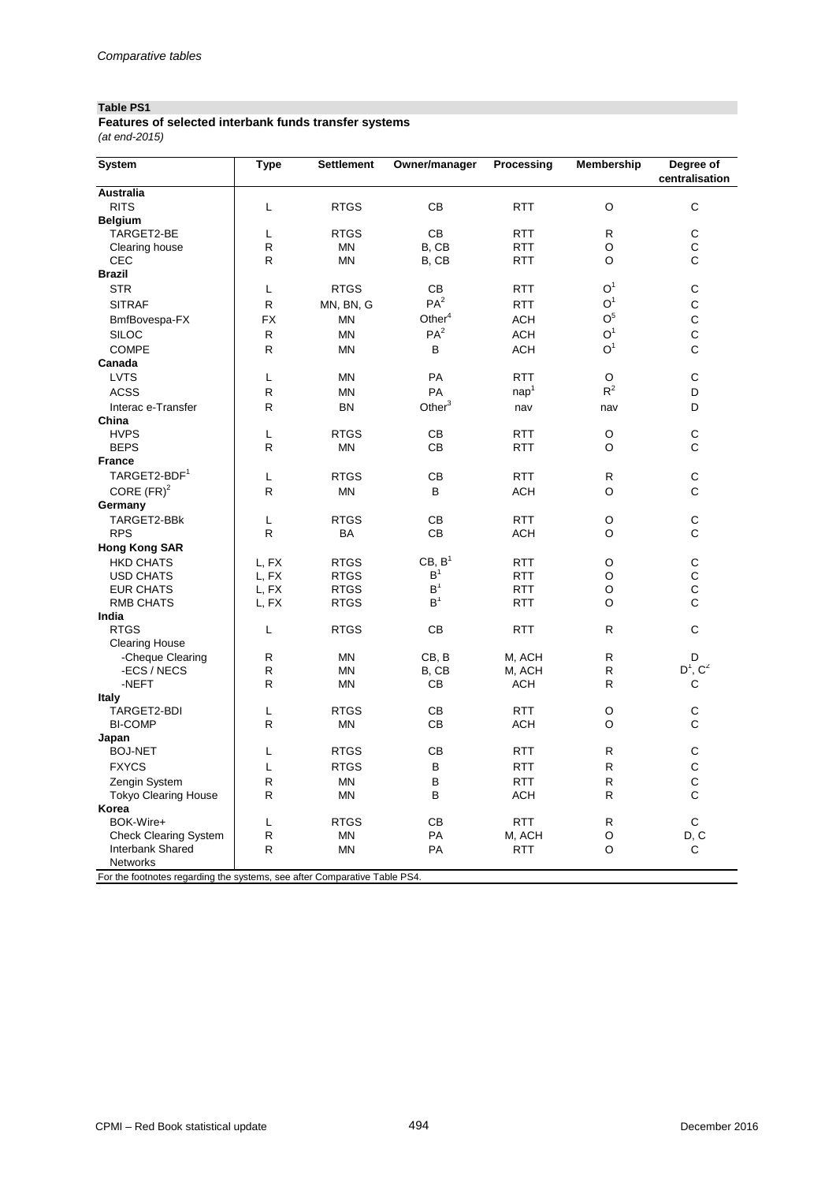**Table PS1**

**Features of selected interbank funds transfer systems**

*(at end-2015)*

| System | Type | Settlement | Owner/manager | Processing | Membership | Degree of centralisation |
|---|---|---|---|---|---|---|
| **Australia** | | | | | | |
| RITS | L | RTGS | CB | RTT | O | C |
| **Belgium** | | | | | | |
| TARGET2-BE | L | RTGS | CB | RTT | R | C |
| Clearing house | R | MN | B, CB | RTT | O | C |
| CEC | R | MN | B, CB | RTT | O | C |
| **Brazil** | | | | | | |
| STR | L | RTGS | CB | RTT | O[1] | C |
| SITRAF | R | MN, BN, G | PA[2] | RTT | O[1] | C |
| BmfBovespa-FX | FX | MN | Other[4] | ACH | O[5] | C |
| SILOC | R | MN | PA[2] | ACH | O[1] | C |
| COMPE | R | MN | B | ACH | O[1] | C |
| **Canada** | | | | | | |
| LVTS | L | MN | PA | RTT | O | C |
| ACSS | R | MN | PA | nap[1] | R[2] | D |
| Interac e-Transfer | R | BN | Other[3] | nav | nav | D |
| **China** | | | | | | |
| HVPS | L | RTGS | CB | RTT | O | C |
| BEPS | R | MN | CB | RTT | O | C |
| **France** | | | | | | |
| TARGET2-BDF[1] | L | RTGS | CB | RTT | R | C |
| CORE (FR)[2] | R | MN | B | ACH | O | C |
| **Germany** | | | | | | |
| TARGET2-BBk | L | RTGS | CB | RTT | O | C |
| RPS | R | BA | CB | ACH | O | C |
| **Hong Kong SAR** | | | | | | |
| HKD CHATS | L, FX | RTGS | CB, B[1] | RTT | O | C |
| USD CHATS | L, FX | RTGS | B[1] | RTT | O | C |
| EUR CHATS | L, FX | RTGS | B[1] | RTT | O | C |
| RMB CHATS | L, FX | RTGS | B[1] | RTT | O | C |
| **India** | | | | | | |
| RTGS | L | RTGS | CB | RTT | R | C |
| Clearing House | | | | | | |
| -Cheque Clearing | R | MN | CB, B | M, ACH | R | D |
| -ECS / NECS | R | MN | B, CB | M, ACH | R | D[1], C[2] |
| -NEFT | R | MN | CB | ACH | R | C |
| **Italy** | | | | | | |
| TARGET2-BDI | L | RTGS | CB | RTT | O | C |
| BI-COMP | R | MN | CB | ACH | O | C |
| **Japan** | | | | | | |
| BOJ-NET | L | RTGS | CB | RTT | R | C |
| FXYCS | L | RTGS | B | RTT | R | C |
| Zengin System | R | MN | B | RTT | R | C |
| Tokyo Clearing House | R | MN | B | ACH | R | C |
| **Korea** | | | | | | |
| BOK-Wire+ | L | RTGS | CB | RTT | R | C |
| Check Clearing System | R | MN | PA | M, ACH | O | D, C |
| Interbank Shared Networks | R | MN | PA | RTT | O | C |

For the footnotes regarding the systems, see after Comparative Table PS4.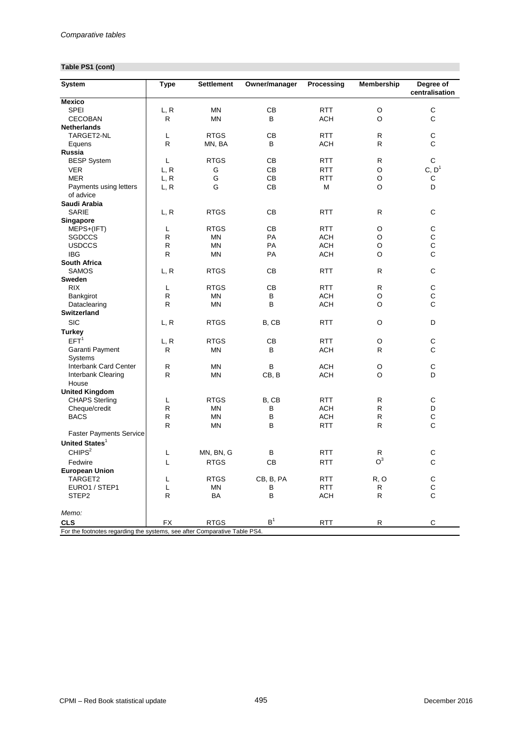*Comparative tables*

**Table PS1 (cont)**

| System | Type | Settlement | Owner/manager | Processing | Membership | Degree of centralisation |
|---|---|---|---|---|---|---|
| **Mexico** | | | | | | |
| SPEI | L, R | MN | CB | RTT | O | C |
| CECOBAN | R | MN | B | ACH | O | C |
| **Netherlands** | | | | | | |
| TARGET2-NL | L | RTGS | CB | RTT | R | C |
| Equens | R | MN, BA | B | ACH | R | C |
| **Russia** | | | | | | |
| BESP System | L | RTGS | CB | RTT | R | C |
| VER | L, R | G | CB | RTT | O | C, D[1] |
| MER | L, R | G | CB | RTT | O | C |
| Payments using letters of advice | L, R | G | CB | M | O | D |
| **Saudi Arabia** | | | | | | |
| SARIE | L, R | RTGS | CB | RTT | R | C |
| **Singapore** | | | | | | |
| MEPS+(IFT) | L | RTGS | CB | RTT | O | C |
| SGDCCS | R | MN | PA | ACH | O | C |
| USDCCS | R | MN | PA | ACH | O | C |
| IBG | R | MN | PA | ACH | O | C |
| **South Africa** | | | | | | |
| SAMOS | L, R | RTGS | CB | RTT | R | C |
| **Sweden** | | | | | | |
| RIX | L | RTGS | CB | RTT | R | C |
| Bankgirot | R | MN | B | ACH | O | C |
| Dataclearing | R | MN | B | ACH | O | C |
| **Switzerland** | | | | | | |
| SIC | L, R | RTGS | B, CB | RTT | O | D |
| **Turkey** | | | | | | |
| EFT[1] | L, R | RTGS | CB | RTT | O | C |
| Garanti Payment Systems | R | MN | B | ACH | R | C |
| Interbank Card Center | R | MN | B | ACH | O | C |
| Interbank Clearing House | R | MN | CB, B | ACH | O | D |
| **United Kingdom** | | | | | | |
| CHAPS Sterling | L | RTGS | B, CB | RTT | R | C |
| Cheque/credit | R | MN | B | ACH | R | D |
| BACS | R | MN | B | ACH | R | C |
| Faster Payments Service | R | MN | B | RTT | R | C |
| **United States**[1] | | | | | | |
| CHIPS[2] | L | MN, BN, G | B | RTT | R | C |
| Fedwire | L | RTGS | CB | RTT | O[3] | C |
| **European Union** | | | | | | |
| TARGET2 | L | RTGS | CB, B, PA | RTT | R, O | C |
| EURO1 / STEP1 | L | MN | B | RTT | R | C |
| STEP2 | R | BA | B | ACH | R | C |
| *Memo:* | | | | | | |
| **CLS** | FX | RTGS | B[1] | RTT | R | C |

For the footnotes regarding the systems, see after Comparative Table PS4.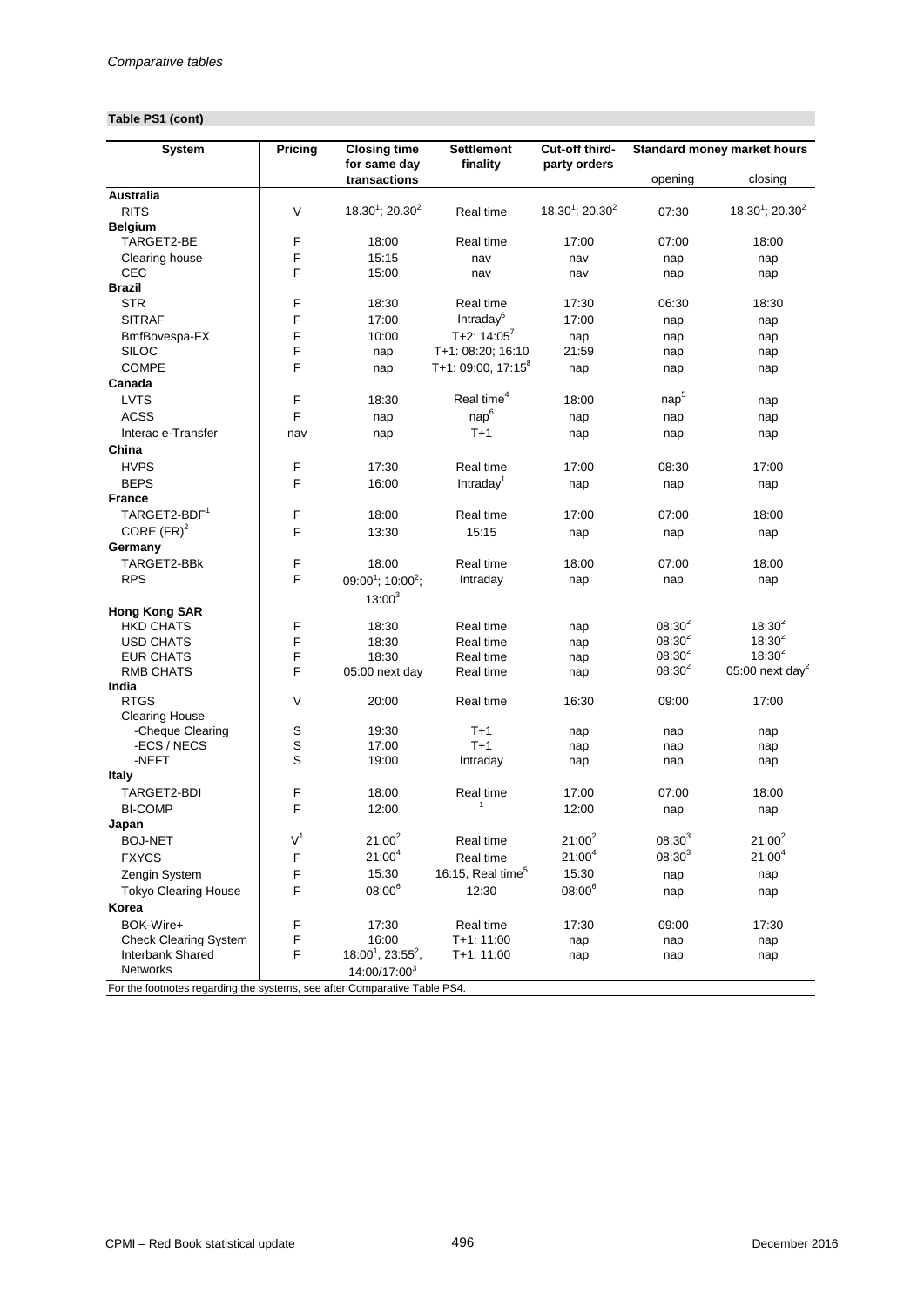*Comparative tables*

**Table PS1 (cont)**

| System | Pricing | Closing time for same day transactions | Settlement finality | Cut-off third-party orders | Standard money market hours | |
|---|---|---|---|---|---|---|
| | | | | | opening | closing |
| **Australia** | | | | | | |
| RITS | V | 18.30[1]; 20.30[2] | Real time | 18.30[1]; 20.30[2] | 07:30 | 18.30[1]; 20.30[2] |
| **Belgium** | | | | | | |
| TARGET2-BE | F | 18:00 | Real time | 17:00 | 07:00 | 18:00 |
| Clearing house | F | 15:15 | nav | nav | nap | nap |
| CEC | F | 15:00 | nav | nav | nap | nap |
| **Brazil** | | | | | | |
| STR | F | 18:30 | Real time | 17:30 | 06:30 | 18:30 |
| SITRAF | F | 17:00 | Intraday[6] | 17:00 | nap | nap |
| BmfBovespa-FX | F | 10:00 | T+2: 14:05[7] | nap | nap | nap |
| SILOC | F | nap | T+1: 08:20; 16:10 | 21:59 | nap | nap |
| COMPE | F | nap | T+1: 09:00, 17:15[8] | nap | nap | nap |
| **Canada** | | | | | | |
| LVTS | F | 18:30 | Real time[4] | 18:00 | nap[5] | nap |
| ACSS | F | nap | nap[6] | nap | nap | nap |
| Interac e-Transfer | nav | nap | T+1 | nap | nap | nap |
| **China** | | | | | | |
| HVPS | F | 17:30 | Real time | 17:00 | 08:30 | 17:00 |
| BEPS | F | 16:00 | Intraday[1] | nap | nap | nap |
| **France** | | | | | | |
| TARGET2-BDF[1] | F | 18:00 | Real time | 17:00 | 07:00 | 18:00 |
| CORE (FR)[2] | F | 13:30 | 15:15 | nap | nap | nap |
| **Germany** | | | | | | |
| TARGET2-BBk | F | 18:00 | Real time | 18:00 | 07:00 | 18:00 |
| RPS | F | 09:00[1]; 10:00[2]; 13:00[3] | Intraday | nap | nap | nap |
| **Hong Kong SAR** | | | | | | |
| HKD CHATS | F | 18:30 | Real time | nap | 08:30[2] | 18:30[2] |
| USD CHATS | F | 18:30 | Real time | nap | 08:30[2] | 18:30[2] |
| EUR CHATS | F | 18:30 | Real time | nap | 08:30[2] | 18:30[2] |
| RMB CHATS | F | 05:00 next day | Real time | nap | 08:30[2] | 05:00 next day[2] |
| **India** | | | | | | |
| RTGS | V | 20:00 | Real time | 16:30 | 09:00 | 17:00 |
| Clearing House | | | | | | |
| -Cheque Clearing | S | 19:30 | T+1 | nap | nap | nap |
| -ECS / NECS | S | 17:00 | T+1 | nap | nap | nap |
| -NEFT | S | 19:00 | Intraday | nap | nap | nap |
| **Italy** | | | | | | |
| TARGET2-BDI | F | 18:00 | Real time | 17:00 | 07:00 | 18:00 |
| BI-COMP | F | 12:00 | [1] | 12:00 | nap | nap |
| **Japan** | | | | | | |
| BOJ-NET | V[1] | 21:00[2] | Real time | 21:00[2] | 08:30[3] | 21:00[2] |
| FXYCS | F | 21:00[4] | Real time | 21:00[4] | 08:30[3] | 21:00[4] |
| Zengin System | F | 15:30 | 16:15, Real time[5] | 15:30 | nap | nap |
| Tokyo Clearing House | F | 08:00[6] | 12:30 | 08:00[6] | nap | nap |
| **Korea** | | | | | | |
| BOK-Wire+ | F | 17:30 | Real time | 17:30 | 09:00 | 17:30 |
| Check Clearing System | F | 16:00 | T+1: 11:00 | nap | nap | nap |
| Interbank Shared Networks | F | 18:00[1], 23:55[2], 14:00/17:00[3] | T+1: 11:00 | nap | nap | nap |

For the footnotes regarding the systems, see after Comparative Table PS4.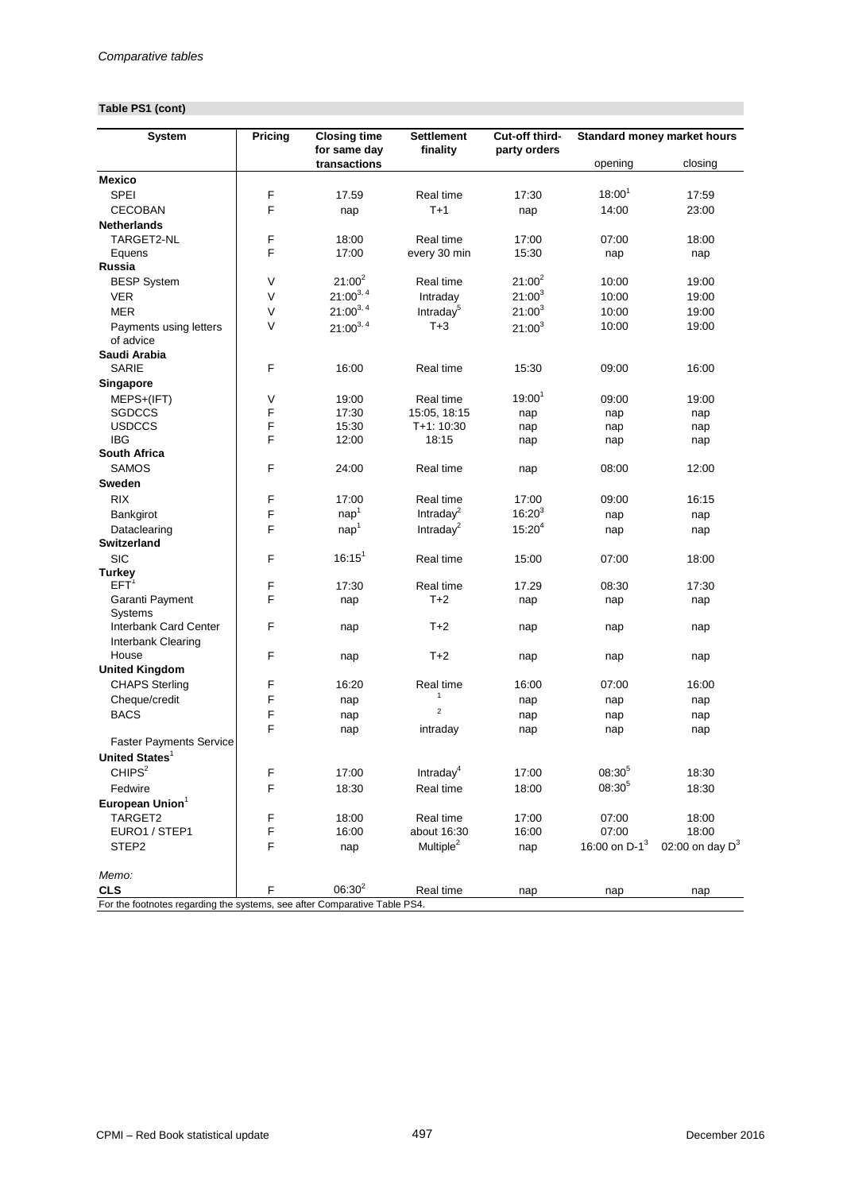*Comparative tables*

**Table PS1 (cont)**

| System | Pricing | Closing time for same day transactions | Settlement finality | Cut-off third-party orders | Standard money market hours | |
|---|---|---|---|---|---|---|
| | | | | | opening | closing |
| **Mexico** | | | | | | |
| SPEI | F | 17.59 | Real time | 17:30 | 18:00[1] | 17:59 |
| CECOBAN | F | nap | T+1 | nap | 14:00 | 23:00 |
| **Netherlands** | | | | | | |
| TARGET2-NL | F | 18:00 | Real time | 17:00 | 07:00 | 18:00 |
| Equens | F | 17:00 | every 30 min | 15:30 | nap | nap |
| **Russia** | | | | | | |
| BESP System | V | 21:00[2] | Real time | 21:00[2] | 10:00 | 19:00 |
| VER | V | 21:00[3, 4] | Intraday | 21:00[3] | 10:00 | 19:00 |
| MER | V | 21:00[3, 4] | Intraday[5] | 21:00[3] | 10:00 | 19:00 |
| Payments using letters of advice | V | 21:00[3, 4] | T+3 | 21:00[3] | 10:00 | 19:00 |
| **Saudi Arabia** | | | | | | |
| SARIE | F | 16:00 | Real time | 15:30 | 09:00 | 16:00 |
| **Singapore** | | | | | | |
| MEPS+(IFT) | V | 19:00 | Real time | 19:00[1] | 09:00 | 19:00 |
| SGDCCS | F | 17:30 | 15:05, 18:15 | nap | nap | nap |
| USDCCS | F | 15:30 | T+1: 10:30 | nap | nap | nap |
| IBG | F | 12:00 | 18:15 | nap | nap | nap |
| **South Africa** | | | | | | |
| SAMOS | F | 24:00 | Real time | nap | 08:00 | 12:00 |
| **Sweden** | | | | | | |
| RIX | F | 17:00 | Real time | 17:00 | 09:00 | 16:15 |
| Bankgirot | F | nap[1] | Intraday[2] | 16:20[3] | nap | nap |
| Dataclearing | F | nap[1] | Intraday[2] | 15:20[4] | nap | nap |
| **Switzerland** | | | | | | |
| SIC | F | 16:15[1] | Real time | 15:00 | 07:00 | 18:00 |
| **Turkey** | | | | | | |
| EFT[1] | F | 17:30 | Real time | 17.29 | 08:30 | 17:30 |
| Garanti Payment Systems | F | nap | T+2 | nap | nap | nap |
| Interbank Card Center | F | nap | T+2 | nap | nap | nap |
| Interbank Clearing House | F | nap | T+2 | nap | nap | nap |
| **United Kingdom** | | | | | | |
| CHAPS Sterling | F | 16:20 | Real time | 16:00 | 07:00 | 16:00 |
| Cheque/credit | F | nap | [1] | nap | nap | nap |
| BACS | F | nap | [2] | nap | nap | nap |
| Faster Payments Service | F | nap | intraday | nap | nap | nap |
| **United States**[1] | | | | | | |
| CHIPS[2] | F | 17:00 | Intraday[4] | 17:00 | 08:30[5] | 18:30 |
| Fedwire | F | 18:30 | Real time | 18:00 | 08:30[5] | 18:30 |
| **European Union**[1] | | | | | | |
| TARGET2 | F | 18:00 | Real time | 17:00 | 07:00 | 18:00 |
| EURO1 / STEP1 | F | 16:00 | about 16:30 | 16:00 | 07:00 | 18:00 |
| STEP2 | F | nap | Multiple[2] | nap | 16:00 on D-1[3] | 02:00 on day D[3] |
| *Memo:* | | | | | | |
| **CLS** | F | 06:30[2] | Real time | nap | nap | nap |

For the footnotes regarding the systems, see after Comparative Table PS4.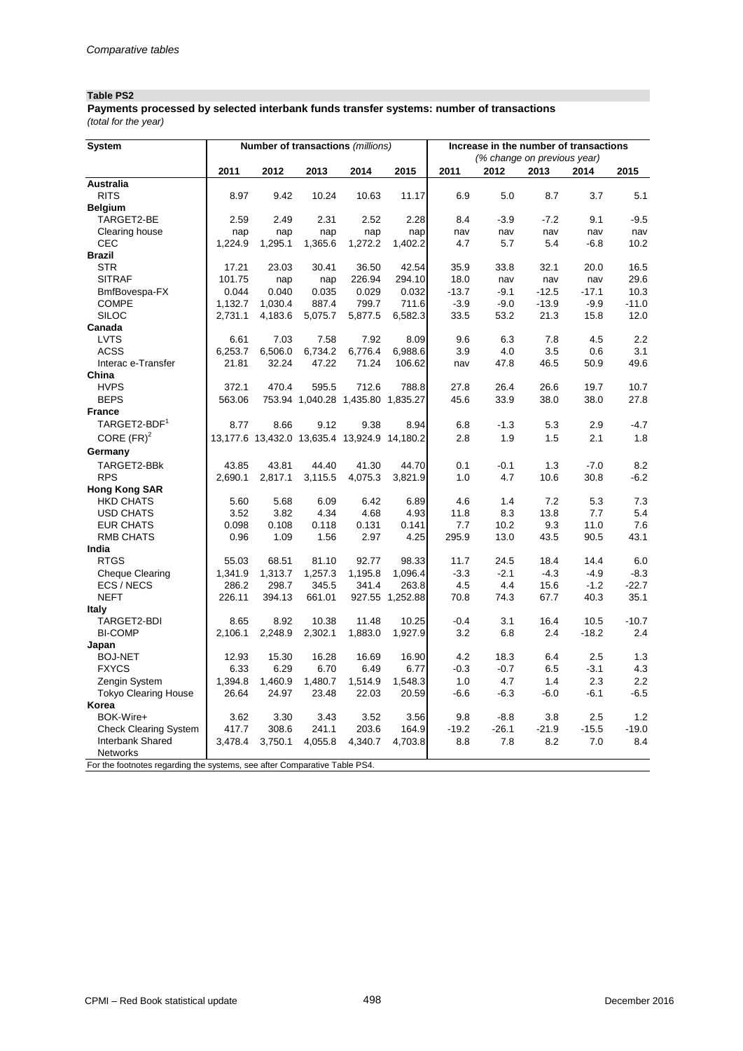**Table PS2**

**Payments processed by selected interbank funds transfer systems: number of transactions**
*(total for the year)*

| System | Number of transactions *(millions)* | | | | | Increase in the number of transactions *(% change on previous year)* | | | | |
|---|---|---|---|---|---|---|---|---|---|---|
| | 2011 | 2012 | 2013 | 2014 | 2015 | 2011 | 2012 | 2013 | 2014 | 2015 |
| **Australia** | | | | | | | | | | |
| RITS | 8.97 | 9.42 | 10.24 | 10.63 | 11.17 | 6.9 | 5.0 | 8.7 | 3.7 | 5.1 |
| **Belgium** | | | | | | | | | | |
| TARGET2-BE | 2.59 | 2.49 | 2.31 | 2.52 | 2.28 | 8.4 | -3.9 | -7.2 | 9.1 | -9.5 |
| Clearing house | nap | nap | nap | nap | nap | nav | nav | nav | nav | nav |
| CEC | 1,224.9 | 1,295.1 | 1,365.6 | 1,272.2 | 1,402.2 | 4.7 | 5.7 | 5.4 | -6.8 | 10.2 |
| **Brazil** | | | | | | | | | | |
| STR | 17.21 | 23.03 | 30.41 | 36.50 | 42.54 | 35.9 | 33.8 | 32.1 | 20.0 | 16.5 |
| SITRAF | 101.75 | nap | nap | 226.94 | 294.10 | 18.0 | nav | nav | nav | 29.6 |
| BmfBovespa-FX | 0.044 | 0.040 | 0.035 | 0.029 | 0.032 | -13.7 | -9.1 | -12.5 | -17.1 | 10.3 |
| COMPE | 1,132.7 | 1,030.4 | 887.4 | 799.7 | 711.6 | -3.9 | -9.0 | -13.9 | -9.9 | -11.0 |
| SILOC | 2,731.1 | 4,183.6 | 5,075.7 | 5,877.5 | 6,582.3 | 33.5 | 53.2 | 21.3 | 15.8 | 12.0 |
| **Canada** | | | | | | | | | | |
| LVTS | 6.61 | 7.03 | 7.58 | 7.92 | 8.09 | 9.6 | 6.3 | 7.8 | 4.5 | 2.2 |
| ACSS | 6,253.7 | 6,506.0 | 6,734.2 | 6,776.4 | 6,988.6 | 3.9 | 4.0 | 3.5 | 0.6 | 3.1 |
| Interac e-Transfer | 21.81 | 32.24 | 47.22 | 71.24 | 106.62 | nav | 47.8 | 46.5 | 50.9 | 49.6 |
| **China** | | | | | | | | | | |
| HVPS | 372.1 | 470.4 | 595.5 | 712.6 | 788.8 | 27.8 | 26.4 | 26.6 | 19.7 | 10.7 |
| BEPS | 563.06 | 753.94 | 1,040.28 | 1,435.80 | 1,835.27 | 45.6 | 33.9 | 38.0 | 38.0 | 27.8 |
| **France** | | | | | | | | | | |
| TARGET2-BDF[1] | 8.77 | 8.66 | 9.12 | 9.38 | 8.94 | 6.8 | -1.3 | 5.3 | 2.9 | -4.7 |
| CORE (FR)[2] | 13,177.6 | 13,432.0 | 13,635.4 | 13,924.9 | 14,180.2 | 2.8 | 1.9 | 1.5 | 2.1 | 1.8 |
| **Germany** | | | | | | | | | | |
| TARGET2-BBk | 43.85 | 43.81 | 44.40 | 41.30 | 44.70 | 0.1 | -0.1 | 1.3 | -7.0 | 8.2 |
| RPS | 2,690.1 | 2,817.1 | 3,115.5 | 4,075.3 | 3,821.9 | 1.0 | 4.7 | 10.6 | 30.8 | -6.2 |
| **Hong Kong SAR** | | | | | | | | | | |
| HKD CHATS | 5.60 | 5.68 | 6.09 | 6.42 | 6.89 | 4.6 | 1.4 | 7.2 | 5.3 | 7.3 |
| USD CHATS | 3.52 | 3.82 | 4.34 | 4.68 | 4.93 | 11.8 | 8.3 | 13.8 | 7.7 | 5.4 |
| EUR CHATS | 0.098 | 0.108 | 0.118 | 0.131 | 0.141 | 7.7 | 10.2 | 9.3 | 11.0 | 7.6 |
| RMB CHATS | 0.96 | 1.09 | 1.56 | 2.97 | 4.25 | 295.9 | 13.0 | 43.5 | 90.5 | 43.1 |
| **India** | | | | | | | | | | |
| RTGS | 55.03 | 68.51 | 81.10 | 92.77 | 98.33 | 11.7 | 24.5 | 18.4 | 14.4 | 6.0 |
| Cheque Clearing | 1,341.9 | 1,313.7 | 1,257.3 | 1,195.8 | 1,096.4 | -3.3 | -2.1 | -4.3 | -4.9 | -8.3 |
| ECS / NECS | 286.2 | 298.7 | 345.5 | 341.4 | 263.8 | 4.5 | 4.4 | 15.6 | -1.2 | -22.7 |
| NEFT | 226.11 | 394.13 | 661.01 | 927.55 | 1,252.88 | 70.8 | 74.3 | 67.7 | 40.3 | 35.1 |
| **Italy** | | | | | | | | | | |
| TARGET2-BDI | 8.65 | 8.92 | 10.38 | 11.48 | 10.25 | -0.4 | 3.1 | 16.4 | 10.5 | -10.7 |
| BI-COMP | 2,106.1 | 2,248.9 | 2,302.1 | 1,883.0 | 1,927.9 | 3.2 | 6.8 | 2.4 | -18.2 | 2.4 |
| **Japan** | | | | | | | | | | |
| BOJ-NET | 12.93 | 15.30 | 16.28 | 16.69 | 16.90 | 4.2 | 18.3 | 6.4 | 2.5 | 1.3 |
| FXYCS | 6.33 | 6.29 | 6.70 | 6.49 | 6.77 | -0.3 | -0.7 | 6.5 | -3.1 | 4.3 |
| Zengin System | 1,394.8 | 1,460.9 | 1,480.7 | 1,514.9 | 1,548.3 | 1.0 | 4.7 | 1.4 | 2.3 | 2.2 |
| Tokyo Clearing House | 26.64 | 24.97 | 23.48 | 22.03 | 20.59 | -6.6 | -6.3 | -6.0 | -6.1 | -6.5 |
| **Korea** | | | | | | | | | | |
| BOK-Wire+ | 3.62 | 3.30 | 3.43 | 3.52 | 3.56 | 9.8 | -8.8 | 3.8 | 2.5 | 1.2 |
| Check Clearing System | 417.7 | 308.6 | 241.1 | 203.6 | 164.9 | -19.2 | -26.1 | -21.9 | -15.5 | -19.0 |
| Interbank Shared Networks | 3,478.4 | 3,750.1 | 4,055.8 | 4,340.7 | 4,703.8 | 8.8 | 7.8 | 8.2 | 7.0 | 8.4 |

For the footnotes regarding the systems, see after Comparative Table PS4.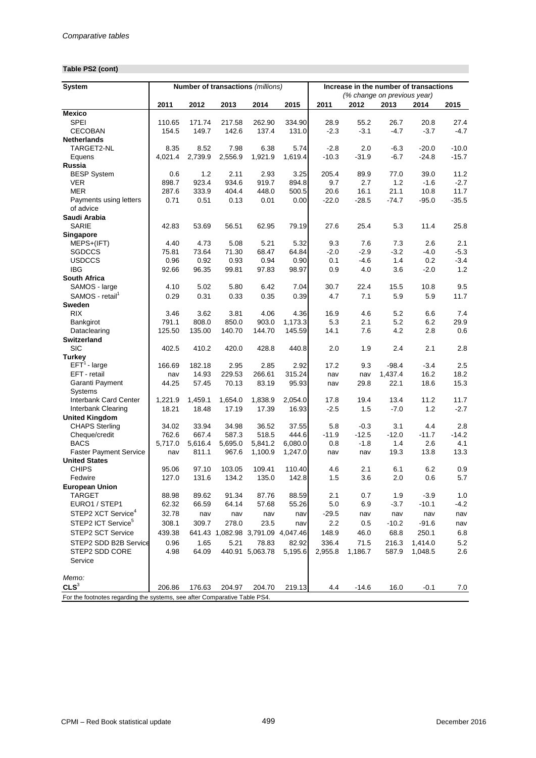**Table PS2 (cont)**

| System | Number of transactions *(millions)* | | | | | Increase in the number of transactions *(% change on previous year)* | | | | |
|---|---|---|---|---|---|---|---|---|---|---|
| | 2011 | 2012 | 2013 | 2014 | 2015 | 2011 | 2012 | 2013 | 2014 | 2015 |
| **Mexico** | | | | | | | | | | |
| SPEI | 110.65 | 171.74 | 217.58 | 262.90 | 334.90 | 28.9 | 55.2 | 26.7 | 20.8 | 27.4 |
| CECOBAN | 154.5 | 149.7 | 142.6 | 137.4 | 131.0 | -2.3 | -3.1 | -4.7 | -3.7 | -4.7 |
| **Netherlands** | | | | | | | | | | |
| TARGET2-NL | 8.35 | 8.52 | 7.98 | 6.38 | 5.74 | -2.8 | 2.0 | -6.3 | -20.0 | -10.0 |
| Equens | 4,021.4 | 2,739.9 | 2,556.9 | 1,921.9 | 1,619.4 | -10.3 | -31.9 | -6.7 | -24.8 | -15.7 |
| **Russia** | | | | | | | | | | |
| BESP System | 0.6 | 1.2 | 2.11 | 2.93 | 3.25 | 205.4 | 89.9 | 77.0 | 39.0 | 11.2 |
| VER | 898.7 | 923.4 | 934.6 | 919.7 | 894.8 | 9.7 | 2.7 | 1.2 | -1.6 | -2.7 |
| MER | 287.6 | 333.9 | 404.4 | 448.0 | 500.5 | 20.6 | 16.1 | 21.1 | 10.8 | 11.7 |
| Payments using letters of advice | 0.71 | 0.51 | 0.13 | 0.01 | 0.00 | -22.0 | -28.5 | -74.7 | -95.0 | -35.5 |
| **Saudi Arabia** | | | | | | | | | | |
| SARIE | 42.83 | 53.69 | 56.51 | 62.95 | 79.19 | 27.6 | 25.4 | 5.3 | 11.4 | 25.8 |
| **Singapore** | | | | | | | | | | |
| MEPS+(IFT) | 4.40 | 4.73 | 5.08 | 5.21 | 5.32 | 9.3 | 7.6 | 7.3 | 2.6 | 2.1 |
| SGDCCS | 75.81 | 73.64 | 71.30 | 68.47 | 64.84 | -2.0 | -2.9 | -3.2 | -4.0 | -5.3 |
| USDCCS | 0.96 | 0.92 | 0.93 | 0.94 | 0.90 | 0.1 | -4.6 | 1.4 | 0.2 | -3.4 |
| IBG | 92.66 | 96.35 | 99.81 | 97.83 | 98.97 | 0.9 | 4.0 | 3.6 | -2.0 | 1.2 |
| **South Africa** | | | | | | | | | | |
| SAMOS - large | 4.10 | 5.02 | 5.80 | 6.42 | 7.04 | 30.7 | 22.4 | 15.5 | 10.8 | 9.5 |
| SAMOS - retail[1] | 0.29 | 0.31 | 0.33 | 0.35 | 0.39 | 4.7 | 7.1 | 5.9 | 5.9 | 11.7 |
| **Sweden** | | | | | | | | | | |
| RIX | 3.46 | 3.62 | 3.81 | 4.06 | 4.36 | 16.9 | 4.6 | 5.2 | 6.6 | 7.4 |
| Bankgirot | 791.1 | 808.0 | 850.0 | 903.0 | 1,173.3 | 5.3 | 2.1 | 5.2 | 6.2 | 29.9 |
| Dataclearing | 125.50 | 135.00 | 140.70 | 144.70 | 145.59 | 14.1 | 7.6 | 4.2 | 2.8 | 0.6 |
| **Switzerland** | | | | | | | | | | |
| SIC | 402.5 | 410.2 | 420.0 | 428.8 | 440.8 | 2.0 | 1.9 | 2.4 | 2.1 | 2.8 |
| **Turkey** | | | | | | | | | | |
| EFT[1] - large | 166.69 | 182.18 | 2.95 | 2.85 | 2.92 | 17.2 | 9.3 | -98.4 | -3.4 | 2.5 |
| EFT - retail | nav | 14.93 | 229.53 | 266.61 | 315.24 | nav | nav | 1,437.4 | 16.2 | 18.2 |
| Garanti Payment Systems | 44.25 | 57.45 | 70.13 | 83.19 | 95.93 | nav | 29.8 | 22.1 | 18.6 | 15.3 |
| Interbank Card Center | 1,221.9 | 1,459.1 | 1,654.0 | 1,838.9 | 2,054.0 | 17.8 | 19.4 | 13.4 | 11.2 | 11.7 |
| Interbank Clearing | 18.21 | 18.48 | 17.19 | 17.39 | 16.93 | -2.5 | 1.5 | -7.0 | 1.2 | -2.7 |
| **United Kingdom** | | | | | | | | | | |
| CHAPS Sterling | 34.02 | 33.94 | 34.98 | 36.52 | 37.55 | 5.8 | -0.3 | 3.1 | 4.4 | 2.8 |
| Cheque/credit | 762.6 | 667.4 | 587.3 | 518.5 | 444.6 | -11.9 | -12.5 | -12.0 | -11.7 | -14.2 |
| BACS | 5,717.0 | 5,616.4 | 5,695.0 | 5,841.2 | 6,080.0 | 0.8 | -1.8 | 1.4 | 2.6 | 4.1 |
| Faster Payment Service | nav | 811.1 | 967.6 | 1,100.9 | 1,247.0 | nav | nav | 19.3 | 13.8 | 13.3 |
| **United States** | | | | | | | | | | |
| CHIPS | 95.06 | 97.10 | 103.05 | 109.41 | 110.40 | 4.6 | 2.1 | 6.1 | 6.2 | 0.9 |
| Fedwire | 127.0 | 131.6 | 134.2 | 135.0 | 142.8 | 1.5 | 3.6 | 2.0 | 0.6 | 5.7 |
| **European Union** | | | | | | | | | | |
| TARGET | 88.98 | 89.62 | 91.34 | 87.76 | 88.59 | 2.1 | 0.7 | 1.9 | -3.9 | 1.0 |
| EURO1 / STEP1 | 62.32 | 66.59 | 64.14 | 57.68 | 55.26 | 5.0 | 6.9 | -3.7 | -10.1 | -4.2 |
| STEP2 XCT Service[4] | 32.78 | nav | nav | nav | nav | -29.5 | nav | nav | nav | nav |
| STEP2 ICT Service[5] | 308.1 | 309.7 | 278.0 | 23.5 | nav | 2.2 | 0.5 | -10.2 | -91.6 | nav |
| STEP2 SCT Service | 439.38 | 641.43 | 1,082.98 | 3,791.09 | 4,047.46 | 148.9 | 46.0 | 68.8 | 250.1 | 6.8 |
| STEP2 SDD B2B Service | 0.96 | 1.65 | 5.21 | 78.83 | 82.92 | 336.4 | 71.5 | 216.3 | 1,414.0 | 5.2 |
| STEP2 SDD CORE Service | 4.98 | 64.09 | 440.91 | 5,063.78 | 5,195.6 | 2,955.8 | 1,186.7 | 587.9 | 1,048.5 | 2.6 |
| *Memo:* | | | | | | | | | | |
| **CLS**[3] | 206.86 | 176.63 | 204.97 | 204.70 | 219.13 | 4.4 | -14.6 | 16.0 | -0.1 | 7.0 |

For the footnotes regarding the systems, see after Comparative Table PS4.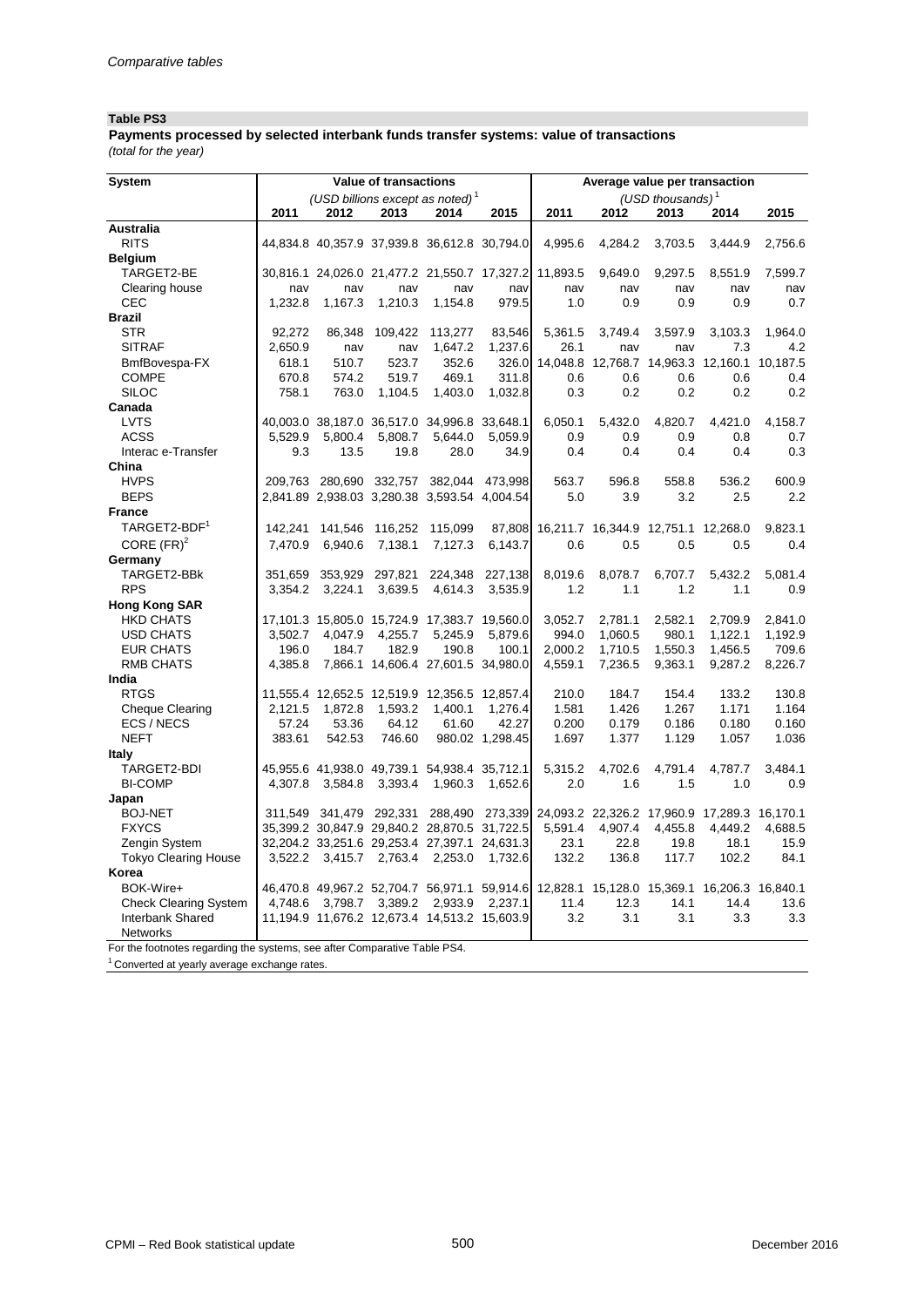*Comparative tables*

**Table PS3**

**Payments processed by selected interbank funds transfer systems: value of transactions**
*(total for the year)*

| System | Value of transactions | | | | | Average value per transaction | | | | |
|---|---|---|---|---|---|---|---|---|---|---|
| | *(USD billions except as noted)* [1] | | | | | *(USD thousands)* [1] | | | | |
| | 2011 | 2012 | 2013 | 2014 | 2015 | 2011 | 2012 | 2013 | 2014 | 2015 |
| **Australia** | | | | | | | | | | |
| RITS | 44,834.8 | 40,357.9 | 37,939.8 | 36,612.8 | 30,794.0 | 4,995.6 | 4,284.2 | 3,703.5 | 3,444.9 | 2,756.6 |
| **Belgium** | | | | | | | | | | |
| TARGET2-BE | 30,816.1 | 24,026.0 | 21,477.2 | 21,550.7 | 17,327.2 | 11,893.5 | 9,649.0 | 9,297.5 | 8,551.9 | 7,599.7 |
| Clearing house | nav | nav | nav | nav | nav | nav | nav | nav | nav | nav |
| CEC | 1,232.8 | 1,167.3 | 1,210.3 | 1,154.8 | 979.5 | 1.0 | 0.9 | 0.9 | 0.9 | 0.7 |
| **Brazil** | | | | | | | | | | |
| STR | 92,272 | 86,348 | 109,422 | 113,277 | 83,546 | 5,361.5 | 3,749.4 | 3,597.9 | 3,103.3 | 1,964.0 |
| SITRAF | 2,650.9 | nav | nav | 1,647.2 | 1,237.6 | 26.1 | nav | nav | 7.3 | 4.2 |
| BmfBovespa-FX | 618.1 | 510.7 | 523.7 | 352.6 | 326.0 | 14,048.8 | 12,768.7 | 14,963.3 | 12,160.1 | 10,187.5 |
| COMPE | 670.8 | 574.2 | 519.7 | 469.1 | 311.8 | 0.6 | 0.6 | 0.6 | 0.6 | 0.4 |
| SILOC | 758.1 | 763.0 | 1,104.5 | 1,403.0 | 1,032.8 | 0.3 | 0.2 | 0.2 | 0.2 | 0.2 |
| **Canada** | | | | | | | | | | |
| LVTS | 40,003.0 | 38,187.0 | 36,517.0 | 34,996.8 | 33,648.1 | 6,050.1 | 5,432.0 | 4,820.7 | 4,421.0 | 4,158.7 |
| ACSS | 5,529.9 | 5,800.4 | 5,808.7 | 5,644.0 | 5,059.9 | 0.9 | 0.9 | 0.9 | 0.8 | 0.7 |
| Interac e-Transfer | 9.3 | 13.5 | 19.8 | 28.0 | 34.9 | 0.4 | 0.4 | 0.4 | 0.4 | 0.3 |
| **China** | | | | | | | | | | |
| HVPS | 209,763 | 280,690 | 332,757 | 382,044 | 473,998 | 563.7 | 596.8 | 558.8 | 536.2 | 600.9 |
| BEPS | 2,841.89 | 2,938.03 | 3,280.38 | 3,593.54 | 4,004.54 | 5.0 | 3.9 | 3.2 | 2.5 | 2.2 |
| **France** | | | | | | | | | | |
| TARGET2-BDF[1] | 142,241 | 141,546 | 116,252 | 115,099 | 87,808 | 16,211.7 | 16,344.9 | 12,751.1 | 12,268.0 | 9,823.1 |
| CORE (FR)[2] | 7,470.9 | 6,940.6 | 7,138.1 | 7,127.3 | 6,143.7 | 0.6 | 0.5 | 0.5 | 0.5 | 0.4 |
| **Germany** | | | | | | | | | | |
| TARGET2-BBk | 351,659 | 353,929 | 297,821 | 224,348 | 227,138 | 8,019.6 | 8,078.7 | 6,707.7 | 5,432.2 | 5,081.4 |
| RPS | 3,354.2 | 3,224.1 | 3,639.5 | 4,614.3 | 3,535.9 | 1.2 | 1.1 | 1.2 | 1.1 | 0.9 |
| **Hong Kong SAR** | | | | | | | | | | |
| HKD CHATS | 17,101.3 | 15,805.0 | 15,724.9 | 17,383.7 | 19,560.0 | 3,052.7 | 2,781.1 | 2,582.1 | 2,709.9 | 2,841.0 |
| USD CHATS | 3,502.7 | 4,047.9 | 4,255.7 | 5,245.9 | 5,879.6 | 994.0 | 1,060.5 | 980.1 | 1,122.1 | 1,192.9 |
| EUR CHATS | 196.0 | 184.7 | 182.9 | 190.8 | 100.1 | 2,000.2 | 1,710.5 | 1,550.3 | 1,456.5 | 709.6 |
| RMB CHATS | 4,385.8 | 7,866.1 | 14,606.4 | 27,601.5 | 34,980.0 | 4,559.1 | 7,236.5 | 9,363.1 | 9,287.2 | 8,226.7 |
| **India** | | | | | | | | | | |
| RTGS | 11,555.4 | 12,652.5 | 12,519.9 | 12,356.5 | 12,857.4 | 210.0 | 184.7 | 154.4 | 133.2 | 130.8 |
| Cheque Clearing | 2,121.5 | 1,872.8 | 1,593.2 | 1,400.1 | 1,276.4 | 1.581 | 1.426 | 1.267 | 1.171 | 1.164 |
| ECS / NECS | 57.24 | 53.36 | 64.12 | 61.60 | 42.27 | 0.200 | 0.179 | 0.186 | 0.180 | 0.160 |
| NEFT | 383.61 | 542.53 | 746.60 | 980.02 | 1,298.45 | 1.697 | 1.377 | 1.129 | 1.057 | 1.036 |
| **Italy** | | | | | | | | | | |
| TARGET2-BDI | 45,955.6 | 41,938.0 | 49,739.1 | 54,938.4 | 35,712.1 | 5,315.2 | 4,702.6 | 4,791.4 | 4,787.7 | 3,484.1 |
| BI-COMP | 4,307.8 | 3,584.8 | 3,393.4 | 1,960.3 | 1,652.6 | 2.0 | 1.6 | 1.5 | 1.0 | 0.9 |
| **Japan** | | | | | | | | | | |
| BOJ-NET | 311,549 | 341,479 | 292,331 | 288,490 | 273,339 | 24,093.2 | 22,326.2 | 17,960.9 | 17,289.3 | 16,170.1 |
| FXYCS | 35,399.2 | 30,847.9 | 29,840.2 | 28,870.5 | 31,722.5 | 5,591.4 | 4,907.4 | 4,455.8 | 4,449.2 | 4,688.5 |
| Zengin System | 32,204.2 | 33,251.6 | 29,253.4 | 27,397.1 | 24,631.3 | 23.1 | 22.8 | 19.8 | 18.1 | 15.9 |
| Tokyo Clearing House | 3,522.2 | 3,415.7 | 2,763.4 | 2,253.0 | 1,732.6 | 132.2 | 136.8 | 117.7 | 102.2 | 84.1 |
| **Korea** | | | | | | | | | | |
| BOK-Wire+ | 46,470.8 | 49,967.2 | 52,704.7 | 56,971.1 | 59,914.6 | 12,828.1 | 15,128.0 | 15,369.1 | 16,206.3 | 16,840.1 |
| Check Clearing System | 4,748.6 | 3,798.7 | 3,389.2 | 2,933.9 | 2,237.1 | 11.4 | 12.3 | 14.1 | 14.4 | 13.6 |
| Interbank Shared Networks | 11,194.9 | 11,676.2 | 12,673.4 | 14,513.2 | 15,603.9 | 3.2 | 3.1 | 3.1 | 3.3 | 3.3 |

For the footnotes regarding the systems, see after Comparative Table PS4.

[1] Converted at yearly average exchange rates.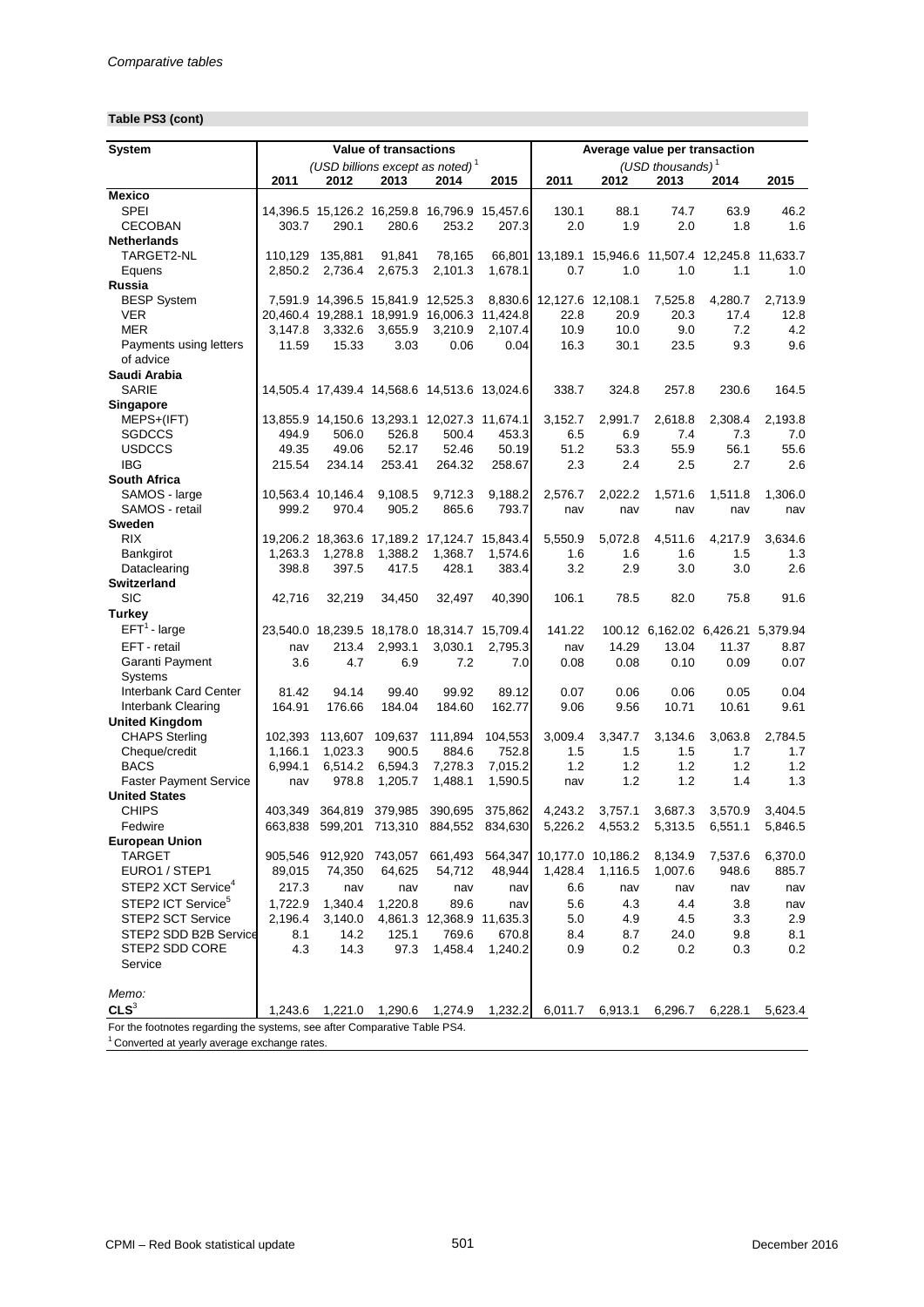*Comparative tables*

**Table PS3 (cont)**

| System | Value of transactions | | | | | Average value per transaction | | | | |
|---|---|---|---|---|---|---|---|---|---|---|
| | (USD billions except as noted)[1] | | | | | (USD thousands)[1] | | | | |
| | 2011 | 2012 | 2013 | 2014 | 2015 | 2011 | 2012 | 2013 | 2014 | 2015 |
| **Mexico** | | | | | | | | | | |
| SPEI | 14,396.5 | 15,126.2 | 16,259.8 | 16,796.9 | 15,457.6 | 130.1 | 88.1 | 74.7 | 63.9 | 46.2 |
| CECOBAN | 303.7 | 290.1 | 280.6 | 253.2 | 207.3 | 2.0 | 1.9 | 2.0 | 1.8 | 1.6 |
| **Netherlands** | | | | | | | | | | |
| TARGET2-NL | 110,129 | 135,881 | 91,841 | 78,165 | 66,801 | 13,189.1 | 15,946.6 | 11,507.4 | 12,245.8 | 11,633.7 |
| Equens | 2,850.2 | 2,736.4 | 2,675.3 | 2,101.3 | 1,678.1 | 0.7 | 1.0 | 1.0 | 1.1 | 1.0 |
| **Russia** | | | | | | | | | | |
| BESP System | 7,591.9 | 14,396.5 | 15,841.9 | 12,525.3 | 8,830.6 | 12,127.6 | 12,108.1 | 7,525.8 | 4,280.7 | 2,713.9 |
| VER | 20,460.4 | 19,288.1 | 18,991.9 | 16,006.3 | 11,424.8 | 22.8 | 20.9 | 20.3 | 17.4 | 12.8 |
| MER | 3,147.8 | 3,332.6 | 3,655.9 | 3,210.9 | 2,107.4 | 10.9 | 10.0 | 9.0 | 7.2 | 4.2 |
| Payments using letters of advice | 11.59 | 15.33 | 3.03 | 0.06 | 0.04 | 16.3 | 30.1 | 23.5 | 9.3 | 9.6 |
| **Saudi Arabia** | | | | | | | | | | |
| SARIE | 14,505.4 | 17,439.4 | 14,568.6 | 14,513.6 | 13,024.6 | 338.7 | 324.8 | 257.8 | 230.6 | 164.5 |
| **Singapore** | | | | | | | | | | |
| MEPS+(IFT) | 13,855.9 | 14,150.6 | 13,293.1 | 12,027.3 | 11,674.1 | 3,152.7 | 2,991.7 | 2,618.8 | 2,308.4 | 2,193.8 |
| SGDCCS | 494.9 | 506.0 | 526.8 | 500.4 | 453.3 | 6.5 | 6.9 | 7.4 | 7.3 | 7.0 |
| USDCCS | 49.35 | 49.06 | 52.17 | 52.46 | 50.19 | 51.2 | 53.3 | 55.9 | 56.1 | 55.6 |
| IBG | 215.54 | 234.14 | 253.41 | 264.32 | 258.67 | 2.3 | 2.4 | 2.5 | 2.7 | 2.6 |
| **South Africa** | | | | | | | | | | |
| SAMOS - large | 10,563.4 | 10,146.4 | 9,108.5 | 9,712.3 | 9,188.2 | 2,576.7 | 2,022.2 | 1,571.6 | 1,511.8 | 1,306.0 |
| SAMOS - retail | 999.2 | 970.4 | 905.2 | 865.6 | 793.7 | nav | nav | nav | nav | nav |
| **Sweden** | | | | | | | | | | |
| RIX | 19,206.2 | 18,363.6 | 17,189.2 | 17,124.7 | 15,843.4 | 5,550.9 | 5,072.8 | 4,511.6 | 4,217.9 | 3,634.6 |
| Bankgirot | 1,263.3 | 1,278.8 | 1,388.2 | 1,368.7 | 1,574.6 | 1.6 | 1.6 | 1.6 | 1.5 | 1.3 |
| Dataclearing | 398.8 | 397.5 | 417.5 | 428.1 | 383.4 | 3.2 | 2.9 | 3.0 | 3.0 | 2.6 |
| **Switzerland** | | | | | | | | | | |
| SIC | 42,716 | 32,219 | 34,450 | 32,497 | 40,390 | 106.1 | 78.5 | 82.0 | 75.8 | 91.6 |
| **Turkey** | | | | | | | | | | |
| EFT[1] - large | 23,540.0 | 18,239.5 | 18,178.0 | 18,314.7 | 15,709.4 | 141.22 | 100.12 | 6,162.02 | 6,426.21 | 5,379.94 |
| EFT - retail | nav | 213.4 | 2,993.1 | 3,030.1 | 2,795.3 | nav | 14.29 | 13.04 | 11.37 | 8.87 |
| Garanti Payment Systems | 3.6 | 4.7 | 6.9 | 7.2 | 7.0 | 0.08 | 0.08 | 0.10 | 0.09 | 0.07 |
| Interbank Card Center | 81.42 | 94.14 | 99.40 | 99.92 | 89.12 | 0.07 | 0.06 | 0.06 | 0.05 | 0.04 |
| Interbank Clearing | 164.91 | 176.66 | 184.04 | 184.60 | 162.77 | 9.06 | 9.56 | 10.71 | 10.61 | 9.61 |
| **United Kingdom** | | | | | | | | | | |
| CHAPS Sterling | 102,393 | 113,607 | 109,637 | 111,894 | 104,553 | 3,009.4 | 3,347.7 | 3,134.6 | 3,063.8 | 2,784.5 |
| Cheque/credit | 1,166.1 | 1,023.3 | 900.5 | 884.6 | 752.8 | 1.5 | 1.5 | 1.5 | 1.7 | 1.7 |
| BACS | 6,994.1 | 6,514.2 | 6,594.3 | 7,278.3 | 7,015.2 | 1.2 | 1.2 | 1.2 | 1.2 | 1.2 |
| Faster Payment Service | nav | 978.8 | 1,205.7 | 1,488.1 | 1,590.5 | nav | 1.2 | 1.2 | 1.4 | 1.3 |
| **United States** | | | | | | | | | | |
| CHIPS | 403,349 | 364,819 | 379,985 | 390,695 | 375,862 | 4,243.2 | 3,757.1 | 3,687.3 | 3,570.9 | 3,404.5 |
| Fedwire | 663,838 | 599,201 | 713,310 | 884,552 | 834,630 | 5,226.2 | 4,553.2 | 5,313.5 | 6,551.1 | 5,846.5 |
| **European Union** | | | | | | | | | | |
| TARGET | 905,546 | 912,920 | 743,057 | 661,493 | 564,347 | 10,177.0 | 10,186.2 | 8,134.9 | 7,537.6 | 6,370.0 |
| EURO1 / STEP1 | 89,015 | 74,350 | 64,625 | 54,712 | 48,944 | 1,428.4 | 1,116.5 | 1,007.6 | 948.6 | 885.7 |
| STEP2 XCT Service[4] | 217.3 | nav | nav | nav | nav | 6.6 | nav | nav | nav | nav |
| STEP2 ICT Service[5] | 1,722.9 | 1,340.4 | 1,220.8 | 89.6 | nav | 5.6 | 4.3 | 4.4 | 3.8 | nav |
| STEP2 SCT Service | 2,196.4 | 3,140.0 | 4,861.3 | 12,368.9 | 11,635.3 | 5.0 | 4.9 | 4.5 | 3.3 | 2.9 |
| STEP2 SDD B2B Service | 8.1 | 14.2 | 125.1 | 769.6 | 670.8 | 8.4 | 8.7 | 24.0 | 9.8 | 8.1 |
| STEP2 SDD CORE Service | 4.3 | 14.3 | 97.3 | 1,458.4 | 1,240.2 | 0.9 | 0.2 | 0.2 | 0.3 | 0.2 |
| *Memo:* | | | | | | | | | | |
| CLS[3] | 1,243.6 | 1,221.0 | 1,290.6 | 1,274.9 | 1,232.2 | 6,011.7 | 6,913.1 | 6,296.7 | 6,228.1 | 5,623.4 |

For the footnotes regarding the systems, see after Comparative Table PS4.

[1] Converted at yearly average exchange rates.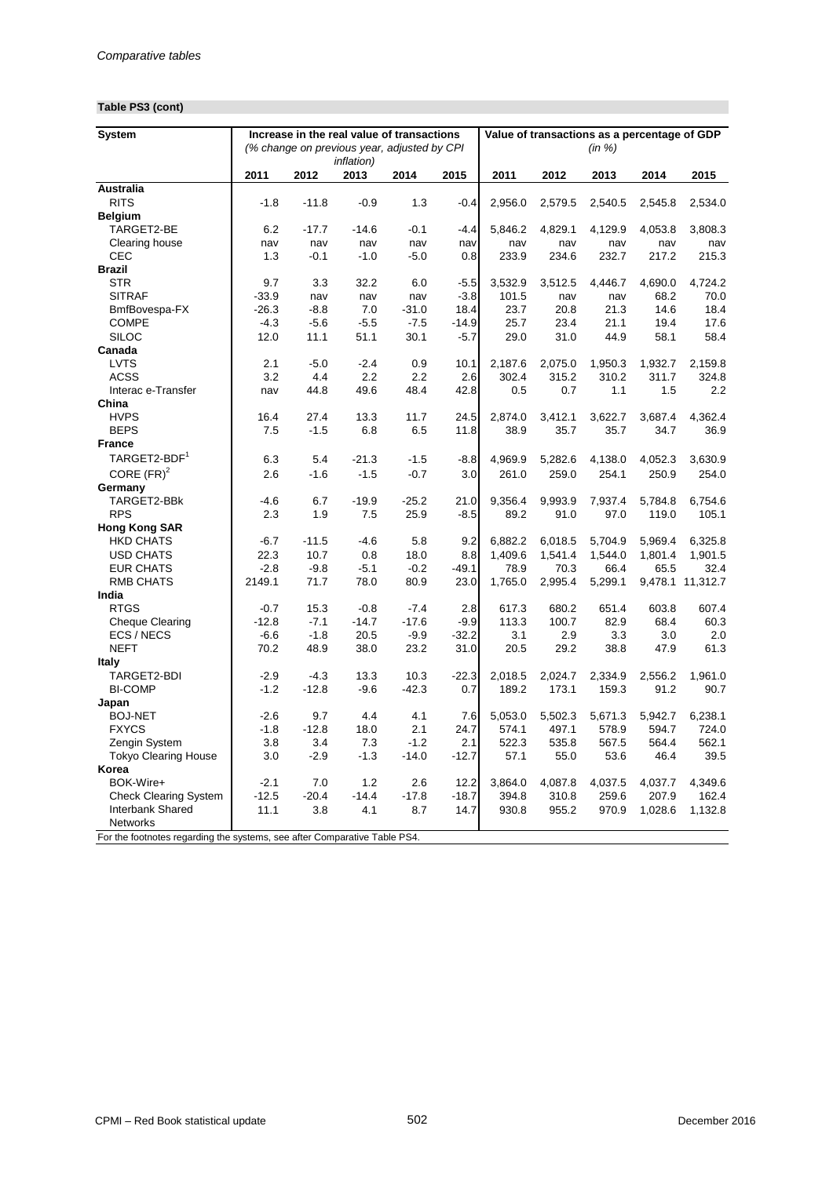**Table PS3 (cont)**

| System | Increase in the real value of transactions (% change on previous year, adjusted by CPI inflation) | | | | | Value of transactions as a percentage of GDP (in %) | | | | |
|---|---|---|---|---|---|---|---|---|---|---|
| | 2011 | 2012 | 2013 | 2014 | 2015 | 2011 | 2012 | 2013 | 2014 | 2015 |
| **Australia** | | | | | | | | | | |
| RITS | -1.8 | -11.8 | -0.9 | 1.3 | -0.4 | 2,956.0 | 2,579.5 | 2,540.5 | 2,545.8 | 2,534.0 |
| **Belgium** | | | | | | | | | | |
| TARGET2-BE | 6.2 | -17.7 | -14.6 | -0.1 | -4.4 | 5,846.2 | 4,829.1 | 4,129.9 | 4,053.8 | 3,808.3 |
| Clearing house | nav | nav | nav | nav | nav | nav | nav | nav | nav | nav |
| CEC | 1.3 | -0.1 | -1.0 | -5.0 | 0.8 | 233.9 | 234.6 | 232.7 | 217.2 | 215.3 |
| **Brazil** | | | | | | | | | | |
| STR | 9.7 | 3.3 | 32.2 | 6.0 | -5.5 | 3,532.9 | 3,512.5 | 4,446.7 | 4,690.0 | 4,724.2 |
| SITRAF | -33.9 | nav | nav | nav | -3.8 | 101.5 | nav | nav | 68.2 | 70.0 |
| BmfBovespa-FX | -26.3 | -8.8 | 7.0 | -31.0 | 18.4 | 23.7 | 20.8 | 21.3 | 14.6 | 18.4 |
| COMPE | -4.3 | -5.6 | -5.5 | -7.5 | -14.9 | 25.7 | 23.4 | 21.1 | 19.4 | 17.6 |
| SILOC | 12.0 | 11.1 | 51.1 | 30.1 | -5.7 | 29.0 | 31.0 | 44.9 | 58.1 | 58.4 |
| **Canada** | | | | | | | | | | |
| LVTS | 2.1 | -5.0 | -2.4 | 0.9 | 10.1 | 2,187.6 | 2,075.0 | 1,950.3 | 1,932.7 | 2,159.8 |
| ACSS | 3.2 | 4.4 | 2.2 | 2.2 | 2.6 | 302.4 | 315.2 | 310.2 | 311.7 | 324.8 |
| Interac e-Transfer | nav | 44.8 | 49.6 | 48.4 | 42.8 | 0.5 | 0.7 | 1.1 | 1.5 | 2.2 |
| **China** | | | | | | | | | | |
| HVPS | 16.4 | 27.4 | 13.3 | 11.7 | 24.5 | 2,874.0 | 3,412.1 | 3,622.7 | 3,687.4 | 4,362.4 |
| BEPS | 7.5 | -1.5 | 6.8 | 6.5 | 11.8 | 38.9 | 35.7 | 35.7 | 34.7 | 36.9 |
| **France** | | | | | | | | | | |
| TARGET2-BDF[1] | 6.3 | 5.4 | -21.3 | -1.5 | -8.8 | 4,969.9 | 5,282.6 | 4,138.0 | 4,052.3 | 3,630.9 |
| CORE (FR)[2] | 2.6 | -1.6 | -1.5 | -0.7 | 3.0 | 261.0 | 259.0 | 254.1 | 250.9 | 254.0 |
| **Germany** | | | | | | | | | | |
| TARGET2-BBk | -4.6 | 6.7 | -19.9 | -25.2 | 21.0 | 9,356.4 | 9,993.9 | 7,937.4 | 5,784.8 | 6,754.6 |
| RPS | 2.3 | 1.9 | 7.5 | 25.9 | -8.5 | 89.2 | 91.0 | 97.0 | 119.0 | 105.1 |
| **Hong Kong SAR** | | | | | | | | | | |
| HKD CHATS | -6.7 | -11.5 | -4.6 | 5.8 | 9.2 | 6,882.2 | 6,018.5 | 5,704.9 | 5,969.4 | 6,325.8 |
| USD CHATS | 22.3 | 10.7 | 0.8 | 18.0 | 8.8 | 1,409.6 | 1,541.4 | 1,544.0 | 1,801.4 | 1,901.5 |
| EUR CHATS | -2.8 | -9.8 | -5.1 | -0.2 | -49.1 | 78.9 | 70.3 | 66.4 | 65.5 | 32.4 |
| RMB CHATS | 2149.1 | 71.7 | 78.0 | 80.9 | 23.0 | 1,765.0 | 2,995.4 | 5,299.1 | 9,478.1 | 11,312.7 |
| **India** | | | | | | | | | | |
| RTGS | -0.7 | 15.3 | -0.8 | -7.4 | 2.8 | 617.3 | 680.2 | 651.4 | 603.8 | 607.4 |
| Cheque Clearing | -12.8 | -7.1 | -14.7 | -17.6 | -9.9 | 113.3 | 100.7 | 82.9 | 68.4 | 60.3 |
| ECS / NECS | -6.6 | -1.8 | 20.5 | -9.9 | -32.2 | 3.1 | 2.9 | 3.3 | 3.0 | 2.0 |
| NEFT | 70.2 | 48.9 | 38.0 | 23.2 | 31.0 | 20.5 | 29.2 | 38.8 | 47.9 | 61.3 |
| **Italy** | | | | | | | | | | |
| TARGET2-BDI | -2.9 | -4.3 | 13.3 | 10.3 | -22.3 | 2,018.5 | 2,024.7 | 2,334.9 | 2,556.2 | 1,961.0 |
| BI-COMP | -1.2 | -12.8 | -9.6 | -42.3 | 0.7 | 189.2 | 173.1 | 159.3 | 91.2 | 90.7 |
| **Japan** | | | | | | | | | | |
| BOJ-NET | -2.6 | 9.7 | 4.4 | 4.1 | 7.6 | 5,053.0 | 5,502.3 | 5,671.3 | 5,942.7 | 6,238.1 |
| FXYCS | -1.8 | -12.8 | 18.0 | 2.1 | 24.7 | 574.1 | 497.1 | 578.9 | 594.7 | 724.0 |
| Zengin System | 3.8 | 3.4 | 7.3 | -1.2 | 2.1 | 522.3 | 535.8 | 567.5 | 564.4 | 562.1 |
| Tokyo Clearing House | 3.0 | -2.9 | -1.3 | -14.0 | -12.7 | 57.1 | 55.0 | 53.6 | 46.4 | 39.5 |
| **Korea** | | | | | | | | | | |
| BOK-Wire+ | -2.1 | 7.0 | 1.2 | 2.6 | 12.2 | 3,864.0 | 4,087.8 | 4,037.5 | 4,037.7 | 4,349.6 |
| Check Clearing System | -12.5 | -20.4 | -14.4 | -17.8 | -18.7 | 394.8 | 310.8 | 259.6 | 207.9 | 162.4 |
| Interbank Shared Networks | 11.1 | 3.8 | 4.1 | 8.7 | 14.7 | 930.8 | 955.2 | 970.9 | 1,028.6 | 1,132.8 |

For the footnotes regarding the systems, see after Comparative Table PS4.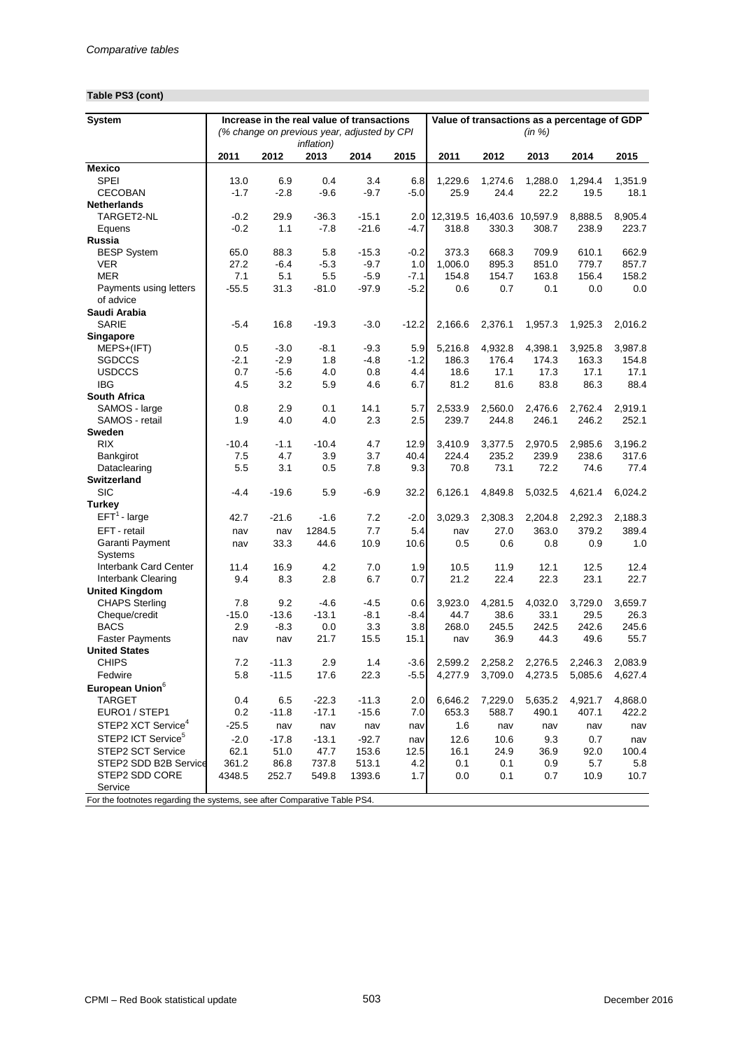*Comparative tables*

**Table PS3 (cont)**

| System | Increase in the real value of transactions (% change on previous year, adjusted by CPI inflation) | | | | | Value of transactions as a percentage of GDP (in %) | | | | |
|---|---|---|---|---|---|---|---|---|---|---|
| | 2011 | 2012 | 2013 | 2014 | 2015 | 2011 | 2012 | 2013 | 2014 | 2015 |
| **Mexico** | | | | | | | | | | |
| SPEI | 13.0 | 6.9 | 0.4 | 3.4 | 6.8 | 1,229.6 | 1,274.6 | 1,288.0 | 1,294.4 | 1,351.9 |
| CECOBAN | -1.7 | -2.8 | -9.6 | -9.7 | -5.0 | 25.9 | 24.4 | 22.2 | 19.5 | 18.1 |
| **Netherlands** | | | | | | | | | | |
| TARGET2-NL | -0.2 | 29.9 | -36.3 | -15.1 | 2.0 | 12,319.5 | 16,403.6 | 10,597.9 | 8,888.5 | 8,905.4 |
| Equens | -0.2 | 1.1 | -7.8 | -21.6 | -4.7 | 318.8 | 330.3 | 308.7 | 238.9 | 223.7 |
| **Russia** | | | | | | | | | | |
| BESP System | 65.0 | 88.3 | 5.8 | -15.3 | -0.2 | 373.3 | 668.3 | 709.9 | 610.1 | 662.9 |
| VER | 27.2 | -6.4 | -5.3 | -9.7 | 1.0 | 1,006.0 | 895.3 | 851.0 | 779.7 | 857.7 |
| MER | 7.1 | 5.1 | 5.5 | -5.9 | -7.1 | 154.8 | 154.7 | 163.8 | 156.4 | 158.2 |
| Payments using letters of advice | -55.5 | 31.3 | -81.0 | -97.9 | -5.2 | 0.6 | 0.7 | 0.1 | 0.0 | 0.0 |
| **Saudi Arabia** | | | | | | | | | | |
| SARIE | -5.4 | 16.8 | -19.3 | -3.0 | -12.2 | 2,166.6 | 2,376.1 | 1,957.3 | 1,925.3 | 2,016.2 |
| **Singapore** | | | | | | | | | | |
| MEPS+(IFT) | 0.5 | -3.0 | -8.1 | -9.3 | 5.9 | 5,216.8 | 4,932.8 | 4,398.1 | 3,925.8 | 3,987.8 |
| SGDCCS | -2.1 | -2.9 | 1.8 | -4.8 | -1.2 | 186.3 | 176.4 | 174.3 | 163.3 | 154.8 |
| USDCCS | 0.7 | -5.6 | 4.0 | 0.8 | 4.4 | 18.6 | 17.1 | 17.3 | 17.1 | 17.1 |
| IBG | 4.5 | 3.2 | 5.9 | 4.6 | 6.7 | 81.2 | 81.6 | 83.8 | 86.3 | 88.4 |
| **South Africa** | | | | | | | | | | |
| SAMOS - large | 0.8 | 2.9 | 0.1 | 14.1 | 5.7 | 2,533.9 | 2,560.0 | 2,476.6 | 2,762.4 | 2,919.1 |
| SAMOS - retail | 1.9 | 4.0 | 4.0 | 2.3 | 2.5 | 239.7 | 244.8 | 246.1 | 246.2 | 252.1 |
| **Sweden** | | | | | | | | | | |
| RIX | -10.4 | -1.1 | -10.4 | 4.7 | 12.9 | 3,410.9 | 3,377.5 | 2,970.5 | 2,985.6 | 3,196.2 |
| Bankgirot | 7.5 | 4.7 | 3.9 | 3.7 | 40.4 | 224.4 | 235.2 | 239.9 | 238.6 | 317.6 |
| Dataclearing | 5.5 | 3.1 | 0.5 | 7.8 | 9.3 | 70.8 | 73.1 | 72.2 | 74.6 | 77.4 |
| **Switzerland** | | | | | | | | | | |
| SIC | -4.4 | -19.6 | 5.9 | -6.9 | 32.2 | 6,126.1 | 4,849.8 | 5,032.5 | 4,621.4 | 6,024.2 |
| **Turkey** | | | | | | | | | | |
| EFT[1] - large | 42.7 | -21.6 | -1.6 | 7.2 | -2.0 | 3,029.3 | 2,308.3 | 2,204.8 | 2,292.3 | 2,188.3 |
| EFT - retail | nav | nav | 1284.5 | 7.7 | 5.4 | nav | 27.0 | 363.0 | 379.2 | 389.4 |
| Garanti Payment Systems | nav | 33.3 | 44.6 | 10.9 | 10.6 | 0.5 | 0.6 | 0.8 | 0.9 | 1.0 |
| Interbank Card Center | 11.4 | 16.9 | 4.2 | 7.0 | 1.9 | 10.5 | 11.9 | 12.1 | 12.5 | 12.4 |
| Interbank Clearing | 9.4 | 8.3 | 2.8 | 6.7 | 0.7 | 21.2 | 22.4 | 22.3 | 23.1 | 22.7 |
| **United Kingdom** | | | | | | | | | | |
| CHAPS Sterling | 7.8 | 9.2 | -4.6 | -4.5 | 0.6 | 3,923.0 | 4,281.5 | 4,032.0 | 3,729.0 | 3,659.7 |
| Cheque/credit | -15.0 | -13.6 | -13.1 | -8.1 | -8.4 | 44.7 | 38.6 | 33.1 | 29.5 | 26.3 |
| BACS | 2.9 | -8.3 | 0.0 | 3.3 | 3.8 | 268.0 | 245.5 | 242.5 | 242.6 | 245.6 |
| Faster Payments | nav | nav | 21.7 | 15.5 | 15.1 | nav | 36.9 | 44.3 | 49.6 | 55.7 |
| **United States** | | | | | | | | | | |
| CHIPS | 7.2 | -11.3 | 2.9 | 1.4 | -3.6 | 2,599.2 | 2,258.2 | 2,276.5 | 2,246.3 | 2,083.9 |
| Fedwire | 5.8 | -11.5 | 17.6 | 22.3 | -5.5 | 4,277.9 | 3,709.0 | 4,273.5 | 5,085.6 | 4,627.4 |
| **European Union[6]** | | | | | | | | | | |
| TARGET | 0.4 | 6.5 | -22.3 | -11.3 | 2.0 | 6,646.2 | 7,229.0 | 5,635.2 | 4,921.7 | 4,868.0 |
| EURO1 / STEP1 | 0.2 | -11.8 | -17.1 | -15.6 | 7.0 | 653.3 | 588.7 | 490.1 | 407.1 | 422.2 |
| STEP2 XCT Service[4] | -25.5 | nav | nav | nav | nav | 1.6 | nav | nav | nav | nav |
| STEP2 ICT Service[5] | -2.0 | -17.8 | -13.1 | -92.7 | nav | 12.6 | 10.6 | 9.3 | 0.7 | nav |
| STEP2 SCT Service | 62.1 | 51.0 | 47.7 | 153.6 | 12.5 | 16.1 | 24.9 | 36.9 | 92.0 | 100.4 |
| STEP2 SDD B2B Service | 361.2 | 86.8 | 737.8 | 513.1 | 4.2 | 0.1 | 0.1 | 0.9 | 5.7 | 5.8 |
| STEP2 SDD CORE Service | 4348.5 | 252.7 | 549.8 | 1393.6 | 1.7 | 0.0 | 0.1 | 0.7 | 10.9 | 10.7 |

For the footnotes regarding the systems, see after Comparative Table PS4.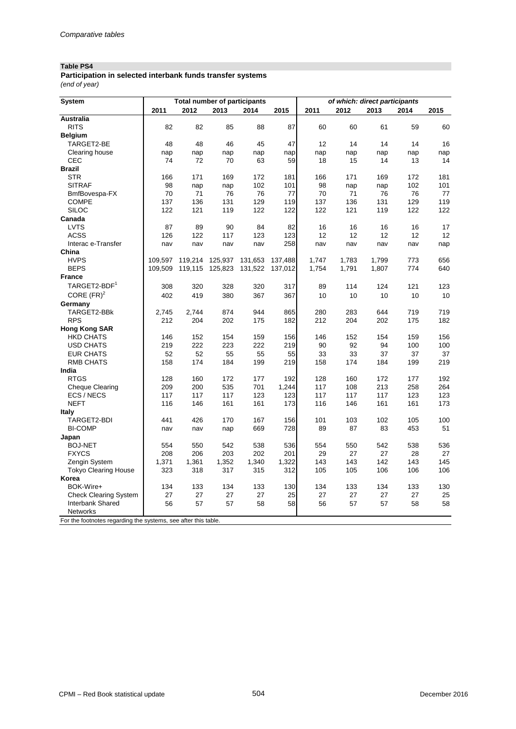**Table PS4**

**Participation in selected interbank funds transfer systems**

*(end of year)*

| System | Total number of participants | | | | | *of which: direct participants* | | | | |
|---|---|---|---|---|---|---|---|---|---|---|
| | 2011 | 2012 | 2013 | 2014 | 2015 | 2011 | 2012 | 2013 | 2014 | 2015 |
| **Australia** | | | | | | | | | | |
| RITS | 82 | 82 | 85 | 88 | 87 | 60 | 60 | 61 | 59 | 60 |
| **Belgium** | | | | | | | | | | |
| TARGET2-BE | 48 | 48 | 46 | 45 | 47 | 12 | 14 | 14 | 14 | 16 |
| Clearing house | nap | nap | nap | nap | nap | nap | nap | nap | nap | nap |
| CEC | 74 | 72 | 70 | 63 | 59 | 18 | 15 | 14 | 13 | 14 |
| **Brazil** | | | | | | | | | | |
| STR | 166 | 171 | 169 | 172 | 181 | 166 | 171 | 169 | 172 | 181 |
| SITRAF | 98 | nap | nap | 102 | 101 | 98 | nap | nap | 102 | 101 |
| BmfBovespa-FX | 70 | 71 | 76 | 76 | 77 | 70 | 71 | 76 | 76 | 77 |
| COMPE | 137 | 136 | 131 | 129 | 119 | 137 | 136 | 131 | 129 | 119 |
| SILOC | 122 | 121 | 119 | 122 | 122 | 122 | 121 | 119 | 122 | 122 |
| **Canada** | | | | | | | | | | |
| LVTS | 87 | 89 | 90 | 84 | 82 | 16 | 16 | 16 | 16 | 17 |
| ACSS | 126 | 122 | 117 | 123 | 123 | 12 | 12 | 12 | 12 | 12 |
| Interac e-Transfer | nav | nav | nav | nav | 258 | nav | nav | nav | nav | nap |
| **China** | | | | | | | | | | |
| HVPS | 109,597 | 119,214 | 125,937 | 131,653 | 137,488 | 1,747 | 1,783 | 1,799 | 773 | 656 |
| BEPS | 109,509 | 119,115 | 125,823 | 131,522 | 137,012 | 1,754 | 1,791 | 1,807 | 774 | 640 |
| **France** | | | | | | | | | | |
| TARGET2-BDF[1] | 308 | 320 | 328 | 320 | 317 | 89 | 114 | 124 | 121 | 123 |
| CORE (FR)[2] | 402 | 419 | 380 | 367 | 367 | 10 | 10 | 10 | 10 | 10 |
| **Germany** | | | | | | | | | | |
| TARGET2-BBk | 2,745 | 2,744 | 874 | 944 | 865 | 280 | 283 | 644 | 719 | 719 |
| RPS | 212 | 204 | 202 | 175 | 182 | 212 | 204 | 202 | 175 | 182 |
| **Hong Kong SAR** | | | | | | | | | | |
| HKD CHATS | 146 | 152 | 154 | 159 | 156 | 146 | 152 | 154 | 159 | 156 |
| USD CHATS | 219 | 222 | 223 | 222 | 219 | 90 | 92 | 94 | 100 | 100 |
| EUR CHATS | 52 | 52 | 55 | 55 | 55 | 33 | 33 | 37 | 37 | 37 |
| RMB CHATS | 158 | 174 | 184 | 199 | 219 | 158 | 174 | 184 | 199 | 219 |
| **India** | | | | | | | | | | |
| RTGS | 128 | 160 | 172 | 177 | 192 | 128 | 160 | 172 | 177 | 192 |
| Cheque Clearing | 209 | 200 | 535 | 701 | 1,244 | 117 | 108 | 213 | 258 | 264 |
| ECS / NECS | 117 | 117 | 117 | 123 | 123 | 117 | 117 | 117 | 123 | 123 |
| NEFT | 116 | 146 | 161 | 161 | 173 | 116 | 146 | 161 | 161 | 173 |
| **Italy** | | | | | | | | | | |
| TARGET2-BDI | 441 | 426 | 170 | 167 | 156 | 101 | 103 | 102 | 105 | 100 |
| BI-COMP | nav | nav | nap | 669 | 728 | 89 | 87 | 83 | 453 | 51 |
| **Japan** | | | | | | | | | | |
| BOJ-NET | 554 | 550 | 542 | 538 | 536 | 554 | 550 | 542 | 538 | 536 |
| FXYCS | 208 | 206 | 203 | 202 | 201 | 29 | 27 | 27 | 28 | 27 |
| Zengin System | 1,371 | 1,361 | 1,352 | 1,340 | 1,322 | 143 | 143 | 142 | 143 | 145 |
| Tokyo Clearing House | 323 | 318 | 317 | 315 | 312 | 105 | 105 | 106 | 106 | 106 |
| **Korea** | | | | | | | | | | |
| BOK-Wire+ | 134 | 133 | 134 | 133 | 130 | 134 | 133 | 134 | 133 | 130 |
| Check Clearing System | 27 | 27 | 27 | 27 | 25 | 27 | 27 | 27 | 27 | 25 |
| Interbank Shared Networks | 56 | 57 | 57 | 58 | 58 | 56 | 57 | 57 | 58 | 58 |

For the footnotes regarding the systems, see after this table.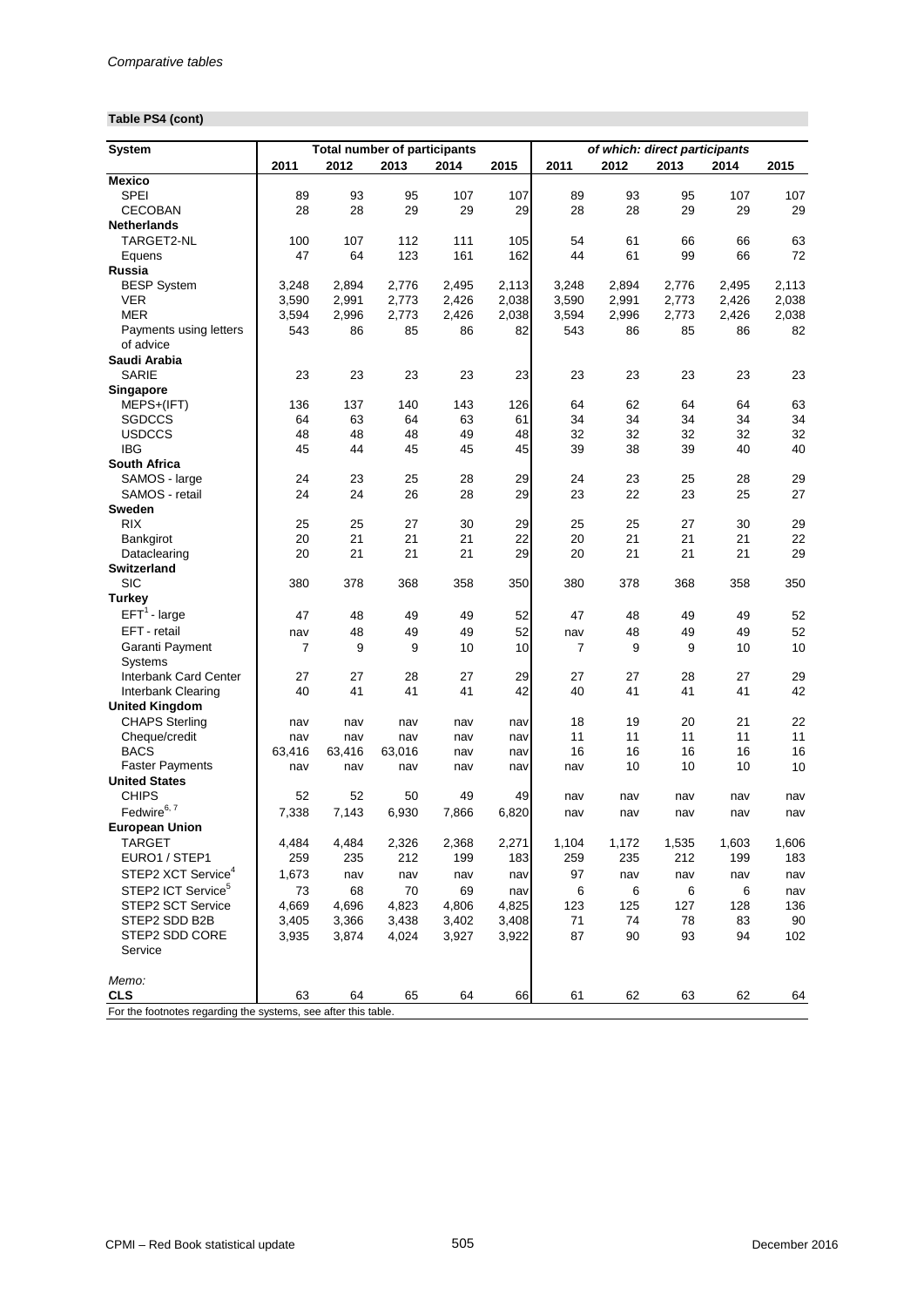*Comparative tables*

**Table PS4 (cont)**

| System | Total number of participants | | | | | *of which: direct participants* | | | | |
|---|---|---|---|---|---|---|---|---|---|---|
| | 2011 | 2012 | 2013 | 2014 | 2015 | 2011 | 2012 | 2013 | 2014 | 2015 |
| **Mexico** | | | | | | | | | | |
| SPEI | 89 | 93 | 95 | 107 | 107 | 89 | 93 | 95 | 107 | 107 |
| CECOBAN | 28 | 28 | 29 | 29 | 29 | 28 | 28 | 29 | 29 | 29 |
| **Netherlands** | | | | | | | | | | |
| TARGET2-NL | 100 | 107 | 112 | 111 | 105 | 54 | 61 | 66 | 66 | 63 |
| Equens | 47 | 64 | 123 | 161 | 162 | 44 | 61 | 99 | 66 | 72 |
| **Russia** | | | | | | | | | | |
| BESP System | 3,248 | 2,894 | 2,776 | 2,495 | 2,113 | 3,248 | 2,894 | 2,776 | 2,495 | 2,113 |
| VER | 3,590 | 2,991 | 2,773 | 2,426 | 2,038 | 3,590 | 2,991 | 2,773 | 2,426 | 2,038 |
| MER | 3,594 | 2,996 | 2,773 | 2,426 | 2,038 | 3,594 | 2,996 | 2,773 | 2,426 | 2,038 |
| Payments using letters of advice | 543 | 86 | 85 | 86 | 82 | 543 | 86 | 85 | 86 | 82 |
| **Saudi Arabia** | | | | | | | | | | |
| SARIE | 23 | 23 | 23 | 23 | 23 | 23 | 23 | 23 | 23 | 23 |
| **Singapore** | | | | | | | | | | |
| MEPS+(IFT) | 136 | 137 | 140 | 143 | 126 | 64 | 62 | 64 | 64 | 63 |
| SGDCCS | 64 | 63 | 64 | 63 | 61 | 34 | 34 | 34 | 34 | 34 |
| USDCCS | 48 | 48 | 48 | 49 | 48 | 32 | 32 | 32 | 32 | 32 |
| IBG | 45 | 44 | 45 | 45 | 45 | 39 | 38 | 39 | 40 | 40 |
| **South Africa** | | | | | | | | | | |
| SAMOS - large | 24 | 23 | 25 | 28 | 29 | 24 | 23 | 25 | 28 | 29 |
| SAMOS - retail | 24 | 24 | 26 | 28 | 29 | 23 | 22 | 23 | 25 | 27 |
| **Sweden** | | | | | | | | | | |
| RIX | 25 | 25 | 27 | 30 | 29 | 25 | 25 | 27 | 30 | 29 |
| Bankgirot | 20 | 21 | 21 | 21 | 22 | 20 | 21 | 21 | 21 | 22 |
| Dataclearing | 20 | 21 | 21 | 21 | 29 | 20 | 21 | 21 | 21 | 29 |
| **Switzerland** | | | | | | | | | | |
| SIC | 380 | 378 | 368 | 358 | 350 | 380 | 378 | 368 | 358 | 350 |
| **Turkey** | | | | | | | | | | |
| EFT[1] - large | 47 | 48 | 49 | 49 | 52 | 47 | 48 | 49 | 49 | 52 |
| EFT - retail | nav | 48 | 49 | 49 | 52 | nav | 48 | 49 | 49 | 52 |
| Garanti Payment Systems | 7 | 9 | 9 | 10 | 10 | 7 | 9 | 9 | 10 | 10 |
| Interbank Card Center | 27 | 27 | 28 | 27 | 29 | 27 | 27 | 28 | 27 | 29 |
| Interbank Clearing | 40 | 41 | 41 | 41 | 42 | 40 | 41 | 41 | 41 | 42 |
| **United Kingdom** | | | | | | | | | | |
| CHAPS Sterling | nav | nav | nav | nav | nav | 18 | 19 | 20 | 21 | 22 |
| Cheque/credit | nav | nav | nav | nav | nav | 11 | 11 | 11 | 11 | 11 |
| BACS | 63,416 | 63,416 | 63,016 | nav | nav | 16 | 16 | 16 | 16 | 16 |
| Faster Payments | nav | nav | nav | nav | nav | nav | 10 | 10 | 10 | 10 |
| **United States** | | | | | | | | | | |
| CHIPS | 52 | 52 | 50 | 49 | 49 | nav | nav | nav | nav | nav |
| Fedwire[6, 7] | 7,338 | 7,143 | 6,930 | 7,866 | 6,820 | nav | nav | nav | nav | nav |
| **European Union** | | | | | | | | | | |
| TARGET | 4,484 | 4,484 | 2,326 | 2,368 | 2,271 | 1,104 | 1,172 | 1,535 | 1,603 | 1,606 |
| EURO1 / STEP1 | 259 | 235 | 212 | 199 | 183 | 259 | 235 | 212 | 199 | 183 |
| STEP2 XCT Service[4] | 1,673 | nav | nav | nav | nav | 97 | nav | nav | nav | nav |
| STEP2 ICT Service[5] | 73 | 68 | 70 | 69 | nav | 6 | 6 | 6 | 6 | nav |
| STEP2 SCT Service | 4,669 | 4,696 | 4,823 | 4,806 | 4,825 | 123 | 125 | 127 | 128 | 136 |
| STEP2 SDD B2B | 3,405 | 3,366 | 3,438 | 3,402 | 3,408 | 71 | 74 | 78 | 83 | 90 |
| STEP2 SDD CORE Service | 3,935 | 3,874 | 4,024 | 3,927 | 3,922 | 87 | 90 | 93 | 94 | 102 |
| *Memo:* | | | | | | | | | | |
| **CLS** | 63 | 64 | 65 | 64 | 66 | 61 | 62 | 63 | 62 | 64 |

For the footnotes regarding the systems, see after this table.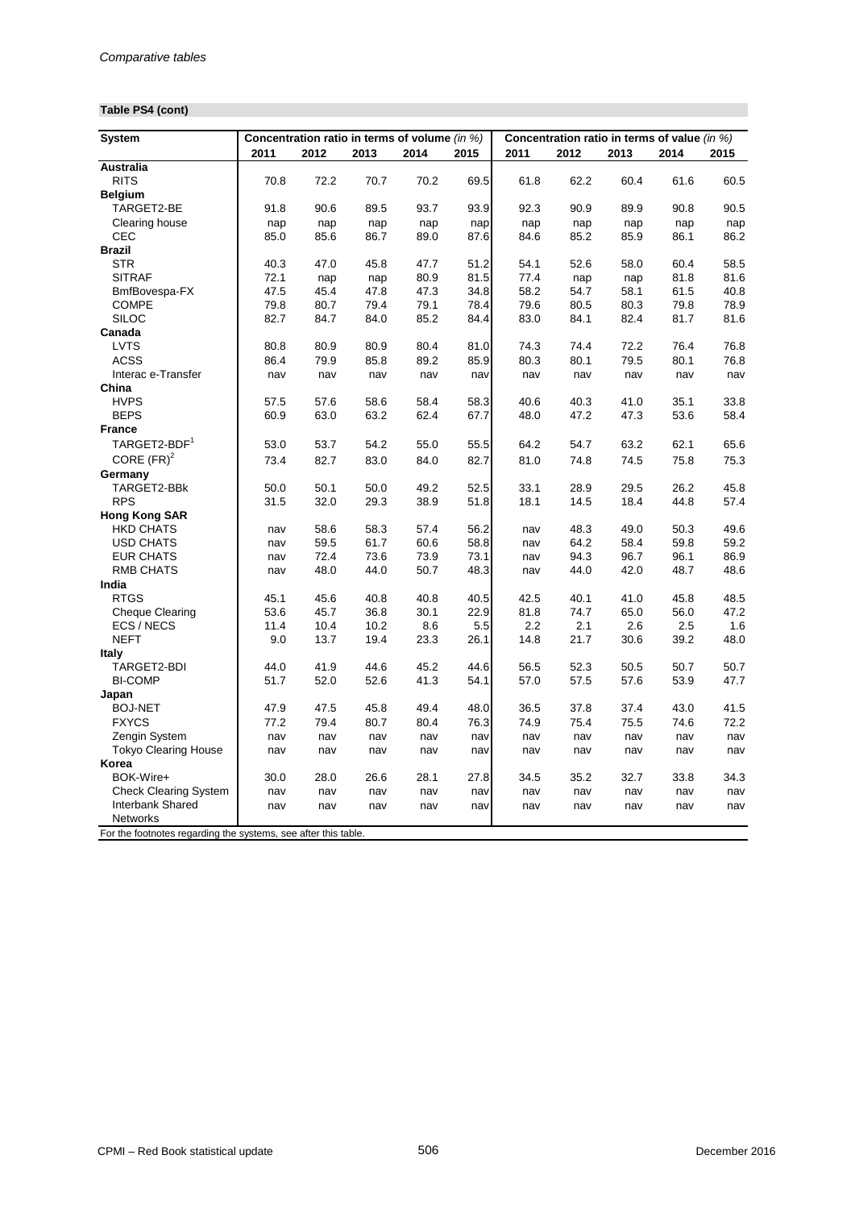## Table PS4 (cont)

| System | Concentration ratio in terms of volume *(in %)* | | | | | Concentration ratio in terms of value *(in %)* | | | | |
|---|---|---|---|---|---|---|---|---|---|---|
| | 2011 | 2012 | 2013 | 2014 | 2015 | 2011 | 2012 | 2013 | 2014 | 2015 |
| **Australia** | | | | | | | | | | |
| RITS | 70.8 | 72.2 | 70.7 | 70.2 | 69.5 | 61.8 | 62.2 | 60.4 | 61.6 | 60.5 |
| **Belgium** | | | | | | | | | | |
| TARGET2-BE | 91.8 | 90.6 | 89.5 | 93.7 | 93.9 | 92.3 | 90.9 | 89.9 | 90.8 | 90.5 |
| Clearing house | nap | nap | nap | nap | nap | nap | nap | nap | nap | nap |
| CEC | 85.0 | 85.6 | 86.7 | 89.0 | 87.6 | 84.6 | 85.2 | 85.9 | 86.1 | 86.2 |
| **Brazil** | | | | | | | | | | |
| STR | 40.3 | 47.0 | 45.8 | 47.7 | 51.2 | 54.1 | 52.6 | 58.0 | 60.4 | 58.5 |
| SITRAF | 72.1 | nap | nap | 80.9 | 81.5 | 77.4 | nap | nap | 81.8 | 81.6 |
| BmfBovespa-FX | 47.5 | 45.4 | 47.8 | 47.3 | 34.8 | 58.2 | 54.7 | 58.1 | 61.5 | 40.8 |
| COMPE | 79.8 | 80.7 | 79.4 | 79.1 | 78.4 | 79.6 | 80.5 | 80.3 | 79.8 | 78.9 |
| SILOC | 82.7 | 84.7 | 84.0 | 85.2 | 84.4 | 83.0 | 84.1 | 82.4 | 81.7 | 81.6 |
| **Canada** | | | | | | | | | | |
| LVTS | 80.8 | 80.9 | 80.9 | 80.4 | 81.0 | 74.3 | 74.4 | 72.2 | 76.4 | 76.8 |
| ACSS | 86.4 | 79.9 | 85.8 | 89.2 | 85.9 | 80.3 | 80.1 | 79.5 | 80.1 | 76.8 |
| Interac e-Transfer | nav | nav | nav | nav | nav | nav | nav | nav | nav | nav |
| **China** | | | | | | | | | | |
| HVPS | 57.5 | 57.6 | 58.6 | 58.4 | 58.3 | 40.6 | 40.3 | 41.0 | 35.1 | 33.8 |
| BEPS | 60.9 | 63.0 | 63.2 | 62.4 | 67.7 | 48.0 | 47.2 | 47.3 | 53.6 | 58.4 |
| **France** | | | | | | | | | | |
| TARGET2-BDF[1] | 53.0 | 53.7 | 54.2 | 55.0 | 55.5 | 64.2 | 54.7 | 63.2 | 62.1 | 65.6 |
| CORE (FR)[2] | 73.4 | 82.7 | 83.0 | 84.0 | 82.7 | 81.0 | 74.8 | 74.5 | 75.8 | 75.3 |
| **Germany** | | | | | | | | | | |
| TARGET2-BBk | 50.0 | 50.1 | 50.0 | 49.2 | 52.5 | 33.1 | 28.9 | 29.5 | 26.2 | 45.8 |
| RPS | 31.5 | 32.0 | 29.3 | 38.9 | 51.8 | 18.1 | 14.5 | 18.4 | 44.8 | 57.4 |
| **Hong Kong SAR** | | | | | | | | | | |
| HKD CHATS | nav | 58.6 | 58.3 | 57.4 | 56.2 | nav | 48.3 | 49.0 | 50.3 | 49.6 |
| USD CHATS | nav | 59.5 | 61.7 | 60.6 | 58.8 | nav | 64.2 | 58.4 | 59.8 | 59.2 |
| EUR CHATS | nav | 72.4 | 73.6 | 73.9 | 73.1 | nav | 94.3 | 96.7 | 96.1 | 86.9 |
| RMB CHATS | nav | 48.0 | 44.0 | 50.7 | 48.3 | nav | 44.0 | 42.0 | 48.7 | 48.6 |
| **India** | | | | | | | | | | |
| RTGS | 45.1 | 45.6 | 40.8 | 40.8 | 40.5 | 42.5 | 40.1 | 41.0 | 45.8 | 48.5 |
| Cheque Clearing | 53.6 | 45.7 | 36.8 | 30.1 | 22.9 | 81.8 | 74.7 | 65.0 | 56.0 | 47.2 |
| ECS / NECS | 11.4 | 10.4 | 10.2 | 8.6 | 5.5 | 2.2 | 2.1 | 2.6 | 2.5 | 1.6 |
| NEFT | 9.0 | 13.7 | 19.4 | 23.3 | 26.1 | 14.8 | 21.7 | 30.6 | 39.2 | 48.0 |
| **Italy** | | | | | | | | | | |
| TARGET2-BDI | 44.0 | 41.9 | 44.6 | 45.2 | 44.6 | 56.5 | 52.3 | 50.5 | 50.7 | 50.7 |
| BI-COMP | 51.7 | 52.0 | 52.6 | 41.3 | 54.1 | 57.0 | 57.5 | 57.6 | 53.9 | 47.7 |
| **Japan** | | | | | | | | | | |
| BOJ-NET | 47.9 | 47.5 | 45.8 | 49.4 | 48.0 | 36.5 | 37.8 | 37.4 | 43.0 | 41.5 |
| FXYCS | 77.2 | 79.4 | 80.7 | 80.4 | 76.3 | 74.9 | 75.4 | 75.5 | 74.6 | 72.2 |
| Zengin System | nav | nav | nav | nav | nav | nav | nav | nav | nav | nav |
| Tokyo Clearing House | nav | nav | nav | nav | nav | nav | nav | nav | nav | nav |
| **Korea** | | | | | | | | | | |
| BOK-Wire+ | 30.0 | 28.0 | 26.6 | 28.1 | 27.8 | 34.5 | 35.2 | 32.7 | 33.8 | 34.3 |
| Check Clearing System | nav | nav | nav | nav | nav | nav | nav | nav | nav | nav |
| Interbank Shared Networks | nav | nav | nav | nav | nav | nav | nav | nav | nav | nav |

For the footnotes regarding the systems, see after this table.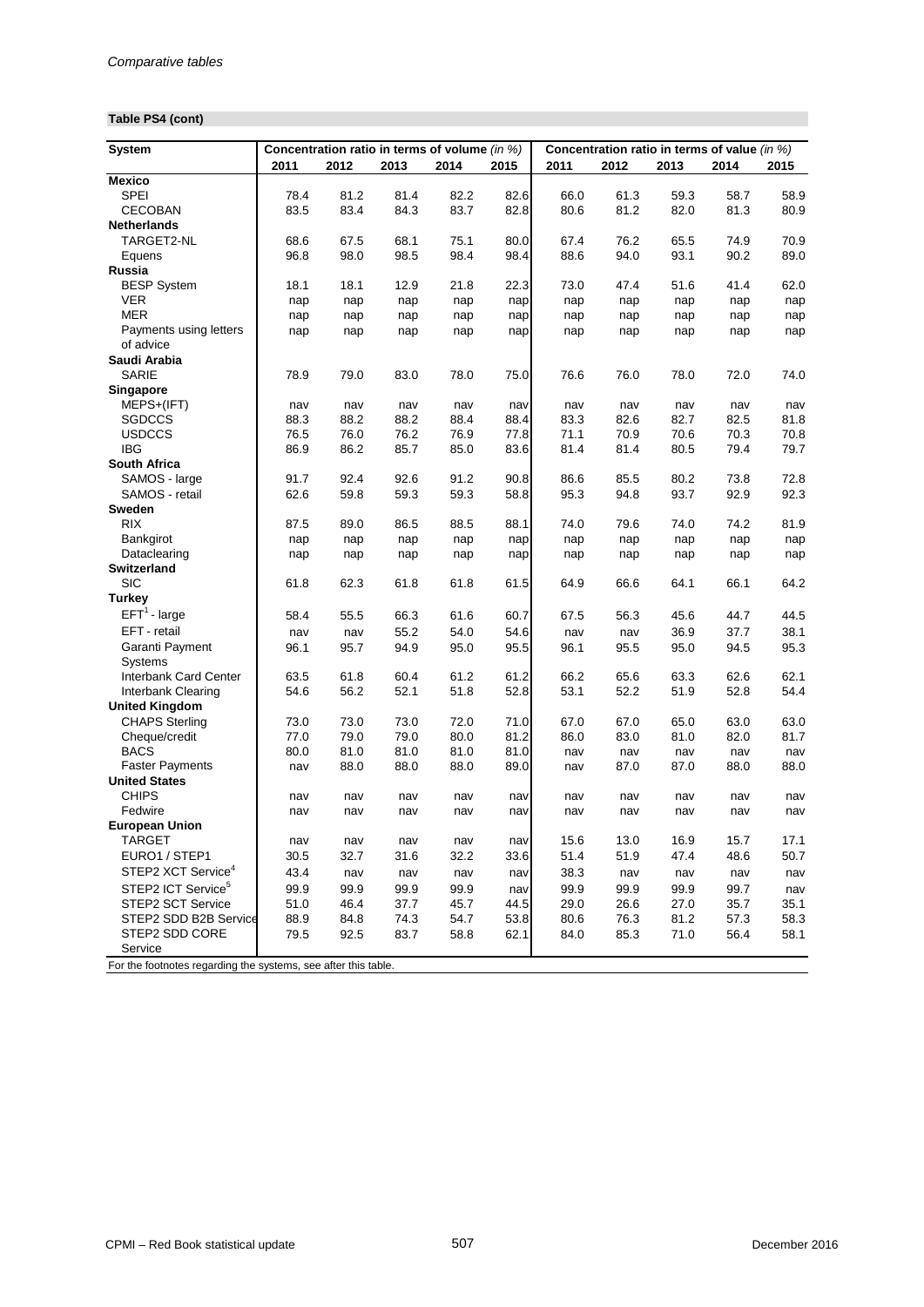*Comparative tables*

**Table PS4 (cont)**

| System | Concentration ratio in terms of volume *(in %)* | | | | | Concentration ratio in terms of value *(in %)* | | | | |
|---|---|---|---|---|---|---|---|---|---|---|
| | 2011 | 2012 | 2013 | 2014 | 2015 | 2011 | 2012 | 2013 | 2014 | 2015 |
| **Mexico** | | | | | | | | | | |
| SPEI | 78.4 | 81.2 | 81.4 | 82.2 | 82.6 | 66.0 | 61.3 | 59.3 | 58.7 | 58.9 |
| CECOBAN | 83.5 | 83.4 | 84.3 | 83.7 | 82.8 | 80.6 | 81.2 | 82.0 | 81.3 | 80.9 |
| **Netherlands** | | | | | | | | | | |
| TARGET2-NL | 68.6 | 67.5 | 68.1 | 75.1 | 80.0 | 67.4 | 76.2 | 65.5 | 74.9 | 70.9 |
| Equens | 96.8 | 98.0 | 98.5 | 98.4 | 98.4 | 88.6 | 94.0 | 93.1 | 90.2 | 89.0 |
| **Russia** | | | | | | | | | | |
| BESP System | 18.1 | 18.1 | 12.9 | 21.8 | 22.3 | 73.0 | 47.4 | 51.6 | 41.4 | 62.0 |
| VER | nap | nap | nap | nap | nap | nap | nap | nap | nap | nap |
| MER | nap | nap | nap | nap | nap | nap | nap | nap | nap | nap |
| Payments using letters of advice | nap | nap | nap | nap | nap | nap | nap | nap | nap | nap |
| **Saudi Arabia** | | | | | | | | | | |
| SARIE | 78.9 | 79.0 | 83.0 | 78.0 | 75.0 | 76.6 | 76.0 | 78.0 | 72.0 | 74.0 |
| **Singapore** | | | | | | | | | | |
| MEPS+(IFT) | nav | nav | nav | nav | nav | nav | nav | nav | nav | nav |
| SGDCCS | 88.3 | 88.2 | 88.2 | 88.4 | 88.4 | 83.3 | 82.6 | 82.7 | 82.5 | 81.8 |
| USDCCS | 76.5 | 76.0 | 76.2 | 76.9 | 77.8 | 71.1 | 70.9 | 70.6 | 70.3 | 70.8 |
| IBG | 86.9 | 86.2 | 85.7 | 85.0 | 83.6 | 81.4 | 81.4 | 80.5 | 79.4 | 79.7 |
| **South Africa** | | | | | | | | | | |
| SAMOS - large | 91.7 | 92.4 | 92.6 | 91.2 | 90.8 | 86.6 | 85.5 | 80.2 | 73.8 | 72.8 |
| SAMOS - retail | 62.6 | 59.8 | 59.3 | 59.3 | 58.8 | 95.3 | 94.8 | 93.7 | 92.9 | 92.3 |
| **Sweden** | | | | | | | | | | |
| RIX | 87.5 | 89.0 | 86.5 | 88.5 | 88.1 | 74.0 | 79.6 | 74.0 | 74.2 | 81.9 |
| Bankgirot | nap | nap | nap | nap | nap | nap | nap | nap | nap | nap |
| Dataclearing | nap | nap | nap | nap | nap | nap | nap | nap | nap | nap |
| **Switzerland** | | | | | | | | | | |
| SIC | 61.8 | 62.3 | 61.8 | 61.8 | 61.5 | 64.9 | 66.6 | 64.1 | 66.1 | 64.2 |
| **Turkey** | | | | | | | | | | |
| EFT[1] - large | 58.4 | 55.5 | 66.3 | 61.6 | 60.7 | 67.5 | 56.3 | 45.6 | 44.7 | 44.5 |
| EFT - retail | nav | nav | 55.2 | 54.0 | 54.6 | nav | nav | 36.9 | 37.7 | 38.1 |
| Garanti Payment Systems | 96.1 | 95.7 | 94.9 | 95.0 | 95.5 | 96.1 | 95.5 | 95.0 | 94.5 | 95.3 |
| Interbank Card Center | 63.5 | 61.8 | 60.4 | 61.2 | 61.2 | 66.2 | 65.6 | 63.3 | 62.6 | 62.1 |
| Interbank Clearing | 54.6 | 56.2 | 52.1 | 51.8 | 52.8 | 53.1 | 52.2 | 51.9 | 52.8 | 54.4 |
| **United Kingdom** | | | | | | | | | | |
| CHAPS Sterling | 73.0 | 73.0 | 73.0 | 72.0 | 71.0 | 67.0 | 67.0 | 65.0 | 63.0 | 63.0 |
| Cheque/credit | 77.0 | 79.0 | 79.0 | 80.0 | 81.2 | 86.0 | 83.0 | 81.0 | 82.0 | 81.7 |
| BACS | 80.0 | 81.0 | 81.0 | 81.0 | 81.0 | nav | nav | nav | nav | nav |
| Faster Payments | nav | 88.0 | 88.0 | 88.0 | 89.0 | nav | 87.0 | 87.0 | 88.0 | 88.0 |
| **United States** | | | | | | | | | | |
| CHIPS | nav | nav | nav | nav | nav | nav | nav | nav | nav | nav |
| Fedwire | nav | nav | nav | nav | nav | nav | nav | nav | nav | nav |
| **European Union** | | | | | | | | | | |
| TARGET | nav | nav | nav | nav | nav | 15.6 | 13.0 | 16.9 | 15.7 | 17.1 |
| EURO1 / STEP1 | 30.5 | 32.7 | 31.6 | 32.2 | 33.6 | 51.4 | 51.9 | 47.4 | 48.6 | 50.7 |
| STEP2 XCT Service[4] | 43.4 | nav | nav | nav | nav | 38.3 | nav | nav | nav | nav |
| STEP2 ICT Service[5] | 99.9 | 99.9 | 99.9 | 99.9 | nav | 99.9 | 99.9 | 99.9 | 99.7 | nav |
| STEP2 SCT Service | 51.0 | 46.4 | 37.7 | 45.7 | 44.5 | 29.0 | 26.6 | 27.0 | 35.7 | 35.1 |
| STEP2 SDD B2B Service | 88.9 | 84.8 | 74.3 | 54.7 | 53.8 | 80.6 | 76.3 | 81.2 | 57.3 | 58.3 |
| STEP2 SDD CORE Service | 79.5 | 92.5 | 83.7 | 58.8 | 62.1 | 84.0 | 85.3 | 71.0 | 56.4 | 58.1 |

For the footnotes regarding the systems, see after this table.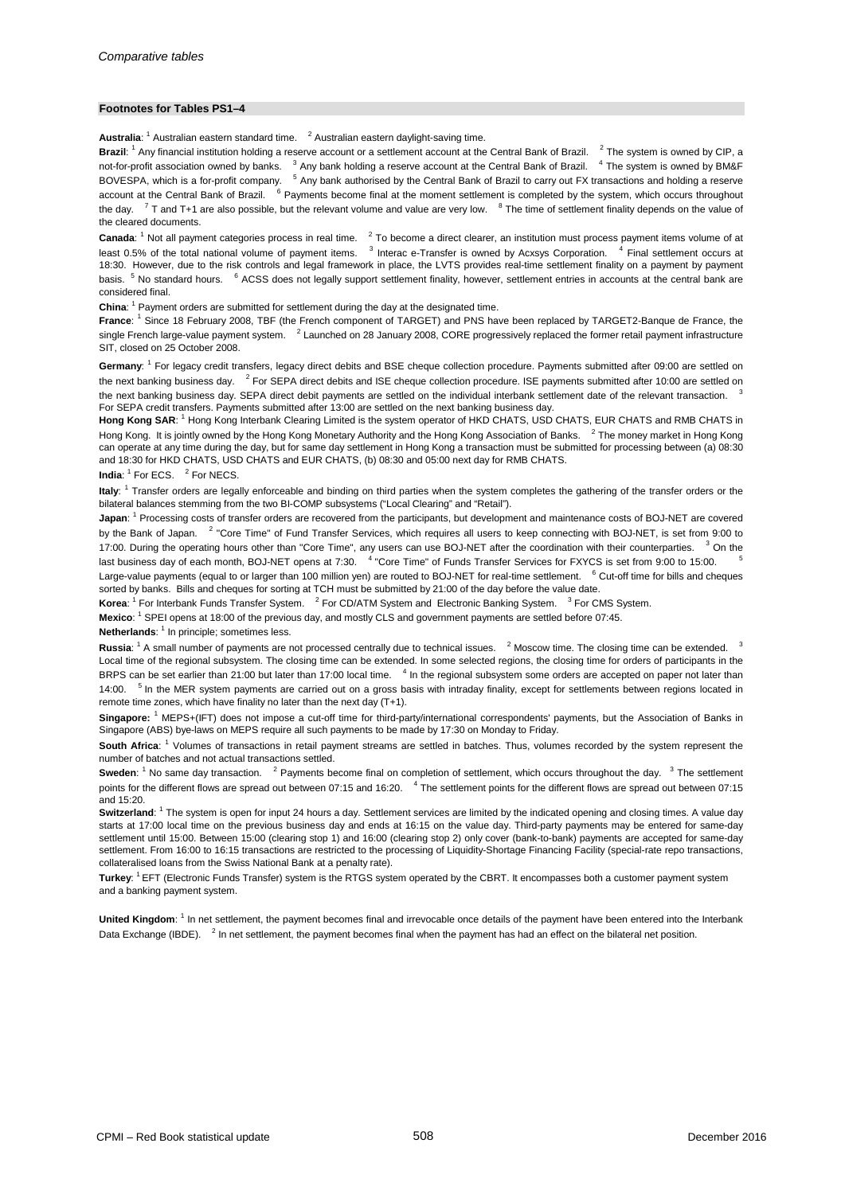## Footnotes for Tables PS1–4

**Australia**: [1] Australian eastern standard time. [2] Australian eastern daylight-saving time.

**Brazil**: [1] Any financial institution holding a reserve account or a settlement account at the Central Bank of Brazil. [2] The system is owned by CIP, a not-for-profit association owned by banks. [3] Any bank holding a reserve account at the Central Bank of Brazil. [4] The system is owned by BM&F BOVESPA, which is a for-profit company. [5] Any bank authorised by the Central Bank of Brazil to carry out FX transactions and holding a reserve account at the Central Bank of Brazil. [6] Payments become final at the moment settlement is completed by the system, which occurs throughout the day. [7] T and T+1 are also possible, but the relevant volume and value are very low. [8] The time of settlement finality depends on the value of the cleared documents.

**Canada**: [1] Not all payment categories process in real time. [2] To become a direct clearer, an institution must process payment items volume of at least 0.5% of the total national volume of payment items. [3] Interac e-Transfer is owned by Acxsys Corporation. [4] Final settlement occurs at 18:30. However, due to the risk controls and legal framework in place, the LVTS provides real-time settlement finality on a payment by payment basis. [5] No standard hours. [6] ACSS does not legally support settlement finality, however, settlement entries in accounts at the central bank are considered final.

**China**: [1] Payment orders are submitted for settlement during the day at the designated time.

**France**: [1] Since 18 February 2008, TBF (the French component of TARGET) and PNS have been replaced by TARGET2-Banque de France, the single French large-value payment system. [2] Launched on 28 January 2008, CORE progressively replaced the former retail payment infrastructure SIT, closed on 25 October 2008.

**Germany**: [1] For legacy credit transfers, legacy direct debits and BSE cheque collection procedure. Payments submitted after 09:00 are settled on the next banking business day. [2] For SEPA direct debits and ISE cheque collection procedure. ISE payments submitted after 10:00 are settled on the next banking business day. SEPA direct debit payments are settled on the individual interbank settlement date of the relevant transaction. [3] For SEPA credit transfers. Payments submitted after 13:00 are settled on the next banking business day.

**Hong Kong SAR**: [1] Hong Kong Interbank Clearing Limited is the system operator of HKD CHATS, USD CHATS, EUR CHATS and RMB CHATS in Hong Kong. It is jointly owned by the Hong Kong Monetary Authority and the Hong Kong Association of Banks. [2] The money market in Hong Kong can operate at any time during the day, but for same day settlement in Hong Kong a transaction must be submitted for processing between (a) 08:30 and 18:30 for HKD CHATS, USD CHATS and EUR CHATS, (b) 08:30 and 05:00 next day for RMB CHATS.

**India**: [1] For ECS. [2] For NECS.

**Italy**: [1] Transfer orders are legally enforceable and binding on third parties when the system completes the gathering of the transfer orders or the bilateral balances stemming from the two BI-COMP subsystems ("Local Clearing" and "Retail").

**Japan**: [1] Processing costs of transfer orders are recovered from the participants, but development and maintenance costs of BOJ-NET are covered by the Bank of Japan. [2] "Core Time" of Fund Transfer Services, which requires all users to keep connecting with BOJ-NET, is set from 9:00 to 17:00. During the operating hours other than "Core Time", any users can use BOJ-NET after the coordination with their counterparties. [3] On the last business day of each month, BOJ-NET opens at 7:30. [4] "Core Time" of Funds Transfer Services for FXYCS is set from 9:00 to 15:00. [5] Large-value payments (equal to or larger than 100 million yen) are routed to BOJ-NET for real-time settlement. [6] Cut-off time for bills and cheques sorted by banks. Bills and cheques for sorting at TCH must be submitted by 21:00 of the day before the value date.

**Korea**: [1] For Interbank Funds Transfer System. [2] For CD/ATM System and Electronic Banking System. [3] For CMS System.

**Mexico**: [1] SPEI opens at 18:00 of the previous day, and mostly CLS and government payments are settled before 07:45.

**Netherlands**: [1] In principle; sometimes less.

**Russia**: [1] A small number of payments are not processed centrally due to technical issues. [2] Moscow time. The closing time can be extended. [3] Local time of the regional subsystem. The closing time can be extended. In some selected regions, the closing time for orders of participants in the BRPS can be set earlier than 21:00 but later than 17:00 local time. [4] In the regional subsystem some orders are accepted on paper not later than 14:00. [5] In the MER system payments are carried out on a gross basis with intraday finality, except for settlements between regions located in remote time zones, which have finality no later than the next day (T+1).

**Singapore:** [1] MEPS+(IFT) does not impose a cut-off time for third-party/international correspondents' payments, but the Association of Banks in Singapore (ABS) bye-laws on MEPS require all such payments to be made by 17:30 on Monday to Friday.

**South Africa**: [1] Volumes of transactions in retail payment streams are settled in batches. Thus, volumes recorded by the system represent the number of batches and not actual transactions settled.

**Sweden**: [1] No same day transaction. [2] Payments become final on completion of settlement, which occurs throughout the day. [3] The settlement points for the different flows are spread out between 07:15 and 16:20. [4] The settlement points for the different flows are spread out between 07:15 and 15:20.

**Switzerland**: [1] The system is open for input 24 hours a day. Settlement services are limited by the indicated opening and closing times. A value day starts at 17:00 local time on the previous business day and ends at 16:15 on the value day. Third-party payments may be entered for same-day settlement until 15:00. Between 15:00 (clearing stop 1) and 16:00 (clearing stop 2) only cover (bank-to-bank) payments are accepted for same-day settlement. From 16:00 to 16:15 transactions are restricted to the processing of Liquidity-Shortage Financing Facility (special-rate repo transactions, collateralised loans from the Swiss National Bank at a penalty rate).

**Turkey**: [1] EFT (Electronic Funds Transfer) system is the RTGS system operated by the CBRT. It encompasses both a customer payment system and a banking payment system.

**United Kingdom**: [1] In net settlement, the payment becomes final and irrevocable once details of the payment have been entered into the Interbank Data Exchange (IBDE). [2] In net settlement, the payment becomes final when the payment has had an effect on the bilateral net position.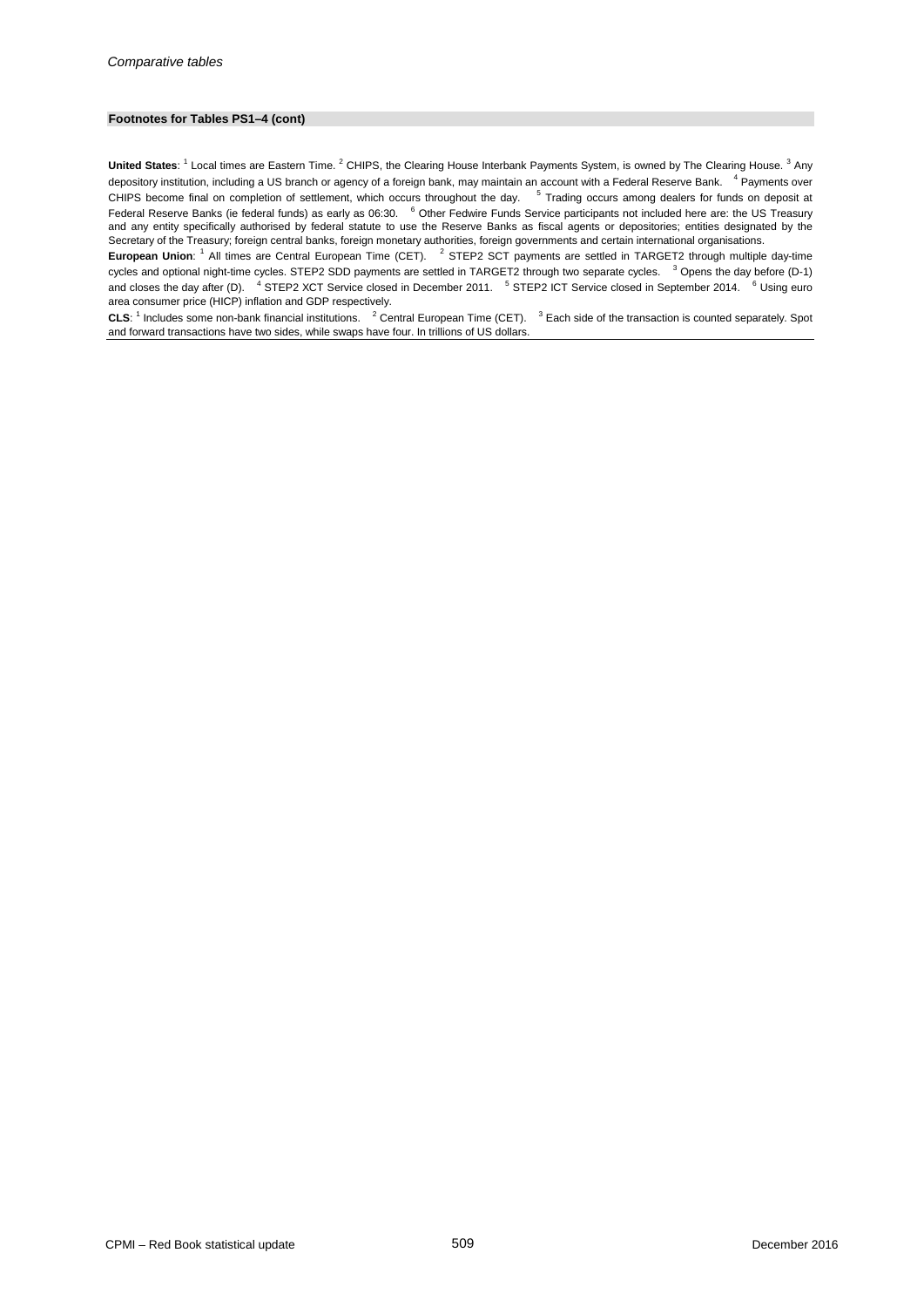#### Footnotes for Tables PS1–4 (cont)

**United States**: [1] Local times are Eastern Time. [2] CHIPS, the Clearing House Interbank Payments System, is owned by The Clearing House. [3] Any depository institution, including a US branch or agency of a foreign bank, may maintain an account with a Federal Reserve Bank. [4] Payments over CHIPS become final on completion of settlement, which occurs throughout the day. [5] Trading occurs among dealers for funds on deposit at Federal Reserve Banks (ie federal funds) as early as 06:30. [6] Other Fedwire Funds Service participants not included here are: the US Treasury and any entity specifically authorised by federal statute to use the Reserve Banks as fiscal agents or depositories; entities designated by the Secretary of the Treasury; foreign central banks, foreign monetary authorities, foreign governments and certain international organisations.

**European Union**: [1] All times are Central European Time (CET). [2] STEP2 SCT payments are settled in TARGET2 through multiple day-time cycles and optional night-time cycles. STEP2 SDD payments are settled in TARGET2 through two separate cycles. [3] Opens the day before (D-1) and closes the day after (D). [4] STEP2 XCT Service closed in December 2011. [5] STEP2 ICT Service closed in September 2014. [6] Using euro area consumer price (HICP) inflation and GDP respectively.

**CLS**: [1] Includes some non-bank financial institutions. [2] Central European Time (CET). [3] Each side of the transaction is counted separately. Spot and forward transactions have two sides, while swaps have four. In trillions of US dollars.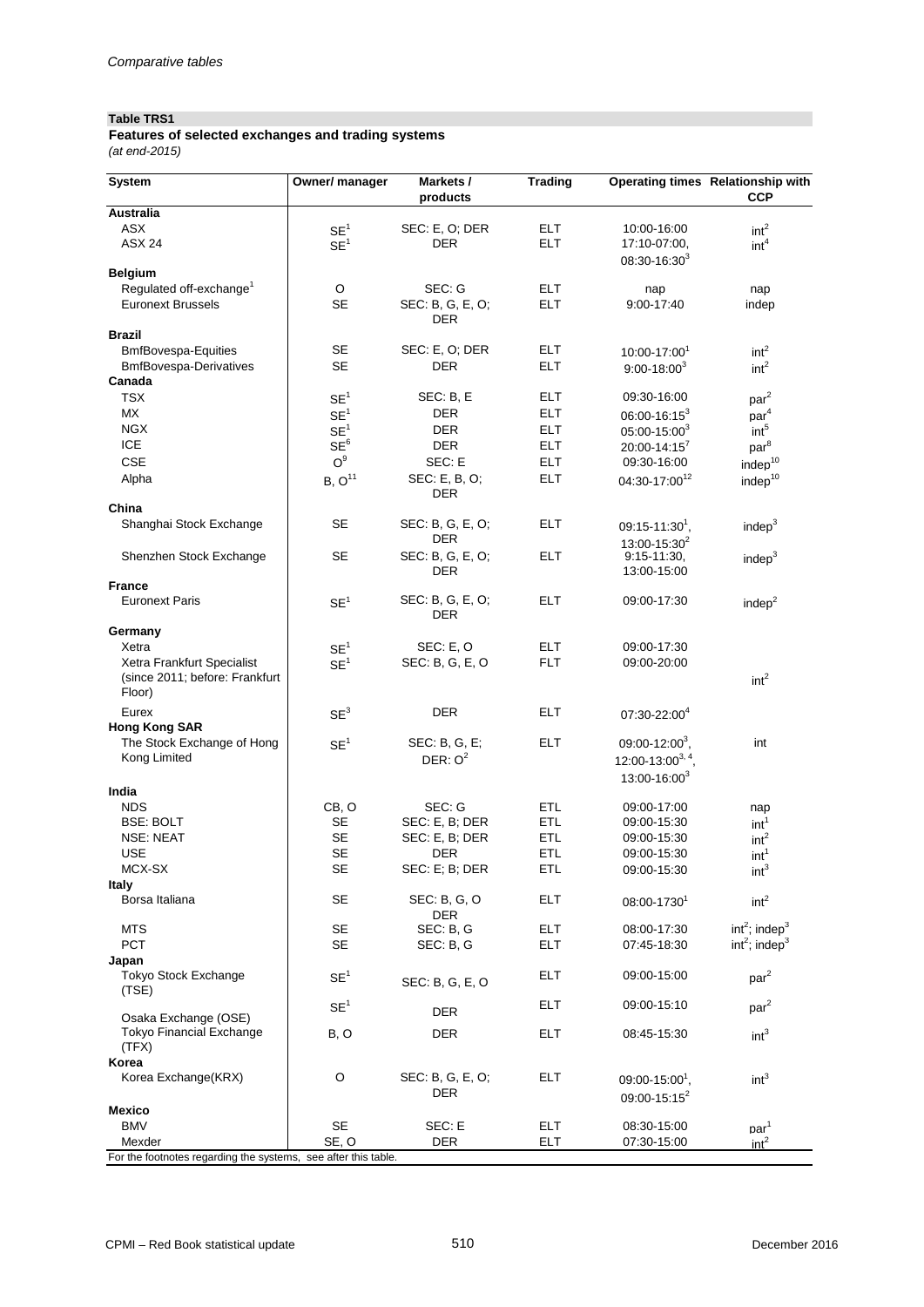*Comparative tables*

**Table TRS1**

**Features of selected exchanges and trading systems**

*(at end-2015)*

| System | Owner/ manager | Markets / products | Trading | Operating times | Relationship with CCP |
|---|---|---|---|---|---|
| **Australia** | | | | | |
| ASX | SE[1] | SEC: E, O; DER | ELT | 10:00-16:00 | int[2] |
| ASX 24 | SE[1] | DER | ELT | 17:10-07:00, 08:30-16:30[3] | int[4] |
| **Belgium** | | | | | |
| Regulated off-exchange[1] | O | SEC: G | ELT | nap | nap |
| Euronext Brussels | SE | SEC: B, G, E, O; DER | ELT | 9:00-17:40 | indep |
| **Brazil** | | | | | |
| BmfBovespa-Equities | SE | SEC: E, O; DER | ELT | 10:00-17:00[1] | int[2] |
| BmfBovespa-Derivatives | SE | DER | ELT | 9:00-18:00[3] | int[2] |
| **Canada** | | | | | |
| TSX | SE[1] | SEC: B, E | ELT | 09:30-16:00 | par[2] |
| MX | SE[1] | DER | ELT | 06:00-16:15[3] | par[4] |
| NGX | SE[1] | DER | ELT | 05:00-15:00[3] | int[5] |
| ICE | SE[6] | DER | ELT | 20:00-14:15[7] | par[8] |
| CSE | O[9] | SEC: E | ELT | 09:30-16:00 | indep[10] |
| Alpha | B, O[11] | SEC: E, B, O; DER | ELT | 04:30-17:00[12] | indep[10] |
| **China** | | | | | |
| Shanghai Stock Exchange | SE | SEC: B, G, E, O; DER | ELT | 09:15-11:30[1], 13:00-15:30[2] | indep[3] |
| Shenzhen Stock Exchange | SE | SEC: B, G, E, O; DER | ELT | 9:15-11:30, 13:00-15:00 | indep[3] |
| **France** | | | | | |
| Euronext Paris | SE[1] | SEC: B, G, E, O; DER | ELT | 09:00-17:30 | indep[2] |
| **Germany** | | | | | |
| Xetra | SE[1] | SEC: E, O | ELT | 09:00-17:30 | int[2] |
| Xetra Frankfurt Specialist (since 2011; before: Frankfurt Floor) | SE[1] | SEC: B, G, E, O | FLT | 09:00-20:00 | |
| Eurex | SE[3] | DER | ELT | 07:30-22:00[4] | |
| **Hong Kong SAR** | | | | | |
| The Stock Exchange of Hong Kong Limited | SE[1] | SEC: B, G, E; DER: O[2] | ELT | 09:00-12:00[3], 12:00-13:00[3, 4], 13:00-16:00[3] | int |
| **India** | | | | | |
| NDS | CB, O | SEC: G | ETL | 09:00-17:00 | nap |
| BSE: BOLT | SE | SEC: E, B; DER | ETL | 09:00-15:30 | int[1] |
| NSE: NEAT | SE | SEC: E, B; DER | ETL | 09:00-15:30 | int[2] |
| USE | SE | DER | ETL | 09:00-15:30 | int[1] |
| MCX-SX | SE | SEC: E; B; DER | ETL | 09:00-15:30 | int[3] |
| **Italy** | | | | | |
| Borsa Italiana | SE | SEC: B, G, O DER | ELT | 08:00-1730[1] | int[2] |
| MTS | SE | SEC: B, G | ELT | 08:00-17:30 | int[2]; indep[3] |
| PCT | SE | SEC: B, G | ELT | 07:45-18:30 | int[2]; indep[3] |
| **Japan** | | | | | |
| Tokyo Stock Exchange (TSE) | SE[1] | SEC: B, G, E, O | ELT | 09:00-15:00 | par[2] |
| Osaka Exchange (OSE) | SE[1] | DER | ELT | 09:00-15:10 | par[2] |
| Tokyo Financial Exchange (TFX) | B, O | DER | ELT | 08:45-15:30 | int[3] |
| **Korea** | | | | | |
| Korea Exchange(KRX) | O | SEC: B, G, E, O; DER | ELT | 09:00-15:00[1], 09:00-15:15[2] | int[3] |
| **Mexico** | | | | | |
| BMV | SE | SEC: E | ELT | 08:30-15:00 | par[1] |
| Mexder | SE, O | DER | ELT | 07:30-15:00 | int[2] |

For the footnotes regarding the systems, see after this table.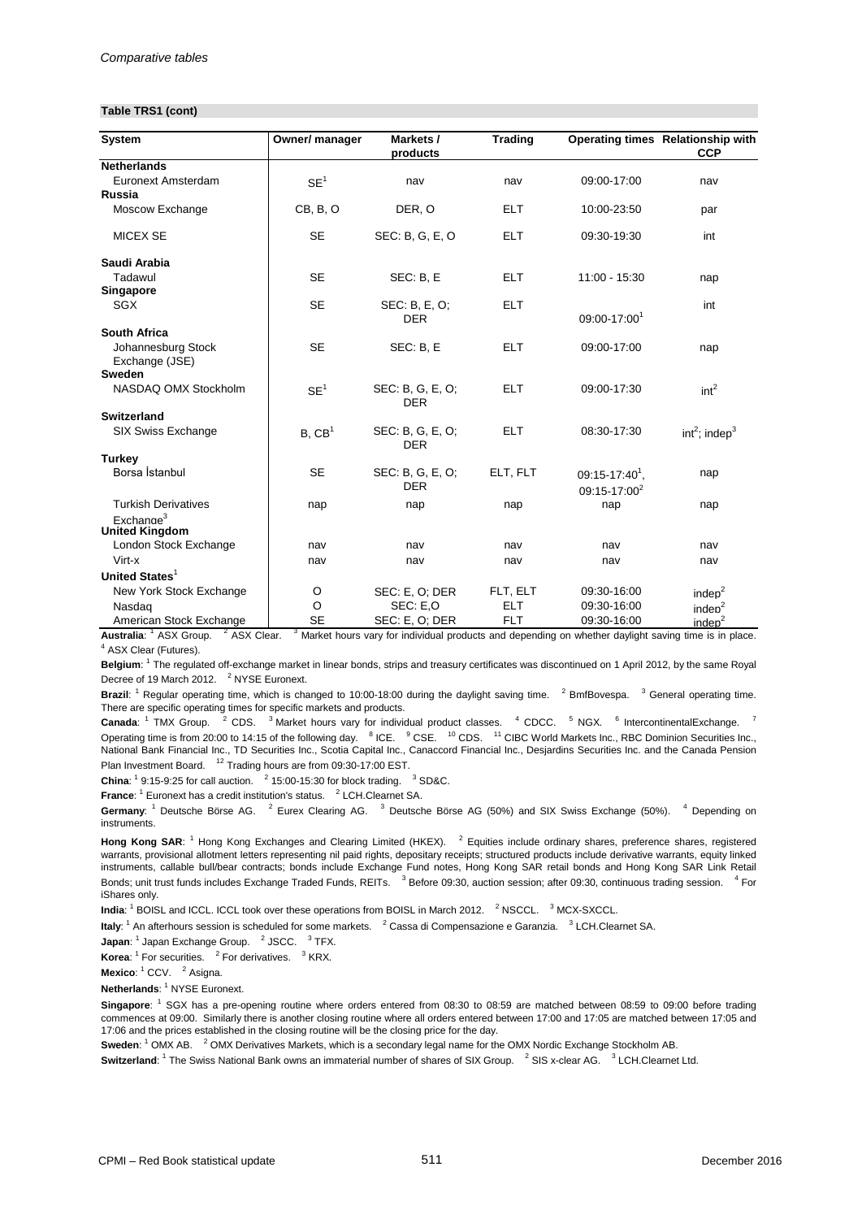*Comparative tables*

**Table TRS1 (cont)**

| System | Owner/ manager | Markets / products | Trading | Operating times | Relationship with CCP |
|---|---|---|---|---|---|
| **Netherlands** | | | | | |
| Euronext Amsterdam | SE[1] | nav | nav | 09:00-17:00 | nav |
| **Russia** | | | | | |
| Moscow Exchange | CB, B, O | DER, O | ELT | 10:00-23:50 | par |
| MICEX SE | SE | SEC: B, G, E, O | ELT | 09:30-19:30 | int |
| **Saudi Arabia** | | | | | |
| Tadawul | SE | SEC: B, E | ELT | 11:00 - 15:30 | nap |
| **Singapore** | | | | | |
| SGX | SE | SEC: B, E, O; DER | ELT | 09:00-17:00[1] | int |
| **South Africa** | | | | | |
| Johannesburg Stock Exchange (JSE) | SE | SEC: B, E | ELT | 09:00-17:00 | nap |
| **Sweden** | | | | | |
| NASDAQ OMX Stockholm | SE[1] | SEC: B, G, E, O; DER | ELT | 09:00-17:30 | int[2] |
| **Switzerland** | | | | | |
| SIX Swiss Exchange | B, CB[1] | SEC: B, G, E, O; DER | ELT | 08:30-17:30 | int[2]; indep[3] |
| **Turkey** | | | | | |
| Borsa İstanbul | SE | SEC: B, G, E, O; DER | ELT, FLT | 09:15-17:40[1], 09:15-17:00[2] | nap |
| Turkish Derivatives Exchange[3] | nap | nap | nap | nap | nap |
| **United Kingdom** | | | | | |
| London Stock Exchange | nav | nav | nav | nav | nav |
| Virt-x | nav | nav | nav | nav | nav |
| **United States**[1] | | | | | |
| New York Stock Exchange | O | SEC: E, O; DER | FLT, ELT | 09:30-16:00 | indep[2] |
| Nasdaq | O | SEC: E,O | ELT | 09:30-16:00 | indep[2] |
| American Stock Exchange | SE | SEC: E, O; DER | FLT | 09:30-16:00 | indep[2] |

**Australia**: [1] ASX Group. [2] ASX Clear. [3] Market hours vary for individual products and depending on whether daylight saving time is in place. [4] ASX Clear (Futures).

**Belgium**: [1] The regulated off-exchange market in linear bonds, strips and treasury certificates was discontinued on 1 April 2012, by the same Royal Decree of 19 March 2012. [2] NYSE Euronext.

**Brazil**: [1] Regular operating time, which is changed to 10:00-18:00 during the daylight saving time. [2] BmfBovespa. [3] General operating time. There are specific operating times for specific markets and products.

**Canada**: [1] TMX Group. [2] CDS. [3] Market hours vary for individual product classes. [4] CDCC. [5] NGX. [6] IntercontinentalExchange. [7] Operating time is from 20:00 to 14:15 of the following day. [8] ICE. [9] CSE. [10] CDS. [11] CIBC World Markets Inc., RBC Dominion Securities Inc., National Bank Financial Inc., TD Securities Inc., Scotia Capital Inc., Canaccord Financial Inc., Desjardins Securities Inc. and the Canada Pension Plan Investment Board. [12] Trading hours are from 09:30-17:00 EST.

**China**: [1] 9:15-9:25 for call auction. [2] 15:00-15:30 for block trading. [3] SD&C.

**France**: [1] Euronext has a credit institution's status. [2] LCH.Clearnet SA.

**Germany**: [1] Deutsche Börse AG. [2] Eurex Clearing AG. [3] Deutsche Börse AG (50%) and SIX Swiss Exchange (50%). [4] Depending on instruments.

**Hong Kong SAR**: [1] Hong Kong Exchanges and Clearing Limited (HKEX). [2] Equities include ordinary shares, preference shares, registered warrants, provisional allotment letters representing nil paid rights, depositary receipts; structured products include derivative warrants, equity linked instruments, callable bull/bear contracts; bonds include Exchange Fund notes, Hong Kong SAR retail bonds and Hong Kong SAR Link Retail Bonds; unit trust funds includes Exchange Traded Funds, REITs. [3] Before 09:30, auction session; after 09:30, continuous trading session. [4] For iShares only.

**India**: [1] BOISL and ICCL. ICCL took over these operations from BOISL in March 2012. [2] NSCCL. [3] MCX-SXCCL.

**Italy**: [1] An afterhours session is scheduled for some markets. [2] Cassa di Compensazione e Garanzia. [3] LCH.Clearnet SA.

**Japan**: [1] Japan Exchange Group. [2] JSCC. [3] TFX.

**Korea**: [1] For securities. [2] For derivatives. [3] KRX.

**Mexico**: [1] CCV. [2] Asigna.

**Netherlands**: [1] NYSE Euronext.

**Singapore**: [1] SGX has a pre-opening routine where orders entered from 08:30 to 08:59 are matched between 08:59 to 09:00 before trading commences at 09:00. Similarly there is another closing routine where all orders entered between 17:00 and 17:05 are matched between 17:05 and 17:06 and the prices established in the closing routine will be the closing price for the day.

**Sweden**: [1] OMX AB. [2] OMX Derivatives Markets, which is a secondary legal name for the OMX Nordic Exchange Stockholm AB.

**Switzerland**: [1] The Swiss National Bank owns an immaterial number of shares of SIX Group. [2] SIS x-clear AG. [3] LCH.Clearnet Ltd.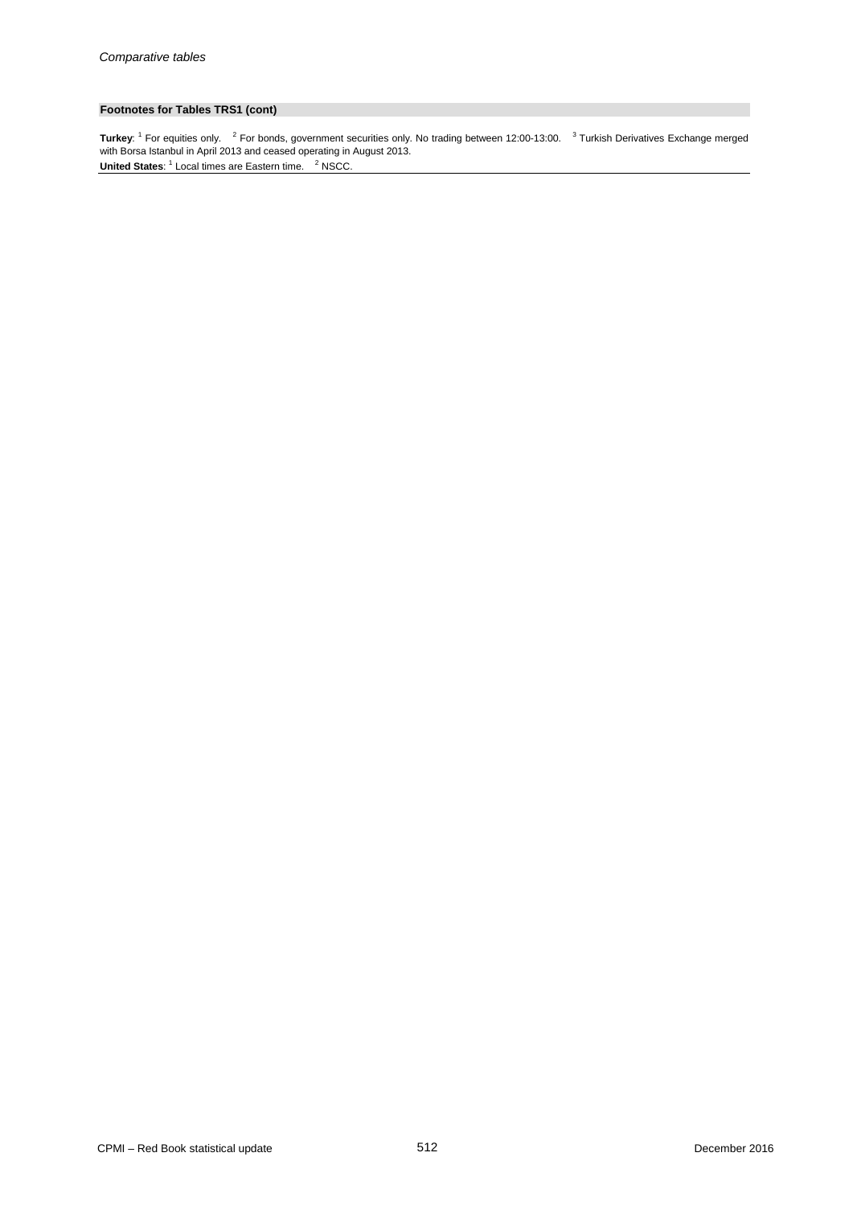### Footnotes for Tables TRS1 (cont)

**Turkey**: [1] For equities only. [2] For bonds, government securities only. No trading between 12:00-13:00. [3] Turkish Derivatives Exchange merged with Borsa Istanbul in April 2013 and ceased operating in August 2013.

**United States**: [1] Local times are Eastern time. [2] NSCC.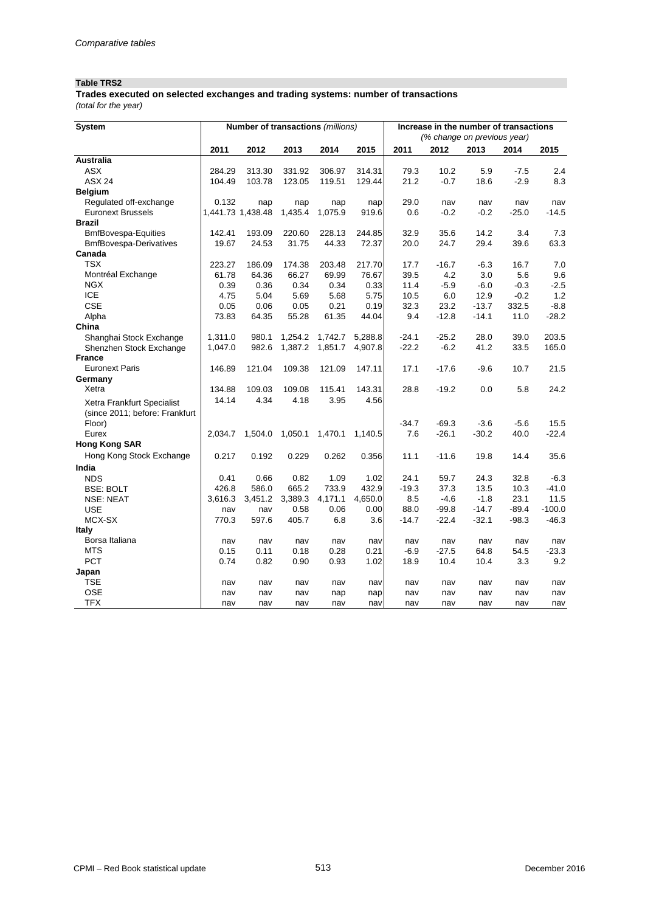*Comparative tables*

**Table TRS2**

**Trades executed on selected exchanges and trading systems: number of transactions**
*(total for the year)*

| System | Number of transactions *(millions)* | | | | | Increase in the number of transactions *(% change on previous year)* | | | | |
|---|---|---|---|---|---|---|---|---|---|---|
| | 2011 | 2012 | 2013 | 2014 | 2015 | 2011 | 2012 | 2013 | 2014 | 2015 |
| **Australia** | | | | | | | | | | |
| ASX | 284.29 | 313.30 | 331.92 | 306.97 | 314.31 | 79.3 | 10.2 | 5.9 | -7.5 | 2.4 |
| ASX 24 | 104.49 | 103.78 | 123.05 | 119.51 | 129.44 | 21.2 | -0.7 | 18.6 | -2.9 | 8.3 |
| **Belgium** | | | | | | | | | | |
| Regulated off-exchange | 0.132 | nap | nap | nap | nap | 29.0 | nav | nav | nav | nav |
| Euronext Brussels | 1,441.73 | 1,438.48 | 1,435.4 | 1,075.9 | 919.6 | 0.6 | -0.2 | -0.2 | -25.0 | -14.5 |
| **Brazil** | | | | | | | | | | |
| BmfBovespa-Equities | 142.41 | 193.09 | 220.60 | 228.13 | 244.85 | 32.9 | 35.6 | 14.2 | 3.4 | 7.3 |
| BmfBovespa-Derivatives | 19.67 | 24.53 | 31.75 | 44.33 | 72.37 | 20.0 | 24.7 | 29.4 | 39.6 | 63.3 |
| **Canada** | | | | | | | | | | |
| TSX | 223.27 | 186.09 | 174.38 | 203.48 | 217.70 | 17.7 | -16.7 | -6.3 | 16.7 | 7.0 |
| Montréal Exchange | 61.78 | 64.36 | 66.27 | 69.99 | 76.67 | 39.5 | 4.2 | 3.0 | 5.6 | 9.6 |
| NGX | 0.39 | 0.36 | 0.34 | 0.34 | 0.33 | 11.4 | -5.9 | -6.0 | -0.3 | -2.5 |
| ICE | 4.75 | 5.04 | 5.69 | 5.68 | 5.75 | 10.5 | 6.0 | 12.9 | -0.2 | 1.2 |
| CSE | 0.05 | 0.06 | 0.05 | 0.21 | 0.19 | 32.3 | 23.2 | -13.7 | 332.5 | -8.8 |
| Alpha | 73.83 | 64.35 | 55.28 | 61.35 | 44.04 | 9.4 | -12.8 | -14.1 | 11.0 | -28.2 |
| **China** | | | | | | | | | | |
| Shanghai Stock Exchange | 1,311.0 | 980.1 | 1,254.2 | 1,742.7 | 5,288.8 | -24.1 | -25.2 | 28.0 | 39.0 | 203.5 |
| Shenzhen Stock Exchange | 1,047.0 | 982.6 | 1,387.2 | 1,851.7 | 4,907.8 | -22.2 | -6.2 | 41.2 | 33.5 | 165.0 |
| **France** | | | | | | | | | | |
| Euronext Paris | 146.89 | 121.04 | 109.38 | 121.09 | 147.11 | 17.1 | -17.6 | -9.6 | 10.7 | 21.5 |
| **Germany** | | | | | | | | | | |
| Xetra | 134.88 | 109.03 | 109.08 | 115.41 | 143.31 | 28.8 | -19.2 | 0.0 | 5.8 | 24.2 |
| Xetra Frankfurt Specialist (since 2011; before: Frankfurt Floor) | 14.14 | 4.34 | 4.18 | 3.95 | 4.56 | -34.7 | -69.3 | -3.6 | -5.6 | 15.5 |
| Eurex | 2,034.7 | 1,504.0 | 1,050.1 | 1,470.1 | 1,140.5 | 7.6 | -26.1 | -30.2 | 40.0 | -22.4 |
| **Hong Kong SAR** | | | | | | | | | | |
| Hong Kong Stock Exchange | 0.217 | 0.192 | 0.229 | 0.262 | 0.356 | 11.1 | -11.6 | 19.8 | 14.4 | 35.6 |
| **India** | | | | | | | | | | |
| NDS | 0.41 | 0.66 | 0.82 | 1.09 | 1.02 | 24.1 | 59.7 | 24.3 | 32.8 | -6.3 |
| BSE: BOLT | 426.8 | 586.0 | 665.2 | 733.9 | 432.9 | -19.3 | 37.3 | 13.5 | 10.3 | -41.0 |
| NSE: NEAT | 3,616.3 | 3,451.2 | 3,389.3 | 4,171.1 | 4,650.0 | 8.5 | -4.6 | -1.8 | 23.1 | 11.5 |
| USE | nav | nav | 0.58 | 0.06 | 0.00 | 88.0 | -99.8 | -14.7 | -89.4 | -100.0 |
| MCX-SX | 770.3 | 597.6 | 405.7 | 6.8 | 3.6 | -14.7 | -22.4 | -32.1 | -98.3 | -46.3 |
| **Italy** | | | | | | | | | | |
| Borsa Italiana | nav | nav | nav | nav | nav | nav | nav | nav | nav | nav |
| MTS | 0.15 | 0.11 | 0.18 | 0.28 | 0.21 | -6.9 | -27.5 | 64.8 | 54.5 | -23.3 |
| PCT | 0.74 | 0.82 | 0.90 | 0.93 | 1.02 | 18.9 | 10.4 | 10.4 | 3.3 | 9.2 |
| **Japan** | | | | | | | | | | |
| TSE | nav | nav | nav | nav | nav | nav | nav | nav | nav | nav |
| OSE | nav | nav | nav | nap | nap | nav | nav | nav | nav | nav |
| TFX | nav | nav | nav | nav | nav | nav | nav | nav | nav | nav |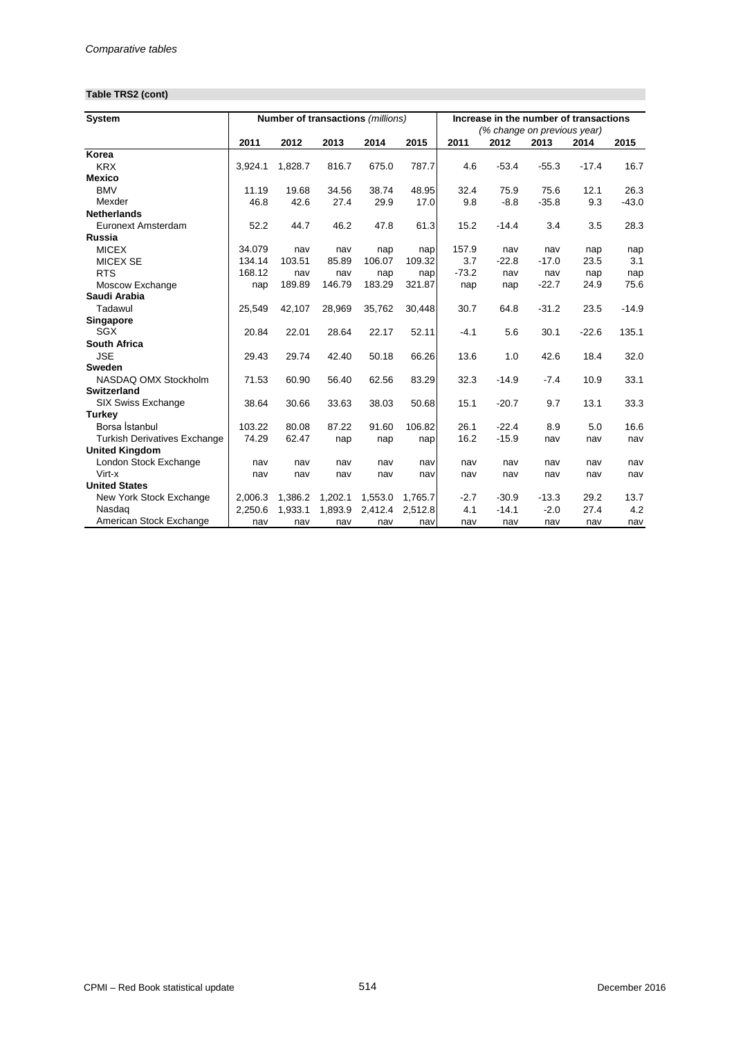*Comparative tables*

**Table TRS2 (cont)**

| System | Number of transactions *(millions)* | | | | | Increase in the number of transactions *(% change on previous year)* | | | | |
|---|---|---|---|---|---|---|---|---|---|---|
| | 2011 | 2012 | 2013 | 2014 | 2015 | 2011 | 2012 | 2013 | 2014 | 2015 |
| **Korea** | | | | | | | | | | |
| KRX | 3,924.1 | 1,828.7 | 816.7 | 675.0 | 787.7 | 4.6 | -53.4 | -55.3 | -17.4 | 16.7 |
| **Mexico** | | | | | | | | | | |
| BMV | 11.19 | 19.68 | 34.56 | 38.74 | 48.95 | 32.4 | 75.9 | 75.6 | 12.1 | 26.3 |
| Mexder | 46.8 | 42.6 | 27.4 | 29.9 | 17.0 | 9.8 | -8.8 | -35.8 | 9.3 | -43.0 |
| **Netherlands** | | | | | | | | | | |
| Euronext Amsterdam | 52.2 | 44.7 | 46.2 | 47.8 | 61.3 | 15.2 | -14.4 | 3.4 | 3.5 | 28.3 |
| **Russia** | | | | | | | | | | |
| MICEX | 34.079 | nav | nav | nap | nap | 157.9 | nav | nav | nap | nap |
| MICEX SE | 134.14 | 103.51 | 85.89 | 106.07 | 109.32 | 3.7 | -22.8 | -17.0 | 23.5 | 3.1 |
| RTS | 168.12 | nav | nav | nap | nap | -73.2 | nav | nav | nap | nap |
| Moscow Exchange | nap | 189.89 | 146.79 | 183.29 | 321.87 | nap | nap | -22.7 | 24.9 | 75.6 |
| **Saudi Arabia** | | | | | | | | | | |
| Tadawul | 25,549 | 42,107 | 28,969 | 35,762 | 30,448 | 30.7 | 64.8 | -31.2 | 23.5 | -14.9 |
| **Singapore** | | | | | | | | | | |
| SGX | 20.84 | 22.01 | 28.64 | 22.17 | 52.11 | -4.1 | 5.6 | 30.1 | -22.6 | 135.1 |
| **South Africa** | | | | | | | | | | |
| JSE | 29.43 | 29.74 | 42.40 | 50.18 | 66.26 | 13.6 | 1.0 | 42.6 | 18.4 | 32.0 |
| **Sweden** | | | | | | | | | | |
| NASDAQ OMX Stockholm | 71.53 | 60.90 | 56.40 | 62.56 | 83.29 | 32.3 | -14.9 | -7.4 | 10.9 | 33.1 |
| **Switzerland** | | | | | | | | | | |
| SIX Swiss Exchange | 38.64 | 30.66 | 33.63 | 38.03 | 50.68 | 15.1 | -20.7 | 9.7 | 13.1 | 33.3 |
| **Turkey** | | | | | | | | | | |
| Borsa İstanbul | 103.22 | 80.08 | 87.22 | 91.60 | 106.82 | 26.1 | -22.4 | 8.9 | 5.0 | 16.6 |
| Turkish Derivatives Exchange | 74.29 | 62.47 | nap | nap | nap | 16.2 | -15.9 | nav | nav | nav |
| **United Kingdom** | | | | | | | | | | |
| London Stock Exchange | nav | nav | nav | nav | nav | nav | nav | nav | nav | nav |
| Virt-x | nav | nav | nav | nav | nav | nav | nav | nav | nav | nav |
| **United States** | | | | | | | | | | |
| New York Stock Exchange | 2,006.3 | 1,386.2 | 1,202.1 | 1,553.0 | 1,765.7 | -2.7 | -30.9 | -13.3 | 29.2 | 13.7 |
| Nasdaq | 2,250.6 | 1,933.1 | 1,893.9 | 2,412.4 | 2,512.8 | 4.1 | -14.1 | -2.0 | 27.4 | 4.2 |
| American Stock Exchange | nav | nav | nav | nav | nav | nav | nav | nav | nav | nav |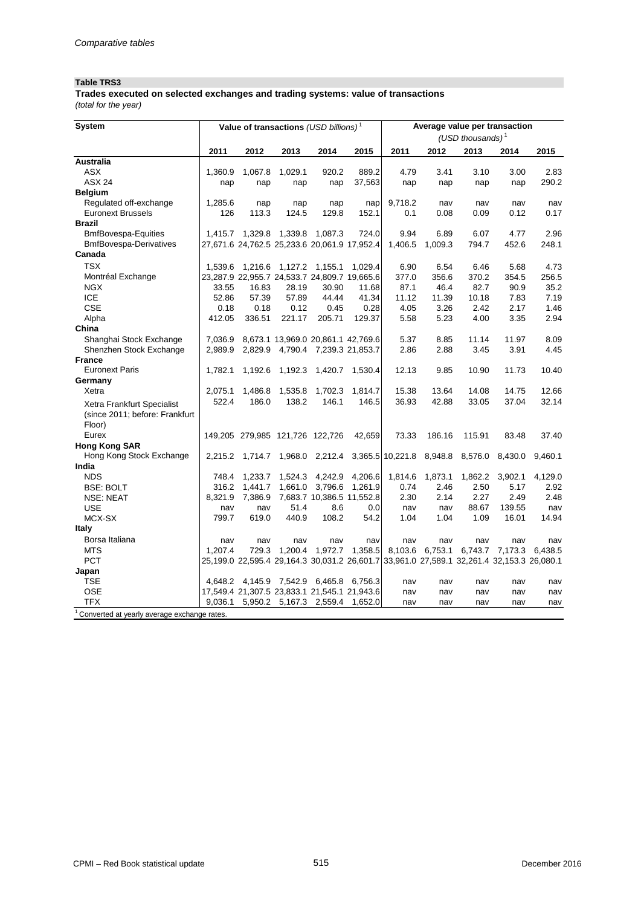*Comparative tables*

**Table TRS3**

**Trades executed on selected exchanges and trading systems: value of transactions**

*(total for the year)*

| System | Value of transactions *(USD billions)* [1] | | | | | Average value per transaction *(USD thousands)* [1] | | | | |
|---|---|---|---|---|---|---|---|---|---|---|
| | 2011 | 2012 | 2013 | 2014 | 2015 | 2011 | 2012 | 2013 | 2014 | 2015 |
| **Australia** | | | | | | | | | | |
| ASX | 1,360.9 | 1,067.8 | 1,029.1 | 920.2 | 889.2 | 4.79 | 3.41 | 3.10 | 3.00 | 2.83 |
| ASX 24 | nap | nap | nap | nap | 37,563 | nap | nap | nap | nap | 290.2 |
| **Belgium** | | | | | | | | | | |
| Regulated off-exchange | 1,285.6 | nap | nap | nap | nap | 9,718.2 | nav | nav | nav | nav |
| Euronext Brussels | 126 | 113.3 | 124.5 | 129.8 | 152.1 | 0.1 | 0.08 | 0.09 | 0.12 | 0.17 |
| **Brazil** | | | | | | | | | | |
| BmfBovespa-Equities | 1,415.7 | 1,329.8 | 1,339.8 | 1,087.3 | 724.0 | 9.94 | 6.89 | 6.07 | 4.77 | 2.96 |
| BmfBovespa-Derivatives | 27,671.6 | 24,762.5 | 25,233.6 | 20,061.9 | 17,952.4 | 1,406.5 | 1,009.3 | 794.7 | 452.6 | 248.1 |
| **Canada** | | | | | | | | | | |
| TSX | 1,539.6 | 1,216.6 | 1,127.2 | 1,155.1 | 1,029.4 | 6.90 | 6.54 | 6.46 | 5.68 | 4.73 |
| Montréal Exchange | 23,287.9 | 22,955.7 | 24,533.7 | 24,809.7 | 19,665.6 | 377.0 | 356.6 | 370.2 | 354.5 | 256.5 |
| NGX | 33.55 | 16.83 | 28.19 | 30.90 | 11.68 | 87.1 | 46.4 | 82.7 | 90.9 | 35.2 |
| ICE | 52.86 | 57.39 | 57.89 | 44.44 | 41.34 | 11.12 | 11.39 | 10.18 | 7.83 | 7.19 |
| CSE | 0.18 | 0.18 | 0.12 | 0.45 | 0.28 | 4.05 | 3.26 | 2.42 | 2.17 | 1.46 |
| Alpha | 412.05 | 336.51 | 221.17 | 205.71 | 129.37 | 5.58 | 5.23 | 4.00 | 3.35 | 2.94 |
| **China** | | | | | | | | | | |
| Shanghai Stock Exchange | 7,036.9 | 8,673.1 | 13,969.0 | 20,861.1 | 42,769.6 | 5.37 | 8.85 | 11.14 | 11.97 | 8.09 |
| Shenzhen Stock Exchange | 2,989.9 | 2,829.9 | 4,790.4 | 7,239.3 | 21,853.7 | 2.86 | 2.88 | 3.45 | 3.91 | 4.45 |
| **France** | | | | | | | | | | |
| Euronext Paris | 1,782.1 | 1,192.6 | 1,192.3 | 1,420.7 | 1,530.4 | 12.13 | 9.85 | 10.90 | 11.73 | 10.40 |
| **Germany** | | | | | | | | | | |
| Xetra | 2,075.1 | 1,486.8 | 1,535.8 | 1,702.3 | 1,814.7 | 15.38 | 13.64 | 14.08 | 14.75 | 12.66 |
| Xetra Frankfurt Specialist (since 2011; before: Frankfurt Floor) | 522.4 | 186.0 | 138.2 | 146.1 | 146.5 | 36.93 | 42.88 | 33.05 | 37.04 | 32.14 |
| Eurex | 149,205 | 279,985 | 121,726 | 122,726 | 42,659 | 73.33 | 186.16 | 115.91 | 83.48 | 37.40 |
| **Hong Kong SAR** | | | | | | | | | | |
| Hong Kong Stock Exchange | 2,215.2 | 1,714.7 | 1,968.0 | 2,212.4 | 3,365.5 | 10,221.8 | 8,948.8 | 8,576.0 | 8,430.0 | 9,460.1 |
| **India** | | | | | | | | | | |
| NDS | 748.4 | 1,233.7 | 1,524.3 | 4,242.9 | 4,206.6 | 1,814.6 | 1,873.1 | 1,862.2 | 3,902.1 | 4,129.0 |
| BSE: BOLT | 316.2 | 1,441.7 | 1,661.0 | 3,796.6 | 1,261.9 | 0.74 | 2.46 | 2.50 | 5.17 | 2.92 |
| NSE: NEAT | 8,321.9 | 7,386.9 | 7,683.7 | 10,386.5 | 11,552.8 | 2.30 | 2.14 | 2.27 | 2.49 | 2.48 |
| USE | nav | nav | 51.4 | 8.6 | 0.0 | nav | nav | 88.67 | 139.55 | nav |
| MCX-SX | 799.7 | 619.0 | 440.9 | 108.2 | 54.2 | 1.04 | 1.04 | 1.09 | 16.01 | 14.94 |
| **Italy** | | | | | | | | | | |
| Borsa Italiana | nav | nav | nav | nav | nav | nav | nav | nav | nav | nav |
| MTS | 1,207.4 | 729.3 | 1,200.4 | 1,972.7 | 1,358.5 | 8,103.6 | 6,753.1 | 6,743.7 | 7,173.3 | 6,438.5 |
| PCT | 25,199.0 | 22,595.4 | 29,164.3 | 30,031.2 | 26,601.7 | 33,961.0 | 27,589.1 | 32,261.4 | 32,153.3 | 26,080.1 |
| **Japan** | | | | | | | | | | |
| TSE | 4,648.2 | 4,145.9 | 7,542.9 | 6,465.8 | 6,756.3 | nav | nav | nav | nav | nav |
| OSE | 17,549.4 | 21,307.5 | 23,833.1 | 21,545.1 | 21,943.6 | nav | nav | nav | nav | nav |
| TFX | 9,036.1 | 5,950.2 | 5,167.3 | 2,559.4 | 1,652.0 | nav | nav | nav | nav | nav |

[1] Converted at yearly average exchange rates.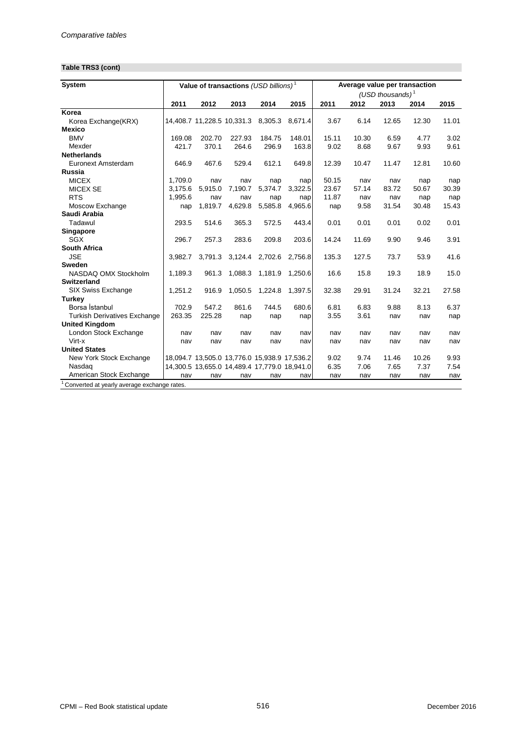*Comparative tables*

**Table TRS3 (cont)**

| System | Value of transactions *(USD billions)*[1] | | | | | Average value per transaction *(USD thousands)*[1] | | | | |
|---|---|---|---|---|---|---|---|---|---|---|
| | 2011 | 2012 | 2013 | 2014 | 2015 | 2011 | 2012 | 2013 | 2014 | 2015 |
| **Korea** | | | | | | | | | | |
| Korea Exchange(KRX) | 14,408.7 | 11,228.5 | 10,331.3 | 8,305.3 | 8,671.4 | 3.67 | 6.14 | 12.65 | 12.30 | 11.01 |
| **Mexico** | | | | | | | | | | |
| BMV | 169.08 | 202.70 | 227.93 | 184.75 | 148.01 | 15.11 | 10.30 | 6.59 | 4.77 | 3.02 |
| Mexder | 421.7 | 370.1 | 264.6 | 296.9 | 163.8 | 9.02 | 8.68 | 9.67 | 9.93 | 9.61 |
| **Netherlands** | | | | | | | | | | |
| Euronext Amsterdam | 646.9 | 467.6 | 529.4 | 612.1 | 649.8 | 12.39 | 10.47 | 11.47 | 12.81 | 10.60 |
| **Russia** | | | | | | | | | | |
| MICEX | 1,709.0 | nav | nav | nap | nap | 50.15 | nav | nav | nap | nap |
| MICEX SE | 3,175.6 | 5,915.0 | 7,190.7 | 5,374.7 | 3,322.5 | 23.67 | 57.14 | 83.72 | 50.67 | 30.39 |
| RTS | 1,995.6 | nav | nav | nap | nap | 11.87 | nav | nav | nap | nap |
| Moscow Exchange | nap | 1,819.7 | 4,629.8 | 5,585.8 | 4,965.6 | nap | 9.58 | 31.54 | 30.48 | 15.43 |
| **Saudi Arabia** | | | | | | | | | | |
| Tadawul | 293.5 | 514.6 | 365.3 | 572.5 | 443.4 | 0.01 | 0.01 | 0.01 | 0.02 | 0.01 |
| **Singapore** | | | | | | | | | | |
| SGX | 296.7 | 257.3 | 283.6 | 209.8 | 203.6 | 14.24 | 11.69 | 9.90 | 9.46 | 3.91 |
| **South Africa** | | | | | | | | | | |
| JSE | 3,982.7 | 3,791.3 | 3,124.4 | 2,702.6 | 2,756.8 | 135.3 | 127.5 | 73.7 | 53.9 | 41.6 |
| **Sweden** | | | | | | | | | | |
| NASDAQ OMX Stockholm | 1,189.3 | 961.3 | 1,088.3 | 1,181.9 | 1,250.6 | 16.6 | 15.8 | 19.3 | 18.9 | 15.0 |
| **Switzerland** | | | | | | | | | | |
| SIX Swiss Exchange | 1,251.2 | 916.9 | 1,050.5 | 1,224.8 | 1,397.5 | 32.38 | 29.91 | 31.24 | 32.21 | 27.58 |
| **Turkey** | | | | | | | | | | |
| Borsa İstanbul | 702.9 | 547.2 | 861.6 | 744.5 | 680.6 | 6.81 | 6.83 | 9.88 | 8.13 | 6.37 |
| Turkish Derivatives Exchange | 263.35 | 225.28 | nap | nap | nap | 3.55 | 3.61 | nav | nav | nap |
| **United Kingdom** | | | | | | | | | | |
| London Stock Exchange | nav | nav | nav | nav | nav | nav | nav | nav | nav | nav |
| Virt-x | nav | nav | nav | nav | nav | nav | nav | nav | nav | nav |
| **United States** | | | | | | | | | | |
| New York Stock Exchange | 18,094.7 | 13,505.0 | 13,776.0 | 15,938.9 | 17,536.2 | 9.02 | 9.74 | 11.46 | 10.26 | 9.93 |
| Nasdaq | 14,300.5 | 13,655.0 | 14,489.4 | 17,779.0 | 18,941.0 | 6.35 | 7.06 | 7.65 | 7.37 | 7.54 |
| American Stock Exchange | nav | nav | nav | nav | nav | nav | nav | nav | nav | nav |

[1] Converted at yearly average exchange rates.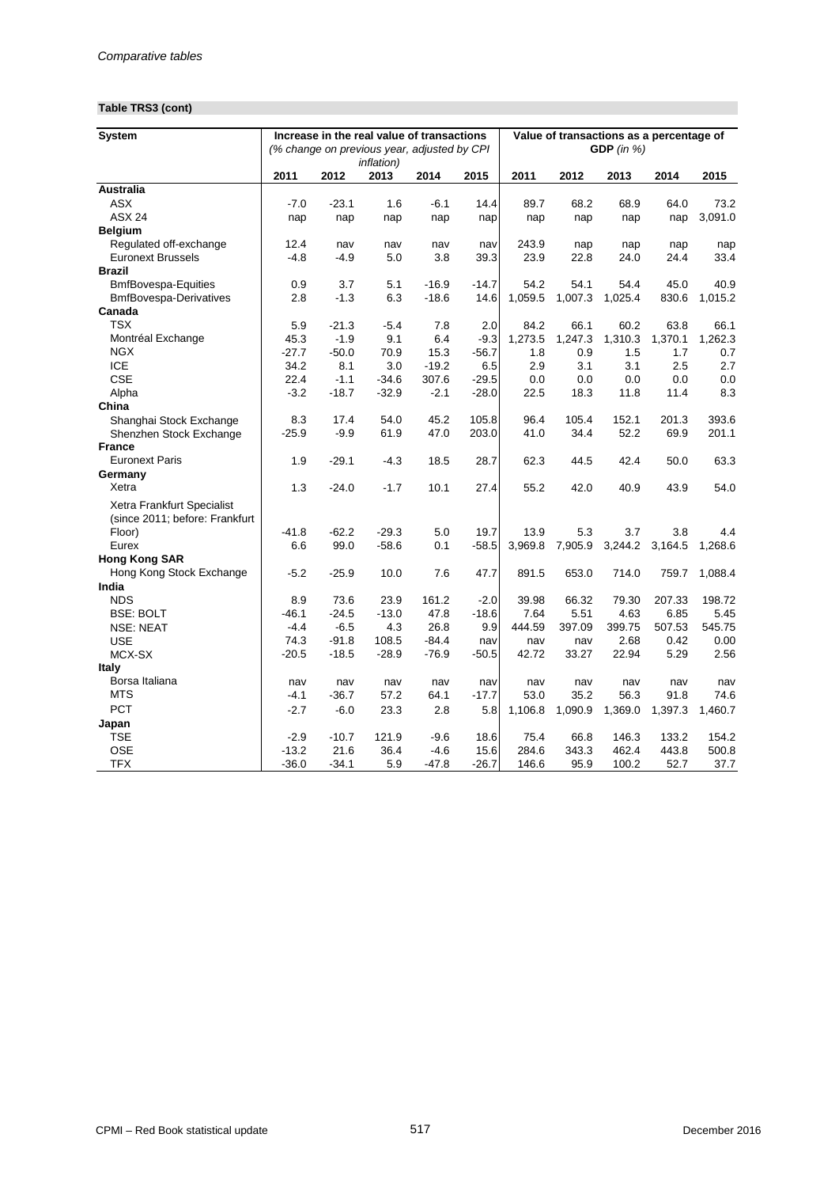**Table TRS3 (cont)**

| System | Increase in the real value of transactions *(% change on previous year, adjusted by CPI inflation)* | | | | | Value of transactions as a percentage of **GDP** *(in %)* | | | | |
|---|---|---|---|---|---|---|---|---|---|---|
| | 2011 | 2012 | 2013 | 2014 | 2015 | 2011 | 2012 | 2013 | 2014 | 2015 |
| **Australia** | | | | | | | | | | |
| ASX | -7.0 | -23.1 | 1.6 | -6.1 | 14.4 | 89.7 | 68.2 | 68.9 | 64.0 | 73.2 |
| ASX 24 | nap | nap | nap | nap | nap | nap | nap | nap | nap | 3,091.0 |
| **Belgium** | | | | | | | | | | |
| Regulated off-exchange | 12.4 | nav | nav | nav | nav | 243.9 | nap | nap | nap | nap |
| Euronext Brussels | -4.8 | -4.9 | 5.0 | 3.8 | 39.3 | 23.9 | 22.8 | 24.0 | 24.4 | 33.4 |
| **Brazil** | | | | | | | | | | |
| BmfBovespa-Equities | 0.9 | 3.7 | 5.1 | -16.9 | -14.7 | 54.2 | 54.1 | 54.4 | 45.0 | 40.9 |
| BmfBovespa-Derivatives | 2.8 | -1.3 | 6.3 | -18.6 | 14.6 | 1,059.5 | 1,007.3 | 1,025.4 | 830.6 | 1,015.2 |
| **Canada** | | | | | | | | | | |
| TSX | 5.9 | -21.3 | -5.4 | 7.8 | 2.0 | 84.2 | 66.1 | 60.2 | 63.8 | 66.1 |
| Montréal Exchange | 45.3 | -1.9 | 9.1 | 6.4 | -9.3 | 1,273.5 | 1,247.3 | 1,310.3 | 1,370.1 | 1,262.3 |
| NGX | -27.7 | -50.0 | 70.9 | 15.3 | -56.7 | 1.8 | 0.9 | 1.5 | 1.7 | 0.7 |
| ICE | 34.2 | 8.1 | 3.0 | -19.2 | 6.5 | 2.9 | 3.1 | 3.1 | 2.5 | 2.7 |
| CSE | 22.4 | -1.1 | -34.6 | 307.6 | -29.5 | 0.0 | 0.0 | 0.0 | 0.0 | 0.0 |
| Alpha | -3.2 | -18.7 | -32.9 | -2.1 | -28.0 | 22.5 | 18.3 | 11.8 | 11.4 | 8.3 |
| **China** | | | | | | | | | | |
| Shanghai Stock Exchange | 8.3 | 17.4 | 54.0 | 45.2 | 105.8 | 96.4 | 105.4 | 152.1 | 201.3 | 393.6 |
| Shenzhen Stock Exchange | -25.9 | -9.9 | 61.9 | 47.0 | 203.0 | 41.0 | 34.4 | 52.2 | 69.9 | 201.1 |
| **France** | | | | | | | | | | |
| Euronext Paris | 1.9 | -29.1 | -4.3 | 18.5 | 28.7 | 62.3 | 44.5 | 42.4 | 50.0 | 63.3 |
| **Germany** | | | | | | | | | | |
| Xetra | 1.3 | -24.0 | -1.7 | 10.1 | 27.4 | 55.2 | 42.0 | 40.9 | 43.9 | 54.0 |
| Xetra Frankfurt Specialist (since 2011; before: Frankfurt Floor) | -41.8 | -62.2 | -29.3 | 5.0 | 19.7 | 13.9 | 5.3 | 3.7 | 3.8 | 4.4 |
| Eurex | 6.6 | 99.0 | -58.6 | 0.1 | -58.5 | 3,969.8 | 7,905.9 | 3,244.2 | 3,164.5 | 1,268.6 |
| **Hong Kong SAR** | | | | | | | | | | |
| Hong Kong Stock Exchange | -5.2 | -25.9 | 10.0 | 7.6 | 47.7 | 891.5 | 653.0 | 714.0 | 759.7 | 1,088.4 |
| **India** | | | | | | | | | | |
| NDS | 8.9 | 73.6 | 23.9 | 161.2 | -2.0 | 39.98 | 66.32 | 79.30 | 207.33 | 198.72 |
| BSE: BOLT | -46.1 | -24.5 | -13.0 | 47.8 | -18.6 | 7.64 | 5.51 | 4.63 | 6.85 | 5.45 |
| NSE: NEAT | -4.4 | -6.5 | 4.3 | 26.8 | 9.9 | 444.59 | 397.09 | 399.75 | 507.53 | 545.75 |
| USE | 74.3 | -91.8 | 108.5 | -84.4 | nav | nav | nav | 2.68 | 0.42 | 0.00 |
| MCX-SX | -20.5 | -18.5 | -28.9 | -76.9 | -50.5 | 42.72 | 33.27 | 22.94 | 5.29 | 2.56 |
| **Italy** | | | | | | | | | | |
| Borsa Italiana | nav | nav | nav | nav | nav | nav | nav | nav | nav | nav |
| MTS | -4.1 | -36.7 | 57.2 | 64.1 | -17.7 | 53.0 | 35.2 | 56.3 | 91.8 | 74.6 |
| PCT | -2.7 | -6.0 | 23.3 | 2.8 | 5.8 | 1,106.8 | 1,090.9 | 1,369.0 | 1,397.3 | 1,460.7 |
| **Japan** | | | | | | | | | | |
| TSE | -2.9 | -10.7 | 121.9 | -9.6 | 18.6 | 75.4 | 66.8 | 146.3 | 133.2 | 154.2 |
| OSE | -13.2 | 21.6 | 36.4 | -4.6 | 15.6 | 284.6 | 343.3 | 462.4 | 443.8 | 500.8 |
| TFX | -36.0 | -34.1 | 5.9 | -47.8 | -26.7 | 146.6 | 95.9 | 100.2 | 52.7 | 37.7 |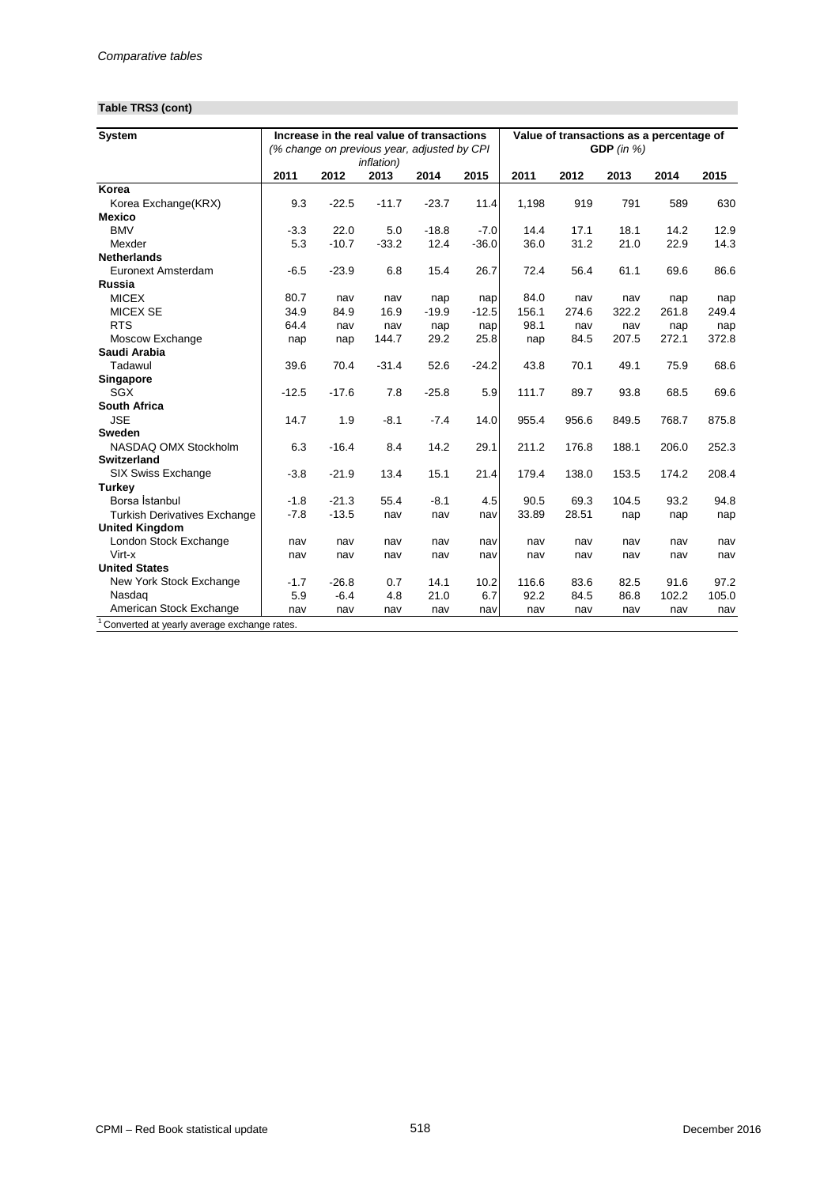*Comparative tables*

**Table TRS3 (cont)**

| System | Increase in the real value of transactions (% change on previous year, adjusted by CPI inflation) | | | | | Value of transactions as a percentage of GDP (in %) | | | | |
|---|---|---|---|---|---|---|---|---|---|---|
| | 2011 | 2012 | 2013 | 2014 | 2015 | 2011 | 2012 | 2013 | 2014 | 2015 |
| **Korea** | | | | | | | | | | |
| Korea Exchange(KRX) | 9.3 | -22.5 | -11.7 | -23.7 | 11.4 | 1,198 | 919 | 791 | 589 | 630 |
| **Mexico** | | | | | | | | | | |
| BMV | -3.3 | 22.0 | 5.0 | -18.8 | -7.0 | 14.4 | 17.1 | 18.1 | 14.2 | 12.9 |
| Mexder | 5.3 | -10.7 | -33.2 | 12.4 | -36.0 | 36.0 | 31.2 | 21.0 | 22.9 | 14.3 |
| **Netherlands** | | | | | | | | | | |
| Euronext Amsterdam | -6.5 | -23.9 | 6.8 | 15.4 | 26.7 | 72.4 | 56.4 | 61.1 | 69.6 | 86.6 |
| **Russia** | | | | | | | | | | |
| MICEX | 80.7 | nav | nav | nap | nap | 84.0 | nav | nav | nap | nap |
| MICEX SE | 34.9 | 84.9 | 16.9 | -19.9 | -12.5 | 156.1 | 274.6 | 322.2 | 261.8 | 249.4 |
| RTS | 64.4 | nav | nav | nap | nap | 98.1 | nav | nav | nap | nap |
| Moscow Exchange | nap | nap | 144.7 | 29.2 | 25.8 | nap | 84.5 | 207.5 | 272.1 | 372.8 |
| **Saudi Arabia** | | | | | | | | | | |
| Tadawul | 39.6 | 70.4 | -31.4 | 52.6 | -24.2 | 43.8 | 70.1 | 49.1 | 75.9 | 68.6 |
| **Singapore** | | | | | | | | | | |
| SGX | -12.5 | -17.6 | 7.8 | -25.8 | 5.9 | 111.7 | 89.7 | 93.8 | 68.5 | 69.6 |
| **South Africa** | | | | | | | | | | |
| JSE | 14.7 | 1.9 | -8.1 | -7.4 | 14.0 | 955.4 | 956.6 | 849.5 | 768.7 | 875.8 |
| **Sweden** | | | | | | | | | | |
| NASDAQ OMX Stockholm | 6.3 | -16.4 | 8.4 | 14.2 | 29.1 | 211.2 | 176.8 | 188.1 | 206.0 | 252.3 |
| **Switzerland** | | | | | | | | | | |
| SIX Swiss Exchange | -3.8 | -21.9 | 13.4 | 15.1 | 21.4 | 179.4 | 138.0 | 153.5 | 174.2 | 208.4 |
| **Turkey** | | | | | | | | | | |
| Borsa İstanbul | -1.8 | -21.3 | 55.4 | -8.1 | 4.5 | 90.5 | 69.3 | 104.5 | 93.2 | 94.8 |
| Turkish Derivatives Exchange | -7.8 | -13.5 | nav | nav | nav | 33.89 | 28.51 | nap | nap | nap |
| **United Kingdom** | | | | | | | | | | |
| London Stock Exchange | nav | nav | nav | nav | nav | nav | nav | nav | nav | nav |
| Virt-x | nav | nav | nav | nav | nav | nav | nav | nav | nav | nav |
| **United States** | | | | | | | | | | |
| New York Stock Exchange | -1.7 | -26.8 | 0.7 | 14.1 | 10.2 | 116.6 | 83.6 | 82.5 | 91.6 | 97.2 |
| Nasdaq | 5.9 | -6.4 | 4.8 | 21.0 | 6.7 | 92.2 | 84.5 | 86.8 | 102.2 | 105.0 |
| American Stock Exchange | nav | nav | nav | nav | nav | nav | nav | nav | nav | nav |

[1] Converted at yearly average exchange rates.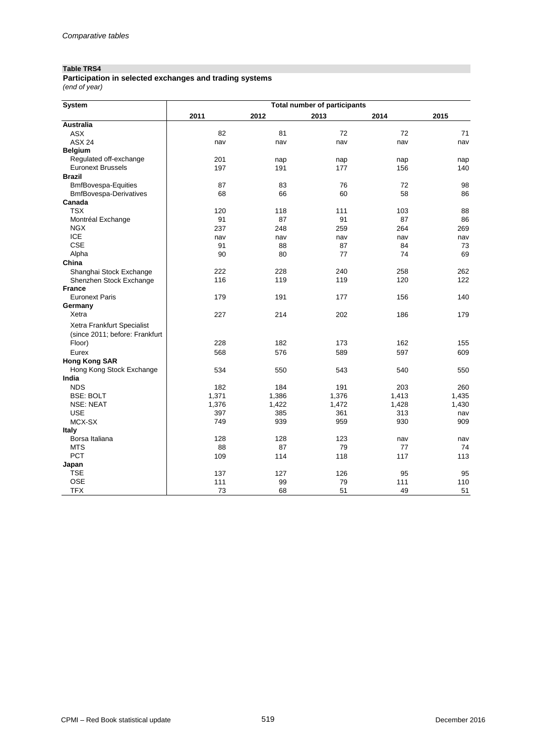*Comparative tables*

**Table TRS4**

**Participation in selected exchanges and trading systems**

*(end of year)*

| System | Total number of participants | | | | |
|---|---|---|---|---|---|
| | 2011 | 2012 | 2013 | 2014 | 2015 |
| **Australia** | | | | | |
| ASX | 82 | 81 | 72 | 72 | 71 |
| ASX 24 | nav | nav | nav | nav | nav |
| **Belgium** | | | | | |
| Regulated off-exchange | 201 | nap | nap | nap | nap |
| Euronext Brussels | 197 | 191 | 177 | 156 | 140 |
| **Brazil** | | | | | |
| BmfBovespa-Equities | 87 | 83 | 76 | 72 | 98 |
| BmfBovespa-Derivatives | 68 | 66 | 60 | 58 | 86 |
| **Canada** | | | | | |
| TSX | 120 | 118 | 111 | 103 | 88 |
| Montréal Exchange | 91 | 87 | 91 | 87 | 86 |
| NGX | 237 | 248 | 259 | 264 | 269 |
| ICE | nav | nav | nav | nav | nav |
| CSE | 91 | 88 | 87 | 84 | 73 |
| Alpha | 90 | 80 | 77 | 74 | 69 |
| **China** | | | | | |
| Shanghai Stock Exchange | 222 | 228 | 240 | 258 | 262 |
| Shenzhen Stock Exchange | 116 | 119 | 119 | 120 | 122 |
| **France** | | | | | |
| Euronext Paris | 179 | 191 | 177 | 156 | 140 |
| **Germany** | | | | | |
| Xetra | 227 | 214 | 202 | 186 | 179 |
| Xetra Frankfurt Specialist (since 2011; before: Frankfurt Floor) | 228 | 182 | 173 | 162 | 155 |
| Eurex | 568 | 576 | 589 | 597 | 609 |
| **Hong Kong SAR** | | | | | |
| Hong Kong Stock Exchange | 534 | 550 | 543 | 540 | 550 |
| **India** | | | | | |
| NDS | 182 | 184 | 191 | 203 | 260 |
| BSE: BOLT | 1,371 | 1,386 | 1,376 | 1,413 | 1,435 |
| NSE: NEAT | 1,376 | 1,422 | 1,472 | 1,428 | 1,430 |
| USE | 397 | 385 | 361 | 313 | nav |
| MCX-SX | 749 | 939 | 959 | 930 | 909 |
| **Italy** | | | | | |
| Borsa Italiana | 128 | 128 | 123 | nav | nav |
| MTS | 88 | 87 | 79 | 77 | 74 |
| PCT | 109 | 114 | 118 | 117 | 113 |
| **Japan** | | | | | |
| TSE | 137 | 127 | 126 | 95 | 95 |
| OSE | 111 | 99 | 79 | 111 | 110 |
| TFX | 73 | 68 | 51 | 49 | 51 |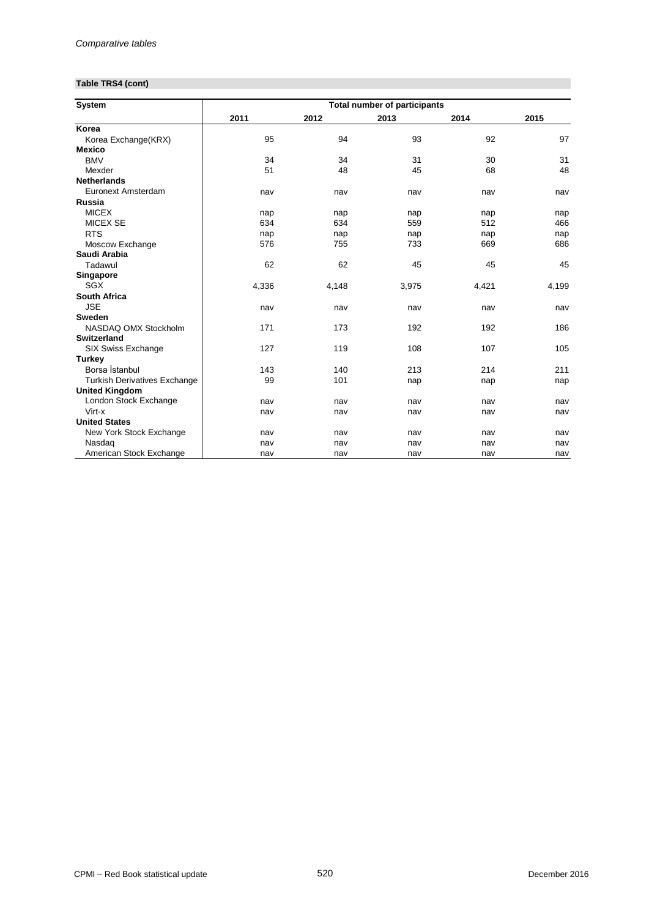*Comparative tables*

**Table TRS4 (cont)**

| System | Total number of participants | | | | |
|---|---|---|---|---|---|
| | 2011 | 2012 | 2013 | 2014 | 2015 |
| **Korea** | | | | | |
| Korea Exchange(KRX) | 95 | 94 | 93 | 92 | 97 |
| **Mexico** | | | | | |
| BMV | 34 | 34 | 31 | 30 | 31 |
| Mexder | 51 | 48 | 45 | 68 | 48 |
| **Netherlands** | | | | | |
| Euronext Amsterdam | nav | nav | nav | nav | nav |
| **Russia** | | | | | |
| MICEX | nap | nap | nap | nap | nap |
| MICEX SE | 634 | 634 | 559 | 512 | 466 |
| RTS | nap | nap | nap | nap | nap |
| Moscow Exchange | 576 | 755 | 733 | 669 | 686 |
| **Saudi Arabia** | | | | | |
| Tadawul | 62 | 62 | 45 | 45 | 45 |
| **Singapore** | | | | | |
| SGX | 4,336 | 4,148 | 3,975 | 4,421 | 4,199 |
| **South Africa** | | | | | |
| JSE | nav | nav | nav | nav | nav |
| **Sweden** | | | | | |
| NASDAQ OMX Stockholm | 171 | 173 | 192 | 192 | 186 |
| **Switzerland** | | | | | |
| SIX Swiss Exchange | 127 | 119 | 108 | 107 | 105 |
| **Turkey** | | | | | |
| Borsa İstanbul | 143 | 140 | 213 | 214 | 211 |
| Turkish Derivatives Exchange | 99 | 101 | nap | nap | nap |
| **United Kingdom** | | | | | |
| London Stock Exchange | nav | nav | nav | nav | nav |
| Virt-x | nav | nav | nav | nav | nav |
| **United States** | | | | | |
| New York Stock Exchange | nav | nav | nav | nav | nav |
| Nasdaq | nav | nav | nav | nav | nav |
| American Stock Exchange | nav | nav | nav | nav | nav |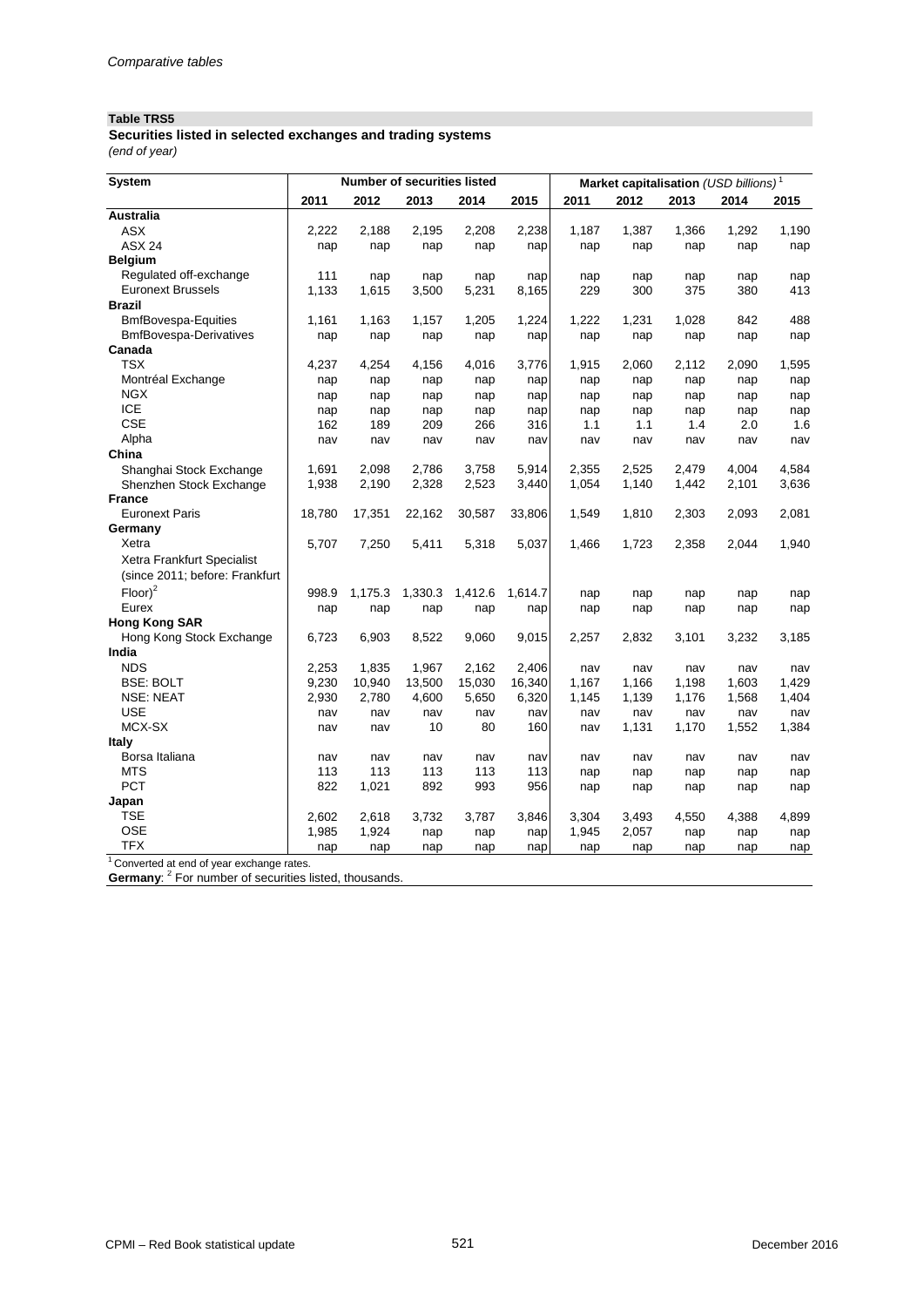*Comparative tables*

**Table TRS5**

**Securities listed in selected exchanges and trading systems**

*(end of year)*

| System | Number of securities listed | | | | | Market capitalisation *(USD billions)*[1] | | | | |
|---|---|---|---|---|---|---|---|---|---|---|
| | 2011 | 2012 | 2013 | 2014 | 2015 | 2011 | 2012 | 2013 | 2014 | 2015 |
| **Australia** | | | | | | | | | | |
| ASX | 2,222 | 2,188 | 2,195 | 2,208 | 2,238 | 1,187 | 1,387 | 1,366 | 1,292 | 1,190 |
| ASX 24 | nap | nap | nap | nap | nap | nap | nap | nap | nap | nap |
| **Belgium** | | | | | | | | | | |
| Regulated off-exchange | 111 | nap | nap | nap | nap | nap | nap | nap | nap | nap |
| Euronext Brussels | 1,133 | 1,615 | 3,500 | 5,231 | 8,165 | 229 | 300 | 375 | 380 | 413 |
| **Brazil** | | | | | | | | | | |
| BmfBovespa-Equities | 1,161 | 1,163 | 1,157 | 1,205 | 1,224 | 1,222 | 1,231 | 1,028 | 842 | 488 |
| BmfBovespa-Derivatives | nap | nap | nap | nap | nap | nap | nap | nap | nap | nap |
| **Canada** | | | | | | | | | | |
| TSX | 4,237 | 4,254 | 4,156 | 4,016 | 3,776 | 1,915 | 2,060 | 2,112 | 2,090 | 1,595 |
| Montréal Exchange | nap | nap | nap | nap | nap | nap | nap | nap | nap | nap |
| NGX | nap | nap | nap | nap | nap | nap | nap | nap | nap | nap |
| ICE | nap | nap | nap | nap | nap | nap | nap | nap | nap | nap |
| CSE | 162 | 189 | 209 | 266 | 316 | 1.1 | 1.1 | 1.4 | 2.0 | 1.6 |
| Alpha | nav | nav | nav | nav | nav | nav | nav | nav | nav | nav |
| **China** | | | | | | | | | | |
| Shanghai Stock Exchange | 1,691 | 2,098 | 2,786 | 3,758 | 5,914 | 2,355 | 2,525 | 2,479 | 4,004 | 4,584 |
| Shenzhen Stock Exchange | 1,938 | 2,190 | 2,328 | 2,523 | 3,440 | 1,054 | 1,140 | 1,442 | 2,101 | 3,636 |
| **France** | | | | | | | | | | |
| Euronext Paris | 18,780 | 17,351 | 22,162 | 30,587 | 33,806 | 1,549 | 1,810 | 2,303 | 2,093 | 2,081 |
| **Germany** | | | | | | | | | | |
| Xetra | 5,707 | 7,250 | 5,411 | 5,318 | 5,037 | 1,466 | 1,723 | 2,358 | 2,044 | 1,940 |
| Xetra Frankfurt Specialist (since 2011; before: Frankfurt Floor)[2] | 998.9 | 1,175.3 | 1,330.3 | 1,412.6 | 1,614.7 | nap | nap | nap | nap | nap |
| Eurex | nap | nap | nap | nap | nap | nap | nap | nap | nap | nap |
| **Hong Kong SAR** | | | | | | | | | | |
| Hong Kong Stock Exchange | 6,723 | 6,903 | 8,522 | 9,060 | 9,015 | 2,257 | 2,832 | 3,101 | 3,232 | 3,185 |
| **India** | | | | | | | | | | |
| NDS | 2,253 | 1,835 | 1,967 | 2,162 | 2,406 | nav | nav | nav | nav | nav |
| BSE: BOLT | 9,230 | 10,940 | 13,500 | 15,030 | 16,340 | 1,167 | 1,166 | 1,198 | 1,603 | 1,429 |
| NSE: NEAT | 2,930 | 2,780 | 4,600 | 5,650 | 6,320 | 1,145 | 1,139 | 1,176 | 1,568 | 1,404 |
| USE | nav | nav | nav | nav | nav | nav | nav | nav | nav | nav |
| MCX-SX | nav | nav | 10 | 80 | 160 | nav | 1,131 | 1,170 | 1,552 | 1,384 |
| **Italy** | | | | | | | | | | |
| Borsa Italiana | nav | nav | nav | nav | nav | nav | nav | nav | nav | nav |
| MTS | 113 | 113 | 113 | 113 | 113 | nap | nap | nap | nap | nap |
| PCT | 822 | 1,021 | 892 | 993 | 956 | nap | nap | nap | nap | nap |
| **Japan** | | | | | | | | | | |
| TSE | 2,602 | 2,618 | 3,732 | 3,787 | 3,846 | 3,304 | 3,493 | 4,550 | 4,388 | 4,899 |
| OSE | 1,985 | 1,924 | nap | nap | nap | 1,945 | 2,057 | nap | nap | nap |
| TFX | nap | nap | nap | nap | nap | nap | nap | nap | nap | nap |

[1] Converted at end of year exchange rates.

**Germany**: [2] For number of securities listed, thousands.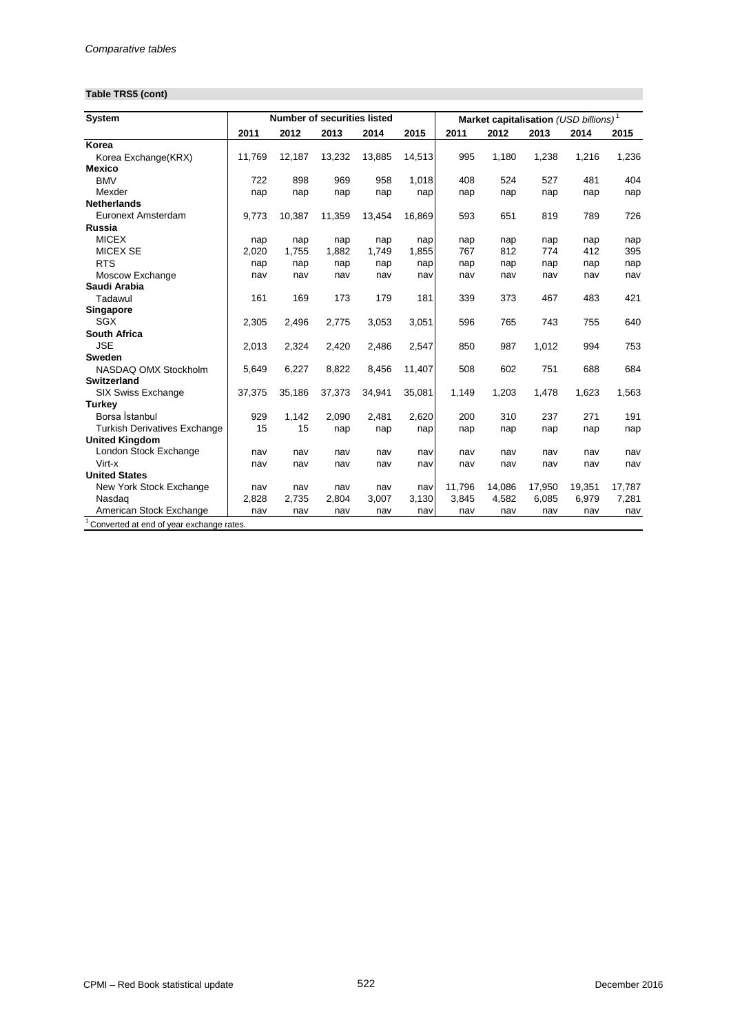*Comparative tables*

**Table TRS5 (cont)**

| System | Number of securities listed | | | | | Market capitalisation *(USD billions)*[1] | | | | |
|---|---|---|---|---|---|---|---|---|---|---|
| | 2011 | 2012 | 2013 | 2014 | 2015 | 2011 | 2012 | 2013 | 2014 | 2015 |
| **Korea** | | | | | | | | | | |
| Korea Exchange(KRX) | 11,769 | 12,187 | 13,232 | 13,885 | 14,513 | 995 | 1,180 | 1,238 | 1,216 | 1,236 |
| **Mexico** | | | | | | | | | | |
| BMV | 722 | 898 | 969 | 958 | 1,018 | 408 | 524 | 527 | 481 | 404 |
| Mexder | nap | nap | nap | nap | nap | nap | nap | nap | nap | nap |
| **Netherlands** | | | | | | | | | | |
| Euronext Amsterdam | 9,773 | 10,387 | 11,359 | 13,454 | 16,869 | 593 | 651 | 819 | 789 | 726 |
| **Russia** | | | | | | | | | | |
| MICEX | nap | nap | nap | nap | nap | nap | nap | nap | nap | nap |
| MICEX SE | 2,020 | 1,755 | 1,882 | 1,749 | 1,855 | 767 | 812 | 774 | 412 | 395 |
| RTS | nap | nap | nap | nap | nap | nap | nap | nap | nap | nap |
| Moscow Exchange | nav | nav | nav | nav | nav | nav | nav | nav | nav | nav |
| **Saudi Arabia** | | | | | | | | | | |
| Tadawul | 161 | 169 | 173 | 179 | 181 | 339 | 373 | 467 | 483 | 421 |
| **Singapore** | | | | | | | | | | |
| SGX | 2,305 | 2,496 | 2,775 | 3,053 | 3,051 | 596 | 765 | 743 | 755 | 640 |
| **South Africa** | | | | | | | | | | |
| JSE | 2,013 | 2,324 | 2,420 | 2,486 | 2,547 | 850 | 987 | 1,012 | 994 | 753 |
| **Sweden** | | | | | | | | | | |
| NASDAQ OMX Stockholm | 5,649 | 6,227 | 8,822 | 8,456 | 11,407 | 508 | 602 | 751 | 688 | 684 |
| **Switzerland** | | | | | | | | | | |
| SIX Swiss Exchange | 37,375 | 35,186 | 37,373 | 34,941 | 35,081 | 1,149 | 1,203 | 1,478 | 1,623 | 1,563 |
| **Turkey** | | | | | | | | | | |
| Borsa İstanbul | 929 | 1,142 | 2,090 | 2,481 | 2,620 | 200 | 310 | 237 | 271 | 191 |
| Turkish Derivatives Exchange | 15 | 15 | nap | nap | nap | nap | nap | nap | nap | nap |
| **United Kingdom** | | | | | | | | | | |
| London Stock Exchange | nav | nav | nav | nav | nav | nav | nav | nav | nav | nav |
| Virt-x | nav | nav | nav | nav | nav | nav | nav | nav | nav | nav |
| **United States** | | | | | | | | | | |
| New York Stock Exchange | nav | nav | nav | nav | nav | 11,796 | 14,086 | 17,950 | 19,351 | 17,787 |
| Nasdaq | 2,828 | 2,735 | 2,804 | 3,007 | 3,130 | 3,845 | 4,582 | 6,085 | 6,979 | 7,281 |
| American Stock Exchange | nav | nav | nav | nav | nav | nav | nav | nav | nav | nav |

[1] Converted at end of year exchange rates.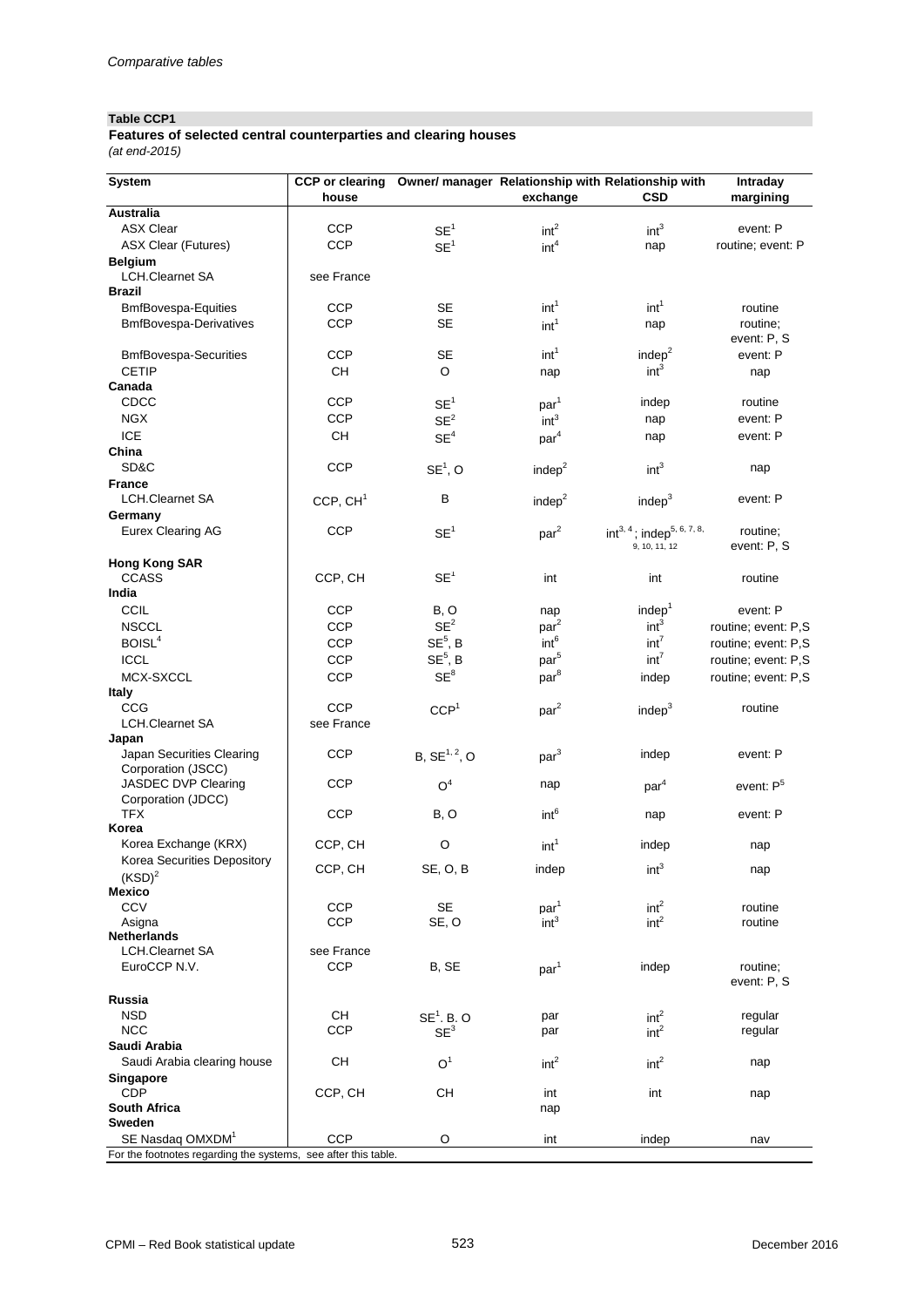*Comparative tables*

**Table CCP1**

**Features of selected central counterparties and clearing houses**

*(at end-2015)*

| System | CCP or clearing house | Owner/ manager | Relationship with exchange | Relationship with CSD | Intraday margining |
|---|---|---|---|---|---|
| **Australia** | | | | | |
| ASX Clear | CCP | SE[1] | int[2] | int[3] | event: P |
| ASX Clear (Futures) | CCP | SE[1] | int[4] | nap | routine; event: P |
| **Belgium** | | | | | |
| LCH.Clearnet SA | see France | | | | |
| **Brazil** | | | | | |
| BmfBovespa-Equities | CCP | SE | int[1] | int[1] | routine |
| BmfBovespa-Derivatives | CCP | SE | int[1] | nap | routine; event: P, S |
| BmfBovespa-Securities | CCP | SE | int[1] | indep[2] | event: P |
| CETIP | CH | O | nap | int[3] | nap |
| **Canada** | | | | | |
| CDCC | CCP | SE[1] | par[1] | indep | routine |
| NGX | CCP | SE[2] | int[3] | nap | event: P |
| ICE | CH | SE[4] | par[4] | nap | event: P |
| **China** | | | | | |
| SD&C | CCP | SE[1], O | indep[2] | int[3] | nap |
| **France** | | | | | |
| LCH.Clearnet SA | CCP, CH[1] | B | indep[2] | indep[3] | event: P |
| **Germany** | | | | | |
| Eurex Clearing AG | CCP | SE[1] | par[2] | int[3, 4]; indep[5, 6, 7, 8, 9, 10, 11, 12] | routine; event: P, S |
| **Hong Kong SAR** | | | | | |
| CCASS | CCP, CH | SE[1] | int | int | routine |
| **India** | | | | | |
| CCIL | CCP | B, O | nap | indep[1] | event: P |
| NSCCL | CCP | SE[2] | par[2] | int[3] | routine; event: P,S |
| BOISL[4] | CCP | SE[5], B | int[6] | int[7] | routine; event: P,S |
| ICCL | CCP | SE[5], B | par[5] | int[7] | routine; event: P,S |
| MCX-SXCCL | CCP | SE[8] | par[8] | indep | routine; event: P,S |
| **Italy** | | | | | |
| CCG | CCP | CCP[1] | par[2] | indep[3] | routine |
| LCH.Clearnet SA | see France | | | | |
| **Japan** | | | | | |
| Japan Securities Clearing Corporation (JSCC) | CCP | B, SE[1, 2], O | par[3] | indep | event: P |
| JASDEC DVP Clearing Corporation (JDCC) | CCP | O[4] | nap | par[4] | event: P[5] |
| TFX | CCP | B, O | int[6] | nap | event: P |
| **Korea** | | | | | |
| Korea Exchange (KRX) | CCP, CH | O | int[1] | indep | nap |
| Korea Securities Depository (KSD)[2] | CCP, CH | SE, O, B | indep | int[3] | nap |
| **Mexico** | | | | | |
| CCV | CCP | SE | par[1] | int[2] | routine |
| Asigna | CCP | SE, O | int[3] | int[2] | routine |
| **Netherlands** | | | | | |
| LCH.Clearnet SA | see France | | | | |
| EuroCCP N.V. | CCP | B, SE | par[1] | indep | routine; event: P, S |
| **Russia** | | | | | |
| NSD | CH | SE[1]. B. O | par | int[2] | regular |
| NCC | CCP | SE[3] | par | int[2] | regular |
| **Saudi Arabia** | | | | | |
| Saudi Arabia clearing house | CH | O[1] | int[2] | int[2] | nap |
| **Singapore** | | | | | |
| CDP | CCP, CH | CH | int | int | nap |
| **South Africa** | | | nap | | |
| **Sweden** | | | | | |
| SE Nasdaq OMXDM[1] | CCP | O | int | indep | nav |

For the footnotes regarding the systems, see after this table.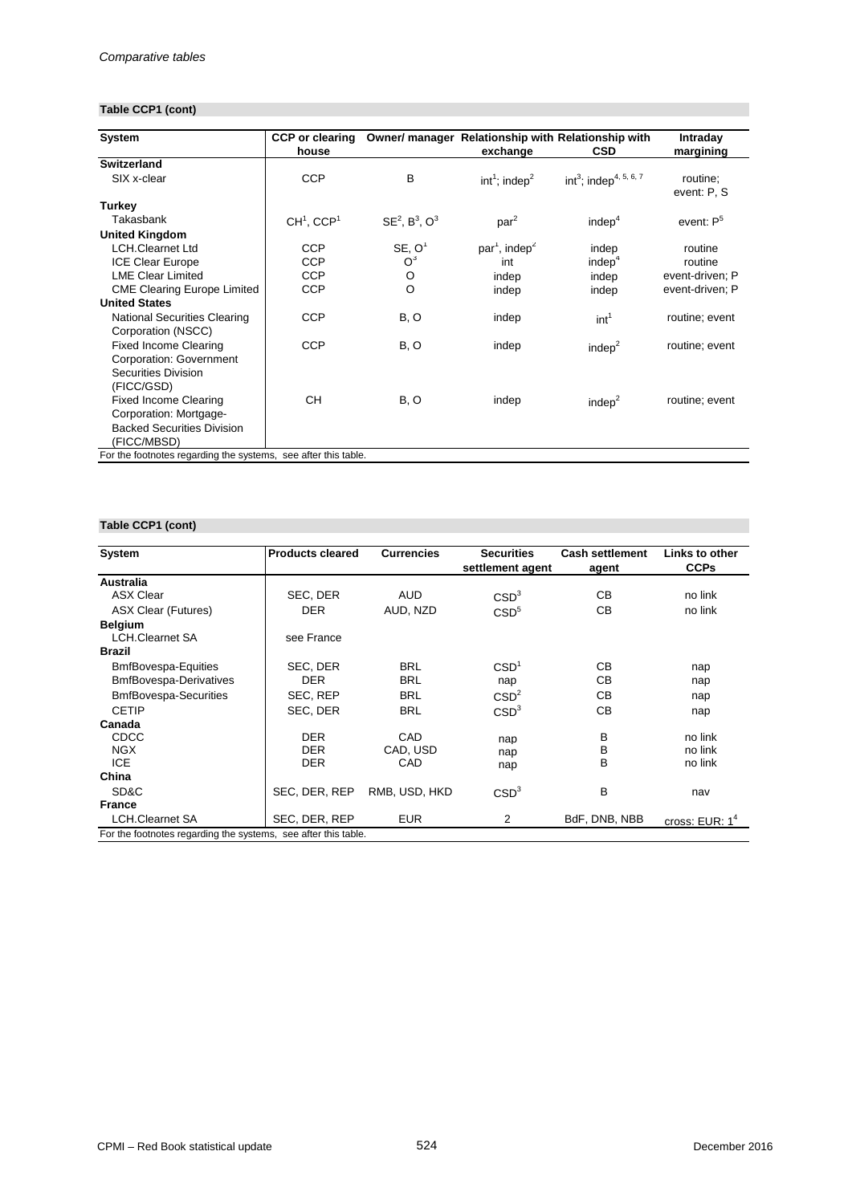*Comparative tables*

**Table CCP1 (cont)**

| System | CCP or clearing house | Owner/ manager | Relationship with exchange | Relationship with CSD | Intraday margining |
|---|---|---|---|---|---|
| **Switzerland** | | | | | |
| SIX x-clear | CCP | B | int[1]; indep[2] | int[3]; indep[4, 5, 6, 7] | routine; event: P, S |
| **Turkey** | | | | | |
| Takasbank | CH[1], CCP[1] | SE[2], B[3], O[3] | par[2] | indep[4] | event: P[5] |
| **United Kingdom** | | | | | |
| LCH.Clearnet Ltd | CCP | SE, O[1] | par[1], indep[2] | indep | routine |
| ICE Clear Europe | CCP | O[3] | int | indep[4] | routine |
| LME Clear Limited | CCP | O | indep | indep | event-driven; P |
| CME Clearing Europe Limited | CCP | O | indep | indep | event-driven; P |
| **United States** | | | | | |
| National Securities Clearing Corporation (NSCC) | CCP | B, O | indep | int[1] | routine; event |
| Fixed Income Clearing Corporation: Government Securities Division (FICC/GSD) | CCP | B, O | indep | indep[2] | routine; event |
| Fixed Income Clearing Corporation: Mortgage-Backed Securities Division (FICC/MBSD) | CH | B, O | indep | indep[2] | routine; event |

For the footnotes regarding the systems, see after this table.

**Table CCP1 (cont)**

| System | Products cleared | Currencies | Securities settlement agent | Cash settlement agent | Links to other CCPs |
|---|---|---|---|---|---|
| **Australia** | | | | | |
| ASX Clear | SEC, DER | AUD | CSD[3] | CB | no link |
| ASX Clear (Futures) | DER | AUD, NZD | CSD[5] | CB | no link |
| **Belgium** | | | | | |
| LCH.Clearnet SA | see France | | | | |
| **Brazil** | | | | | |
| BmfBovespa-Equities | SEC, DER | BRL | CSD[1] | CB | nap |
| BmfBovespa-Derivatives | DER | BRL | nap | CB | nap |
| BmfBovespa-Securities | SEC, REP | BRL | CSD[2] | CB | nap |
| CETIP | SEC, DER | BRL | CSD[3] | CB | nap |
| **Canada** | | | | | |
| CDCC | DER | CAD | nap | B | no link |
| NGX | DER | CAD, USD | nap | B | no link |
| ICE | DER | CAD | nap | B | no link |
| **China** | | | | | |
| SD&C | SEC, DER, REP | RMB, USD, HKD | CSD[3] | B | nav |
| **France** | | | | | |
| LCH.Clearnet SA | SEC, DER, REP | EUR | 2 | BdF, DNB, NBB | cross: EUR: 1[4] |

For the footnotes regarding the systems, see after this table.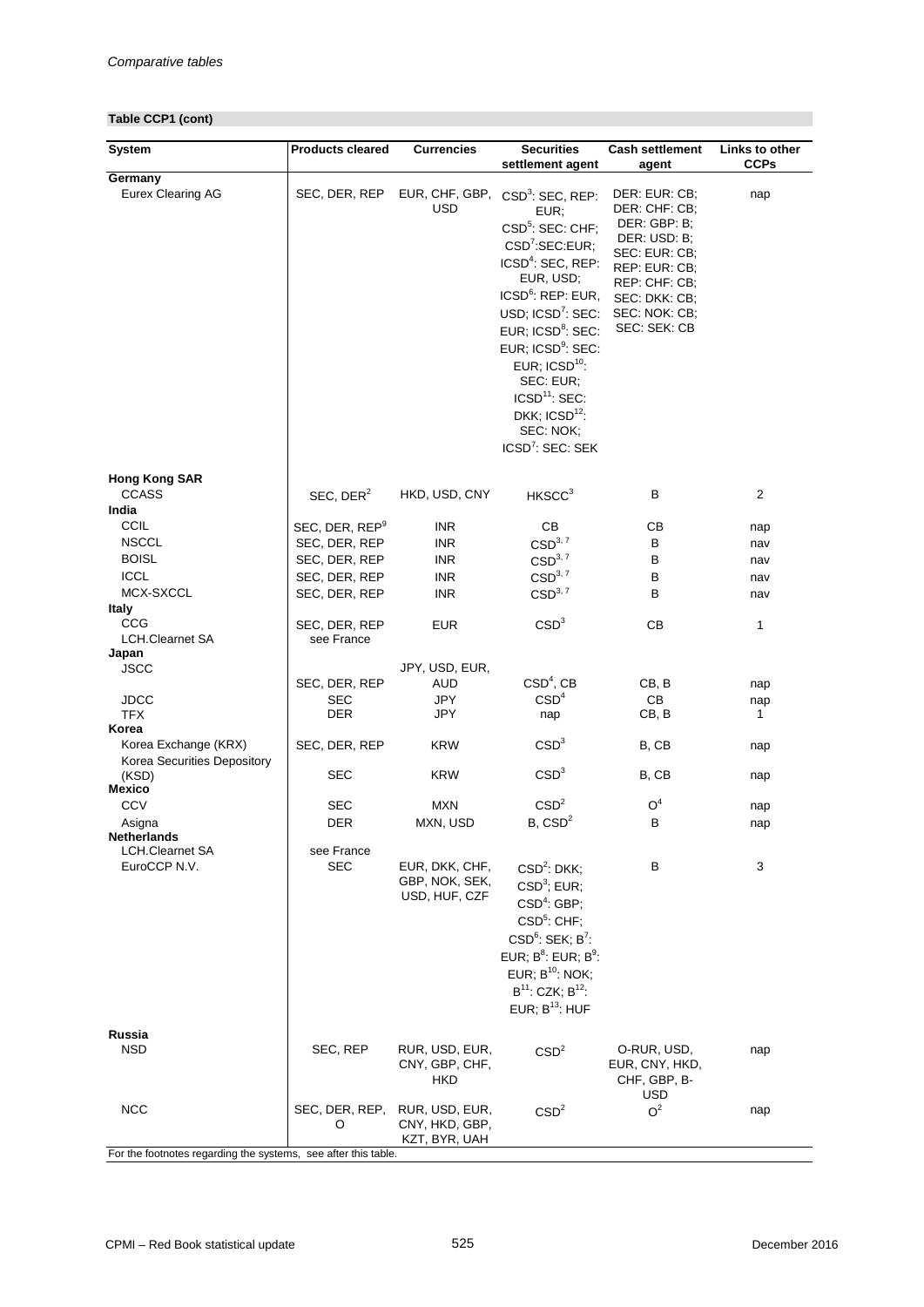*Comparative tables*

**Table CCP1 (cont)**

| System | Products cleared | Currencies | Securities settlement agent | Cash settlement agent | Links to other CCPs |
|---|---|---|---|---|---|
| **Germany** | | | | | |
| Eurex Clearing AG | SEC, DER, REP | EUR, CHF, GBP, USD | CSD[3]: SEC, REP: EUR; CSD[5]: SEC: CHF; CSD[7]:SEC:EUR; ICSD[4]: SEC, REP: EUR, USD; ICSD[6]: REP: EUR, USD; ICSD[7]: SEC: EUR; ICSD[8]: SEC: EUR; ICSD[9]: SEC: EUR; ICSD[10]: SEC: EUR; ICSD[11]: SEC: DKK; ICSD[12]: SEC: NOK; ICSD[7]: SEC: SEK | DER: EUR: CB; DER: CHF: CB; DER: GBP: B; DER: USD: B; SEC: EUR: CB; REP: EUR: CB; REP: CHF: CB; SEC: DKK: CB; SEC: NOK: CB; SEC: SEK: CB | nap |
| **Hong Kong SAR** | | | | | |
| CCASS | SEC, DER[2] | HKD, USD, CNY | HKSCC[3] | B | 2 |
| **India** | | | | | |
| CCIL | SEC, DER, REP[9] | INR | CB | CB | nap |
| NSCCL | SEC, DER, REP | INR | CSD[3, 7] | B | nav |
| BOISL | SEC, DER, REP | INR | CSD[3, 7] | B | nav |
| ICCL | SEC, DER, REP | INR | CSD[3, 7] | B | nav |
| MCX-SXCCL | SEC, DER, REP | INR | CSD[3, 7] | B | nav |
| **Italy** | | | | | |
| CCG | SEC, DER, REP | EUR | CSD[3] | CB | 1 |
| LCH.Clearnet SA | see France | | | | |
| **Japan** | | | | | |
| JSCC | SEC, DER, REP | JPY, USD, EUR, AUD | CSD[4], CB | CB, B | nap |
| JDCC | SEC | JPY | CSD[4] | CB | nap |
| TFX | DER | JPY | nap | CB, B | 1 |
| **Korea** | | | | | |
| Korea Exchange (KRX) | SEC, DER, REP | KRW | CSD[3] | B, CB | nap |
| Korea Securities Depository (KSD) | SEC | KRW | CSD[3] | B, CB | nap |
| **Mexico** | | | | | |
| CCV | SEC | MXN | CSD[2] | O[4] | nap |
| Asigna | DER | MXN, USD | B, CSD[2] | B | nap |
| **Netherlands** | | | | | |
| LCH.Clearnet SA | see France | | | | |
| EuroCCP N.V. | SEC | EUR, DKK, CHF, GBP, NOK, SEK, USD, HUF, CZF | CSD[2]: DKK; CSD[3]; EUR; CSD[4]: GBP; CSD[5]: CHF; CSD[6]: SEK; B[7]: EUR; B[8]: EUR; B[9]: EUR; B[10]: NOK; B[11]: CZK; B[12]: EUR; B[13]: HUF | B | 3 |
| **Russia** | | | | | |
| NSD | SEC, REP | RUR, USD, EUR, CNY, GBP, CHF, HKD | CSD[2] | O-RUR, USD, EUR, CNY, HKD, CHF, GBP, B-USD | nap |
| NCC | SEC, DER, REP, O | RUR, USD, EUR, CNY, HKD, GBP, KZT, BYR, UAH | CSD[2] | O[2] | nap |

For the footnotes regarding the systems, see after this table.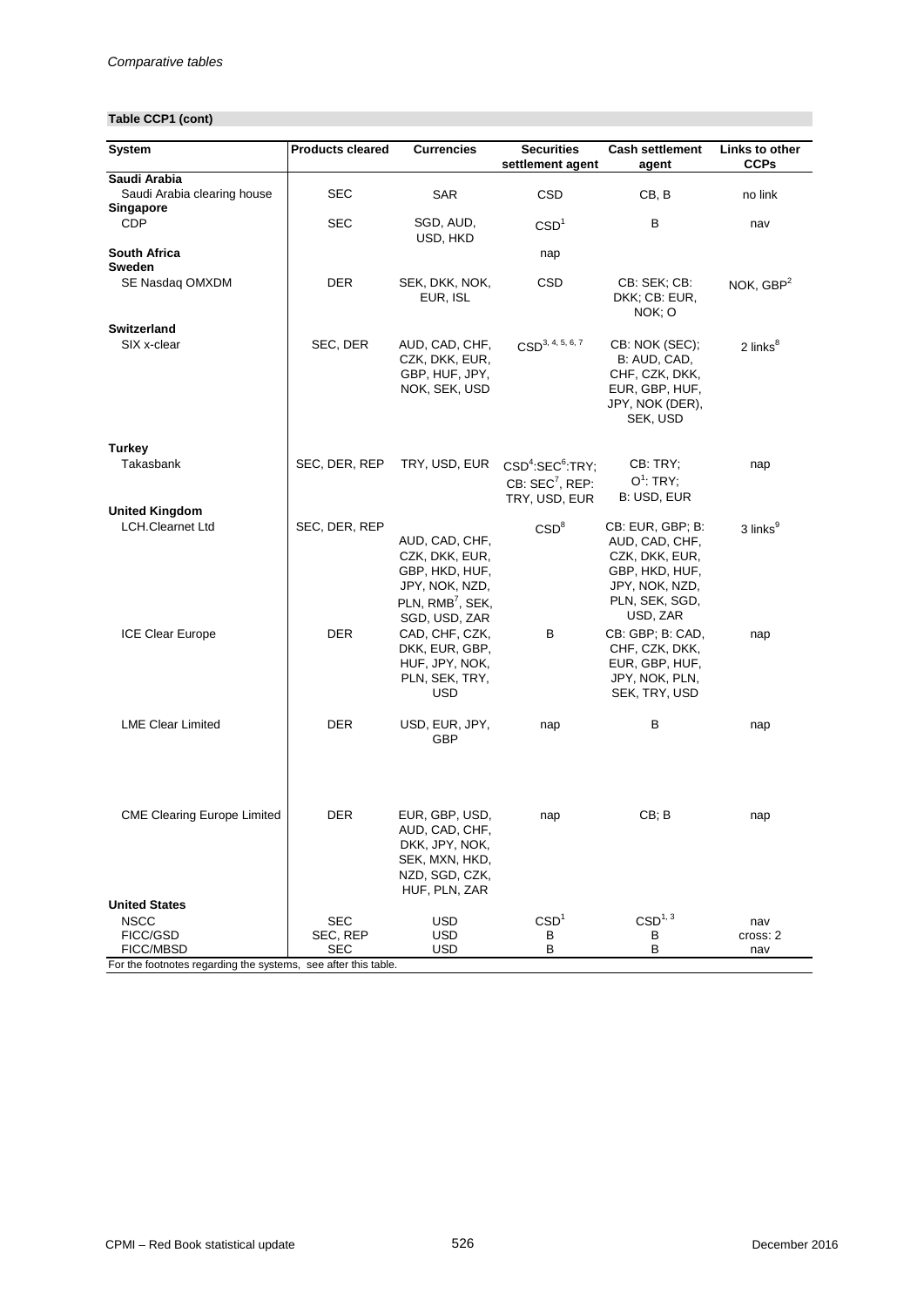*Comparative tables*

**Table CCP1 (cont)**

| System | Products cleared | Currencies | Securities settlement agent | Cash settlement agent | Links to other CCPs |
|---|---|---|---|---|---|
| **Saudi Arabia** | | | | | |
| Saudi Arabia clearing house | SEC | SAR | CSD | CB, B | no link |
| **Singapore** | | | | | |
| CDP | SEC | SGD, AUD, USD, HKD | CSD[1] | B | nav |
| **South Africa** | | | nap | | |
| **Sweden** | | | | | |
| SE Nasdaq OMXDM | DER | SEK, DKK, NOK, EUR, ISL | CSD | CB: SEK; CB: DKK; CB: EUR, NOK; O | NOK, GBP[2] |
| **Switzerland** | | | | | |
| SIX x-clear | SEC, DER | AUD, CAD, CHF, CZK, DKK, EUR, GBP, HUF, JPY, NOK, SEK, USD | CSD[3, 4, 5, 6, 7] | CB: NOK (SEC); B: AUD, CAD, CHF, CZK, DKK, EUR, GBP, HUF, JPY, NOK (DER), SEK, USD | 2 links[8] |
| **Turkey** | | | | | |
| Takasbank | SEC, DER, REP | TRY, USD, EUR | CSD[4]:SEC[6]:TRY; CB: SEC[7], REP: TRY, USD, EUR | CB: TRY; O[1]: TRY; B: USD, EUR | nap |
| **United Kingdom** | | | | | |
| LCH.Clearnet Ltd | SEC, DER, REP | AUD, CAD, CHF, CZK, DKK, EUR, GBP, HKD, HUF, JPY, NOK, NZD, PLN, RMB[7], SEK, SGD, USD, ZAR | CSD[8] | CB: EUR, GBP; B: AUD, CAD, CHF, CZK, DKK, EUR, GBP, HKD, HUF, JPY, NOK, NZD, PLN, SEK, SGD, USD, ZAR | 3 links[9] |
| ICE Clear Europe | DER | CAD, CHF, CZK, DKK, EUR, GBP, HUF, JPY, NOK, PLN, SEK, TRY, USD | B | CB: GBP; B: CAD, CHF, CZK, DKK, EUR, GBP, HUF, JPY, NOK, PLN, SEK, TRY, USD | nap |
| LME Clear Limited | DER | USD, EUR, JPY, GBP | nap | B | nap |
| CME Clearing Europe Limited | DER | EUR, GBP, USD, AUD, CAD, CHF, DKK, JPY, NOK, SEK, MXN, HKD, NZD, SGD, CZK, HUF, PLN, ZAR | nap | CB; B | nap |
| **United States** | | | | | |
| NSCC | SEC | USD | CSD[1] | CSD[1, 3] | nav |
| FICC/GSD | SEC, REP | USD | B | B | cross: 2 |
| FICC/MBSD | SEC | USD | B | B | nav |

For the footnotes regarding the systems, see after this table.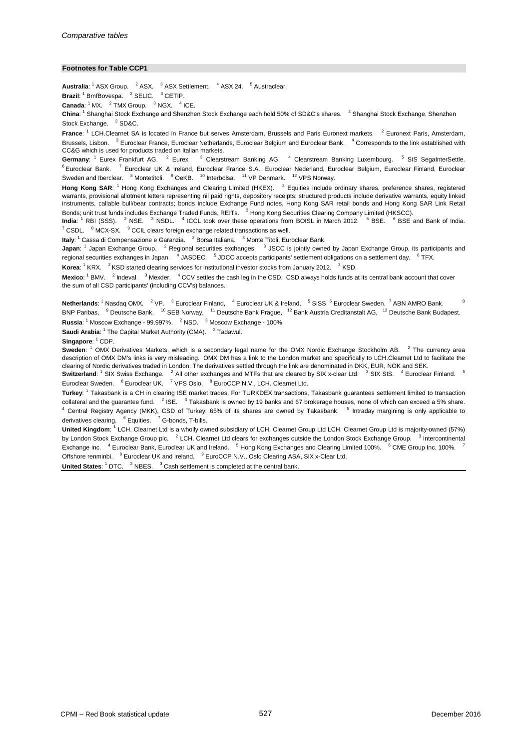## Footnotes for Table CCP1

**Australia**: [1] ASX Group. [2] ASX. [3] ASX Settlement. [4] ASX 24. [5] Austraclear.

**Brazil**: [1] BmfBovespa. [2] SELIC. [3] CETIP.

**Canada**: [1] MX. [2] TMX Group. [3] NGX. [4] ICE.

**China**: [1] Shanghai Stock Exchange and Shenzhen Stock Exchange each hold 50% of SD&C's shares. [2] Shanghai Stock Exchange, Shenzhen Stock Exchange. [3] SD&C.

**France**: [1] LCH.Clearnet SA is located in France but serves Amsterdam, Brussels and Paris Euronext markets. [2] Euronext Paris, Amsterdam, Brussels, Lisbon. [3] Euroclear France, Euroclear Netherlands, Euroclear Belgium and Euroclear Bank. [4] Corresponds to the link established with CC&G which is used for products traded on Italian markets.

**Germany**: [1] Eurex Frankfurt AG. [2] Eurex. [3] Clearstream Banking AG. [4] Clearstream Banking Luxembourg. [5] SIS SegaInterSettle. [6] Euroclear Bank. [7] Euroclear UK & Ireland, Euroclear France S.A., Euroclear Nederland, Euroclear Belgium, Euroclear Finland, Euroclear Sweden and Iberclear. [8] Montetitoli. [9] OeKB. [10] Interbolsa. [11] VP Denmark. [12] VPS Norway.

**Hong Kong SAR**: [1] Hong Kong Exchanges and Clearing Limited (HKEX). [2] Equities include ordinary shares, preference shares, registered warrants, provisional allotment letters representing nil paid rights, depository receipts; structured products include derivative warrants, equity linked instruments, callable bull/bear contracts; bonds include Exchange Fund notes, Hong Kong SAR retail bonds and Hong Kong SAR Link Retail Bonds; unit trust funds includes Exchange Traded Funds, REITs. [3] Hong Kong Securities Clearing Company Limited (HKSCC).

**India**: [1] RBI (SSS). [2] NSE. [3] NSDL. [4] ICCL took over these operations from BOISL in March 2012. [5] BSE. [6] BSE and Bank of India. [7] CSDL. [8] MCX-SX. [9] CCIL clears foreign exchange related transactions as well.

**Italy**: [1] Cassa di Compensazione e Garanzia. [2] Borsa Italiana. [3] Monte Titoli, Euroclear Bank.

**Japan**: [1] Japan Exchange Group. [2] Regional securities exchanges. [3] JSCC is jointly owned by Japan Exchange Group, its participants and regional securities exchanges in Japan. [4] JASDEC. [5] JDCC accepts participants' settlement obligations on a settlement day. [6] TFX.

**Korea**: [1] KRX. [2] KSD started clearing services for institutional investor stocks from January 2012. [3] KSD.

**Mexico**: [1] BMV. [2] Indeval. [3] Mexder. [4] CCV settles the cash leg in the CSD. CSD always holds funds at its central bank account that cover the sum of all CSD participants' (including CCV's) balances.

**Netherlands**: [1] Nasdaq OMX. [2] VP. [3] Euroclear Finland, [4] Euroclear UK & Ireland, [5] SISS, [6] Euroclear Sweden. [7] ABN AMRO Bank. [8] BNP Paribas, [9] Deutsche Bank, [10] SEB Norway, [11] Deutsche Bank Prague, [12] Bank Austria Creditanstalt AG, [13] Deutsche Bank Budapest.

**Russia**: [1] Moscow Exchange - 99.997%. [2] NSD. [3] Moscow Exchange - 100%.

**Saudi Arabia**: [1] The Capital Market Authority (CMA). [2] Tadawul.

**Singapore**: [1] CDP.

**Sweden**: [1] OMX Derivatives Markets, which is a secondary legal name for the OMX Nordic Exchange Stockholm AB. [2] The currency area description of OMX DM's links is very misleading. OMX DM has a link to the London market and specifically to LCH.Clearnet Ltd to facilitate the clearing of Nordic derivatives traded in London. The derivatives settled through the link are denominated in DKK, EUR, NOK and SEK.

**Switzerland**: [1] SIX Swiss Exchange. [2] All other exchanges and MTFs that are cleared by SIX x-clear Ltd. [3] SIX SIS. [4] Euroclear Finland. [5] Euroclear Sweden. [6] Euroclear UK. [7] VPS Oslo. [8] EuroCCP N.V., LCH. Clearnet Ltd.

**Turkey**: [1] Takasbank is a CH in clearing ISE market trades. For TURKDEX transactions, Takasbank guarantees settlement limited to transaction collateral and the guarantee fund. [2] ISE. [3] Takasbank is owned by 19 banks and 67 brokerage houses, none of which can exceed a 5% share. [4] Central Registry Agency (MKK), CSD of Turkey; 65% of its shares are owned by Takasbank. [5] Intraday margining is only applicable to derivatives clearing. [6] Equities. [7] G-bonds, T-bills.

**United Kingdom**: [1] LCH. Clearnet Ltd is a wholly owned subsidiary of LCH. Clearnet Group Ltd LCH. Clearnet Group Ltd is majority-owned (57%) by London Stock Exchange Group plc. [2] LCH. Clearnet Ltd clears for exchanges outside the London Stock Exchange Group. [3] Intercontinental Exchange Inc. [4] Euroclear Bank, Euroclear UK and Ireland. [5] Hong Kong Exchanges and Clearing Limited 100%. [6] CME Group Inc. 100%. [7] Offshore renminbi. [8] Euroclear UK and Ireland. [9] EuroCCP N.V., Oslo Clearing ASA, SIX x-Clear Ltd.

**United States**: [1] DTC. [2] NBES. [3] Cash settlement is completed at the central bank.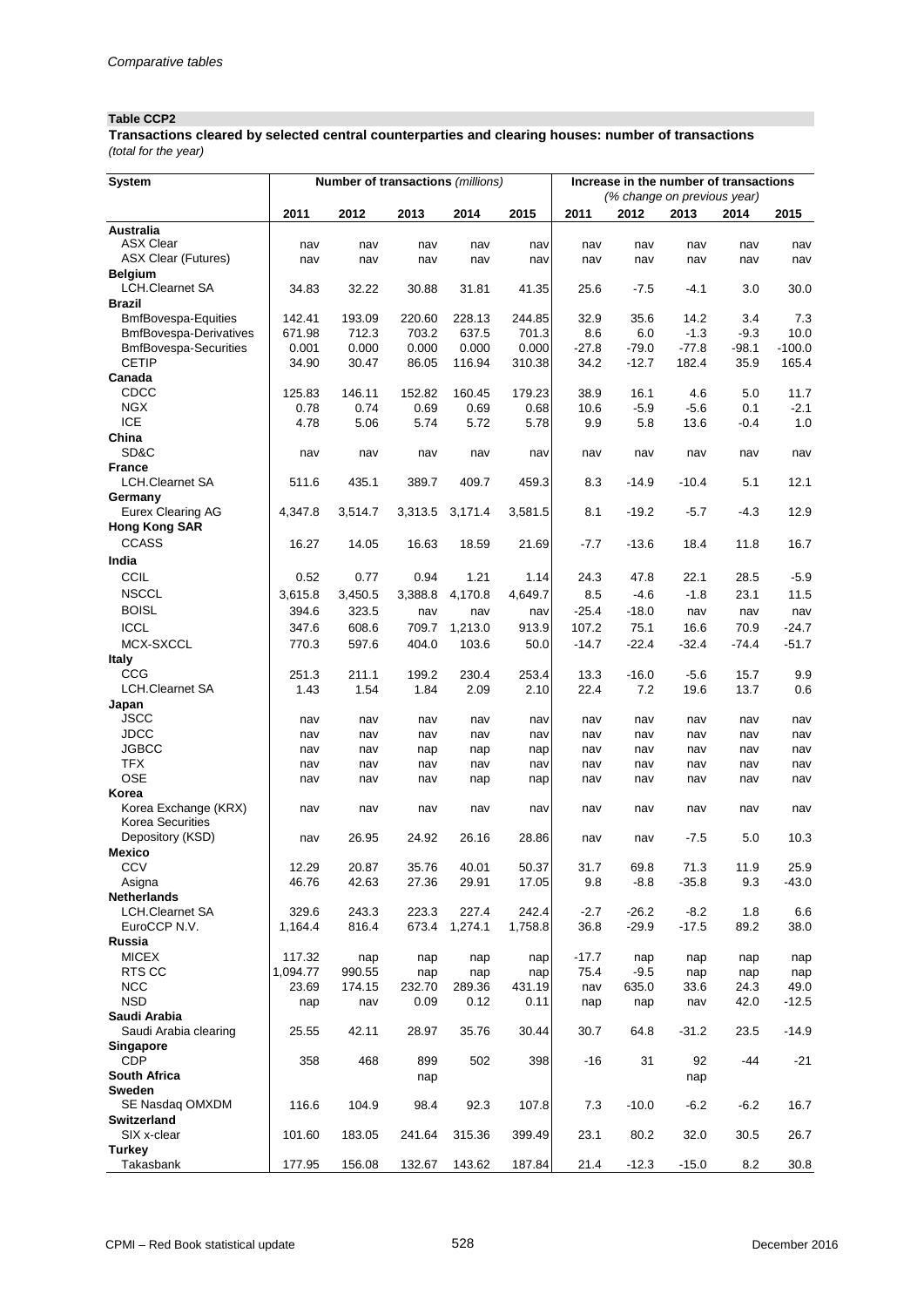*Comparative tables*

**Table CCP2**

**Transactions cleared by selected central counterparties and clearing houses: number of transactions**
*(total for the year)*

| System | Number of transactions *(millions)* | | | | | Increase in the number of transactions *(% change on previous year)* | | | | |
|---|---|---|---|---|---|---|---|---|---|---|
| | 2011 | 2012 | 2013 | 2014 | 2015 | 2011 | 2012 | 2013 | 2014 | 2015 |
| **Australia** | | | | | | | | | | |
| ASX Clear | nav | nav | nav | nav | nav | nav | nav | nav | nav | nav |
| ASX Clear (Futures) | nav | nav | nav | nav | nav | nav | nav | nav | nav | nav |
| **Belgium** | | | | | | | | | | |
| LCH.Clearnet SA | 34.83 | 32.22 | 30.88 | 31.81 | 41.35 | 25.6 | -7.5 | -4.1 | 3.0 | 30.0 |
| **Brazil** | | | | | | | | | | |
| BmfBovespa-Equities | 142.41 | 193.09 | 220.60 | 228.13 | 244.85 | 32.9 | 35.6 | 14.2 | 3.4 | 7.3 |
| BmfBovespa-Derivatives | 671.98 | 712.3 | 703.2 | 637.5 | 701.3 | 8.6 | 6.0 | -1.3 | -9.3 | 10.0 |
| BmfBovespa-Securities | 0.001 | 0.000 | 0.000 | 0.000 | 0.000 | -27.8 | -79.0 | -77.8 | -98.1 | -100.0 |
| CETIP | 34.90 | 30.47 | 86.05 | 116.94 | 310.38 | 34.2 | -12.7 | 182.4 | 35.9 | 165.4 |
| **Canada** | | | | | | | | | | |
| CDCC | 125.83 | 146.11 | 152.82 | 160.45 | 179.23 | 38.9 | 16.1 | 4.6 | 5.0 | 11.7 |
| NGX | 0.78 | 0.74 | 0.69 | 0.69 | 0.68 | 10.6 | -5.9 | -5.6 | 0.1 | -2.1 |
| ICE | 4.78 | 5.06 | 5.74 | 5.72 | 5.78 | 9.9 | 5.8 | 13.6 | -0.4 | 1.0 |
| **China** | | | | | | | | | | |
| SD&C | nav | nav | nav | nav | nav | nav | nav | nav | nav | nav |
| **France** | | | | | | | | | | |
| LCH.Clearnet SA | 511.6 | 435.1 | 389.7 | 409.7 | 459.3 | 8.3 | -14.9 | -10.4 | 5.1 | 12.1 |
| **Germany** | | | | | | | | | | |
| Eurex Clearing AG | 4,347.8 | 3,514.7 | 3,313.5 | 3,171.4 | 3,581.5 | 8.1 | -19.2 | -5.7 | -4.3 | 12.9 |
| **Hong Kong SAR** | | | | | | | | | | |
| CCASS | 16.27 | 14.05 | 16.63 | 18.59 | 21.69 | -7.7 | -13.6 | 18.4 | 11.8 | 16.7 |
| **India** | | | | | | | | | | |
| CCIL | 0.52 | 0.77 | 0.94 | 1.21 | 1.14 | 24.3 | 47.8 | 22.1 | 28.5 | -5.9 |
| NSCCL | 3,615.8 | 3,450.5 | 3,388.8 | 4,170.8 | 4,649.7 | 8.5 | -4.6 | -1.8 | 23.1 | 11.5 |
| BOISL | 394.6 | 323.5 | nav | nav | nav | -25.4 | -18.0 | nav | nav | nav |
| ICCL | 347.6 | 608.6 | 709.7 | 1,213.0 | 913.9 | 107.2 | 75.1 | 16.6 | 70.9 | -24.7 |
| MCX-SXCCL | 770.3 | 597.6 | 404.0 | 103.6 | 50.0 | -14.7 | -22.4 | -32.4 | -74.4 | -51.7 |
| **Italy** | | | | | | | | | | |
| CCG | 251.3 | 211.1 | 199.2 | 230.4 | 253.4 | 13.3 | -16.0 | -5.6 | 15.7 | 9.9 |
| LCH.Clearnet SA | 1.43 | 1.54 | 1.84 | 2.09 | 2.10 | 22.4 | 7.2 | 19.6 | 13.7 | 0.6 |
| **Japan** | | | | | | | | | | |
| JSCC | nav | nav | nav | nav | nav | nav | nav | nav | nav | nav |
| JDCC | nav | nav | nav | nav | nav | nav | nav | nav | nav | nav |
| JGBCC | nav | nav | nap | nap | nap | nav | nav | nav | nav | nav |
| TFX | nav | nav | nav | nav | nav | nav | nav | nav | nav | nav |
| OSE | nav | nav | nav | nap | nap | nav | nav | nav | nav | nav |
| **Korea** | | | | | | | | | | |
| Korea Exchange (KRX) | nav | nav | nav | nav | nav | nav | nav | nav | nav | nav |
| Korea Securities Depository (KSD) | nav | 26.95 | 24.92 | 26.16 | 28.86 | nav | nav | -7.5 | 5.0 | 10.3 |
| **Mexico** | | | | | | | | | | |
| CCV | 12.29 | 20.87 | 35.76 | 40.01 | 50.37 | 31.7 | 69.8 | 71.3 | 11.9 | 25.9 |
| Asigna | 46.76 | 42.63 | 27.36 | 29.91 | 17.05 | 9.8 | -8.8 | -35.8 | 9.3 | -43.0 |
| **Netherlands** | | | | | | | | | | |
| LCH.Clearnet SA | 329.6 | 243.3 | 223.3 | 227.4 | 242.4 | -2.7 | -26.2 | -8.2 | 1.8 | 6.6 |
| EuroCCP N.V. | 1,164.4 | 816.4 | 673.4 | 1,274.1 | 1,758.8 | 36.8 | -29.9 | -17.5 | 89.2 | 38.0 |
| **Russia** | | | | | | | | | | |
| MICEX | 117.32 | nap | nap | nap | nap | -17.7 | nap | nap | nap | nap |
| RTS CC | 1,094.77 | 990.55 | nap | nap | nap | 75.4 | -9.5 | nap | nap | nap |
| NCC | 23.69 | 174.15 | 232.70 | 289.36 | 431.19 | nav | 635.0 | 33.6 | 24.3 | 49.0 |
| NSD | nap | nav | 0.09 | 0.12 | 0.11 | nap | nap | nav | 42.0 | -12.5 |
| **Saudi Arabia** | | | | | | | | | | |
| Saudi Arabia clearing | 25.55 | 42.11 | 28.97 | 35.76 | 30.44 | 30.7 | 64.8 | -31.2 | 23.5 | -14.9 |
| **Singapore** | | | | | | | | | | |
| CDP | 358 | 468 | 899 | 502 | 398 | -16 | 31 | 92 | -44 | -21 |
| **South Africa** | | | nap | | | | | nap | | |
| **Sweden** | | | | | | | | | | |
| SE Nasdaq OMXDM | 116.6 | 104.9 | 98.4 | 92.3 | 107.8 | 7.3 | -10.0 | -6.2 | -6.2 | 16.7 |
| **Switzerland** | | | | | | | | | | |
| SIX x-clear | 101.60 | 183.05 | 241.64 | 315.36 | 399.49 | 23.1 | 80.2 | 32.0 | 30.5 | 26.7 |
| **Turkey** | | | | | | | | | | |
| Takasbank | 177.95 | 156.08 | 132.67 | 143.62 | 187.84 | 21.4 | -12.3 | -15.0 | 8.2 | 30.8 |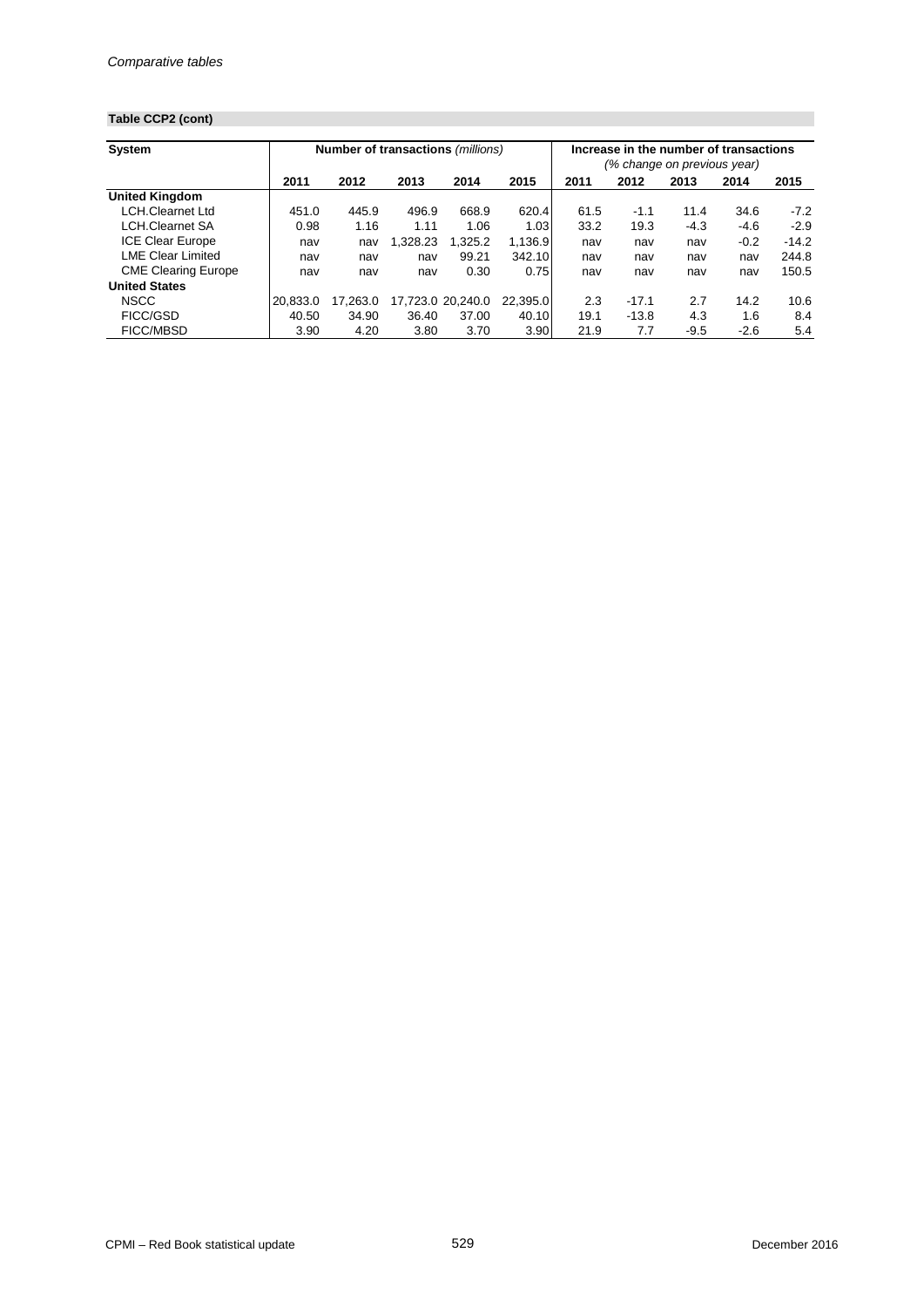*Comparative tables*

**Table CCP2 (cont)**

| System | Number of transactions *(millions)* | | | | | Increase in the number of transactions *(% change on previous year)* | | | | |
|---|---|---|---|---|---|---|---|---|---|---|
| | 2011 | 2012 | 2013 | 2014 | 2015 | 2011 | 2012 | 2013 | 2014 | 2015 |
| **United Kingdom** | | | | | | | | | | |
| LCH.Clearnet Ltd | 451.0 | 445.9 | 496.9 | 668.9 | 620.4 | 61.5 | -1.1 | 11.4 | 34.6 | -7.2 |
| LCH.Clearnet SA | 0.98 | 1.16 | 1.11 | 1.06 | 1.03 | 33.2 | 19.3 | -4.3 | -4.6 | -2.9 |
| ICE Clear Europe | nav | nav | 1,328.23 | 1,325.2 | 1,136.9 | nav | nav | nav | -0.2 | -14.2 |
| LME Clear Limited | nav | nav | nav | 99.21 | 342.10 | nav | nav | nav | nav | 244.8 |
| CME Clearing Europe | nav | nav | nav | 0.30 | 0.75 | nav | nav | nav | nav | 150.5 |
| **United States** | | | | | | | | | | |
| NSCC | 20,833.0 | 17,263.0 | 17,723.0 | 20,240.0 | 22,395.0 | 2.3 | -17.1 | 2.7 | 14.2 | 10.6 |
| FICC/GSD | 40.50 | 34.90 | 36.40 | 37.00 | 40.10 | 19.1 | -13.8 | 4.3 | 1.6 | 8.4 |
| FICC/MBSD | 3.90 | 4.20 | 3.80 | 3.70 | 3.90 | 21.9 | 7.7 | -9.5 | -2.6 | 5.4 |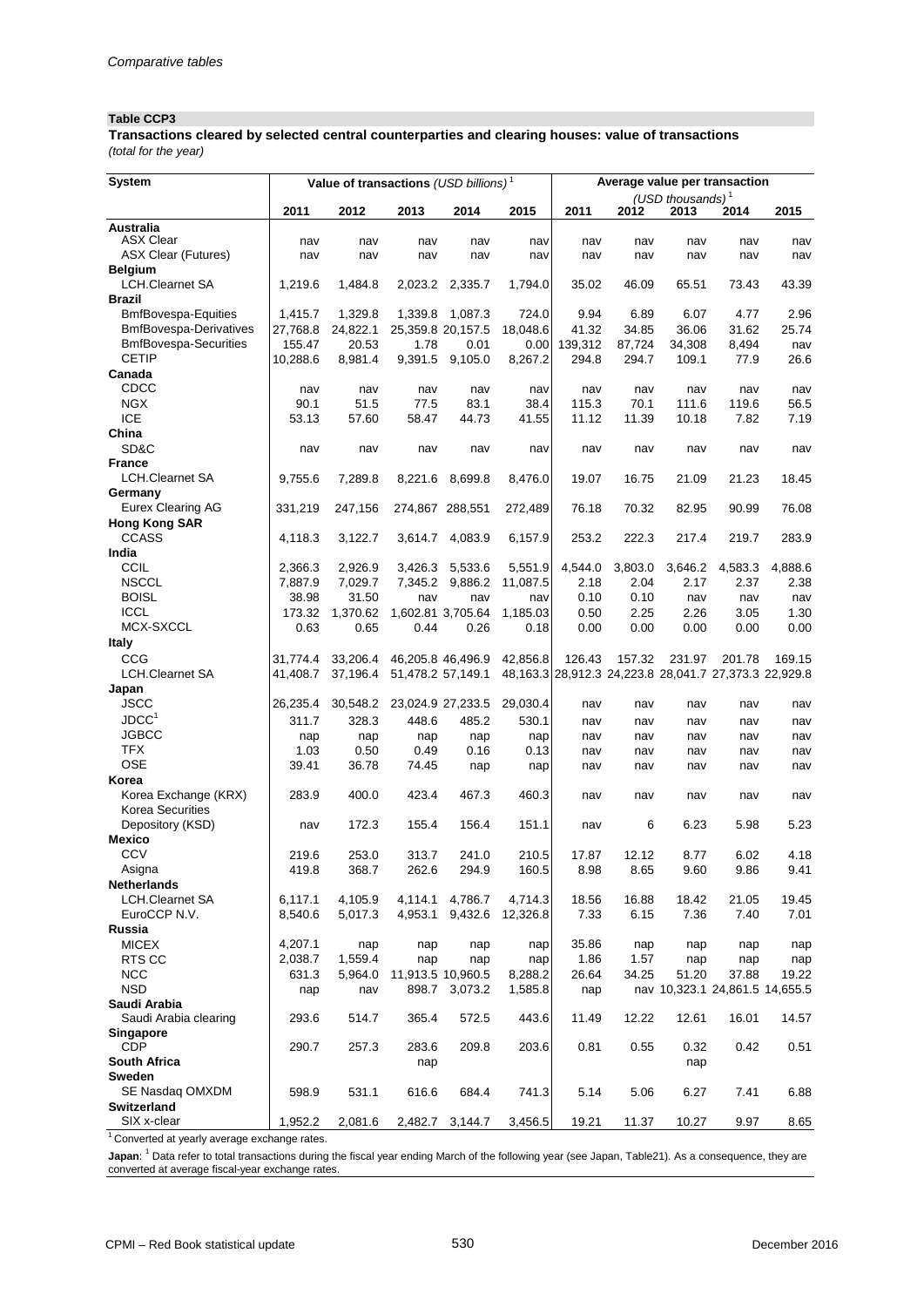*Comparative tables*

**Table CCP3**

**Transactions cleared by selected central counterparties and clearing houses: value of transactions**

*(total for the year)*

| System | Value of transactions *(USD billions)* [1] | | | | | Average value per transaction *(USD thousands)* [1] | | | | |
|---|---|---|---|---|---|---|---|---|---|---|
| | 2011 | 2012 | 2013 | 2014 | 2015 | 2011 | 2012 | 2013 | 2014 | 2015 |
| **Australia** | | | | | | | | | | |
| ASX Clear | nav | nav | nav | nav | nav | nav | nav | nav | nav | nav |
| ASX Clear (Futures) | nav | nav | nav | nav | nav | nav | nav | nav | nav | nav |
| **Belgium** | | | | | | | | | | |
| LCH.Clearnet SA | 1,219.6 | 1,484.8 | 2,023.2 | 2,335.7 | 1,794.0 | 35.02 | 46.09 | 65.51 | 73.43 | 43.39 |
| **Brazil** | | | | | | | | | | |
| BmfBovespa-Equities | 1,415.7 | 1,329.8 | 1,339.8 | 1,087.3 | 724.0 | 9.94 | 6.89 | 6.07 | 4.77 | 2.96 |
| BmfBovespa-Derivatives | 27,768.8 | 24,822.1 | 25,359.8 | 20,157.5 | 18,048.6 | 41.32 | 34.85 | 36.06 | 31.62 | 25.74 |
| BmfBovespa-Securities | 155.47 | 20.53 | 1.78 | 0.01 | 0.00 | 139,312 | 87,724 | 34,308 | 8,494 | nav |
| CETIP | 10,288.6 | 8,981.4 | 9,391.5 | 9,105.0 | 8,267.2 | 294.8 | 294.7 | 109.1 | 77.9 | 26.6 |
| **Canada** | | | | | | | | | | |
| CDCC | nav | nav | nav | nav | nav | nav | nav | nav | nav | nav |
| NGX | 90.1 | 51.5 | 77.5 | 83.1 | 38.4 | 115.3 | 70.1 | 111.6 | 119.6 | 56.5 |
| ICE | 53.13 | 57.60 | 58.47 | 44.73 | 41.55 | 11.12 | 11.39 | 10.18 | 7.82 | 7.19 |
| **China** | | | | | | | | | | |
| SD&C | nav | nav | nav | nav | nav | nav | nav | nav | nav | nav |
| **France** | | | | | | | | | | |
| LCH.Clearnet SA | 9,755.6 | 7,289.8 | 8,221.6 | 8,699.8 | 8,476.0 | 19.07 | 16.75 | 21.09 | 21.23 | 18.45 |
| **Germany** | | | | | | | | | | |
| Eurex Clearing AG | 331,219 | 247,156 | 274,867 | 288,551 | 272,489 | 76.18 | 70.32 | 82.95 | 90.99 | 76.08 |
| **Hong Kong SAR** | | | | | | | | | | |
| CCASS | 4,118.3 | 3,122.7 | 3,614.7 | 4,083.9 | 6,157.9 | 253.2 | 222.3 | 217.4 | 219.7 | 283.9 |
| **India** | | | | | | | | | | |
| CCIL | 2,366.3 | 2,926.9 | 3,426.3 | 5,533.6 | 5,551.9 | 4,544.0 | 3,803.0 | 3,646.2 | 4,583.3 | 4,888.6 |
| NSCCL | 7,887.9 | 7,029.7 | 7,345.2 | 9,886.2 | 11,087.5 | 2.18 | 2.04 | 2.17 | 2.37 | 2.38 |
| BOISL | 38.98 | 31.50 | nav | nav | nav | 0.10 | 0.10 | nav | nav | nav |
| ICCL | 173.32 | 1,370.62 | 1,602.81 | 3,705.64 | 1,185.03 | 0.50 | 2.25 | 2.26 | 3.05 | 1.30 |
| MCX-SXCCL | 0.63 | 0.65 | 0.44 | 0.26 | 0.18 | 0.00 | 0.00 | 0.00 | 0.00 | 0.00 |
| **Italy** | | | | | | | | | | |
| CCG | 31,774.4 | 33,206.4 | 46,205.8 | 46,496.9 | 42,856.8 | 126.43 | 157.32 | 231.97 | 201.78 | 169.15 |
| LCH.Clearnet SA | 41,408.7 | 37,196.4 | 51,478.2 | 57,149.1 | 48,163.3 | 28,912.3 | 24,223.8 | 28,041.7 | 27,373.3 | 22,929.8 |
| **Japan** | | | | | | | | | | |
| JSCC | 26,235.4 | 30,548.2 | 23,024.9 | 27,233.5 | 29,030.4 | nav | nav | nav | nav | nav |
| JDCC[1] | 311.7 | 328.3 | 448.6 | 485.2 | 530.1 | nav | nav | nav | nav | nav |
| JGBCC | nap | nap | nap | nap | nap | nav | nav | nav | nav | nav |
| TFX | 1.03 | 0.50 | 0.49 | 0.16 | 0.13 | nav | nav | nav | nav | nav |
| OSE | 39.41 | 36.78 | 74.45 | nap | nap | nav | nav | nav | nav | nav |
| **Korea** | | | | | | | | | | |
| Korea Exchange (KRX) | 283.9 | 400.0 | 423.4 | 467.3 | 460.3 | nav | nav | nav | nav | nav |
| Korea Securities Depository (KSD) | nav | 172.3 | 155.4 | 156.4 | 151.1 | nav | 6 | 6.23 | 5.98 | 5.23 |
| **Mexico** | | | | | | | | | | |
| CCV | 219.6 | 253.0 | 313.7 | 241.0 | 210.5 | 17.87 | 12.12 | 8.77 | 6.02 | 4.18 |
| Asigna | 419.8 | 368.7 | 262.6 | 294.9 | 160.5 | 8.98 | 8.65 | 9.60 | 9.86 | 9.41 |
| **Netherlands** | | | | | | | | | | |
| LCH.Clearnet SA | 6,117.1 | 4,105.9 | 4,114.1 | 4,786.7 | 4,714.3 | 18.56 | 16.88 | 18.42 | 21.05 | 19.45 |
| EuroCCP N.V. | 8,540.6 | 5,017.3 | 4,953.1 | 9,432.6 | 12,326.8 | 7.33 | 6.15 | 7.36 | 7.40 | 7.01 |
| **Russia** | | | | | | | | | | |
| MICEX | 4,207.1 | nap | nap | nap | nap | 35.86 | nap | nap | nap | nap |
| RTS CC | 2,038.7 | 1,559.4 | nap | nap | nap | 1.86 | 1.57 | nap | nap | nap |
| NCC | 631.3 | 5,964.0 | 11,913.5 | 10,960.5 | 8,288.2 | 26.64 | 34.25 | 51.20 | 37.88 | 19.22 |
| NSD | nap | nav | 898.7 | 3,073.2 | 1,585.8 | nap | nav | 10,323.1 | 24,861.5 | 14,655.5 |
| **Saudi Arabia** | | | | | | | | | | |
| Saudi Arabia clearing | 293.6 | 514.7 | 365.4 | 572.5 | 443.6 | 11.49 | 12.22 | 12.61 | 16.01 | 14.57 |
| **Singapore** | | | | | | | | | | |
| CDP | 290.7 | 257.3 | 283.6 | 209.8 | 203.6 | 0.81 | 0.55 | 0.32 | 0.42 | 0.51 |
| **South Africa** | | | nap | | | | | nap | | |
| **Sweden** | | | | | | | | | | |
| SE Nasdaq OMXDM | 598.9 | 531.1 | 616.6 | 684.4 | 741.3 | 5.14 | 5.06 | 6.27 | 7.41 | 6.88 |
| **Switzerland** | | | | | | | | | | |
| SIX x-clear | 1,952.2 | 2,081.6 | 2,482.7 | 3,144.7 | 3,456.5 | 19.21 | 11.37 | 10.27 | 9.97 | 8.65 |

[1] Converted at yearly average exchange rates.

**Japan**: [1] Data refer to total transactions during the fiscal year ending March of the following year (see Japan, Table21). As a consequence, they are converted at average fiscal-year exchange rates.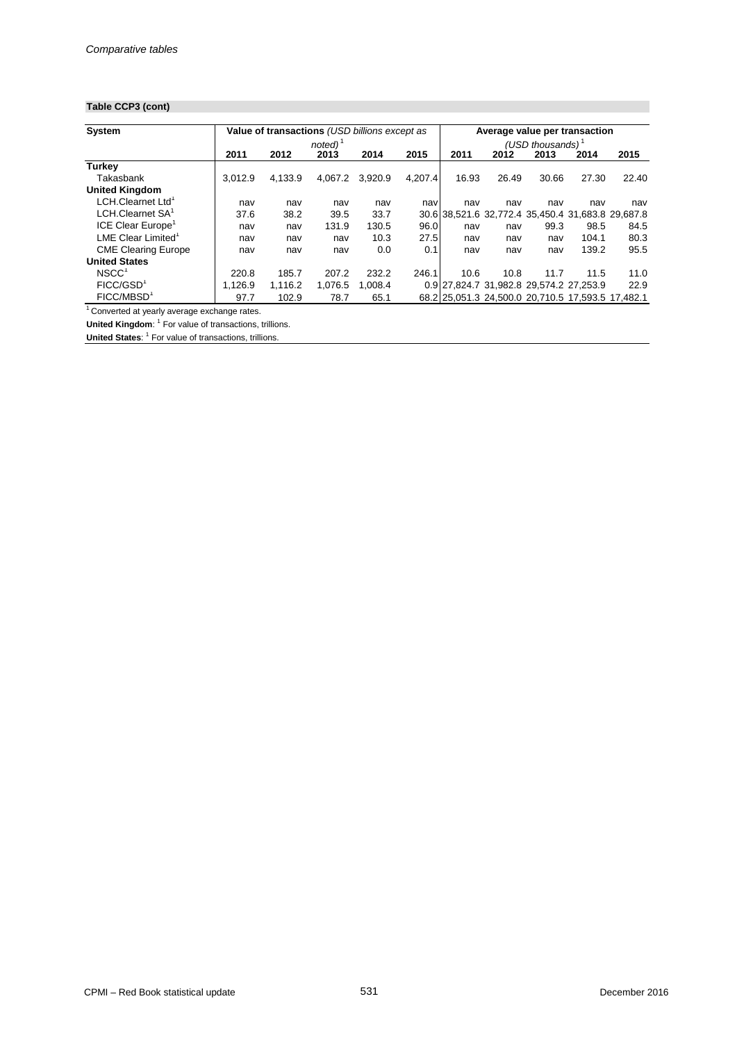**Table CCP3 (cont)**

| System | Value of transactions *(USD billions except as noted)* [1] | | | | | Average value per transaction *(USD thousands)* [1] | | | | |
|---|---|---|---|---|---|---|---|---|---|---|
| | 2011 | 2012 | 2013 | 2014 | 2015 | 2011 | 2012 | 2013 | 2014 | 2015 |
| **Turkey** | | | | | | | | | | |
| Takasbank | 3,012.9 | 4,133.9 | 4,067.2 | 3,920.9 | 4,207.4 | 16.93 | 26.49 | 30.66 | 27.30 | 22.40 |
| **United Kingdom** | | | | | | | | | | |
| LCH.Clearnet Ltd[1] | nav | nav | nav | nav | nav | nav | nav | nav | nav | nav |
| LCH.Clearnet SA[1] | 37.6 | 38.2 | 39.5 | 33.7 | 30.6 | 38,521.6 | 32,772.4 | 35,450.4 | 31,683.8 | 29,687.8 |
| ICE Clear Europe[1] | nav | nav | 131.9 | 130.5 | 96.0 | nav | nav | 99.3 | 98.5 | 84.5 |
| LME Clear Limited[1] | nav | nav | nav | 10.3 | 27.5 | nav | nav | nav | 104.1 | 80.3 |
| CME Clearing Europe | nav | nav | nav | 0.0 | 0.1 | nav | nav | nav | 139.2 | 95.5 |
| **United States** | | | | | | | | | | |
| NSCC[1] | 220.8 | 185.7 | 207.2 | 232.2 | 246.1 | 10.6 | 10.8 | 11.7 | 11.5 | 11.0 |
| FICC/GSD[1] | 1,126.9 | 1,116.2 | 1,076.5 | 1,008.4 | 0.9 | 27,824.7 | 31,982.8 | 29,574.2 | 27,253.9 | 22.9 |
| FICC/MBSD[1] | 97.7 | 102.9 | 78.7 | 65.1 | 68.2 | 25,051.3 | 24,500.0 | 20,710.5 | 17,593.5 | 17,482.1 |

[1] Converted at yearly average exchange rates.

**United Kingdom**: [1] For value of transactions, trillions.

**United States**: [1] For value of transactions, trillions.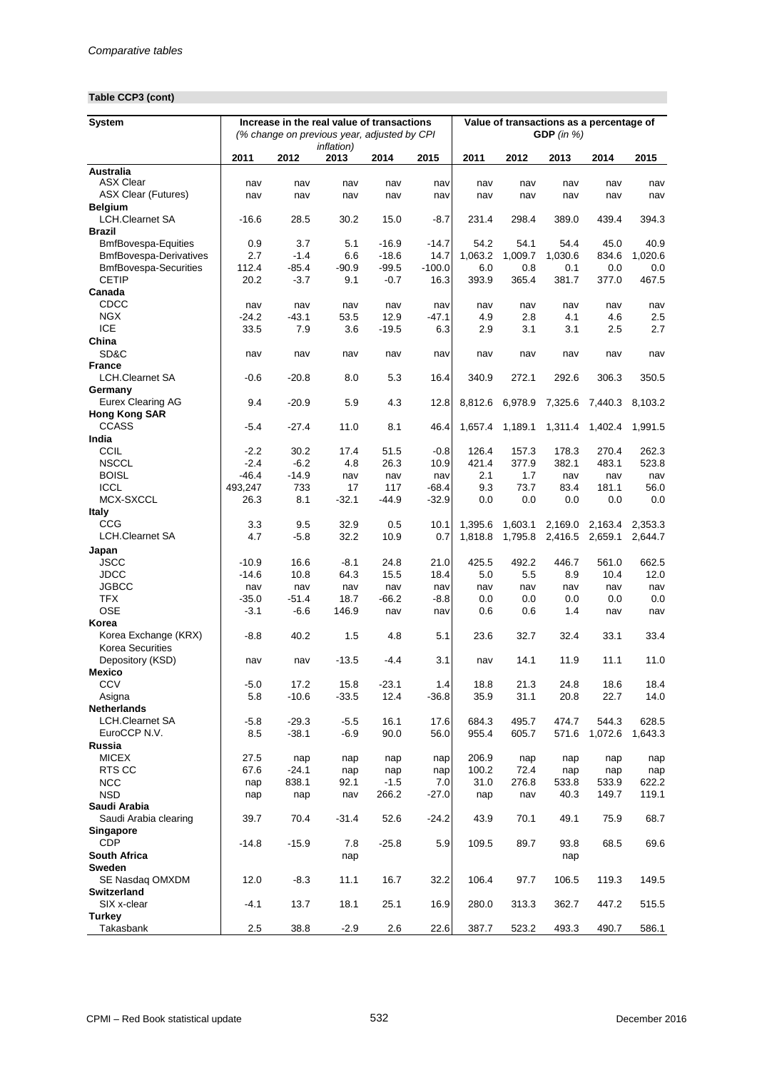**Table CCP3 (cont)**

| System | Increase in the real value of transactions *(% change on previous year, adjusted by CPI inflation)* | | | | | Value of transactions as a percentage of **GDP** *(in %)* | | | | |
|---|---|---|---|---|---|---|---|---|---|---|
| | 2011 | 2012 | 2013 | 2014 | 2015 | 2011 | 2012 | 2013 | 2014 | 2015 |
| **Australia** | | | | | | | | | | |
| ASX Clear | nav | nav | nav | nav | nav | nav | nav | nav | nav | nav |
| ASX Clear (Futures) | nav | nav | nav | nav | nav | nav | nav | nav | nav | nav |
| **Belgium** | | | | | | | | | | |
| LCH.Clearnet SA | -16.6 | 28.5 | 30.2 | 15.0 | -8.7 | 231.4 | 298.4 | 389.0 | 439.4 | 394.3 |
| **Brazil** | | | | | | | | | | |
| BmfBovespa-Equities | 0.9 | 3.7 | 5.1 | -16.9 | -14.7 | 54.2 | 54.1 | 54.4 | 45.0 | 40.9 |
| BmfBovespa-Derivatives | 2.7 | -1.4 | 6.6 | -18.6 | 14.7 | 1,063.2 | 1,009.7 | 1,030.6 | 834.6 | 1,020.6 |
| BmfBovespa-Securities | 112.4 | -85.4 | -90.9 | -99.5 | -100.0 | 6.0 | 0.8 | 0.1 | 0.0 | 0.0 |
| CETIP | 20.2 | -3.7 | 9.1 | -0.7 | 16.3 | 393.9 | 365.4 | 381.7 | 377.0 | 467.5 |
| **Canada** | | | | | | | | | | |
| CDCC | nav | nav | nav | nav | nav | nav | nav | nav | nav | nav |
| NGX | -24.2 | -43.1 | 53.5 | 12.9 | -47.1 | 4.9 | 2.8 | 4.1 | 4.6 | 2.5 |
| ICE | 33.5 | 7.9 | 3.6 | -19.5 | 6.3 | 2.9 | 3.1 | 3.1 | 2.5 | 2.7 |
| **China** | | | | | | | | | | |
| SD&C | nav | nav | nav | nav | nav | nav | nav | nav | nav | nav |
| **France** | | | | | | | | | | |
| LCH.Clearnet SA | -0.6 | -20.8 | 8.0 | 5.3 | 16.4 | 340.9 | 272.1 | 292.6 | 306.3 | 350.5 |
| **Germany** | | | | | | | | | | |
| Eurex Clearing AG | 9.4 | -20.9 | 5.9 | 4.3 | 12.8 | 8,812.6 | 6,978.9 | 7,325.6 | 7,440.3 | 8,103.2 |
| **Hong Kong SAR** | | | | | | | | | | |
| CCASS | -5.4 | -27.4 | 11.0 | 8.1 | 46.4 | 1,657.4 | 1,189.1 | 1,311.4 | 1,402.4 | 1,991.5 |
| **India** | | | | | | | | | | |
| CCIL | -2.2 | 30.2 | 17.4 | 51.5 | -0.8 | 126.4 | 157.3 | 178.3 | 270.4 | 262.3 |
| NSCCL | -2.4 | -6.2 | 4.8 | 26.3 | 10.9 | 421.4 | 377.9 | 382.1 | 483.1 | 523.8 |
| BOISL | -46.4 | -14.9 | nav | nav | nav | 2.1 | 1.7 | nav | nav | nav |
| ICCL | 493,247 | 733 | 17 | 117 | -68.4 | 9.3 | 73.7 | 83.4 | 181.1 | 56.0 |
| MCX-SXCCL | 26.3 | 8.1 | -32.1 | -44.9 | -32.9 | 0.0 | 0.0 | 0.0 | 0.0 | 0.0 |
| **Italy** | | | | | | | | | | |
| CCG | 3.3 | 9.5 | 32.9 | 0.5 | 10.1 | 1,395.6 | 1,603.1 | 2,169.0 | 2,163.4 | 2,353.3 |
| LCH.Clearnet SA | 4.7 | -5.8 | 32.2 | 10.9 | 0.7 | 1,818.8 | 1,795.8 | 2,416.5 | 2,659.1 | 2,644.7 |
| **Japan** | | | | | | | | | | |
| JSCC | -10.9 | 16.6 | -8.1 | 24.8 | 21.0 | 425.5 | 492.2 | 446.7 | 561.0 | 662.5 |
| JDCC | -14.6 | 10.8 | 64.3 | 15.5 | 18.4 | 5.0 | 5.5 | 8.9 | 10.4 | 12.0 |
| JGBCC | nav | nav | nav | nav | nav | nav | nav | nav | nav | nav |
| TFX | -35.0 | -51.4 | 18.7 | -66.2 | -8.8 | 0.0 | 0.0 | 0.0 | 0.0 | 0.0 |
| OSE | -3.1 | -6.6 | 146.9 | nav | nav | 0.6 | 0.6 | 1.4 | nav | nav |
| **Korea** | | | | | | | | | | |
| Korea Exchange (KRX) | -8.8 | 40.2 | 1.5 | 4.8 | 5.1 | 23.6 | 32.7 | 32.4 | 33.1 | 33.4 |
| Korea Securities Depository (KSD) | nav | nav | -13.5 | -4.4 | 3.1 | nav | 14.1 | 11.9 | 11.1 | 11.0 |
| **Mexico** | | | | | | | | | | |
| CCV | -5.0 | 17.2 | 15.8 | -23.1 | 1.4 | 18.8 | 21.3 | 24.8 | 18.6 | 18.4 |
| Asigna | 5.8 | -10.6 | -33.5 | 12.4 | -36.8 | 35.9 | 31.1 | 20.8 | 22.7 | 14.0 |
| **Netherlands** | | | | | | | | | | |
| LCH.Clearnet SA | -5.8 | -29.3 | -5.5 | 16.1 | 17.6 | 684.3 | 495.7 | 474.7 | 544.3 | 628.5 |
| EuroCCP N.V. | 8.5 | -38.1 | -6.9 | 90.0 | 56.0 | 955.4 | 605.7 | 571.6 | 1,072.6 | 1,643.3 |
| **Russia** | | | | | | | | | | |
| MICEX | 27.5 | nap | nap | nap | nap | 206.9 | nap | nap | nap | nap |
| RTS CC | 67.6 | -24.1 | nap | nap | nap | 100.2 | 72.4 | nap | nap | nap |
| NCC | nap | 838.1 | 92.1 | -1.5 | 7.0 | 31.0 | 276.8 | 533.8 | 533.9 | 622.2 |
| NSD | nap | nap | nav | 266.2 | -27.0 | nap | nav | 40.3 | 149.7 | 119.1 |
| **Saudi Arabia** | | | | | | | | | | |
| Saudi Arabia clearing | 39.7 | 70.4 | -31.4 | 52.6 | -24.2 | 43.9 | 70.1 | 49.1 | 75.9 | 68.7 |
| **Singapore** | | | | | | | | | | |
| CDP | -14.8 | -15.9 | 7.8 | -25.8 | 5.9 | 109.5 | 89.7 | 93.8 | 68.5 | 69.6 |
| **South Africa** | | | nap | | | | | nap | | |
| **Sweden** | | | | | | | | | | |
| SE Nasdaq OMXDM | 12.0 | -8.3 | 11.1 | 16.7 | 32.2 | 106.4 | 97.7 | 106.5 | 119.3 | 149.5 |
| **Switzerland** | | | | | | | | | | |
| SIX x-clear | -4.1 | 13.7 | 18.1 | 25.1 | 16.9 | 280.0 | 313.3 | 362.7 | 447.2 | 515.5 |
| **Turkey** | | | | | | | | | | |
| Takasbank | 2.5 | 38.8 | -2.9 | 2.6 | 22.6 | 387.7 | 523.2 | 493.3 | 490.7 | 586.1 |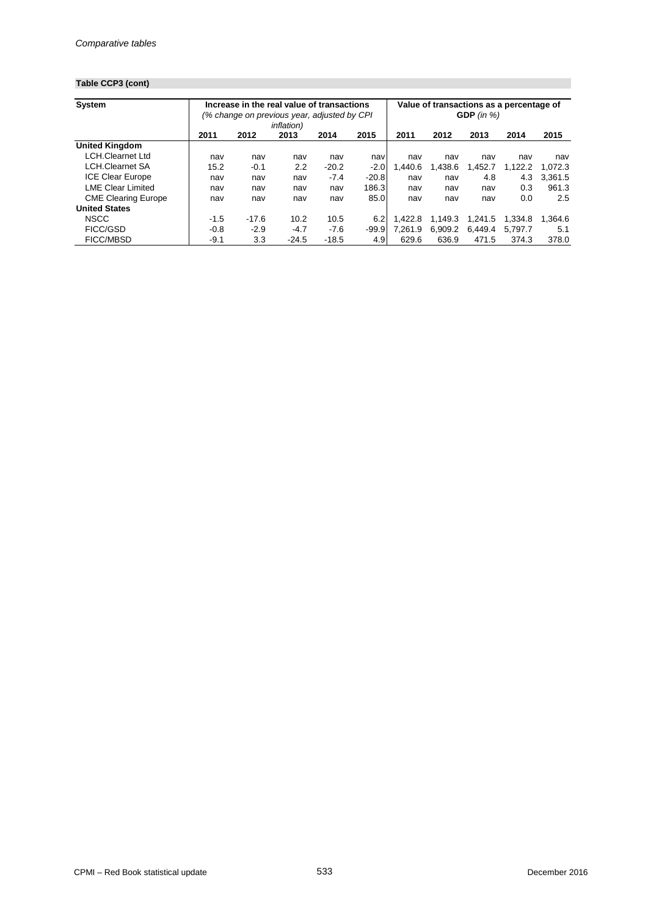**Table CCP3 (cont)**

| System | Increase in the real value of transactions *(% change on previous year, adjusted by CPI inflation)* | | | | | Value of transactions as a percentage of **GDP** *(in %)* | | | | |
|---|---|---|---|---|---|---|---|---|---|---|
| | 2011 | 2012 | 2013 | 2014 | 2015 | 2011 | 2012 | 2013 | 2014 | 2015 |
| **United Kingdom** | | | | | | | | | | |
| LCH.Clearnet Ltd | nav | nav | nav | nav | nav | nav | nav | nav | nav | nav |
| LCH.Clearnet SA | 15.2 | -0.1 | 2.2 | -20.2 | -2.0 | 1,440.6 | 1,438.6 | 1,452.7 | 1,122.2 | 1,072.3 |
| ICE Clear Europe | nav | nav | nav | -7.4 | -20.8 | nav | nav | 4.8 | 4.3 | 3,361.5 |
| LME Clear Limited | nav | nav | nav | nav | 186.3 | nav | nav | nav | 0.3 | 961.3 |
| CME Clearing Europe | nav | nav | nav | nav | 85.0 | nav | nav | nav | 0.0 | 2.5 |
| **United States** | | | | | | | | | | |
| NSCC | -1.5 | -17.6 | 10.2 | 10.5 | 6.2 | 1,422.8 | 1,149.3 | 1,241.5 | 1,334.8 | 1,364.6 |
| FICC/GSD | -0.8 | -2.9 | -4.7 | -7.6 | -99.9 | 7,261.9 | 6,909.2 | 6,449.4 | 5,797.7 | 5.1 |
| FICC/MBSD | -9.1 | 3.3 | -24.5 | -18.5 | 4.9 | 629.6 | 636.9 | 471.5 | 374.3 | 378.0 |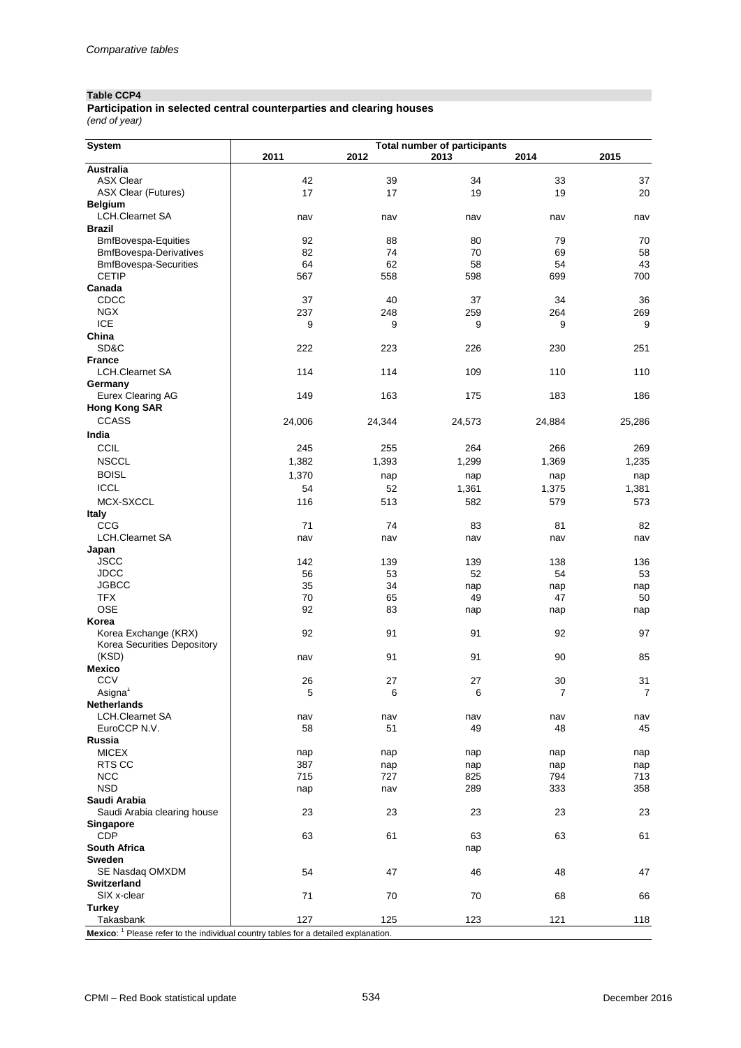*Comparative tables*

**Table CCP4**

**Participation in selected central counterparties and clearing houses**
*(end of year)*

| System | Total number of participants | | | | |
|---|---|---|---|---|---|
| | 2011 | 2012 | 2013 | 2014 | 2015 |
| **Australia** | | | | | |
| ASX Clear | 42 | 39 | 34 | 33 | 37 |
| ASX Clear (Futures) | 17 | 17 | 19 | 19 | 20 |
| **Belgium** | | | | | |
| LCH.Clearnet SA | nav | nav | nav | nav | nav |
| **Brazil** | | | | | |
| BmfBovespa-Equities | 92 | 88 | 80 | 79 | 70 |
| BmfBovespa-Derivatives | 82 | 74 | 70 | 69 | 58 |
| BmfBovespa-Securities | 64 | 62 | 58 | 54 | 43 |
| CETIP | 567 | 558 | 598 | 699 | 700 |
| **Canada** | | | | | |
| CDCC | 37 | 40 | 37 | 34 | 36 |
| NGX | 237 | 248 | 259 | 264 | 269 |
| ICE | 9 | 9 | 9 | 9 | 9 |
| **China** | | | | | |
| SD&C | 222 | 223 | 226 | 230 | 251 |
| **France** | | | | | |
| LCH.Clearnet SA | 114 | 114 | 109 | 110 | 110 |
| **Germany** | | | | | |
| Eurex Clearing AG | 149 | 163 | 175 | 183 | 186 |
| **Hong Kong SAR** | | | | | |
| CCASS | 24,006 | 24,344 | 24,573 | 24,884 | 25,286 |
| **India** | | | | | |
| CCIL | 245 | 255 | 264 | 266 | 269 |
| NSCCL | 1,382 | 1,393 | 1,299 | 1,369 | 1,235 |
| BOISL | 1,370 | nap | nap | nap | nap |
| ICCL | 54 | 52 | 1,361 | 1,375 | 1,381 |
| MCX-SXCCL | 116 | 513 | 582 | 579 | 573 |
| **Italy** | | | | | |
| CCG | 71 | 74 | 83 | 81 | 82 |
| LCH.Clearnet SA | nav | nav | nav | nav | nav |
| **Japan** | | | | | |
| JSCC | 142 | 139 | 139 | 138 | 136 |
| JDCC | 56 | 53 | 52 | 54 | 53 |
| JGBCC | 35 | 34 | nap | nap | nap |
| TFX | 70 | 65 | 49 | 47 | 50 |
| OSE | 92 | 83 | nap | nap | nap |
| **Korea** | | | | | |
| Korea Exchange (KRX) | 92 | 91 | 91 | 92 | 97 |
| Korea Securities Depository (KSD) | nav | 91 | 91 | 90 | 85 |
| **Mexico** | | | | | |
| CCV | 26 | 27 | 27 | 30 | 31 |
| Asigna[1] | 5 | 6 | 6 | 7 | 7 |
| **Netherlands** | | | | | |
| LCH.Clearnet SA | nav | nav | nav | nav | nav |
| EuroCCP N.V. | 58 | 51 | 49 | 48 | 45 |
| **Russia** | | | | | |
| MICEX | nap | nap | nap | nap | nap |
| RTS CC | 387 | nap | nap | nap | nap |
| NCC | 715 | 727 | 825 | 794 | 713 |
| NSD | nap | nav | 289 | 333 | 358 |
| **Saudi Arabia** | | | | | |
| Saudi Arabia clearing house | 23 | 23 | 23 | 23 | 23 |
| **Singapore** | | | | | |
| CDP | 63 | 61 | 63 | 63 | 61 |
| **South Africa** | | | nap | | |
| **Sweden** | | | | | |
| SE Nasdaq OMXDM | 54 | 47 | 46 | 48 | 47 |
| **Switzerland** | | | | | |
| SIX x-clear | 71 | 70 | 70 | 68 | 66 |
| **Turkey** | | | | | |
| Takasbank | 127 | 125 | 123 | 121 | 118 |

**Mexico**: [1] Please refer to the individual country tables for a detailed explanation.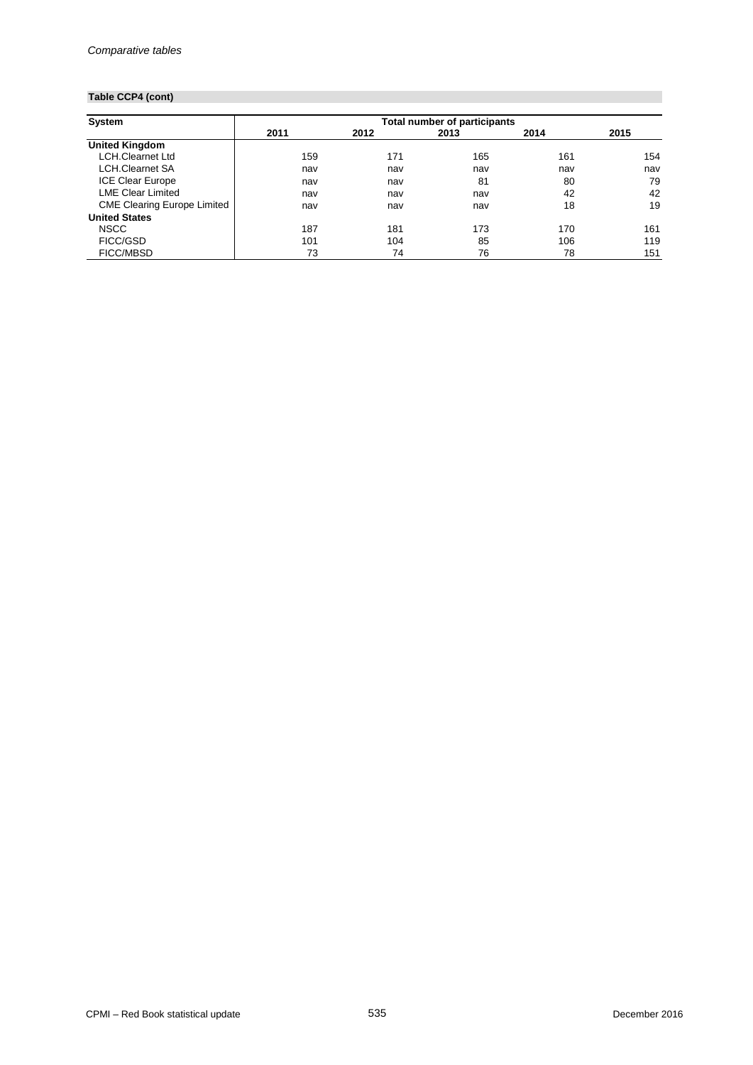**Table CCP4 (cont)**

| System | Total number of participants | | | | |
|---|---|---|---|---|---|
| | 2011 | 2012 | 2013 | 2014 | 2015 |
| **United Kingdom** | | | | | |
| LCH.Clearnet Ltd | 159 | 171 | 165 | 161 | 154 |
| LCH.Clearnet SA | nav | nav | nav | nav | nav |
| ICE Clear Europe | nav | nav | 81 | 80 | 79 |
| LME Clear Limited | nav | nav | nav | 42 | 42 |
| CME Clearing Europe Limited | nav | nav | nav | 18 | 19 |
| **United States** | | | | | |
| NSCC | 187 | 181 | 173 | 170 | 161 |
| FICC/GSD | 101 | 104 | 85 | 106 | 119 |
| FICC/MBSD | 73 | 74 | 76 | 78 | 151 |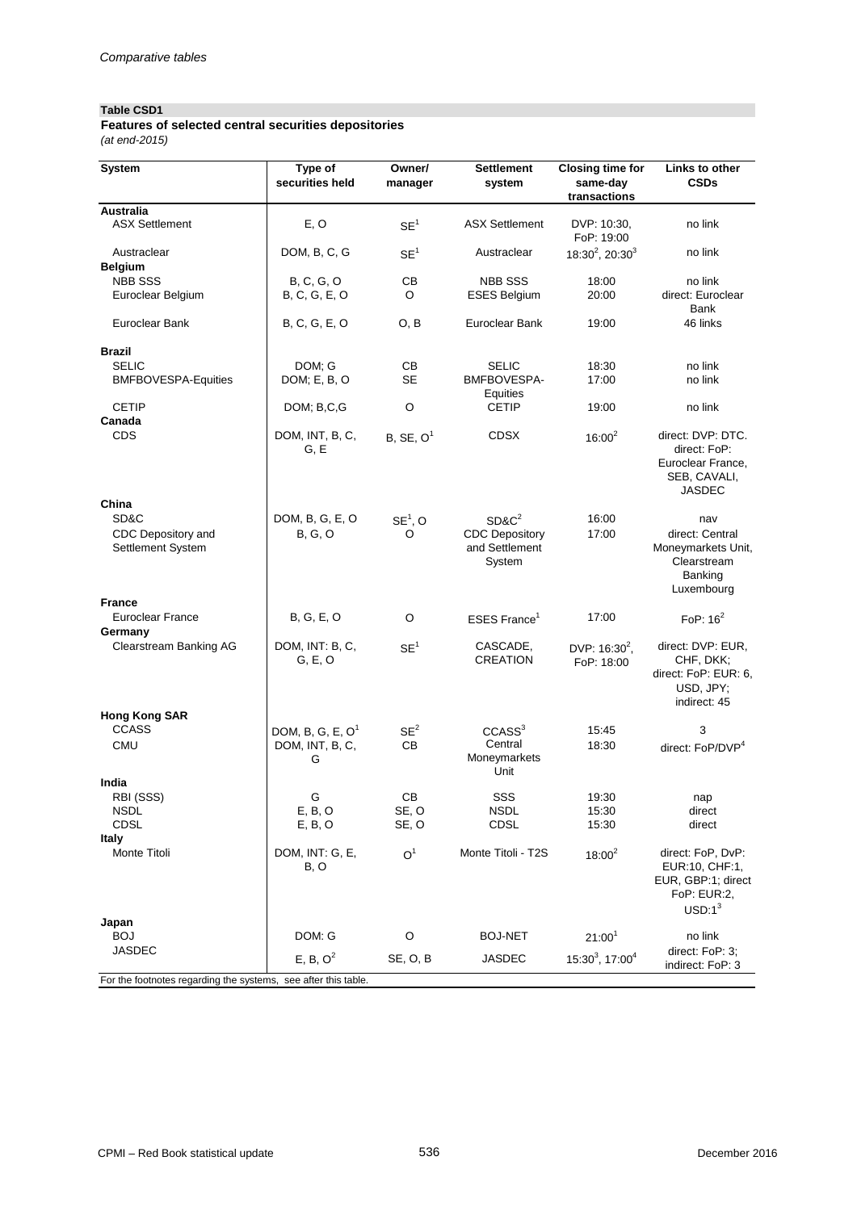*Comparative tables*

**Table CSD1**

**Features of selected central securities depositories**

*(at end-2015)*

| System | Type of securities held | Owner/ manager | Settlement system | Closing time for same-day transactions | Links to other CSDs |
|---|---|---|---|---|---|
| **Australia** | | | | | |
| ASX Settlement | E, O | SE[1] | ASX Settlement | DVP: 10:30, FoP: 19:00 | no link |
| Austraclear | DOM, B, C, G | SE[1] | Austraclear | 18:30[2], 20:30[3] | no link |
| **Belgium** | | | | | |
| NBB SSS | B, C, G, O | CB | NBB SSS | 18:00 | no link |
| Euroclear Belgium | B, C, G, E, O | O | ESES Belgium | 20:00 | direct: Euroclear Bank |
| Euroclear Bank | B, C, G, E, O | O, B | Euroclear Bank | 19:00 | 46 links |
| **Brazil** | | | | | |
| SELIC | DOM; G | CB | SELIC | 18:30 | no link |
| BMFBOVESPA-Equities | DOM; E, B, O | SE | BMFBOVESPA-Equities | 17:00 | no link |
| CETIP | DOM; B,C,G | O | CETIP | 19:00 | no link |
| **Canada** | | | | | |
| CDS | DOM, INT, B, C, G, E | B, SE, O[1] | CDSX | 16:00[2] | direct: DVP: DTC. direct: FoP: Euroclear France, SEB, CAVALI, JASDEC |
| **China** | | | | | |
| SD&C | DOM, B, G, E, O | SE[1], O | SD&C[2] | 16:00 | nav |
| CDC Depository and Settlement System | B, G, O | O | CDC Depository and Settlement System | 17:00 | direct: Central Moneymarkets Unit, Clearstream Banking Luxembourg |
| **France** | | | | | |
| Euroclear France | B, G, E, O | O | ESES France[1] | 17:00 | FoP: 16[2] |
| **Germany** | | | | | |
| Clearstream Banking AG | DOM, INT: B, C, G, E, O | SE[1] | CASCADE, CREATION | DVP: 16:30[2], FoP: 18:00 | direct: DVP: EUR, CHF, DKK; direct: FoP: EUR: 6, USD, JPY; indirect: 45 |
| **Hong Kong SAR** | | | | | |
| CCASS | DOM, B, G, E, O[1] | SE[2] | CCASS[3] | 15:45 | 3 |
| CMU | DOM, INT, B, C, G | CB | Central Moneymarkets Unit | 18:30 | direct: FoP/DVP[4] |
| **India** | | | | | |
| RBI (SSS) | G | CB | SSS | 19:30 | nap |
| NSDL | E, B, O | SE, O | NSDL | 15:30 | direct |
| CDSL | E, B, O | SE, O | CDSL | 15:30 | direct |
| **Italy** | | | | | |
| Monte Titoli | DOM, INT: G, E, B, O | O[1] | Monte Titoli - T2S | 18:00[2] | direct: FoP, DvP: EUR:10, CHF:1, EUR, GBP:1; direct FoP: EUR:2, USD:1[3] |
| **Japan** | | | | | |
| BOJ | DOM: G | O | BOJ-NET | 21:00[1] | no link |
| JASDEC | E, B, O[2] | SE, O, B | JASDEC | 15:30[3], 17:00[4] | direct: FoP: 3; indirect: FoP: 3 |

For the footnotes regarding the systems, see after this table.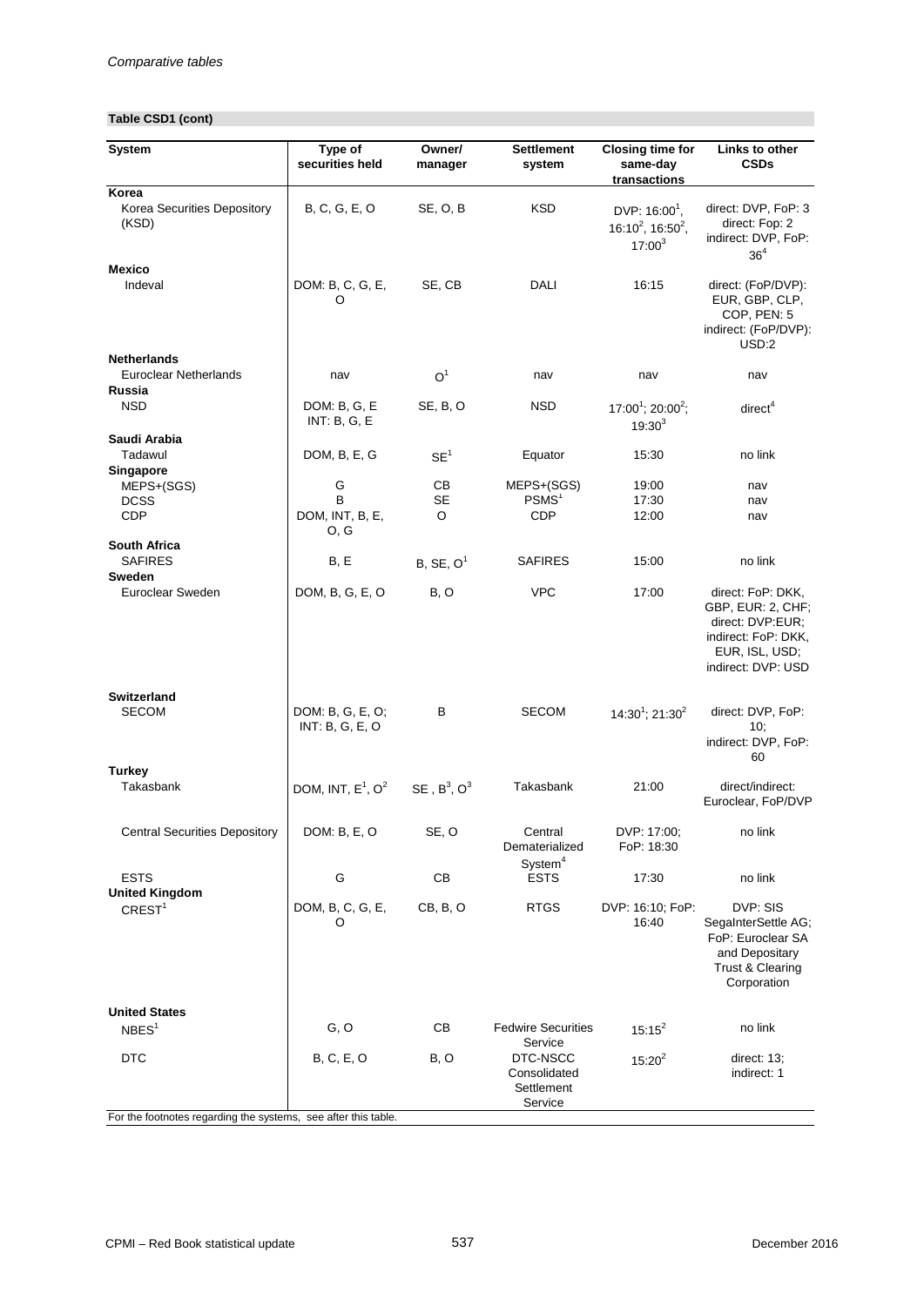## Table CSD1 (cont)

| System | Type of securities held | Owner/ manager | Settlement system | Closing time for same-day transactions | Links to other CSDs |
|---|---|---|---|---|---|
| **Korea** | | | | | |
| Korea Securities Depository (KSD) | B, C, G, E, O | SE, O, B | KSD | DVP: 16:00[1], 16:10[2], 16:50[2], 17:00[3] | direct: DVP, FoP: 3 direct: Fop: 2 indirect: DVP, FoP: 36[4] |
| **Mexico** | | | | | |
| Indeval | DOM: B, C, G, E, O | SE, CB | DALI | 16:15 | direct: (FoP/DVP): EUR, GBP, CLP, COP, PEN: 5 indirect: (FoP/DVP): USD:2 |
| **Netherlands** | | | | | |
| Euroclear Netherlands | nav | O[1] | nav | nav | nav |
| **Russia** | | | | | |
| NSD | DOM: B, G, E INT: B, G, E | SE, B, O | NSD | 17:00[1]; 20:00[2]; 19:30[3] | direct[4] |
| **Saudi Arabia** | | | | | |
| Tadawul | DOM, B, E, G | SE[1] | Equator | 15:30 | no link |
| **Singapore** | | | | | |
| MEPS+(SGS) | G | CB | MEPS+(SGS) | 19:00 | nav |
| DCSS | B | SE | PSMS[1] | 17:30 | nav |
| CDP | DOM, INT, B, E, O, G | O | CDP | 12:00 | nav |
| **South Africa** | | | | | |
| SAFIRES | B, E | B, SE, O[1] | SAFIRES | 15:00 | no link |
| **Sweden** | | | | | |
| Euroclear Sweden | DOM, B, G, E, O | B, O | VPC | 17:00 | direct: FoP: DKK, GBP, EUR: 2, CHF; direct: DVP:EUR; indirect: FoP: DKK, EUR, ISL, USD; indirect: DVP: USD |
| **Switzerland** | | | | | |
| SECOM | DOM: B, G, E, O; INT: B, G, E, O | B | SECOM | 14:30[1]; 21:30[2] | direct: DVP, FoP: 10; indirect: DVP, FoP: 60 |
| **Turkey** | | | | | |
| Takasbank | DOM, INT, E[1], O[2] | SE , B[3], O[3] | Takasbank | 21:00 | direct/indirect: Euroclear, FoP/DVP |
| Central Securities Depository | DOM: B, E, O | SE, O | Central Dematerialized System[4] | DVP: 17:00; FoP: 18:30 | no link |
| ESTS | G | CB | ESTS | 17:30 | no link |
| **United Kingdom** | | | | | |
| CREST[1] | DOM, B, C, G, E, O | CB, B, O | RTGS | DVP: 16:10; FoP: 16:40 | DVP: SIS SegaInterSettle AG; FoP: Euroclear SA and Depositary Trust & Clearing Corporation |
| **United States** | | | | | |
| NBES[1] | G, O | CB | Fedwire Securities Service | 15:15[2] | no link |
| DTC | B, C, E, O | B, O | DTC-NSCC Consolidated Settlement Service | 15:20[2] | direct: 13; indirect: 1 |

For the footnotes regarding the systems, see after this table.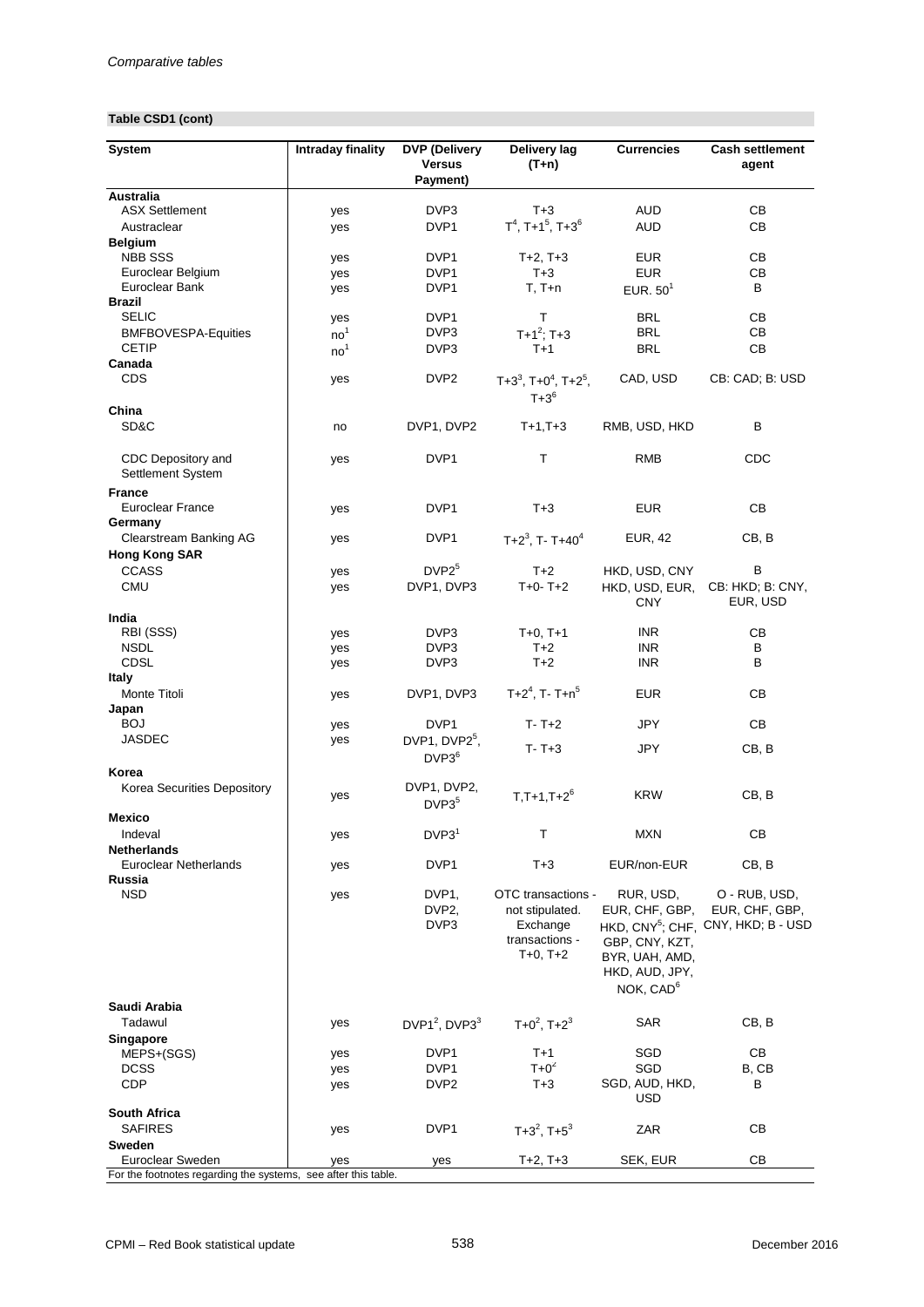## Table CSD1 (cont)

| System | Intraday finality | DVP (Delivery Versus Payment) | Delivery lag (T+n) | Currencies | Cash settlement agent |
|---|---|---|---|---|---|
| **Australia** | | | | | |
| ASX Settlement | yes | DVP3 | T+3 | AUD | CB |
| Austraclear | yes | DVP1 | T[4], T+1[5], T+3[6] | AUD | CB |
| **Belgium** | | | | | |
| NBB SSS | yes | DVP1 | T+2, T+3 | EUR | CB |
| Euroclear Belgium | yes | DVP1 | T+3 | EUR | CB |
| Euroclear Bank | yes | DVP1 | T, T+n | EUR. 50[1] | B |
| **Brazil** | | | | | |
| SELIC | yes | DVP1 | T | BRL | CB |
| BMFBOVESPA-Equities | no[1] | DVP3 | T+1[2]; T+3 | BRL | CB |
| CETIP | no[1] | DVP3 | T+1 | BRL | CB |
| **Canada** | | | | | |
| CDS | yes | DVP2 | T+3[3], T+0[4], T+2[5], T+3[6] | CAD, USD | CB: CAD; B: USD |
| **China** | | | | | |
| SD&C | no | DVP1, DVP2 | T+1,T+3 | RMB, USD, HKD | B |
| CDC Depository and Settlement System | yes | DVP1 | T | RMB | CDC |
| **France** | | | | | |
| Euroclear France | yes | DVP1 | T+3 | EUR | CB |
| **Germany** | | | | | |
| Clearstream Banking AG | yes | DVP1 | T+2[3], T- T+40[4] | EUR, 42 | CB, B |
| **Hong Kong SAR** | | | | | |
| CCASS | yes | DVP2[5] | T+2 | HKD, USD, CNY | B |
| CMU | yes | DVP1, DVP3 | T+0- T+2 | HKD, USD, EUR, CNY | CB: HKD; B: CNY, EUR, USD |
| **India** | | | | | |
| RBI (SSS) | yes | DVP3 | T+0, T+1 | INR | CB |
| NSDL | yes | DVP3 | T+2 | INR | B |
| CDSL | yes | DVP3 | T+2 | INR | B |
| **Italy** | | | | | |
| Monte Titoli | yes | DVP1, DVP3 | T+2[4], T- T+n[5] | EUR | CB |
| **Japan** | | | | | |
| BOJ | yes | DVP1 | T- T+2 | JPY | CB |
| JASDEC | yes | DVP1, DVP2[5], DVP3[6] | T- T+3 | JPY | CB, B |
| **Korea** | | | | | |
| Korea Securities Depository | yes | DVP1, DVP2, DVP3[5] | T,T+1,T+2[6] | KRW | CB, B |
| **Mexico** | | | | | |
| Indeval | yes | DVP3[1] | T | MXN | CB |
| **Netherlands** | | | | | |
| Euroclear Netherlands | yes | DVP1 | T+3 | EUR/non-EUR | CB, B |
| **Russia** | | | | | |
| NSD | yes | DVP1, DVP2, DVP3 | OTC transactions - not stipulated. Exchange transactions - T+0, T+2 | RUR, USD, EUR, CHF, GBP, HKD, CNY[5]; CHF, GBP, CNY, KZT, BYR, UAH, AMD, HKD, AUD, JPY, NOK, CAD[6] | O - RUB, USD, EUR, CHF, GBP, CNY, HKD; B - USD |
| **Saudi Arabia** | | | | | |
| Tadawul | yes | DVP1[2], DVP3[3] | T+0[2], T+2[3] | SAR | CB, B |
| **Singapore** | | | | | |
| MEPS+(SGS) | yes | DVP1 | T+1 | SGD | CB |
| DCSS | yes | DVP1 | T+0[2] | SGD | B, CB |
| CDP | yes | DVP2 | T+3 | SGD, AUD, HKD, USD | B |
| **South Africa** | | | | | |
| SAFIRES | yes | DVP1 | T+3[2], T+5[3] | ZAR | CB |
| **Sweden** | | | | | |
| Euroclear Sweden | yes | yes | T+2, T+3 | SEK, EUR | CB |

For the footnotes regarding the systems, see after this table.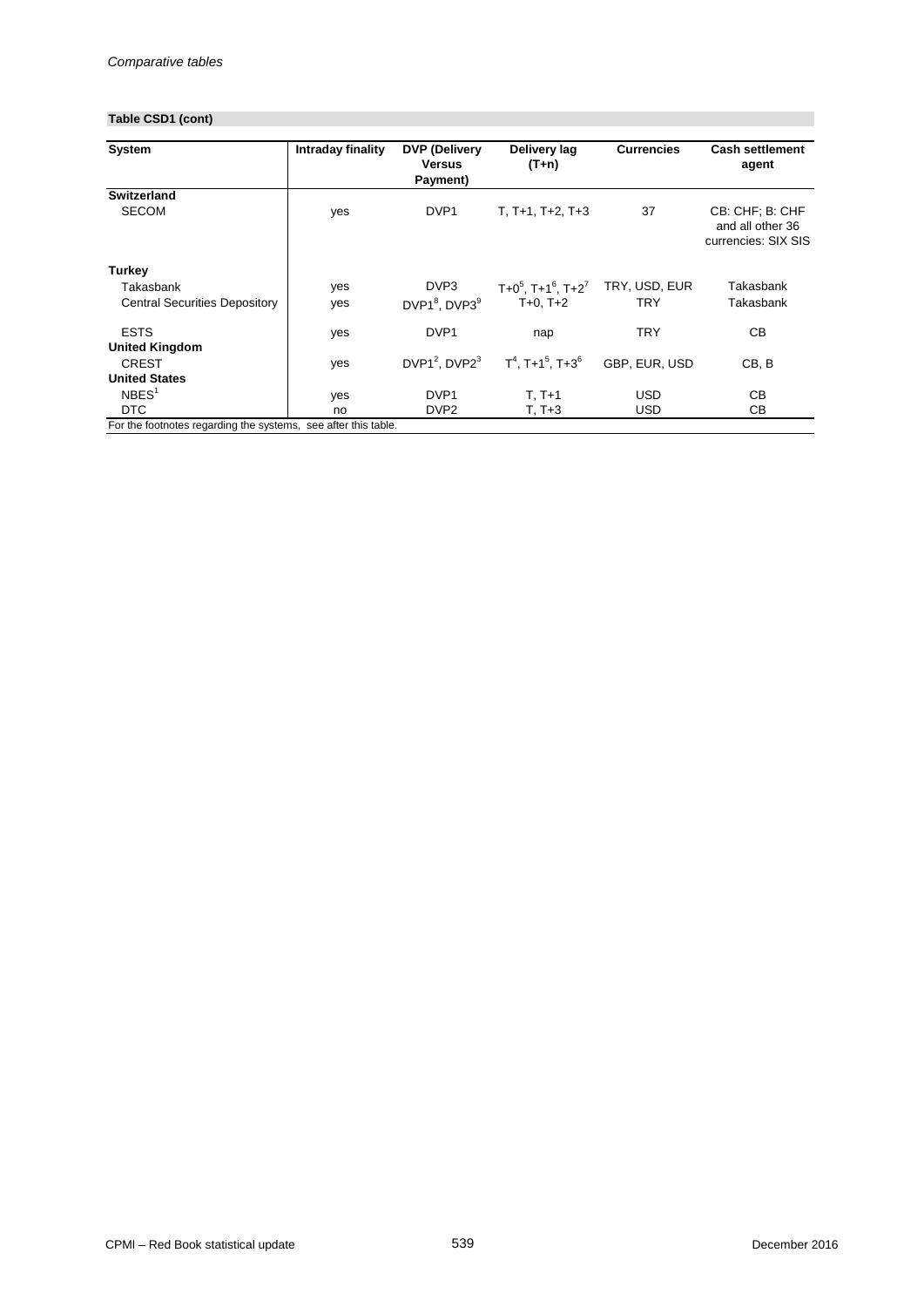*Comparative tables*

**Table CSD1 (cont)**

| System | Intraday finality | DVP (Delivery Versus Payment) | Delivery lag (T+n) | Currencies | Cash settlement agent |
|---|---|---|---|---|---|
| **Switzerland** | | | | | |
| SECOM | yes | DVP1 | T, T+1, T+2, T+3 | 37 | CB: CHF; B: CHF and all other 36 currencies: SIX SIS |
| **Turkey** | | | | | |
| Takasbank | yes | DVP3 | T+0[5], T+1[6], T+2[7] | TRY, USD, EUR | Takasbank |
| Central Securities Depository | yes | DVP1[8], DVP3[9] | T+0, T+2 | TRY | Takasbank |
| ESTS | yes | DVP1 | nap | TRY | CB |
| **United Kingdom** | | | | | |
| CREST | yes | DVP1[2], DVP2[3] | T[4], T+1[5], T+3[6] | GBP, EUR, USD | CB, B |
| **United States** | | | | | |
| NBES[1] | yes | DVP1 | T, T+1 | USD | CB |
| DTC | no | DVP2 | T, T+3 | USD | CB |

For the footnotes regarding the systems, see after this table.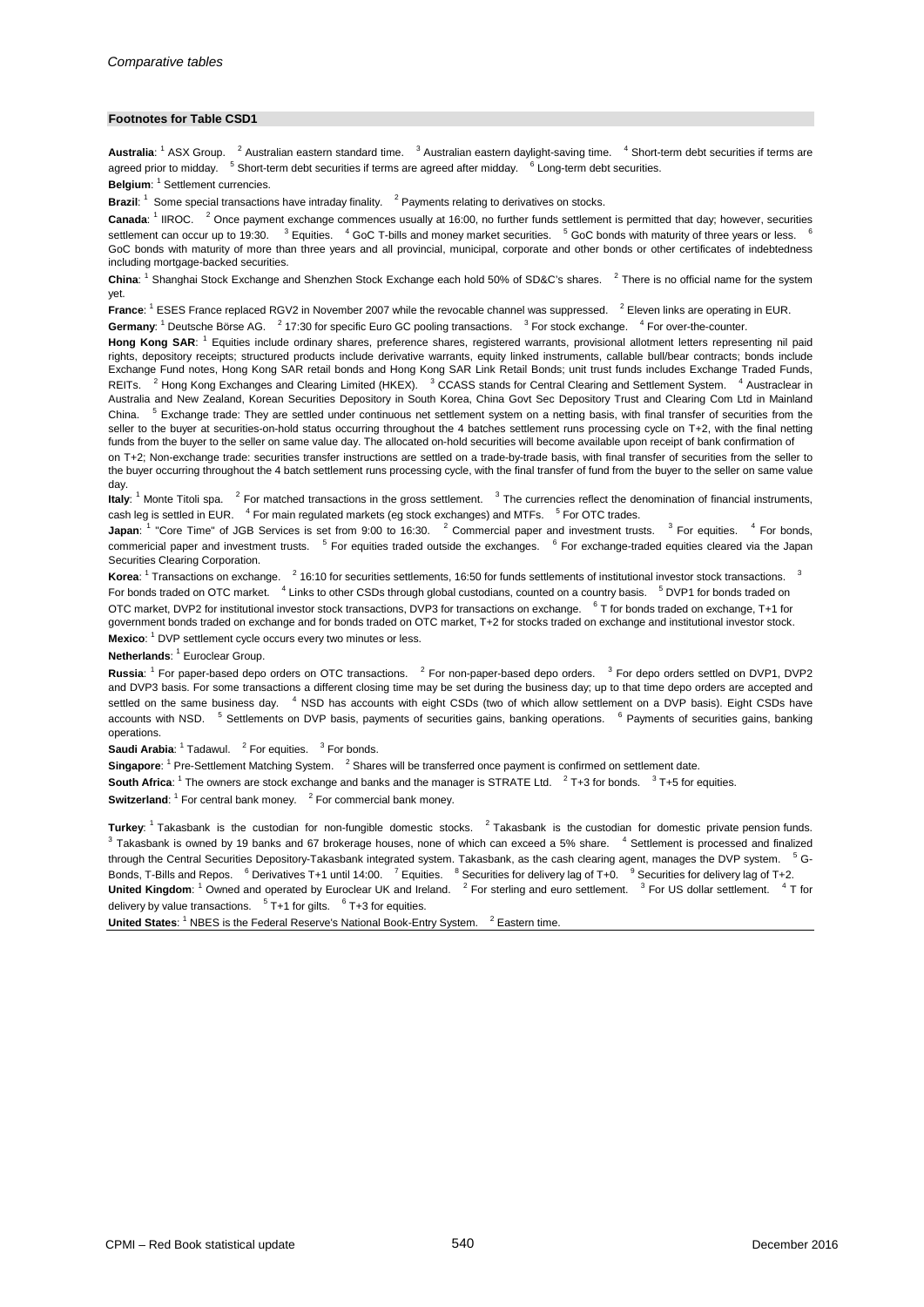*Comparative tables*

**Footnotes for Table CSD1**

**Australia**: [1] ASX Group. [2] Australian eastern standard time. [3] Australian eastern daylight-saving time. [4] Short-term debt securities if terms are agreed prior to midday. [5] Short-term debt securities if terms are agreed after midday. [6] Long-term debt securities.

**Belgium**: [1] Settlement currencies.

**Brazil**: [1] Some special transactions have intraday finality. [2] Payments relating to derivatives on stocks.

**Canada**: [1] IIROC. [2] Once payment exchange commences usually at 16:00, no further funds settlement is permitted that day; however, securities settlement can occur up to 19:30. [3] Equities. [4] GoC T-bills and money market securities. [5] GoC bonds with maturity of three years or less. [6] GoC bonds with maturity of more than three years and all provincial, municipal, corporate and other bonds or other certificates of indebtedness including mortgage-backed securities.

**China**: [1] Shanghai Stock Exchange and Shenzhen Stock Exchange each hold 50% of SD&C's shares. [2] There is no official name for the system yet.

**France**: [1] ESES France replaced RGV2 in November 2007 while the revocable channel was suppressed. [2] Eleven links are operating in EUR.

**Germany**: [1] Deutsche Börse AG. [2] 17:30 for specific Euro GC pooling transactions. [3] For stock exchange. [4] For over-the-counter.

**Hong Kong SAR**: [1] Equities include ordinary shares, preference shares, registered warrants, provisional allotment letters representing nil paid rights, depository receipts; structured products include derivative warrants, equity linked instruments, callable bull/bear contracts; bonds include Exchange Fund notes, Hong Kong SAR retail bonds and Hong Kong SAR Link Retail Bonds; unit trust funds includes Exchange Traded Funds, REITs. [2] Hong Kong Exchanges and Clearing Limited (HKEX). [3] CCASS stands for Central Clearing and Settlement System. [4] Austraclear in Australia and New Zealand, Korean Securities Depository in South Korea, China Govt Sec Depository Trust and Clearing Com Ltd in Mainland China. [5] Exchange trade: They are settled under continuous net settlement system on a netting basis, with final transfer of securities from the seller to the buyer at securities-on-hold status occurring throughout the 4 batches settlement runs processing cycle on T+2, with the final netting funds from the buyer to the seller on same value day. The allocated on-hold securities will become available upon receipt of bank confirmation of on T+2; Non-exchange trade: securities transfer instructions are settled on a trade-by-trade basis, with final transfer of securities from the seller to the buyer occurring throughout the 4 batch settlement runs processing cycle, with the final transfer of fund from the buyer to the seller on same value day.

**Italy**: [1] Monte Titoli spa. [2] For matched transactions in the gross settlement. [3] The currencies reflect the denomination of financial instruments, cash leg is settled in EUR. [4] For main regulated markets (eg stock exchanges) and MTFs. [5] For OTC trades.

**Japan**: [1] "Core Time" of JGB Services is set from 9:00 to 16:30. [2] Commercial paper and investment trusts. [3] For equities. [4] For bonds, commericial paper and investment trusts. [5] For equities traded outside the exchanges. [6] For exchange-traded equities cleared via the Japan Securities Clearing Corporation.

**Korea**: [1] Transactions on exchange. [2] 16:10 for securities settlements, 16:50 for funds settlements of institutional investor stock transactions. [3] For bonds traded on OTC market. [4] Links to other CSDs through global custodians, counted on a country basis. [5] DVP1 for bonds traded on OTC market, DVP2 for institutional investor stock transactions, DVP3 for transactions on exchange. [6] T for bonds traded on exchange, T+1 for government bonds traded on exchange and for bonds traded on OTC market, T+2 for stocks traded on exchange and institutional investor stock.

**Mexico**: [1] DVP settlement cycle occurs every two minutes or less.

**Netherlands**: [1] Euroclear Group.

**Russia**: [1] For paper-based depo orders on OTC transactions. [2] For non-paper-based depo orders. [3] For depo orders settled on DVP1, DVP2 and DVP3 basis. For some transactions a different closing time may be set during the business day; up to that time depo orders are accepted and settled on the same business day. [4] NSD has accounts with eight CSDs (two of which allow settlement on a DVP basis). Eight CSDs have accounts with NSD. [5] Settlements on DVP basis, payments of securities gains, banking operations. [6] Payments of securities gains, banking operations.

**Saudi Arabia**: [1] Tadawul. [2] For equities. [3] For bonds.

**Singapore**: [1] Pre-Settlement Matching System. [2] Shares will be transferred once payment is confirmed on settlement date.

**South Africa**: [1] The owners are stock exchange and banks and the manager is STRATE Ltd. [2] T+3 for bonds. [3] T+5 for equities.

**Switzerland**: [1] For central bank money. [2] For commercial bank money.

**Turkey**: [1] Takasbank is the custodian for non-fungible domestic stocks. [2] Takasbank is the custodian for domestic private pension funds. [3] Takasbank is owned by 19 banks and 67 brokerage houses, none of which can exceed a 5% share. [4] Settlement is processed and finalized through the Central Securities Depository-Takasbank integrated system. Takasbank, as the cash clearing agent, manages the DVP system. [5] G-Bonds, T-Bills and Repos. [6] Derivatives T+1 until 14:00. [7] Equities. [8] Securities for delivery lag of T+0. [9] Securities for delivery lag of T+2.

**United Kingdom**: [1] Owned and operated by Euroclear UK and Ireland. [2] For sterling and euro settlement. [3] For US dollar settlement. [4] T for delivery by value transactions. [5] T+1 for gilts. [6] T+3 for equities.

**United States**: [1] NBES is the Federal Reserve's National Book-Entry System. [2] Eastern time.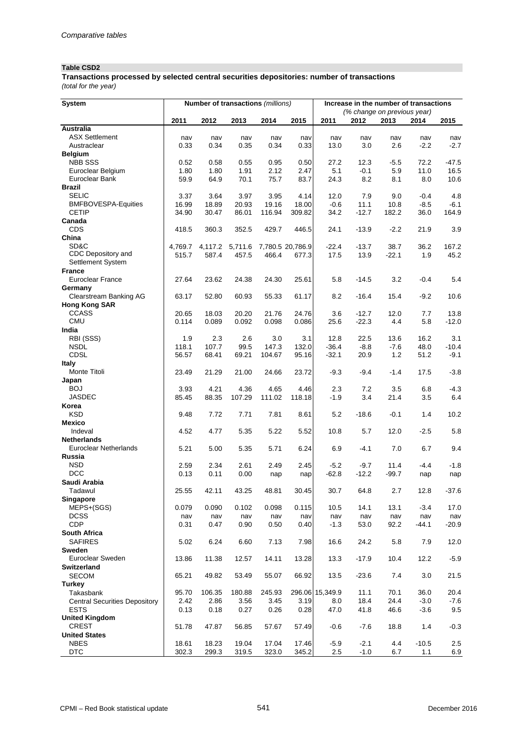**Table CSD2**

**Transactions processed by selected central securities depositories: number of transactions**
*(total for the year)*

| System | Number of transactions *(millions)* | | | | | Increase in the number of transactions *(% change on previous year)* | | | | |
|---|---|---|---|---|---|---|---|---|---|---|
| | 2011 | 2012 | 2013 | 2014 | 2015 | 2011 | 2012 | 2013 | 2014 | 2015 |
| **Australia** | | | | | | | | | | |
| ASX Settlement | nav | nav | nav | nav | nav | nav | nav | nav | nav | nav |
| Austraclear | 0.33 | 0.34 | 0.35 | 0.34 | 0.33 | 13.0 | 3.0 | 2.6 | -2.2 | -2.7 |
| **Belgium** | | | | | | | | | | |
| NBB SSS | 0.52 | 0.58 | 0.55 | 0.95 | 0.50 | 27.2 | 12.3 | -5.5 | 72.2 | -47.5 |
| Euroclear Belgium | 1.80 | 1.80 | 1.91 | 2.12 | 2.47 | 5.1 | -0.1 | 5.9 | 11.0 | 16.5 |
| Euroclear Bank | 59.9 | 64.9 | 70.1 | 75.7 | 83.7 | 24.3 | 8.2 | 8.1 | 8.0 | 10.6 |
| **Brazil** | | | | | | | | | | |
| SELIC | 3.37 | 3.64 | 3.97 | 3.95 | 4.14 | 12.0 | 7.9 | 9.0 | -0.4 | 4.8 |
| BMFBOVESPA-Equities | 16.99 | 18.89 | 20.93 | 19.16 | 18.00 | -0.6 | 11.1 | 10.8 | -8.5 | -6.1 |
| CETIP | 34.90 | 30.47 | 86.01 | 116.94 | 309.82 | 34.2 | -12.7 | 182.2 | 36.0 | 164.9 |
| **Canada** | | | | | | | | | | |
| CDS | 418.5 | 360.3 | 352.5 | 429.7 | 446.5 | 24.1 | -13.9 | -2.2 | 21.9 | 3.9 |
| **China** | | | | | | | | | | |
| SD&C | 4,769.7 | 4,117.2 | 5,711.6 | 7,780.5 | 20,786.9 | -22.4 | -13.7 | 38.7 | 36.2 | 167.2 |
| CDC Depository and Settlement System | 515.7 | 587.4 | 457.5 | 466.4 | 677.3 | 17.5 | 13.9 | -22.1 | 1.9 | 45.2 |
| **France** | | | | | | | | | | |
| Euroclear France | 27.64 | 23.62 | 24.38 | 24.30 | 25.61 | 5.8 | -14.5 | 3.2 | -0.4 | 5.4 |
| **Germany** | | | | | | | | | | |
| Clearstream Banking AG | 63.17 | 52.80 | 60.93 | 55.33 | 61.17 | 8.2 | -16.4 | 15.4 | -9.2 | 10.6 |
| **Hong Kong SAR** | | | | | | | | | | |
| CCASS | 20.65 | 18.03 | 20.20 | 21.76 | 24.76 | 3.6 | -12.7 | 12.0 | 7.7 | 13.8 |
| CMU | 0.114 | 0.089 | 0.092 | 0.098 | 0.086 | 25.6 | -22.3 | 4.4 | 5.8 | -12.0 |
| **India** | | | | | | | | | | |
| RBI (SSS) | 1.9 | 2.3 | 2.6 | 3.0 | 3.1 | 12.8 | 22.5 | 13.6 | 16.2 | 3.1 |
| NSDL | 118.1 | 107.7 | 99.5 | 147.3 | 132.0 | -36.4 | -8.8 | -7.6 | 48.0 | -10.4 |
| CDSL | 56.57 | 68.41 | 69.21 | 104.67 | 95.16 | -32.1 | 20.9 | 1.2 | 51.2 | -9.1 |
| **Italy** | | | | | | | | | | |
| Monte Titoli | 23.49 | 21.29 | 21.00 | 24.66 | 23.72 | -9.3 | -9.4 | -1.4 | 17.5 | -3.8 |
| **Japan** | | | | | | | | | | |
| BOJ | 3.93 | 4.21 | 4.36 | 4.65 | 4.46 | 2.3 | 7.2 | 3.5 | 6.8 | -4.3 |
| JASDEC | 85.45 | 88.35 | 107.29 | 111.02 | 118.18 | -1.9 | 3.4 | 21.4 | 3.5 | 6.4 |
| **Korea** | | | | | | | | | | |
| KSD | 9.48 | 7.72 | 7.71 | 7.81 | 8.61 | 5.2 | -18.6 | -0.1 | 1.4 | 10.2 |
| **Mexico** | | | | | | | | | | |
| Indeval | 4.52 | 4.77 | 5.35 | 5.22 | 5.52 | 10.8 | 5.7 | 12.0 | -2.5 | 5.8 |
| **Netherlands** | | | | | | | | | | |
| Euroclear Netherlands | 5.21 | 5.00 | 5.35 | 5.71 | 6.24 | 6.9 | -4.1 | 7.0 | 6.7 | 9.4 |
| **Russia** | | | | | | | | | | |
| NSD | 2.59 | 2.34 | 2.61 | 2.49 | 2.45 | -5.2 | -9.7 | 11.4 | -4.4 | -1.8 |
| DCC | 0.13 | 0.11 | 0.00 | nap | nap | -62.8 | -12.2 | -99.7 | nap | nap |
| **Saudi Arabia** | | | | | | | | | | |
| Tadawul | 25.55 | 42.11 | 43.25 | 48.81 | 30.45 | 30.7 | 64.8 | 2.7 | 12.8 | -37.6 |
| **Singapore** | | | | | | | | | | |
| MEPS+(SGS) | 0.079 | 0.090 | 0.102 | 0.098 | 0.115 | 10.5 | 14.1 | 13.1 | -3.4 | 17.0 |
| DCSS | nav | nav | nav | nav | nav | nav | nav | nav | nav | nav |
| CDP | 0.31 | 0.47 | 0.90 | 0.50 | 0.40 | -1.3 | 53.0 | 92.2 | -44.1 | -20.9 |
| **South Africa** | | | | | | | | | | |
| SAFIRES | 5.02 | 6.24 | 6.60 | 7.13 | 7.98 | 16.6 | 24.2 | 5.8 | 7.9 | 12.0 |
| **Sweden** | | | | | | | | | | |
| Euroclear Sweden | 13.86 | 11.38 | 12.57 | 14.11 | 13.28 | 13.3 | -17.9 | 10.4 | 12.2 | -5.9 |
| **Switzerland** | | | | | | | | | | |
| SECOM | 65.21 | 49.82 | 53.49 | 55.07 | 66.92 | 13.5 | -23.6 | 7.4 | 3.0 | 21.5 |
| **Turkey** | | | | | | | | | | |
| Takasbank | 95.70 | 106.35 | 180.88 | 245.93 | 296.06 | 15,349.9 | 11.1 | 70.1 | 36.0 | 20.4 |
| Central Securities Depository | 2.42 | 2.86 | 3.56 | 3.45 | 3.19 | 8.0 | 18.4 | 24.4 | -3.0 | -7.6 |
| ESTS | 0.13 | 0.18 | 0.27 | 0.26 | 0.28 | 47.0 | 41.8 | 46.6 | -3.6 | 9.5 |
| **United Kingdom** | | | | | | | | | | |
| CREST | 51.78 | 47.87 | 56.85 | 57.67 | 57.49 | -0.6 | -7.6 | 18.8 | 1.4 | -0.3 |
| **United States** | | | | | | | | | | |
| NBES | 18.61 | 18.23 | 19.04 | 17.04 | 17.46 | -5.9 | -2.1 | 4.4 | -10.5 | 2.5 |
| DTC | 302.3 | 299.3 | 319.5 | 323.0 | 345.2 | 2.5 | -1.0 | 6.7 | 1.1 | 6.9 |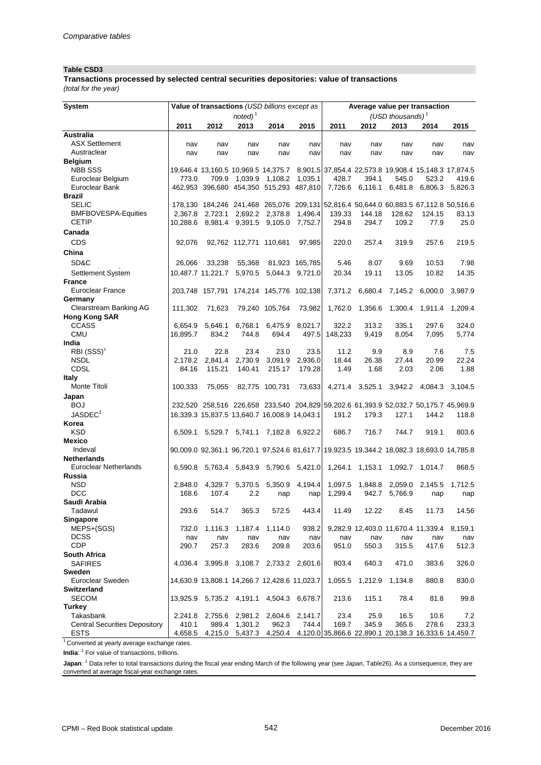*Comparative tables*

**Table CSD3**

**Transactions processed by selected central securities depositories: value of transactions**

*(total for the year)*

| System | Value of transactions *(USD billions except as noted)*[1] | | | | | Average value per transaction *(USD thousands)*[1] | | | | |
|---|---|---|---|---|---|---|---|---|---|---|
| | 2011 | 2012 | 2013 | 2014 | 2015 | 2011 | 2012 | 2013 | 2014 | 2015 |
| **Australia** | | | | | | | | | | |
| ASX Settlement | nav | nav | nav | nav | nav | nav | nav | nav | nav | nav |
| Austraclear | nav | nav | nav | nav | nav | nav | nav | nav | nav | nav |
| **Belgium** | | | | | | | | | | |
| NBB SSS | 19,646.4 | 13,160.5 | 10,969.5 | 14,375.7 | 8,901.5 | 37,854.4 | 22,573.8 | 19,908.4 | 15,148.3 | 17,874.5 |
| Euroclear Belgium | 773.0 | 709.9 | 1,039.9 | 1,108.2 | 1,035.1 | 428.7 | 394.1 | 545.0 | 523.2 | 419.6 |
| Euroclear Bank | 462,953 | 396,680 | 454,350 | 515,293 | 487,810 | 7,726.6 | 6,116.1 | 6,481.8 | 6,806.3 | 5,826.3 |
| **Brazil** | | | | | | | | | | |
| SELIC | 178,130 | 184,246 | 241,468 | 265,076 | 209,131 | 52,816.4 | 50,644.0 | 60,883.5 | 67,112.8 | 50,516.6 |
| BMFBOVESPA-Equities | 2,367.8 | 2,723.1 | 2,692.2 | 2,378.8 | 1,496.4 | 139.33 | 144.18 | 128.62 | 124.15 | 83.13 |
| CETIP | 10,288.6 | 8,981.4 | 9,391.5 | 9,105.0 | 7,752.7 | 294.8 | 294.7 | 109.2 | 77.9 | 25.0 |
| **Canada** | | | | | | | | | | |
| CDS | 92,076 | 92,762 | 112,771 | 110,681 | 97,985 | 220.0 | 257.4 | 319.9 | 257.6 | 219.5 |
| **China** | | | | | | | | | | |
| SD&C | 26,066 | 33,238 | 55,368 | 81,923 | 165,785 | 5.46 | 8.07 | 9.69 | 10.53 | 7.98 |
| Settlement System | 10,487.7 | 11,221.7 | 5,970.5 | 5,044.3 | 9,721.0 | 20.34 | 19.11 | 13.05 | 10.82 | 14.35 |
| **France** | | | | | | | | | | |
| Euroclear France | 203,748 | 157,791 | 174,214 | 145,776 | 102,138 | 7,371.2 | 6,680.4 | 7,145.2 | 6,000.0 | 3,987.9 |
| **Germany** | | | | | | | | | | |
| Clearstream Banking AG | 111,302 | 71,623 | 79,240 | 105,764 | 73,982 | 1,762.0 | 1,356.6 | 1,300.4 | 1,911.4 | 1,209.4 |
| **Hong Kong SAR** | | | | | | | | | | |
| CCASS | 6,654.9 | 5,646.1 | 6,768.1 | 6,475.9 | 8,021.7 | 322.2 | 313.2 | 335.1 | 297.6 | 324.0 |
| CMU | 16,895.7 | 834.2 | 744.8 | 694.4 | 497.5 | 148,233 | 9,419 | 8,054 | 7,095 | 5,774 |
| **India** | | | | | | | | | | |
| RBI (SSS)[1] | 21.0 | 22.8 | 23.4 | 23.0 | 23.5 | 11.2 | 9.9 | 8.9 | 7.6 | 7.5 |
| NSDL | 2,178.2 | 2,841.4 | 2,730.9 | 3,091.9 | 2,936.0 | 18.44 | 26.38 | 27.44 | 20.99 | 22.24 |
| CDSL | 84.16 | 115.21 | 140.41 | 215.17 | 179.28 | 1.49 | 1.68 | 2.03 | 2.06 | 1.88 |
| **Italy** | | | | | | | | | | |
| Monte Titoli | 100,333 | 75,055 | 82,775 | 100,731 | 73,633 | 4,271.4 | 3,525.1 | 3,942.2 | 4,084.3 | 3,104.5 |
| **Japan** | | | | | | | | | | |
| BOJ | 232,520 | 258,516 | 226,658 | 233,540 | 204,829 | 59,202.6 | 61,393.9 | 52,032.7 | 50,175.7 | 45,969.9 |
| JASDEC[1] | 16,339.3 | 15,837.5 | 13,640.7 | 16,008.9 | 14,043.1 | 191.2 | 179.3 | 127.1 | 144.2 | 118.8 |
| **Korea** | | | | | | | | | | |
| KSD | 6,509.1 | 5,529.7 | 5,741.1 | 7,182.8 | 6,922.2 | 686.7 | 716.7 | 744.7 | 919.1 | 803.6 |
| **Mexico** | | | | | | | | | | |
| Indeval | 90,009.0 | 92,361.1 | 96,720.1 | 97,524.6 | 81,617.7 | 19,923.5 | 19,344.2 | 18,082.3 | 18,693.0 | 14,785.8 |
| **Netherlands** | | | | | | | | | | |
| Euroclear Netherlands | 6,590.8 | 5,763.4 | 5,843.9 | 5,790.6 | 5,421.0 | 1,264.1 | 1,153.1 | 1,092.7 | 1,014.7 | 868.5 |
| **Russia** | | | | | | | | | | |
| NSD | 2,848.0 | 4,329.7 | 5,370.5 | 5,350.9 | 4,194.4 | 1,097.5 | 1,848.8 | 2,059.0 | 2,145.5 | 1,712.5 |
| DCC | 168.6 | 107.4 | 2.2 | nap | nap | 1,299.4 | 942.7 | 5,766.9 | nap | nap |
| **Saudi Arabia** | | | | | | | | | | |
| Tadawul | 293.6 | 514.7 | 365.3 | 572.5 | 443.4 | 11.49 | 12.22 | 8.45 | 11.73 | 14.56 |
| **Singapore** | | | | | | | | | | |
| MEPS+(SGS) | 732.0 | 1,116.3 | 1,187.4 | 1,114.0 | 938.2 | 9,282.9 | 12,403.0 | 11,670.4 | 11,339.4 | 8,159.1 |
| DCSS | nav | nav | nav | nav | nav | nav | nav | nav | nav | nav |
| CDP | 290.7 | 257.3 | 283.6 | 209.8 | 203.6 | 951.0 | 550.3 | 315.5 | 417.6 | 512.3 |
| **South Africa** | | | | | | | | | | |
| SAFIRES | 4,036.4 | 3,995.8 | 3,108.7 | 2,733.2 | 2,601.6 | 803.4 | 640.3 | 471.0 | 383.6 | 326.0 |
| **Sweden** | | | | | | | | | | |
| Euroclear Sweden | 14,630.9 | 13,808.1 | 14,266.7 | 12,428.6 | 11,023.7 | 1,055.5 | 1,212.9 | 1,134.8 | 880.8 | 830.0 |
| **Switzerland** | | | | | | | | | | |
| SECOM | 13,925.9 | 5,735.2 | 4,191.1 | 4,504.3 | 6,678.7 | 213.6 | 115.1 | 78.4 | 81.8 | 99.8 |
| **Turkey** | | | | | | | | | | |
| Takasbank | 2,241.8 | 2,755.6 | 2,981.2 | 2,604.6 | 2,141.7 | 23.4 | 25.9 | 16.5 | 10.6 | 7.2 |
| Central Securities Depository | 410.1 | 989.4 | 1,301.2 | 962.3 | 744.4 | 169.7 | 345.9 | 365.6 | 278.6 | 233.3 |
| ESTS | 4,658.5 | 4,215.0 | 5,437.3 | 4,250.4 | 4,120.0 | 35,866.6 | 22,890.1 | 20,138.3 | 16,333.6 | 14,459.7 |

[1] Converted at yearly average exchange rates.

**India**: [1] For value of transactions, trillions.

**Japan**: [1] Data refer to total transactions during the fiscal year ending March of the following year (see Japan, Table26). As a consequence, they are converted at average fiscal-year exchange rates.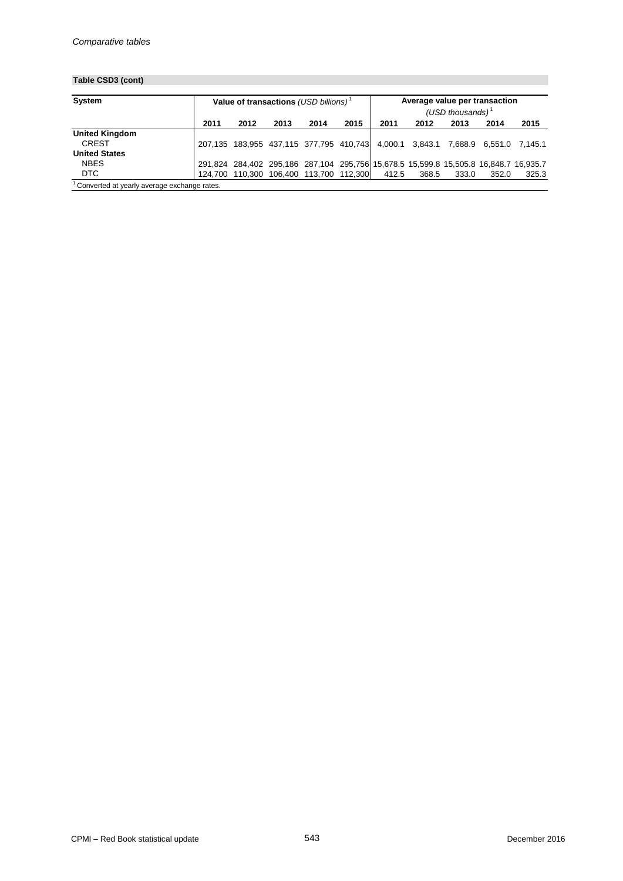*Comparative tables*

**Table CSD3 (cont)**

| System | Value of transactions *(USD billions)* [1] | | | | | Average value per transaction *(USD thousands)* [1] | | | | |
|---|---|---|---|---|---|---|---|---|---|---|
| | 2011 | 2012 | 2013 | 2014 | 2015 | 2011 | 2012 | 2013 | 2014 | 2015 |
| **United Kingdom** | | | | | | | | | | |
| CREST | 207,135 | 183,955 | 437,115 | 377,795 | 410,743 | 4,000.1 | 3,843.1 | 7,688.9 | 6,551.0 | 7,145.1 |
| **United States** | | | | | | | | | | |
| NBES | 291,824 | 284,402 | 295,186 | 287,104 | 295,756 | 15,678.5 | 15,599.8 | 15,505.8 | 16,848.7 | 16,935.7 |
| DTC | 124,700 | 110,300 | 106,400 | 113,700 | 112,300 | 412.5 | 368.5 | 333.0 | 352.0 | 325.3 |

[1] Converted at yearly average exchange rates.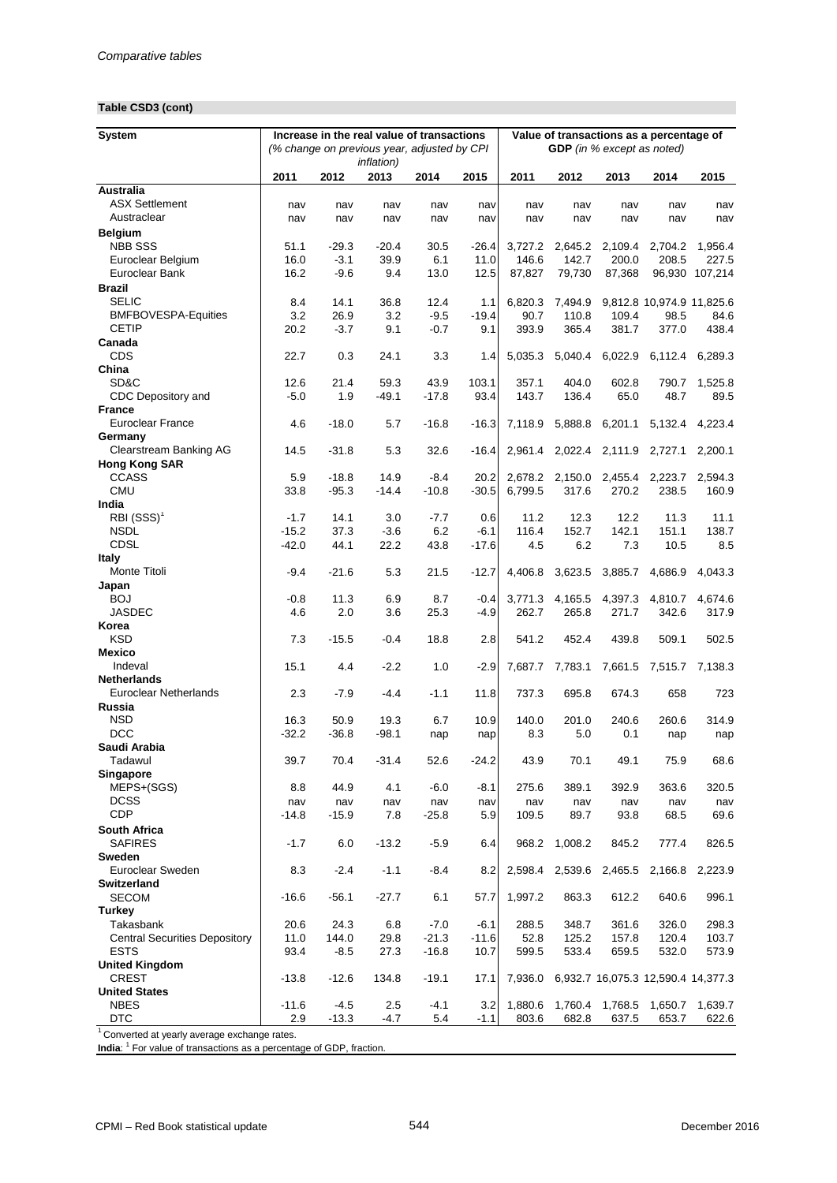*Comparative tables*

**Table CSD3 (cont)**

| System | Increase in the real value of transactions (% change on previous year, adjusted by CPI inflation) | | | | | Value of transactions as a percentage of GDP (in % except as noted) | | | | |
|---|---|---|---|---|---|---|---|---|---|---|
| | 2011 | 2012 | 2013 | 2014 | 2015 | 2011 | 2012 | 2013 | 2014 | 2015 |
| **Australia** | | | | | | | | | | |
| ASX Settlement | nav | nav | nav | nav | nav | nav | nav | nav | nav | nav |
| Austraclear | nav | nav | nav | nav | nav | nav | nav | nav | nav | nav |
| **Belgium** | | | | | | | | | | |
| NBB SSS | 51.1 | -29.3 | -20.4 | 30.5 | -26.4 | 3,727.2 | 2,645.2 | 2,109.4 | 2,704.2 | 1,956.4 |
| Euroclear Belgium | 16.0 | -3.1 | 39.9 | 6.1 | 11.0 | 146.6 | 142.7 | 200.0 | 208.5 | 227.5 |
| Euroclear Bank | 16.2 | -9.6 | 9.4 | 13.0 | 12.5 | 87,827 | 79,730 | 87,368 | 96,930 | 107,214 |
| **Brazil** | | | | | | | | | | |
| SELIC | 8.4 | 14.1 | 36.8 | 12.4 | 1.1 | 6,820.3 | 7,494.9 | 9,812.8 | 10,974.9 | 11,825.6 |
| BMFBOVESPA-Equities | 3.2 | 26.9 | 3.2 | -9.5 | -19.4 | 90.7 | 110.8 | 109.4 | 98.5 | 84.6 |
| CETIP | 20.2 | -3.7 | 9.1 | -0.7 | 9.1 | 393.9 | 365.4 | 381.7 | 377.0 | 438.4 |
| **Canada** | | | | | | | | | | |
| CDS | 22.7 | 0.3 | 24.1 | 3.3 | 1.4 | 5,035.3 | 5,040.4 | 6,022.9 | 6,112.4 | 6,289.3 |
| **China** | | | | | | | | | | |
| SD&C | 12.6 | 21.4 | 59.3 | 43.9 | 103.1 | 357.1 | 404.0 | 602.8 | 790.7 | 1,525.8 |
| CDC Depository and | -5.0 | 1.9 | -49.1 | -17.8 | 93.4 | 143.7 | 136.4 | 65.0 | 48.7 | 89.5 |
| **France** | | | | | | | | | | |
| Euroclear France | 4.6 | -18.0 | 5.7 | -16.8 | -16.3 | 7,118.9 | 5,888.8 | 6,201.1 | 5,132.4 | 4,223.4 |
| **Germany** | | | | | | | | | | |
| Clearstream Banking AG | 14.5 | -31.8 | 5.3 | 32.6 | -16.4 | 2,961.4 | 2,022.4 | 2,111.9 | 2,727.1 | 2,200.1 |
| **Hong Kong SAR** | | | | | | | | | | |
| CCASS | 5.9 | -18.8 | 14.9 | -8.4 | 20.2 | 2,678.2 | 2,150.0 | 2,455.4 | 2,223.7 | 2,594.3 |
| CMU | 33.8 | -95.3 | -14.4 | -10.8 | -30.5 | 6,799.5 | 317.6 | 270.2 | 238.5 | 160.9 |
| **India** | | | | | | | | | | |
| RBI (SSS)[1] | -1.7 | 14.1 | 3.0 | -7.7 | 0.6 | 11.2 | 12.3 | 12.2 | 11.3 | 11.1 |
| NSDL | -15.2 | 37.3 | -3.6 | 6.2 | -6.1 | 116.4 | 152.7 | 142.1 | 151.1 | 138.7 |
| CDSL | -42.0 | 44.1 | 22.2 | 43.8 | -17.6 | 4.5 | 6.2 | 7.3 | 10.5 | 8.5 |
| **Italy** | | | | | | | | | | |
| Monte Titoli | -9.4 | -21.6 | 5.3 | 21.5 | -12.7 | 4,406.8 | 3,623.5 | 3,885.7 | 4,686.9 | 4,043.3 |
| **Japan** | | | | | | | | | | |
| BOJ | -0.8 | 11.3 | 6.9 | 8.7 | -0.4 | 3,771.3 | 4,165.5 | 4,397.3 | 4,810.7 | 4,674.6 |
| JASDEC | 4.6 | 2.0 | 3.6 | 25.3 | -4.9 | 262.7 | 265.8 | 271.7 | 342.6 | 317.9 |
| **Korea** | | | | | | | | | | |
| KSD | 7.3 | -15.5 | -0.4 | 18.8 | 2.8 | 541.2 | 452.4 | 439.8 | 509.1 | 502.5 |
| **Mexico** | | | | | | | | | | |
| Indeval | 15.1 | 4.4 | -2.2 | 1.0 | -2.9 | 7,687.7 | 7,783.1 | 7,661.5 | 7,515.7 | 7,138.3 |
| **Netherlands** | | | | | | | | | | |
| Euroclear Netherlands | 2.3 | -7.9 | -4.4 | -1.1 | 11.8 | 737.3 | 695.8 | 674.3 | 658 | 723 |
| **Russia** | | | | | | | | | | |
| NSD | 16.3 | 50.9 | 19.3 | 6.7 | 10.9 | 140.0 | 201.0 | 240.6 | 260.6 | 314.9 |
| DCC | -32.2 | -36.8 | -98.1 | nap | nap | 8.3 | 5.0 | 0.1 | nap | nap |
| **Saudi Arabia** | | | | | | | | | | |
| Tadawul | 39.7 | 70.4 | -31.4 | 52.6 | -24.2 | 43.9 | 70.1 | 49.1 | 75.9 | 68.6 |
| **Singapore** | | | | | | | | | | |
| MEPS+(SGS) | 8.8 | 44.9 | 4.1 | -6.0 | -8.1 | 275.6 | 389.1 | 392.9 | 363.6 | 320.5 |
| DCSS | nav | nav | nav | nav | nav | nav | nav | nav | nav | nav |
| CDP | -14.8 | -15.9 | 7.8 | -25.8 | 5.9 | 109.5 | 89.7 | 93.8 | 68.5 | 69.6 |
| **South Africa** | | | | | | | | | | |
| SAFIRES | -1.7 | 6.0 | -13.2 | -5.9 | 6.4 | 968.2 | 1,008.2 | 845.2 | 777.4 | 826.5 |
| **Sweden** | | | | | | | | | | |
| Euroclear Sweden | 8.3 | -2.4 | -1.1 | -8.4 | 8.2 | 2,598.4 | 2,539.6 | 2,465.5 | 2,166.8 | 2,223.9 |
| **Switzerland** | | | | | | | | | | |
| SECOM | -16.6 | -56.1 | -27.7 | 6.1 | 57.7 | 1,997.2 | 863.3 | 612.2 | 640.6 | 996.1 |
| **Turkey** | | | | | | | | | | |
| Takasbank | 20.6 | 24.3 | 6.8 | -7.0 | -6.1 | 288.5 | 348.7 | 361.6 | 326.0 | 298.3 |
| Central Securities Depository | 11.0 | 144.0 | 29.8 | -21.3 | -11.6 | 52.8 | 125.2 | 157.8 | 120.4 | 103.7 |
| ESTS | 93.4 | -8.5 | 27.3 | -16.8 | 10.7 | 599.5 | 533.4 | 659.5 | 532.0 | 573.9 |
| **United Kingdom** | | | | | | | | | | |
| CREST | -13.8 | -12.6 | 134.8 | -19.1 | 17.1 | 7,936.0 | 6,932.7 | 16,075.3 | 12,590.4 | 14,377.3 |
| **United States** | | | | | | | | | | |
| NBES | -11.6 | -4.5 | 2.5 | -4.1 | 3.2 | 1,880.6 | 1,760.4 | 1,768.5 | 1,650.7 | 1,639.7 |
| DTC | 2.9 | -13.3 | -4.7 | 5.4 | -1.1 | 803.6 | 682.8 | 637.5 | 653.7 | 622.6 |

[1] Converted at yearly average exchange rates.

**India**: [1] For value of transactions as a percentage of GDP, fraction.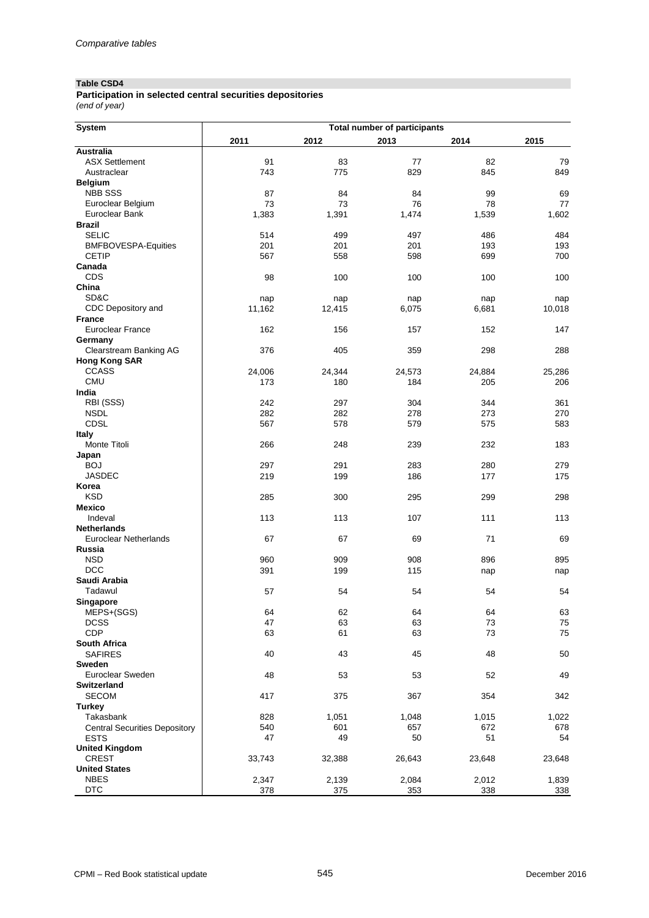*Comparative tables*

**Table CSD4**

**Participation in selected central securities depositories**

*(end of year)*

| System | Total number of participants | | | | |
|---|---|---|---|---|---|
| | 2011 | 2012 | 2013 | 2014 | 2015 |
| **Australia** | | | | | |
| ASX Settlement | 91 | 83 | 77 | 82 | 79 |
| Austraclear | 743 | 775 | 829 | 845 | 849 |
| **Belgium** | | | | | |
| NBB SSS | 87 | 84 | 84 | 99 | 69 |
| Euroclear Belgium | 73 | 73 | 76 | 78 | 77 |
| Euroclear Bank | 1,383 | 1,391 | 1,474 | 1,539 | 1,602 |
| **Brazil** | | | | | |
| SELIC | 514 | 499 | 497 | 486 | 484 |
| BMFBOVESPA-Equities | 201 | 201 | 201 | 193 | 193 |
| CETIP | 567 | 558 | 598 | 699 | 700 |
| **Canada** | | | | | |
| CDS | 98 | 100 | 100 | 100 | 100 |
| **China** | | | | | |
| SD&C | nap | nap | nap | nap | nap |
| CDC Depository and | 11,162 | 12,415 | 6,075 | 6,681 | 10,018 |
| **France** | | | | | |
| Euroclear France | 162 | 156 | 157 | 152 | 147 |
| **Germany** | | | | | |
| Clearstream Banking AG | 376 | 405 | 359 | 298 | 288 |
| **Hong Kong SAR** | | | | | |
| CCASS | 24,006 | 24,344 | 24,573 | 24,884 | 25,286 |
| CMU | 173 | 180 | 184 | 205 | 206 |
| **India** | | | | | |
| RBI (SSS) | 242 | 297 | 304 | 344 | 361 |
| NSDL | 282 | 282 | 278 | 273 | 270 |
| CDSL | 567 | 578 | 579 | 575 | 583 |
| **Italy** | | | | | |
| Monte Titoli | 266 | 248 | 239 | 232 | 183 |
| **Japan** | | | | | |
| BOJ | 297 | 291 | 283 | 280 | 279 |
| JASDEC | 219 | 199 | 186 | 177 | 175 |
| **Korea** | | | | | |
| KSD | 285 | 300 | 295 | 299 | 298 |
| **Mexico** | | | | | |
| Indeval | 113 | 113 | 107 | 111 | 113 |
| **Netherlands** | | | | | |
| Euroclear Netherlands | 67 | 67 | 69 | 71 | 69 |
| **Russia** | | | | | |
| NSD | 960 | 909 | 908 | 896 | 895 |
| DCC | 391 | 199 | 115 | nap | nap |
| **Saudi Arabia** | | | | | |
| Tadawul | 57 | 54 | 54 | 54 | 54 |
| **Singapore** | | | | | |
| MEPS+(SGS) | 64 | 62 | 64 | 64 | 63 |
| DCSS | 47 | 63 | 63 | 73 | 75 |
| CDP | 63 | 61 | 63 | 73 | 75 |
| **South Africa** | | | | | |
| SAFIRES | 40 | 43 | 45 | 48 | 50 |
| **Sweden** | | | | | |
| Euroclear Sweden | 48 | 53 | 53 | 52 | 49 |
| **Switzerland** | | | | | |
| SECOM | 417 | 375 | 367 | 354 | 342 |
| **Turkey** | | | | | |
| Takasbank | 828 | 1,051 | 1,048 | 1,015 | 1,022 |
| Central Securities Depository | 540 | 601 | 657 | 672 | 678 |
| ESTS | 47 | 49 | 50 | 51 | 54 |
| **United Kingdom** | | | | | |
| CREST | 33,743 | 32,388 | 26,643 | 23,648 | 23,648 |
| **United States** | | | | | |
| NBES | 2,347 | 2,139 | 2,084 | 2,012 | 1,839 |
| DTC | 378 | 375 | 353 | 338 | 338 |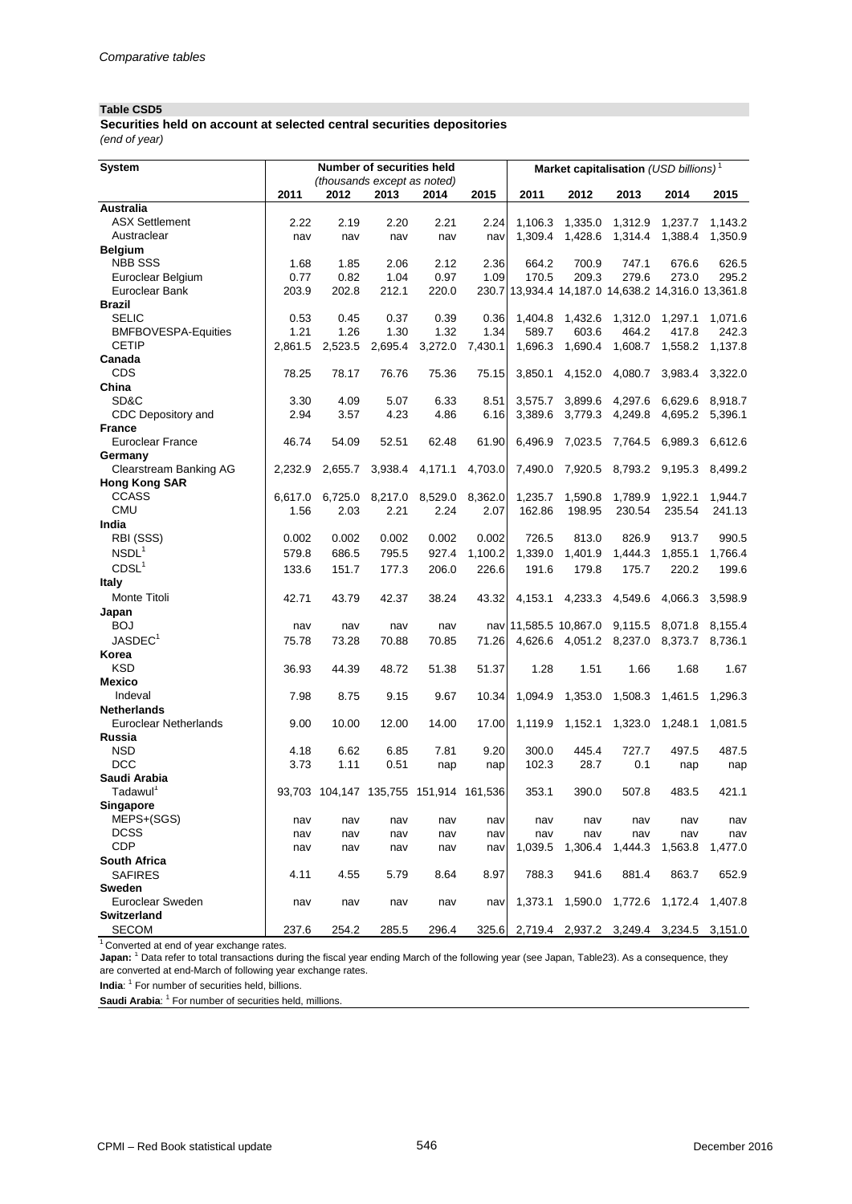*Comparative tables*

**Table CSD5**

**Securities held on account at selected central securities depositories**

*(end of year)*

| System | Number of securities held (thousands except as noted) | | | | | Market capitalisation *(USD billions)* [1] | | | | |
|---|---|---|---|---|---|---|---|---|---|---|
| | 2011 | 2012 | 2013 | 2014 | 2015 | 2011 | 2012 | 2013 | 2014 | 2015 |
| **Australia** | | | | | | | | | | |
| ASX Settlement | 2.22 | 2.19 | 2.20 | 2.21 | 2.24 | 1,106.3 | 1,335.0 | 1,312.9 | 1,237.7 | 1,143.2 |
| Austraclear | nav | nav | nav | nav | nav | 1,309.4 | 1,428.6 | 1,314.4 | 1,388.4 | 1,350.9 |
| **Belgium** | | | | | | | | | | |
| NBB SSS | 1.68 | 1.85 | 2.06 | 2.12 | 2.36 | 664.2 | 700.9 | 747.1 | 676.6 | 626.5 |
| Euroclear Belgium | 0.77 | 0.82 | 1.04 | 0.97 | 1.09 | 170.5 | 209.3 | 279.6 | 273.0 | 295.2 |
| Euroclear Bank | 203.9 | 202.8 | 212.1 | 220.0 | 230.7 | 13,934.4 | 14,187.0 | 14,638.2 | 14,316.0 | 13,361.8 |
| **Brazil** | | | | | | | | | | |
| SELIC | 0.53 | 0.45 | 0.37 | 0.39 | 0.36 | 1,404.8 | 1,432.6 | 1,312.0 | 1,297.1 | 1,071.6 |
| BMFBOVESPA-Equities | 1.21 | 1.26 | 1.30 | 1.32 | 1.34 | 589.7 | 603.6 | 464.2 | 417.8 | 242.3 |
| CETIP | 2,861.5 | 2,523.5 | 2,695.4 | 3,272.0 | 7,430.1 | 1,696.3 | 1,690.4 | 1,608.7 | 1,558.2 | 1,137.8 |
| **Canada** | | | | | | | | | | |
| CDS | 78.25 | 78.17 | 76.76 | 75.36 | 75.15 | 3,850.1 | 4,152.0 | 4,080.7 | 3,983.4 | 3,322.0 |
| **China** | | | | | | | | | | |
| SD&C | 3.30 | 4.09 | 5.07 | 6.33 | 8.51 | 3,575.7 | 3,899.6 | 4,297.6 | 6,629.6 | 8,918.7 |
| CDC Depository and | 2.94 | 3.57 | 4.23 | 4.86 | 6.16 | 3,389.6 | 3,779.3 | 4,249.8 | 4,695.2 | 5,396.1 |
| **France** | | | | | | | | | | |
| Euroclear France | 46.74 | 54.09 | 52.51 | 62.48 | 61.90 | 6,496.9 | 7,023.5 | 7,764.5 | 6,989.3 | 6,612.6 |
| **Germany** | | | | | | | | | | |
| Clearstream Banking AG | 2,232.9 | 2,655.7 | 3,938.4 | 4,171.1 | 4,703.0 | 7,490.0 | 7,920.5 | 8,793.2 | 9,195.3 | 8,499.2 |
| **Hong Kong SAR** | | | | | | | | | | |
| CCASS | 6,617.0 | 6,725.0 | 8,217.0 | 8,529.0 | 8,362.0 | 1,235.7 | 1,590.8 | 1,789.9 | 1,922.1 | 1,944.7 |
| CMU | 1.56 | 2.03 | 2.21 | 2.24 | 2.07 | 162.86 | 198.95 | 230.54 | 235.54 | 241.13 |
| **India** | | | | | | | | | | |
| RBI (SSS) | 0.002 | 0.002 | 0.002 | 0.002 | 0.002 | 726.5 | 813.0 | 826.9 | 913.7 | 990.5 |
| NSDL[1] | 579.8 | 686.5 | 795.5 | 927.4 | 1,100.2 | 1,339.0 | 1,401.9 | 1,444.3 | 1,855.1 | 1,766.4 |
| CDSL[1] | 133.6 | 151.7 | 177.3 | 206.0 | 226.6 | 191.6 | 179.8 | 175.7 | 220.2 | 199.6 |
| **Italy** | | | | | | | | | | |
| Monte Titoli | 42.71 | 43.79 | 42.37 | 38.24 | 43.32 | 4,153.1 | 4,233.3 | 4,549.6 | 4,066.3 | 3,598.9 |
| **Japan** | | | | | | | | | | |
| BOJ | nav | nav | nav | nav | nav | 11,585.5 | 10,867.0 | 9,115.5 | 8,071.8 | 8,155.4 |
| JASDEC[1] | 75.78 | 73.28 | 70.88 | 70.85 | 71.26 | 4,626.6 | 4,051.2 | 8,237.0 | 8,373.7 | 8,736.1 |
| **Korea** | | | | | | | | | | |
| KSD | 36.93 | 44.39 | 48.72 | 51.38 | 51.37 | 1.28 | 1.51 | 1.66 | 1.68 | 1.67 |
| **Mexico** | | | | | | | | | | |
| Indeval | 7.98 | 8.75 | 9.15 | 9.67 | 10.34 | 1,094.9 | 1,353.0 | 1,508.3 | 1,461.5 | 1,296.3 |
| **Netherlands** | | | | | | | | | | |
| Euroclear Netherlands | 9.00 | 10.00 | 12.00 | 14.00 | 17.00 | 1,119.9 | 1,152.1 | 1,323.0 | 1,248.1 | 1,081.5 |
| **Russia** | | | | | | | | | | |
| NSD | 4.18 | 6.62 | 6.85 | 7.81 | 9.20 | 300.0 | 445.4 | 727.7 | 497.5 | 487.5 |
| DCC | 3.73 | 1.11 | 0.51 | nap | nap | 102.3 | 28.7 | 0.1 | nap | nap |
| **Saudi Arabia** | | | | | | | | | | |
| Tadawul[1] | 93,703 | 104,147 | 135,755 | 151,914 | 161,536 | 353.1 | 390.0 | 507.8 | 483.5 | 421.1 |
| **Singapore** | | | | | | | | | | |
| MEPS+(SGS) | nav | nav | nav | nav | nav | nav | nav | nav | nav | nav |
| DCSS | nav | nav | nav | nav | nav | nav | nav | nav | nav | nav |
| CDP | nav | nav | nav | nav | nav | 1,039.5 | 1,306.4 | 1,444.3 | 1,563.8 | 1,477.0 |
| **South Africa** | | | | | | | | | | |
| SAFIRES | 4.11 | 4.55 | 5.79 | 8.64 | 8.97 | 788.3 | 941.6 | 881.4 | 863.7 | 652.9 |
| **Sweden** | | | | | | | | | | |
| Euroclear Sweden | nav | nav | nav | nav | nav | 1,373.1 | 1,590.0 | 1,772.6 | 1,172.4 | 1,407.8 |
| **Switzerland** | | | | | | | | | | |
| SECOM | 237.6 | 254.2 | 285.5 | 296.4 | 325.6 | 2,719.4 | 2,937.2 | 3,249.4 | 3,234.5 | 3,151.0 |

[1] Converted at end of year exchange rates.

**Japan:** [1] Data refer to total transactions during the fiscal year ending March of the following year (see Japan, Table23). As a consequence, they are converted at end-March of following year exchange rates.

**India**: [1] For number of securities held, billions.

**Saudi Arabia**: [1] For number of securities held, millions.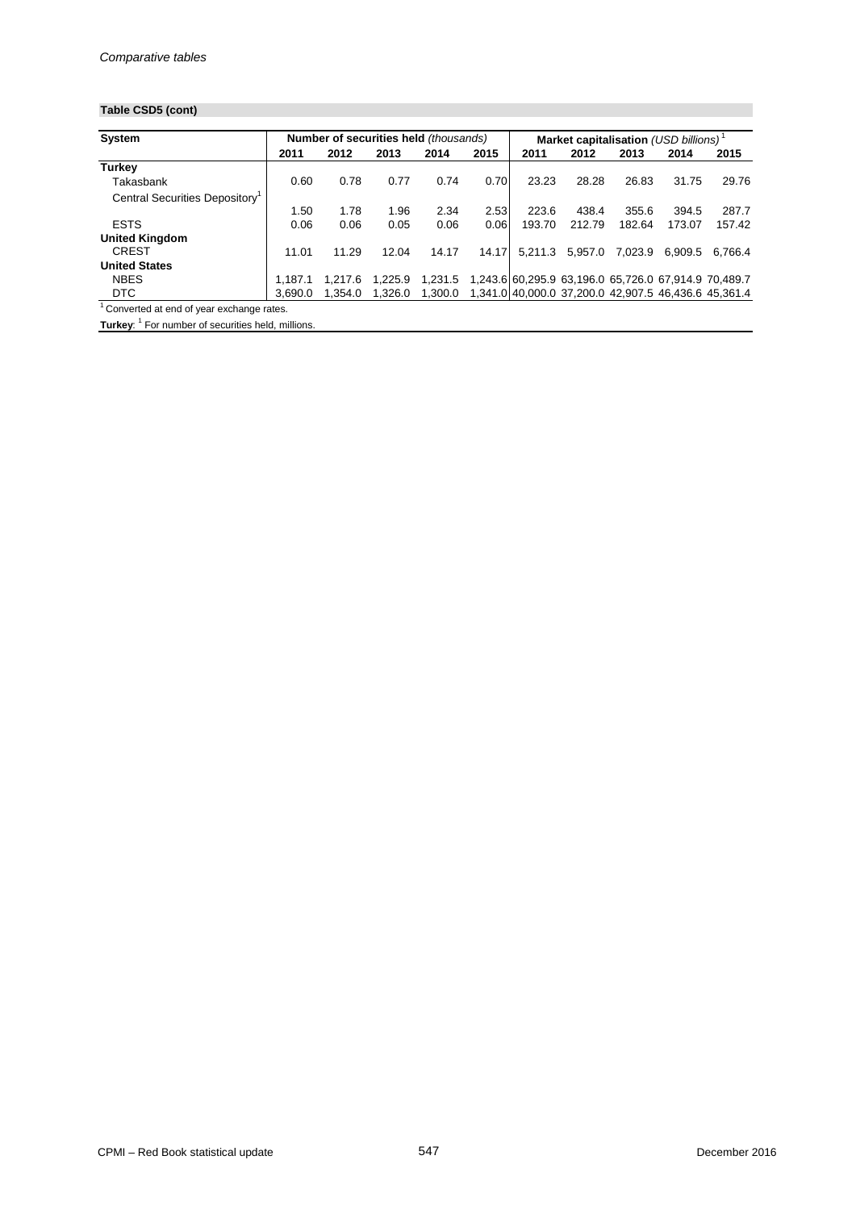*Comparative tables*

**Table CSD5 (cont)**

| System | Number of securities held *(thousands)* | | | | | Market capitalisation *(USD billions)*[1] | | | | |
|---|---|---|---|---|---|---|---|---|---|---|
| | 2011 | 2012 | 2013 | 2014 | 2015 | 2011 | 2012 | 2013 | 2014 | 2015 |
| **Turkey** | | | | | | | | | | |
| Takasbank | 0.60 | 0.78 | 0.77 | 0.74 | 0.70 | 23.23 | 28.28 | 26.83 | 31.75 | 29.76 |
| Central Securities Depository[1] | 1.50 | 1.78 | 1.96 | 2.34 | 2.53 | 223.6 | 438.4 | 355.6 | 394.5 | 287.7 |
| ESTS | 0.06 | 0.06 | 0.05 | 0.06 | 0.06 | 193.70 | 212.79 | 182.64 | 173.07 | 157.42 |
| **United Kingdom** | | | | | | | | | | |
| CREST | 11.01 | 11.29 | 12.04 | 14.17 | 14.17 | 5,211.3 | 5,957.0 | 7,023.9 | 6,909.5 | 6,766.4 |
| **United States** | | | | | | | | | | |
| NBES | 1,187.1 | 1,217.6 | 1,225.9 | 1,231.5 | 1,243.6 | 60,295.9 | 63,196.0 | 65,726.0 | 67,914.9 | 70,489.7 |
| DTC | 3,690.0 | 1,354.0 | 1,326.0 | 1,300.0 | 1,341.0 | 40,000.0 | 37,200.0 | 42,907.5 | 46,436.6 | 45,361.4 |

[1] Converted at end of year exchange rates.

**Turkey**: [1] For number of securities held, millions.